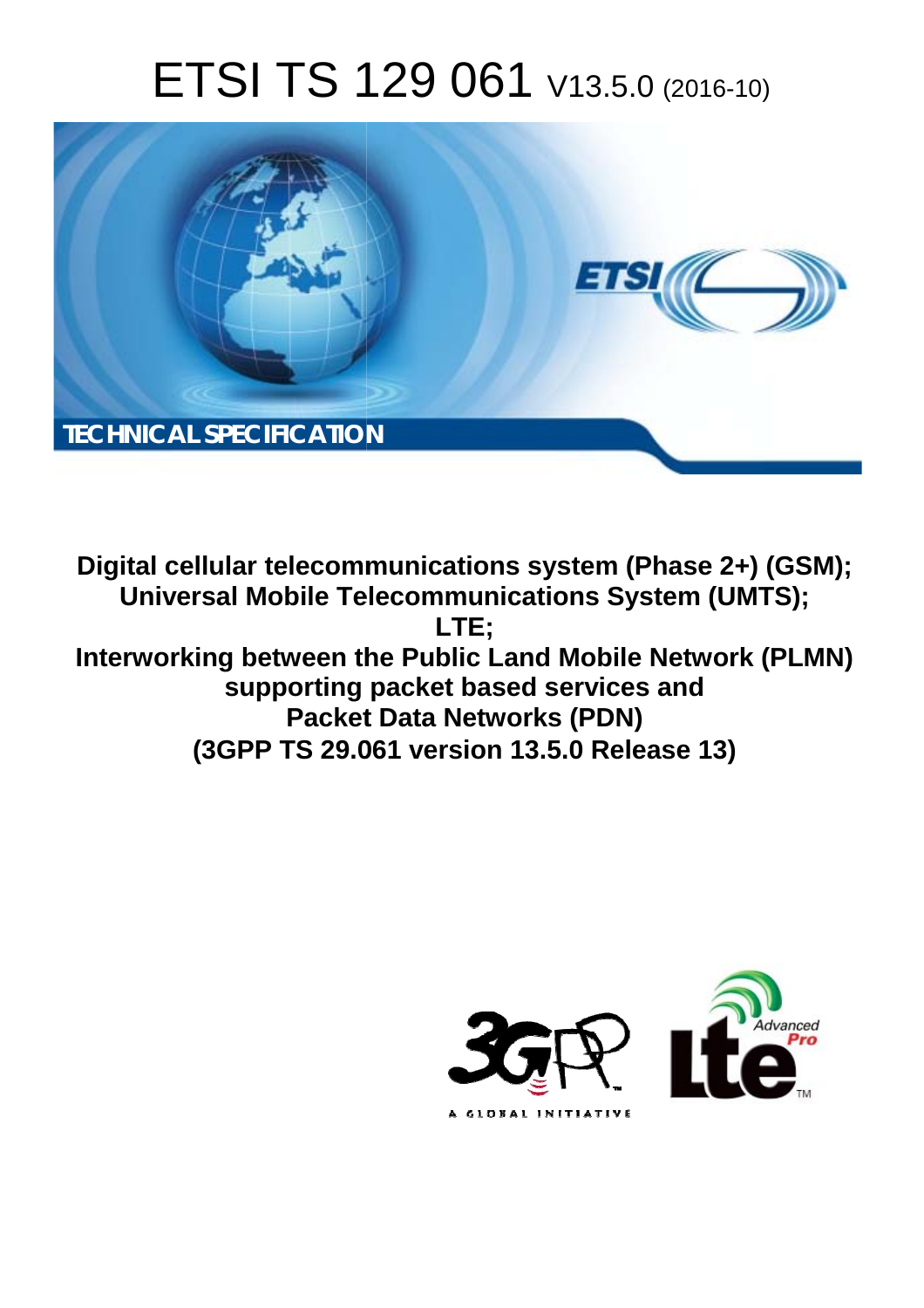# ETSI TS 129 061 V13.5.0 (2016-10)

TECHNICAL SPECIFICATION

**Digital cellular telecommunications system (Phase 2+) (GSM); Universal Mobile Telecommunications System (UMTS); LTE; Interworking between the Public Land Mobile Network (PLMN) supporting packet based services and Packet Data Networks (PDN) (3GPP TS 29.061 version 13.5.0 Release 13)**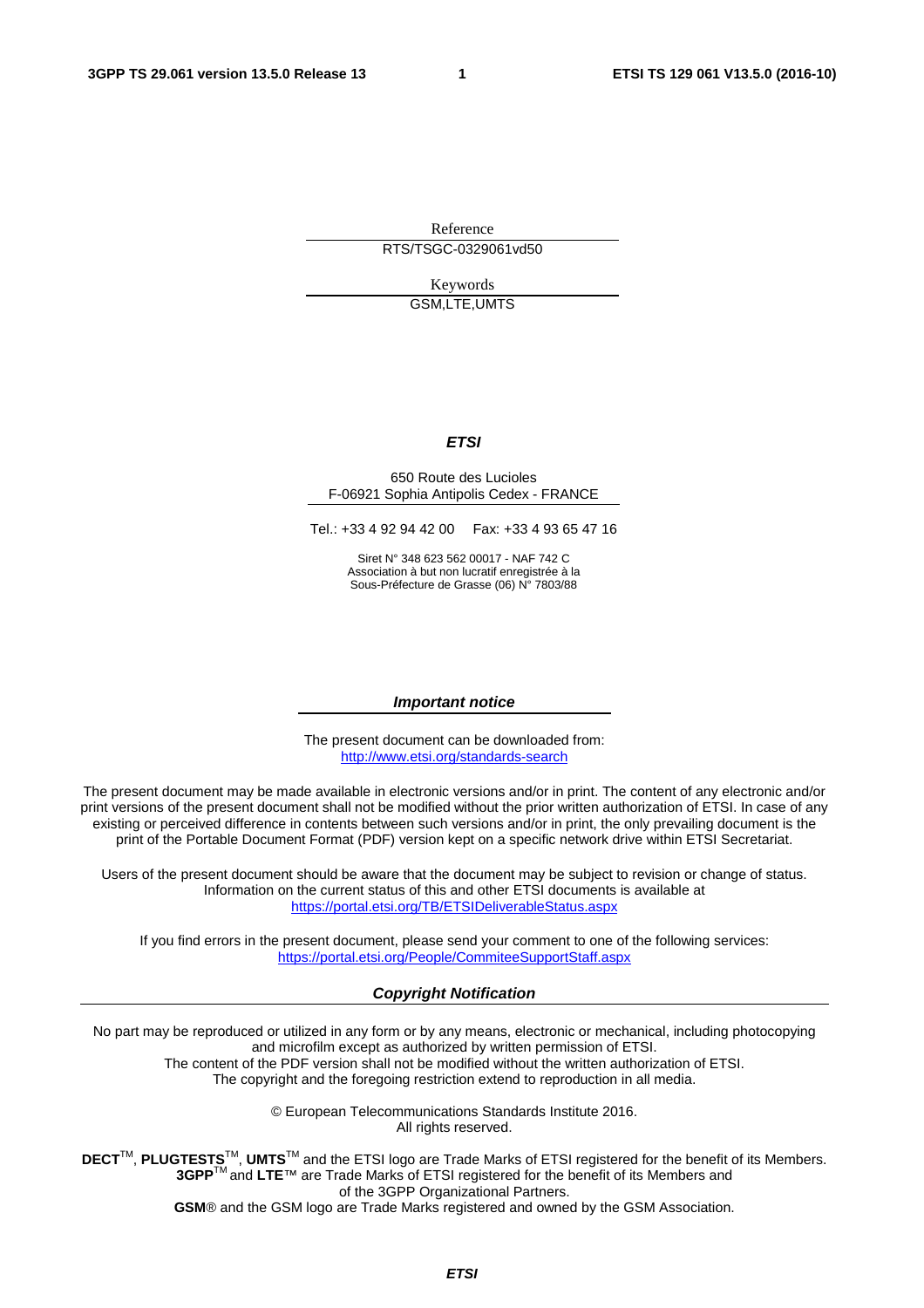Reference

RTS/TSGC-0329061vd50

Keywords

GSM,LTE,UMTS

***ETSI***

650 Route des Lucioles
F-06921 Sophia Antipolis Cedex - FRANCE

Tel.: +33 4 92 94 42 00 Fax: +33 4 93 65 47 16

Siret N° 348 623 562 00017 - NAF 742 C
Association à but non lucratif enregistrée à la
Sous-Préfecture de Grasse (06) N° 7803/88

***Important notice***

The present document can be downloaded from:
http://www.etsi.org/standards-search

The present document may be made available in electronic versions and/or in print. The content of any electronic and/or print versions of the present document shall not be modified without the prior written authorization of ETSI. In case of any existing or perceived difference in contents between such versions and/or in print, the only prevailing document is the print of the Portable Document Format (PDF) version kept on a specific network drive within ETSI Secretariat.

Users of the present document should be aware that the document may be subject to revision or change of status. Information on the current status of this and other ETSI documents is available at
https://portal.etsi.org/TB/ETSIDeliverableStatus.aspx

If you find errors in the present document, please send your comment to one of the following services:
https://portal.etsi.org/People/CommiteeSupportStaff.aspx

***Copyright Notification***

No part may be reproduced or utilized in any form or by any means, electronic or mechanical, including photocopying and microfilm except as authorized by written permission of ETSI.
The content of the PDF version shall not be modified without the written authorization of ETSI.
The copyright and the foregoing restriction extend to reproduction in all media.

© European Telecommunications Standards Institute 2016.
All rights reserved.

**DECT**™, **PLUGTESTS**™, **UMTS**™ and the ETSI logo are Trade Marks of ETSI registered for the benefit of its Members.
**3GPP**™ and **LTE**™ are Trade Marks of ETSI registered for the benefit of its Members and of the 3GPP Organizational Partners.
**GSM**® and the GSM logo are Trade Marks registered and owned by the GSM Association.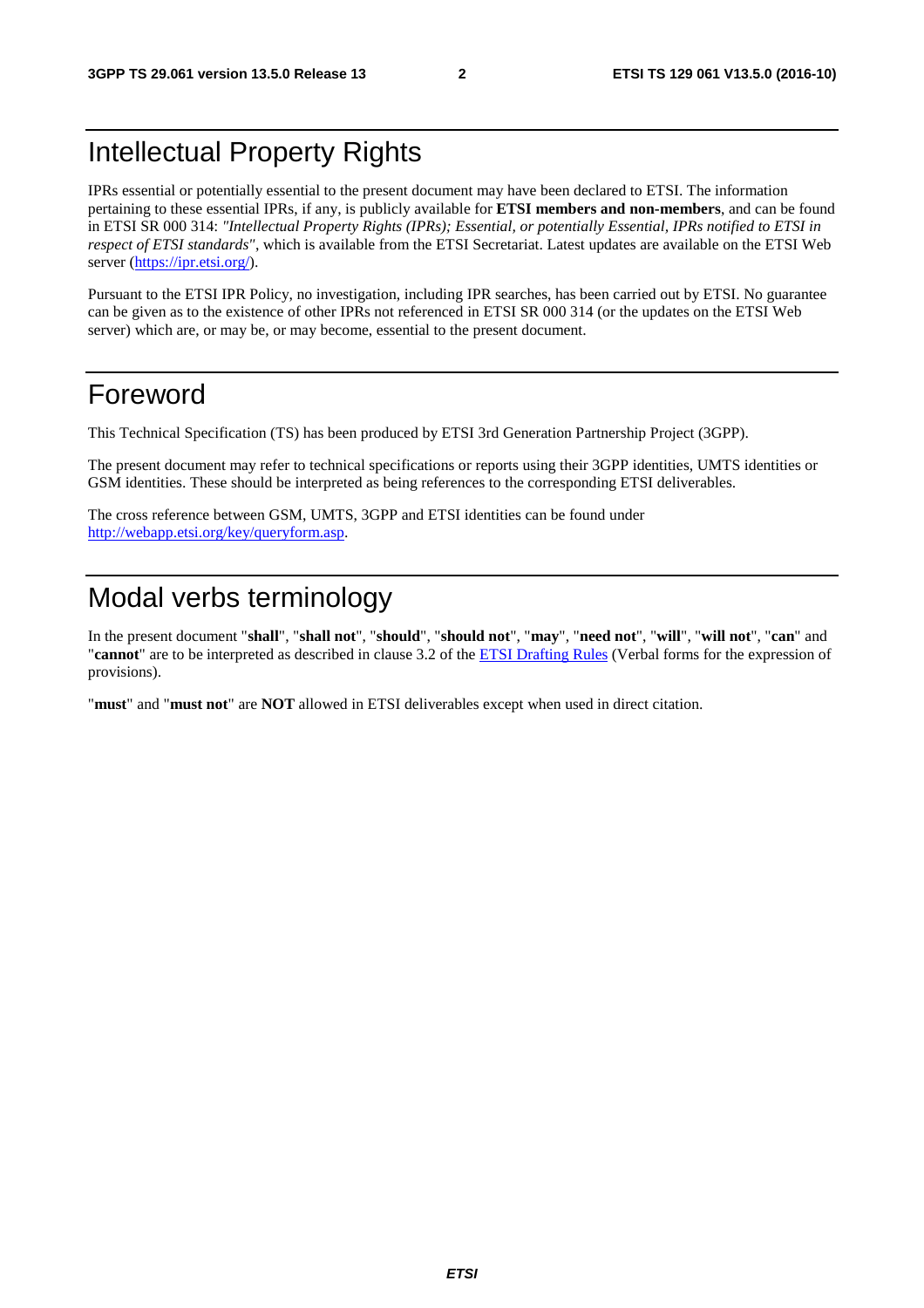# Intellectual Property Rights

IPRs essential or potentially essential to the present document may have been declared to ETSI. The information pertaining to these essential IPRs, if any, is publicly available for **ETSI members and non-members**, and can be found in ETSI SR 000 314: *"Intellectual Property Rights (IPRs); Essential, or potentially Essential, IPRs notified to ETSI in respect of ETSI standards"*, which is available from the ETSI Secretariat. Latest updates are available on the ETSI Web server (https://ipr.etsi.org/).

Pursuant to the ETSI IPR Policy, no investigation, including IPR searches, has been carried out by ETSI. No guarantee can be given as to the existence of other IPRs not referenced in ETSI SR 000 314 (or the updates on the ETSI Web server) which are, or may be, or may become, essential to the present document.

# Foreword

This Technical Specification (TS) has been produced by ETSI 3rd Generation Partnership Project (3GPP).

The present document may refer to technical specifications or reports using their 3GPP identities, UMTS identities or GSM identities. These should be interpreted as being references to the corresponding ETSI deliverables.

The cross reference between GSM, UMTS, 3GPP and ETSI identities can be found under http://webapp.etsi.org/key/queryform.asp.

# Modal verbs terminology

In the present document "**shall**", "**shall not**", "**should**", "**should not**", "**may**", "**need not**", "**will**", "**will not**", "**can**" and "**cannot**" are to be interpreted as described in clause 3.2 of the ETSI Drafting Rules (Verbal forms for the expression of provisions).

"**must**" and "**must not**" are **NOT** allowed in ETSI deliverables except when used in direct citation.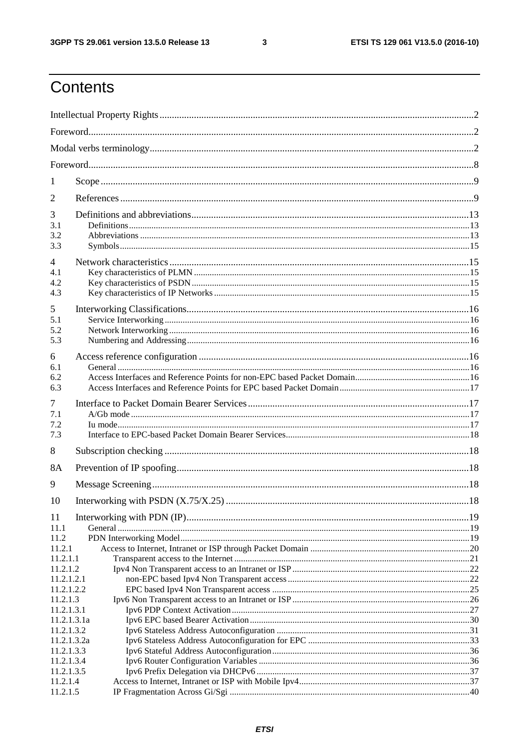# Contents

Intellectual Property Rights ..... 2

Foreword ..... 2

Modal verbs terminology ..... 2

Foreword ..... 8

1 Scope ..... 9

2 References ..... 9

3 Definitions and abbreviations ..... 13

3.1 Definitions ..... 13

3.2 Abbreviations ..... 13

3.3 Symbols ..... 15

4 Network characteristics ..... 15

4.1 Key characteristics of PLMN ..... 15

4.2 Key characteristics of PSDN ..... 15

4.3 Key characteristics of IP Networks ..... 15

5 Interworking Classifications ..... 16

5.1 Service Interworking ..... 16

5.2 Network Interworking ..... 16

5.3 Numbering and Addressing ..... 16

6 Access reference configuration ..... 16

6.1 General ..... 16

6.2 Access Interfaces and Reference Points for non-EPC based Packet Domain ..... 16

6.3 Access Interfaces and Reference Points for EPC based Packet Domain ..... 17

7 Interface to Packet Domain Bearer Services ..... 17

7.1 A/Gb mode ..... 17

7.2 Iu mode ..... 17

7.3 Interface to EPC-based Packet Domain Bearer Services ..... 18

8 Subscription checking ..... 18

8A Prevention of IP spoofing ..... 18

9 Message Screening ..... 18

10 Interworking with PSDN (X.75/X.25) ..... 18

11 Interworking with PDN (IP) ..... 19

11.1 General ..... 19

11.2 PDN Interworking Model ..... 19

11.2.1 Access to Internet, Intranet or ISP through Packet Domain ..... 20

11.2.1.1 Transparent access to the Internet ..... 21

11.2.1.2 Ipv4 Non Transparent access to an Intranet or ISP ..... 22

11.2.1.2.1 non-EPC based Ipv4 Non Transparent access ..... 22

11.2.1.2.2 EPC based Ipv4 Non Transparent access ..... 25

11.2.1.3 Ipv6 Non Transparent access to an Intranet or ISP ..... 26

11.2.1.3.1 Ipv6 PDP Context Activation ..... 27

11.2.1.3.1a Ipv6 EPC based Bearer Activation ..... 30

11.2.1.3.2 Ipv6 Stateless Address Autoconfiguration ..... 31

11.2.1.3.2a Ipv6 Stateless Address Autoconfiguration for EPC ..... 33

11.2.1.3.3 Ipv6 Stateful Address Autoconfiguration ..... 36

11.2.1.3.4 Ipv6 Router Configuration Variables ..... 36

11.2.1.3.5 Ipv6 Prefix Delegation via DHCPv6 ..... 37

11.2.1.4 Access to Internet, Intranet or ISP with Mobile Ipv4 ..... 37

11.2.1.5 IP Fragmentation Across Gi/Sgi ..... 40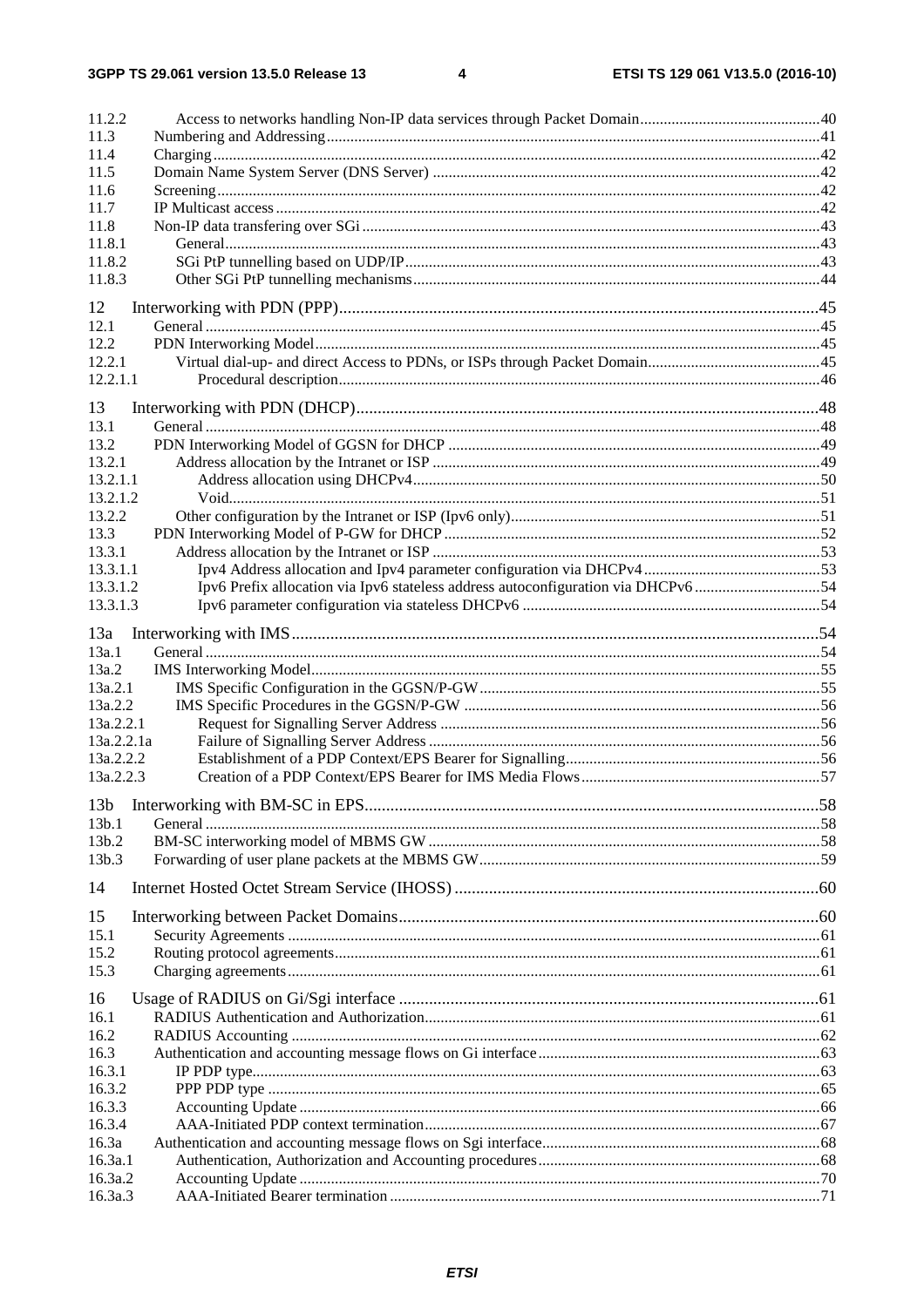11.2.2 Access to networks handling Non-IP data services through Packet Domain 40
11.3 Numbering and Addressing 41
11.4 Charging 42
11.5 Domain Name System Server (DNS Server) 42
11.6 Screening 42
11.7 IP Multicast access 42
11.8 Non-IP data transfering over SGi 43
11.8.1 General 43
11.8.2 SGi PtP tunnelling based on UDP/IP 43
11.8.3 Other SGi PtP tunnelling mechanisms 44

12 Interworking with PDN (PPP) 45
12.1 General 45
12.2 PDN Interworking Model 45
12.2.1 Virtual dial-up- and direct Access to PDNs, or ISPs through Packet Domain 45
12.2.1.1 Procedural description 46

13 Interworking with PDN (DHCP) 48
13.1 General 48
13.2 PDN Interworking Model of GGSN for DHCP 49
13.2.1 Address allocation by the Intranet or ISP 49
13.2.1.1 Address allocation using DHCPv4 50
13.2.1.2 Void 51
13.2.2 Other configuration by the Intranet or ISP (Ipv6 only) 51
13.3 PDN Interworking Model of P-GW for DHCP 52
13.3.1 Address allocation by the Intranet or ISP 53
13.3.1.1 Ipv4 Address allocation and Ipv4 parameter configuration via DHCPv4 53
13.3.1.2 Ipv6 Prefix allocation via Ipv6 stateless address autoconfiguration via DHCPv6 54
13.3.1.3 Ipv6 parameter configuration via stateless DHCPv6 54

13a Interworking with IMS 54
13a.1 General 54
13a.2 IMS Interworking Model 55
13a.2.1 IMS Specific Configuration in the GGSN/P-GW 55
13a.2.2 IMS Specific Procedures in the GGSN/P-GW 56
13a.2.2.1 Request for Signalling Server Address 56
13a.2.2.1a Failure of Signalling Server Address 56
13a.2.2.2 Establishment of a PDP Context/EPS Bearer for Signalling 56
13a.2.2.3 Creation of a PDP Context/EPS Bearer for IMS Media Flows 57

13b Interworking with BM-SC in EPS 58
13b.1 General 58
13b.2 BM-SC interworking model of MBMS GW 58
13b.3 Forwarding of user plane packets at the MBMS GW 59

14 Internet Hosted Octet Stream Service (IHOSS) 60

15 Interworking between Packet Domains 60
15.1 Security Agreements 61
15.2 Routing protocol agreements 61
15.3 Charging agreements 61

16 Usage of RADIUS on Gi/Sgi interface 61
16.1 RADIUS Authentication and Authorization 61
16.2 RADIUS Accounting 62
16.3 Authentication and accounting message flows on Gi interface 63
16.3.1 IP PDP type 63
16.3.2 PPP PDP type 65
16.3.3 Accounting Update 66
16.3.4 AAA-Initiated PDP context termination 67
16.3a Authentication and accounting message flows on Sgi interface 68
16.3a.1 Authentication, Authorization and Accounting procedures 68
16.3a.2 Accounting Update 70
16.3a.3 AAA-Initiated Bearer termination 71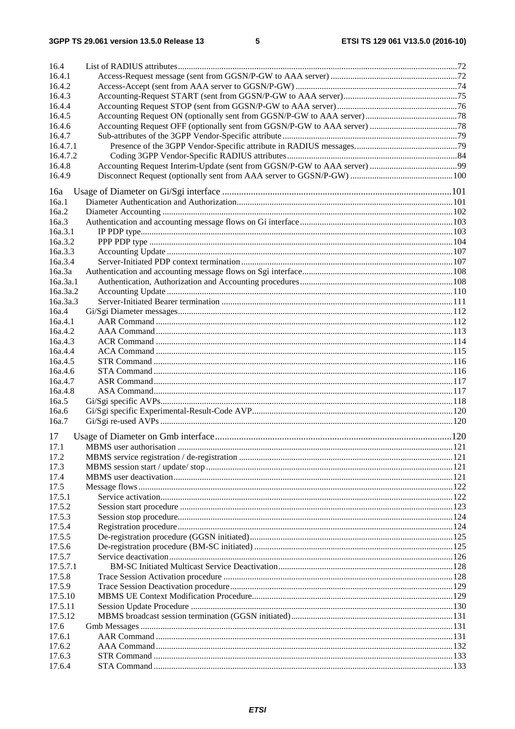16.4 List of RADIUS attributes ..... 72
16.4.1 Access-Request message (sent from GGSN/P-GW to AAA server) ..... 72
16.4.2 Access-Accept (sent from AAA server to GGSN/P-GW) ..... 74
16.4.3 Accounting-Request START (sent from GGSN/P-GW to AAA server) ..... 75
16.4.4 Accounting Request STOP (sent from GGSN/P-GW to AAA server) ..... 76
16.4.5 Accounting Request ON (optionally sent from GGSN/P-GW to AAA server) ..... 78
16.4.6 Accounting Request OFF (optionally sent from GGSN/P-GW to AAA server) ..... 78
16.4.7 Sub-attributes of the 3GPP Vendor-Specific attribute ..... 79
16.4.7.1 Presence of the 3GPP Vendor-Specific attribute in RADIUS messages. ..... 79
16.4.7.2 Coding 3GPP Vendor-Specific RADIUS attributes ..... 84
16.4.8 Accounting Request Interim-Update (sent from GGSN/P-GW to AAA server) ..... 99
16.4.9 Disconnect Request (optionally sent from AAA server to GGSN/P-GW) ..... 100

16a Usage of Diameter on Gi/Sgi interface ..... 101
16a.1 Diameter Authentication and Authorization ..... 101
16a.2 Diameter Accounting ..... 102
16a.3 Authentication and accounting message flows on Gi interface ..... 103
16a.3.1 IP PDP type ..... 103
16a.3.2 PPP PDP type ..... 104
16a.3.3 Accounting Update ..... 107
16a.3.4 Server-Initiated PDP context termination ..... 107
16a.3a Authentication and accounting message flows on Sgi interface ..... 108
16a.3a.1 Authentication, Authorization and Accounting procedures ..... 108
16a.3a.2 Accounting Update ..... 110
16a.3a.3 Server-Initiated Bearer termination ..... 111
16a.4 Gi/Sgi Diameter messages ..... 112
16a.4.1 AAR Command ..... 112
16a.4.2 AAA Command ..... 113
16a.4.3 ACR Command ..... 114
16a.4.4 ACA Command ..... 115
16a.4.5 STR Command ..... 116
16a.4.6 STA Command ..... 116
16a.4.7 ASR Command ..... 117
16a.4.8 ASA Command ..... 117
16a.5 Gi/Sgi specific AVPs ..... 118
16a.6 Gi/Sgi specific Experimental-Result-Code AVP ..... 120
16a.7 Gi/Sgi re-used AVPs ..... 120

17 Usage of Diameter on Gmb interface ..... 120
17.1 MBMS user authorisation ..... 121
17.2 MBMS service registration / de-registration ..... 121
17.3 MBMS session start / update/ stop ..... 121
17.4 MBMS user deactivation ..... 121
17.5 Message flows ..... 122
17.5.1 Service activation ..... 122
17.5.2 Session start procedure ..... 123
17.5.3 Session stop procedure ..... 124
17.5.4 Registration procedure ..... 124
17.5.5 De-registration procedure (GGSN initiated) ..... 125
17.5.6 De-registration procedure (BM-SC initiated) ..... 125
17.5.7 Service deactivation ..... 126
17.5.7.1 BM-SC Initiated Multicast Service Deactivation ..... 128
17.5.8 Trace Session Activation procedure ..... 128
17.5.9 Trace Session Deactivation procedure ..... 129
17.5.10 MBMS UE Context Modification Procedure ..... 129
17.5.11 Session Update Procedure ..... 130
17.5.12 MBMS broadcast session termination (GGSN initiated) ..... 131
17.6 Gmb Messages ..... 131
17.6.1 AAR Command ..... 131
17.6.2 AAA Command ..... 132
17.6.3 STR Command ..... 133
17.6.4 STA Command ..... 133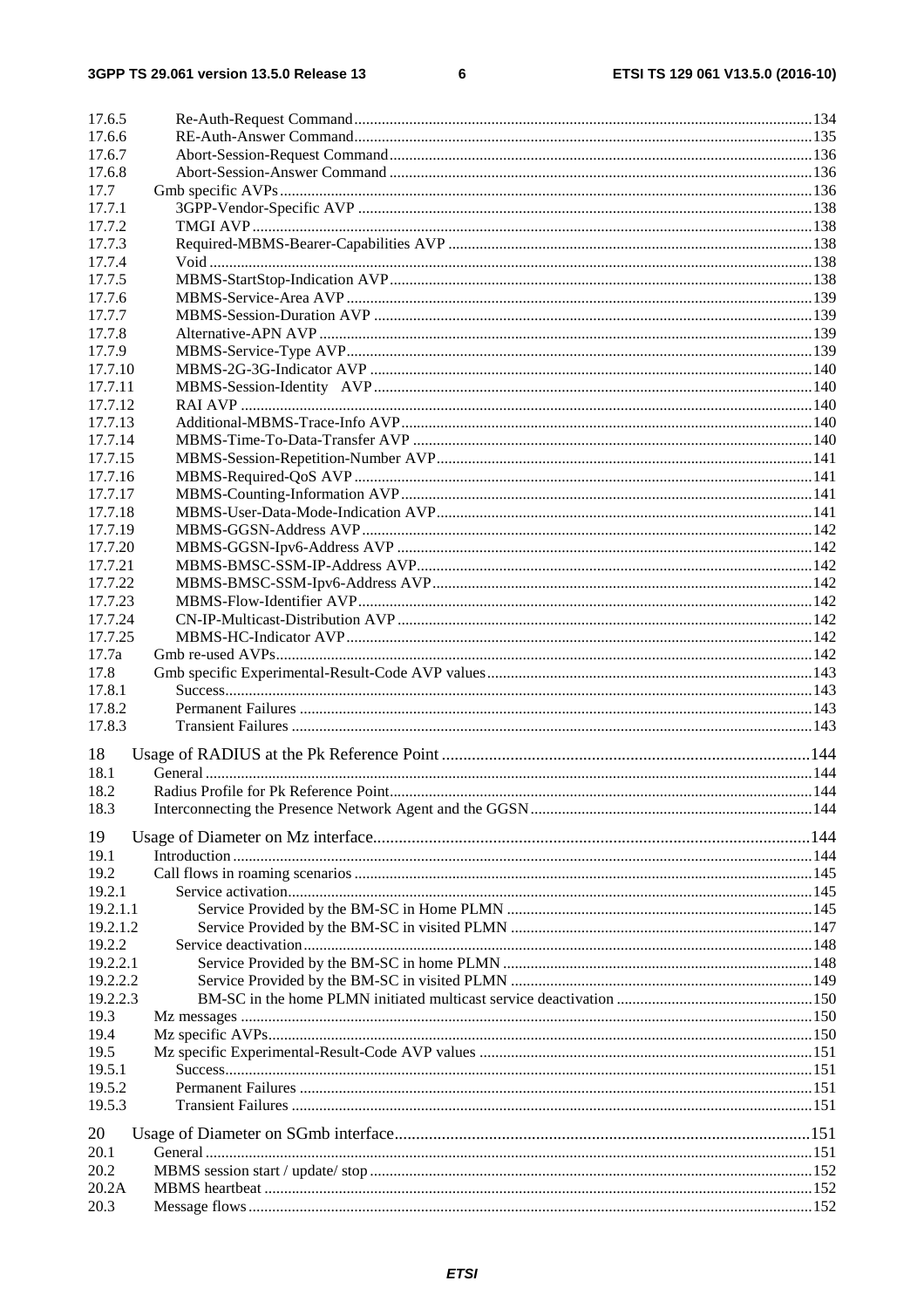17.6.5 Re-Auth-Request Command ... 134
17.6.6 RE-Auth-Answer Command ... 135
17.6.7 Abort-Session-Request Command ... 136
17.6.8 Abort-Session-Answer Command ... 136
17.7 Gmb specific AVPs ... 136
17.7.1 3GPP-Vendor-Specific AVP ... 138
17.7.2 TMGI AVP ... 138
17.7.3 Required-MBMS-Bearer-Capabilities AVP ... 138
17.7.4 Void ... 138
17.7.5 MBMS-StartStop-Indication AVP ... 138
17.7.6 MBMS-Service-Area AVP ... 139
17.7.7 MBMS-Session-Duration AVP ... 139
17.7.8 Alternative-APN AVP ... 139
17.7.9 MBMS-Service-Type AVP ... 139
17.7.10 MBMS-2G-3G-Indicator AVP ... 140
17.7.11 MBMS-Session-Identity AVP ... 140
17.7.12 RAI AVP ... 140
17.7.13 Additional-MBMS-Trace-Info AVP ... 140
17.7.14 MBMS-Time-To-Data-Transfer AVP ... 140
17.7.15 MBMS-Session-Repetition-Number AVP ... 141
17.7.16 MBMS-Required-QoS AVP ... 141
17.7.17 MBMS-Counting-Information AVP ... 141
17.7.18 MBMS-User-Data-Mode-Indication AVP ... 141
17.7.19 MBMS-GGSN-Address AVP ... 142
17.7.20 MBMS-GGSN-Ipv6-Address AVP ... 142
17.7.21 MBMS-BMSC-SSM-IP-Address AVP ... 142
17.7.22 MBMS-BMSC-SSM-Ipv6-Address AVP ... 142
17.7.23 MBMS-Flow-Identifier AVP ... 142
17.7.24 CN-IP-Multicast-Distribution AVP ... 142
17.7.25 MBMS-HC-Indicator AVP ... 142
17.7a Gmb re-used AVPs ... 142
17.8 Gmb specific Experimental-Result-Code AVP values ... 143
17.8.1 Success ... 143
17.8.2 Permanent Failures ... 143
17.8.3 Transient Failures ... 143

18 Usage of RADIUS at the Pk Reference Point ... 144
18.1 General ... 144
18.2 Radius Profile for Pk Reference Point ... 144
18.3 Interconnecting the Presence Network Agent and the GGSN ... 144

19 Usage of Diameter on Mz interface ... 144
19.1 Introduction ... 144
19.2 Call flows in roaming scenarios ... 145
19.2.1 Service activation ... 145
19.2.1.1 Service Provided by the BM-SC in Home PLMN ... 145
19.2.1.2 Service Provided by the BM-SC in visited PLMN ... 147
19.2.2 Service deactivation ... 148
19.2.2.1 Service Provided by the BM-SC in home PLMN ... 148
19.2.2.2 Service Provided by the BM-SC in visited PLMN ... 149
19.2.2.3 BM-SC in the home PLMN initiated multicast service deactivation ... 150
19.3 Mz messages ... 150
19.4 Mz specific AVPs ... 150
19.5 Mz specific Experimental-Result-Code AVP values ... 151
19.5.1 Success ... 151
19.5.2 Permanent Failures ... 151
19.5.3 Transient Failures ... 151

20 Usage of Diameter on SGmb interface ... 151
20.1 General ... 151
20.2 MBMS session start / update/ stop ... 152
20.2A MBMS heartbeat ... 152
20.3 Message flows ... 152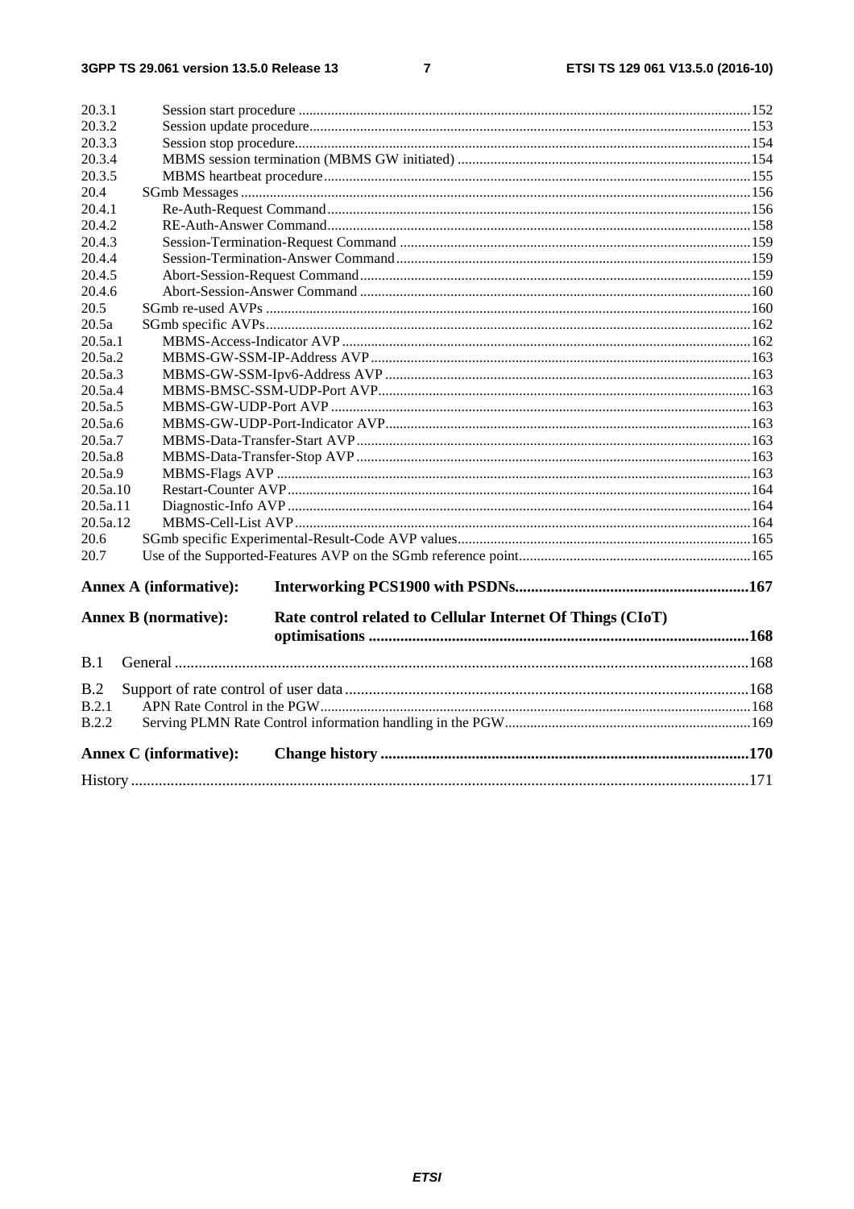20.3.1 Session start procedure ....................................................................................................................152
20.3.2 Session update procedure...................................................................................................................153
20.3.3 Session stop procedure.......................................................................................................................154
20.3.4 MBMS session termination (MBMS GW initiated) ..........................................................................154
20.3.5 MBMS heartbeat procedure ...............................................................................................................155
20.4 SGmb Messages ..........................................................................................................................................156
20.4.1 Re-Auth-Request Command...............................................................................................................156
20.4.2 RE-Auth-Answer Command...............................................................................................................158
20.4.3 Session-Termination-Request Command ...........................................................................................159
20.4.4 Session-Termination-Answer Command............................................................................................159
20.4.5 Abort-Session-Request Command......................................................................................................159
20.4.6 Abort-Session-Answer Command ......................................................................................................160
20.5 SGmb re-used AVPs ...................................................................................................................................160
20.5a SGmb specific AVPs...................................................................................................................................162
20.5a.1 MBMS-Access-Indicator AVP ...........................................................................................................162
20.5a.2 MBMS-GW-SSM-IP-Address AVP ..................................................................................................163
20.5a.3 MBMS-GW-SSM-Ipv6-Address AVP ..............................................................................................163
20.5a.4 MBMS-BMSC-SSM-UDP-Port AVP.................................................................................................163
20.5a.5 MBMS-GW-UDP-Port AVP ..............................................................................................................163
20.5a.6 MBMS-GW-UDP-Port-Indicator AVP...............................................................................................163
20.5a.7 MBMS-Data-Transfer-Start AVP .......................................................................................................163
20.5a.8 MBMS-Data-Transfer-Stop AVP .......................................................................................................163
20.5a.9 MBMS-Flags AVP .............................................................................................................................163
20.5a.10 Restart-Counter AVP..........................................................................................................................164
20.5a.11 Diagnostic-Info AVP ..........................................................................................................................164
20.5a.12 MBMS-Cell-List AVP........................................................................................................................164
20.6 SGmb specific Experimental-Result-Code AVP values..............................................................................165
20.7 Use of the Supported-Features AVP on the SGmb reference point.............................................................165

**Annex A (informative): Interworking PCS1900 with PSDNs.........................................................167**

**Annex B (normative): Rate control related to Cellular Internet Of Things (CIoT) optimisations ..............................................................................................168**

B.1 General ..........................................................................................................................................168

B.2 Support of rate control of user data ...............................................................................................168
B.2.1 APN Rate Control in the PGW...................................................................................................................168
B.2.2 Serving PLMN Rate Control information handling in the PGW................................................................169

**Annex C (informative): Change history ...........................................................................................170**

History ......................................................................................................................................................171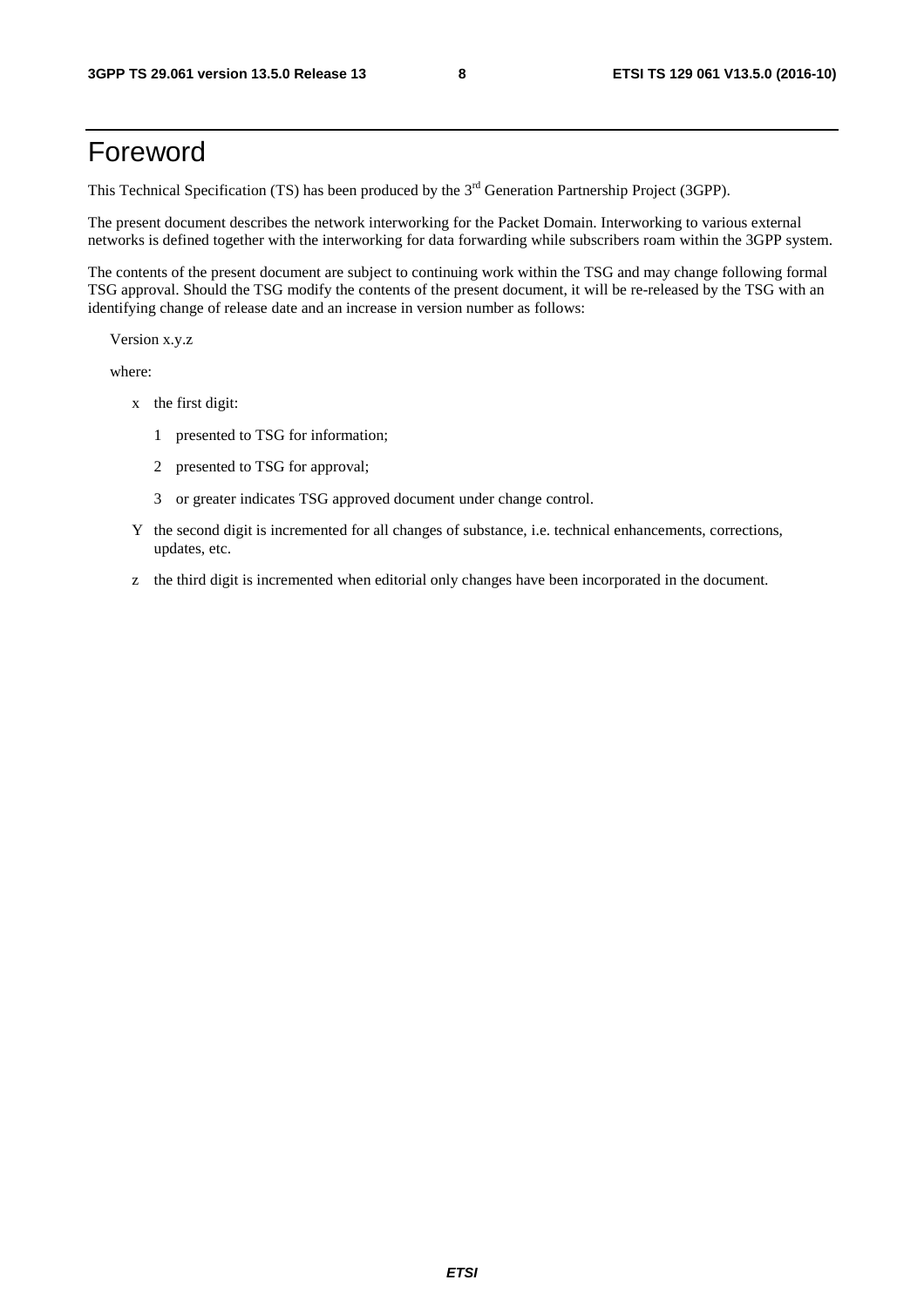# Foreword

This Technical Specification (TS) has been produced by the 3rd Generation Partnership Project (3GPP).

The present document describes the network interworking for the Packet Domain. Interworking to various external networks is defined together with the interworking for data forwarding while subscribers roam within the 3GPP system.

The contents of the present document are subject to continuing work within the TSG and may change following formal TSG approval. Should the TSG modify the contents of the present document, it will be re-released by the TSG with an identifying change of release date and an increase in version number as follows:

Version x.y.z

where:

- x the first digit:
  - 1 presented to TSG for information;
  - 2 presented to TSG for approval;
  - 3 or greater indicates TSG approved document under change control.
- Y the second digit is incremented for all changes of substance, i.e. technical enhancements, corrections, updates, etc.
- z the third digit is incremented when editorial only changes have been incorporated in the document.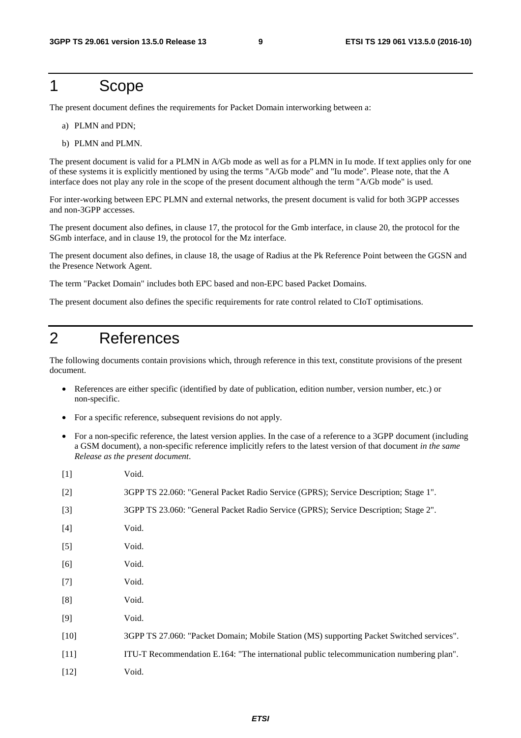# 1 Scope

The present document defines the requirements for Packet Domain interworking between a:

a) PLMN and PDN;

b) PLMN and PLMN.

The present document is valid for a PLMN in A/Gb mode as well as for a PLMN in Iu mode. If text applies only for one of these systems it is explicitly mentioned by using the terms "A/Gb mode" and "Iu mode". Please note, that the A interface does not play any role in the scope of the present document although the term "A/Gb mode" is used.

For inter-working between EPC PLMN and external networks, the present document is valid for both 3GPP accesses and non-3GPP accesses.

The present document also defines, in clause 17, the protocol for the Gmb interface, in clause 20, the protocol for the SGmb interface, and in clause 19, the protocol for the Mz interface.

The present document also defines, in clause 18, the usage of Radius at the Pk Reference Point between the GGSN and the Presence Network Agent.

The term "Packet Domain" includes both EPC based and non-EPC based Packet Domains.

The present document also defines the specific requirements for rate control related to CIoT optimisations.

# 2 References

The following documents contain provisions which, through reference in this text, constitute provisions of the present document.

- References are either specific (identified by date of publication, edition number, version number, etc.) or non-specific.
- For a specific reference, subsequent revisions do not apply.
- For a non-specific reference, the latest version applies. In the case of a reference to a 3GPP document (including a GSM document), a non-specific reference implicitly refers to the latest version of that document *in the same Release as the present document*.

[1] Void.

[2] 3GPP TS 22.060: "General Packet Radio Service (GPRS); Service Description; Stage 1".

[3] 3GPP TS 23.060: "General Packet Radio Service (GPRS); Service Description; Stage 2".

[4] Void.

[5] Void.

[6] Void.

[7] Void.

[8] Void.

[9] Void.

[10] 3GPP TS 27.060: "Packet Domain; Mobile Station (MS) supporting Packet Switched services".

[11] ITU-T Recommendation E.164: "The international public telecommunication numbering plan".

[12] Void.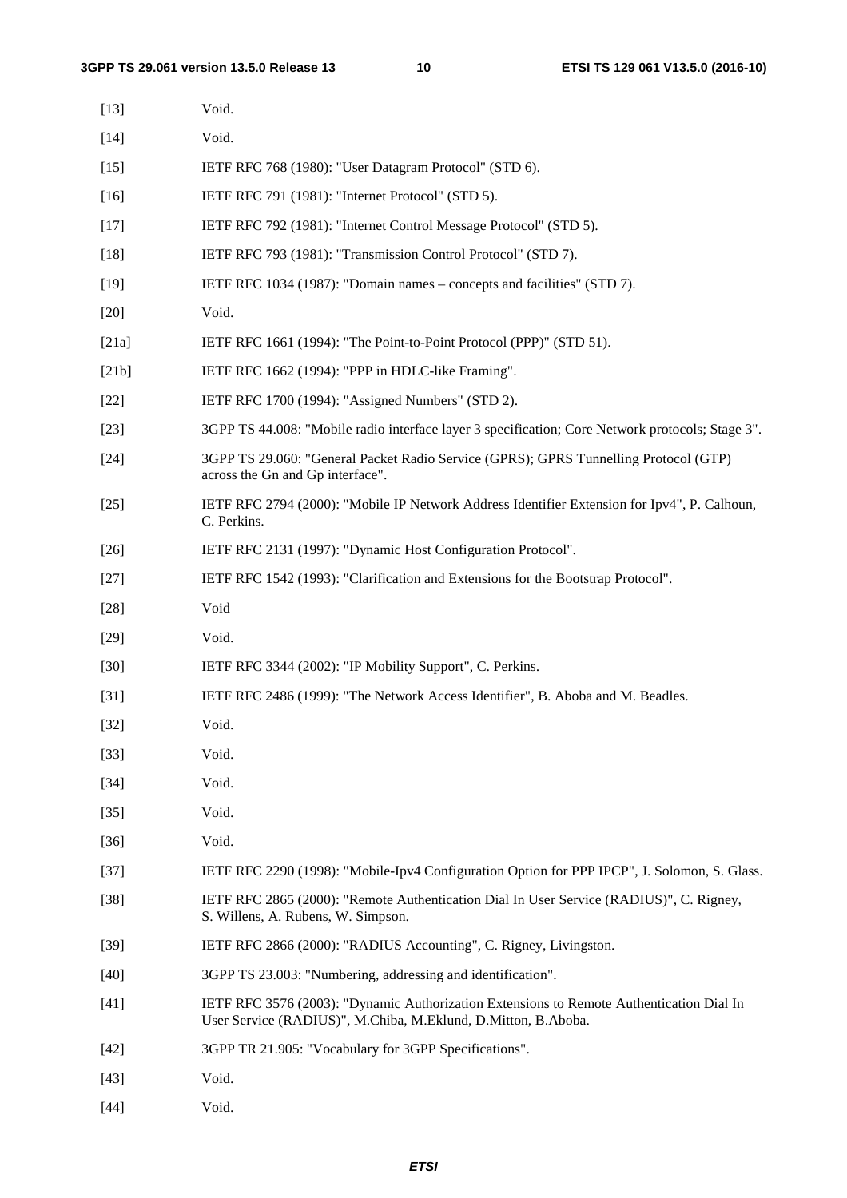[13] Void.

[14] Void.

[15] IETF RFC 768 (1980): "User Datagram Protocol" (STD 6).

[16] IETF RFC 791 (1981): "Internet Protocol" (STD 5).

[17] IETF RFC 792 (1981): "Internet Control Message Protocol" (STD 5).

[18] IETF RFC 793 (1981): "Transmission Control Protocol" (STD 7).

[19] IETF RFC 1034 (1987): "Domain names – concepts and facilities" (STD 7).

[20] Void.

[21a] IETF RFC 1661 (1994): "The Point-to-Point Protocol (PPP)" (STD 51).

[21b] IETF RFC 1662 (1994): "PPP in HDLC-like Framing".

[22] IETF RFC 1700 (1994): "Assigned Numbers" (STD 2).

[23] 3GPP TS 44.008: "Mobile radio interface layer 3 specification; Core Network protocols; Stage 3".

[24] 3GPP TS 29.060: "General Packet Radio Service (GPRS); GPRS Tunnelling Protocol (GTP) across the Gn and Gp interface".

[25] IETF RFC 2794 (2000): "Mobile IP Network Address Identifier Extension for Ipv4", P. Calhoun, C. Perkins.

[26] IETF RFC 2131 (1997): "Dynamic Host Configuration Protocol".

[27] IETF RFC 1542 (1993): "Clarification and Extensions for the Bootstrap Protocol".

[28] Void

[29] Void.

[30] IETF RFC 3344 (2002): "IP Mobility Support", C. Perkins.

[31] IETF RFC 2486 (1999): "The Network Access Identifier", B. Aboba and M. Beadles.

[32] Void.

[33] Void.

[34] Void.

[35] Void.

[36] Void.

[37] IETF RFC 2290 (1998): "Mobile-Ipv4 Configuration Option for PPP IPCP", J. Solomon, S. Glass.

[38] IETF RFC 2865 (2000): "Remote Authentication Dial In User Service (RADIUS)", C. Rigney, S. Willens, A. Rubens, W. Simpson.

[39] IETF RFC 2866 (2000): "RADIUS Accounting", C. Rigney, Livingston.

[40] 3GPP TS 23.003: "Numbering, addressing and identification".

[41] IETF RFC 3576 (2003): "Dynamic Authorization Extensions to Remote Authentication Dial In User Service (RADIUS)", M.Chiba, M.Eklund, D.Mitton, B.Aboba.

[42] 3GPP TR 21.905: "Vocabulary for 3GPP Specifications".

[43] Void.

[44] Void.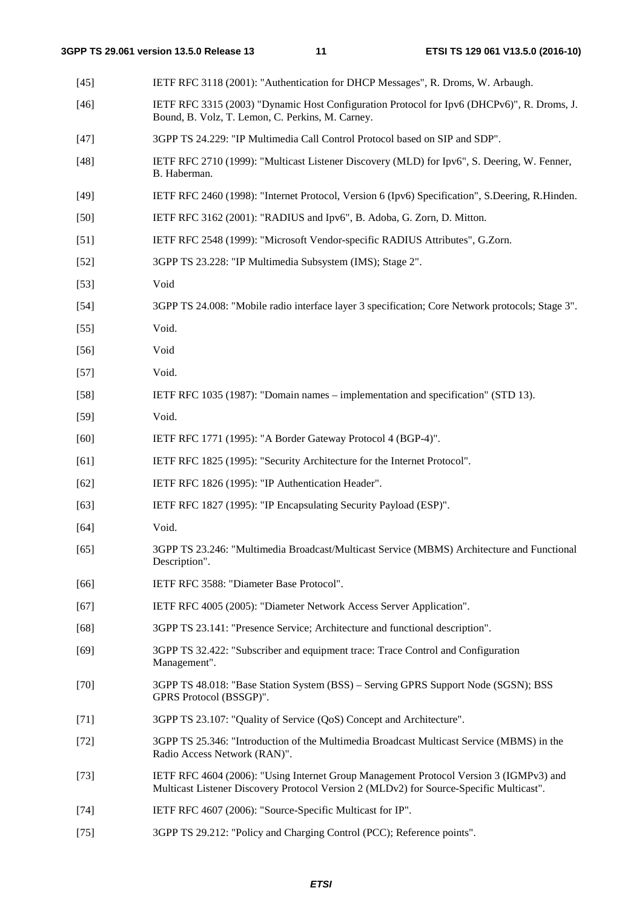[45] IETF RFC 3118 (2001): "Authentication for DHCP Messages", R. Droms, W. Arbaugh.

[46] IETF RFC 3315 (2003) "Dynamic Host Configuration Protocol for Ipv6 (DHCPv6)", R. Droms, J. Bound, B. Volz, T. Lemon, C. Perkins, M. Carney.

[47] 3GPP TS 24.229: "IP Multimedia Call Control Protocol based on SIP and SDP".

[48] IETF RFC 2710 (1999): "Multicast Listener Discovery (MLD) for Ipv6", S. Deering, W. Fenner, B. Haberman.

[49] IETF RFC 2460 (1998): "Internet Protocol, Version 6 (Ipv6) Specification", S.Deering, R.Hinden.

[50] IETF RFC 3162 (2001): "RADIUS and Ipv6", B. Adoba, G. Zorn, D. Mitton.

[51] IETF RFC 2548 (1999): "Microsoft Vendor-specific RADIUS Attributes", G.Zorn.

[52] 3GPP TS 23.228: "IP Multimedia Subsystem (IMS); Stage 2".

[53] Void

[54] 3GPP TS 24.008: "Mobile radio interface layer 3 specification; Core Network protocols; Stage 3".

[55] Void.

[56] Void

[57] Void.

[58] IETF RFC 1035 (1987): "Domain names – implementation and specification" (STD 13).

[59] Void.

[60] IETF RFC 1771 (1995): "A Border Gateway Protocol 4 (BGP-4)".

[61] IETF RFC 1825 (1995): "Security Architecture for the Internet Protocol".

[62] IETF RFC 1826 (1995): "IP Authentication Header".

[63] IETF RFC 1827 (1995): "IP Encapsulating Security Payload (ESP)".

[64] Void.

[65] 3GPP TS 23.246: "Multimedia Broadcast/Multicast Service (MBMS) Architecture and Functional Description".

[66] IETF RFC 3588: "Diameter Base Protocol".

[67] IETF RFC 4005 (2005): "Diameter Network Access Server Application".

[68] 3GPP TS 23.141: "Presence Service; Architecture and functional description".

[69] 3GPP TS 32.422: "Subscriber and equipment trace: Trace Control and Configuration Management".

[70] 3GPP TS 48.018: "Base Station System (BSS) – Serving GPRS Support Node (SGSN); BSS GPRS Protocol (BSSGP)".

[71] 3GPP TS 23.107: "Quality of Service (QoS) Concept and Architecture".

[72] 3GPP TS 25.346: "Introduction of the Multimedia Broadcast Multicast Service (MBMS) in the Radio Access Network (RAN)".

[73] IETF RFC 4604 (2006): "Using Internet Group Management Protocol Version 3 (IGMPv3) and Multicast Listener Discovery Protocol Version 2 (MLDv2) for Source-Specific Multicast".

[74] IETF RFC 4607 (2006): "Source-Specific Multicast for IP".

[75] 3GPP TS 29.212: "Policy and Charging Control (PCC); Reference points".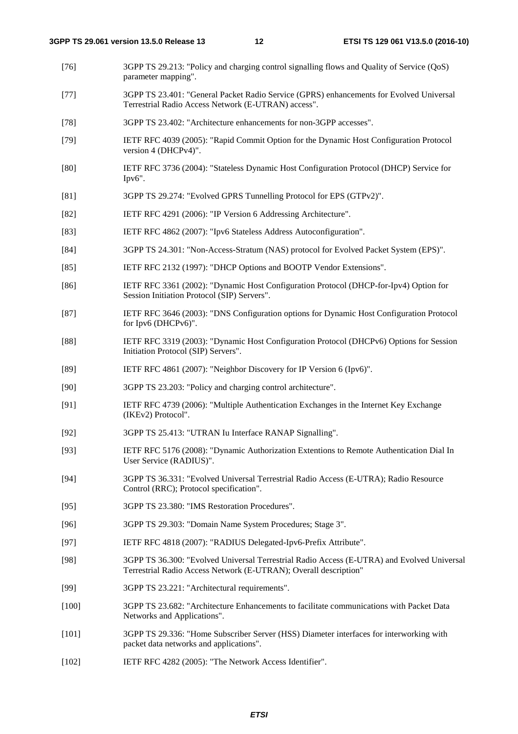[76] 3GPP TS 29.213: "Policy and charging control signalling flows and Quality of Service (QoS) parameter mapping".

[77] 3GPP TS 23.401: "General Packet Radio Service (GPRS) enhancements for Evolved Universal Terrestrial Radio Access Network (E-UTRAN) access".

[78] 3GPP TS 23.402: "Architecture enhancements for non-3GPP accesses".

[79] IETF RFC 4039 (2005): "Rapid Commit Option for the Dynamic Host Configuration Protocol version 4 (DHCPv4)".

[80] IETF RFC 3736 (2004): "Stateless Dynamic Host Configuration Protocol (DHCP) Service for Ipv6".

[81] 3GPP TS 29.274: "Evolved GPRS Tunnelling Protocol for EPS (GTPv2)".

[82] IETF RFC 4291 (2006): "IP Version 6 Addressing Architecture".

[83] IETF RFC 4862 (2007): "Ipv6 Stateless Address Autoconfiguration".

[84] 3GPP TS 24.301: "Non-Access-Stratum (NAS) protocol for Evolved Packet System (EPS)".

[85] IETF RFC 2132 (1997): "DHCP Options and BOOTP Vendor Extensions".

[86] IETF RFC 3361 (2002): "Dynamic Host Configuration Protocol (DHCP-for-Ipv4) Option for Session Initiation Protocol (SIP) Servers".

[87] IETF RFC 3646 (2003): "DNS Configuration options for Dynamic Host Configuration Protocol for Ipv6 (DHCPv6)".

[88] IETF RFC 3319 (2003): "Dynamic Host Configuration Protocol (DHCPv6) Options for Session Initiation Protocol (SIP) Servers".

[89] IETF RFC 4861 (2007): "Neighbor Discovery for IP Version 6 (Ipv6)".

[90] 3GPP TS 23.203: "Policy and charging control architecture".

[91] IETF RFC 4739 (2006): "Multiple Authentication Exchanges in the Internet Key Exchange (IKEv2) Protocol".

[92] 3GPP TS 25.413: "UTRAN Iu Interface RANAP Signalling".

[93] IETF RFC 5176 (2008): "Dynamic Authorization Extentions to Remote Authentication Dial In User Service (RADIUS)".

[94] 3GPP TS 36.331: "Evolved Universal Terrestrial Radio Access (E-UTRA); Radio Resource Control (RRC); Protocol specification".

[95] 3GPP TS 23.380: "IMS Restoration Procedures".

[96] 3GPP TS 29.303: "Domain Name System Procedures; Stage 3".

[97] IETF RFC 4818 (2007): "RADIUS Delegated-Ipv6-Prefix Attribute".

[98] 3GPP TS 36.300: "Evolved Universal Terrestrial Radio Access (E-UTRA) and Evolved Universal Terrestrial Radio Access Network (E-UTRAN); Overall description"

[99] 3GPP TS 23.221: "Architectural requirements".

[100] 3GPP TS 23.682: "Architecture Enhancements to facilitate communications with Packet Data Networks and Applications".

[101] 3GPP TS 29.336: "Home Subscriber Server (HSS) Diameter interfaces for interworking with packet data networks and applications".

[102] IETF RFC 4282 (2005): "The Network Access Identifier".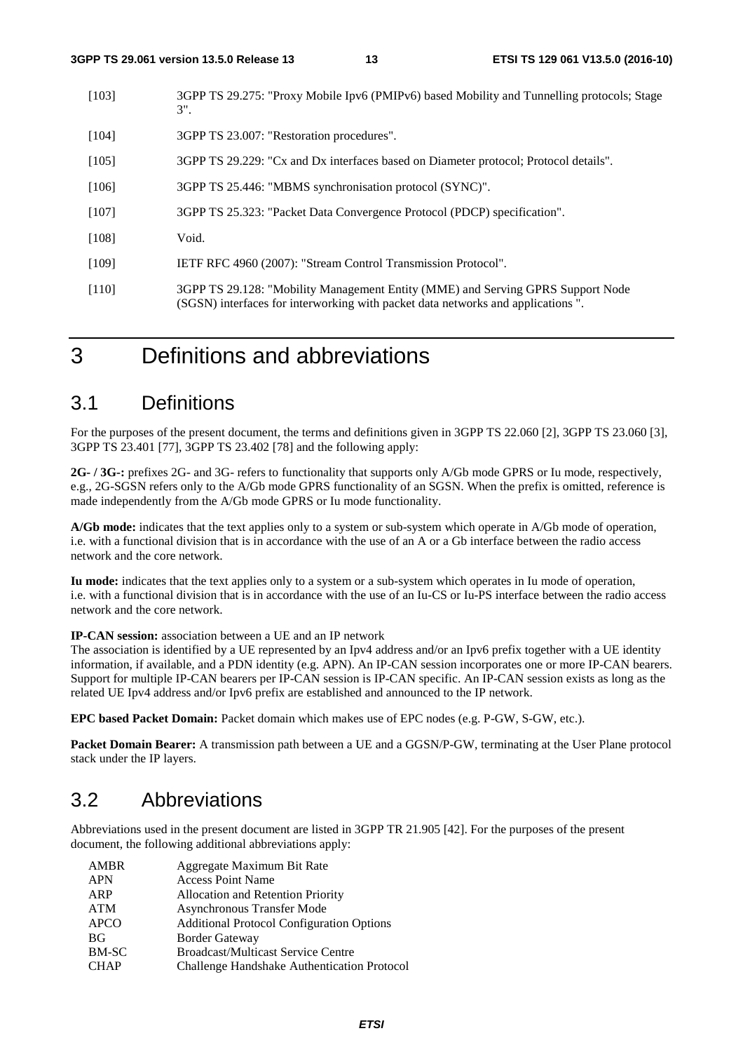[103] 3GPP TS 29.275: "Proxy Mobile Ipv6 (PMIPv6) based Mobility and Tunnelling protocols; Stage 3".

[104] 3GPP TS 23.007: "Restoration procedures".

[105] 3GPP TS 29.229: "Cx and Dx interfaces based on Diameter protocol; Protocol details".

[106] 3GPP TS 25.446: "MBMS synchronisation protocol (SYNC)".

[107] 3GPP TS 25.323: "Packet Data Convergence Protocol (PDCP) specification".

[108] Void.

[109] IETF RFC 4960 (2007): "Stream Control Transmission Protocol".

[110] 3GPP TS 29.128: "Mobility Management Entity (MME) and Serving GPRS Support Node (SGSN) interfaces for interworking with packet data networks and applications ".

# 3 Definitions and abbreviations

## 3.1 Definitions

For the purposes of the present document, the terms and definitions given in 3GPP TS 22.060 [2], 3GPP TS 23.060 [3], 3GPP TS 23.401 [77], 3GPP TS 23.402 [78] and the following apply:

**2G- / 3G-:** prefixes 2G- and 3G- refers to functionality that supports only A/Gb mode GPRS or Iu mode, respectively, e.g., 2G-SGSN refers only to the A/Gb mode GPRS functionality of an SGSN. When the prefix is omitted, reference is made independently from the A/Gb mode GPRS or Iu mode functionality.

**A/Gb mode:** indicates that the text applies only to a system or sub-system which operate in A/Gb mode of operation, i.e. with a functional division that is in accordance with the use of an A or a Gb interface between the radio access network and the core network.

**Iu mode:** indicates that the text applies only to a system or a sub-system which operates in Iu mode of operation, i.e. with a functional division that is in accordance with the use of an Iu-CS or Iu-PS interface between the radio access network and the core network.

**IP-CAN session:** association between a UE and an IP network
The association is identified by a UE represented by an Ipv4 address and/or an Ipv6 prefix together with a UE identity information, if available, and a PDN identity (e.g. APN). An IP-CAN session incorporates one or more IP-CAN bearers. Support for multiple IP-CAN bearers per IP-CAN session is IP-CAN specific. An IP-CAN session exists as long as the related UE Ipv4 address and/or Ipv6 prefix are established and announced to the IP network.

**EPC based Packet Domain:** Packet domain which makes use of EPC nodes (e.g. P-GW, S-GW, etc.).

**Packet Domain Bearer:** A transmission path between a UE and a GGSN/P-GW, terminating at the User Plane protocol stack under the IP layers.

## 3.2 Abbreviations

Abbreviations used in the present document are listed in 3GPP TR 21.905 [42]. For the purposes of the present document, the following additional abbreviations apply:

AMBR Aggregate Maximum Bit Rate
APN Access Point Name
ARP Allocation and Retention Priority
ATM Asynchronous Transfer Mode
APCO Additional Protocol Configuration Options
BG Border Gateway
BM-SC Broadcast/Multicast Service Centre
CHAP Challenge Handshake Authentication Protocol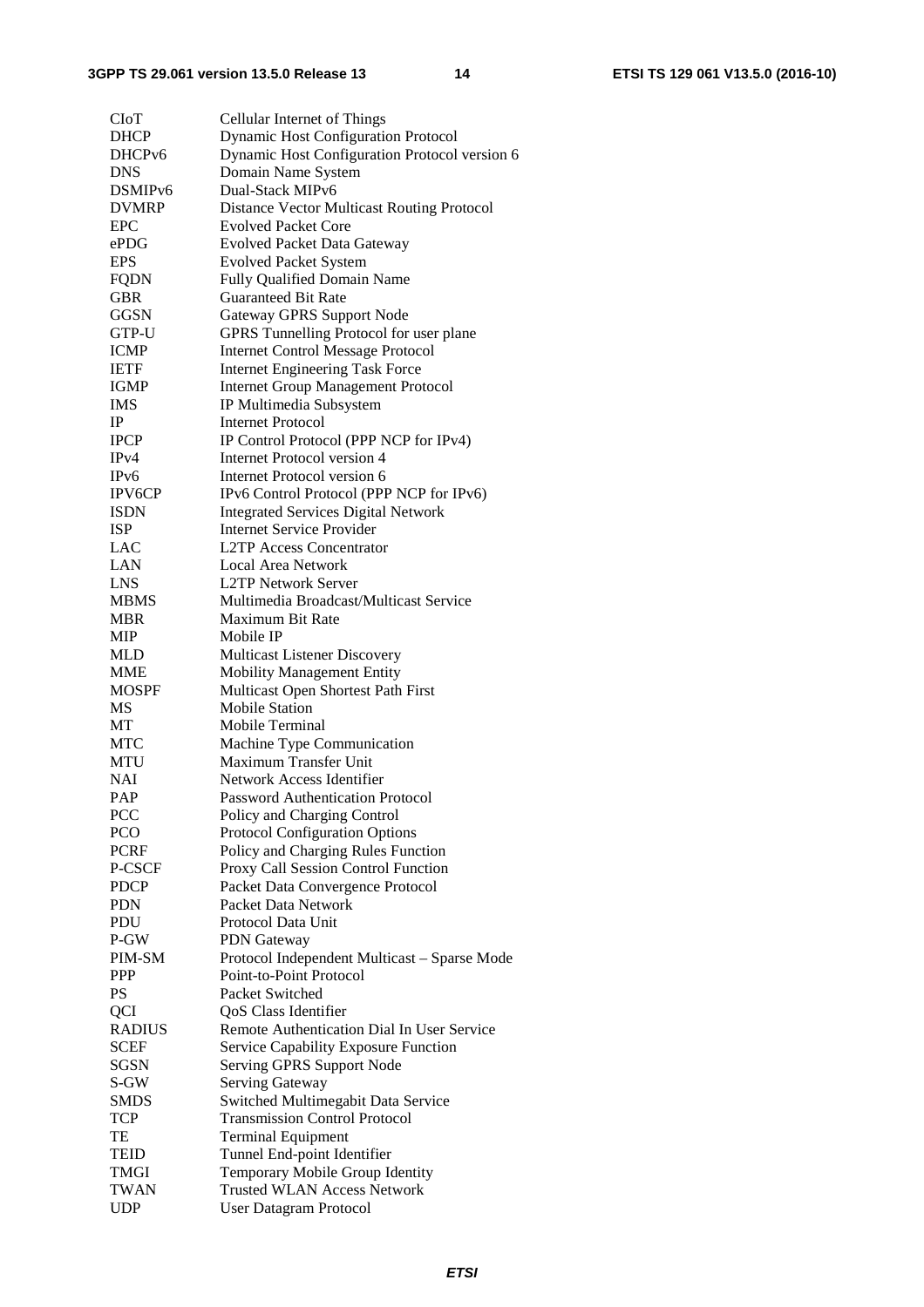| | |
|---|---|
| CIoT | Cellular Internet of Things |
| DHCP | Dynamic Host Configuration Protocol |
| DHCPv6 | Dynamic Host Configuration Protocol version 6 |
| DNS | Domain Name System |
| DSMIPv6 | Dual-Stack MIPv6 |
| DVMRP | Distance Vector Multicast Routing Protocol |
| EPC | Evolved Packet Core |
| ePDG | Evolved Packet Data Gateway |
| EPS | Evolved Packet System |
| FQDN | Fully Qualified Domain Name |
| GBR | Guaranteed Bit Rate |
| GGSN | Gateway GPRS Support Node |
| GTP-U | GPRS Tunnelling Protocol for user plane |
| ICMP | Internet Control Message Protocol |
| IETF | Internet Engineering Task Force |
| IGMP | Internet Group Management Protocol |
| IMS | IP Multimedia Subsystem |
| IP | Internet Protocol |
| IPCP | IP Control Protocol (PPP NCP for IPv4) |
| IPv4 | Internet Protocol version 4 |
| IPv6 | Internet Protocol version 6 |
| IPV6CP | IPv6 Control Protocol (PPP NCP for IPv6) |
| ISDN | Integrated Services Digital Network |
| ISP | Internet Service Provider |
| LAC | L2TP Access Concentrator |
| LAN | Local Area Network |
| LNS | L2TP Network Server |
| MBMS | Multimedia Broadcast/Multicast Service |
| MBR | Maximum Bit Rate |
| MIP | Mobile IP |
| MLD | Multicast Listener Discovery |
| MME | Mobility Management Entity |
| MOSPF | Multicast Open Shortest Path First |
| MS | Mobile Station |
| MT | Mobile Terminal |
| MTC | Machine Type Communication |
| MTU | Maximum Transfer Unit |
| NAI | Network Access Identifier |
| PAP | Password Authentication Protocol |
| PCC | Policy and Charging Control |
| PCO | Protocol Configuration Options |
| PCRF | Policy and Charging Rules Function |
| P-CSCF | Proxy Call Session Control Function |
| PDCP | Packet Data Convergence Protocol |
| PDN | Packet Data Network |
| PDU | Protocol Data Unit |
| P-GW | PDN Gateway |
| PIM-SM | Protocol Independent Multicast – Sparse Mode |
| PPP | Point-to-Point Protocol |
| PS | Packet Switched |
| QCI | QoS Class Identifier |
| RADIUS | Remote Authentication Dial In User Service |
| SCEF | Service Capability Exposure Function |
| SGSN | Serving GPRS Support Node |
| S-GW | Serving Gateway |
| SMDS | Switched Multimegabit Data Service |
| TCP | Transmission Control Protocol |
| TE | Terminal Equipment |
| TEID | Tunnel End-point Identifier |
| TMGI | Temporary Mobile Group Identity |
| TWAN | Trusted WLAN Access Network |
| UDP | User Datagram Protocol |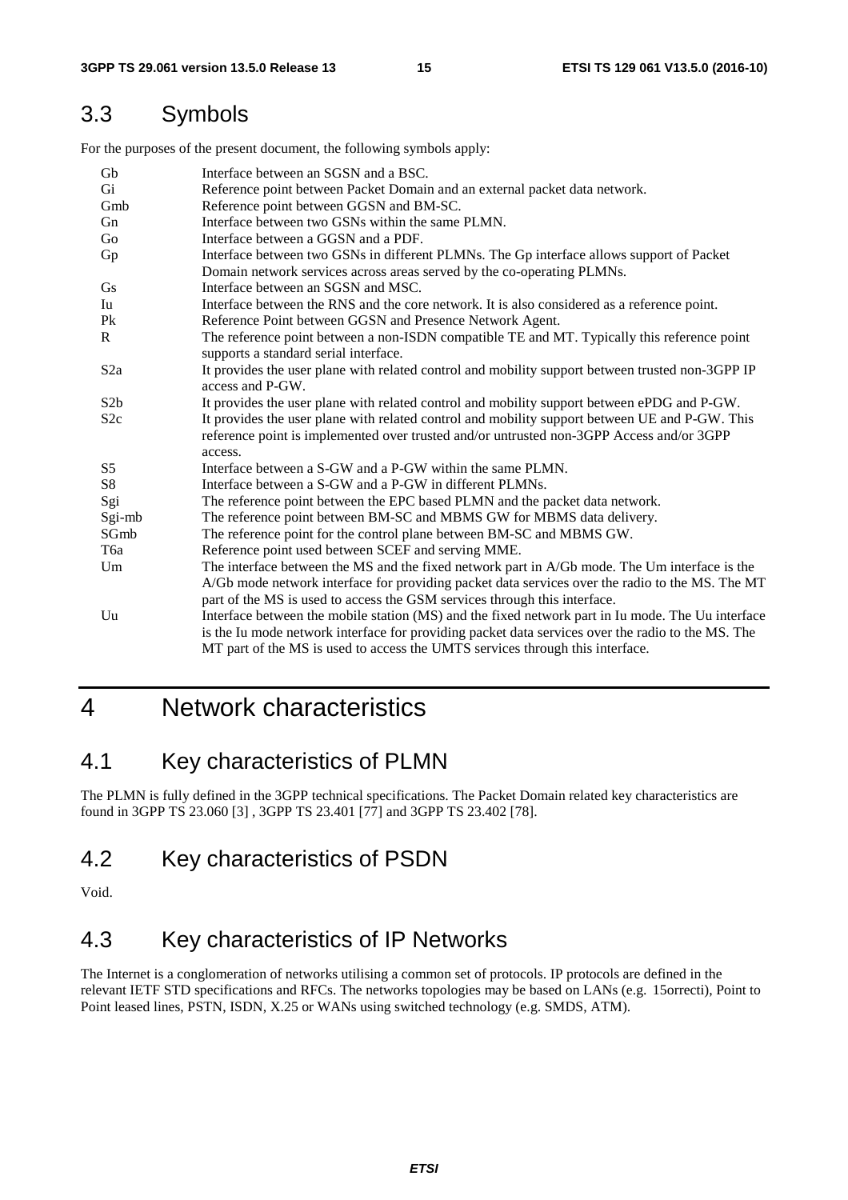## 3.3 Symbols

For the purposes of the present document, the following symbols apply:

| | |
|---|---|
| Gb | Interface between an SGSN and a BSC. |
| Gi | Reference point between Packet Domain and an external packet data network. |
| Gmb | Reference point between GGSN and BM-SC. |
| Gn | Interface between two GSNs within the same PLMN. |
| Go | Interface between a GGSN and a PDF. |
| Gp | Interface between two GSNs in different PLMNs. The Gp interface allows support of Packet Domain network services across areas served by the co-operating PLMNs. |
| Gs | Interface between an SGSN and MSC. |
| Iu | Interface between the RNS and the core network. It is also considered as a reference point. |
| Pk | Reference Point between GGSN and Presence Network Agent. |
| R | The reference point between a non-ISDN compatible TE and MT. Typically this reference point supports a standard serial interface. |
| S2a | It provides the user plane with related control and mobility support between trusted non-3GPP IP access and P-GW. |
| S2b | It provides the user plane with related control and mobility support between ePDG and P-GW. |
| S2c | It provides the user plane with related control and mobility support between UE and P-GW. This reference point is implemented over trusted and/or untrusted non-3GPP Access and/or 3GPP access. |
| S5 | Interface between a S-GW and a P-GW within the same PLMN. |
| S8 | Interface between a S-GW and a P-GW in different PLMNs. |
| Sgi | The reference point between the EPC based PLMN and the packet data network. |
| Sgi-mb | The reference point between BM-SC and MBMS GW for MBMS data delivery. |
| SGmb | The reference point for the control plane between BM-SC and MBMS GW. |
| T6a | Reference point used between SCEF and serving MME. |
| Um | The interface between the MS and the fixed network part in A/Gb mode. The Um interface is the A/Gb mode network interface for providing packet data services over the radio to the MS. The MT part of the MS is used to access the GSM services through this interface. |
| Uu | Interface between the mobile station (MS) and the fixed network part in Iu mode. The Uu interface is the Iu mode network interface for providing packet data services over the radio to the MS. The MT part of the MS is used to access the UMTS services through this interface. |

# 4 Network characteristics

## 4.1 Key characteristics of PLMN

The PLMN is fully defined in the 3GPP technical specifications. The Packet Domain related key characteristics are found in 3GPP TS 23.060 [3] , 3GPP TS 23.401 [77] and 3GPP TS 23.402 [78].

## 4.2 Key characteristics of PSDN

Void.

## 4.3 Key characteristics of IP Networks

The Internet is a conglomeration of networks utilising a common set of protocols. IP protocols are defined in the relevant IETF STD specifications and RFCs. The networks topologies may be based on LANs (e.g. 15orrecti), Point to Point leased lines, PSTN, ISDN, X.25 or WANs using switched technology (e.g. SMDS, ATM).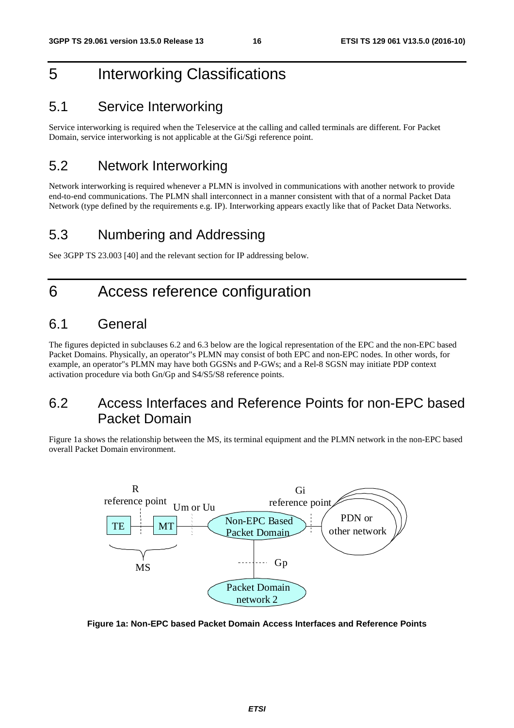# 5 Interworking Classifications

## 5.1 Service Interworking

Service interworking is required when the Teleservice at the calling and called terminals are different. For Packet Domain, service interworking is not applicable at the Gi/Sgi reference point.

## 5.2 Network Interworking

Network interworking is required whenever a PLMN is involved in communications with another network to provide end-to-end communications. The PLMN shall interconnect in a manner consistent with that of a normal Packet Data Network (type defined by the requirements e.g. IP). Interworking appears exactly like that of Packet Data Networks.

## 5.3 Numbering and Addressing

See 3GPP TS 23.003 [40] and the relevant section for IP addressing below.

# 6 Access reference configuration

## 6.1 General

The figures depicted in subclauses 6.2 and 6.3 below are the logical representation of the EPC and the non-EPC based Packet Domains. Physically, an operator"s PLMN may consist of both EPC and non-EPC nodes. In other words, for example, an operator"s PLMN may have both GGSNs and P-GWs; and a Rel-8 SGSN may initiate PDP context activation procedure via both Gn/Gp and S4/S5/S8 reference points.

## 6.2 Access Interfaces and Reference Points for non-EPC based Packet Domain

Figure 1a shows the relationship between the MS, its terminal equipment and the PLMN network in the non-EPC based overall Packet Domain environment.

**Figure 1a: Non-EPC based Packet Domain Access Interfaces and Reference Points**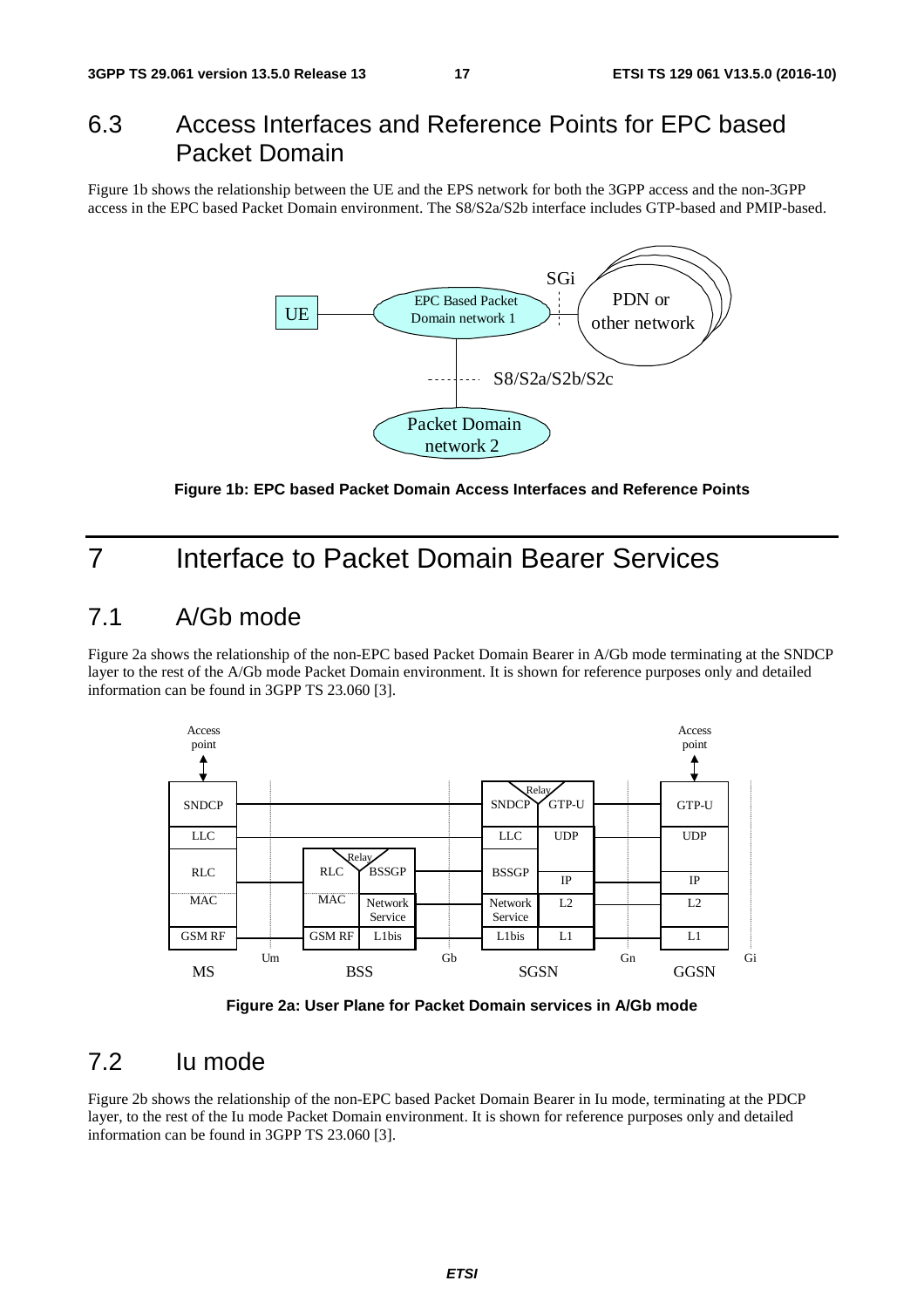## 6.3 Access Interfaces and Reference Points for EPC based Packet Domain

Figure 1b shows the relationship between the UE and the EPS network for both the 3GPP access and the non-3GPP access in the EPC based Packet Domain environment. The S8/S2a/S2b interface includes GTP-based and PMIP-based.

**Figure 1b: EPC based Packet Domain Access Interfaces and Reference Points**

# 7 Interface to Packet Domain Bearer Services

## 7.1 A/Gb mode

Figure 2a shows the relationship of the non-EPC based Packet Domain Bearer in A/Gb mode terminating at the SNDCP layer to the rest of the A/Gb mode Packet Domain environment. It is shown for reference purposes only and detailed information can be found in 3GPP TS 23.060 [3].

**Figure 2a: User Plane for Packet Domain services in A/Gb mode**

## 7.2 Iu mode

Figure 2b shows the relationship of the non-EPC based Packet Domain Bearer in Iu mode, terminating at the PDCP layer, to the rest of the Iu mode Packet Domain environment. It is shown for reference purposes only and detailed information can be found in 3GPP TS 23.060 [3].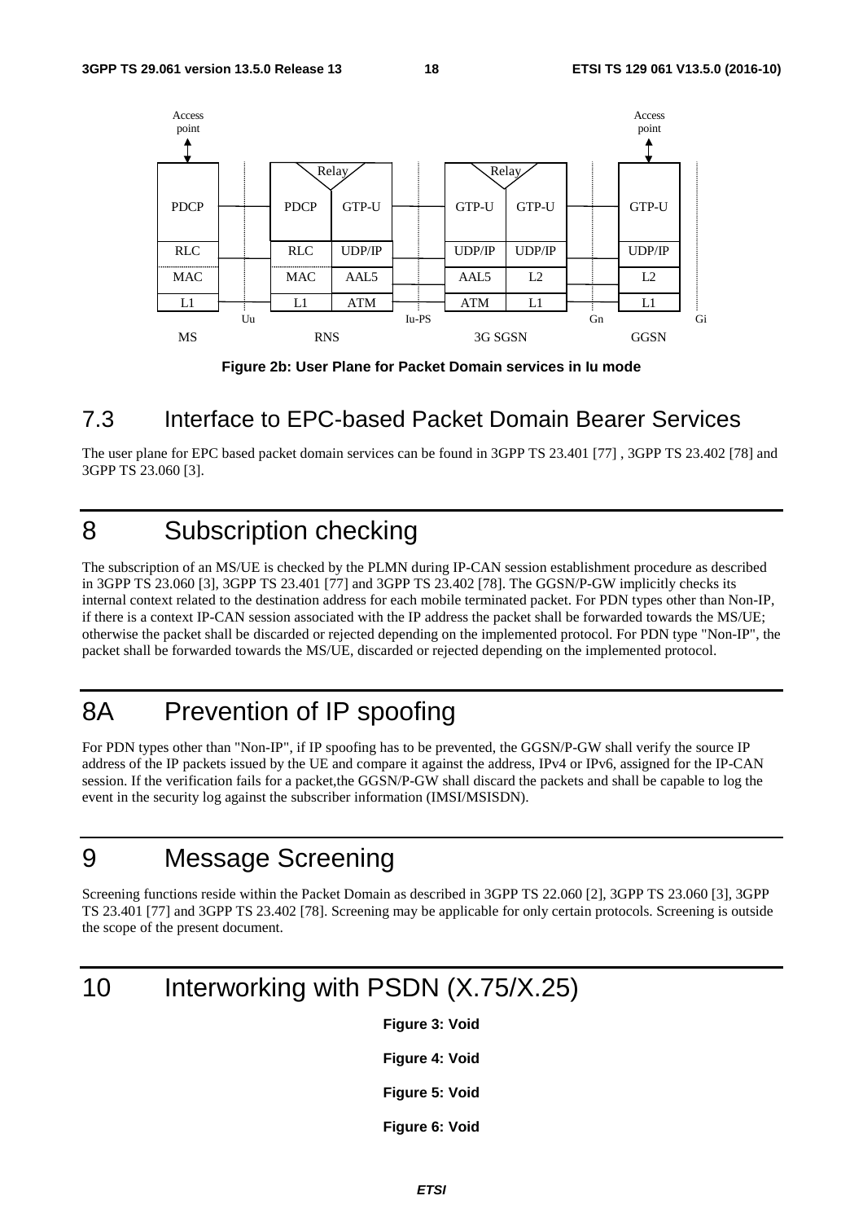Figure 2b: User Plane for Packet Domain services in Iu mode

## 7.3 Interface to EPC-based Packet Domain Bearer Services

The user plane for EPC based packet domain services can be found in 3GPP TS 23.401 [77] , 3GPP TS 23.402 [78] and 3GPP TS 23.060 [3].

# 8 Subscription checking

The subscription of an MS/UE is checked by the PLMN during IP-CAN session establishment procedure as described in 3GPP TS 23.060 [3], 3GPP TS 23.401 [77] and 3GPP TS 23.402 [78]. The GGSN/P-GW implicitly checks its internal context related to the destination address for each mobile terminated packet. For PDN types other than Non-IP, if there is a context IP-CAN session associated with the IP address the packet shall be forwarded towards the MS/UE; otherwise the packet shall be discarded or rejected depending on the implemented protocol. For PDN type "Non-IP", the packet shall be forwarded towards the MS/UE, discarded or rejected depending on the implemented protocol.

# 8A Prevention of IP spoofing

For PDN types other than "Non-IP", if IP spoofing has to be prevented, the GGSN/P-GW shall verify the source IP address of the IP packets issued by the UE and compare it against the address, IPv4 or IPv6, assigned for the IP-CAN session. If the verification fails for a packet,the GGSN/P-GW shall discard the packets and shall be capable to log the event in the security log against the subscriber information (IMSI/MSISDN).

# 9 Message Screening

Screening functions reside within the Packet Domain as described in 3GPP TS 22.060 [2], 3GPP TS 23.060 [3], 3GPP TS 23.401 [77] and 3GPP TS 23.402 [78]. Screening may be applicable for only certain protocols. Screening is outside the scope of the present document.

# 10 Interworking with PSDN (X.75/X.25)

Figure 3: Void

Figure 4: Void

Figure 5: Void

Figure 6: Void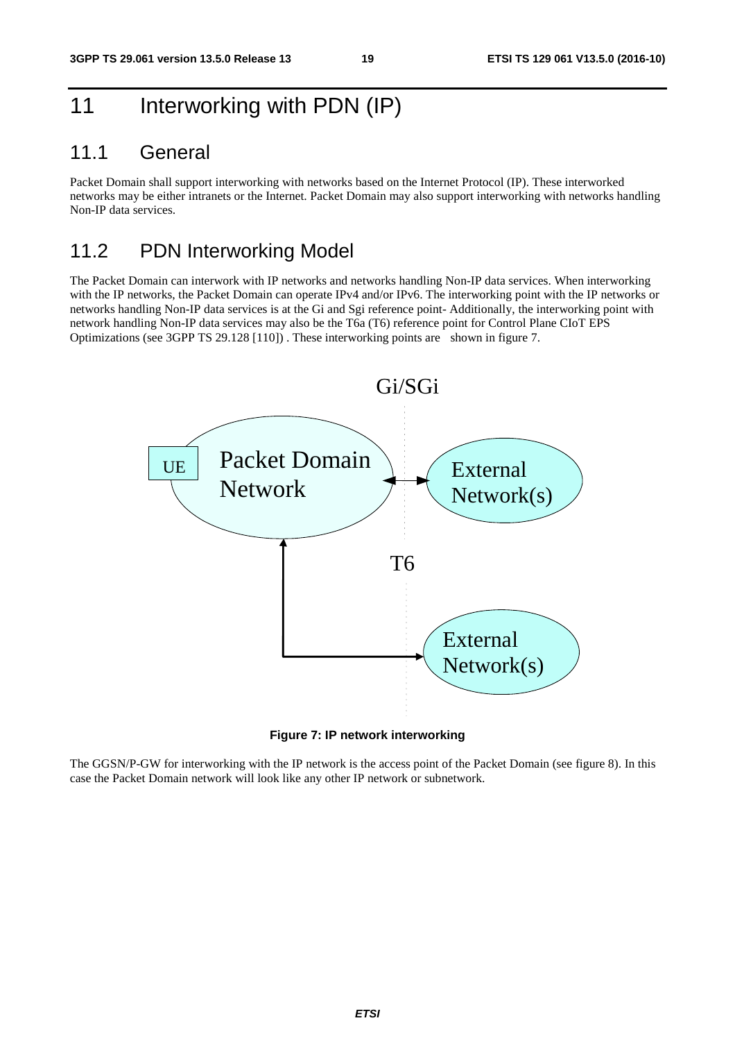# 11 Interworking with PDN (IP)

## 11.1 General

Packet Domain shall support interworking with networks based on the Internet Protocol (IP). These interworked networks may be either intranets or the Internet. Packet Domain may also support interworking with networks handling Non-IP data services.

## 11.2 PDN Interworking Model

The Packet Domain can interwork with IP networks and networks handling Non-IP data services. When interworking with the IP networks, the Packet Domain can operate IPv4 and/or IPv6. The interworking point with the IP networks or networks handling Non-IP data services is at the Gi and Sgi reference point- Additionally, the interworking point with network handling Non-IP data services may also be the T6a (T6) reference point for Control Plane CIoT EPS Optimizations (see 3GPP TS 29.128 [110]) . These interworking points are shown in figure 7.

**Figure 7: IP network interworking**

The GGSN/P-GW for interworking with the IP network is the access point of the Packet Domain (see figure 8). In this case the Packet Domain network will look like any other IP network or subnetwork.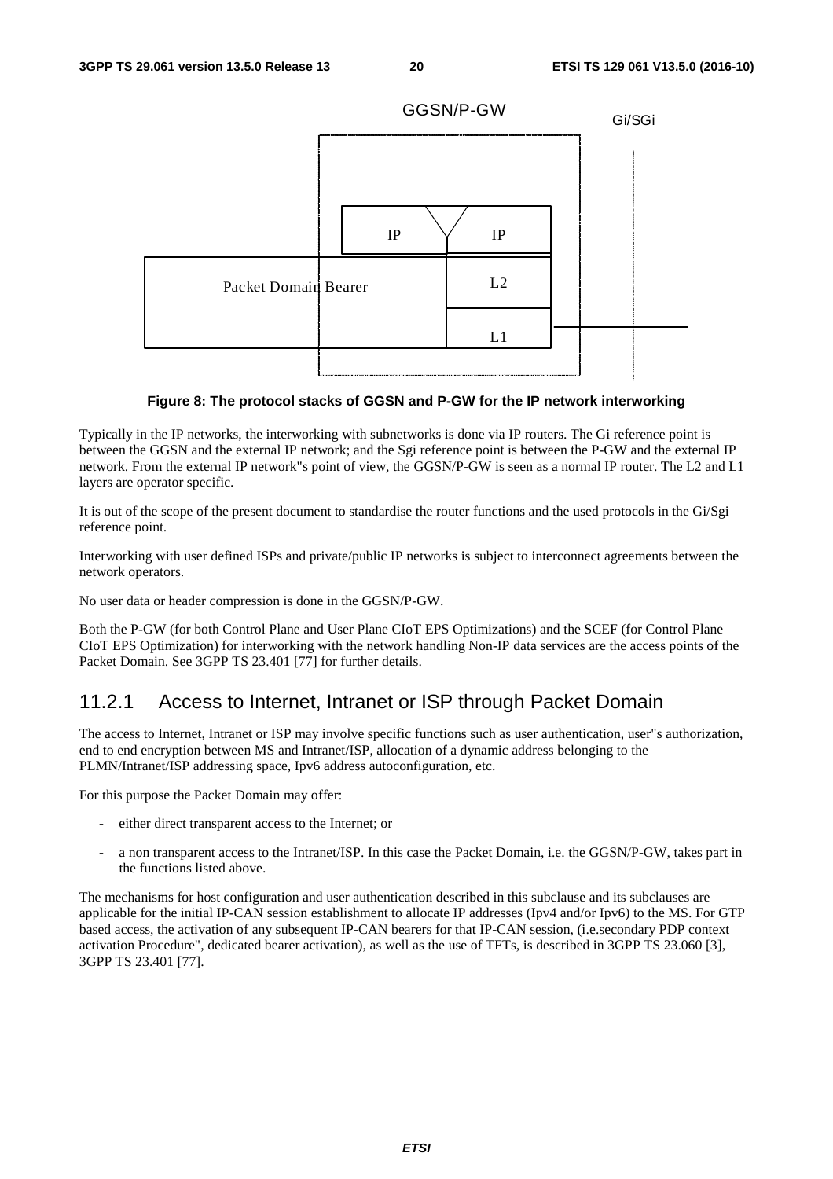Figure 8: The protocol stacks of GGSN and P-GW for the IP network interworking

Typically in the IP networks, the interworking with subnetworks is done via IP routers. The Gi reference point is between the GGSN and the external IP network; and the Sgi reference point is between the P-GW and the external IP network. From the external IP network"s point of view, the GGSN/P-GW is seen as a normal IP router. The L2 and L1 layers are operator specific.

It is out of the scope of the present document to standardise the router functions and the used protocols in the Gi/Sgi reference point.

Interworking with user defined ISPs and private/public IP networks is subject to interconnect agreements between the network operators.

No user data or header compression is done in the GGSN/P-GW.

Both the P-GW (for both Control Plane and User Plane CIoT EPS Optimizations) and the SCEF (for Control Plane CIoT EPS Optimization) for interworking with the network handling Non-IP data services are the access points of the Packet Domain. See 3GPP TS 23.401 [77] for further details.

## 11.2.1 Access to Internet, Intranet or ISP through Packet Domain

The access to Internet, Intranet or ISP may involve specific functions such as user authentication, user"s authorization, end to end encryption between MS and Intranet/ISP, allocation of a dynamic address belonging to the PLMN/Intranet/ISP addressing space, Ipv6 address autoconfiguration, etc.

For this purpose the Packet Domain may offer:

- either direct transparent access to the Internet; or
- a non transparent access to the Intranet/ISP. In this case the Packet Domain, i.e. the GGSN/P-GW, takes part in the functions listed above.

The mechanisms for host configuration and user authentication described in this subclause and its subclauses are applicable for the initial IP-CAN session establishment to allocate IP addresses (Ipv4 and/or Ipv6) to the MS. For GTP based access, the activation of any subsequent IP-CAN bearers for that IP-CAN session, (i.e.secondary PDP context activation Procedure", dedicated bearer activation), as well as the use of TFTs, is described in 3GPP TS 23.060 [3], 3GPP TS 23.401 [77].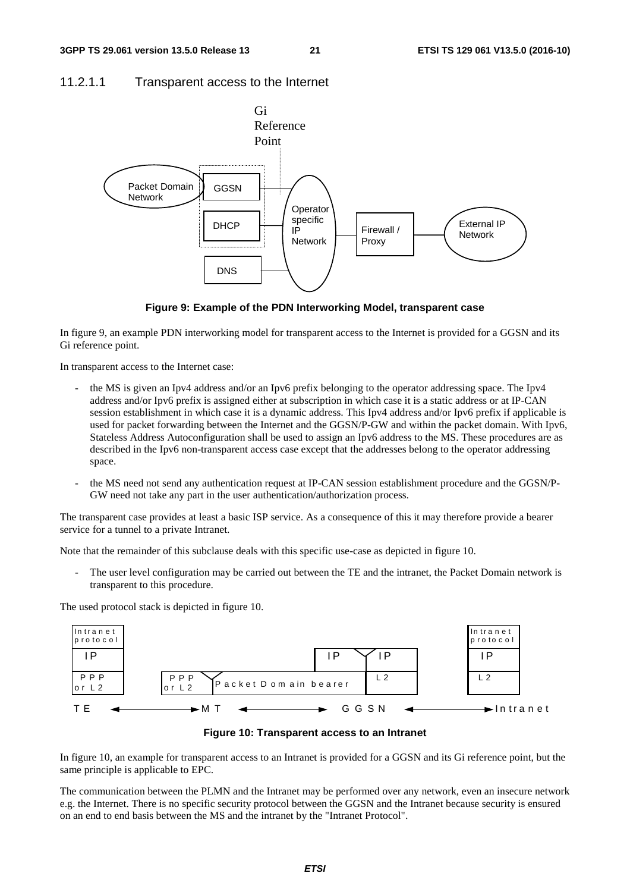#### 11.2.1.1 Transparent access to the Internet

**Figure 9: Example of the PDN Interworking Model, transparent case**

In figure 9, an example PDN interworking model for transparent access to the Internet is provided for a GGSN and its Gi reference point.

In transparent access to the Internet case:

- the MS is given an Ipv4 address and/or an Ipv6 prefix belonging to the operator addressing space. The Ipv4 address and/or Ipv6 prefix is assigned either at subscription in which case it is a static address or at IP-CAN session establishment in which case it is a dynamic address. This Ipv4 address and/or Ipv6 prefix if applicable is used for packet forwarding between the Internet and the GGSN/P-GW and within the packet domain. With Ipv6, Stateless Address Autoconfiguration shall be used to assign an Ipv6 address to the MS. These procedures are as described in the Ipv6 non-transparent access case except that the addresses belong to the operator addressing space.
- the MS need not send any authentication request at IP-CAN session establishment procedure and the GGSN/P-GW need not take any part in the user authentication/authorization process.

The transparent case provides at least a basic ISP service. As a consequence of this it may therefore provide a bearer service for a tunnel to a private Intranet.

Note that the remainder of this subclause deals with this specific use-case as depicted in figure 10.

- The user level configuration may be carried out between the TE and the intranet, the Packet Domain network is transparent to this procedure.

The used protocol stack is depicted in figure 10.

**Figure 10: Transparent access to an Intranet**

In figure 10, an example for transparent access to an Intranet is provided for a GGSN and its Gi reference point, but the same principle is applicable to EPC.

The communication between the PLMN and the Intranet may be performed over any network, even an insecure network e.g. the Internet. There is no specific security protocol between the GGSN and the Intranet because security is ensured on an end to end basis between the MS and the intranet by the "Intranet Protocol".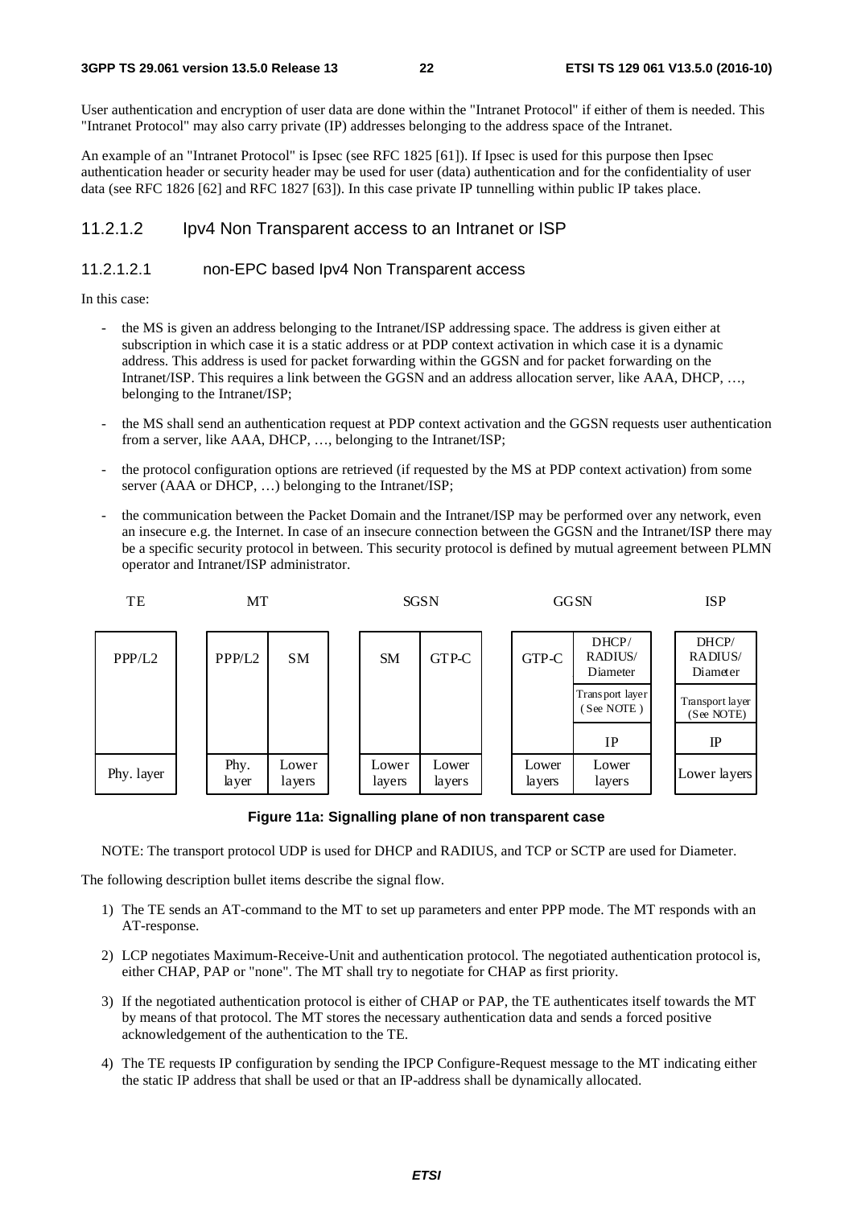User authentication and encryption of user data are done within the "Intranet Protocol" if either of them is needed. This "Intranet Protocol" may also carry private (IP) addresses belonging to the address space of the Intranet.

An example of an "Intranet Protocol" is Ipsec (see RFC 1825 [61]). If Ipsec is used for this purpose then Ipsec authentication header or security header may be used for user (data) authentication and for the confidentiality of user data (see RFC 1826 [62] and RFC 1827 [63]). In this case private IP tunnelling within public IP takes place.

### 11.2.1.2 Ipv4 Non Transparent access to an Intranet or ISP

#### 11.2.1.2.1 non-EPC based Ipv4 Non Transparent access

In this case:

- the MS is given an address belonging to the Intranet/ISP addressing space. The address is given either at subscription in which case it is a static address or at PDP context activation in which case it is a dynamic address. This address is used for packet forwarding within the GGSN and for packet forwarding on the Intranet/ISP. This requires a link between the GGSN and an address allocation server, like AAA, DHCP, …, belonging to the Intranet/ISP;
- the MS shall send an authentication request at PDP context activation and the GGSN requests user authentication from a server, like AAA, DHCP, …, belonging to the Intranet/ISP;
- the protocol configuration options are retrieved (if requested by the MS at PDP context activation) from some server (AAA or DHCP, …) belonging to the Intranet/ISP;
- the communication between the Packet Domain and the Intranet/ISP may be performed over any network, even an insecure e.g. the Internet. In case of an insecure connection between the GGSN and the Intranet/ISP there may be a specific security protocol in between. This security protocol is defined by mutual agreement between PLMN operator and Intranet/ISP administrator.

| TE | MT | | SGSN | | GGSN | | ISP |
|---|---|---|---|---|---|---|---|
| PPP/L2 | PPP/L2 | SM | SM | GTP-C | GTP-C | DHCP/ RADIUS/ Diameter | DHCP/ RADIUS/ Diameter |
| | | | | | | Transport layer (See NOTE) | Transport layer (See NOTE) |
| | | | | | | IP | IP |
| Phy. layer | Phy. layer | Lower layers | Lower layers | Lower layers | Lower layers | Lower layers | Lower layers |

**Figure 11a: Signalling plane of non transparent case**

NOTE: The transport protocol UDP is used for DHCP and RADIUS, and TCP or SCTP are used for Diameter.

The following description bullet items describe the signal flow.

1) The TE sends an AT-command to the MT to set up parameters and enter PPP mode. The MT responds with an AT-response.
2) LCP negotiates Maximum-Receive-Unit and authentication protocol. The negotiated authentication protocol is, either CHAP, PAP or "none". The MT shall try to negotiate for CHAP as first priority.
3) If the negotiated authentication protocol is either of CHAP or PAP, the TE authenticates itself towards the MT by means of that protocol. The MT stores the necessary authentication data and sends a forced positive acknowledgement of the authentication to the TE.
4) The TE requests IP configuration by sending the IPCP Configure-Request message to the MT indicating either the static IP address that shall be used or that an IP-address shall be dynamically allocated.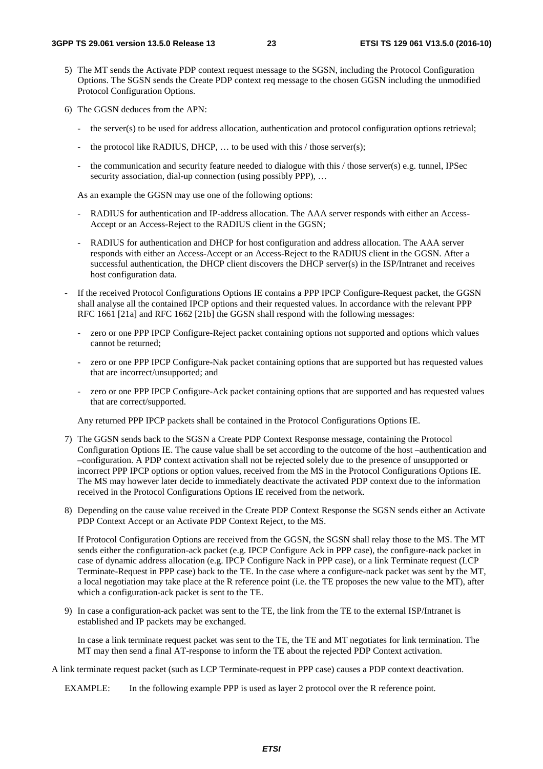5) The MT sends the Activate PDP context request message to the SGSN, including the Protocol Configuration Options. The SGSN sends the Create PDP context req message to the chosen GGSN including the unmodified Protocol Configuration Options.

6) The GGSN deduces from the APN:

   - the server(s) to be used for address allocation, authentication and protocol configuration options retrieval;
   - the protocol like RADIUS, DHCP, … to be used with this / those server(s);
   - the communication and security feature needed to dialogue with this / those server(s) e.g. tunnel, IPSec security association, dial-up connection (using possibly PPP), …

   As an example the GGSN may use one of the following options:

   - RADIUS for authentication and IP-address allocation. The AAA server responds with either an Access-Accept or an Access-Reject to the RADIUS client in the GGSN;
   - RADIUS for authentication and DHCP for host configuration and address allocation. The AAA server responds with either an Access-Accept or an Access-Reject to the RADIUS client in the GGSN. After a successful authentication, the DHCP client discovers the DHCP server(s) in the ISP/Intranet and receives host configuration data.

- If the received Protocol Configurations Options IE contains a PPP IPCP Configure-Request packet, the GGSN shall analyse all the contained IPCP options and their requested values. In accordance with the relevant PPP RFC 1661 [21a] and RFC 1662 [21b] the GGSN shall respond with the following messages:

   - zero or one PPP IPCP Configure-Reject packet containing options not supported and options which values cannot be returned;
   - zero or one PPP IPCP Configure-Nak packet containing options that are supported but has requested values that are incorrect/unsupported; and
   - zero or one PPP IPCP Configure-Ack packet containing options that are supported and has requested values that are correct/supported.

   Any returned PPP IPCP packets shall be contained in the Protocol Configurations Options IE.

7) The GGSN sends back to the SGSN a Create PDP Context Response message, containing the Protocol Configuration Options IE. The cause value shall be set according to the outcome of the host –authentication and –configuration. A PDP context activation shall not be rejected solely due to the presence of unsupported or incorrect PPP IPCP options or option values, received from the MS in the Protocol Configurations Options IE. The MS may however later decide to immediately deactivate the activated PDP context due to the information received in the Protocol Configurations Options IE received from the network.

8) Depending on the cause value received in the Create PDP Context Response the SGSN sends either an Activate PDP Context Accept or an Activate PDP Context Reject, to the MS.

   If Protocol Configuration Options are received from the GGSN, the SGSN shall relay those to the MS. The MT sends either the configuration-ack packet (e.g. IPCP Configure Ack in PPP case), the configure-nack packet in case of dynamic address allocation (e.g. IPCP Configure Nack in PPP case), or a link Terminate request (LCP Terminate-Request in PPP case) back to the TE. In the case where a configure-nack packet was sent by the MT, a local negotiation may take place at the R reference point (i.e. the TE proposes the new value to the MT), after which a configuration-ack packet is sent to the TE.

9) In case a configuration-ack packet was sent to the TE, the link from the TE to the external ISP/Intranet is established and IP packets may be exchanged.

   In case a link terminate request packet was sent to the TE, the TE and MT negotiates for link termination. The MT may then send a final AT-response to inform the TE about the rejected PDP Context activation.

A link terminate request packet (such as LCP Terminate-request in PPP case) causes a PDP context deactivation.

EXAMPLE: In the following example PPP is used as layer 2 protocol over the R reference point.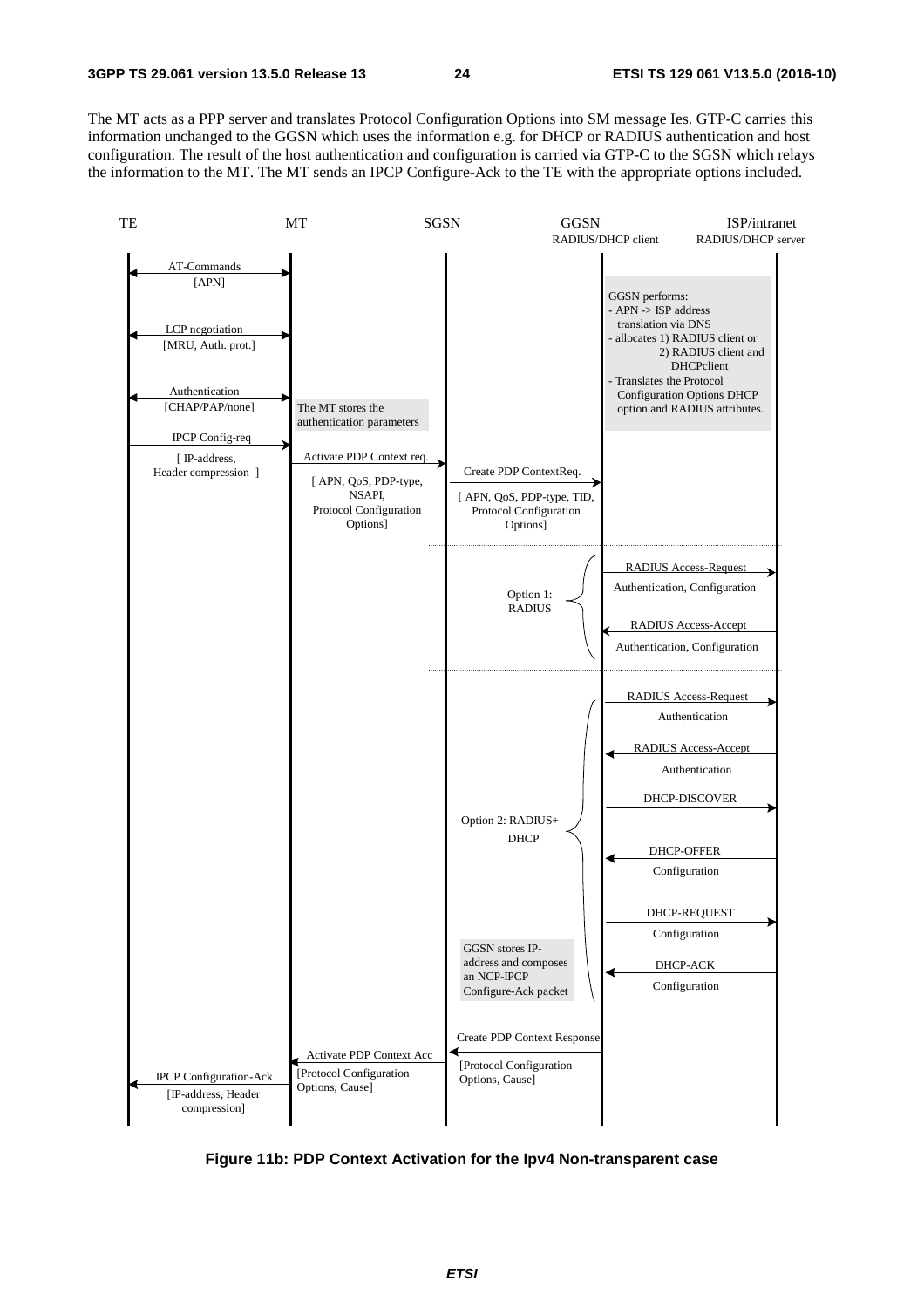The MT acts as a PPP server and translates Protocol Configuration Options into SM message Ies. GTP-C carries this information unchanged to the GGSN which uses the information e.g. for DHCP or RADIUS authentication and host configuration. The result of the host authentication and configuration is carried via GTP-C to the SGSN which relays the information to the MT. The MT sends an IPCP Configure-Ack to the TE with the appropriate options included.

TE MT SGSN GGSN ISP/intranet

RADIUS/DHCP client RADIUS/DHCP server

AT-Commands [APN]

LCP negotiation [MRU, Auth. prot.]

Authentication [CHAP/PAP/none]

The MT stores the authentication parameters

IPCP Config-req [ IP-address, Header compression ]

Activate PDP Context req. [ APN, QoS, PDP-type, NSAPI, Protocol Configuration Options]

Create PDP ContextReq. [ APN, QoS, PDP-type, TID, Protocol Configuration Options]

GGSN performs:
- APN -> ISP address translation via DNS
- allocates 1) RADIUS client or 2) RADIUS client and DHCPclient
- Translates the Protocol Configuration Options DHCP option and RADIUS attributes.

Option 1: RADIUS

RADIUS Access-Request Authentication, Configuration

RADIUS Access-Accept Authentication, Configuration

Option 2: RADIUS+ DHCP

RADIUS Access-Request Authentication

RADIUS Access-Accept Authentication

DHCP-DISCOVER

DHCP-OFFER Configuration

DHCP-REQUEST Configuration

DHCP-ACK Configuration

GGSN stores IP-address and composes an NCP-IPCP Configure-Ack packet

Create PDP Context Response [Protocol Configuration Options, Cause]

Activate PDP Context Acc [Protocol Configuration Options, Cause]

IPCP Configuration-Ack [IP-address, Header compression]

**Figure 11b: PDP Context Activation for the Ipv4 Non-transparent case**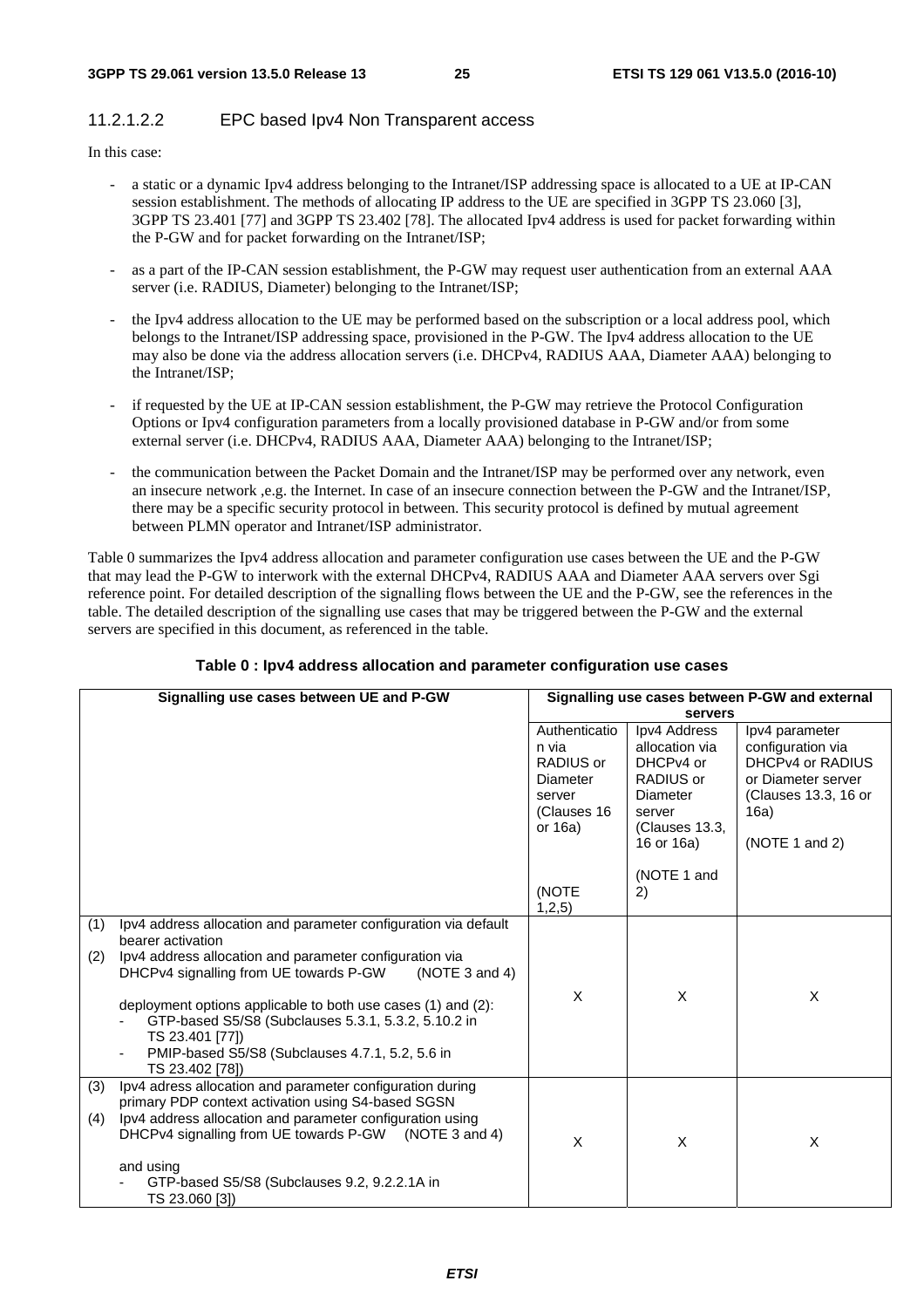#### 11.2.1.2.2 EPC based Ipv4 Non Transparent access

In this case:

- a static or a dynamic Ipv4 address belonging to the Intranet/ISP addressing space is allocated to a UE at IP-CAN session establishment. The methods of allocating IP address to the UE are specified in 3GPP TS 23.060 [3], 3GPP TS 23.401 [77] and 3GPP TS 23.402 [78]. The allocated Ipv4 address is used for packet forwarding within the P-GW and for packet forwarding on the Intranet/ISP;
- as a part of the IP-CAN session establishment, the P-GW may request user authentication from an external AAA server (i.e. RADIUS, Diameter) belonging to the Intranet/ISP;
- the Ipv4 address allocation to the UE may be performed based on the subscription or a local address pool, which belongs to the Intranet/ISP addressing space, provisioned in the P-GW. The Ipv4 address allocation to the UE may also be done via the address allocation servers (i.e. DHCPv4, RADIUS AAA, Diameter AAA) belonging to the Intranet/ISP;
- if requested by the UE at IP-CAN session establishment, the P-GW may retrieve the Protocol Configuration Options or Ipv4 configuration parameters from a locally provisioned database in P-GW and/or from some external server (i.e. DHCPv4, RADIUS AAA, Diameter AAA) belonging to the Intranet/ISP;
- the communication between the Packet Domain and the Intranet/ISP may be performed over any network, even an insecure network ,e.g. the Internet. In case of an insecure connection between the P-GW and the Intranet/ISP, there may be a specific security protocol in between. This security protocol is defined by mutual agreement between PLMN operator and Intranet/ISP administrator.

Table 0 summarizes the Ipv4 address allocation and parameter configuration use cases between the UE and the P-GW that may lead the P-GW to interwork with the external DHCPv4, RADIUS AAA and Diameter AAA servers over Sgi reference point. For detailed description of the signalling flows between the UE and the P-GW, see the references in the table. The detailed description of the signalling use cases that may be triggered between the P-GW and the external servers are specified in this document, as referenced in the table.

**Table 0 : Ipv4 address allocation and parameter configuration use cases**

| Signalling use cases between UE and P-GW | Signalling use cases between P-GW and external servers | | |
|---|---|---|---|
| | Authentication via RADIUS or Diameter server (Clauses 16 or 16a)<br><br>(NOTE 1,2,5) | Ipv4 Address allocation via DHCPv4 or RADIUS or Diameter server (Clauses 13.3, 16 or 16a)<br><br>(NOTE 1 and 2) | Ipv4 parameter configuration via DHCPv4 or RADIUS or Diameter server (Clauses 13.3, 16 or 16a)<br><br>(NOTE 1 and 2) |
| (1) Ipv4 address allocation and parameter configuration via default bearer activation<br>(2) Ipv4 address allocation and parameter configuration via DHCPv4 signalling from UE towards P-GW (NOTE 3 and 4)<br><br>deployment options applicable to both use cases (1) and (2):<br>- GTP-based S5/S8 (Subclauses 5.3.1, 5.3.2, 5.10.2 in TS 23.401 [77])<br>- PMIP-based S5/S8 (Subclauses 4.7.1, 5.2, 5.6 in TS 23.402 [78]) | X | X | X |
| (3) Ipv4 adress allocation and parameter configuration during primary PDP context activation using S4-based SGSN<br>(4) Ipv4 address allocation and parameter configuration using DHCPv4 signalling from UE towards P-GW (NOTE 3 and 4)<br><br>and using<br>- GTP-based S5/S8 (Subclauses 9.2, 9.2.2.1A in TS 23.060 [3]) | X | X | X |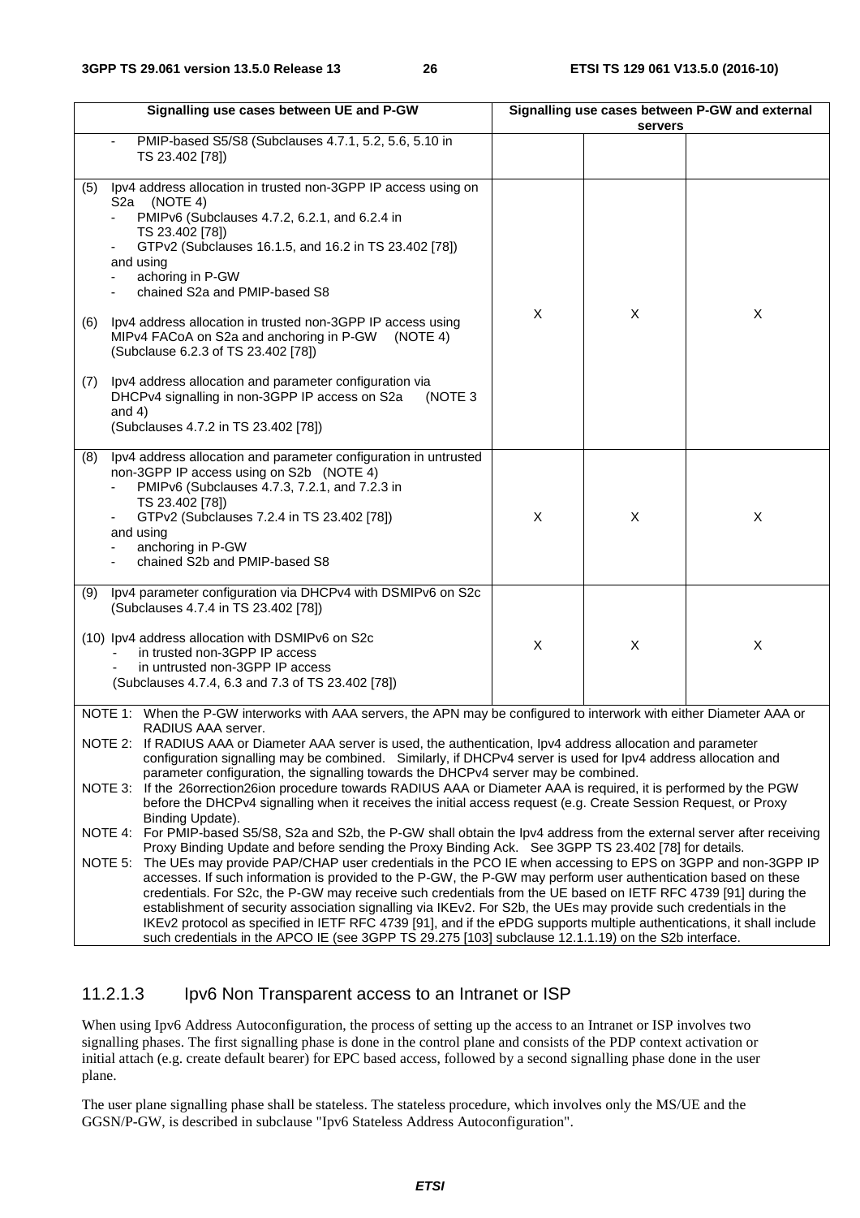| Signalling use cases between UE and P-GW | Signalling use cases between P-GW and external servers | | |
|---|---|---|---|
| - PMIP-based S5/S8 (Subclauses 4.7.1, 5.2, 5.6, 5.10 in TS 23.402 [78]) | | | |
| (5) Ipv4 address allocation in trusted non-3GPP IP access using on S2a (NOTE 4)<br>- PMIPv6 (Subclauses 4.7.2, 6.2.1, and 6.2.4 in TS 23.402 [78])<br>- GTPv2 (Subclauses 16.1.5, and 16.2 in TS 23.402 [78])<br>and using<br>- achoring in P-GW<br>- chained S2a and PMIP-based S8<br><br>(6) Ipv4 address allocation in trusted non-3GPP IP access using MIPv4 FACoA on S2a and anchoring in P-GW (NOTE 4) (Subclause 6.2.3 of TS 23.402 [78])<br><br>(7) Ipv4 address allocation and parameter configuration via DHCPv4 signalling in non-3GPP IP access on S2a (NOTE 3 and 4) (Subclauses 4.7.2 in TS 23.402 [78]) | X | X | X |
| (8) Ipv4 address allocation and parameter configuration in untrusted non-3GPP IP access using on S2b (NOTE 4)<br>- PMIPv6 (Subclauses 4.7.3, 7.2.1, and 7.2.3 in TS 23.402 [78])<br>- GTPv2 (Subclauses 7.2.4 in TS 23.402 [78])<br>and using<br>- anchoring in P-GW<br>- chained S2b and PMIP-based S8 | X | X | X |
| (9) Ipv4 parameter configuration via DHCPv4 with DSMIPv6 on S2c (Subclauses 4.7.4 in TS 23.402 [78])<br><br>(10) Ipv4 address allocation with DSMIPv6 on S2c<br>- in trusted non-3GPP IP access<br>- in untrusted non-3GPP IP access<br>(Subclauses 4.7.4, 6.3 and 7.3 of TS 23.402 [78]) | X | X | X |

NOTE 1: When the P-GW interworks with AAA servers, the APN may be configured to interwork with either Diameter AAA or RADIUS AAA server.

NOTE 2: If RADIUS AAA or Diameter AAA server is used, the authentication, Ipv4 address allocation and parameter configuration signalling may be combined. Similarly, if DHCPv4 server is used for Ipv4 address allocation and parameter configuration, the signalling towards the DHCPv4 server may be combined.

NOTE 3: If the 26orrection26ion procedure towards RADIUS AAA or Diameter AAA is required, it is performed by the PGW before the DHCPv4 signalling when it receives the initial access request (e.g. Create Session Request, or Proxy Binding Update).

NOTE 4: For PMIP-based S5/S8, S2a and S2b, the P-GW shall obtain the Ipv4 address from the external server after receiving Proxy Binding Update and before sending the Proxy Binding Ack. See 3GPP TS 23.402 [78] for details.

NOTE 5: The UEs may provide PAP/CHAP user credentials in the PCO IE when accessing to EPS on 3GPP and non-3GPP IP accesses. If such information is provided to the P-GW, the P-GW may perform user authentication based on these credentials. For S2c, the P-GW may receive such credentials from the UE based on IETF RFC 4739 [91] during the establishment of security association signalling via IKEv2. For S2b, the UEs may provide such credentials in the IKEv2 protocol as specified in IETF RFC 4739 [91], and if the ePDG supports multiple authentications, it shall include such credentials in the APCO IE (see 3GPP TS 29.275 [103] subclause 12.1.1.19) on the S2b interface.

### 11.2.1.3 Ipv6 Non Transparent access to an Intranet or ISP

When using Ipv6 Address Autoconfiguration, the process of setting up the access to an Intranet or ISP involves two signalling phases. The first signalling phase is done in the control plane and consists of the PDP context activation or initial attach (e.g. create default bearer) for EPC based access, followed by a second signalling phase done in the user plane.

The user plane signalling phase shall be stateless. The stateless procedure, which involves only the MS/UE and the GGSN/P-GW, is described in subclause "Ipv6 Stateless Address Autoconfiguration".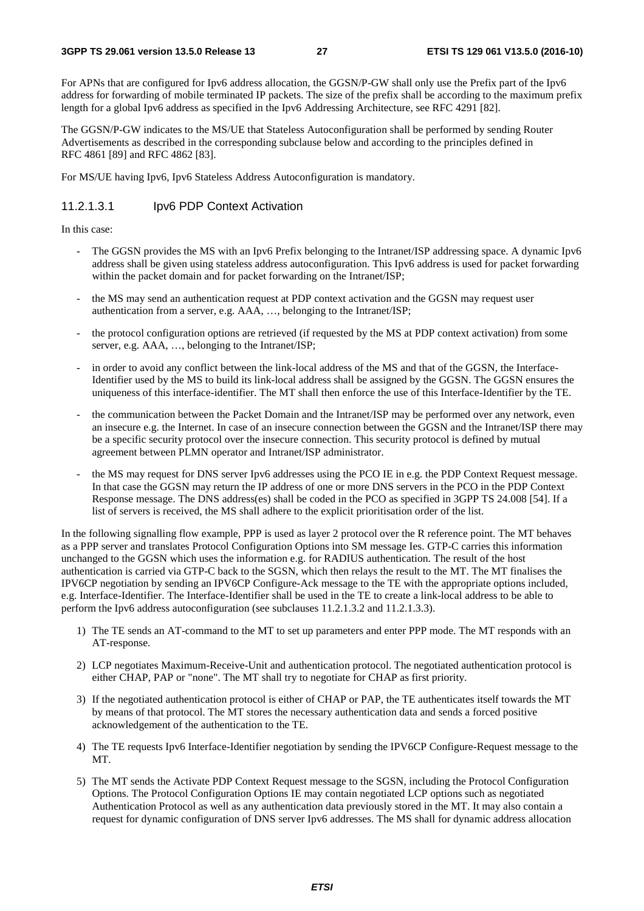For APNs that are configured for Ipv6 address allocation, the GGSN/P-GW shall only use the Prefix part of the Ipv6 address for forwarding of mobile terminated IP packets. The size of the prefix shall be according to the maximum prefix length for a global Ipv6 address as specified in the Ipv6 Addressing Architecture, see RFC 4291 [82].

The GGSN/P-GW indicates to the MS/UE that Stateless Autoconfiguration shall be performed by sending Router Advertisements as described in the corresponding subclause below and according to the principles defined in RFC 4861 [89] and RFC 4862 [83].

For MS/UE having Ipv6, Ipv6 Stateless Address Autoconfiguration is mandatory.

#### 11.2.1.3.1 Ipv6 PDP Context Activation

In this case:

- The GGSN provides the MS with an Ipv6 Prefix belonging to the Intranet/ISP addressing space. A dynamic Ipv6 address shall be given using stateless address autoconfiguration. This Ipv6 address is used for packet forwarding within the packet domain and for packet forwarding on the Intranet/ISP;
- the MS may send an authentication request at PDP context activation and the GGSN may request user authentication from a server, e.g. AAA, …, belonging to the Intranet/ISP;
- the protocol configuration options are retrieved (if requested by the MS at PDP context activation) from some server, e.g. AAA, …, belonging to the Intranet/ISP;
- in order to avoid any conflict between the link-local address of the MS and that of the GGSN, the Interface-Identifier used by the MS to build its link-local address shall be assigned by the GGSN. The GGSN ensures the uniqueness of this interface-identifier. The MT shall then enforce the use of this Interface-Identifier by the TE.
- the communication between the Packet Domain and the Intranet/ISP may be performed over any network, even an insecure e.g. the Internet. In case of an insecure connection between the GGSN and the Intranet/ISP there may be a specific security protocol over the insecure connection. This security protocol is defined by mutual agreement between PLMN operator and Intranet/ISP administrator.
- the MS may request for DNS server Ipv6 addresses using the PCO IE in e.g. the PDP Context Request message. In that case the GGSN may return the IP address of one or more DNS servers in the PCO in the PDP Context Response message. The DNS address(es) shall be coded in the PCO as specified in 3GPP TS 24.008 [54]. If a list of servers is received, the MS shall adhere to the explicit prioritisation order of the list.

In the following signalling flow example, PPP is used as layer 2 protocol over the R reference point. The MT behaves as a PPP server and translates Protocol Configuration Options into SM message Ies. GTP-C carries this information unchanged to the GGSN which uses the information e.g. for RADIUS authentication. The result of the host authentication is carried via GTP-C back to the SGSN, which then relays the result to the MT. The MT finalises the IPV6CP negotiation by sending an IPV6CP Configure-Ack message to the TE with the appropriate options included, e.g. Interface-Identifier. The Interface-Identifier shall be used in the TE to create a link-local address to be able to perform the Ipv6 address autoconfiguration (see subclauses 11.2.1.3.2 and 11.2.1.3.3).

1) The TE sends an AT-command to the MT to set up parameters and enter PPP mode. The MT responds with an AT-response.
2) LCP negotiates Maximum-Receive-Unit and authentication protocol. The negotiated authentication protocol is either CHAP, PAP or "none". The MT shall try to negotiate for CHAP as first priority.
3) If the negotiated authentication protocol is either of CHAP or PAP, the TE authenticates itself towards the MT by means of that protocol. The MT stores the necessary authentication data and sends a forced positive acknowledgement of the authentication to the TE.
4) The TE requests Ipv6 Interface-Identifier negotiation by sending the IPV6CP Configure-Request message to the MT.
5) The MT sends the Activate PDP Context Request message to the SGSN, including the Protocol Configuration Options. The Protocol Configuration Options IE may contain negotiated LCP options such as negotiated Authentication Protocol as well as any authentication data previously stored in the MT. It may also contain a request for dynamic configuration of DNS server Ipv6 addresses. The MS shall for dynamic address allocation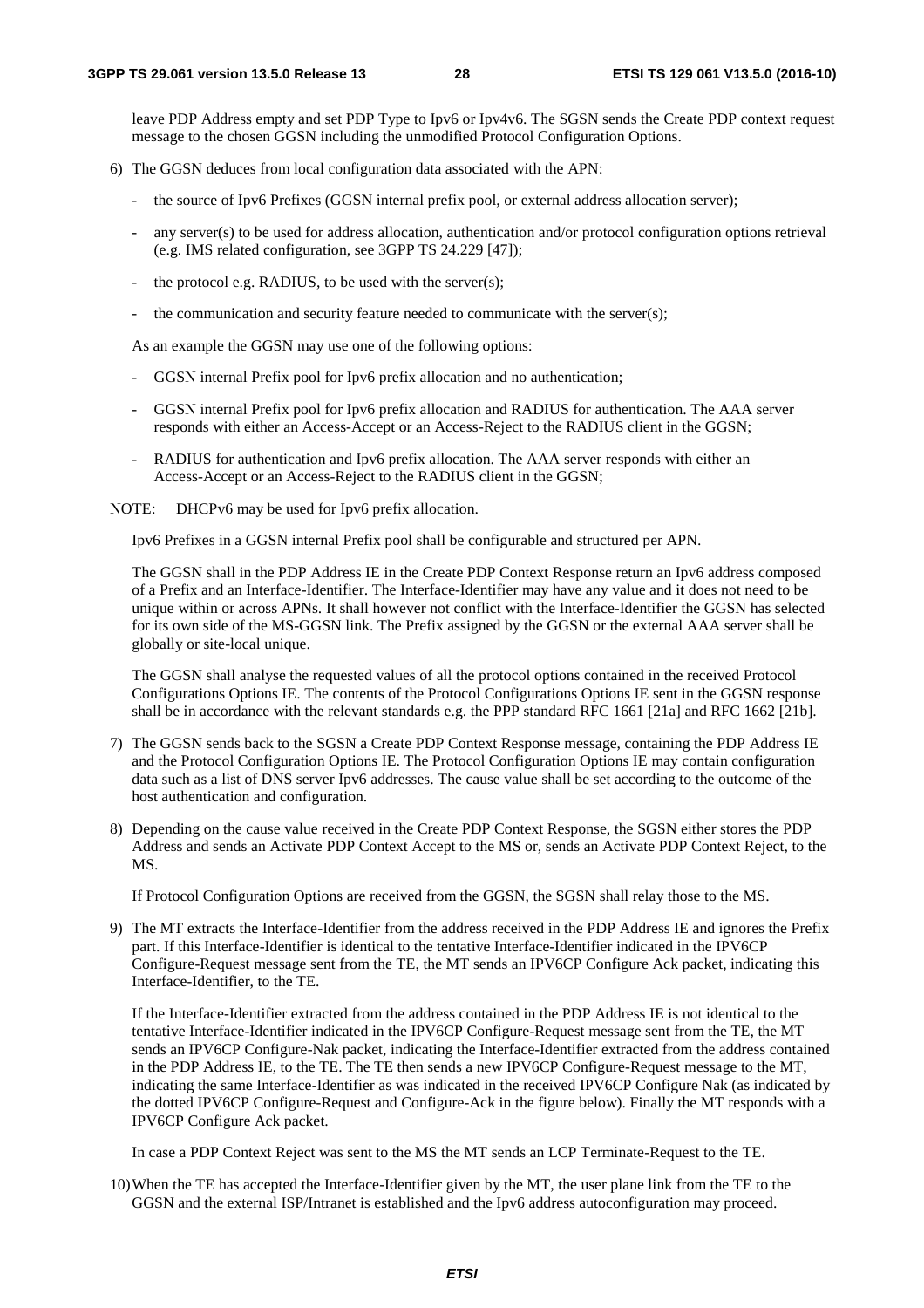leave PDP Address empty and set PDP Type to Ipv6 or Ipv4v6. The SGSN sends the Create PDP context request message to the chosen GGSN including the unmodified Protocol Configuration Options.

6) The GGSN deduces from local configuration data associated with the APN:

   - the source of Ipv6 Prefixes (GGSN internal prefix pool, or external address allocation server);
   - any server(s) to be used for address allocation, authentication and/or protocol configuration options retrieval (e.g. IMS related configuration, see 3GPP TS 24.229 [47]);
   - the protocol e.g. RADIUS, to be used with the server(s);
   - the communication and security feature needed to communicate with the server(s);

   As an example the GGSN may use one of the following options:

   - GGSN internal Prefix pool for Ipv6 prefix allocation and no authentication;
   - GGSN internal Prefix pool for Ipv6 prefix allocation and RADIUS for authentication. The AAA server responds with either an Access-Accept or an Access-Reject to the RADIUS client in the GGSN;
   - RADIUS for authentication and Ipv6 prefix allocation. The AAA server responds with either an Access-Accept or an Access-Reject to the RADIUS client in the GGSN;

NOTE: DHCPv6 may be used for Ipv6 prefix allocation.

   Ipv6 Prefixes in a GGSN internal Prefix pool shall be configurable and structured per APN.

   The GGSN shall in the PDP Address IE in the Create PDP Context Response return an Ipv6 address composed of a Prefix and an Interface-Identifier. The Interface-Identifier may have any value and it does not need to be unique within or across APNs. It shall however not conflict with the Interface-Identifier the GGSN has selected for its own side of the MS-GGSN link. The Prefix assigned by the GGSN or the external AAA server shall be globally or site-local unique.

   The GGSN shall analyse the requested values of all the protocol options contained in the received Protocol Configurations Options IE. The contents of the Protocol Configurations Options IE sent in the GGSN response shall be in accordance with the relevant standards e.g. the PPP standard RFC 1661 [21a] and RFC 1662 [21b].

7) The GGSN sends back to the SGSN a Create PDP Context Response message, containing the PDP Address IE and the Protocol Configuration Options IE. The Protocol Configuration Options IE may contain configuration data such as a list of DNS server Ipv6 addresses. The cause value shall be set according to the outcome of the host authentication and configuration.

8) Depending on the cause value received in the Create PDP Context Response, the SGSN either stores the PDP Address and sends an Activate PDP Context Accept to the MS or, sends an Activate PDP Context Reject, to the MS.

   If Protocol Configuration Options are received from the GGSN, the SGSN shall relay those to the MS.

9) The MT extracts the Interface-Identifier from the address received in the PDP Address IE and ignores the Prefix part. If this Interface-Identifier is identical to the tentative Interface-Identifier indicated in the IPV6CP Configure-Request message sent from the TE, the MT sends an IPV6CP Configure Ack packet, indicating this Interface-Identifier, to the TE.

   If the Interface-Identifier extracted from the address contained in the PDP Address IE is not identical to the tentative Interface-Identifier indicated in the IPV6CP Configure-Request message sent from the TE, the MT sends an IPV6CP Configure-Nak packet, indicating the Interface-Identifier extracted from the address contained in the PDP Address IE, to the TE. The TE then sends a new IPV6CP Configure-Request message to the MT, indicating the same Interface-Identifier as was indicated in the received IPV6CP Configure Nak (as indicated by the dotted IPV6CP Configure-Request and Configure-Ack in the figure below). Finally the MT responds with a IPV6CP Configure Ack packet.

   In case a PDP Context Reject was sent to the MS the MT sends an LCP Terminate-Request to the TE.

10) When the TE has accepted the Interface-Identifier given by the MT, the user plane link from the TE to the GGSN and the external ISP/Intranet is established and the Ipv6 address autoconfiguration may proceed.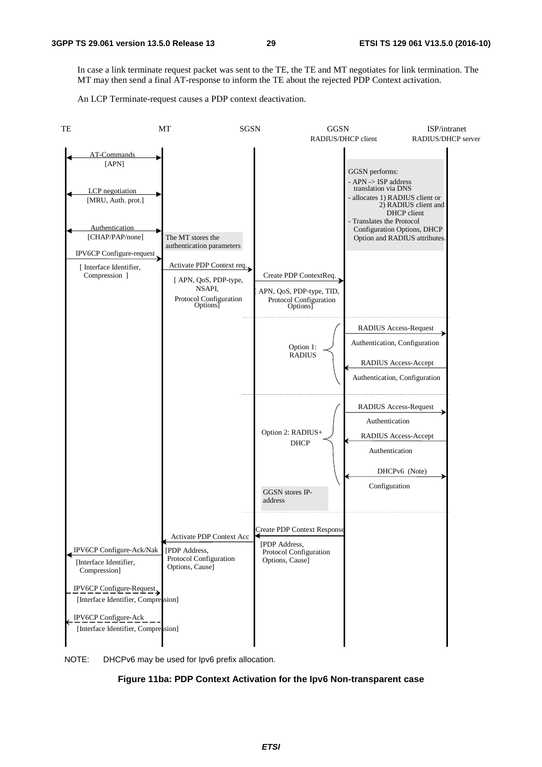In case a link terminate request packet was sent to the TE, the TE and MT negotiates for link termination. The MT may then send a final AT-response to inform the TE about the rejected PDP Context activation.

An LCP Terminate-request causes a PDP context deactivation.

NOTE: DHCPv6 may be used for Ipv6 prefix allocation.

**Figure 11ba: PDP Context Activation for the Ipv6 Non-transparent case**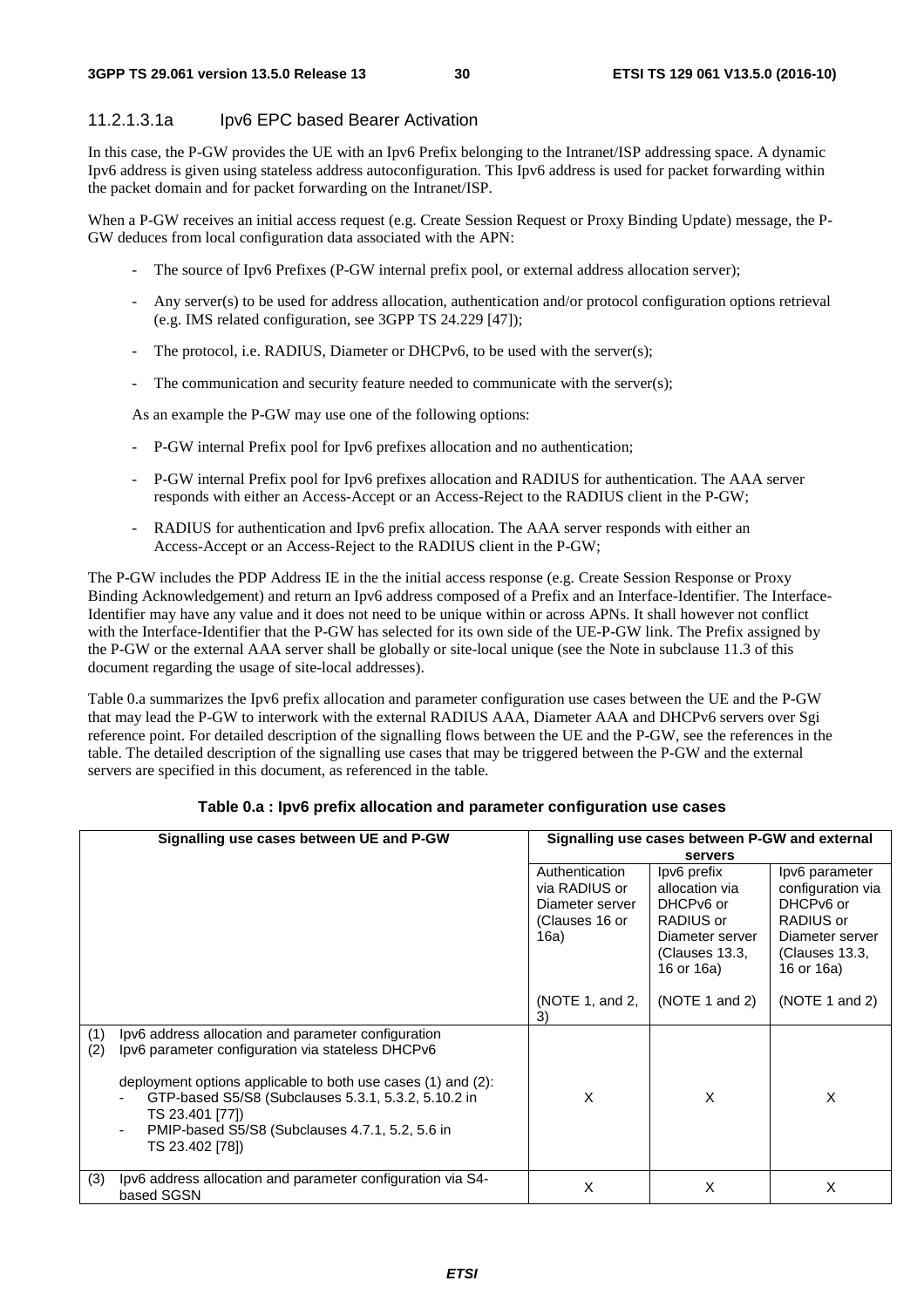### 11.2.1.3.1a Ipv6 EPC based Bearer Activation

In this case, the P-GW provides the UE with an Ipv6 Prefix belonging to the Intranet/ISP addressing space. A dynamic Ipv6 address is given using stateless address autoconfiguration. This Ipv6 address is used for packet forwarding within the packet domain and for packet forwarding on the Intranet/ISP.

When a P-GW receives an initial access request (e.g. Create Session Request or Proxy Binding Update) message, the P-GW deduces from local configuration data associated with the APN:

- The source of Ipv6 Prefixes (P-GW internal prefix pool, or external address allocation server);
- Any server(s) to be used for address allocation, authentication and/or protocol configuration options retrieval (e.g. IMS related configuration, see 3GPP TS 24.229 [47]);
- The protocol, i.e. RADIUS, Diameter or DHCPv6, to be used with the server(s);
- The communication and security feature needed to communicate with the server(s);

As an example the P-GW may use one of the following options:

- P-GW internal Prefix pool for Ipv6 prefixes allocation and no authentication;
- P-GW internal Prefix pool for Ipv6 prefixes allocation and RADIUS for authentication. The AAA server responds with either an Access-Accept or an Access-Reject to the RADIUS client in the P-GW;
- RADIUS for authentication and Ipv6 prefix allocation. The AAA server responds with either an Access-Accept or an Access-Reject to the RADIUS client in the P-GW;

The P-GW includes the PDP Address IE in the the initial access response (e.g. Create Session Response or Proxy Binding Acknowledgement) and return an Ipv6 address composed of a Prefix and an Interface-Identifier. The Interface-Identifier may have any value and it does not need to be unique within or across APNs. It shall however not conflict with the Interface-Identifier that the P-GW has selected for its own side of the UE-P-GW link. The Prefix assigned by the P-GW or the external AAA server shall be globally or site-local unique (see the Note in subclause 11.3 of this document regarding the usage of site-local addresses).

Table 0.a summarizes the Ipv6 prefix allocation and parameter configuration use cases between the UE and the P-GW that may lead the P-GW to interwork with the external RADIUS AAA, Diameter AAA and DHCPv6 servers over Sgi reference point. For detailed description of the signalling flows between the UE and the P-GW, see the references in the table. The detailed description of the signalling use cases that may be triggered between the P-GW and the external servers are specified in this document, as referenced in the table.

**Table 0.a : Ipv6 prefix allocation and parameter configuration use cases**

| Signalling use cases between UE and P-GW | Signalling use cases between P-GW and external servers | | |
|---|---|---|---|
| | Authentication via RADIUS or Diameter server (Clauses 16 or 16a)<br><br>(NOTE 1, and 2, 3) | Ipv6 prefix allocation via DHCPv6 or RADIUS or Diameter server (Clauses 13.3, 16 or 16a)<br><br>(NOTE 1 and 2) | Ipv6 parameter configuration via DHCPv6 or RADIUS or Diameter server (Clauses 13.3, 16 or 16a)<br><br>(NOTE 1 and 2) |
| (1) Ipv6 address allocation and parameter configuration<br>(2) Ipv6 parameter configuration via stateless DHCPv6<br><br>deployment options applicable to both use cases (1) and (2):<br>- GTP-based S5/S8 (Subclauses 5.3.1, 5.3.2, 5.10.2 in TS 23.401 [77])<br>- PMIP-based S5/S8 (Subclauses 4.7.1, 5.2, 5.6 in TS 23.402 [78]) | X | X | X |
| (3) Ipv6 address allocation and parameter configuration via S4-based SGSN | X | X | X |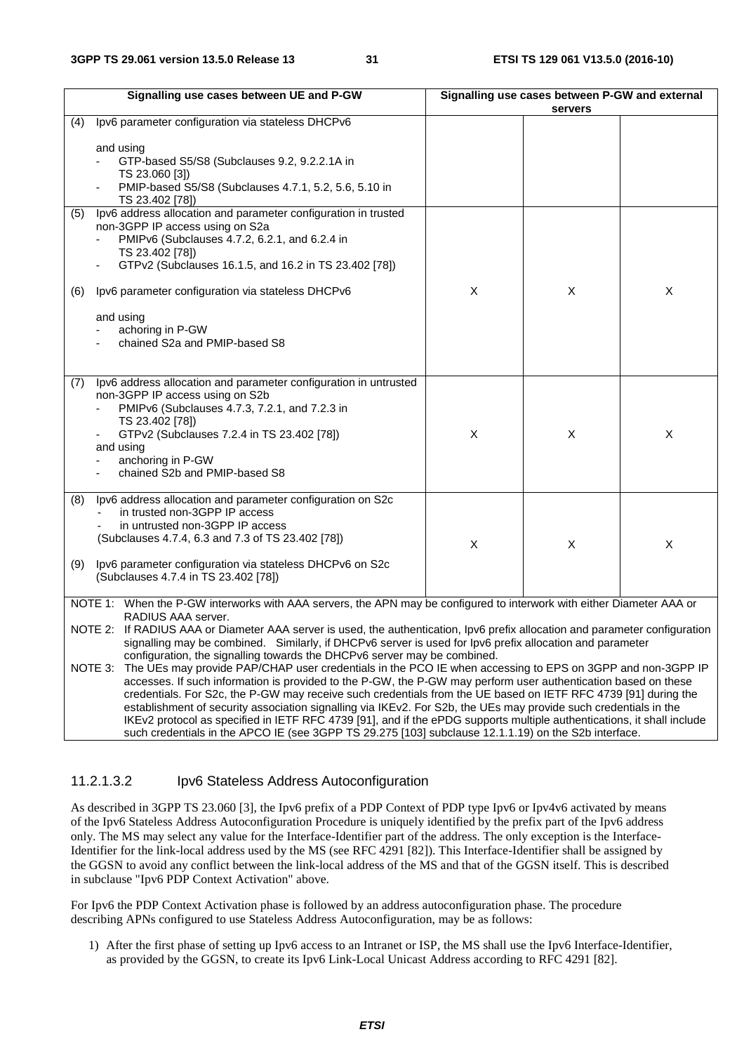| Signalling use cases between UE and P-GW | Signalling use cases between P-GW and external servers | | |
|---|---|---|---|
| (4) Ipv6 parameter configuration via stateless DHCPv6<br><br>and using<br>- GTP-based S5/S8 (Subclauses 9.2, 9.2.2.1A in TS 23.060 [3])<br>- PMIP-based S5/S8 (Subclauses 4.7.1, 5.2, 5.6, 5.10 in TS 23.402 [78]) | | | |
| (5) Ipv6 address allocation and parameter configuration in trusted non-3GPP IP access using on S2a<br>- PMIPv6 (Subclauses 4.7.2, 6.2.1, and 6.2.4 in TS 23.402 [78])<br>- GTPv2 (Subclauses 16.1.5, and 16.2 in TS 23.402 [78])<br><br>(6) Ipv6 parameter configuration via stateless DHCPv6<br><br>and using<br>- achoring in P-GW<br>- chained S2a and PMIP-based S8 | X | X | X |
| (7) Ipv6 address allocation and parameter configuration in untrusted non-3GPP IP access using on S2b<br>- PMIPv6 (Subclauses 4.7.3, 7.2.1, and 7.2.3 in TS 23.402 [78])<br>- GTPv2 (Subclauses 7.2.4 in TS 23.402 [78])<br>and using<br>- anchoring in P-GW<br>- chained S2b and PMIP-based S8 | X | X | X |
| (8) Ipv6 address allocation and parameter configuration on S2c<br>- in trusted non-3GPP IP access<br>- in untrusted non-3GPP IP access<br>(Subclauses 4.7.4, 6.3 and 7.3 of TS 23.402 [78])<br><br>(9) Ipv6 parameter configuration via stateless DHCPv6 on S2c (Subclauses 4.7.4 in TS 23.402 [78]) | X | X | X |

NOTE 1: When the P-GW interworks with AAA servers, the APN may be configured to interwork with either Diameter AAA or RADIUS AAA server.

NOTE 2: If RADIUS AAA or Diameter AAA server is used, the authentication, Ipv6 prefix allocation and parameter configuration signalling may be combined. Similarly, if DHCPv6 server is used for Ipv6 prefix allocation and parameter configuration, the signalling towards the DHCPv6 server may be combined.

NOTE 3: The UEs may provide PAP/CHAP user credentials in the PCO IE when accessing to EPS on 3GPP and non-3GPP IP accesses. If such information is provided to the P-GW, the P-GW may perform user authentication based on these credentials. For S2c, the P-GW may receive such credentials from the UE based on IETF RFC 4739 [91] during the establishment of security association signalling via IKEv2. For S2b, the UEs may provide such credentials in the IKEv2 protocol as specified in IETF RFC 4739 [91], and if the ePDG supports multiple authentications, it shall include such credentials in the APCO IE (see 3GPP TS 29.275 [103] subclause 12.1.1.19) on the S2b interface.

#### 11.2.1.3.2 Ipv6 Stateless Address Autoconfiguration

As described in 3GPP TS 23.060 [3], the Ipv6 prefix of a PDP Context of PDP type Ipv6 or Ipv4v6 activated by means of the Ipv6 Stateless Address Autoconfiguration Procedure is uniquely identified by the prefix part of the Ipv6 address only. The MS may select any value for the Interface-Identifier part of the address. The only exception is the Interface-Identifier for the link-local address used by the MS (see RFC 4291 [82]). This Interface-Identifier shall be assigned by the GGSN to avoid any conflict between the link-local address of the MS and that of the GGSN itself. This is described in subclause "Ipv6 PDP Context Activation" above.

For Ipv6 the PDP Context Activation phase is followed by an address autoconfiguration phase. The procedure describing APNs configured to use Stateless Address Autoconfiguration, may be as follows:

1) After the first phase of setting up Ipv6 access to an Intranet or ISP, the MS shall use the Ipv6 Interface-Identifier, as provided by the GGSN, to create its Ipv6 Link-Local Unicast Address according to RFC 4291 [82].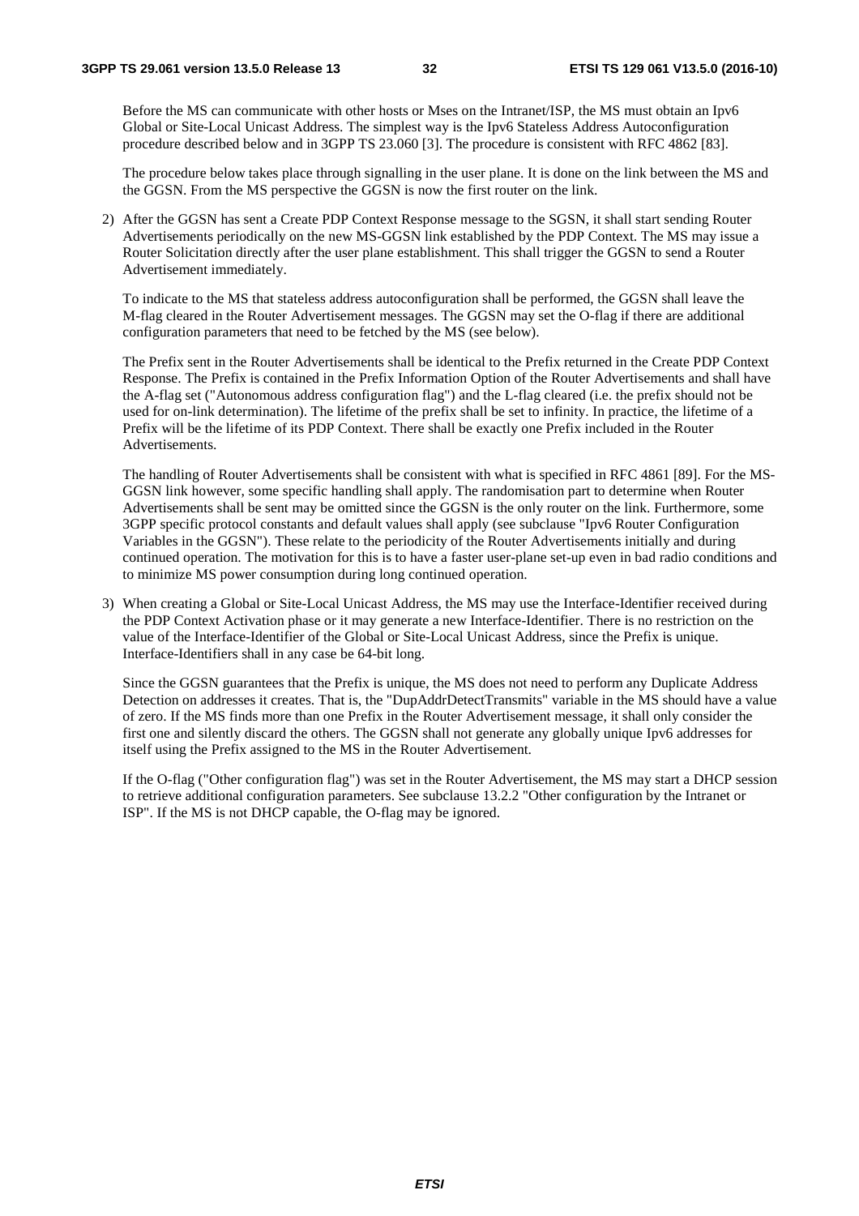Before the MS can communicate with other hosts or Mses on the Intranet/ISP, the MS must obtain an Ipv6 Global or Site-Local Unicast Address. The simplest way is the Ipv6 Stateless Address Autoconfiguration procedure described below and in 3GPP TS 23.060 [3]. The procedure is consistent with RFC 4862 [83].

The procedure below takes place through signalling in the user plane. It is done on the link between the MS and the GGSN. From the MS perspective the GGSN is now the first router on the link.

2) After the GGSN has sent a Create PDP Context Response message to the SGSN, it shall start sending Router Advertisements periodically on the new MS-GGSN link established by the PDP Context. The MS may issue a Router Solicitation directly after the user plane establishment. This shall trigger the GGSN to send a Router Advertisement immediately.

   To indicate to the MS that stateless address autoconfiguration shall be performed, the GGSN shall leave the M-flag cleared in the Router Advertisement messages. The GGSN may set the O-flag if there are additional configuration parameters that need to be fetched by the MS (see below).

   The Prefix sent in the Router Advertisements shall be identical to the Prefix returned in the Create PDP Context Response. The Prefix is contained in the Prefix Information Option of the Router Advertisements and shall have the A-flag set ("Autonomous address configuration flag") and the L-flag cleared (i.e. the prefix should not be used for on-link determination). The lifetime of the prefix shall be set to infinity. In practice, the lifetime of a Prefix will be the lifetime of its PDP Context. There shall be exactly one Prefix included in the Router Advertisements.

   The handling of Router Advertisements shall be consistent with what is specified in RFC 4861 [89]. For the MS-GGSN link however, some specific handling shall apply. The randomisation part to determine when Router Advertisements shall be sent may be omitted since the GGSN is the only router on the link. Furthermore, some 3GPP specific protocol constants and default values shall apply (see subclause "Ipv6 Router Configuration Variables in the GGSN"). These relate to the periodicity of the Router Advertisements initially and during continued operation. The motivation for this is to have a faster user-plane set-up even in bad radio conditions and to minimize MS power consumption during long continued operation.

3) When creating a Global or Site-Local Unicast Address, the MS may use the Interface-Identifier received during the PDP Context Activation phase or it may generate a new Interface-Identifier. There is no restriction on the value of the Interface-Identifier of the Global or Site-Local Unicast Address, since the Prefix is unique. Interface-Identifiers shall in any case be 64-bit long.

   Since the GGSN guarantees that the Prefix is unique, the MS does not need to perform any Duplicate Address Detection on addresses it creates. That is, the "DupAddrDetectTransmits" variable in the MS should have a value of zero. If the MS finds more than one Prefix in the Router Advertisement message, it shall only consider the first one and silently discard the others. The GGSN shall not generate any globally unique Ipv6 addresses for itself using the Prefix assigned to the MS in the Router Advertisement.

   If the O-flag ("Other configuration flag") was set in the Router Advertisement, the MS may start a DHCP session to retrieve additional configuration parameters. See subclause 13.2.2 "Other configuration by the Intranet or ISP". If the MS is not DHCP capable, the O-flag may be ignored.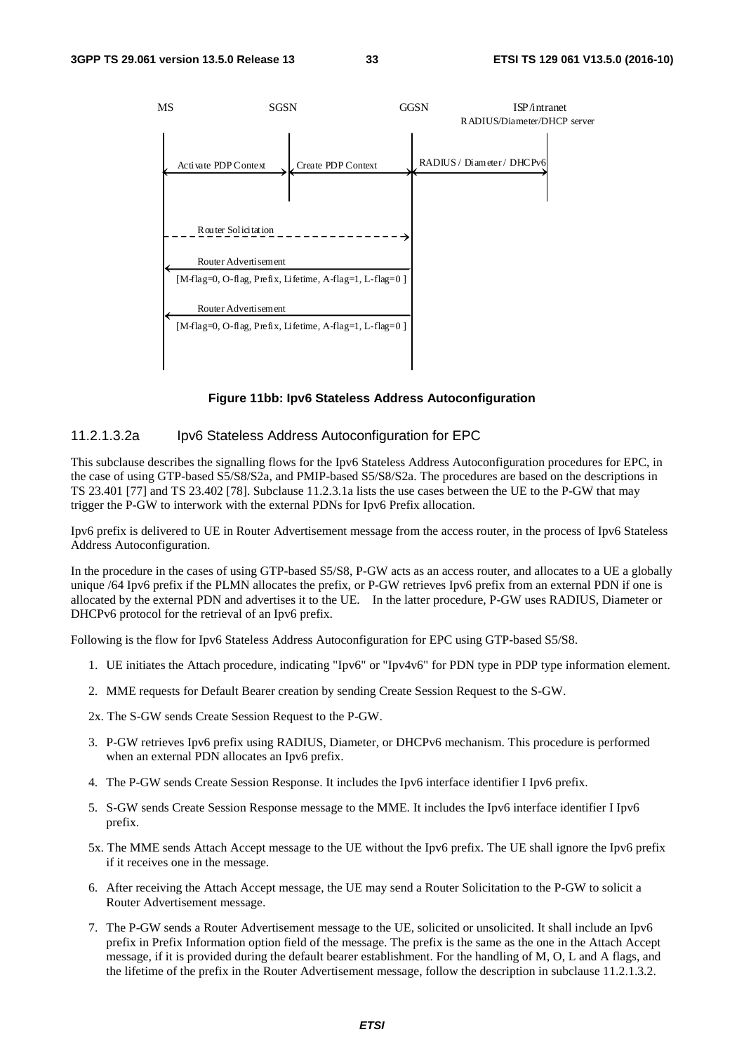MS SGSN GGSN ISP/intranet RADIUS/Diameter/DHCP server

Activate PDP Context | Create PDP Context | RADIUS / Diameter / DHCPv6

Router Solicitation

Router Advertisement [M-flag=0, O-flag, Prefix, Lifetime, A-flag=1, L-flag=0 ]

Router Advertisement [M-flag=0, O-flag, Prefix, Lifetime, A-flag=1, L-flag=0 ]

**Figure 11bb: Ipv6 Stateless Address Autoconfiguration**

### 11.2.1.3.2a Ipv6 Stateless Address Autoconfiguration for EPC

This subclause describes the signalling flows for the Ipv6 Stateless Address Autoconfiguration procedures for EPC, in the case of using GTP-based S5/S8/S2a, and PMIP-based S5/S8/S2a. The procedures are based on the descriptions in TS 23.401 [77] and TS 23.402 [78]. Subclause 11.2.3.1a lists the use cases between the UE to the P-GW that may trigger the P-GW to interwork with the external PDNs for Ipv6 Prefix allocation.

Ipv6 prefix is delivered to UE in Router Advertisement message from the access router, in the process of Ipv6 Stateless Address Autoconfiguration.

In the procedure in the cases of using GTP-based S5/S8, P-GW acts as an access router, and allocates to a UE a globally unique /64 Ipv6 prefix if the PLMN allocates the prefix, or P-GW retrieves Ipv6 prefix from an external PDN if one is allocated by the external PDN and advertises it to the UE. In the latter procedure, P-GW uses RADIUS, Diameter or DHCPv6 protocol for the retrieval of an Ipv6 prefix.

Following is the flow for Ipv6 Stateless Address Autoconfiguration for EPC using GTP-based S5/S8.

1. UE initiates the Attach procedure, indicating "Ipv6" or "Ipv4v6" for PDN type in PDP type information element.
2. MME requests for Default Bearer creation by sending Create Session Request to the S-GW.

2x. The S-GW sends Create Session Request to the P-GW.

3. P-GW retrieves Ipv6 prefix using RADIUS, Diameter, or DHCPv6 mechanism. This procedure is performed when an external PDN allocates an Ipv6 prefix.
4. The P-GW sends Create Session Response. It includes the Ipv6 interface identifier I Ipv6 prefix.
5. S-GW sends Create Session Response message to the MME. It includes the Ipv6 interface identifier I Ipv6 prefix.

5x. The MME sends Attach Accept message to the UE without the Ipv6 prefix. The UE shall ignore the Ipv6 prefix if it receives one in the message.

6. After receiving the Attach Accept message, the UE may send a Router Solicitation to the P-GW to solicit a Router Advertisement message.
7. The P-GW sends a Router Advertisement message to the UE, solicited or unsolicited. It shall include an Ipv6 prefix in Prefix Information option field of the message. The prefix is the same as the one in the Attach Accept message, if it is provided during the default bearer establishment. For the handling of M, O, L and A flags, and the lifetime of the prefix in the Router Advertisement message, follow the description in subclause 11.2.1.3.2.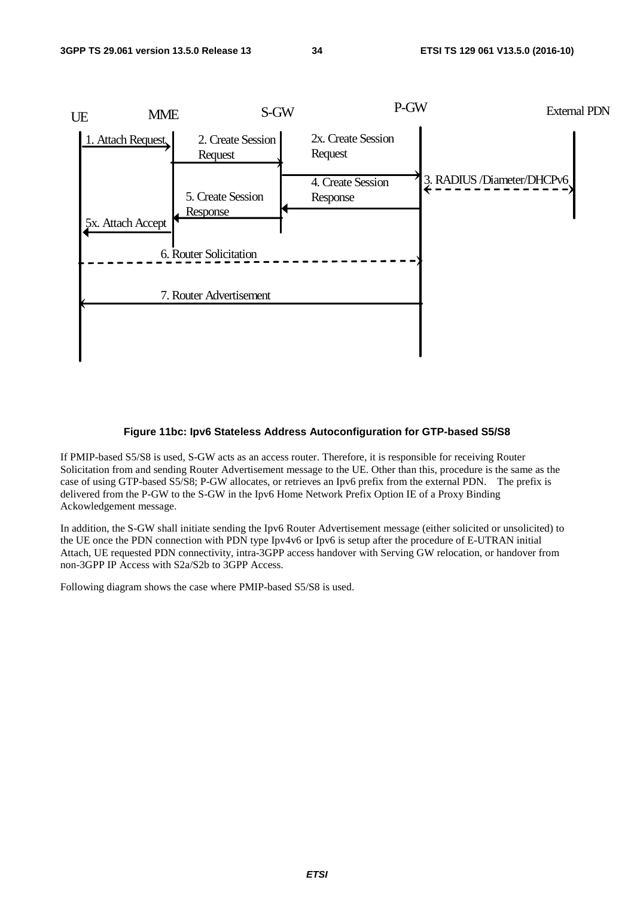Figure 11bc: Ipv6 Stateless Address Autoconfiguration for GTP-based S5/S8

If PMIP-based S5/S8 is used, S-GW acts as an access router. Therefore, it is responsible for receiving Router Solicitation from and sending Router Advertisement message to the UE. Other than this, procedure is the same as the case of using GTP-based S5/S8; P-GW allocates, or retrieves an Ipv6 prefix from the external PDN. The prefix is delivered from the P-GW to the S-GW in the Ipv6 Home Network Prefix Option IE of a Proxy Binding Ackowledgement message.

In addition, the S-GW shall initiate sending the Ipv6 Router Advertisement message (either solicited or unsolicited) to the UE once the PDN connection with PDN type Ipv4v6 or Ipv6 is setup after the procedure of E-UTRAN initial Attach, UE requested PDN connectivity, intra-3GPP access handover with Serving GW relocation, or handover from non-3GPP IP Access with S2a/S2b to 3GPP Access.

Following diagram shows the case where PMIP-based S5/S8 is used.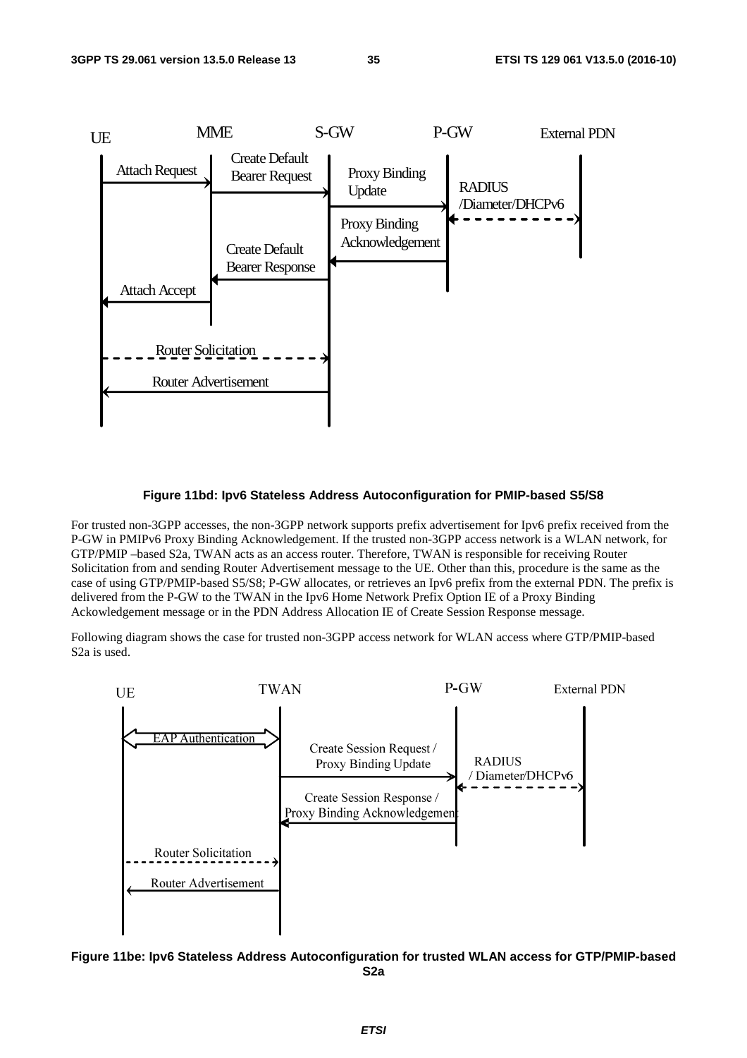**Figure 11bd: Ipv6 Stateless Address Autoconfiguration for PMIP-based S5/S8**

For trusted non-3GPP accesses, the non-3GPP network supports prefix advertisement for Ipv6 prefix received from the P-GW in PMIPv6 Proxy Binding Acknowledgement. If the trusted non-3GPP access network is a WLAN network, for GTP/PMIP –based S2a, TWAN acts as an access router. Therefore, TWAN is responsible for receiving Router Solicitation from and sending Router Advertisement message to the UE. Other than this, procedure is the same as the case of using GTP/PMIP-based S5/S8; P-GW allocates, or retrieves an Ipv6 prefix from the external PDN. The prefix is delivered from the P-GW to the TWAN in the Ipv6 Home Network Prefix Option IE of a Proxy Binding Ackowledgement message or in the PDN Address Allocation IE of Create Session Response message.

Following diagram shows the case for trusted non-3GPP access network for WLAN access where GTP/PMIP-based S2a is used.

**Figure 11be: Ipv6 Stateless Address Autoconfiguration for trusted WLAN access for GTP/PMIP-based S2a**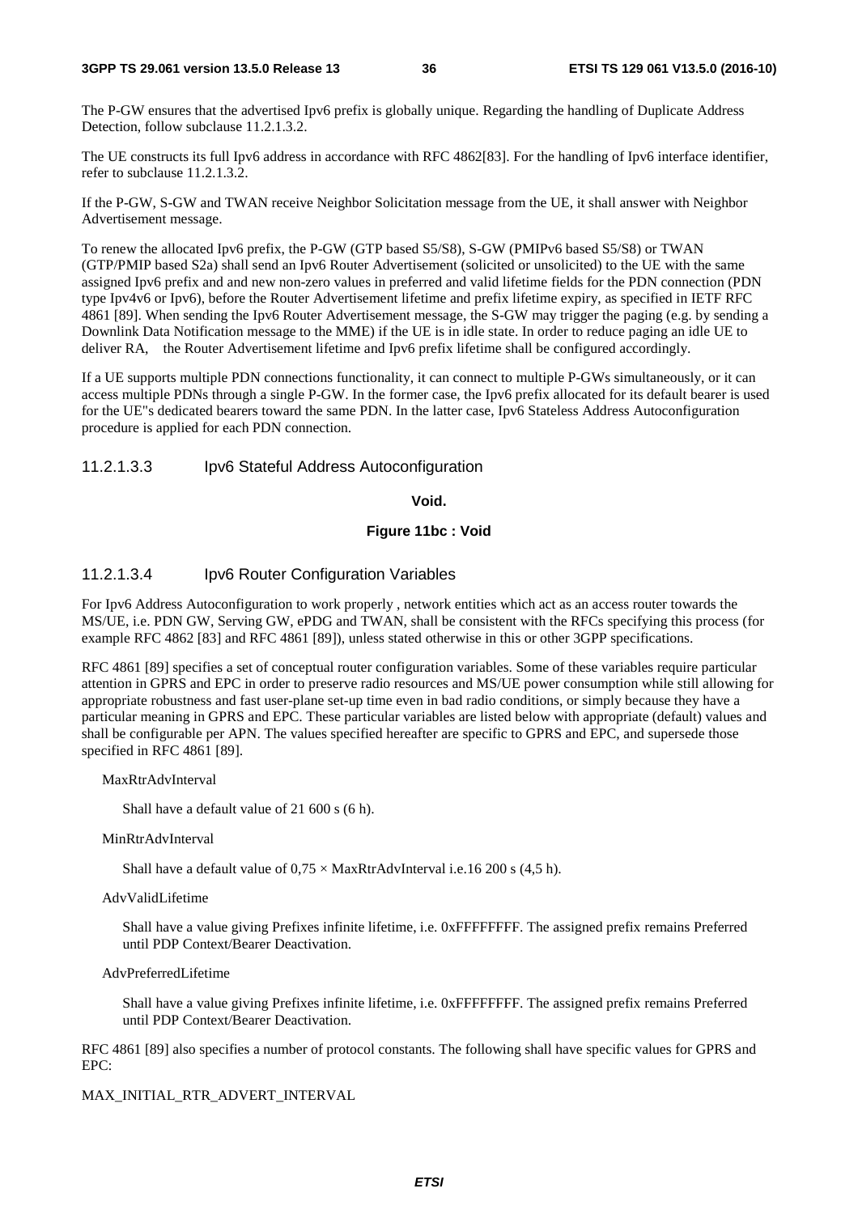The P-GW ensures that the advertised Ipv6 prefix is globally unique. Regarding the handling of Duplicate Address Detection, follow subclause 11.2.1.3.2.

The UE constructs its full Ipv6 address in accordance with RFC 4862[83]. For the handling of Ipv6 interface identifier, refer to subclause 11.2.1.3.2.

If the P-GW, S-GW and TWAN receive Neighbor Solicitation message from the UE, it shall answer with Neighbor Advertisement message.

To renew the allocated Ipv6 prefix, the P-GW (GTP based S5/S8), S-GW (PMIPv6 based S5/S8) or TWAN (GTP/PMIP based S2a) shall send an Ipv6 Router Advertisement (solicited or unsolicited) to the UE with the same assigned Ipv6 prefix and and new non-zero values in preferred and valid lifetime fields for the PDN connection (PDN type Ipv4v6 or Ipv6), before the Router Advertisement lifetime and prefix lifetime expiry, as specified in IETF RFC 4861 [89]. When sending the Ipv6 Router Advertisement message, the S-GW may trigger the paging (e.g. by sending a Downlink Data Notification message to the MME) if the UE is in idle state. In order to reduce paging an idle UE to deliver RA,   the Router Advertisement lifetime and Ipv6 prefix lifetime shall be configured accordingly.

If a UE supports multiple PDN connections functionality, it can connect to multiple P-GWs simultaneously, or it can access multiple PDNs through a single P-GW. In the former case, the Ipv6 prefix allocated for its default bearer is used for the UE"s dedicated bearers toward the same PDN. In the latter case, Ipv6 Stateless Address Autoconfiguration procedure is applied for each PDN connection.

#### 11.2.1.3.3 Ipv6 Stateful Address Autoconfiguration

**Void.**

**Figure 11bc : Void**

#### 11.2.1.3.4 Ipv6 Router Configuration Variables

For Ipv6 Address Autoconfiguration to work properly , network entities which act as an access router towards the MS/UE, i.e. PDN GW, Serving GW, ePDG and TWAN, shall be consistent with the RFCs specifying this process (for example RFC 4862 [83] and RFC 4861 [89]), unless stated otherwise in this or other 3GPP specifications.

RFC 4861 [89] specifies a set of conceptual router configuration variables. Some of these variables require particular attention in GPRS and EPC in order to preserve radio resources and MS/UE power consumption while still allowing for appropriate robustness and fast user-plane set-up time even in bad radio conditions, or simply because they have a particular meaning in GPRS and EPC. These particular variables are listed below with appropriate (default) values and shall be configurable per APN. The values specified hereafter are specific to GPRS and EPC, and supersede those specified in RFC 4861 [89].

MaxRtrAdvInterval

> Shall have a default value of 21 600 s (6 h).

MinRtrAdvInterval

> Shall have a default value of 0,75 × MaxRtrAdvInterval i.e.16 200 s (4,5 h).

AdvValidLifetime

> Shall have a value giving Prefixes infinite lifetime, i.e. 0xFFFFFFFF. The assigned prefix remains Preferred until PDP Context/Bearer Deactivation.

AdvPreferredLifetime

> Shall have a value giving Prefixes infinite lifetime, i.e. 0xFFFFFFFF. The assigned prefix remains Preferred until PDP Context/Bearer Deactivation.

RFC 4861 [89] also specifies a number of protocol constants. The following shall have specific values for GPRS and EPC:

MAX_INITIAL_RTR_ADVERT_INTERVAL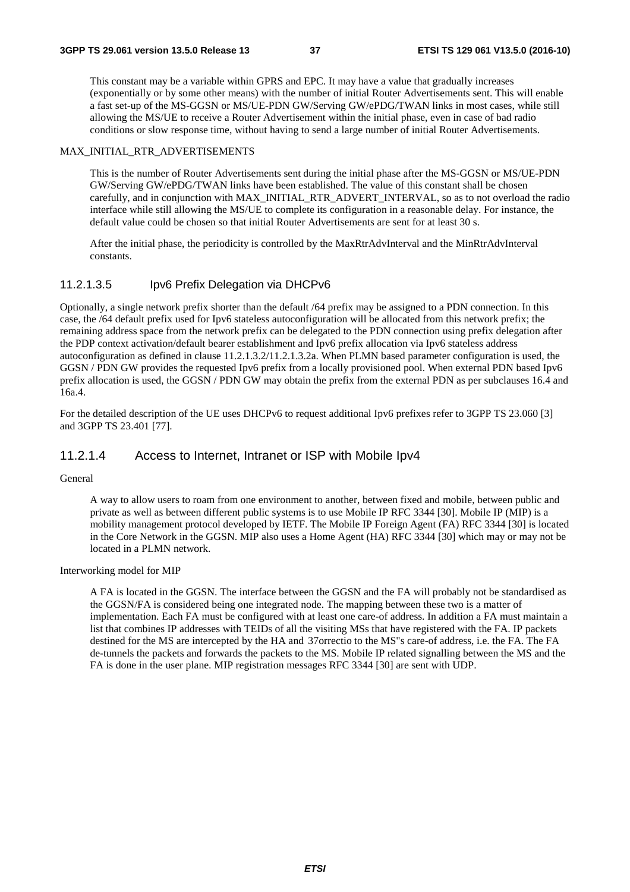This constant may be a variable within GPRS and EPC. It may have a value that gradually increases (exponentially or by some other means) with the number of initial Router Advertisements sent. This will enable a fast set-up of the MS-GGSN or MS/UE-PDN GW/Serving GW/ePDG/TWAN links in most cases, while still allowing the MS/UE to receive a Router Advertisement within the initial phase, even in case of bad radio conditions or slow response time, without having to send a large number of initial Router Advertisements.

MAX_INITIAL_RTR_ADVERTISEMENTS

This is the number of Router Advertisements sent during the initial phase after the MS-GGSN or MS/UE-PDN GW/Serving GW/ePDG/TWAN links have been established. The value of this constant shall be chosen carefully, and in conjunction with MAX_INITIAL_RTR_ADVERT_INTERVAL, so as to not overload the radio interface while still allowing the MS/UE to complete its configuration in a reasonable delay. For instance, the default value could be chosen so that initial Router Advertisements are sent for at least 30 s.

After the initial phase, the periodicity is controlled by the MaxRtrAdvInterval and the MinRtrAdvInterval constants.

#### 11.2.1.3.5 Ipv6 Prefix Delegation via DHCPv6

Optionally, a single network prefix shorter than the default /64 prefix may be assigned to a PDN connection. In this case, the /64 default prefix used for Ipv6 stateless autoconfiguration will be allocated from this network prefix; the remaining address space from the network prefix can be delegated to the PDN connection using prefix delegation after the PDP context activation/default bearer establishment and Ipv6 prefix allocation via Ipv6 stateless address autoconfiguration as defined in clause 11.2.1.3.2/11.2.1.3.2a. When PLMN based parameter configuration is used, the GGSN / PDN GW provides the requested Ipv6 prefix from a locally provisioned pool. When external PDN based Ipv6 prefix allocation is used, the GGSN / PDN GW may obtain the prefix from the external PDN as per subclauses 16.4 and 16a.4.

For the detailed description of the UE uses DHCPv6 to request additional Ipv6 prefixes refer to 3GPP TS 23.060 [3] and 3GPP TS 23.401 [77].

### 11.2.1.4 Access to Internet, Intranet or ISP with Mobile Ipv4

General

A way to allow users to roam from one environment to another, between fixed and mobile, between public and private as well as between different public systems is to use Mobile IP RFC 3344 [30]. Mobile IP (MIP) is a mobility management protocol developed by IETF. The Mobile IP Foreign Agent (FA) RFC 3344 [30] is located in the Core Network in the GGSN. MIP also uses a Home Agent (HA) RFC 3344 [30] which may or may not be located in a PLMN network.

Interworking model for MIP

A FA is located in the GGSN. The interface between the GGSN and the FA will probably not be standardised as the GGSN/FA is considered being one integrated node. The mapping between these two is a matter of implementation. Each FA must be configured with at least one care-of address. In addition a FA must maintain a list that combines IP addresses with TEIDs of all the visiting MSs that have registered with the FA. IP packets destined for the MS are intercepted by the HA and 37orrectio to the MS"s care-of address, i.e. the FA. The FA de-tunnels the packets and forwards the packets to the MS. Mobile IP related signalling between the MS and the FA is done in the user plane. MIP registration messages RFC 3344 [30] are sent with UDP.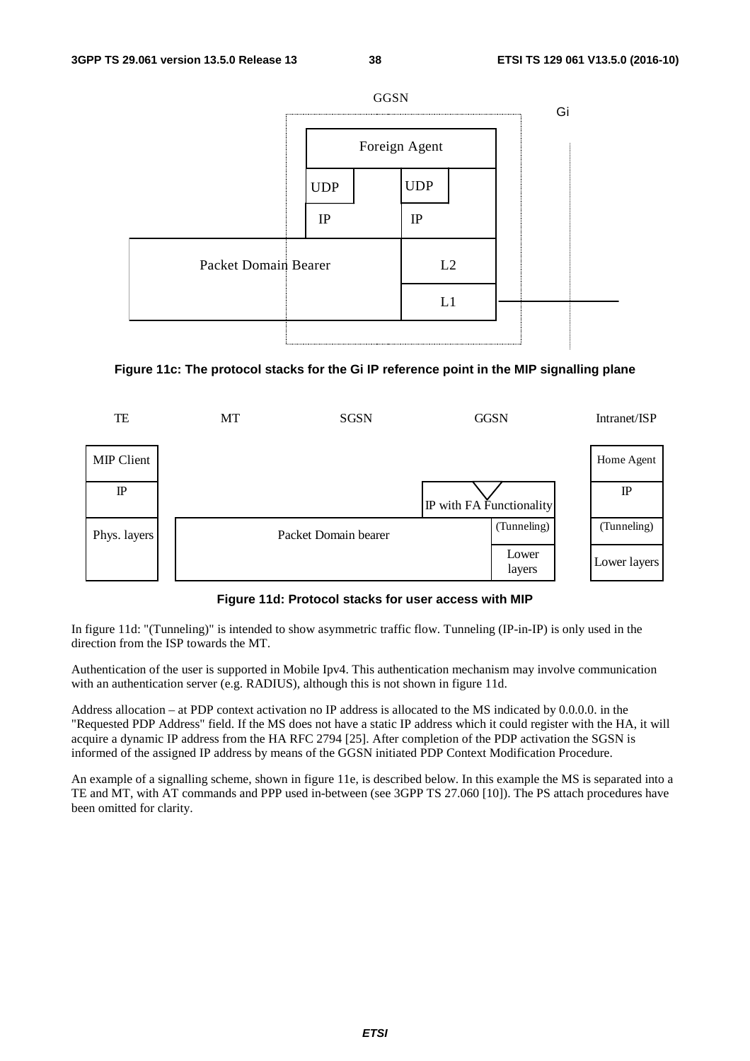**Figure 11c: The protocol stacks for the Gi IP reference point in the MIP signalling plane**

**Figure 11d: Protocol stacks for user access with MIP**

In figure 11d: "(Tunneling)" is intended to show asymmetric traffic flow. Tunneling (IP-in-IP) is only used in the direction from the ISP towards the MT.

Authentication of the user is supported in Mobile Ipv4. This authentication mechanism may involve communication with an authentication server (e.g. RADIUS), although this is not shown in figure 11d.

Address allocation – at PDP context activation no IP address is allocated to the MS indicated by 0.0.0.0. in the "Requested PDP Address" field. If the MS does not have a static IP address which it could register with the HA, it will acquire a dynamic IP address from the HA RFC 2794 [25]. After completion of the PDP activation the SGSN is informed of the assigned IP address by means of the GGSN initiated PDP Context Modification Procedure.

An example of a signalling scheme, shown in figure 11e, is described below. In this example the MS is separated into a TE and MT, with AT commands and PPP used in-between (see 3GPP TS 27.060 [10]). The PS attach procedures have been omitted for clarity.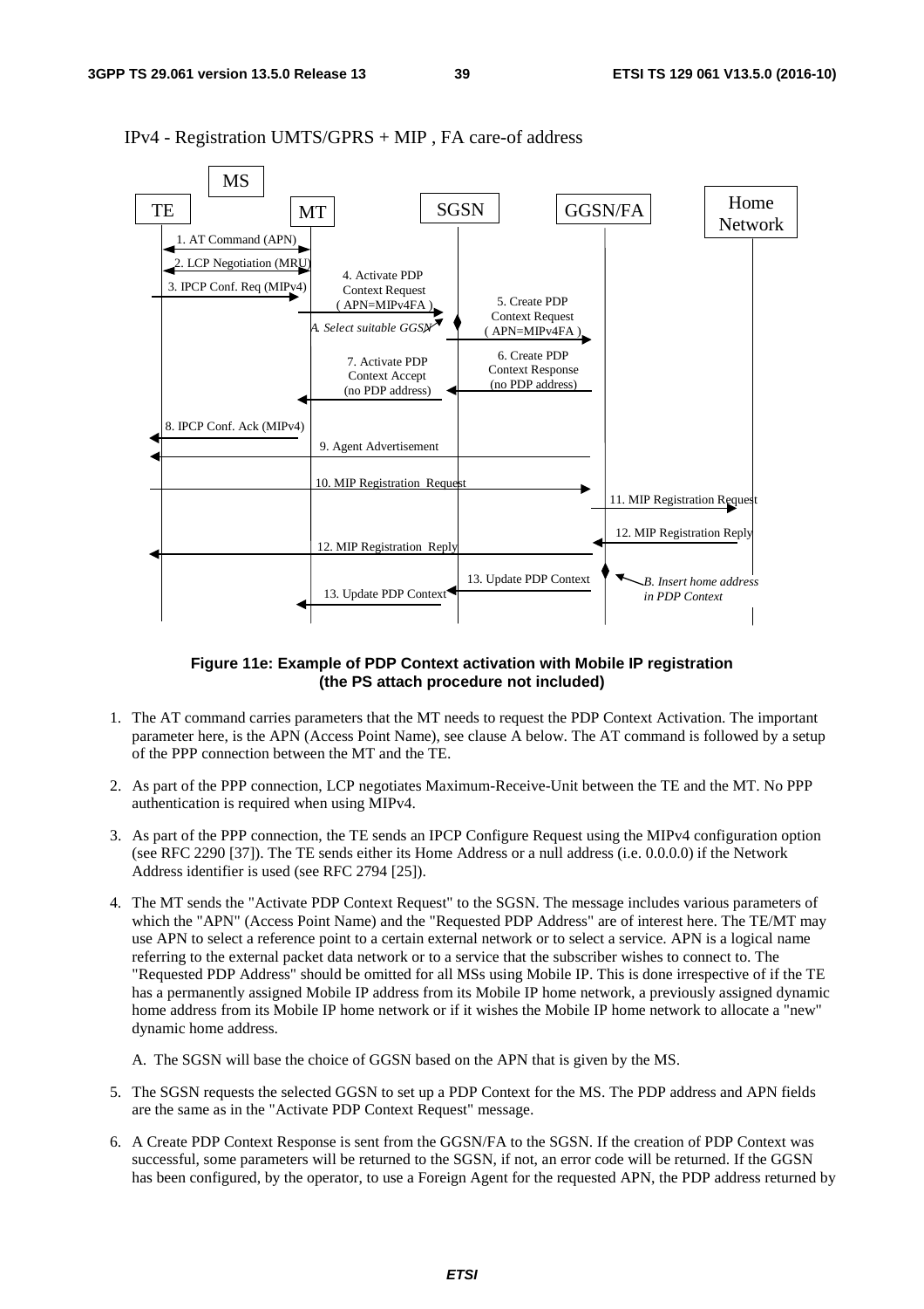IPv4 - Registration UMTS/GPRS + MIP , FA care-of address

MS

TE | MT | SGSN | GGSN/FA | Home Network

1. AT Command (APN)
2. LCP Negotiation (MRU)
3. IPCP Conf. Req (MIPv4)
4. Activate PDP Context Request ( APN=MIPv4FA )
A. Select suitable GGSN
5. Create PDP Context Request ( APN=MIPv4FA )
6. Create PDP Context Response (no PDP address)
7. Activate PDP Context Accept (no PDP address)
8. IPCP Conf. Ack (MIPv4)
9. Agent Advertisement
10. MIP Registration Request
11. MIP Registration Request
12. MIP Registration Reply
12. MIP Registration Reply
13. Update PDP Context
B. Insert home address in PDP Context
13. Update PDP Context

**Figure 11e: Example of PDP Context activation with Mobile IP registration (the PS attach procedure not included)**

1. The AT command carries parameters that the MT needs to request the PDP Context Activation. The important parameter here, is the APN (Access Point Name), see clause A below. The AT command is followed by a setup of the PPP connection between the MT and the TE.

2. As part of the PPP connection, LCP negotiates Maximum-Receive-Unit between the TE and the MT. No PPP authentication is required when using MIPv4.

3. As part of the PPP connection, the TE sends an IPCP Configure Request using the MIPv4 configuration option (see RFC 2290 [37]). The TE sends either its Home Address or a null address (i.e. 0.0.0.0) if the Network Address identifier is used (see RFC 2794 [25]).

4. The MT sends the "Activate PDP Context Request" to the SGSN. The message includes various parameters of which the "APN" (Access Point Name) and the "Requested PDP Address" are of interest here. The TE/MT may use APN to select a reference point to a certain external network or to select a service. APN is a logical name referring to the external packet data network or to a service that the subscriber wishes to connect to. The "Requested PDP Address" should be omitted for all MSs using Mobile IP. This is done irrespective of if the TE has a permanently assigned Mobile IP address from its Mobile IP home network, a previously assigned dynamic home address from its Mobile IP home network or if it wishes the Mobile IP home network to allocate a "new" dynamic home address.

   A. The SGSN will base the choice of GGSN based on the APN that is given by the MS.

5. The SGSN requests the selected GGSN to set up a PDP Context for the MS. The PDP address and APN fields are the same as in the "Activate PDP Context Request" message.

6. A Create PDP Context Response is sent from the GGSN/FA to the SGSN. If the creation of PDP Context was successful, some parameters will be returned to the SGSN, if not, an error code will be returned. If the GGSN has been configured, by the operator, to use a Foreign Agent for the requested APN, the PDP address returned by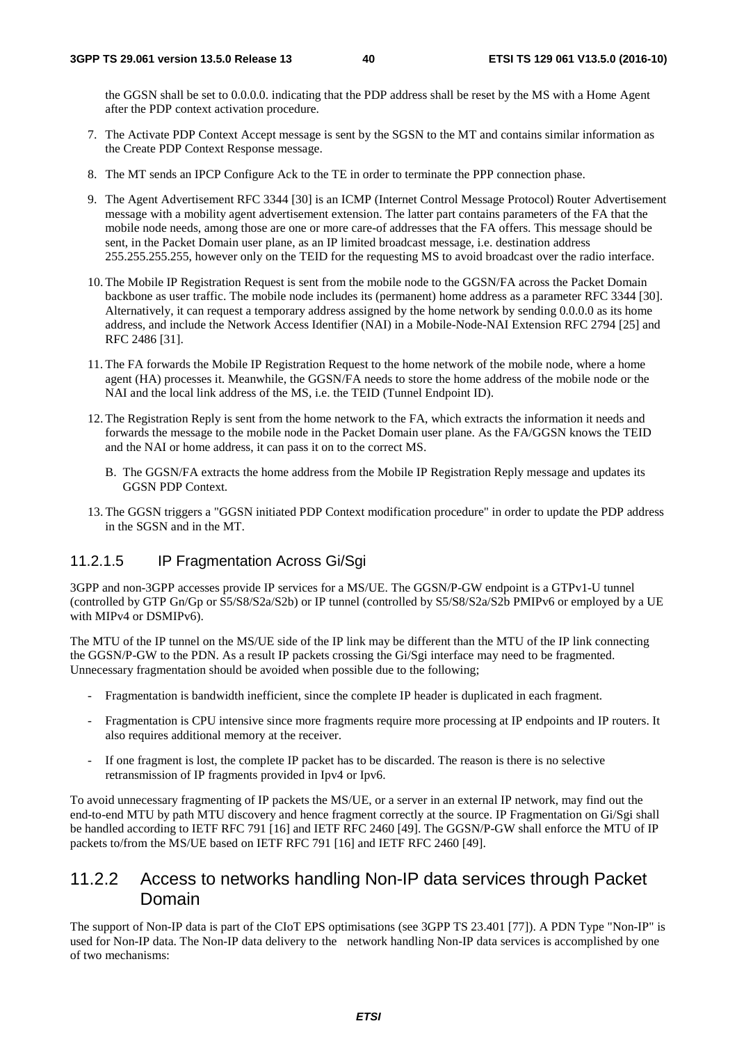the GGSN shall be set to 0.0.0.0. indicating that the PDP address shall be reset by the MS with a Home Agent after the PDP context activation procedure.

7. The Activate PDP Context Accept message is sent by the SGSN to the MT and contains similar information as the Create PDP Context Response message.

8. The MT sends an IPCP Configure Ack to the TE in order to terminate the PPP connection phase.

9. The Agent Advertisement RFC 3344 [30] is an ICMP (Internet Control Message Protocol) Router Advertisement message with a mobility agent advertisement extension. The latter part contains parameters of the FA that the mobile node needs, among those are one or more care-of addresses that the FA offers. This message should be sent, in the Packet Domain user plane, as an IP limited broadcast message, i.e. destination address 255.255.255.255, however only on the TEID for the requesting MS to avoid broadcast over the radio interface.

10. The Mobile IP Registration Request is sent from the mobile node to the GGSN/FA across the Packet Domain backbone as user traffic. The mobile node includes its (permanent) home address as a parameter RFC 3344 [30]. Alternatively, it can request a temporary address assigned by the home network by sending 0.0.0.0 as its home address, and include the Network Access Identifier (NAI) in a Mobile-Node-NAI Extension RFC 2794 [25] and RFC 2486 [31].

11. The FA forwards the Mobile IP Registration Request to the home network of the mobile node, where a home agent (HA) processes it. Meanwhile, the GGSN/FA needs to store the home address of the mobile node or the NAI and the local link address of the MS, i.e. the TEID (Tunnel Endpoint ID).

12. The Registration Reply is sent from the home network to the FA, which extracts the information it needs and forwards the message to the mobile node in the Packet Domain user plane. As the FA/GGSN knows the TEID and the NAI or home address, it can pass it on to the correct MS.

    B. The GGSN/FA extracts the home address from the Mobile IP Registration Reply message and updates its GGSN PDP Context.

13. The GGSN triggers a "GGSN initiated PDP Context modification procedure" in order to update the PDP address in the SGSN and in the MT.

#### 11.2.1.5 IP Fragmentation Across Gi/Sgi

3GPP and non-3GPP accesses provide IP services for a MS/UE. The GGSN/P-GW endpoint is a GTPv1-U tunnel (controlled by GTP Gn/Gp or S5/S8/S2a/S2b) or IP tunnel (controlled by S5/S8/S2a/S2b PMIPv6 or employed by a UE with MIPv4 or DSMIPv6).

The MTU of the IP tunnel on the MS/UE side of the IP link may be different than the MTU of the IP link connecting the GGSN/P-GW to the PDN. As a result IP packets crossing the Gi/Sgi interface may need to be fragmented. Unnecessary fragmentation should be avoided when possible due to the following;

- Fragmentation is bandwidth inefficient, since the complete IP header is duplicated in each fragment.
- Fragmentation is CPU intensive since more fragments require more processing at IP endpoints and IP routers. It also requires additional memory at the receiver.
- If one fragment is lost, the complete IP packet has to be discarded. The reason is there is no selective retransmission of IP fragments provided in Ipv4 or Ipv6.

To avoid unnecessary fragmenting of IP packets the MS/UE, or a server in an external IP network, may find out the end-to-end MTU by path MTU discovery and hence fragment correctly at the source. IP Fragmentation on Gi/Sgi shall be handled according to IETF RFC 791 [16] and IETF RFC 2460 [49]. The GGSN/P-GW shall enforce the MTU of IP packets to/from the MS/UE based on IETF RFC 791 [16] and IETF RFC 2460 [49].

### 11.2.2 Access to networks handling Non-IP data services through Packet Domain

The support of Non-IP data is part of the CIoT EPS optimisations (see 3GPP TS 23.401 [77]). A PDN Type "Non-IP" is used for Non-IP data. The Non-IP data delivery to the network handling Non-IP data services is accomplished by one of two mechanisms: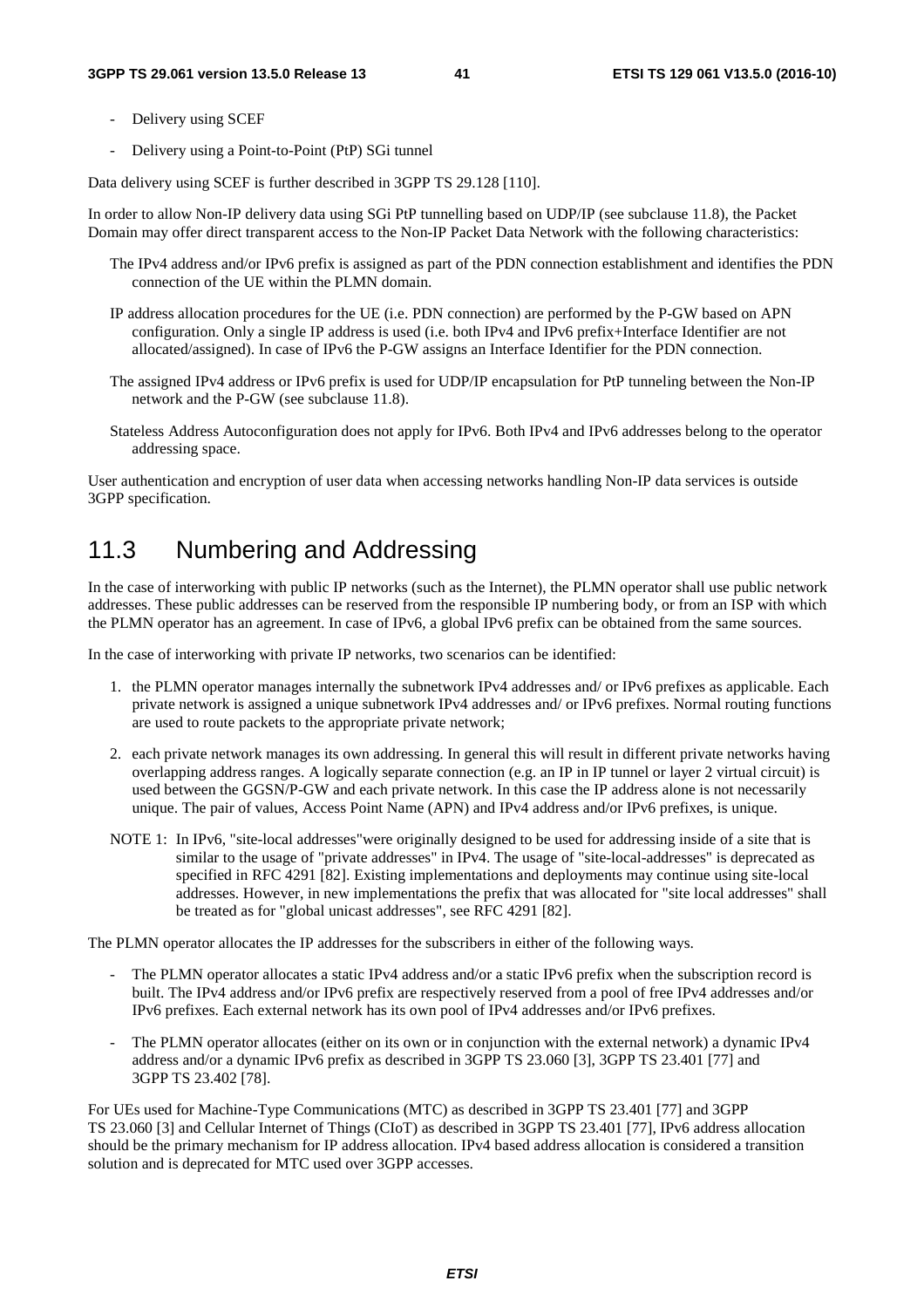- Delivery using SCEF
- Delivery using a Point-to-Point (PtP) SGi tunnel

Data delivery using SCEF is further described in 3GPP TS 29.128 [110].

In order to allow Non-IP delivery data using SGi PtP tunnelling based on UDP/IP (see subclause 11.8), the Packet Domain may offer direct transparent access to the Non-IP Packet Data Network with the following characteristics:

The IPv4 address and/or IPv6 prefix is assigned as part of the PDN connection establishment and identifies the PDN connection of the UE within the PLMN domain.

IP address allocation procedures for the UE (i.e. PDN connection) are performed by the P-GW based on APN configuration. Only a single IP address is used (i.e. both IPv4 and IPv6 prefix+Interface Identifier are not allocated/assigned). In case of IPv6 the P-GW assigns an Interface Identifier for the PDN connection.

The assigned IPv4 address or IPv6 prefix is used for UDP/IP encapsulation for PtP tunneling between the Non-IP network and the P-GW (see subclause 11.8).

Stateless Address Autoconfiguration does not apply for IPv6. Both IPv4 and IPv6 addresses belong to the operator addressing space.

User authentication and encryption of user data when accessing networks handling Non-IP data services is outside 3GPP specification.

## 11.3 Numbering and Addressing

In the case of interworking with public IP networks (such as the Internet), the PLMN operator shall use public network addresses. These public addresses can be reserved from the responsible IP numbering body, or from an ISP with which the PLMN operator has an agreement. In case of IPv6, a global IPv6 prefix can be obtained from the same sources.

In the case of interworking with private IP networks, two scenarios can be identified:

1. the PLMN operator manages internally the subnetwork IPv4 addresses and/ or IPv6 prefixes as applicable. Each private network is assigned a unique subnetwork IPv4 addresses and/ or IPv6 prefixes. Normal routing functions are used to route packets to the appropriate private network;
2. each private network manages its own addressing. In general this will result in different private networks having overlapping address ranges. A logically separate connection (e.g. an IP in IP tunnel or layer 2 virtual circuit) is used between the GGSN/P-GW and each private network. In this case the IP address alone is not necessarily unique. The pair of values, Access Point Name (APN) and IPv4 address and/or IPv6 prefixes, is unique.

NOTE 1: In IPv6, "site-local addresses"were originally designed to be used for addressing inside of a site that is similar to the usage of "private addresses" in IPv4. The usage of "site-local-addresses" is deprecated as specified in RFC 4291 [82]. Existing implementations and deployments may continue using site-local addresses. However, in new implementations the prefix that was allocated for "site local addresses" shall be treated as for "global unicast addresses", see RFC 4291 [82].

The PLMN operator allocates the IP addresses for the subscribers in either of the following ways.

- The PLMN operator allocates a static IPv4 address and/or a static IPv6 prefix when the subscription record is built. The IPv4 address and/or IPv6 prefix are respectively reserved from a pool of free IPv4 addresses and/or IPv6 prefixes. Each external network has its own pool of IPv4 addresses and/or IPv6 prefixes.
- The PLMN operator allocates (either on its own or in conjunction with the external network) a dynamic IPv4 address and/or a dynamic IPv6 prefix as described in 3GPP TS 23.060 [3], 3GPP TS 23.401 [77] and 3GPP TS 23.402 [78].

For UEs used for Machine-Type Communications (MTC) as described in 3GPP TS 23.401 [77] and 3GPP TS 23.060 [3] and Cellular Internet of Things (CIoT) as described in 3GPP TS 23.401 [77], IPv6 address allocation should be the primary mechanism for IP address allocation. IPv4 based address allocation is considered a transition solution and is deprecated for MTC used over 3GPP accesses.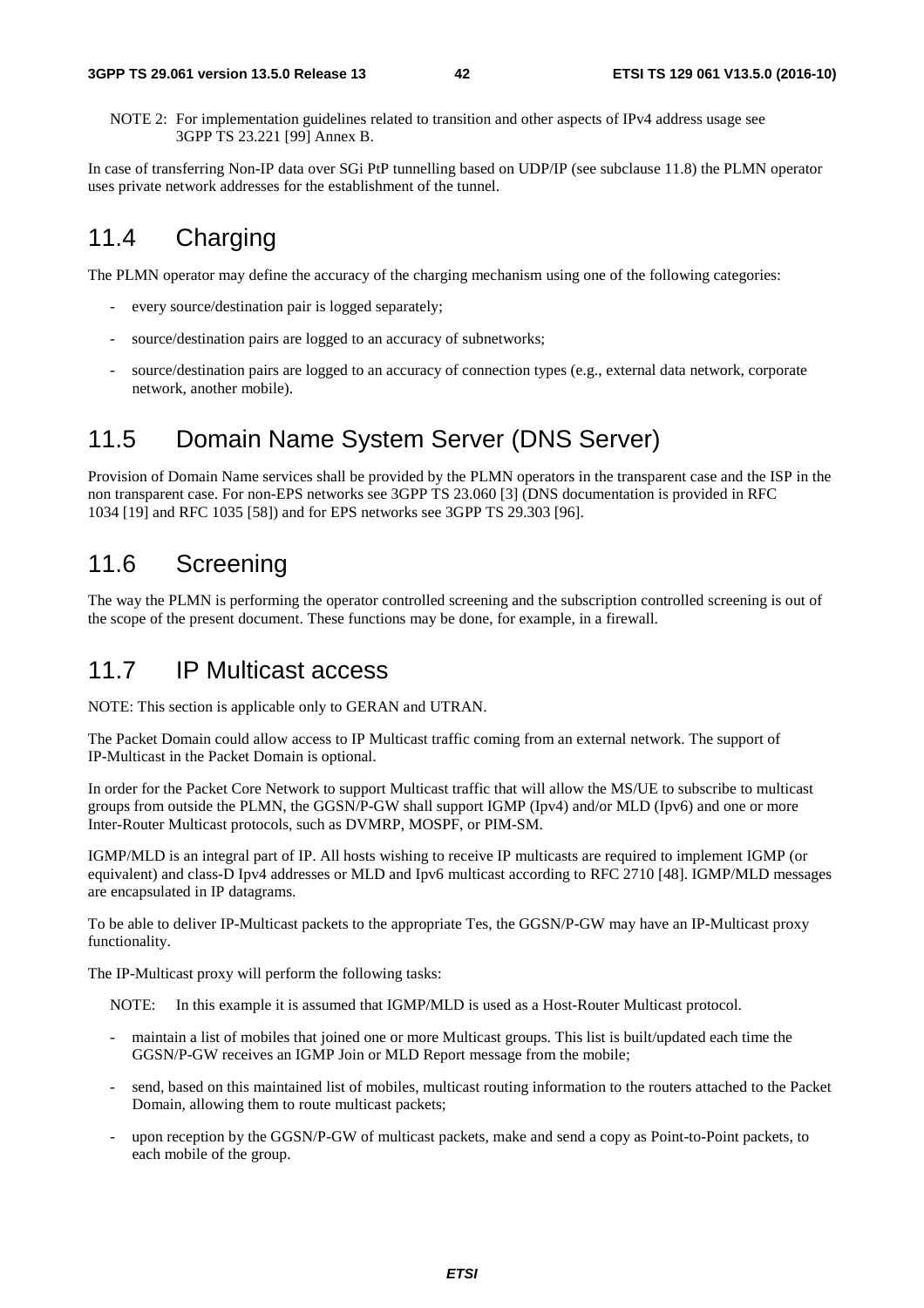NOTE 2: For implementation guidelines related to transition and other aspects of IPv4 address usage see 3GPP TS 23.221 [99] Annex B.

In case of transferring Non-IP data over SGi PtP tunnelling based on UDP/IP (see subclause 11.8) the PLMN operator uses private network addresses for the establishment of the tunnel.

## 11.4 Charging

The PLMN operator may define the accuracy of the charging mechanism using one of the following categories:

- every source/destination pair is logged separately;
- source/destination pairs are logged to an accuracy of subnetworks;
- source/destination pairs are logged to an accuracy of connection types (e.g., external data network, corporate network, another mobile).

## 11.5 Domain Name System Server (DNS Server)

Provision of Domain Name services shall be provided by the PLMN operators in the transparent case and the ISP in the non transparent case. For non-EPS networks see 3GPP TS 23.060 [3] (DNS documentation is provided in RFC 1034 [19] and RFC 1035 [58]) and for EPS networks see 3GPP TS 29.303 [96].

## 11.6 Screening

The way the PLMN is performing the operator controlled screening and the subscription controlled screening is out of the scope of the present document. These functions may be done, for example, in a firewall.

## 11.7 IP Multicast access

NOTE: This section is applicable only to GERAN and UTRAN.

The Packet Domain could allow access to IP Multicast traffic coming from an external network. The support of IP-Multicast in the Packet Domain is optional.

In order for the Packet Core Network to support Multicast traffic that will allow the MS/UE to subscribe to multicast groups from outside the PLMN, the GGSN/P-GW shall support IGMP (Ipv4) and/or MLD (Ipv6) and one or more Inter-Router Multicast protocols, such as DVMRP, MOSPF, or PIM-SM.

IGMP/MLD is an integral part of IP. All hosts wishing to receive IP multicasts are required to implement IGMP (or equivalent) and class-D Ipv4 addresses or MLD and Ipv6 multicast according to RFC 2710 [48]. IGMP/MLD messages are encapsulated in IP datagrams.

To be able to deliver IP-Multicast packets to the appropriate Tes, the GGSN/P-GW may have an IP-Multicast proxy functionality.

The IP-Multicast proxy will perform the following tasks:

NOTE: In this example it is assumed that IGMP/MLD is used as a Host-Router Multicast protocol.

- maintain a list of mobiles that joined one or more Multicast groups. This list is built/updated each time the GGSN/P-GW receives an IGMP Join or MLD Report message from the mobile;
- send, based on this maintained list of mobiles, multicast routing information to the routers attached to the Packet Domain, allowing them to route multicast packets;
- upon reception by the GGSN/P-GW of multicast packets, make and send a copy as Point-to-Point packets, to each mobile of the group.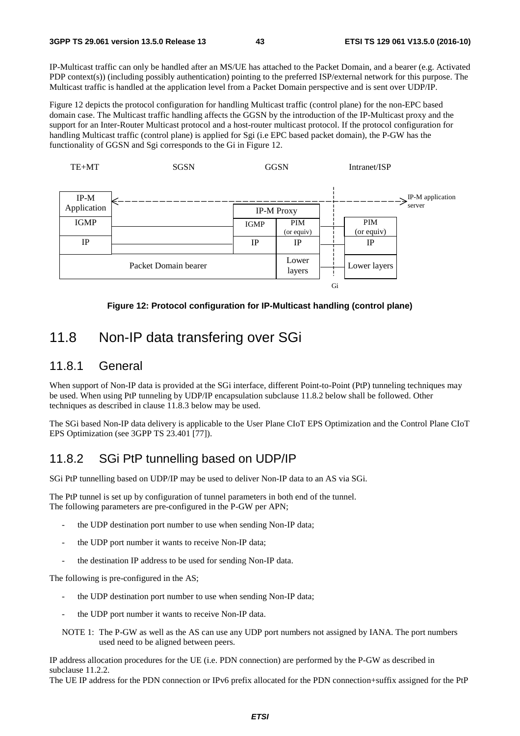IP-Multicast traffic can only be handled after an MS/UE has attached to the Packet Domain, and a bearer (e.g. Activated PDP context(s)) (including possibly authentication) pointing to the preferred ISP/external network for this purpose. The Multicast traffic is handled at the application level from a Packet Domain perspective and is sent over UDP/IP.

Figure 12 depicts the protocol configuration for handling Multicast traffic (control plane) for the non-EPC based domain case. The Multicast traffic handling affects the GGSN by the introduction of the IP-Multicast proxy and the support for an Inter-Router Multicast protocol and a host-router multicast protocol. If the protocol configuration for handling Multicast traffic (control plane) is applied for Sgi (i.e EPC based packet domain), the P-GW has the functionality of GGSN and Sgi corresponds to the Gi in Figure 12.

| TE+MT | SGSN | GGSN | | Intranet/ISP |
|---|---|---|---|---|
| IP-M Application | | IP-M Proxy | | IP-M application server |
| IGMP | | IGMP | PIM (or equiv) | PIM (or equiv) |
| IP | | IP | IP | IP |
| Packet Domain bearer | | | Lower layers | Lower layers |

Gi

**Figure 12: Protocol configuration for IP-Multicast handling (control plane)**

## 11.8 Non-IP data transfering over SGi

### 11.8.1 General

When support of Non-IP data is provided at the SGi interface, different Point-to-Point (PtP) tunneling techniques may be used. When using PtP tunneling by UDP/IP encapsulation subclause 11.8.2 below shall be followed. Other techniques as described in clause 11.8.3 below may be used.

The SGi based Non-IP data delivery is applicable to the User Plane CIoT EPS Optimization and the Control Plane CIoT EPS Optimization (see 3GPP TS 23.401 [77]).

### 11.8.2 SGi PtP tunnelling based on UDP/IP

SGi PtP tunnelling based on UDP/IP may be used to deliver Non-IP data to an AS via SGi.

The PtP tunnel is set up by configuration of tunnel parameters in both end of the tunnel.
The following parameters are pre-configured in the P-GW per APN;

- the UDP destination port number to use when sending Non-IP data;
- the UDP port number it wants to receive Non-IP data;
- the destination IP address to be used for sending Non-IP data.

The following is pre-configured in the AS;

- the UDP destination port number to use when sending Non-IP data;
- the UDP port number it wants to receive Non-IP data.

NOTE 1: The P-GW as well as the AS can use any UDP port numbers not assigned by IANA. The port numbers used need to be aligned between peers.

IP address allocation procedures for the UE (i.e. PDN connection) are performed by the P-GW as described in subclause 11.2.2.
The UE IP address for the PDN connection or IPv6 prefix allocated for the PDN connection+suffix assigned for the PtP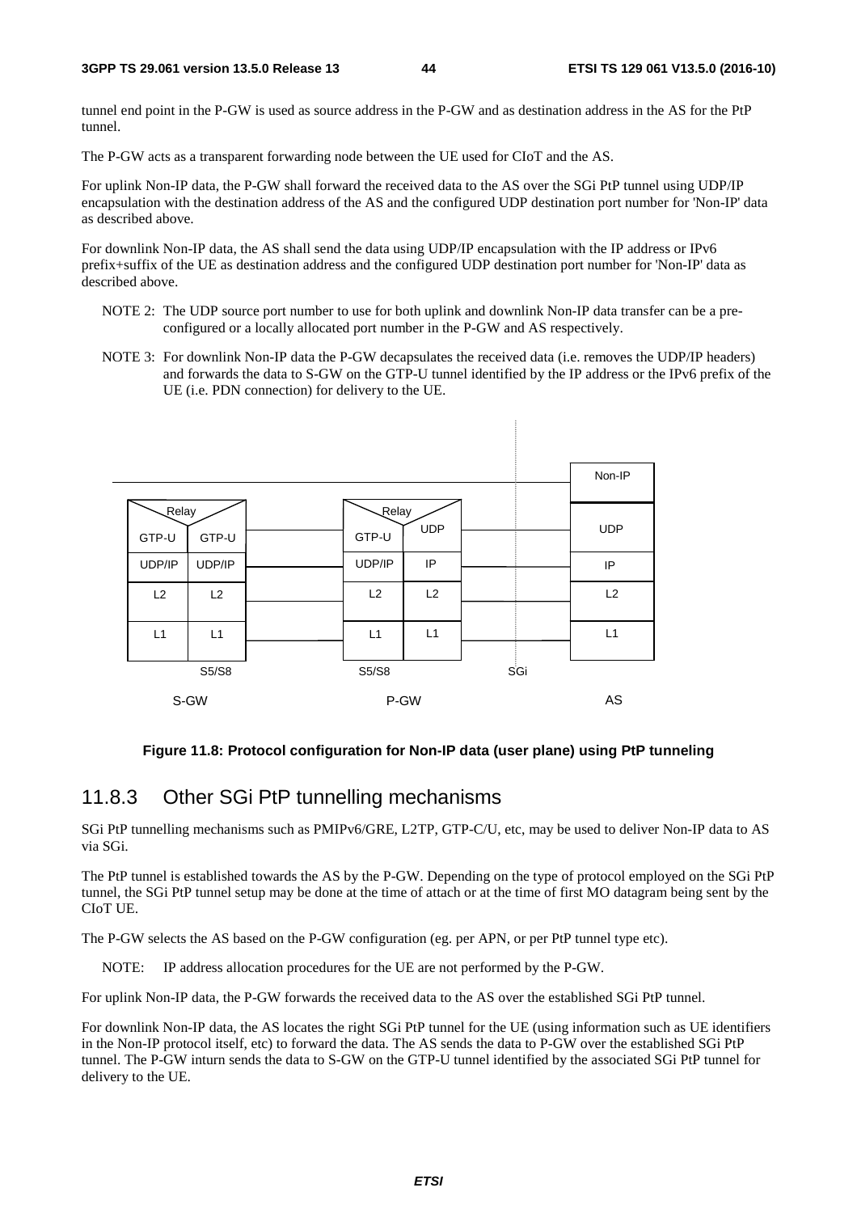tunnel end point in the P-GW is used as source address in the P-GW and as destination address in the AS for the PtP tunnel.

The P-GW acts as a transparent forwarding node between the UE used for CIoT and the AS.

For uplink Non-IP data, the P-GW shall forward the received data to the AS over the SGi PtP tunnel using UDP/IP encapsulation with the destination address of the AS and the configured UDP destination port number for 'Non-IP' data as described above.

For downlink Non-IP data, the AS shall send the data using UDP/IP encapsulation with the IP address or IPv6 prefix+suffix of the UE as destination address and the configured UDP destination port number for 'Non-IP' data as described above.

NOTE 2: The UDP source port number to use for both uplink and downlink Non-IP data transfer can be a pre-configured or a locally allocated port number in the P-GW and AS respectively.

NOTE 3: For downlink Non-IP data the P-GW decapsulates the received data (i.e. removes the UDP/IP headers) and forwards the data to S-GW on the GTP-U tunnel identified by the IP address or the IPv6 prefix of the UE (i.e. PDN connection) for delivery to the UE.

| S-GW | | P-GW | | AS |
|---|---|---|---|---|
| Relay | | Relay | | Non-IP |
| GTP-U | GTP-U | GTP-U | UDP | UDP |
| UDP/IP | UDP/IP | UDP/IP | IP | IP |
| L2 | L2 | L2 | L2 | L2 |
| L1 | L1 | L1 | L1 | L1 |
| | S5/S8 | S5/S8 | SGi | |

**Figure 11.8: Protocol configuration for Non-IP data (user plane) using PtP tunneling**

## 11.8.3 Other SGi PtP tunnelling mechanisms

SGi PtP tunnelling mechanisms such as PMIPv6/GRE, L2TP, GTP-C/U, etc, may be used to deliver Non-IP data to AS via SGi.

The PtP tunnel is established towards the AS by the P-GW. Depending on the type of protocol employed on the SGi PtP tunnel, the SGi PtP tunnel setup may be done at the time of attach or at the time of first MO datagram being sent by the CIoT UE.

The P-GW selects the AS based on the P-GW configuration (eg. per APN, or per PtP tunnel type etc).

NOTE: IP address allocation procedures for the UE are not performed by the P-GW.

For uplink Non-IP data, the P-GW forwards the received data to the AS over the established SGi PtP tunnel.

For downlink Non-IP data, the AS locates the right SGi PtP tunnel for the UE (using information such as UE identifiers in the Non-IP protocol itself, etc) to forward the data. The AS sends the data to P-GW over the established SGi PtP tunnel. The P-GW inturn sends the data to S-GW on the GTP-U tunnel identified by the associated SGi PtP tunnel for delivery to the UE.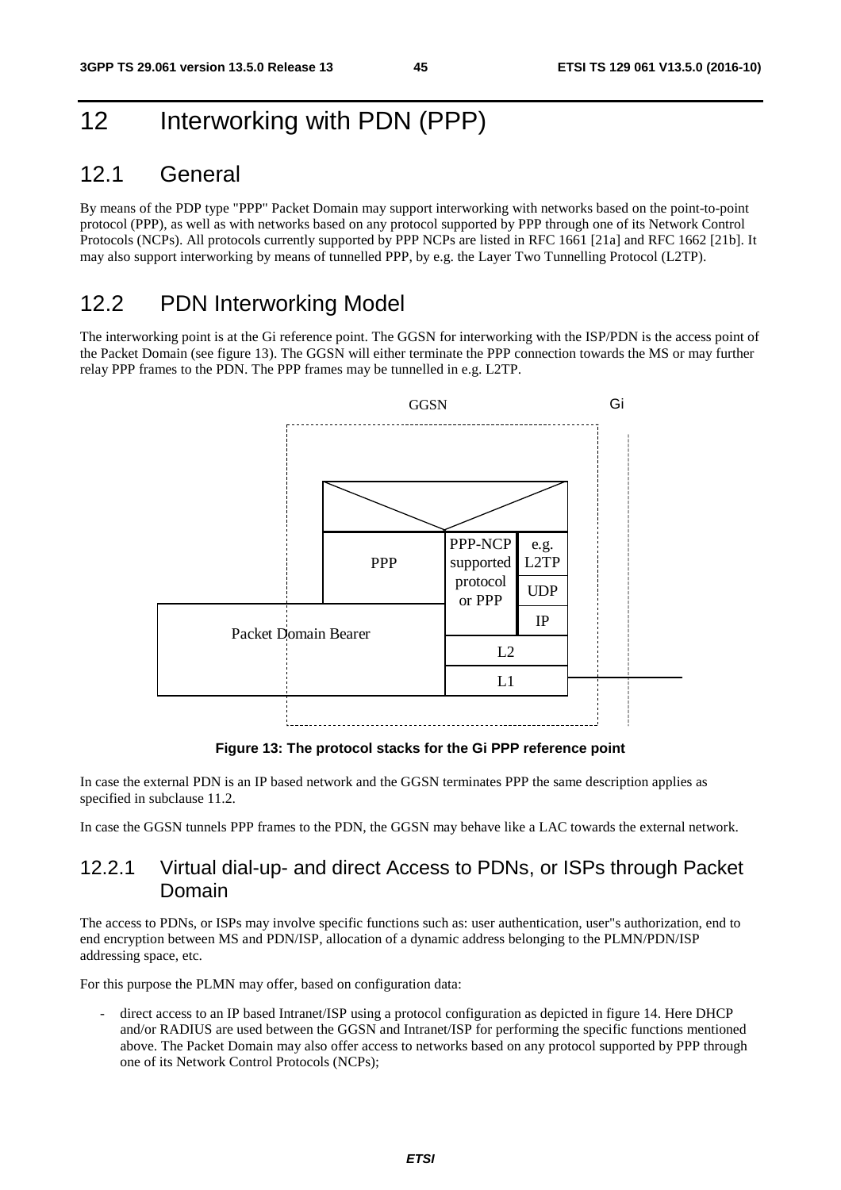# 12 Interworking with PDN (PPP)

## 12.1 General

By means of the PDP type "PPP" Packet Domain may support interworking with networks based on the point-to-point protocol (PPP), as well as with networks based on any protocol supported by PPP through one of its Network Control Protocols (NCPs). All protocols currently supported by PPP NCPs are listed in RFC 1661 [21a] and RFC 1662 [21b]. It may also support interworking by means of tunnelled PPP, by e.g. the Layer Two Tunnelling Protocol (L2TP).

## 12.2 PDN Interworking Model

The interworking point is at the Gi reference point. The GGSN for interworking with the ISP/PDN is the access point of the Packet Domain (see figure 13). The GGSN will either terminate the PPP connection towards the MS or may further relay PPP frames to the PDN. The PPP frames may be tunnelled in e.g. L2TP.

**Figure 13: The protocol stacks for the Gi PPP reference point**

In case the external PDN is an IP based network and the GGSN terminates PPP the same description applies as specified in subclause 11.2.

In case the GGSN tunnels PPP frames to the PDN, the GGSN may behave like a LAC towards the external network.

### 12.2.1 Virtual dial-up- and direct Access to PDNs, or ISPs through Packet Domain

The access to PDNs, or ISPs may involve specific functions such as: user authentication, user"s authorization, end to end encryption between MS and PDN/ISP, allocation of a dynamic address belonging to the PLMN/PDN/ISP addressing space, etc.

For this purpose the PLMN may offer, based on configuration data:

- direct access to an IP based Intranet/ISP using a protocol configuration as depicted in figure 14. Here DHCP and/or RADIUS are used between the GGSN and Intranet/ISP for performing the specific functions mentioned above. The Packet Domain may also offer access to networks based on any protocol supported by PPP through one of its Network Control Protocols (NCPs);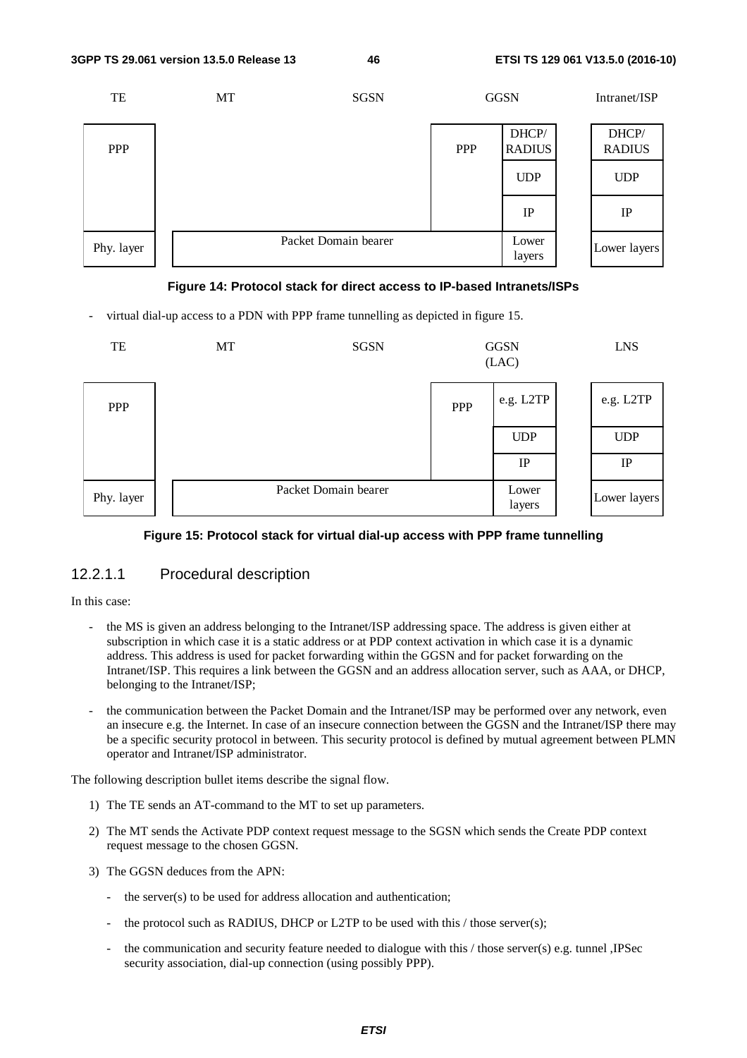| TE | MT | SGSN | GGSN | | Intranet/ISP |
|---|---|---|---|---|---|
| PPP | | | PPP | DHCP/ RADIUS | DHCP/ RADIUS |
| | | | | UDP | UDP |
| | | | | IP | IP |
| Phy. layer | Packet Domain bearer | | | Lower layers | Lower layers |

**Figure 14: Protocol stack for direct access to IP-based Intranets/ISPs**

- virtual dial-up access to a PDN with PPP frame tunnelling as depicted in figure 15.

| TE | MT | SGSN | GGSN (LAC) | | LNS |
|---|---|---|---|---|---|
| PPP | | | PPP | e.g. L2TP | e.g. L2TP |
| | | | | UDP | UDP |
| | | | | IP | IP |
| Phy. layer | Packet Domain bearer | | | Lower layers | Lower layers |

**Figure 15: Protocol stack for virtual dial-up access with PPP frame tunnelling**

#### 12.2.1.1 Procedural description

In this case:

- the MS is given an address belonging to the Intranet/ISP addressing space. The address is given either at subscription in which case it is a static address or at PDP context activation in which case it is a dynamic address. This address is used for packet forwarding within the GGSN and for packet forwarding on the Intranet/ISP. This requires a link between the GGSN and an address allocation server, such as AAA, or DHCP, belonging to the Intranet/ISP;
- the communication between the Packet Domain and the Intranet/ISP may be performed over any network, even an insecure e.g. the Internet. In case of an insecure connection between the GGSN and the Intranet/ISP there may be a specific security protocol in between. This security protocol is defined by mutual agreement between PLMN operator and Intranet/ISP administrator.

The following description bullet items describe the signal flow.

1) The TE sends an AT-command to the MT to set up parameters.
2) The MT sends the Activate PDP context request message to the SGSN which sends the Create PDP context request message to the chosen GGSN.
3) The GGSN deduces from the APN:
    - the server(s) to be used for address allocation and authentication;
    - the protocol such as RADIUS, DHCP or L2TP to be used with this / those server(s);
    - the communication and security feature needed to dialogue with this / those server(s) e.g. tunnel ,IPSec security association, dial-up connection (using possibly PPP).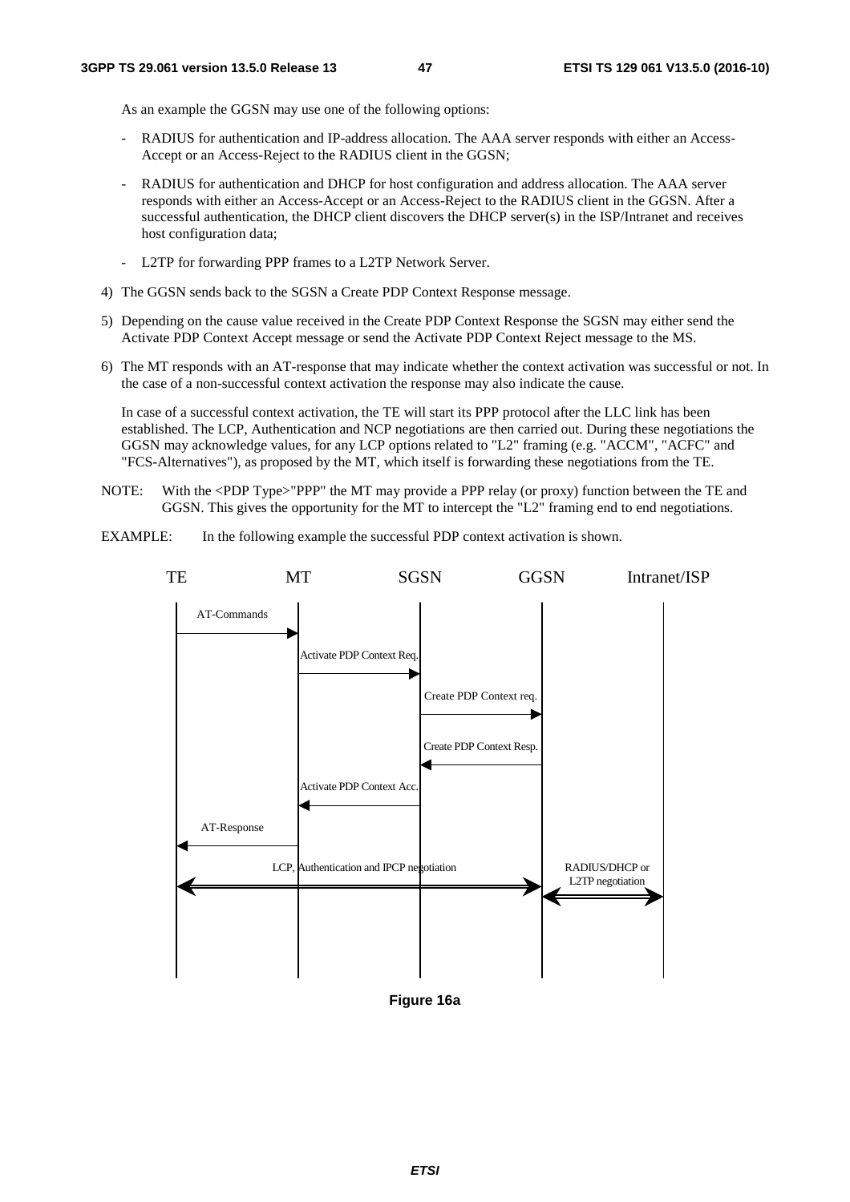As an example the GGSN may use one of the following options:

- RADIUS for authentication and IP-address allocation. The AAA server responds with either an Access-Accept or an Access-Reject to the RADIUS client in the GGSN;
- RADIUS for authentication and DHCP for host configuration and address allocation. The AAA server responds with either an Access-Accept or an Access-Reject to the RADIUS client in the GGSN. After a successful authentication, the DHCP client discovers the DHCP server(s) in the ISP/Intranet and receives host configuration data;
- L2TP for forwarding PPP frames to a L2TP Network Server.

4) The GGSN sends back to the SGSN a Create PDP Context Response message.

5) Depending on the cause value received in the Create PDP Context Response the SGSN may either send the Activate PDP Context Accept message or send the Activate PDP Context Reject message to the MS.

6) The MT responds with an AT-response that may indicate whether the context activation was successful or not. In the case of a non-successful context activation the response may also indicate the cause.

   In case of a successful context activation, the TE will start its PPP protocol after the LLC link has been established. The LCP, Authentication and NCP negotiations are then carried out. During these negotiations the GGSN may acknowledge values, for any LCP options related to "L2" framing (e.g. "ACCM", "ACFC" and "FCS-Alternatives"), as proposed by the MT, which itself is forwarding these negotiations from the TE.

NOTE: With the <PDP Type>"PPP" the MT may provide a PPP relay (or proxy) function between the TE and GGSN. This gives the opportunity for the MT to intercept the "L2" framing end to end negotiations.

EXAMPLE: In the following example the successful PDP context activation is shown.

TE | MT | SGSN | GGSN | Intranet/ISP

AT-Commands

Activate PDP Context Req.

Create PDP Context req.

Create PDP Context Resp.

Activate PDP Context Acc.

AT-Response

LCP, Authentication and IPCP negotiation

RADIUS/DHCP or L2TP negotiation

**Figure 16a**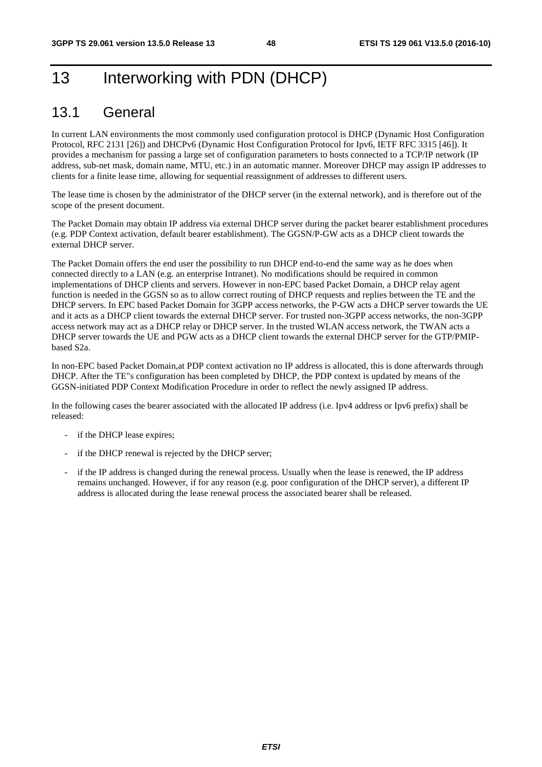# 13 Interworking with PDN (DHCP)

## 13.1 General

In current LAN environments the most commonly used configuration protocol is DHCP (Dynamic Host Configuration Protocol, RFC 2131 [26]) and DHCPv6 (Dynamic Host Configuration Protocol for Ipv6, IETF RFC 3315 [46]). It provides a mechanism for passing a large set of configuration parameters to hosts connected to a TCP/IP network (IP address, sub-net mask, domain name, MTU, etc.) in an automatic manner. Moreover DHCP may assign IP addresses to clients for a finite lease time, allowing for sequential reassignment of addresses to different users.

The lease time is chosen by the administrator of the DHCP server (in the external network), and is therefore out of the scope of the present document.

The Packet Domain may obtain IP address via external DHCP server during the packet bearer establishment procedures (e.g. PDP Context activation, default bearer establishment). The GGSN/P-GW acts as a DHCP client towards the external DHCP server.

The Packet Domain offers the end user the possibility to run DHCP end-to-end the same way as he does when connected directly to a LAN (e.g. an enterprise Intranet). No modifications should be required in common implementations of DHCP clients and servers. However in non-EPC based Packet Domain, a DHCP relay agent function is needed in the GGSN so as to allow correct routing of DHCP requests and replies between the TE and the DHCP servers. In EPC based Packet Domain for 3GPP access networks, the P-GW acts a DHCP server towards the UE and it acts as a DHCP client towards the external DHCP server. For trusted non-3GPP access networks, the non-3GPP access network may act as a DHCP relay or DHCP server. In the trusted WLAN access network, the TWAN acts a DHCP server towards the UE and PGW acts as a DHCP client towards the external DHCP server for the GTP/PMIP-based S2a.

In non-EPC based Packet Domain,at PDP context activation no IP address is allocated, this is done afterwards through DHCP. After the TE"s configuration has been completed by DHCP, the PDP context is updated by means of the GGSN-initiated PDP Context Modification Procedure in order to reflect the newly assigned IP address.

In the following cases the bearer associated with the allocated IP address (i.e. Ipv4 address or Ipv6 prefix) shall be released:

- if the DHCP lease expires;
- if the DHCP renewal is rejected by the DHCP server;
- if the IP address is changed during the renewal process. Usually when the lease is renewed, the IP address remains unchanged. However, if for any reason (e.g. poor configuration of the DHCP server), a different IP address is allocated during the lease renewal process the associated bearer shall be released.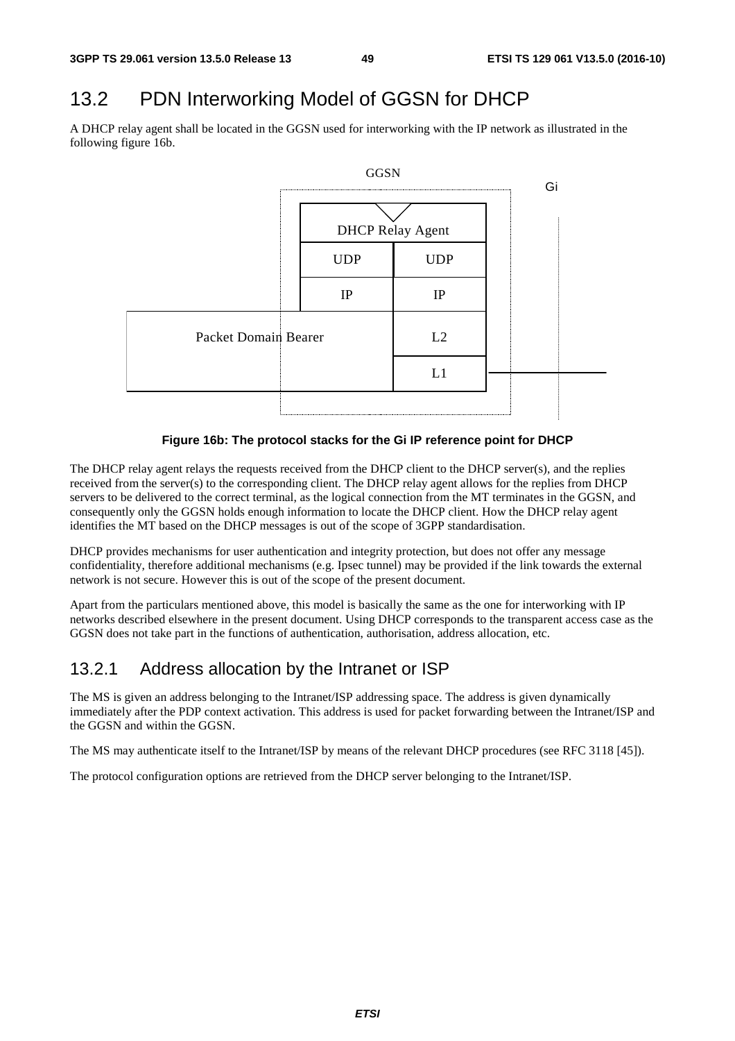## 13.2 PDN Interworking Model of GGSN for DHCP

A DHCP relay agent shall be located in the GGSN used for interworking with the IP network as illustrated in the following figure 16b.

GGSN

Gi

DHCP Relay Agent

| UDP | UDP |
|---|---|
| IP | IP |

Packet Domain Bearer | L2 | L1

**Figure 16b: The protocol stacks for the Gi IP reference point for DHCP**

The DHCP relay agent relays the requests received from the DHCP client to the DHCP server(s), and the replies received from the server(s) to the corresponding client. The DHCP relay agent allows for the replies from DHCP servers to be delivered to the correct terminal, as the logical connection from the MT terminates in the GGSN, and consequently only the GGSN holds enough information to locate the DHCP client. How the DHCP relay agent identifies the MT based on the DHCP messages is out of the scope of 3GPP standardisation.

DHCP provides mechanisms for user authentication and integrity protection, but does not offer any message confidentiality, therefore additional mechanisms (e.g. Ipsec tunnel) may be provided if the link towards the external network is not secure. However this is out of the scope of the present document.

Apart from the particulars mentioned above, this model is basically the same as the one for interworking with IP networks described elsewhere in the present document. Using DHCP corresponds to the transparent access case as the GGSN does not take part in the functions of authentication, authorisation, address allocation, etc.

### 13.2.1 Address allocation by the Intranet or ISP

The MS is given an address belonging to the Intranet/ISP addressing space. The address is given dynamically immediately after the PDP context activation. This address is used for packet forwarding between the Intranet/ISP and the GGSN and within the GGSN.

The MS may authenticate itself to the Intranet/ISP by means of the relevant DHCP procedures (see RFC 3118 [45]).

The protocol configuration options are retrieved from the DHCP server belonging to the Intranet/ISP.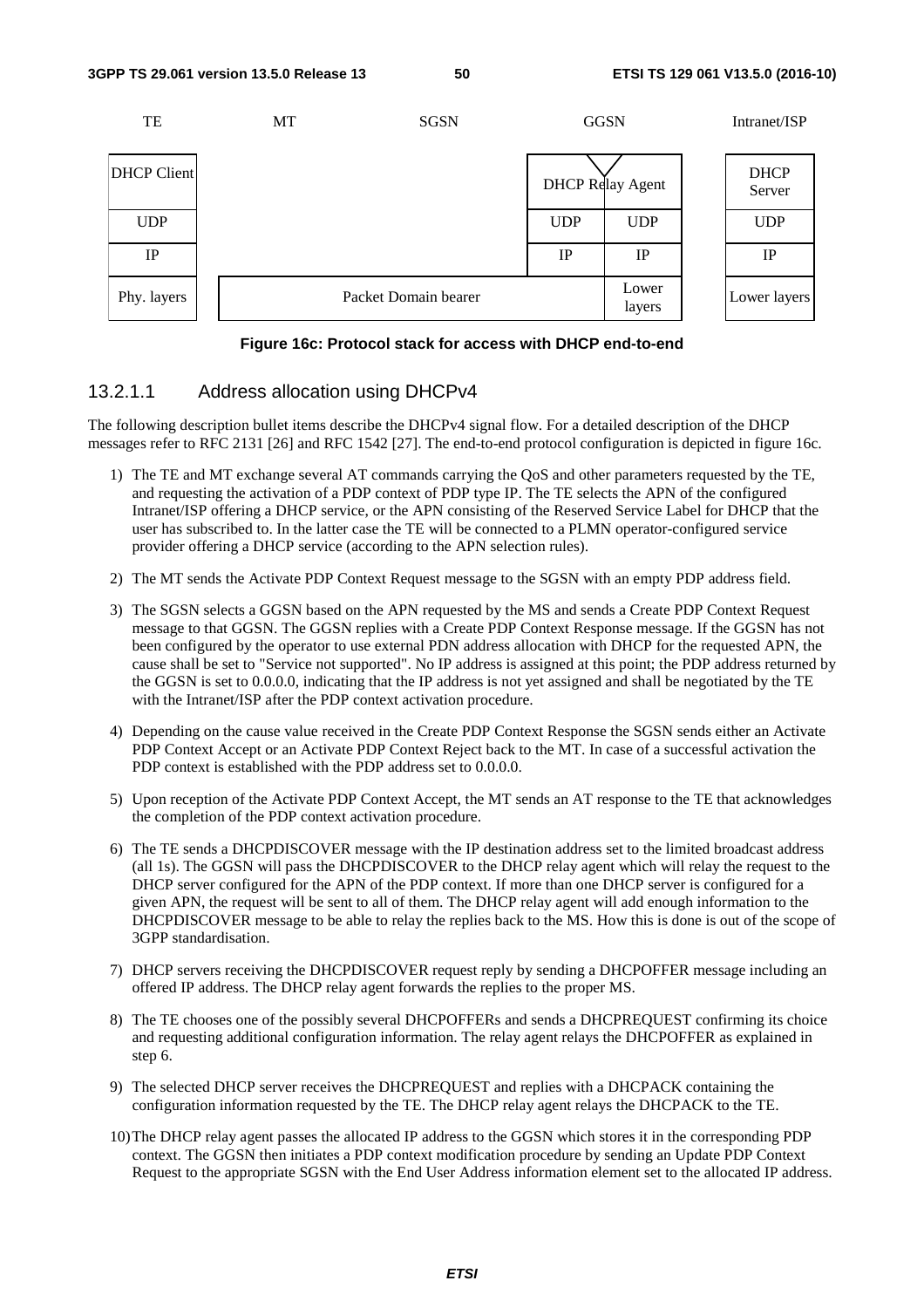| TE | MT | SGSN | GGSN | | Intranet/ISP |
|---|---|---|---|---|---|
| DHCP Client | | | DHCP Relay Agent | | DHCP Server |
| UDP | | | UDP | UDP | UDP |
| IP | | | IP | IP | IP |
| Phy. layers | Packet Domain bearer | | | Lower layers | Lower layers |

**Figure 16c: Protocol stack for access with DHCP end-to-end**

### 13.2.1.1 Address allocation using DHCPv4

The following description bullet items describe the DHCPv4 signal flow. For a detailed description of the DHCP messages refer to RFC 2131 [26] and RFC 1542 [27]. The end-to-end protocol configuration is depicted in figure 16c.

1) The TE and MT exchange several AT commands carrying the QoS and other parameters requested by the TE, and requesting the activation of a PDP context of PDP type IP. The TE selects the APN of the configured Intranet/ISP offering a DHCP service, or the APN consisting of the Reserved Service Label for DHCP that the user has subscribed to. In the latter case the TE will be connected to a PLMN operator-configured service provider offering a DHCP service (according to the APN selection rules).

2) The MT sends the Activate PDP Context Request message to the SGSN with an empty PDP address field.

3) The SGSN selects a GGSN based on the APN requested by the MS and sends a Create PDP Context Request message to that GGSN. The GGSN replies with a Create PDP Context Response message. If the GGSN has not been configured by the operator to use external PDN address allocation with DHCP for the requested APN, the cause shall be set to "Service not supported". No IP address is assigned at this point; the PDP address returned by the GGSN is set to 0.0.0.0, indicating that the IP address is not yet assigned and shall be negotiated by the TE with the Intranet/ISP after the PDP context activation procedure.

4) Depending on the cause value received in the Create PDP Context Response the SGSN sends either an Activate PDP Context Accept or an Activate PDP Context Reject back to the MT. In case of a successful activation the PDP context is established with the PDP address set to 0.0.0.0.

5) Upon reception of the Activate PDP Context Accept, the MT sends an AT response to the TE that acknowledges the completion of the PDP context activation procedure.

6) The TE sends a DHCPDISCOVER message with the IP destination address set to the limited broadcast address (all 1s). The GGSN will pass the DHCPDISCOVER to the DHCP relay agent which will relay the request to the DHCP server configured for the APN of the PDP context. If more than one DHCP server is configured for a given APN, the request will be sent to all of them. The DHCP relay agent will add enough information to the DHCPDISCOVER message to be able to relay the replies back to the MS. How this is done is out of the scope of 3GPP standardisation.

7) DHCP servers receiving the DHCPDISCOVER request reply by sending a DHCPOFFER message including an offered IP address. The DHCP relay agent forwards the replies to the proper MS.

8) The TE chooses one of the possibly several DHCPOFFERs and sends a DHCPREQUEST confirming its choice and requesting additional configuration information. The relay agent relays the DHCPOFFER as explained in step 6.

9) The selected DHCP server receives the DHCPREQUEST and replies with a DHCPACK containing the configuration information requested by the TE. The DHCP relay agent relays the DHCPACK to the TE.

10) The DHCP relay agent passes the allocated IP address to the GGSN which stores it in the corresponding PDP context. The GGSN then initiates a PDP context modification procedure by sending an Update PDP Context Request to the appropriate SGSN with the End User Address information element set to the allocated IP address.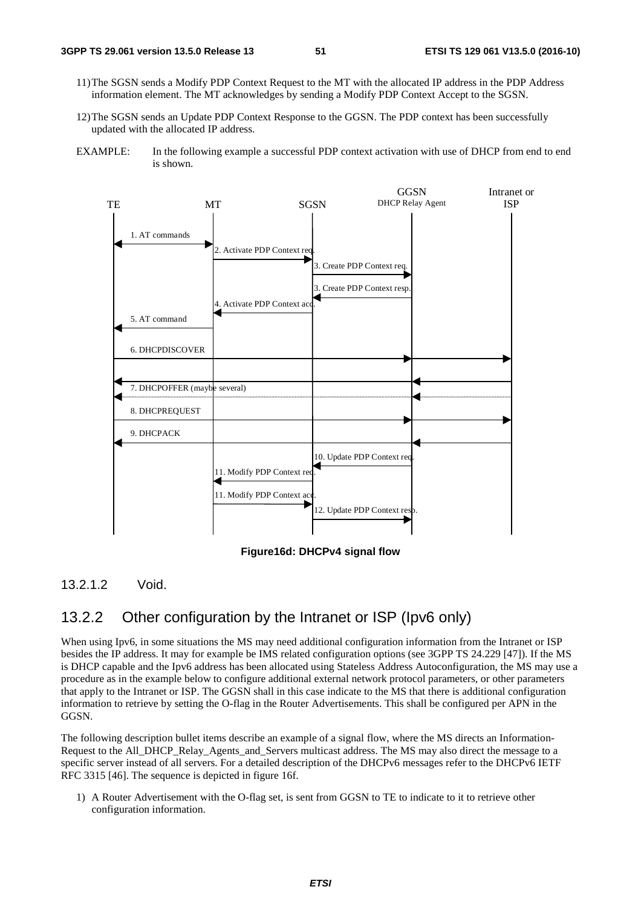11) The SGSN sends a Modify PDP Context Request to the MT with the allocated IP address in the PDP Address information element. The MT acknowledges by sending a Modify PDP Context Accept to the SGSN.

12) The SGSN sends an Update PDP Context Response to the GGSN. The PDP context has been successfully updated with the allocated IP address.

EXAMPLE: In the following example a successful PDP context activation with use of DHCP from end to end is shown.

**Figure16d: DHCPv4 signal flow**

### 13.2.1.2 Void.

## 13.2.2 Other configuration by the Intranet or ISP (Ipv6 only)

When using Ipv6, in some situations the MS may need additional configuration information from the Intranet or ISP besides the IP address. It may for example be IMS related configuration options (see 3GPP TS 24.229 [47]). If the MS is DHCP capable and the Ipv6 address has been allocated using Stateless Address Autoconfiguration, the MS may use a procedure as in the example below to configure additional external network protocol parameters, or other parameters that apply to the Intranet or ISP. The GGSN shall in this case indicate to the MS that there is additional configuration information to retrieve by setting the O-flag in the Router Advertisements. This shall be configured per APN in the GGSN.

The following description bullet items describe an example of a signal flow, where the MS directs an Information-Request to the All_DHCP_Relay_Agents_and_Servers multicast address. The MS may also direct the message to a specific server instead of all servers. For a detailed description of the DHCPv6 messages refer to the DHCPv6 IETF RFC 3315 [46]. The sequence is depicted in figure 16f.

1) A Router Advertisement with the O-flag set, is sent from GGSN to TE to indicate to it to retrieve other configuration information.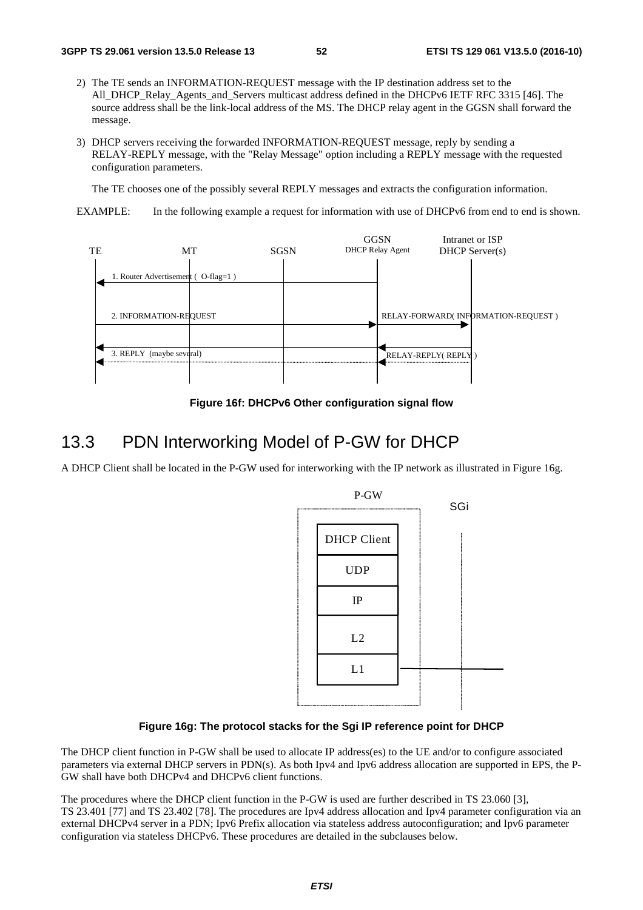2) The TE sends an INFORMATION-REQUEST message with the IP destination address set to the All_DHCP_Relay_Agents_and_Servers multicast address defined in the DHCPv6 IETF RFC 3315 [46]. The source address shall be the link-local address of the MS. The DHCP relay agent in the GGSN shall forward the message.

3) DHCP servers receiving the forwarded INFORMATION-REQUEST message, reply by sending a RELAY-REPLY message, with the "Relay Message" option including a REPLY message with the requested configuration parameters.

   The TE chooses one of the possibly several REPLY messages and extracts the configuration information.

EXAMPLE: In the following example a request for information with use of DHCPv6 from end to end is shown.

**Figure 16f: DHCPv6 Other configuration signal flow**

## 13.3 PDN Interworking Model of P-GW for DHCP

A DHCP Client shall be located in the P-GW used for interworking with the IP network as illustrated in Figure 16g.

**Figure 16g: The protocol stacks for the Sgi IP reference point for DHCP**

The DHCP client function in P-GW shall be used to allocate IP address(es) to the UE and/or to configure associated parameters via external DHCP servers in PDN(s). As both Ipv4 and Ipv6 address allocation are supported in EPS, the P-GW shall have both DHCPv4 and DHCPv6 client functions.

The procedures where the DHCP client function in the P-GW is used are further described in TS 23.060 [3], TS 23.401 [77] and TS 23.402 [78]. The procedures are Ipv4 address allocation and Ipv4 parameter configuration via an external DHCPv4 server in a PDN; Ipv6 Prefix allocation via stateless address autoconfiguration; and Ipv6 parameter configuration via stateless DHCPv6. These procedures are detailed in the subclauses below.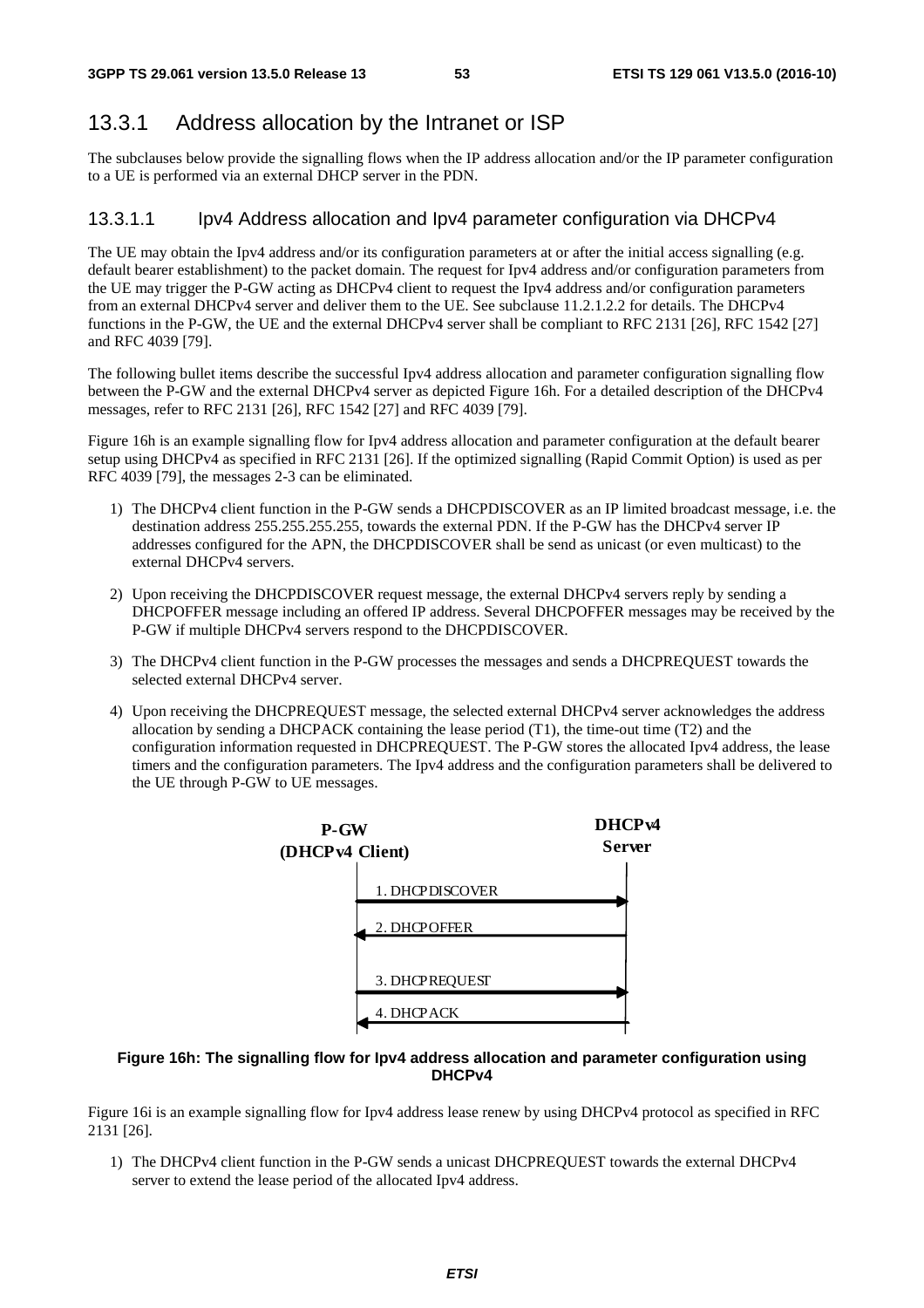### 13.3.1 Address allocation by the Intranet or ISP

The subclauses below provide the signalling flows when the IP address allocation and/or the IP parameter configuration to a UE is performed via an external DHCP server in the PDN.

#### 13.3.1.1 Ipv4 Address allocation and Ipv4 parameter configuration via DHCPv4

The UE may obtain the Ipv4 address and/or its configuration parameters at or after the initial access signalling (e.g. default bearer establishment) to the packet domain. The request for Ipv4 address and/or configuration parameters from the UE may trigger the P-GW acting as DHCPv4 client to request the Ipv4 address and/or configuration parameters from an external DHCPv4 server and deliver them to the UE. See subclause 11.2.1.2.2 for details. The DHCPv4 functions in the P-GW, the UE and the external DHCPv4 server shall be compliant to RFC 2131 [26], RFC 1542 [27] and RFC 4039 [79].

The following bullet items describe the successful Ipv4 address allocation and parameter configuration signalling flow between the P-GW and the external DHCPv4 server as depicted Figure 16h. For a detailed description of the DHCPv4 messages, refer to RFC 2131 [26], RFC 1542 [27] and RFC 4039 [79].

Figure 16h is an example signalling flow for Ipv4 address allocation and parameter configuration at the default bearer setup using DHCPv4 as specified in RFC 2131 [26]. If the optimized signalling (Rapid Commit Option) is used as per RFC 4039 [79], the messages 2-3 can be eliminated.

1) The DHCPv4 client function in the P-GW sends a DHCPDISCOVER as an IP limited broadcast message, i.e. the destination address 255.255.255.255, towards the external PDN. If the P-GW has the DHCPv4 server IP addresses configured for the APN, the DHCPDISCOVER shall be send as unicast (or even multicast) to the external DHCPv4 servers.

2) Upon receiving the DHCPDISCOVER request message, the external DHCPv4 servers reply by sending a DHCPOFFER message including an offered IP address. Several DHCPOFFER messages may be received by the P-GW if multiple DHCPv4 servers respond to the DHCPDISCOVER.

3) The DHCPv4 client function in the P-GW processes the messages and sends a DHCPREQUEST towards the selected external DHCPv4 server.

4) Upon receiving the DHCPREQUEST message, the selected external DHCPv4 server acknowledges the address allocation by sending a DHCPACK containing the lease period (T1), the time-out time (T2) and the configuration information requested in DHCPREQUEST. The P-GW stores the allocated Ipv4 address, the lease timers and the configuration parameters. The Ipv4 address and the configuration parameters shall be delivered to the UE through P-GW to UE messages.

P-GW (DHCPv4 Client) — DHCPv4 Server

1. DHCPDISCOVER →
2. DHCPOFFER ←
3. DHCPREQUEST →
4. DHCPACK ←

**Figure 16h: The signalling flow for Ipv4 address allocation and parameter configuration using DHCPv4**

Figure 16i is an example signalling flow for Ipv4 address lease renew by using DHCPv4 protocol as specified in RFC 2131 [26].

1) The DHCPv4 client function in the P-GW sends a unicast DHCPREQUEST towards the external DHCPv4 server to extend the lease period of the allocated Ipv4 address.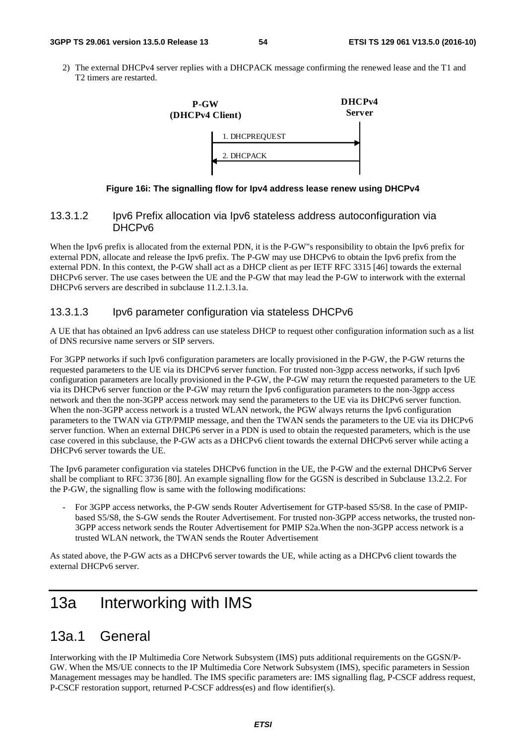2) The external DHCPv4 server replies with a DHCPACK message confirming the renewed lease and the T1 and T2 timers are restarted.

```
   P-GW                                DHCPv4
(DHCPv4 Client)                        Server
      |                                   |
      |  1. DHCPREQUEST                   |
      |---------------------------------->|
      |  2. DHCPACK                       |
      |<----------------------------------|
      |                                   |
```

**Figure 16i: The signalling flow for Ipv4 address lease renew using DHCPv4**

### 13.3.1.2 Ipv6 Prefix allocation via Ipv6 stateless address autoconfiguration via DHCPv6

When the Ipv6 prefix is allocated from the external PDN, it is the P-GW"s responsibility to obtain the Ipv6 prefix for external PDN, allocate and release the Ipv6 prefix. The P-GW may use DHCPv6 to obtain the Ipv6 prefix from the external PDN. In this context, the P-GW shall act as a DHCP client as per IETF RFC 3315 [46] towards the external DHCPv6 server. The use cases between the UE and the P-GW that may lead the P-GW to interwork with the external DHCPv6 servers are described in subclause 11.2.1.3.1a.

### 13.3.1.3 Ipv6 parameter configuration via stateless DHCPv6

A UE that has obtained an Ipv6 address can use stateless DHCP to request other configuration information such as a list of DNS recursive name servers or SIP servers.

For 3GPP networks if such Ipv6 configuration parameters are locally provisioned in the P-GW, the P-GW returns the requested parameters to the UE via its DHCPv6 server function. For trusted non-3gpp access networks, if such Ipv6 configuration parameters are locally provisioned in the P-GW, the P-GW may return the requested parameters to the UE via its DHCPv6 server function or the P-GW may return the Ipv6 configuration parameters to the non-3gpp access network and then the non-3GPP access network may send the parameters to the UE via its DHCPv6 server function. When the non-3GPP access network is a trusted WLAN network, the PGW always returns the Ipv6 configuration parameters to the TWAN via GTP/PMIP message, and then the TWAN sends the parameters to the UE via its DHCPv6 server function. When an external DHCP6 server in a PDN is used to obtain the requested parameters, which is the use case covered in this subclause, the P-GW acts as a DHCPv6 client towards the external DHCPv6 server while acting a DHCPv6 server towards the UE.

The Ipv6 parameter configuration via stateles DHCPv6 function in the UE, the P-GW and the external DHCPv6 Server shall be compliant to RFC 3736 [80]. An example signalling flow for the GGSN is described in Subclause 13.2.2. For the P-GW, the signalling flow is same with the following modifications:

- For 3GPP access networks, the P-GW sends Router Advertisement for GTP-based S5/S8. In the case of PMIP-based S5/S8, the S-GW sends the Router Advertisement. For trusted non-3GPP access networks, the trusted non-3GPP access network sends the Router Advertisement for PMIP S2a.When the non-3GPP access network is a trusted WLAN network, the TWAN sends the Router Advertisement

As stated above, the P-GW acts as a DHCPv6 server towards the UE, while acting as a DHCPv6 client towards the external DHCPv6 server.

# 13a Interworking with IMS

## 13a.1 General

Interworking with the IP Multimedia Core Network Subsystem (IMS) puts additional requirements on the GGSN/P-GW. When the MS/UE connects to the IP Multimedia Core Network Subsystem (IMS), specific parameters in Session Management messages may be handled. The IMS specific parameters are: IMS signalling flag, P-CSCF address request, P-CSCF restoration support, returned P-CSCF address(es) and flow identifier(s).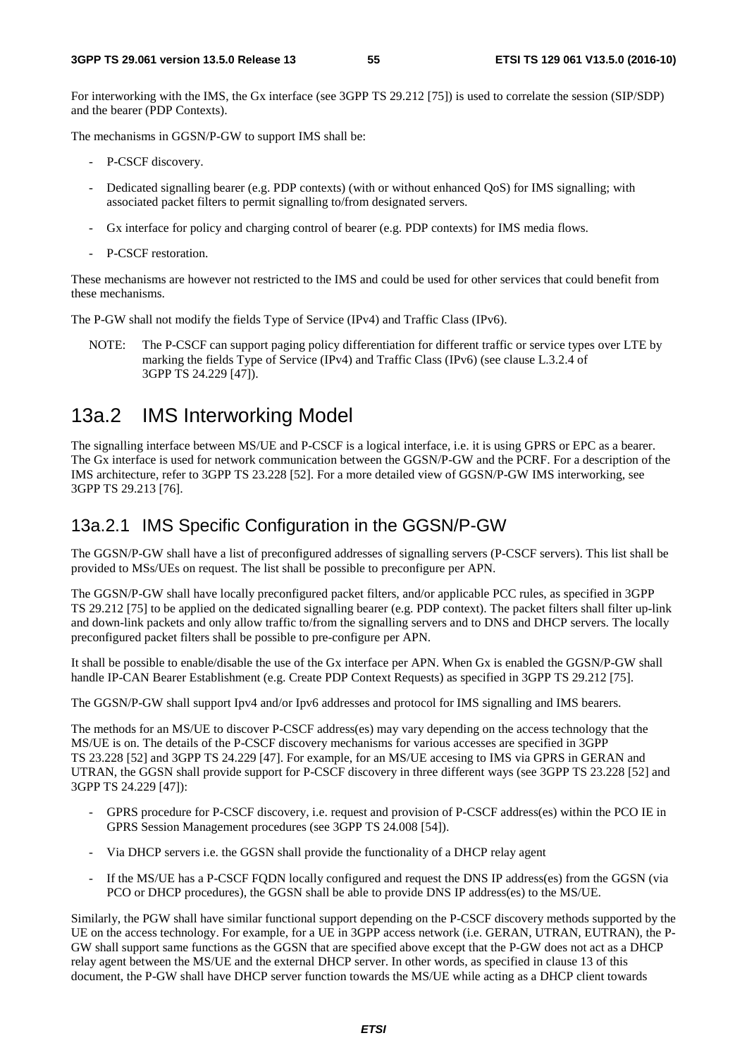For interworking with the IMS, the Gx interface (see 3GPP TS 29.212 [75]) is used to correlate the session (SIP/SDP) and the bearer (PDP Contexts).

The mechanisms in GGSN/P-GW to support IMS shall be:

- P-CSCF discovery.
- Dedicated signalling bearer (e.g. PDP contexts) (with or without enhanced QoS) for IMS signalling; with associated packet filters to permit signalling to/from designated servers.
- Gx interface for policy and charging control of bearer (e.g. PDP contexts) for IMS media flows.
- P-CSCF restoration.

These mechanisms are however not restricted to the IMS and could be used for other services that could benefit from these mechanisms.

The P-GW shall not modify the fields Type of Service (IPv4) and Traffic Class (IPv6).

NOTE: The P-CSCF can support paging policy differentiation for different traffic or service types over LTE by marking the fields Type of Service (IPv4) and Traffic Class (IPv6) (see clause L.3.2.4 of 3GPP TS 24.229 [47]).

## 13a.2 IMS Interworking Model

The signalling interface between MS/UE and P-CSCF is a logical interface, i.e. it is using GPRS or EPC as a bearer. The Gx interface is used for network communication between the GGSN/P-GW and the PCRF. For a description of the IMS architecture, refer to 3GPP TS 23.228 [52]. For a more detailed view of GGSN/P-GW IMS interworking, see 3GPP TS 29.213 [76].

### 13a.2.1 IMS Specific Configuration in the GGSN/P-GW

The GGSN/P-GW shall have a list of preconfigured addresses of signalling servers (P-CSCF servers). This list shall be provided to MSs/UEs on request. The list shall be possible to preconfigure per APN.

The GGSN/P-GW shall have locally preconfigured packet filters, and/or applicable PCC rules, as specified in 3GPP TS 29.212 [75] to be applied on the dedicated signalling bearer (e.g. PDP context). The packet filters shall filter up-link and down-link packets and only allow traffic to/from the signalling servers and to DNS and DHCP servers. The locally preconfigured packet filters shall be possible to pre-configure per APN.

It shall be possible to enable/disable the use of the Gx interface per APN. When Gx is enabled the GGSN/P-GW shall handle IP-CAN Bearer Establishment (e.g. Create PDP Context Requests) as specified in 3GPP TS 29.212 [75].

The GGSN/P-GW shall support Ipv4 and/or Ipv6 addresses and protocol for IMS signalling and IMS bearers.

The methods for an MS/UE to discover P-CSCF address(es) may vary depending on the access technology that the MS/UE is on. The details of the P-CSCF discovery mechanisms for various accesses are specified in 3GPP TS 23.228 [52] and 3GPP TS 24.229 [47]. For example, for an MS/UE accesing to IMS via GPRS in GERAN and UTRAN, the GGSN shall provide support for P-CSCF discovery in three different ways (see 3GPP TS 23.228 [52] and 3GPP TS 24.229 [47]):

- GPRS procedure for P-CSCF discovery, i.e. request and provision of P-CSCF address(es) within the PCO IE in GPRS Session Management procedures (see 3GPP TS 24.008 [54]).
- Via DHCP servers i.e. the GGSN shall provide the functionality of a DHCP relay agent
- If the MS/UE has a P-CSCF FQDN locally configured and request the DNS IP address(es) from the GGSN (via PCO or DHCP procedures), the GGSN shall be able to provide DNS IP address(es) to the MS/UE.

Similarly, the PGW shall have similar functional support depending on the P-CSCF discovery methods supported by the UE on the access technology. For example, for a UE in 3GPP access network (i.e. GERAN, UTRAN, EUTRAN), the P-GW shall support same functions as the GGSN that are specified above except that the P-GW does not act as a DHCP relay agent between the MS/UE and the external DHCP server. In other words, as specified in clause 13 of this document, the P-GW shall have DHCP server function towards the MS/UE while acting as a DHCP client towards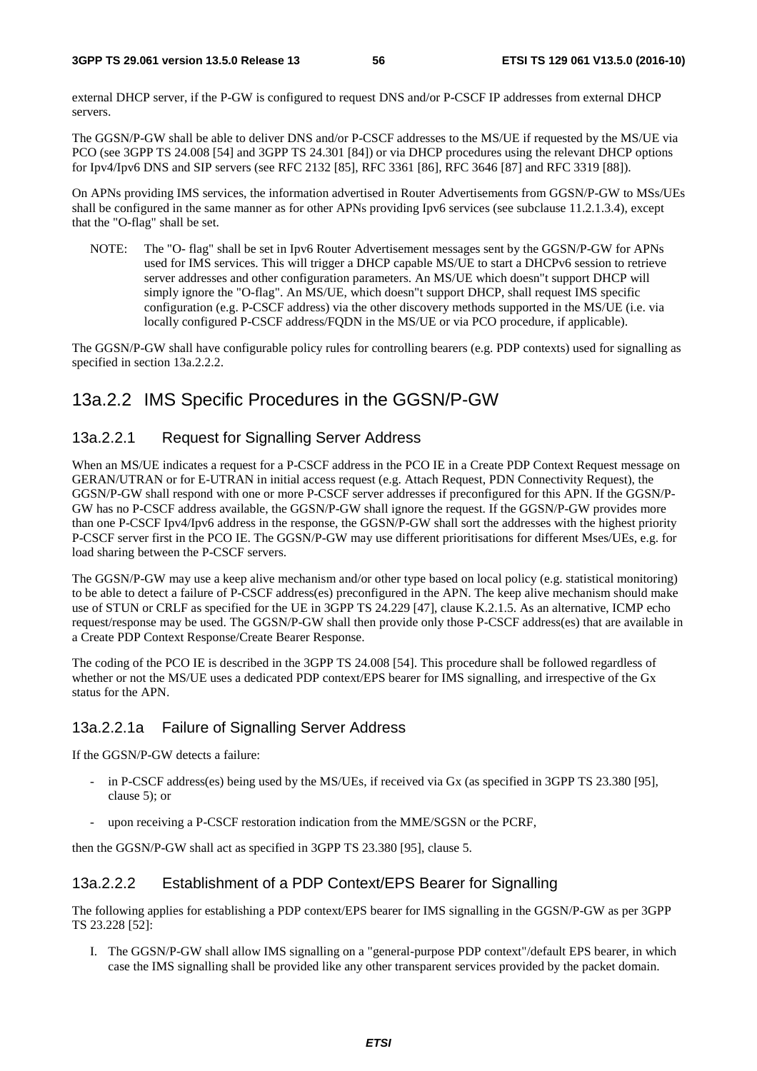external DHCP server, if the P-GW is configured to request DNS and/or P-CSCF IP addresses from external DHCP servers.

The GGSN/P-GW shall be able to deliver DNS and/or P-CSCF addresses to the MS/UE if requested by the MS/UE via PCO (see 3GPP TS 24.008 [54] and 3GPP TS 24.301 [84]) or via DHCP procedures using the relevant DHCP options for Ipv4/Ipv6 DNS and SIP servers (see RFC 2132 [85], RFC 3361 [86], RFC 3646 [87] and RFC 3319 [88]).

On APNs providing IMS services, the information advertised in Router Advertisements from GGSN/P-GW to MSs/UEs shall be configured in the same manner as for other APNs providing Ipv6 services (see subclause 11.2.1.3.4), except that the "O-flag" shall be set.

NOTE: The "O- flag" shall be set in Ipv6 Router Advertisement messages sent by the GGSN/P-GW for APNs used for IMS services. This will trigger a DHCP capable MS/UE to start a DHCPv6 session to retrieve server addresses and other configuration parameters. An MS/UE which doesn"t support DHCP will simply ignore the "O-flag". An MS/UE, which doesn"t support DHCP, shall request IMS specific configuration (e.g. P-CSCF address) via the other discovery methods supported in the MS/UE (i.e. via locally configured P-CSCF address/FQDN in the MS/UE or via PCO procedure, if applicable).

The GGSN/P-GW shall have configurable policy rules for controlling bearers (e.g. PDP contexts) used for signalling as specified in section 13a.2.2.2.

## 13a.2.2 IMS Specific Procedures in the GGSN/P-GW

### 13a.2.2.1 Request for Signalling Server Address

When an MS/UE indicates a request for a P-CSCF address in the PCO IE in a Create PDP Context Request message on GERAN/UTRAN or for E-UTRAN in initial access request (e.g. Attach Request, PDN Connectivity Request), the GGSN/P-GW shall respond with one or more P-CSCF server addresses if preconfigured for this APN. If the GGSN/P-GW has no P-CSCF address available, the GGSN/P-GW shall ignore the request. If the GGSN/P-GW provides more than one P-CSCF Ipv4/Ipv6 address in the response, the GGSN/P-GW shall sort the addresses with the highest priority P-CSCF server first in the PCO IE. The GGSN/P-GW may use different prioritisations for different Mses/UEs, e.g. for load sharing between the P-CSCF servers.

The GGSN/P-GW may use a keep alive mechanism and/or other type based on local policy (e.g. statistical monitoring) to be able to detect a failure of P-CSCF address(es) preconfigured in the APN. The keep alive mechanism should make use of STUN or CRLF as specified for the UE in 3GPP TS 24.229 [47], clause K.2.1.5. As an alternative, ICMP echo request/response may be used. The GGSN/P-GW shall then provide only those P-CSCF address(es) that are available in a Create PDP Context Response/Create Bearer Response.

The coding of the PCO IE is described in the 3GPP TS 24.008 [54]. This procedure shall be followed regardless of whether or not the MS/UE uses a dedicated PDP context/EPS bearer for IMS signalling, and irrespective of the Gx status for the APN.

### 13a.2.2.1a Failure of Signalling Server Address

If the GGSN/P-GW detects a failure:

- in P-CSCF address(es) being used by the MS/UEs, if received via Gx (as specified in 3GPP TS 23.380 [95], clause 5); or
- upon receiving a P-CSCF restoration indication from the MME/SGSN or the PCRF,

then the GGSN/P-GW shall act as specified in 3GPP TS 23.380 [95], clause 5.

### 13a.2.2.2 Establishment of a PDP Context/EPS Bearer for Signalling

The following applies for establishing a PDP context/EPS bearer for IMS signalling in the GGSN/P-GW as per 3GPP TS 23.228 [52]:

I. The GGSN/P-GW shall allow IMS signalling on a "general-purpose PDP context"/default EPS bearer, in which case the IMS signalling shall be provided like any other transparent services provided by the packet domain.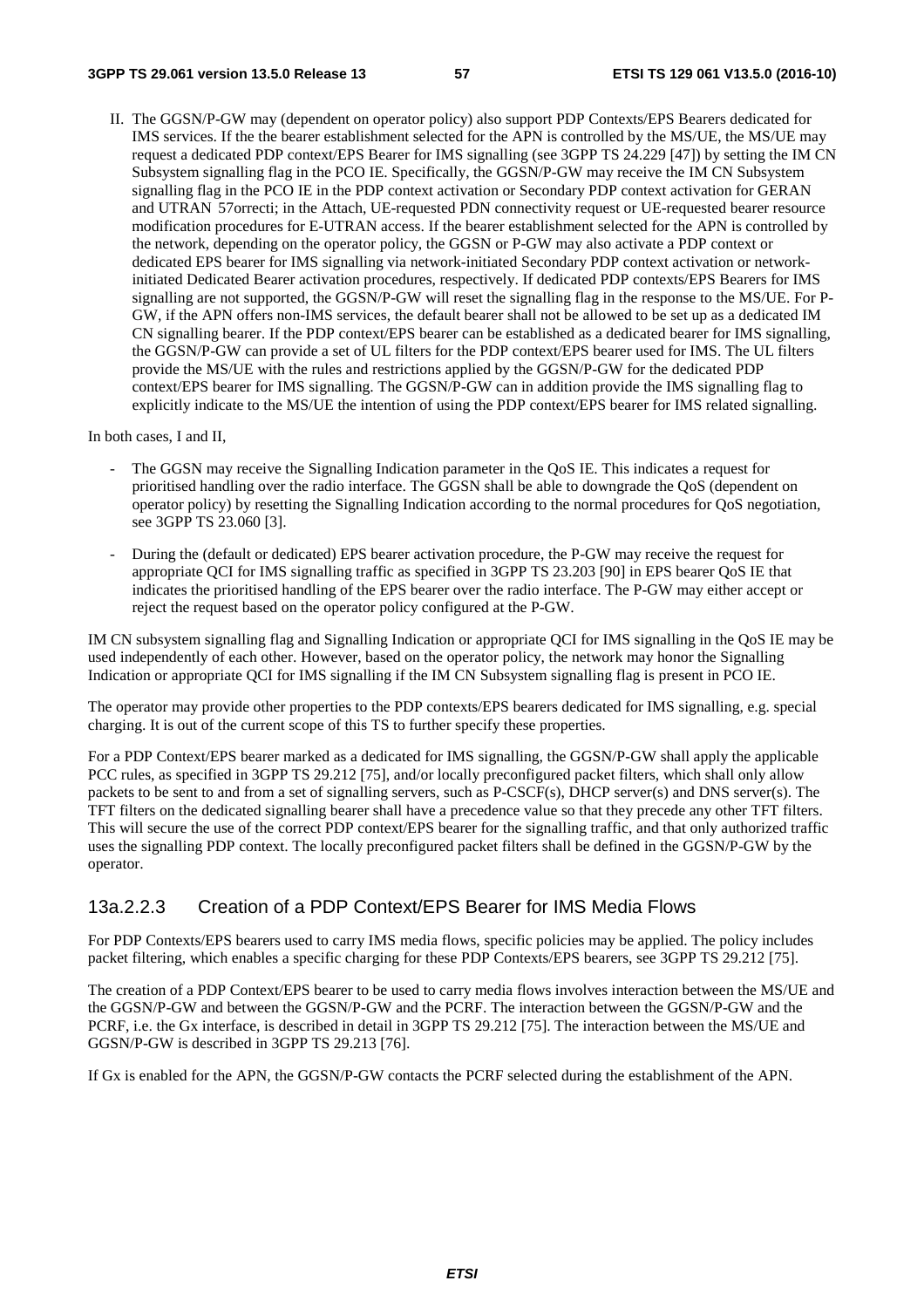II. The GGSN/P-GW may (dependent on operator policy) also support PDP Contexts/EPS Bearers dedicated for IMS services. If the the bearer establishment selected for the APN is controlled by the MS/UE, the MS/UE may request a dedicated PDP context/EPS Bearer for IMS signalling (see 3GPP TS 24.229 [47]) by setting the IM CN Subsystem signalling flag in the PCO IE. Specifically, the GGSN/P-GW may receive the IM CN Subsystem signalling flag in the PCO IE in the PDP context activation or Secondary PDP context activation for GERAN and UTRAN 57orrecti; in the Attach, UE-requested PDN connectivity request or UE-requested bearer resource modification procedures for E-UTRAN access. If the bearer establishment selected for the APN is controlled by the network, depending on the operator policy, the GGSN or P-GW may also activate a PDP context or dedicated EPS bearer for IMS signalling via network-initiated Secondary PDP context activation or network-initiated Dedicated Bearer activation procedures, respectively. If dedicated PDP contexts/EPS Bearers for IMS signalling are not supported, the GGSN/P-GW will reset the signalling flag in the response to the MS/UE. For P-GW, if the APN offers non-IMS services, the default bearer shall not be allowed to be set up as a dedicated IM CN signalling bearer. If the PDP context/EPS bearer can be established as a dedicated bearer for IMS signalling, the GGSN/P-GW can provide a set of UL filters for the PDP context/EPS bearer used for IMS. The UL filters provide the MS/UE with the rules and restrictions applied by the GGSN/P-GW for the dedicated PDP context/EPS bearer for IMS signalling. The GGSN/P-GW can in addition provide the IMS signalling flag to explicitly indicate to the MS/UE the intention of using the PDP context/EPS bearer for IMS related signalling.

In both cases, I and II,

- The GGSN may receive the Signalling Indication parameter in the QoS IE. This indicates a request for prioritised handling over the radio interface. The GGSN shall be able to downgrade the QoS (dependent on operator policy) by resetting the Signalling Indication according to the normal procedures for QoS negotiation, see 3GPP TS 23.060 [3].
- During the (default or dedicated) EPS bearer activation procedure, the P-GW may receive the request for appropriate QCI for IMS signalling traffic as specified in 3GPP TS 23.203 [90] in EPS bearer QoS IE that indicates the prioritised handling of the EPS bearer over the radio interface. The P-GW may either accept or reject the request based on the operator policy configured at the P-GW.

IM CN subsystem signalling flag and Signalling Indication or appropriate QCI for IMS signalling in the QoS IE may be used independently of each other. However, based on the operator policy, the network may honor the Signalling Indication or appropriate QCI for IMS signalling if the IM CN Subsystem signalling flag is present in PCO IE.

The operator may provide other properties to the PDP contexts/EPS bearers dedicated for IMS signalling, e.g. special charging. It is out of the current scope of this TS to further specify these properties.

For a PDP Context/EPS bearer marked as a dedicated for IMS signalling, the GGSN/P-GW shall apply the applicable PCC rules, as specified in 3GPP TS 29.212 [75], and/or locally preconfigured packet filters, which shall only allow packets to be sent to and from a set of signalling servers, such as P-CSCF(s), DHCP server(s) and DNS server(s). The TFT filters on the dedicated signalling bearer shall have a precedence value so that they precede any other TFT filters. This will secure the use of the correct PDP context/EPS bearer for the signalling traffic, and that only authorized traffic uses the signalling PDP context. The locally preconfigured packet filters shall be defined in the GGSN/P-GW by the operator.

### 13a.2.2.3 Creation of a PDP Context/EPS Bearer for IMS Media Flows

For PDP Contexts/EPS bearers used to carry IMS media flows, specific policies may be applied. The policy includes packet filtering, which enables a specific charging for these PDP Contexts/EPS bearers, see 3GPP TS 29.212 [75].

The creation of a PDP Context/EPS bearer to be used to carry media flows involves interaction between the MS/UE and the GGSN/P-GW and between the GGSN/P-GW and the PCRF. The interaction between the GGSN/P-GW and the PCRF, i.e. the Gx interface, is described in detail in 3GPP TS 29.212 [75]. The interaction between the MS/UE and GGSN/P-GW is described in 3GPP TS 29.213 [76].

If Gx is enabled for the APN, the GGSN/P-GW contacts the PCRF selected during the establishment of the APN.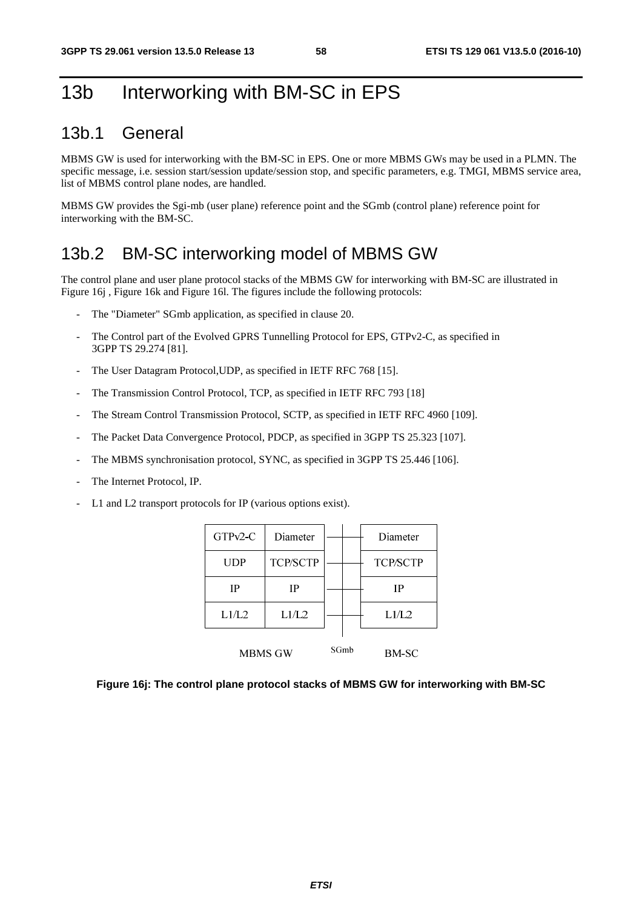# 13b Interworking with BM-SC in EPS

## 13b.1 General

MBMS GW is used for interworking with the BM-SC in EPS. One or more MBMS GWs may be used in a PLMN. The specific message, i.e. session start/session update/session stop, and specific parameters, e.g. TMGI, MBMS service area, list of MBMS control plane nodes, are handled.

MBMS GW provides the Sgi-mb (user plane) reference point and the SGmb (control plane) reference point for interworking with the BM-SC.

## 13b.2 BM-SC interworking model of MBMS GW

The control plane and user plane protocol stacks of the MBMS GW for interworking with BM-SC are illustrated in Figure 16j , Figure 16k and Figure 16l. The figures include the following protocols:

- The "Diameter" SGmb application, as specified in clause 20.
- The Control part of the Evolved GPRS Tunnelling Protocol for EPS, GTPv2-C, as specified in 3GPP TS 29.274 [81].
- The User Datagram Protocol,UDP, as specified in IETF RFC 768 [15].
- The Transmission Control Protocol, TCP, as specified in IETF RFC 793 [18]
- The Stream Control Transmission Protocol, SCTP, as specified in IETF RFC 4960 [109].
- The Packet Data Convergence Protocol, PDCP, as specified in 3GPP TS 25.323 [107].
- The MBMS synchronisation protocol, SYNC, as specified in 3GPP TS 25.446 [106].
- The Internet Protocol, IP.
- L1 and L2 transport protocols for IP (various options exist).

| MBMS GW | | SGmb | BM-SC |
|---|---|---|---|
| GTPv2-C | Diameter | — | Diameter |
| UDP | TCP/SCTP | — | TCP/SCTP |
| IP | IP | — | IP |
| L1/L2 | L1/L2 | — | L1/L2 |

**Figure 16j: The control plane protocol stacks of MBMS GW for interworking with BM-SC**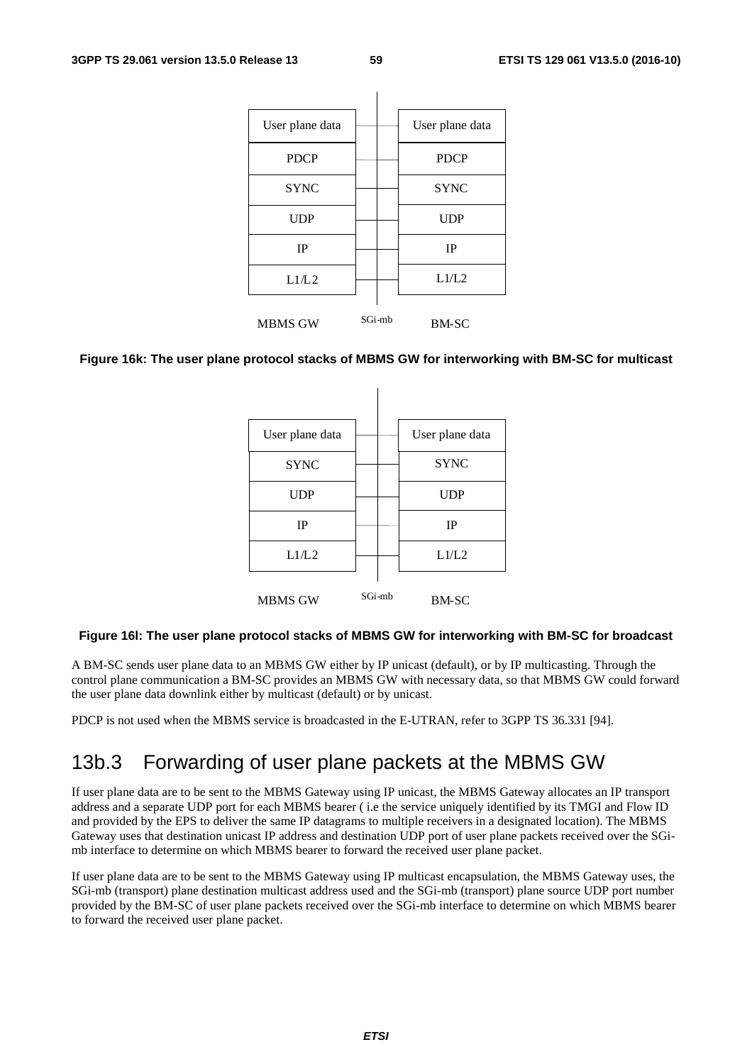| User plane data | | User plane data |
|---|---|---|
| PDCP | | PDCP |
| SYNC | | SYNC |
| UDP | | UDP |
| IP | | IP |
| L1/L2 | | L1/L2 |
| MBMS GW | SGi-mb | BM-SC |

**Figure 16k: The user plane protocol stacks of MBMS GW for interworking with BM-SC for multicast**

| User plane data | | User plane data |
|---|---|---|
| SYNC | | SYNC |
| UDP | | UDP |
| IP | | IP |
| L1/L2 | | L1/L2 |
| MBMS GW | SGi-mb | BM-SC |

**Figure 16l: The user plane protocol stacks of MBMS GW for interworking with BM-SC for broadcast**

A BM-SC sends user plane data to an MBMS GW either by IP unicast (default), or by IP multicasting. Through the control plane communication a BM-SC provides an MBMS GW with necessary data, so that MBMS GW could forward the user plane data downlink either by multicast (default) or by unicast.

PDCP is not used when the MBMS service is broadcasted in the E-UTRAN, refer to 3GPP TS 36.331 [94].

## 13b.3 Forwarding of user plane packets at the MBMS GW

If user plane data are to be sent to the MBMS Gateway using IP unicast, the MBMS Gateway allocates an IP transport address and a separate UDP port for each MBMS bearer ( i.e the service uniquely identified by its TMGI and Flow ID and provided by the EPS to deliver the same IP datagrams to multiple receivers in a designated location). The MBMS Gateway uses that destination unicast IP address and destination UDP port of user plane packets received over the SGi-mb interface to determine on which MBMS bearer to forward the received user plane packet.

If user plane data are to be sent to the MBMS Gateway using IP multicast encapsulation, the MBMS Gateway uses, the SGi-mb (transport) plane destination multicast address used and the SGi-mb (transport) plane source UDP port number provided by the BM-SC of user plane packets received over the SGi-mb interface to determine on which MBMS bearer to forward the received user plane packet.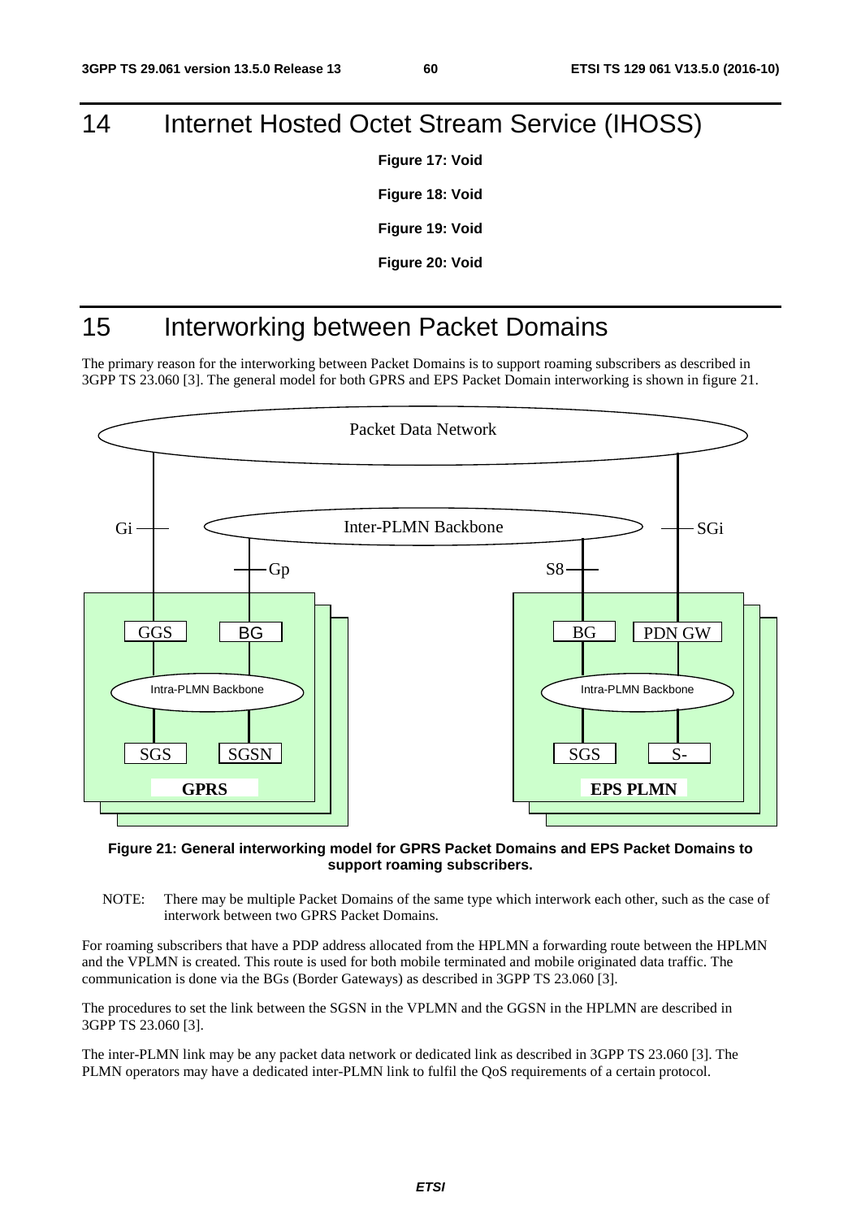# 14 Internet Hosted Octet Stream Service (IHOSS)

**Figure 17: Void**

**Figure 18: Void**

**Figure 19: Void**

**Figure 20: Void**

# 15 Interworking between Packet Domains

The primary reason for the interworking between Packet Domains is to support roaming subscribers as described in 3GPP TS 23.060 [3]. The general model for both GPRS and EPS Packet Domain interworking is shown in figure 21.

**Figure 21: General interworking model for GPRS Packet Domains and EPS Packet Domains to support roaming subscribers.**

NOTE: There may be multiple Packet Domains of the same type which interwork each other, such as the case of interwork between two GPRS Packet Domains.

For roaming subscribers that have a PDP address allocated from the HPLMN a forwarding route between the HPLMN and the VPLMN is created. This route is used for both mobile terminated and mobile originated data traffic. The communication is done via the BGs (Border Gateways) as described in 3GPP TS 23.060 [3].

The procedures to set the link between the SGSN in the VPLMN and the GGSN in the HPLMN are described in 3GPP TS 23.060 [3].

The inter-PLMN link may be any packet data network or dedicated link as described in 3GPP TS 23.060 [3]. The PLMN operators may have a dedicated inter-PLMN link to fulfil the QoS requirements of a certain protocol.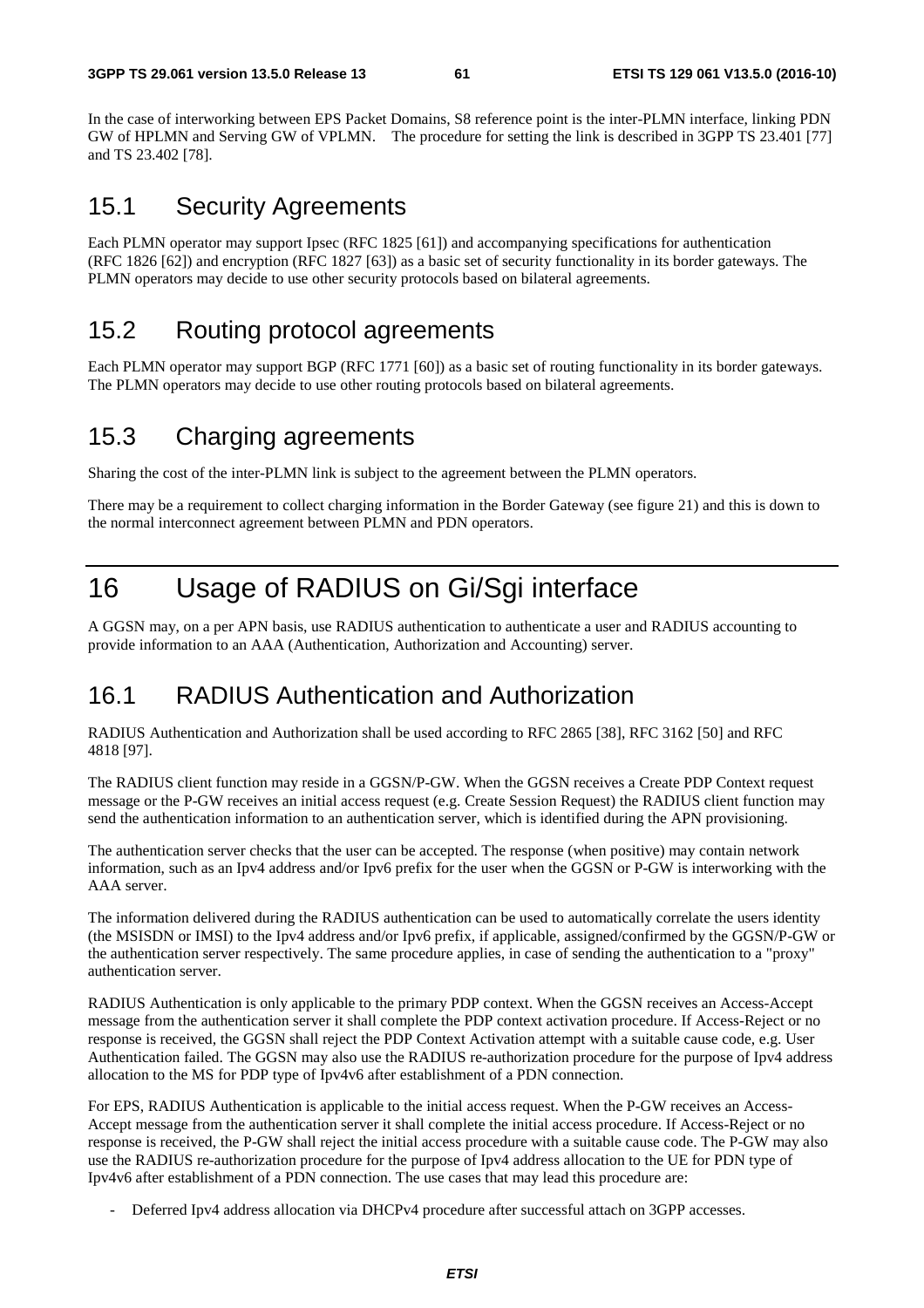In the case of interworking between EPS Packet Domains, S8 reference point is the inter-PLMN interface, linking PDN GW of HPLMN and Serving GW of VPLMN. The procedure for setting the link is described in 3GPP TS 23.401 [77] and TS 23.402 [78].

## 15.1 Security Agreements

Each PLMN operator may support Ipsec (RFC 1825 [61]) and accompanying specifications for authentication (RFC 1826 [62]) and encryption (RFC 1827 [63]) as a basic set of security functionality in its border gateways. The PLMN operators may decide to use other security protocols based on bilateral agreements.

## 15.2 Routing protocol agreements

Each PLMN operator may support BGP (RFC 1771 [60]) as a basic set of routing functionality in its border gateways. The PLMN operators may decide to use other routing protocols based on bilateral agreements.

## 15.3 Charging agreements

Sharing the cost of the inter-PLMN link is subject to the agreement between the PLMN operators.

There may be a requirement to collect charging information in the Border Gateway (see figure 21) and this is down to the normal interconnect agreement between PLMN and PDN operators.

# 16 Usage of RADIUS on Gi/Sgi interface

A GGSN may, on a per APN basis, use RADIUS authentication to authenticate a user and RADIUS accounting to provide information to an AAA (Authentication, Authorization and Accounting) server.

## 16.1 RADIUS Authentication and Authorization

RADIUS Authentication and Authorization shall be used according to RFC 2865 [38], RFC 3162 [50] and RFC 4818 [97].

The RADIUS client function may reside in a GGSN/P-GW. When the GGSN receives a Create PDP Context request message or the P-GW receives an initial access request (e.g. Create Session Request) the RADIUS client function may send the authentication information to an authentication server, which is identified during the APN provisioning.

The authentication server checks that the user can be accepted. The response (when positive) may contain network information, such as an Ipv4 address and/or Ipv6 prefix for the user when the GGSN or P-GW is interworking with the AAA server.

The information delivered during the RADIUS authentication can be used to automatically correlate the users identity (the MSISDN or IMSI) to the Ipv4 address and/or Ipv6 prefix, if applicable, assigned/confirmed by the GGSN/P-GW or the authentication server respectively. The same procedure applies, in case of sending the authentication to a "proxy" authentication server.

RADIUS Authentication is only applicable to the primary PDP context. When the GGSN receives an Access-Accept message from the authentication server it shall complete the PDP context activation procedure. If Access-Reject or no response is received, the GGSN shall reject the PDP Context Activation attempt with a suitable cause code, e.g. User Authentication failed. The GGSN may also use the RADIUS re-authorization procedure for the purpose of Ipv4 address allocation to the MS for PDP type of Ipv4v6 after establishment of a PDN connection.

For EPS, RADIUS Authentication is applicable to the initial access request. When the P-GW receives an Access-Accept message from the authentication server it shall complete the initial access procedure. If Access-Reject or no response is received, the P-GW shall reject the initial access procedure with a suitable cause code. The P-GW may also use the RADIUS re-authorization procedure for the purpose of Ipv4 address allocation to the UE for PDN type of Ipv4v6 after establishment of a PDN connection. The use cases that may lead this procedure are:

- Deferred Ipv4 address allocation via DHCPv4 procedure after successful attach on 3GPP accesses.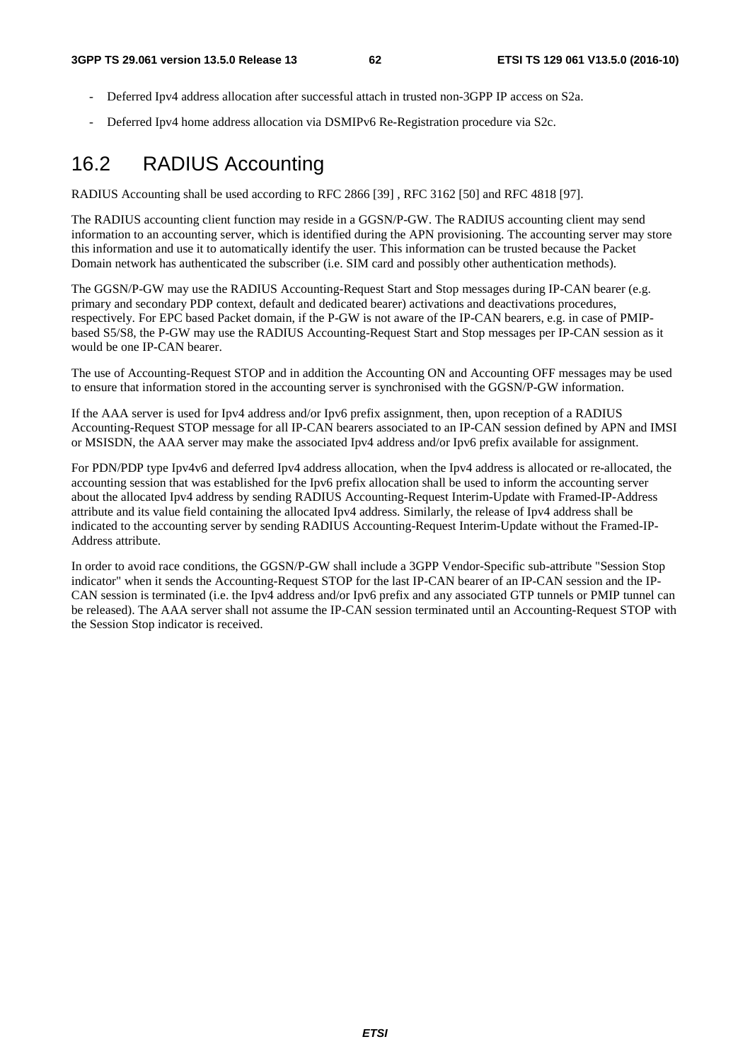- Deferred Ipv4 address allocation after successful attach in trusted non-3GPP IP access on S2a.
- Deferred Ipv4 home address allocation via DSMIPv6 Re-Registration procedure via S2c.

## 16.2 RADIUS Accounting

RADIUS Accounting shall be used according to RFC 2866 [39] , RFC 3162 [50] and RFC 4818 [97].

The RADIUS accounting client function may reside in a GGSN/P-GW. The RADIUS accounting client may send information to an accounting server, which is identified during the APN provisioning. The accounting server may store this information and use it to automatically identify the user. This information can be trusted because the Packet Domain network has authenticated the subscriber (i.e. SIM card and possibly other authentication methods).

The GGSN/P-GW may use the RADIUS Accounting-Request Start and Stop messages during IP-CAN bearer (e.g. primary and secondary PDP context, default and dedicated bearer) activations and deactivations procedures, respectively. For EPC based Packet domain, if the P-GW is not aware of the IP-CAN bearers, e.g. in case of PMIP-based S5/S8, the P-GW may use the RADIUS Accounting-Request Start and Stop messages per IP-CAN session as it would be one IP-CAN bearer.

The use of Accounting-Request STOP and in addition the Accounting ON and Accounting OFF messages may be used to ensure that information stored in the accounting server is synchronised with the GGSN/P-GW information.

If the AAA server is used for Ipv4 address and/or Ipv6 prefix assignment, then, upon reception of a RADIUS Accounting-Request STOP message for all IP-CAN bearers associated to an IP-CAN session defined by APN and IMSI or MSISDN, the AAA server may make the associated Ipv4 address and/or Ipv6 prefix available for assignment.

For PDN/PDP type Ipv4v6 and deferred Ipv4 address allocation, when the Ipv4 address is allocated or re-allocated, the accounting session that was established for the Ipv6 prefix allocation shall be used to inform the accounting server about the allocated Ipv4 address by sending RADIUS Accounting-Request Interim-Update with Framed-IP-Address attribute and its value field containing the allocated Ipv4 address. Similarly, the release of Ipv4 address shall be indicated to the accounting server by sending RADIUS Accounting-Request Interim-Update without the Framed-IP-Address attribute.

In order to avoid race conditions, the GGSN/P-GW shall include a 3GPP Vendor-Specific sub-attribute "Session Stop indicator" when it sends the Accounting-Request STOP for the last IP-CAN bearer of an IP-CAN session and the IP-CAN session is terminated (i.e. the Ipv4 address and/or Ipv6 prefix and any associated GTP tunnels or PMIP tunnel can be released). The AAA server shall not assume the IP-CAN session terminated until an Accounting-Request STOP with the Session Stop indicator is received.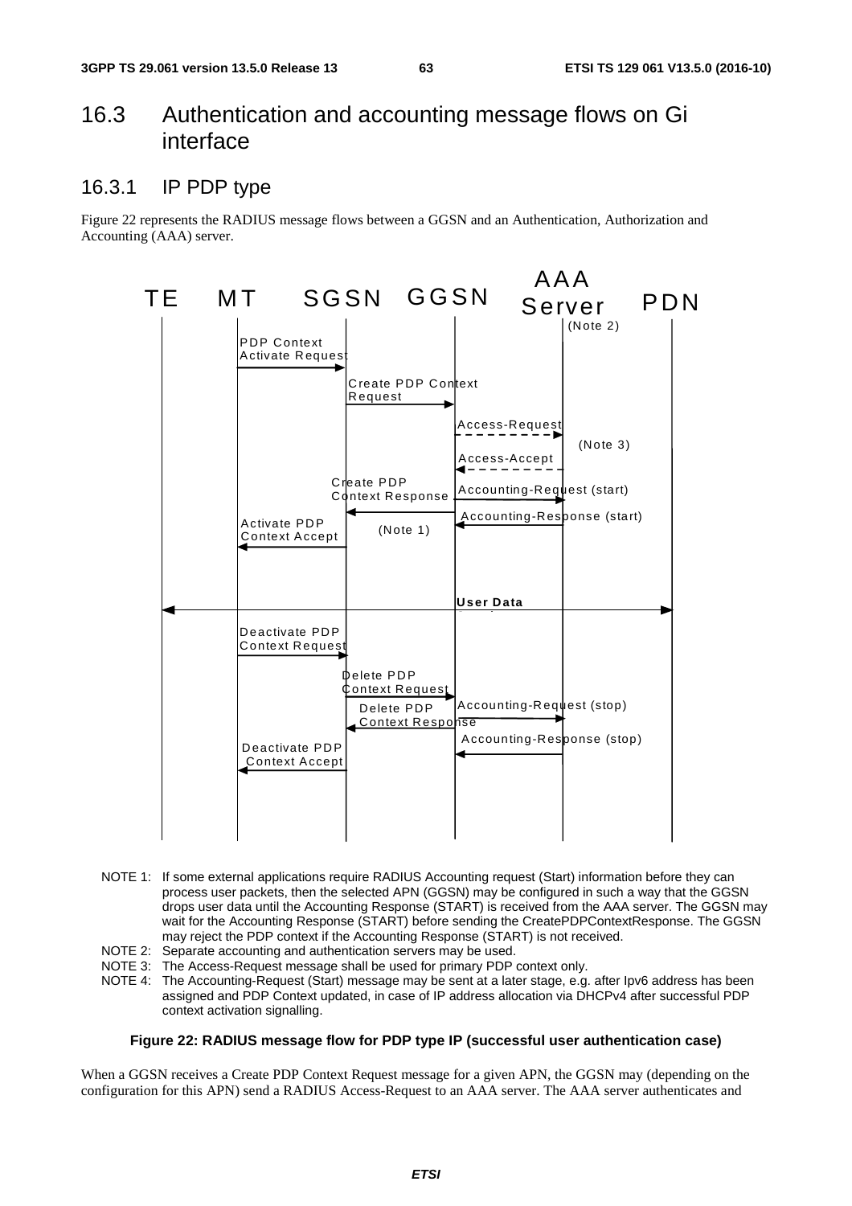## 16.3 Authentication and accounting message flows on Gi interface

### 16.3.1 IP PDP type

Figure 22 represents the RADIUS message flows between a GGSN and an Authentication, Authorization and Accounting (AAA) server.

NOTE 1: If some external applications require RADIUS Accounting request (Start) information before they can process user packets, then the selected APN (GGSN) may be configured in such a way that the GGSN drops user data until the Accounting Response (START) is received from the AAA server. The GGSN may wait for the Accounting Response (START) before sending the CreatePDPContextResponse. The GGSN may reject the PDP context if the Accounting Response (START) is not received.

NOTE 2: Separate accounting and authentication servers may be used.

NOTE 3: The Access-Request message shall be used for primary PDP context only.

NOTE 4: The Accounting-Request (Start) message may be sent at a later stage, e.g. after Ipv6 address has been assigned and PDP Context updated, in case of IP address allocation via DHCPv4 after successful PDP context activation signalling.

**Figure 22: RADIUS message flow for PDP type IP (successful user authentication case)**

When a GGSN receives a Create PDP Context Request message for a given APN, the GGSN may (depending on the configuration for this APN) send a RADIUS Access-Request to an AAA server. The AAA server authenticates and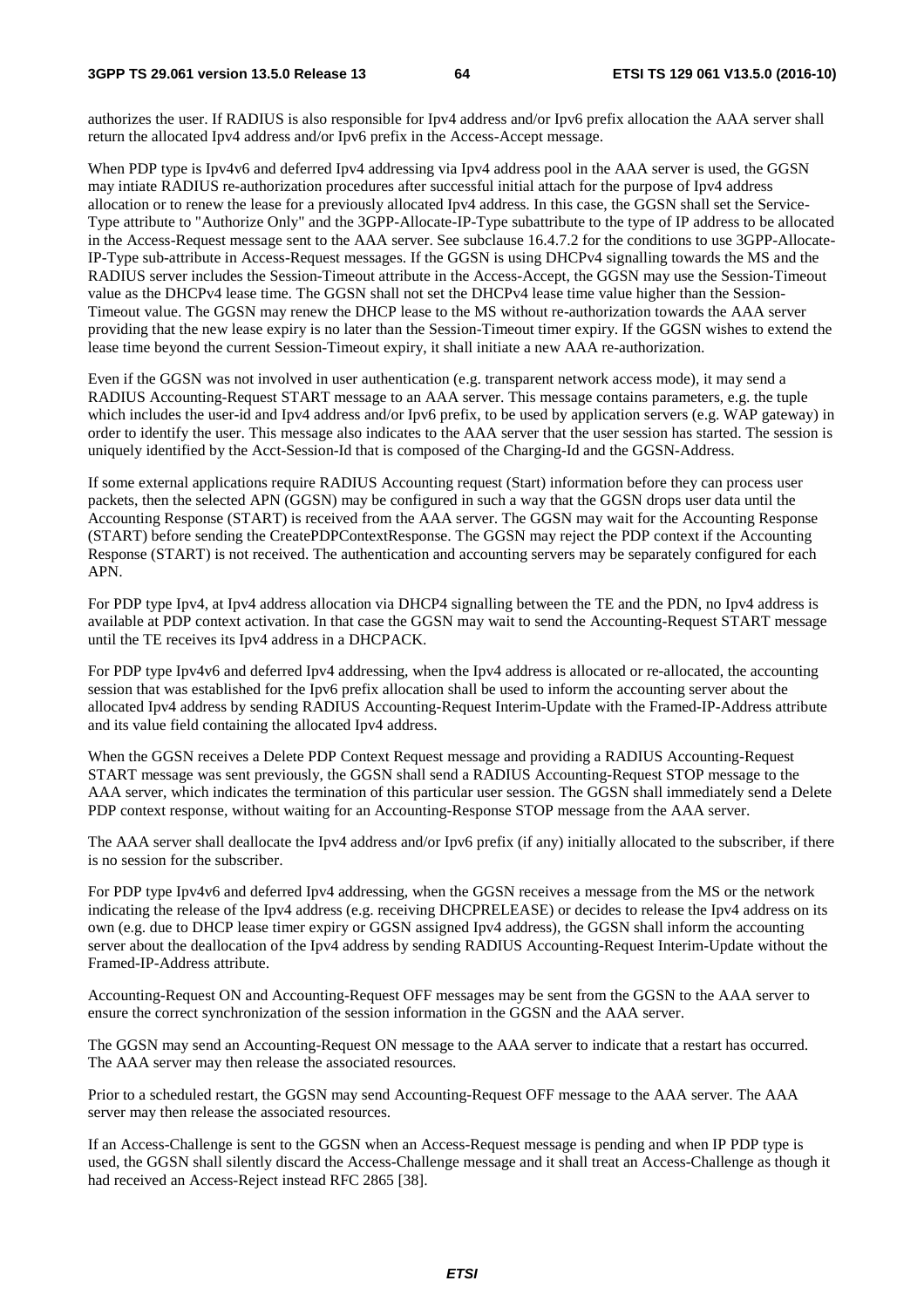authorizes the user. If RADIUS is also responsible for Ipv4 address and/or Ipv6 prefix allocation the AAA server shall return the allocated Ipv4 address and/or Ipv6 prefix in the Access-Accept message.

When PDP type is Ipv4v6 and deferred Ipv4 addressing via Ipv4 address pool in the AAA server is used, the GGSN may intiate RADIUS re-authorization procedures after successful initial attach for the purpose of Ipv4 address allocation or to renew the lease for a previously allocated Ipv4 address. In this case, the GGSN shall set the Service-Type attribute to "Authorize Only" and the 3GPP-Allocate-IP-Type subattribute to the type of IP address to be allocated in the Access-Request message sent to the AAA server. See subclause 16.4.7.2 for the conditions to use 3GPP-Allocate-IP-Type sub-attribute in Access-Request messages. If the GGSN is using DHCPv4 signalling towards the MS and the RADIUS server includes the Session-Timeout attribute in the Access-Accept, the GGSN may use the Session-Timeout value as the DHCPv4 lease time. The GGSN shall not set the DHCPv4 lease time value higher than the Session-Timeout value. The GGSN may renew the DHCP lease to the MS without re-authorization towards the AAA server providing that the new lease expiry is no later than the Session-Timeout timer expiry. If the GGSN wishes to extend the lease time beyond the current Session-Timeout expiry, it shall initiate a new AAA re-authorization.

Even if the GGSN was not involved in user authentication (e.g. transparent network access mode), it may send a RADIUS Accounting-Request START message to an AAA server. This message contains parameters, e.g. the tuple which includes the user-id and Ipv4 address and/or Ipv6 prefix, to be used by application servers (e.g. WAP gateway) in order to identify the user. This message also indicates to the AAA server that the user session has started. The session is uniquely identified by the Acct-Session-Id that is composed of the Charging-Id and the GGSN-Address.

If some external applications require RADIUS Accounting request (Start) information before they can process user packets, then the selected APN (GGSN) may be configured in such a way that the GGSN drops user data until the Accounting Response (START) is received from the AAA server. The GGSN may wait for the Accounting Response (START) before sending the CreatePDPContextResponse. The GGSN may reject the PDP context if the Accounting Response (START) is not received. The authentication and accounting servers may be separately configured for each APN.

For PDP type Ipv4, at Ipv4 address allocation via DHCP4 signalling between the TE and the PDN, no Ipv4 address is available at PDP context activation. In that case the GGSN may wait to send the Accounting-Request START message until the TE receives its Ipv4 address in a DHCPACK.

For PDP type Ipv4v6 and deferred Ipv4 addressing, when the Ipv4 address is allocated or re-allocated, the accounting session that was established for the Ipv6 prefix allocation shall be used to inform the accounting server about the allocated Ipv4 address by sending RADIUS Accounting-Request Interim-Update with the Framed-IP-Address attribute and its value field containing the allocated Ipv4 address.

When the GGSN receives a Delete PDP Context Request message and providing a RADIUS Accounting-Request START message was sent previously, the GGSN shall send a RADIUS Accounting-Request STOP message to the AAA server, which indicates the termination of this particular user session. The GGSN shall immediately send a Delete PDP context response, without waiting for an Accounting-Response STOP message from the AAA server.

The AAA server shall deallocate the Ipv4 address and/or Ipv6 prefix (if any) initially allocated to the subscriber, if there is no session for the subscriber.

For PDP type Ipv4v6 and deferred Ipv4 addressing, when the GGSN receives a message from the MS or the network indicating the release of the Ipv4 address (e.g. receiving DHCPRELEASE) or decides to release the Ipv4 address on its own (e.g. due to DHCP lease timer expiry or GGSN assigned Ipv4 address), the GGSN shall inform the accounting server about the deallocation of the Ipv4 address by sending RADIUS Accounting-Request Interim-Update without the Framed-IP-Address attribute.

Accounting-Request ON and Accounting-Request OFF messages may be sent from the GGSN to the AAA server to ensure the correct synchronization of the session information in the GGSN and the AAA server.

The GGSN may send an Accounting-Request ON message to the AAA server to indicate that a restart has occurred. The AAA server may then release the associated resources.

Prior to a scheduled restart, the GGSN may send Accounting-Request OFF message to the AAA server. The AAA server may then release the associated resources.

If an Access-Challenge is sent to the GGSN when an Access-Request message is pending and when IP PDP type is used, the GGSN shall silently discard the Access-Challenge message and it shall treat an Access-Challenge as though it had received an Access-Reject instead RFC 2865 [38].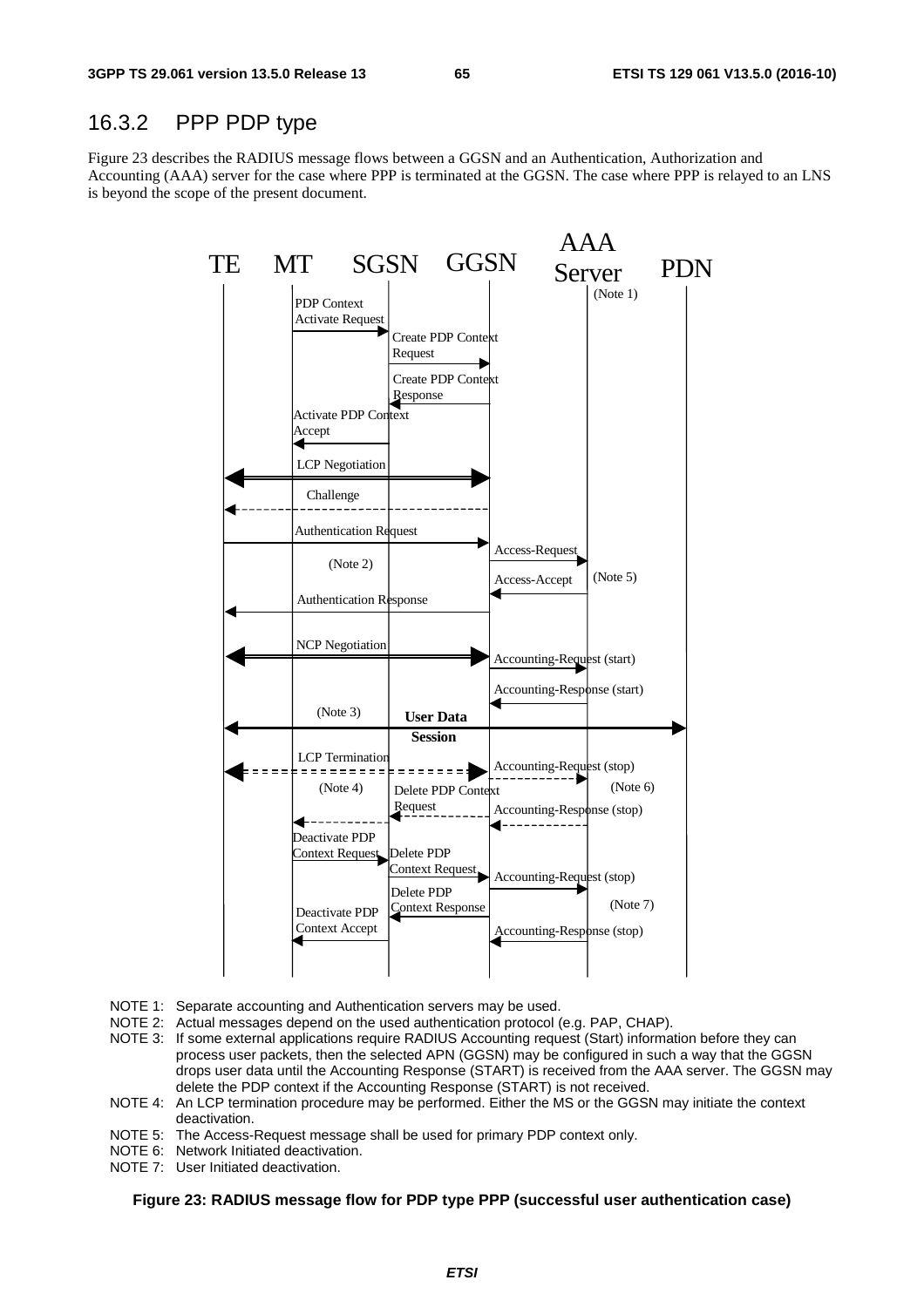## 16.3.2 PPP PDP type

Figure 23 describes the RADIUS message flows between a GGSN and an Authentication, Authorization and Accounting (AAA) server for the case where PPP is terminated at the GGSN. The case where PPP is relayed to an LNS is beyond the scope of the present document.

NOTE 1: Separate accounting and Authentication servers may be used.

NOTE 2: Actual messages depend on the used authentication protocol (e.g. PAP, CHAP).

NOTE 3: If some external applications require RADIUS Accounting request (Start) information before they can process user packets, then the selected APN (GGSN) may be configured in such a way that the GGSN drops user data until the Accounting Response (START) is received from the AAA server. The GGSN may delete the PDP context if the Accounting Response (START) is not received.

NOTE 4: An LCP termination procedure may be performed. Either the MS or the GGSN may initiate the context deactivation.

NOTE 5: The Access-Request message shall be used for primary PDP context only.

NOTE 6: Network Initiated deactivation.

NOTE 7: User Initiated deactivation.

**Figure 23: RADIUS message flow for PDP type PPP (successful user authentication case)**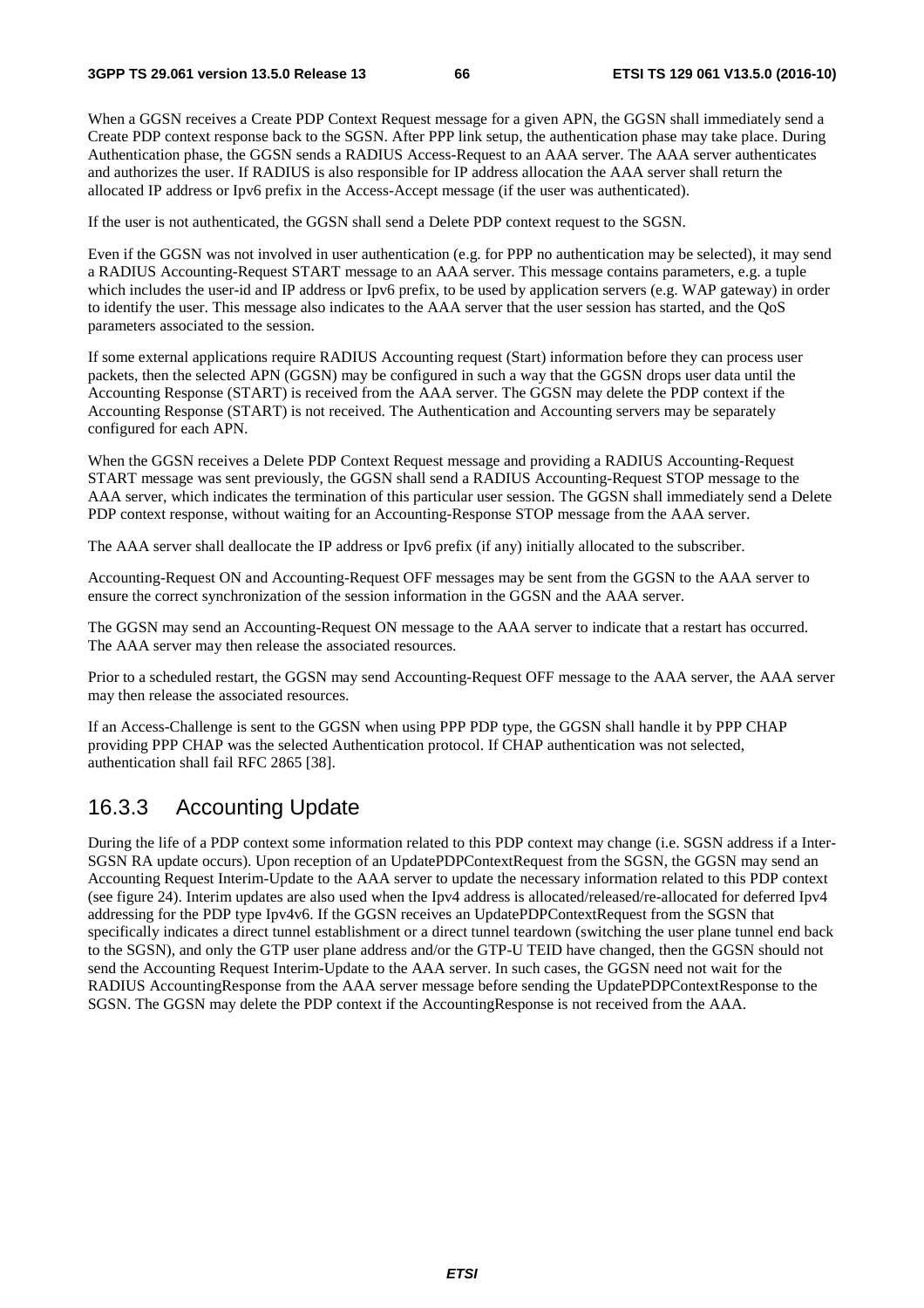When a GGSN receives a Create PDP Context Request message for a given APN, the GGSN shall immediately send a Create PDP context response back to the SGSN. After PPP link setup, the authentication phase may take place. During Authentication phase, the GGSN sends a RADIUS Access-Request to an AAA server. The AAA server authenticates and authorizes the user. If RADIUS is also responsible for IP address allocation the AAA server shall return the allocated IP address or Ipv6 prefix in the Access-Accept message (if the user was authenticated).

If the user is not authenticated, the GGSN shall send a Delete PDP context request to the SGSN.

Even if the GGSN was not involved in user authentication (e.g. for PPP no authentication may be selected), it may send a RADIUS Accounting-Request START message to an AAA server. This message contains parameters, e.g. a tuple which includes the user-id and IP address or Ipv6 prefix, to be used by application servers (e.g. WAP gateway) in order to identify the user. This message also indicates to the AAA server that the user session has started, and the QoS parameters associated to the session.

If some external applications require RADIUS Accounting request (Start) information before they can process user packets, then the selected APN (GGSN) may be configured in such a way that the GGSN drops user data until the Accounting Response (START) is received from the AAA server. The GGSN may delete the PDP context if the Accounting Response (START) is not received. The Authentication and Accounting servers may be separately configured for each APN.

When the GGSN receives a Delete PDP Context Request message and providing a RADIUS Accounting-Request START message was sent previously, the GGSN shall send a RADIUS Accounting-Request STOP message to the AAA server, which indicates the termination of this particular user session. The GGSN shall immediately send a Delete PDP context response, without waiting for an Accounting-Response STOP message from the AAA server.

The AAA server shall deallocate the IP address or Ipv6 prefix (if any) initially allocated to the subscriber.

Accounting-Request ON and Accounting-Request OFF messages may be sent from the GGSN to the AAA server to ensure the correct synchronization of the session information in the GGSN and the AAA server.

The GGSN may send an Accounting-Request ON message to the AAA server to indicate that a restart has occurred. The AAA server may then release the associated resources.

Prior to a scheduled restart, the GGSN may send Accounting-Request OFF message to the AAA server, the AAA server may then release the associated resources.

If an Access-Challenge is sent to the GGSN when using PPP PDP type, the GGSN shall handle it by PPP CHAP providing PPP CHAP was the selected Authentication protocol. If CHAP authentication was not selected, authentication shall fail RFC 2865 [38].

### 16.3.3 Accounting Update

During the life of a PDP context some information related to this PDP context may change (i.e. SGSN address if a Inter-SGSN RA update occurs). Upon reception of an UpdatePDPContextRequest from the SGSN, the GGSN may send an Accounting Request Interim-Update to the AAA server to update the necessary information related to this PDP context (see figure 24). Interim updates are also used when the Ipv4 address is allocated/released/re-allocated for deferred Ipv4 addressing for the PDP type Ipv4v6. If the GGSN receives an UpdatePDPContextRequest from the SGSN that specifically indicates a direct tunnel establishment or a direct tunnel teardown (switching the user plane tunnel end back to the SGSN), and only the GTP user plane address and/or the GTP-U TEID have changed, then the GGSN should not send the Accounting Request Interim-Update to the AAA server. In such cases, the GGSN need not wait for the RADIUS AccountingResponse from the AAA server message before sending the UpdatePDPContextResponse to the SGSN. The GGSN may delete the PDP context if the AccountingResponse is not received from the AAA.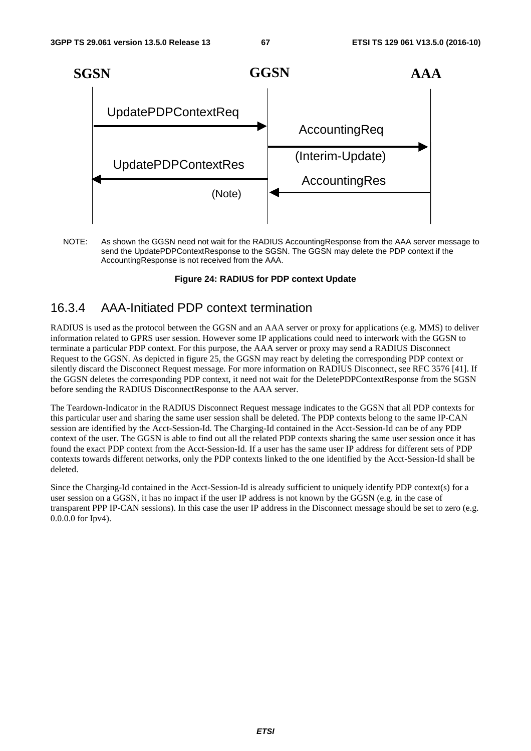SGSN GGSN AAA

UpdatePDPContextReq

AccountingReq (Interim-Update)

UpdatePDPContextRes (Note)

AccountingRes

NOTE: As shown the GGSN need not wait for the RADIUS AccountingResponse from the AAA server message to send the UpdatePDPContextResponse to the SGSN. The GGSN may delete the PDP context if the AccountingResponse is not received from the AAA.

**Figure 24: RADIUS for PDP context Update**

### 16.3.4 AAA-Initiated PDP context termination

RADIUS is used as the protocol between the GGSN and an AAA server or proxy for applications (e.g. MMS) to deliver information related to GPRS user session. However some IP applications could need to interwork with the GGSN to terminate a particular PDP context. For this purpose, the AAA server or proxy may send a RADIUS Disconnect Request to the GGSN. As depicted in figure 25, the GGSN may react by deleting the corresponding PDP context or silently discard the Disconnect Request message. For more information on RADIUS Disconnect, see RFC 3576 [41]. If the GGSN deletes the corresponding PDP context, it need not wait for the DeletePDPContextResponse from the SGSN before sending the RADIUS DisconnectResponse to the AAA server.

The Teardown-Indicator in the RADIUS Disconnect Request message indicates to the GGSN that all PDP contexts for this particular user and sharing the same user session shall be deleted. The PDP contexts belong to the same IP-CAN session are identified by the Acct-Session-Id. The Charging-Id contained in the Acct-Session-Id can be of any PDP context of the user. The GGSN is able to find out all the related PDP contexts sharing the same user session once it has found the exact PDP context from the Acct-Session-Id. If a user has the same user IP address for different sets of PDP contexts towards different networks, only the PDP contexts linked to the one identified by the Acct-Session-Id shall be deleted.

Since the Charging-Id contained in the Acct-Session-Id is already sufficient to uniquely identify PDP context(s) for a user session on a GGSN, it has no impact if the user IP address is not known by the GGSN (e.g. in the case of transparent PPP IP-CAN sessions). In this case the user IP address in the Disconnect message should be set to zero (e.g. 0.0.0.0 for Ipv4).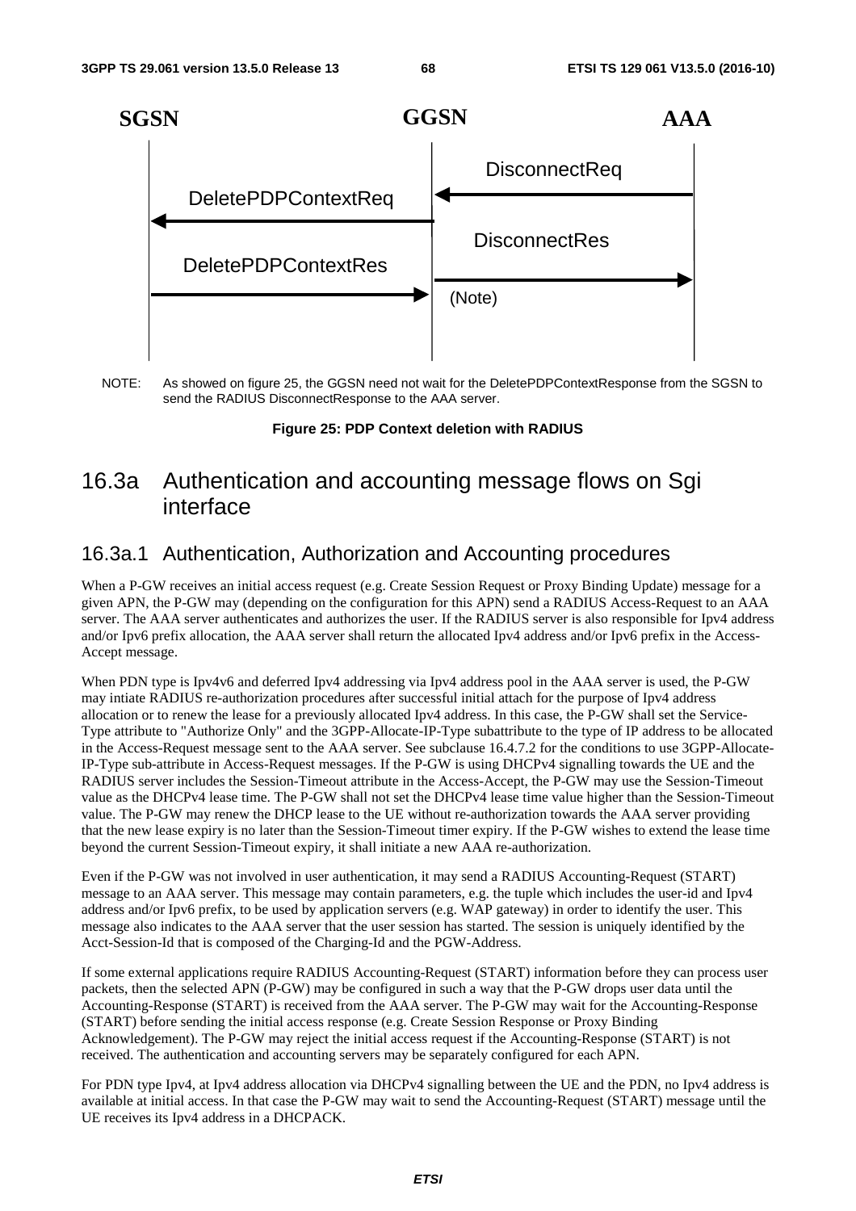SGSN GGSN AAA

DisconnectReq

DeletePDPContextReq

DisconnectRes

DeletePDPContextRes

(Note)

NOTE: As showed on figure 25, the GGSN need not wait for the DeletePDPContextResponse from the SGSN to send the RADIUS DisconnectResponse to the AAA server.

**Figure 25: PDP Context deletion with RADIUS**

## 16.3a Authentication and accounting message flows on Sgi interface

### 16.3a.1 Authentication, Authorization and Accounting procedures

When a P-GW receives an initial access request (e.g. Create Session Request or Proxy Binding Update) message for a given APN, the P-GW may (depending on the configuration for this APN) send a RADIUS Access-Request to an AAA server. The AAA server authenticates and authorizes the user. If the RADIUS server is also responsible for Ipv4 address and/or Ipv6 prefix allocation, the AAA server shall return the allocated Ipv4 address and/or Ipv6 prefix in the Access-Accept message.

When PDN type is Ipv4v6 and deferred Ipv4 addressing via Ipv4 address pool in the AAA server is used, the P-GW may intiate RADIUS re-authorization procedures after successful initial attach for the purpose of Ipv4 address allocation or to renew the lease for a previously allocated Ipv4 address. In this case, the P-GW shall set the Service-Type attribute to "Authorize Only" and the 3GPP-Allocate-IP-Type subattribute to the type of IP address to be allocated in the Access-Request message sent to the AAA server. See subclause 16.4.7.2 for the conditions to use 3GPP-Allocate-IP-Type sub-attribute in Access-Request messages. If the P-GW is using DHCPv4 signalling towards the UE and the RADIUS server includes the Session-Timeout attribute in the Access-Accept, the P-GW may use the Session-Timeout value as the DHCPv4 lease time. The P-GW shall not set the DHCPv4 lease time value higher than the Session-Timeout value. The P-GW may renew the DHCP lease to the UE without re-authorization towards the AAA server providing that the new lease expiry is no later than the Session-Timeout timer expiry. If the P-GW wishes to extend the lease time beyond the current Session-Timeout expiry, it shall initiate a new AAA re-authorization.

Even if the P-GW was not involved in user authentication, it may send a RADIUS Accounting-Request (START) message to an AAA server. This message may contain parameters, e.g. the tuple which includes the user-id and Ipv4 address and/or Ipv6 prefix, to be used by application servers (e.g. WAP gateway) in order to identify the user. This message also indicates to the AAA server that the user session has started. The session is uniquely identified by the Acct-Session-Id that is composed of the Charging-Id and the PGW-Address.

If some external applications require RADIUS Accounting-Request (START) information before they can process user packets, then the selected APN (P-GW) may be configured in such a way that the P-GW drops user data until the Accounting-Response (START) is received from the AAA server. The P-GW may wait for the Accounting-Response (START) before sending the initial access response (e.g. Create Session Response or Proxy Binding Acknowledgement). The P-GW may reject the initial access request if the Accounting-Response (START) is not received. The authentication and accounting servers may be separately configured for each APN.

For PDN type Ipv4, at Ipv4 address allocation via DHCPv4 signalling between the UE and the PDN, no Ipv4 address is available at initial access. In that case the P-GW may wait to send the Accounting-Request (START) message until the UE receives its Ipv4 address in a DHCPACK.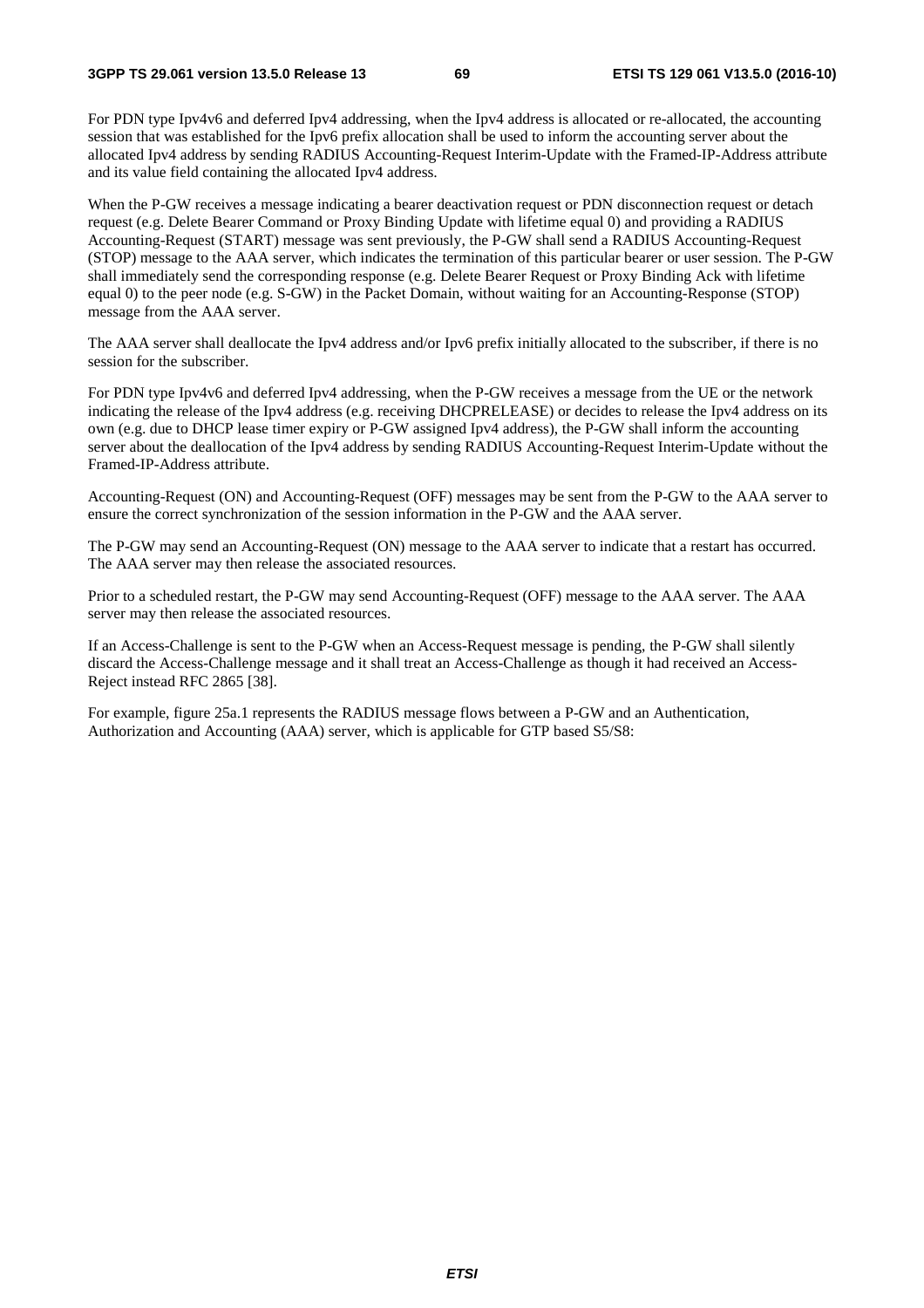For PDN type Ipv4v6 and deferred Ipv4 addressing, when the Ipv4 address is allocated or re-allocated, the accounting session that was established for the Ipv6 prefix allocation shall be used to inform the accounting server about the allocated Ipv4 address by sending RADIUS Accounting-Request Interim-Update with the Framed-IP-Address attribute and its value field containing the allocated Ipv4 address.

When the P-GW receives a message indicating a bearer deactivation request or PDN disconnection request or detach request (e.g. Delete Bearer Command or Proxy Binding Update with lifetime equal 0) and providing a RADIUS Accounting-Request (START) message was sent previously, the P-GW shall send a RADIUS Accounting-Request (STOP) message to the AAA server, which indicates the termination of this particular bearer or user session. The P-GW shall immediately send the corresponding response (e.g. Delete Bearer Request or Proxy Binding Ack with lifetime equal 0) to the peer node (e.g. S-GW) in the Packet Domain, without waiting for an Accounting-Response (STOP) message from the AAA server.

The AAA server shall deallocate the Ipv4 address and/or Ipv6 prefix initially allocated to the subscriber, if there is no session for the subscriber.

For PDN type Ipv4v6 and deferred Ipv4 addressing, when the P-GW receives a message from the UE or the network indicating the release of the Ipv4 address (e.g. receiving DHCPRELEASE) or decides to release the Ipv4 address on its own (e.g. due to DHCP lease timer expiry or P-GW assigned Ipv4 address), the P-GW shall inform the accounting server about the deallocation of the Ipv4 address by sending RADIUS Accounting-Request Interim-Update without the Framed-IP-Address attribute.

Accounting-Request (ON) and Accounting-Request (OFF) messages may be sent from the P-GW to the AAA server to ensure the correct synchronization of the session information in the P-GW and the AAA server.

The P-GW may send an Accounting-Request (ON) message to the AAA server to indicate that a restart has occurred. The AAA server may then release the associated resources.

Prior to a scheduled restart, the P-GW may send Accounting-Request (OFF) message to the AAA server. The AAA server may then release the associated resources.

If an Access-Challenge is sent to the P-GW when an Access-Request message is pending, the P-GW shall silently discard the Access-Challenge message and it shall treat an Access-Challenge as though it had received an Access-Reject instead RFC 2865 [38].

For example, figure 25a.1 represents the RADIUS message flows between a P-GW and an Authentication, Authorization and Accounting (AAA) server, which is applicable for GTP based S5/S8: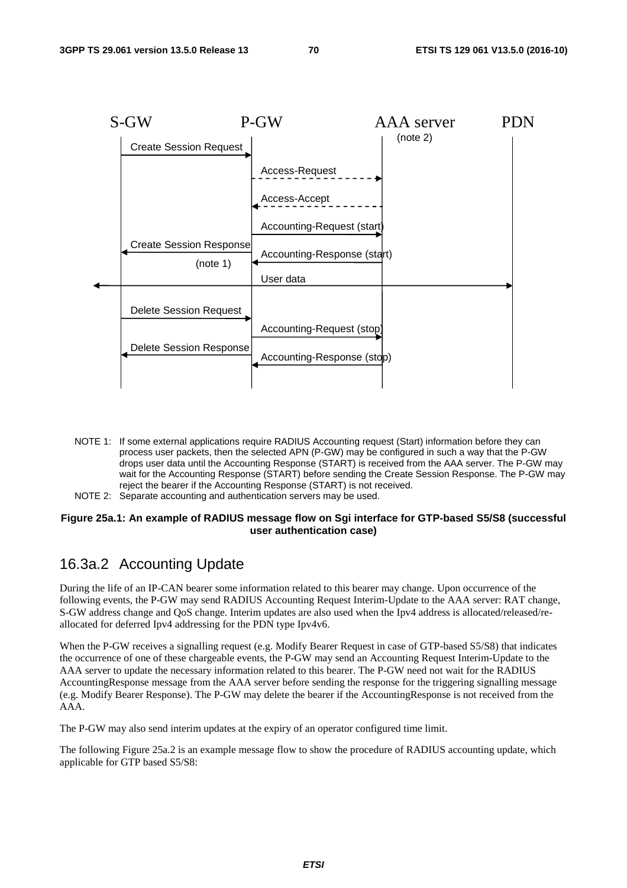NOTE 1: If some external applications require RADIUS Accounting request (Start) information before they can process user packets, then the selected APN (P-GW) may be configured in such a way that the P-GW drops user data until the Accounting Response (START) is received from the AAA server. The P-GW may wait for the Accounting Response (START) before sending the Create Session Response. The P-GW may reject the bearer if the Accounting Response (START) is not received.

NOTE 2: Separate accounting and authentication servers may be used.

**Figure 25a.1: An example of RADIUS message flow on Sgi interface for GTP-based S5/S8 (successful user authentication case)**

## 16.3a.2 Accounting Update

During the life of an IP-CAN bearer some information related to this bearer may change. Upon occurrence of the following events, the P-GW may send RADIUS Accounting Request Interim-Update to the AAA server: RAT change, S-GW address change and QoS change. Interim updates are also used when the Ipv4 address is allocated/released/re-allocated for deferred Ipv4 addressing for the PDN type Ipv4v6.

When the P-GW receives a signalling request (e.g. Modify Bearer Request in case of GTP-based S5/S8) that indicates the occurrence of one of these chargeable events, the P-GW may send an Accounting Request Interim-Update to the AAA server to update the necessary information related to this bearer. The P-GW need not wait for the RADIUS AccountingResponse message from the AAA server before sending the response for the triggering signalling message (e.g. Modify Bearer Response). The P-GW may delete the bearer if the AccountingResponse is not received from the AAA.

The P-GW may also send interim updates at the expiry of an operator configured time limit.

The following Figure 25a.2 is an example message flow to show the procedure of RADIUS accounting update, which applicable for GTP based S5/S8: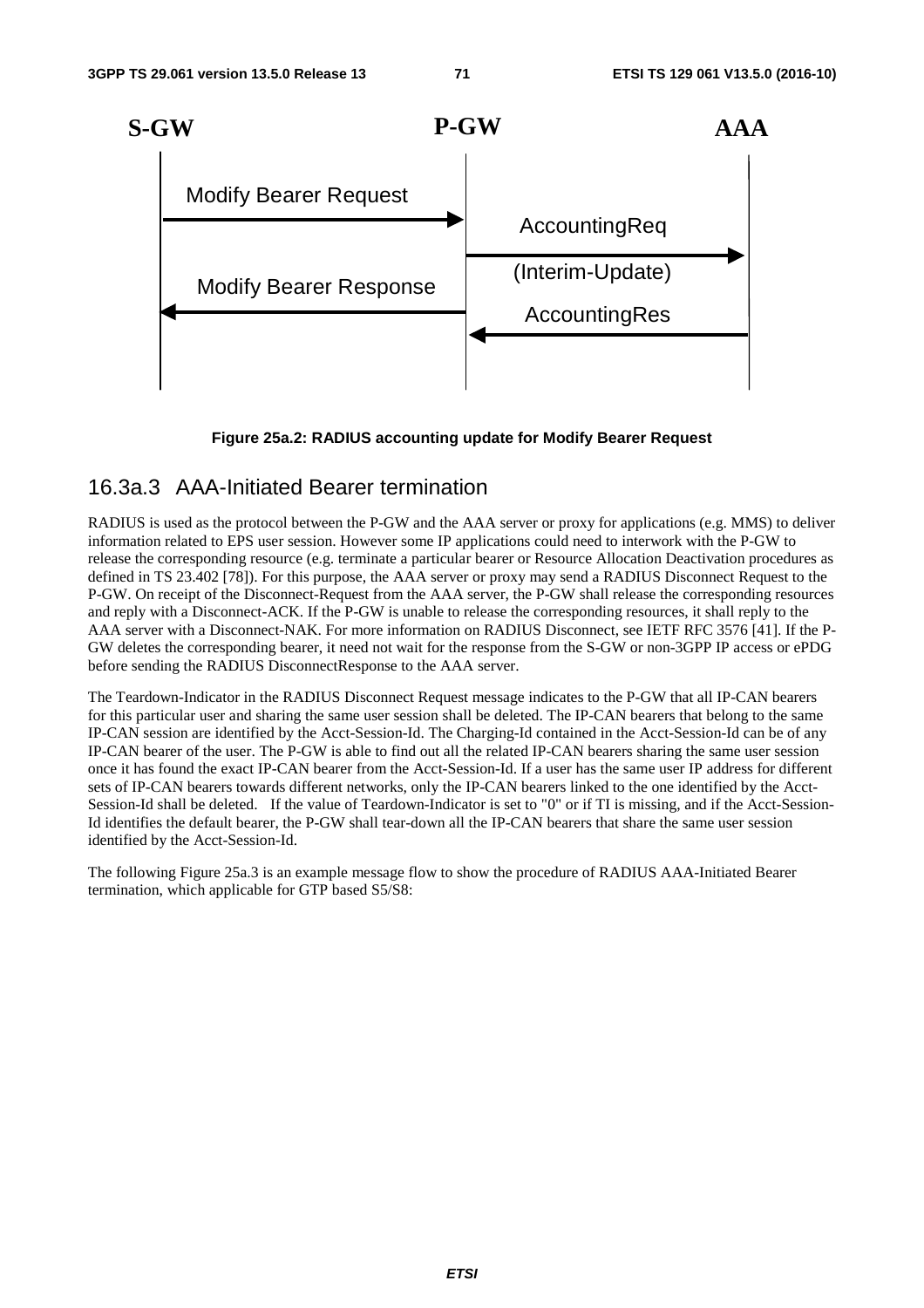S-GW P-GW AAA

Modify Bearer Request

AccountingReq

(Interim-Update)

Modify Bearer Response

AccountingRes

**Figure 25a.2: RADIUS accounting update for Modify Bearer Request**

### 16.3a.3 AAA-Initiated Bearer termination

RADIUS is used as the protocol between the P-GW and the AAA server or proxy for applications (e.g. MMS) to deliver information related to EPS user session. However some IP applications could need to interwork with the P-GW to release the corresponding resource (e.g. terminate a particular bearer or Resource Allocation Deactivation procedures as defined in TS 23.402 [78]). For this purpose, the AAA server or proxy may send a RADIUS Disconnect Request to the P-GW. On receipt of the Disconnect-Request from the AAA server, the P-GW shall release the corresponding resources and reply with a Disconnect-ACK. If the P-GW is unable to release the corresponding resources, it shall reply to the AAA server with a Disconnect-NAK. For more information on RADIUS Disconnect, see IETF RFC 3576 [41]. If the P-GW deletes the corresponding bearer, it need not wait for the response from the S-GW or non-3GPP IP access or ePDG before sending the RADIUS DisconnectResponse to the AAA server.

The Teardown-Indicator in the RADIUS Disconnect Request message indicates to the P-GW that all IP-CAN bearers for this particular user and sharing the same user session shall be deleted. The IP-CAN bearers that belong to the same IP-CAN session are identified by the Acct-Session-Id. The Charging-Id contained in the Acct-Session-Id can be of any IP-CAN bearer of the user. The P-GW is able to find out all the related IP-CAN bearers sharing the same user session once it has found the exact IP-CAN bearer from the Acct-Session-Id. If a user has the same user IP address for different sets of IP-CAN bearers towards different networks, only the IP-CAN bearers linked to the one identified by the Acct-Session-Id shall be deleted. If the value of Teardown-Indicator is set to "0" or if TI is missing, and if the Acct-Session-Id identifies the default bearer, the P-GW shall tear-down all the IP-CAN bearers that share the same user session identified by the Acct-Session-Id.

The following Figure 25a.3 is an example message flow to show the procedure of RADIUS AAA-Initiated Bearer termination, which applicable for GTP based S5/S8: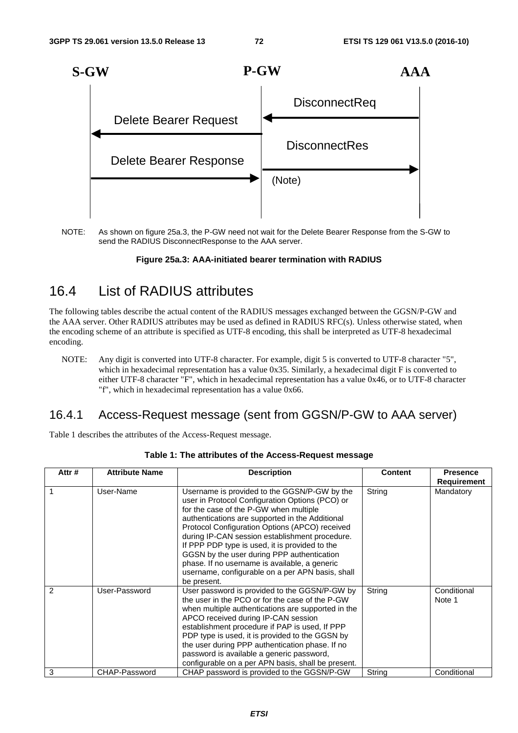S-GW P-GW AAA

DisconnectReq

Delete Bearer Request

DisconnectRes

Delete Bearer Response

(Note)

NOTE: As shown on figure 25a.3, the P-GW need not wait for the Delete Bearer Response from the S-GW to send the RADIUS DisconnectResponse to the AAA server.

**Figure 25a.3: AAA-initiated bearer termination with RADIUS**

## 16.4 List of RADIUS attributes

The following tables describe the actual content of the RADIUS messages exchanged between the GGSN/P-GW and the AAA server. Other RADIUS attributes may be used as defined in RADIUS RFC(s). Unless otherwise stated, when the encoding scheme of an attribute is specified as UTF-8 encoding, this shall be interpreted as UTF-8 hexadecimal encoding.

NOTE: Any digit is converted into UTF-8 character. For example, digit 5 is converted to UTF-8 character "5", which in hexadecimal representation has a value 0x35. Similarly, a hexadecimal digit F is converted to either UTF-8 character "F", which in hexadecimal representation has a value 0x46, or to UTF-8 character "f", which in hexadecimal representation has a value 0x66.

### 16.4.1 Access-Request message (sent from GGSN/P-GW to AAA server)

Table 1 describes the attributes of the Access-Request message.

**Table 1: The attributes of the Access-Request message**

| Attr # | Attribute Name | Description | Content | Presence Requirement |
|---|---|---|---|---|
| 1 | User-Name | Username is provided to the GGSN/P-GW by the user in Protocol Configuration Options (PCO) or for the case of the P-GW when multiple authentications are supported in the Additional Protocol Configuration Options (APCO) received during IP-CAN session establishment procedure. If PPP PDP type is used, it is provided to the GGSN by the user during PPP authentication phase. If no username is available, a generic username, configurable on a per APN basis, shall be present. | String | Mandatory |
| 2 | User-Password | User password is provided to the GGSN/P-GW by the user in the PCO or for the case of the P-GW when multiple authentications are supported in the APCO received during IP-CAN session establishment procedure if PAP is used, If PPP PDP type is used, it is provided to the GGSN by the user during PPP authentication phase. If no password is available a generic password, configurable on a per APN basis, shall be present. | String | Conditional Note 1 |
| 3 | CHAP-Password | CHAP password is provided to the GGSN/P-GW | String | Conditional |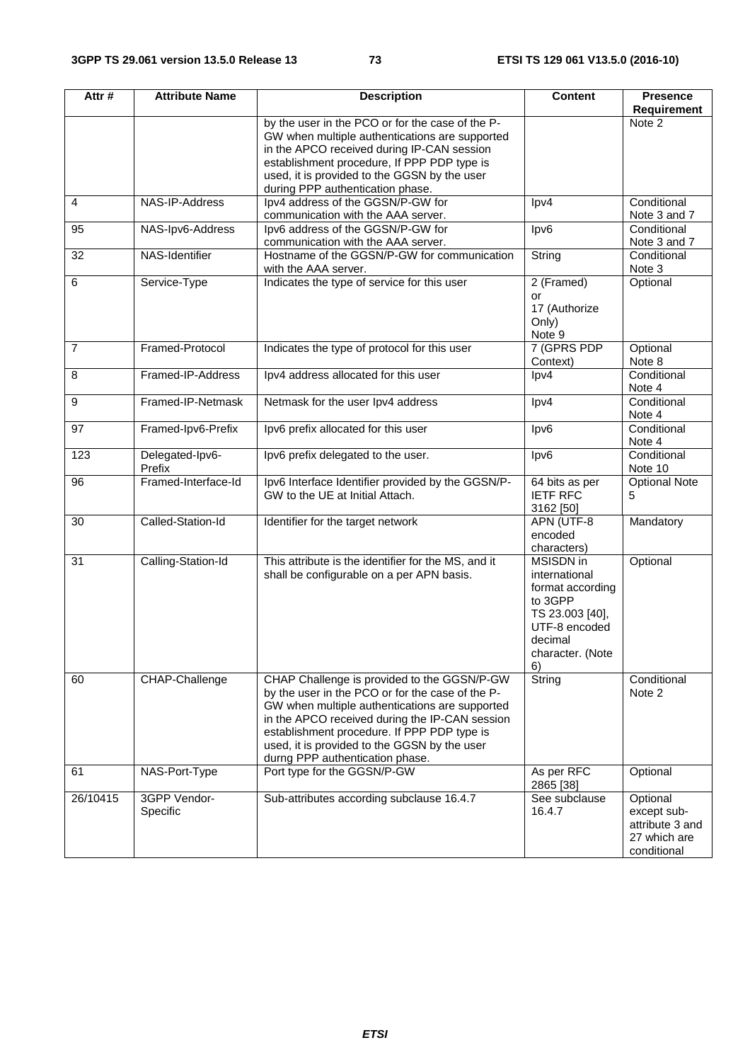| Attr # | Attribute Name | Description | Content | Presence Requirement |
|---|---|---|---|---|
| | | by the user in the PCO or for the case of the P-GW when multiple authentications are supported in the APCO received during IP-CAN session establishment procedure, If PPP PDP type is used, it is provided to the GGSN by the user during PPP authentication phase. | | Note 2 |
| 4 | NAS-IP-Address | Ipv4 address of the GGSN/P-GW for communication with the AAA server. | Ipv4 | Conditional Note 3 and 7 |
| 95 | NAS-Ipv6-Address | Ipv6 address of the GGSN/P-GW for communication with the AAA server. | Ipv6 | Conditional Note 3 and 7 |
| 32 | NAS-Identifier | Hostname of the GGSN/P-GW for communication with the AAA server. | String | Conditional Note 3 |
| 6 | Service-Type | Indicates the type of service for this user | 2 (Framed) or 17 (Authorize Only) Note 9 | Optional |
| 7 | Framed-Protocol | Indicates the type of protocol for this user | 7 (GPRS PDP Context) | Optional Note 8 |
| 8 | Framed-IP-Address | Ipv4 address allocated for this user | Ipv4 | Conditional Note 4 |
| 9 | Framed-IP-Netmask | Netmask for the user Ipv4 address | Ipv4 | Conditional Note 4 |
| 97 | Framed-Ipv6-Prefix | Ipv6 prefix allocated for this user | Ipv6 | Conditional Note 4 |
| 123 | Delegated-Ipv6-Prefix | Ipv6 prefix delegated to the user. | Ipv6 | Conditional Note 10 |
| 96 | Framed-Interface-Id | Ipv6 Interface Identifier provided by the GGSN/P-GW to the UE at Initial Attach. | 64 bits as per IETF RFC 3162 [50] | Optional Note 5 |
| 30 | Called-Station-Id | Identifier for the target network | APN (UTF-8 encoded characters) | Mandatory |
| 31 | Calling-Station-Id | This attribute is the identifier for the MS, and it shall be configurable on a per APN basis. | MSISDN in international format according to 3GPP TS 23.003 [40], UTF-8 encoded decimal character. (Note 6) | Optional |
| 60 | CHAP-Challenge | CHAP Challenge is provided to the GGSN/P-GW by the user in the PCO or for the case of the P-GW when multiple authentications are supported in the APCO received during the IP-CAN session establishment procedure. If PPP PDP type is used, it is provided to the GGSN by the user durng PPP authentication phase. | String | Conditional Note 2 |
| 61 | NAS-Port-Type | Port type for the GGSN/P-GW | As per RFC 2865 [38] | Optional |
| 26/10415 | 3GPP Vendor-Specific | Sub-attributes according subclause 16.4.7 | See subclause 16.4.7 | Optional except sub-attribute 3 and 27 which are conditional |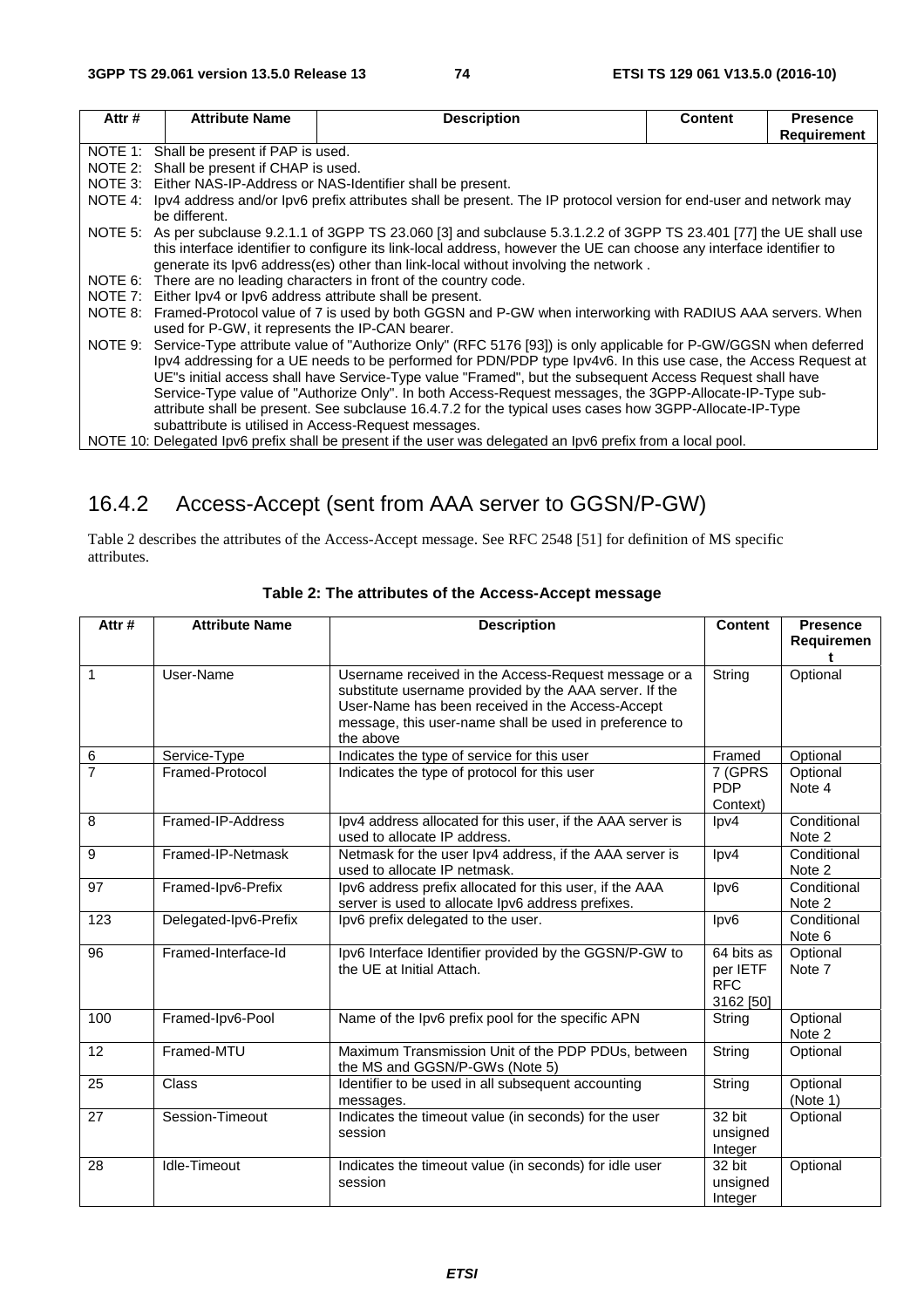| Attr # | Attribute Name | Description | Content | Presence Requirement |
|---|---|---|---|---|
| NOTE 1: Shall be present if PAP is used.<br>NOTE 2: Shall be present if CHAP is used.<br>NOTE 3: Either NAS-IP-Address or NAS-Identifier shall be present.<br>NOTE 4: Ipv4 address and/or Ipv6 prefix attributes shall be present. The IP protocol version for end-user and network may be different.<br>NOTE 5: As per subclause 9.2.1.1 of 3GPP TS 23.060 [3] and subclause 5.3.1.2.2 of 3GPP TS 23.401 [77] the UE shall use this interface identifier to configure its link-local address, however the UE can choose any interface identifier to generate its Ipv6 address(es) other than link-local without involving the network .<br>NOTE 6: There are no leading characters in front of the country code.<br>NOTE 7: Either Ipv4 or Ipv6 address attribute shall be present.<br>NOTE 8: Framed-Protocol value of 7 is used by both GGSN and P-GW when interworking with RADIUS AAA servers. When used for P-GW, it represents the IP-CAN bearer.<br>NOTE 9: Service-Type attribute value of "Authorize Only" (RFC 5176 [93]) is only applicable for P-GW/GGSN when deferred Ipv4 addressing for a UE needs to be performed for PDN/PDP type Ipv4v6. In this use case, the Access Request at UE"s initial access shall have Service-Type value "Framed", but the subsequent Access Request shall have Service-Type value of "Authorize Only". In both Access-Request messages, the 3GPP-Allocate-IP-Type sub-attribute shall be present. See subclause 16.4.7.2 for the typical uses cases how 3GPP-Allocate-IP-Type subattribute is utilised in Access-Request messages.<br>NOTE 10: Delegated Ipv6 prefix shall be present if the user was delegated an Ipv6 prefix from a local pool. | | | | |

## 16.4.2 Access-Accept (sent from AAA server to GGSN/P-GW)

Table 2 describes the attributes of the Access-Accept message. See RFC 2548 [51] for definition of MS specific attributes.

**Table 2: The attributes of the Access-Accept message**

| Attr # | Attribute Name | Description | Content | Presence Requirement |
|---|---|---|---|---|
| 1 | User-Name | Username received in the Access-Request message or a substitute username provided by the AAA server. If the User-Name has been received in the Access-Accept message, this user-name shall be used in preference to the above | String | Optional |
| 6 | Service-Type | Indicates the type of service for this user | Framed | Optional |
| 7 | Framed-Protocol | Indicates the type of protocol for this user | 7 (GPRS PDP Context) | Optional Note 4 |
| 8 | Framed-IP-Address | Ipv4 address allocated for this user, if the AAA server is used to allocate IP address. | Ipv4 | Conditional Note 2 |
| 9 | Framed-IP-Netmask | Netmask for the user Ipv4 address, if the AAA server is used to allocate IP netmask. | Ipv4 | Conditional Note 2 |
| 97 | Framed-Ipv6-Prefix | Ipv6 address prefix allocated for this user, if the AAA server is used to allocate Ipv6 address prefixes. | Ipv6 | Conditional Note 2 |
| 123 | Delegated-Ipv6-Prefix | Ipv6 prefix delegated to the user. | Ipv6 | Conditional Note 6 |
| 96 | Framed-Interface-Id | Ipv6 Interface Identifier provided by the GGSN/P-GW to the UE at Initial Attach. | 64 bits as per IETF RFC 3162 [50] | Optional Note 7 |
| 100 | Framed-Ipv6-Pool | Name of the Ipv6 prefix pool for the specific APN | String | Optional Note 2 |
| 12 | Framed-MTU | Maximum Transmission Unit of the PDP PDUs, between the MS and GGSN/P-GWs (Note 5) | String | Optional |
| 25 | Class | Identifier to be used in all subsequent accounting messages. | String | Optional (Note 1) |
| 27 | Session-Timeout | Indicates the timeout value (in seconds) for the user session | 32 bit unsigned Integer | Optional |
| 28 | Idle-Timeout | Indicates the timeout value (in seconds) for idle user session | 32 bit unsigned Integer | Optional |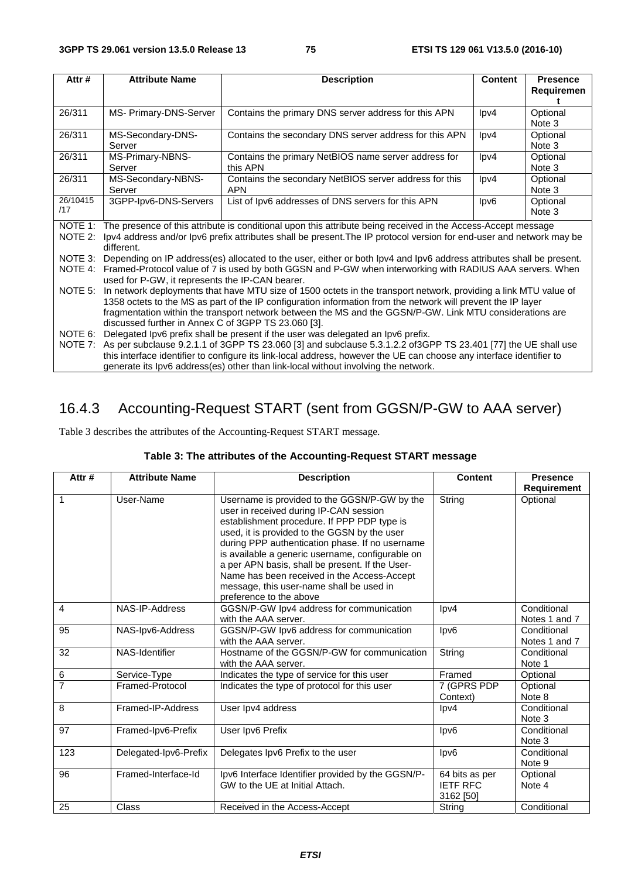| Attr # | Attribute Name | Description | Content | Presence Requirement |
|---|---|---|---|---|
| 26/311 | MS- Primary-DNS-Server | Contains the primary DNS server address for this APN | Ipv4 | Optional Note 3 |
| 26/311 | MS-Secondary-DNS-Server | Contains the secondary DNS server address for this APN | Ipv4 | Optional Note 3 |
| 26/311 | MS-Primary-NBNS-Server | Contains the primary NetBIOS name server address for this APN | Ipv4 | Optional Note 3 |
| 26/311 | MS-Secondary-NBNS-Server | Contains the secondary NetBIOS server address for this APN | Ipv4 | Optional Note 3 |
| 26/10415/17 | 3GPP-Ipv6-DNS-Servers | List of Ipv6 addresses of DNS servers for this APN | Ipv6 | Optional Note 3 |

NOTE 1: The presence of this attribute is conditional upon this attribute being received in the Access-Accept message

NOTE 2: Ipv4 address and/or Ipv6 prefix attributes shall be present.The IP protocol version for end-user and network may be different.

NOTE 3: Depending on IP address(es) allocated to the user, either or both Ipv4 and Ipv6 address attributes shall be present.

NOTE 4: Framed-Protocol value of 7 is used by both GGSN and P-GW when interworking with RADIUS AAA servers. When used for P-GW, it represents the IP-CAN bearer.

NOTE 5: In network deployments that have MTU size of 1500 octets in the transport network, providing a link MTU value of 1358 octets to the MS as part of the IP configuration information from the network will prevent the IP layer fragmentation within the transport network between the MS and the GGSN/P-GW. Link MTU considerations are discussed further in Annex C of 3GPP TS 23.060 [3].

NOTE 6: Delegated Ipv6 prefix shall be present if the user was delegated an Ipv6 prefix.

NOTE 7: As per subclause 9.2.1.1 of 3GPP TS 23.060 [3] and subclause 5.3.1.2.2 of3GPP TS 23.401 [77] the UE shall use this interface identifier to configure its link-local address, however the UE can choose any interface identifier to generate its Ipv6 address(es) other than link-local without involving the network.

## 16.4.3 Accounting-Request START (sent from GGSN/P-GW to AAA server)

Table 3 describes the attributes of the Accounting-Request START message.

**Table 3: The attributes of the Accounting-Request START message**

| Attr # | Attribute Name | Description | Content | Presence Requirement |
|---|---|---|---|---|
| 1 | User-Name | Username is provided to the GGSN/P-GW by the user in received during IP-CAN session establishment procedure. If PPP PDP type is used, it is provided to the GGSN by the user during PPP authentication phase. If no username is available a generic username, configurable on a per APN basis, shall be present. If the User-Name has been received in the Access-Accept message, this user-name shall be used in preference to the above | String | Optional |
| 4 | NAS-IP-Address | GGSN/P-GW Ipv4 address for communication with the AAA server. | Ipv4 | Conditional Notes 1 and 7 |
| 95 | NAS-Ipv6-Address | GGSN/P-GW Ipv6 address for communication with the AAA server. | Ipv6 | Conditional Notes 1 and 7 |
| 32 | NAS-Identifier | Hostname of the GGSN/P-GW for communication with the AAA server. | String | Conditional Note 1 |
| 6 | Service-Type | Indicates the type of service for this user | Framed | Optional |
| 7 | Framed-Protocol | Indicates the type of protocol for this user | 7 (GPRS PDP Context) | Optional Note 8 |
| 8 | Framed-IP-Address | User Ipv4 address | Ipv4 | Conditional Note 3 |
| 97 | Framed-Ipv6-Prefix | User Ipv6 Prefix | Ipv6 | Conditional Note 3 |
| 123 | Delegated-Ipv6-Prefix | Delegates Ipv6 Prefix to the user | Ipv6 | Conditional Note 9 |
| 96 | Framed-Interface-Id | Ipv6 Interface Identifier provided by the GGSN/P-GW to the UE at Initial Attach. | 64 bits as per IETF RFC 3162 [50] | Optional Note 4 |
| 25 | Class | Received in the Access-Accept | String | Conditional |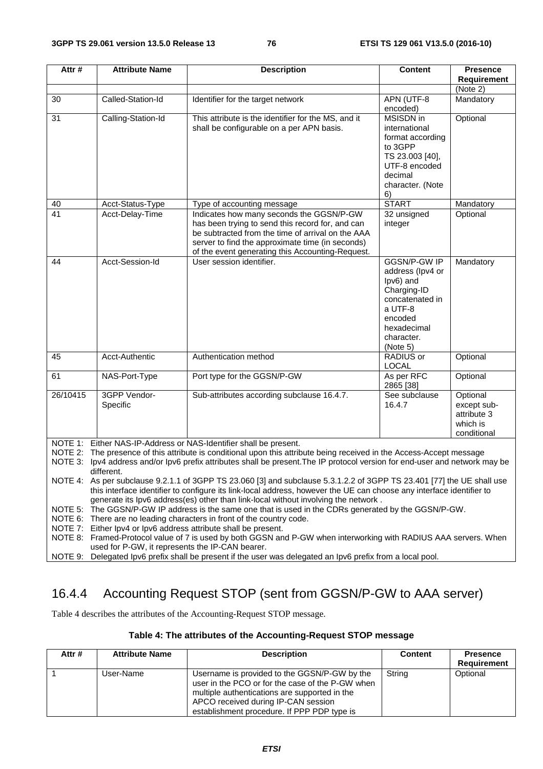| Attr # | Attribute Name | Description | Content | Presence Requirement |
|---|---|---|---|---|
| | | | | (Note 2) |
| 30 | Called-Station-Id | Identifier for the target network | APN (UTF-8 encoded) | Mandatory |
| 31 | Calling-Station-Id | This attribute is the identifier for the MS, and it shall be configurable on a per APN basis. | MSISDN in international format according to 3GPP TS 23.003 [40], UTF-8 encoded decimal character. (Note 6) | Optional |
| 40 | Acct-Status-Type | Type of accounting message | START | Mandatory |
| 41 | Acct-Delay-Time | Indicates how many seconds the GGSN/P-GW has been trying to send this record for, and can be subtracted from the time of arrival on the AAA server to find the approximate time (in seconds) of the event generating this Accounting-Request. | 32 unsigned integer | Optional |
| 44 | Acct-Session-Id | User session identifier. | GGSN/P-GW IP address (Ipv4 or Ipv6) and Charging-ID concatenated in a UTF-8 encoded hexadecimal character. (Note 5) | Mandatory |
| 45 | Acct-Authentic | Authentication method | RADIUS or LOCAL | Optional |
| 61 | NAS-Port-Type | Port type for the GGSN/P-GW | As per RFC 2865 [38] | Optional |
| 26/10415 | 3GPP Vendor-Specific | Sub-attributes according subclause 16.4.7. | See subclause 16.4.7 | Optional except sub-attribute 3 which is conditional |

NOTE 1: Either NAS-IP-Address or NAS-Identifier shall be present.
NOTE 2: The presence of this attribute is conditional upon this attribute being received in the Access-Accept message
NOTE 3: Ipv4 address and/or Ipv6 prefix attributes shall be present.The IP protocol version for end-user and network may be different.
NOTE 4: As per subclause 9.2.1.1 of 3GPP TS 23.060 [3] and subclause 5.3.1.2.2 of 3GPP TS 23.401 [77] the UE shall use this interface identifier to configure its link-local address, however the UE can choose any interface identifier to generate its Ipv6 address(es) other than link-local without involving the network .
NOTE 5: The GGSN/P-GW IP address is the same one that is used in the CDRs generated by the GGSN/P-GW.
NOTE 6: There are no leading characters in front of the country code.
NOTE 7: Either Ipv4 or Ipv6 address attribute shall be present.
NOTE 8: Framed-Protocol value of 7 is used by both GGSN and P-GW when interworking with RADIUS AAA servers. When used for P-GW, it represents the IP-CAN bearer.
NOTE 9: Delegated Ipv6 prefix shall be present if the user was delegated an Ipv6 prefix from a local pool.

### 16.4.4 Accounting Request STOP (sent from GGSN/P-GW to AAA server)

Table 4 describes the attributes of the Accounting-Request STOP message.

**Table 4: The attributes of the Accounting-Request STOP message**

| Attr # | Attribute Name | Description | Content | Presence Requirement |
|---|---|---|---|---|
| 1 | User-Name | Username is provided to the GGSN/P-GW by the user in the PCO or for the case of the P-GW when multiple authentications are supported in the APCO received during IP-CAN session establishment procedure. If PPP PDP type is | String | Optional |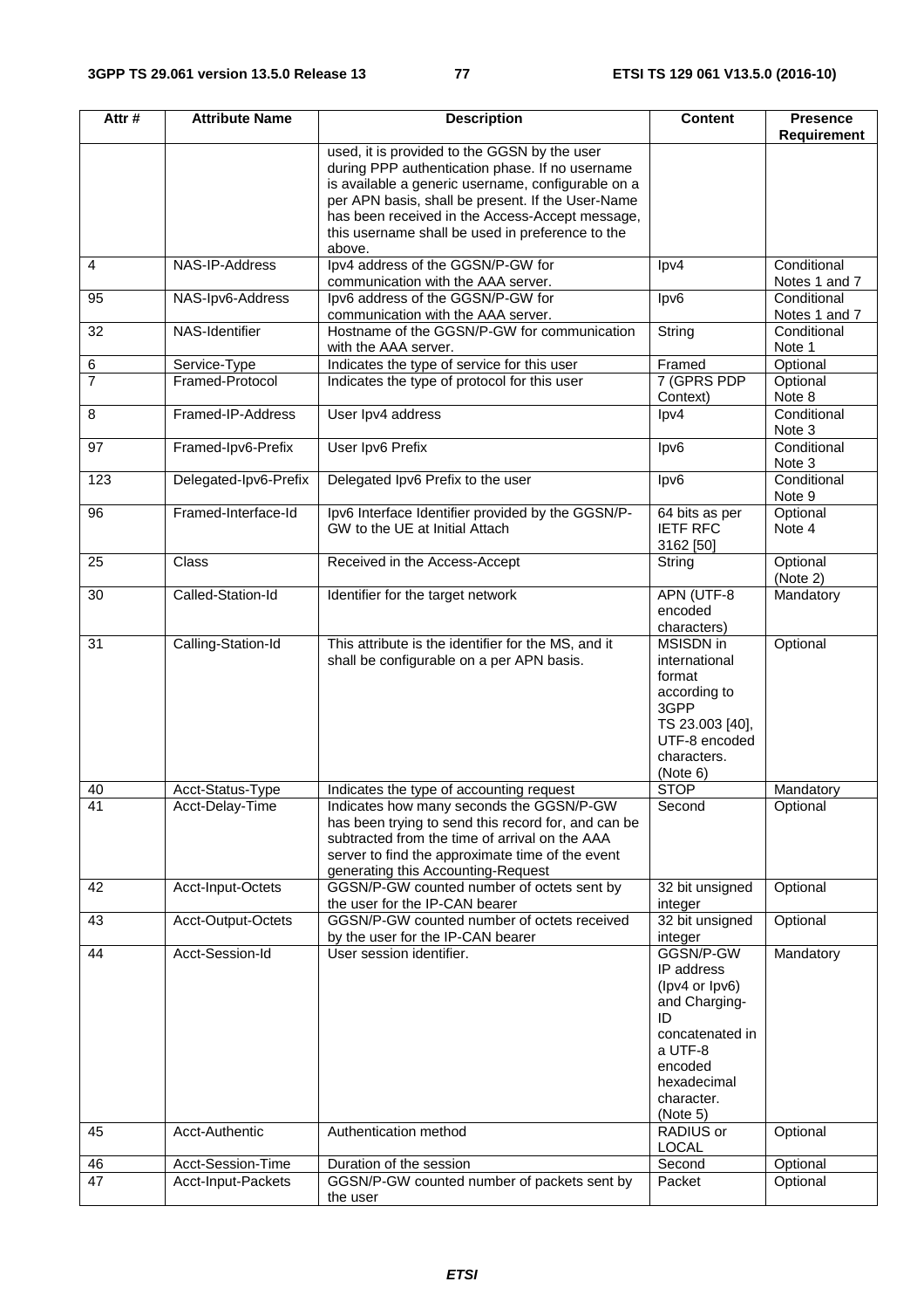| Attr # | Attribute Name | Description | Content | Presence Requirement |
|---|---|---|---|---|
| | | used, it is provided to the GGSN by the user during PPP authentication phase. If no username is available a generic username, configurable on a per APN basis, shall be present. If the User-Name has been received in the Access-Accept message, this username shall be used in preference to the above. | | |
| 4 | NAS-IP-Address | Ipv4 address of the GGSN/P-GW for communication with the AAA server. | Ipv4 | Conditional Notes 1 and 7 |
| 95 | NAS-Ipv6-Address | Ipv6 address of the GGSN/P-GW for communication with the AAA server. | Ipv6 | Conditional Notes 1 and 7 |
| 32 | NAS-Identifier | Hostname of the GGSN/P-GW for communication with the AAA server. | String | Conditional Note 1 |
| 6 | Service-Type | Indicates the type of service for this user | Framed | Optional |
| 7 | Framed-Protocol | Indicates the type of protocol for this user | 7 (GPRS PDP Context) | Optional Note 8 |
| 8 | Framed-IP-Address | User Ipv4 address | Ipv4 | Conditional Note 3 |
| 97 | Framed-Ipv6-Prefix | User Ipv6 Prefix | Ipv6 | Conditional Note 3 |
| 123 | Delegated-Ipv6-Prefix | Delegated Ipv6 Prefix to the user | Ipv6 | Conditional Note 9 |
| 96 | Framed-Interface-Id | Ipv6 Interface Identifier provided by the GGSN/P-GW to the UE at Initial Attach | 64 bits as per IETF RFC 3162 [50] | Optional Note 4 |
| 25 | Class | Received in the Access-Accept | String | Optional (Note 2) |
| 30 | Called-Station-Id | Identifier for the target network | APN (UTF-8 encoded characters) | Mandatory |
| 31 | Calling-Station-Id | This attribute is the identifier for the MS, and it shall be configurable on a per APN basis. | MSISDN in international format according to 3GPP TS 23.003 [40], UTF-8 encoded characters. (Note 6) | Optional |
| 40 | Acct-Status-Type | Indicates the type of accounting request | STOP | Mandatory |
| 41 | Acct-Delay-Time | Indicates how many seconds the GGSN/P-GW has been trying to send this record for, and can be subtracted from the time of arrival on the AAA server to find the approximate time of the event generating this Accounting-Request | Second | Optional |
| 42 | Acct-Input-Octets | GGSN/P-GW counted number of octets sent by the user for the IP-CAN bearer | 32 bit unsigned integer | Optional |
| 43 | Acct-Output-Octets | GGSN/P-GW counted number of octets received by the user for the IP-CAN bearer | 32 bit unsigned integer | Optional |
| 44 | Acct-Session-Id | User session identifier. | GGSN/P-GW IP address (Ipv4 or Ipv6) and Charging-ID concatenated in a UTF-8 encoded hexadecimal character. (Note 5) | Mandatory |
| 45 | Acct-Authentic | Authentication method | RADIUS or LOCAL | Optional |
| 46 | Acct-Session-Time | Duration of the session | Second | Optional |
| 47 | Acct-Input-Packets | GGSN/P-GW counted number of packets sent by the user | Packet | Optional |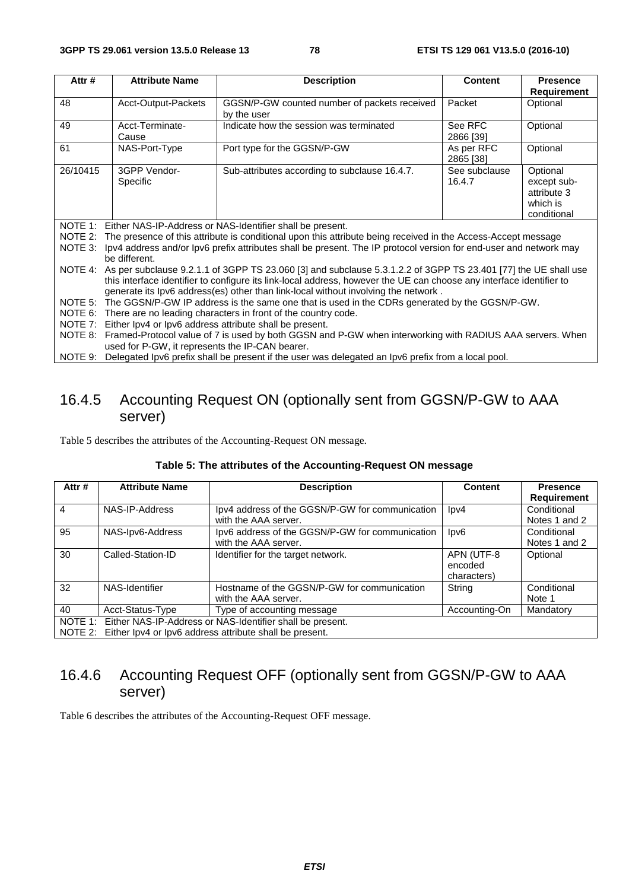| Attr # | Attribute Name | Description | Content | Presence Requirement |
|---|---|---|---|---|
| 48 | Acct-Output-Packets | GGSN/P-GW counted number of packets received by the user | Packet | Optional |
| 49 | Acct-Terminate-Cause | Indicate how the session was terminated | See RFC 2866 [39] | Optional |
| 61 | NAS-Port-Type | Port type for the GGSN/P-GW | As per RFC 2865 [38] | Optional |
| 26/10415 | 3GPP Vendor-Specific | Sub-attributes according to subclause 16.4.7. | See subclause 16.4.7 | Optional except sub-attribute 3 which is conditional |

NOTE 1: Either NAS-IP-Address or NAS-Identifier shall be present.
NOTE 2: The presence of this attribute is conditional upon this attribute being received in the Access-Accept message
NOTE 3: Ipv4 address and/or Ipv6 prefix attributes shall be present. The IP protocol version for end-user and network may be different.
NOTE 4: As per subclause 9.2.1.1 of 3GPP TS 23.060 [3] and subclause 5.3.1.2.2 of 3GPP TS 23.401 [77] the UE shall use this interface identifier to configure its link-local address, however the UE can choose any interface identifier to generate its Ipv6 address(es) other than link-local without involving the network .
NOTE 5: The GGSN/P-GW IP address is the same one that is used in the CDRs generated by the GGSN/P-GW.
NOTE 6: There are no leading characters in front of the country code.
NOTE 7: Either Ipv4 or Ipv6 address attribute shall be present.
NOTE 8: Framed-Protocol value of 7 is used by both GGSN and P-GW when interworking with RADIUS AAA servers. When used for P-GW, it represents the IP-CAN bearer.
NOTE 9: Delegated Ipv6 prefix shall be present if the user was delegated an Ipv6 prefix from a local pool.

### 16.4.5 Accounting Request ON (optionally sent from GGSN/P-GW to AAA server)

Table 5 describes the attributes of the Accounting-Request ON message.

**Table 5: The attributes of the Accounting-Request ON message**

| Attr # | Attribute Name | Description | Content | Presence Requirement |
|---|---|---|---|---|
| 4 | NAS-IP-Address | Ipv4 address of the GGSN/P-GW for communication with the AAA server. | Ipv4 | Conditional Notes 1 and 2 |
| 95 | NAS-Ipv6-Address | Ipv6 address of the GGSN/P-GW for communication with the AAA server. | Ipv6 | Conditional Notes 1 and 2 |
| 30 | Called-Station-ID | Identifier for the target network. | APN (UTF-8 encoded characters) | Optional |
| 32 | NAS-Identifier | Hostname of the GGSN/P-GW for communication with the AAA server. | String | Conditional Note 1 |
| 40 | Acct-Status-Type | Type of accounting message | Accounting-On | Mandatory |

NOTE 1: Either NAS-IP-Address or NAS-Identifier shall be present.
NOTE 2: Either Ipv4 or Ipv6 address attribute shall be present.

### 16.4.6 Accounting Request OFF (optionally sent from GGSN/P-GW to AAA server)

Table 6 describes the attributes of the Accounting-Request OFF message.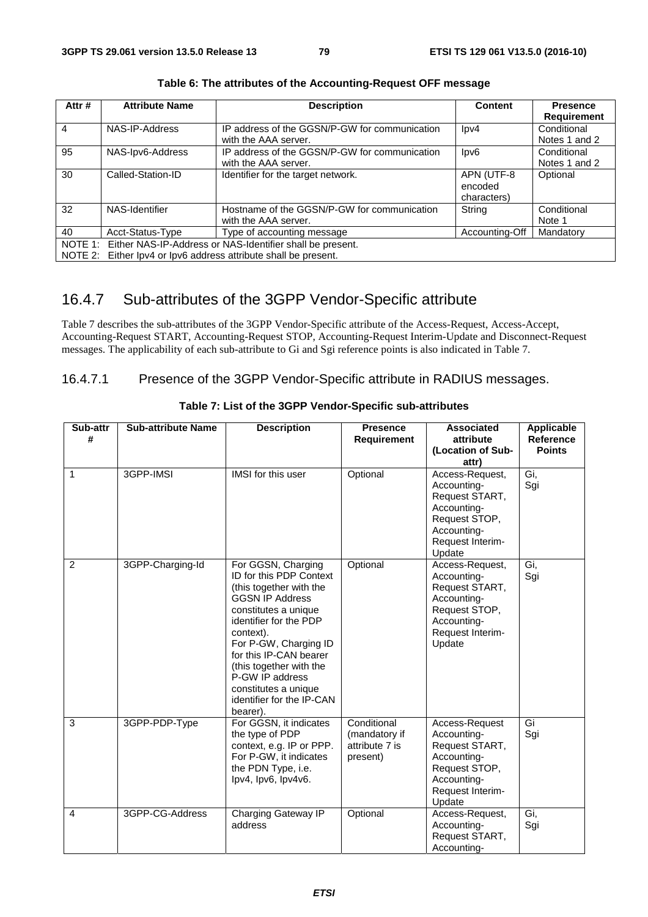**Table 6: The attributes of the Accounting-Request OFF message**

| Attr # | Attribute Name | Description | Content | Presence Requirement |
|---|---|---|---|---|
| 4 | NAS-IP-Address | IP address of the GGSN/P-GW for communication with the AAA server. | Ipv4 | Conditional Notes 1 and 2 |
| 95 | NAS-Ipv6-Address | IP address of the GGSN/P-GW for communication with the AAA server. | Ipv6 | Conditional Notes 1 and 2 |
| 30 | Called-Station-ID | Identifier for the target network. | APN (UTF-8 encoded characters) | Optional |
| 32 | NAS-Identifier | Hostname of the GGSN/P-GW for communication with the AAA server. | String | Conditional Note 1 |
| 40 | Acct-Status-Type | Type of accounting message | Accounting-Off | Mandatory |
| NOTE 1: Either NAS-IP-Address or NAS-Identifier shall be present.<br>NOTE 2: Either Ipv4 or Ipv6 address attribute shall be present. | | | | |

## 16.4.7 Sub-attributes of the 3GPP Vendor-Specific attribute

Table 7 describes the sub-attributes of the 3GPP Vendor-Specific attribute of the Access-Request, Access-Accept, Accounting-Request START, Accounting-Request STOP, Accounting-Request Interim-Update and Disconnect-Request messages. The applicability of each sub-attribute to Gi and Sgi reference points is also indicated in Table 7.

### 16.4.7.1 Presence of the 3GPP Vendor-Specific attribute in RADIUS messages.

**Table 7: List of the 3GPP Vendor-Specific sub-attributes**

| Sub-attr # | Sub-attribute Name | Description | Presence Requirement | Associated attribute (Location of Sub-attr) | Applicable Reference Points |
|---|---|---|---|---|---|
| 1 | 3GPP-IMSI | IMSI for this user | Optional | Access-Request, Accounting-Request START, Accounting-Request STOP, Accounting-Request Interim-Update | Gi, Sgi |
| 2 | 3GPP-Charging-Id | For GGSN, Charging ID for this PDP Context (this together with the GGSN IP Address constitutes a unique identifier for the PDP context).<br>For P-GW, Charging ID for this IP-CAN bearer (this together with the P-GW IP address constitutes a unique identifier for the IP-CAN bearer). | Optional | Access-Request, Accounting-Request START, Accounting-Request STOP, Accounting-Request Interim-Update | Gi, Sgi |
| 3 | 3GPP-PDP-Type | For GGSN, it indicates the type of PDP context, e.g. IP or PPP.<br>For P-GW, it indicates the PDN Type, i.e. Ipv4, Ipv6, Ipv4v6. | Conditional (mandatory if attribute 7 is present) | Access-Request Accounting-Request START, Accounting-Request STOP, Accounting-Request Interim-Update | Gi Sgi |
| 4 | 3GPP-CG-Address | Charging Gateway IP address | Optional | Access-Request, Accounting-Request START, Accounting- | Gi, Sgi |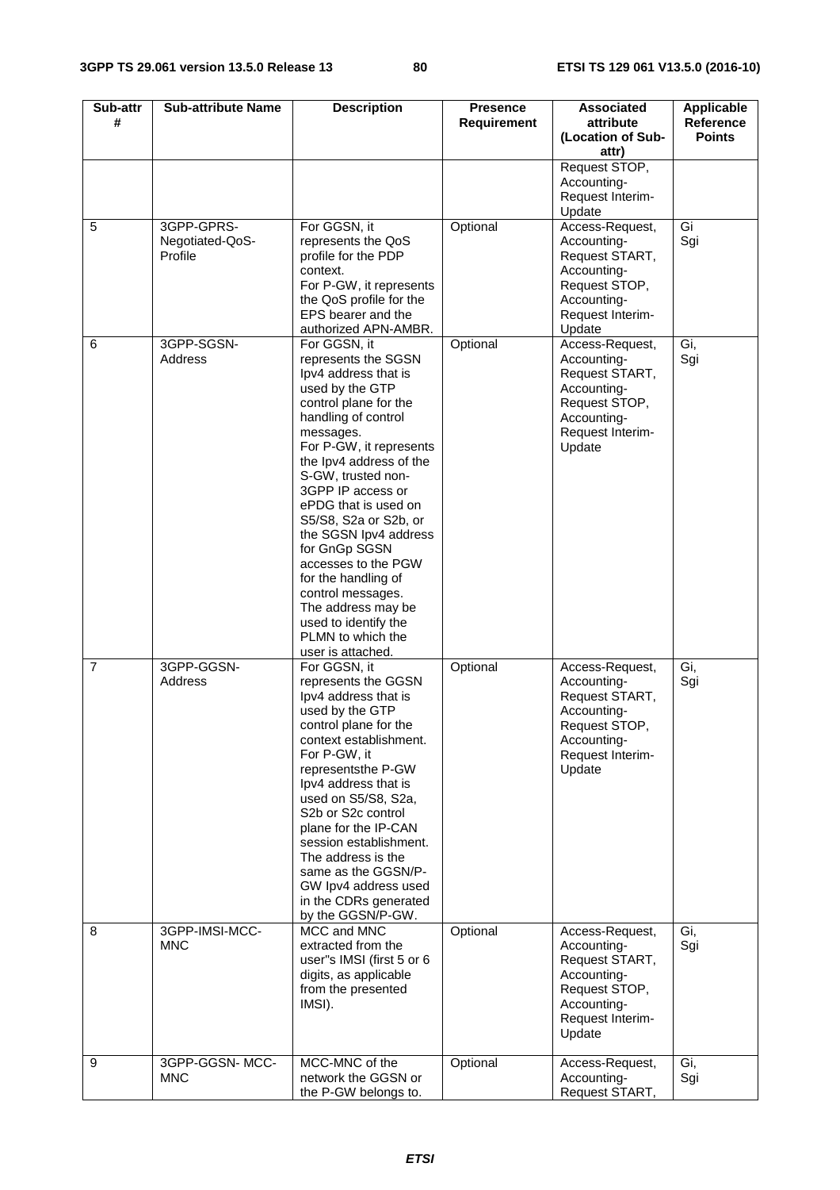| Sub-attr # | Sub-attribute Name | Description | Presence Requirement | Associated attribute (Location of Sub-attr) | Applicable Reference Points |
|---|---|---|---|---|---|
| | | | | Request STOP, Accounting-Request Interim-Update | |
| 5 | 3GPP-GPRS-Negotiated-QoS-Profile | For GGSN, it represents the QoS profile for the PDP context. For P-GW, it represents the QoS profile for the EPS bearer and the authorized APN-AMBR. | Optional | Access-Request, Accounting-Request START, Accounting-Request STOP, Accounting-Request Interim-Update | Gi Sgi |
| 6 | 3GPP-SGSN-Address | For GGSN, it represents the SGSN Ipv4 address that is used by the GTP control plane for the handling of control messages. For P-GW, it represents the Ipv4 address of the S-GW, trusted non-3GPP IP access or ePDG that is used on S5/S8, S2a or S2b, or the SGSN Ipv4 address for GnGp SGSN accesses to the PGW for the handling of control messages. The address may be used to identify the PLMN to which the user is attached. | Optional | Access-Request, Accounting-Request START, Accounting-Request STOP, Accounting-Request Interim-Update | Gi, Sgi |
| 7 | 3GPP-GGSN-Address | For GGSN, it represents the GGSN Ipv4 address that is used by the GTP control plane for the context establishment. For P-GW, it representsthe P-GW Ipv4 address that is used on S5/S8, S2a, S2b or S2c control plane for the IP-CAN session establishment. The address is the same as the GGSN/P-GW Ipv4 address used in the CDRs generated by the GGSN/P-GW. | Optional | Access-Request, Accounting-Request START, Accounting-Request STOP, Accounting-Request Interim-Update | Gi, Sgi |
| 8 | 3GPP-IMSI-MCC-MNC | MCC and MNC extracted from the user"s IMSI (first 5 or 6 digits, as applicable from the presented IMSI). | Optional | Access-Request, Accounting-Request START, Accounting-Request STOP, Accounting-Request Interim-Update | Gi, Sgi |
| 9 | 3GPP-GGSN- MCC-MNC | MCC-MNC of the network the GGSN or the P-GW belongs to. | Optional | Access-Request, Accounting-Request START, | Gi, Sgi |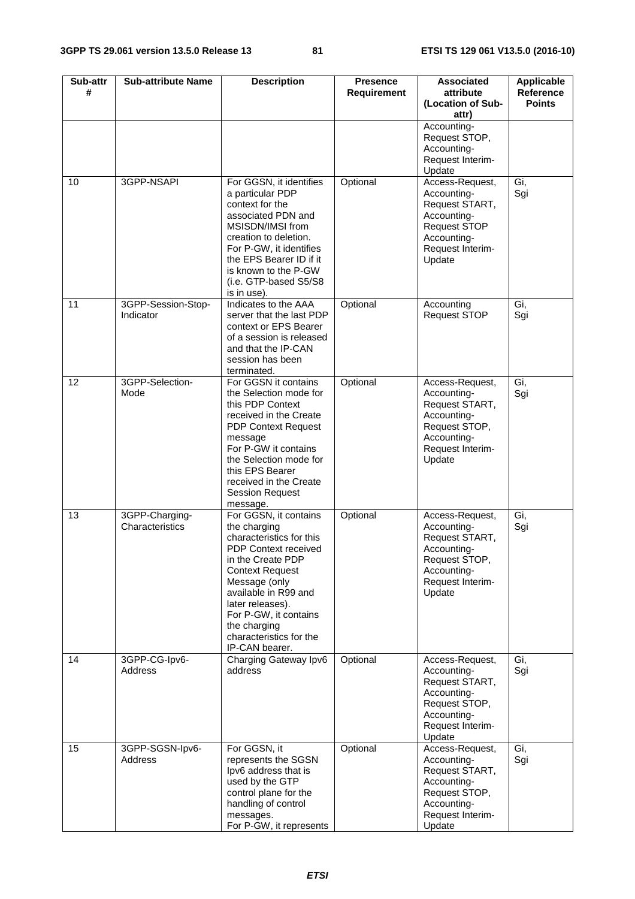| Sub-attr # | Sub-attribute Name | Description | Presence Requirement | Associated attribute (Location of Sub-attr) | Applicable Reference Points |
|---|---|---|---|---|---|
| | | | | Accounting-Request STOP, Accounting-Request Interim-Update | |
| 10 | 3GPP-NSAPI | For GGSN, it identifies a particular PDP context for the associated PDN and MSISDN/IMSI from creation to deletion. For P-GW, it identifies the EPS Bearer ID if it is known to the P-GW (i.e. GTP-based S5/S8 is in use). | Optional | Access-Request, Accounting-Request START, Accounting-Request STOP Accounting-Request Interim-Update | Gi, Sgi |
| 11 | 3GPP-Session-Stop-Indicator | Indicates to the AAA server that the last PDP context or EPS Bearer of a session is released and that the IP-CAN session has been terminated. | Optional | Accounting Request STOP | Gi, Sgi |
| 12 | 3GPP-Selection-Mode | For GGSN it contains the Selection mode for this PDP Context received in the Create PDP Context Request message For P-GW it contains the Selection mode for this EPS Bearer received in the Create Session Request message. | Optional | Access-Request, Accounting-Request START, Accounting-Request STOP, Accounting-Request Interim-Update | Gi, Sgi |
| 13 | 3GPP-Charging-Characteristics | For GGSN, it contains the charging characteristics for this PDP Context received in the Create PDP Context Request Message (only available in R99 and later releases). For P-GW, it contains the charging characteristics for the IP-CAN bearer. | Optional | Access-Request, Accounting-Request START, Accounting-Request STOP, Accounting-Request Interim-Update | Gi, Sgi |
| 14 | 3GPP-CG-Ipv6-Address | Charging Gateway Ipv6 address | Optional | Access-Request, Accounting-Request START, Accounting-Request STOP, Accounting-Request Interim-Update | Gi, Sgi |
| 15 | 3GPP-SGSN-Ipv6-Address | For GGSN, it represents the SGSN Ipv6 address that is used by the GTP control plane for the handling of control messages. For P-GW, it represents | Optional | Access-Request, Accounting-Request START, Accounting-Request STOP, Accounting-Request Interim-Update | Gi, Sgi |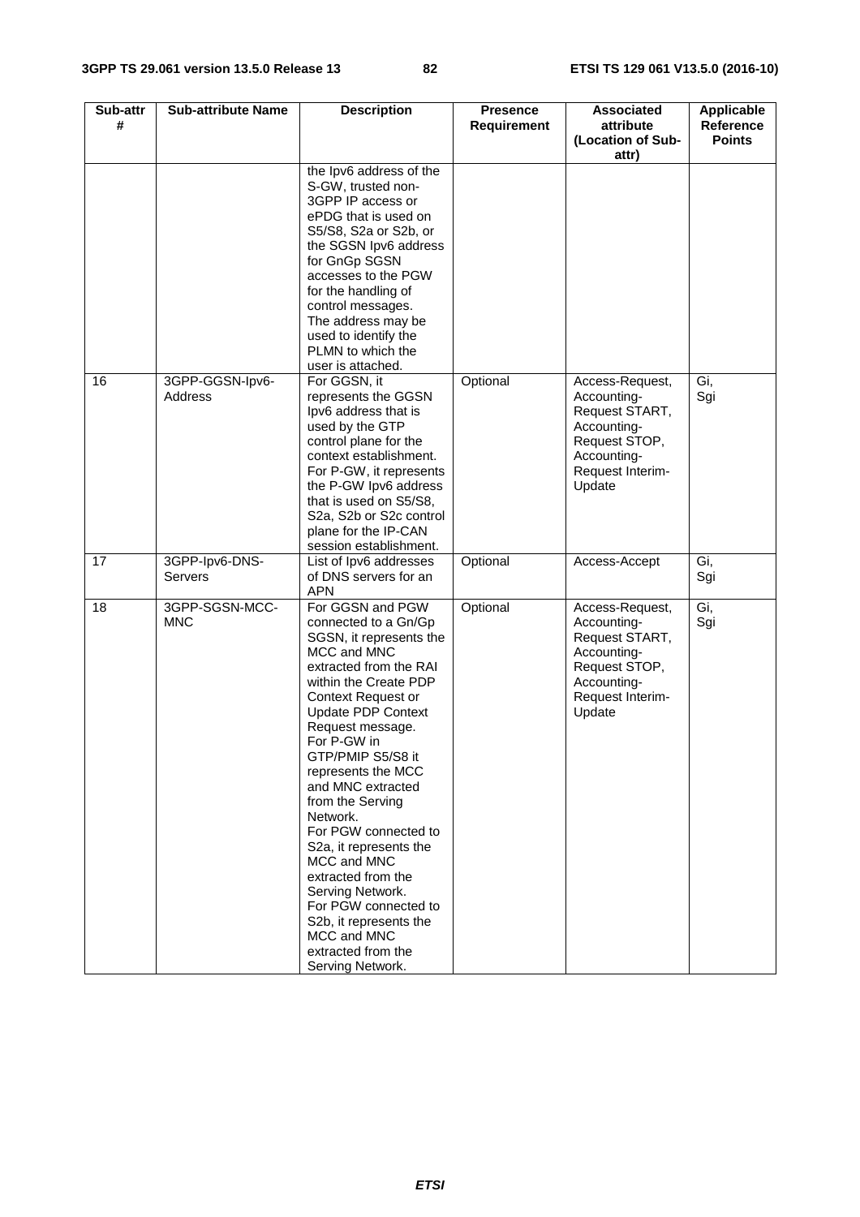| Sub-attr # | Sub-attribute Name | Description | Presence Requirement | Associated attribute (Location of Sub-attr) | Applicable Reference Points |
|---|---|---|---|---|---|
| | | the Ipv6 address of the S-GW, trusted non-3GPP IP access or ePDG that is used on S5/S8, S2a or S2b, or the SGSN Ipv6 address for GnGp SGSN accesses to the PGW for the handling of control messages. The address may be used to identify the PLMN to which the user is attached. | | | |
| 16 | 3GPP-GGSN-Ipv6-Address | For GGSN, it represents the GGSN Ipv6 address that is used by the GTP control plane for the context establishment. For P-GW, it represents the P-GW Ipv6 address that is used on S5/S8, S2a, S2b or S2c control plane for the IP-CAN session establishment. | Optional | Access-Request, Accounting-Request START, Accounting-Request STOP, Accounting-Request Interim-Update | Gi, Sgi |
| 17 | 3GPP-Ipv6-DNS-Servers | List of Ipv6 addresses of DNS servers for an APN | Optional | Access-Accept | Gi, Sgi |
| 18 | 3GPP-SGSN-MCC-MNC | For GGSN and PGW connected to a Gn/Gp SGSN, it represents the MCC and MNC extracted from the RAI within the Create PDP Context Request or Update PDP Context Request message.<br>For P-GW in GTP/PMIP S5/S8 it represents the MCC and MNC extracted from the Serving Network.<br>For PGW connected to S2a, it represents the MCC and MNC extracted from the Serving Network.<br>For PGW connected to S2b, it represents the MCC and MNC extracted from the Serving Network. | Optional | Access-Request, Accounting-Request START, Accounting-Request STOP, Accounting-Request Interim-Update | Gi, Sgi |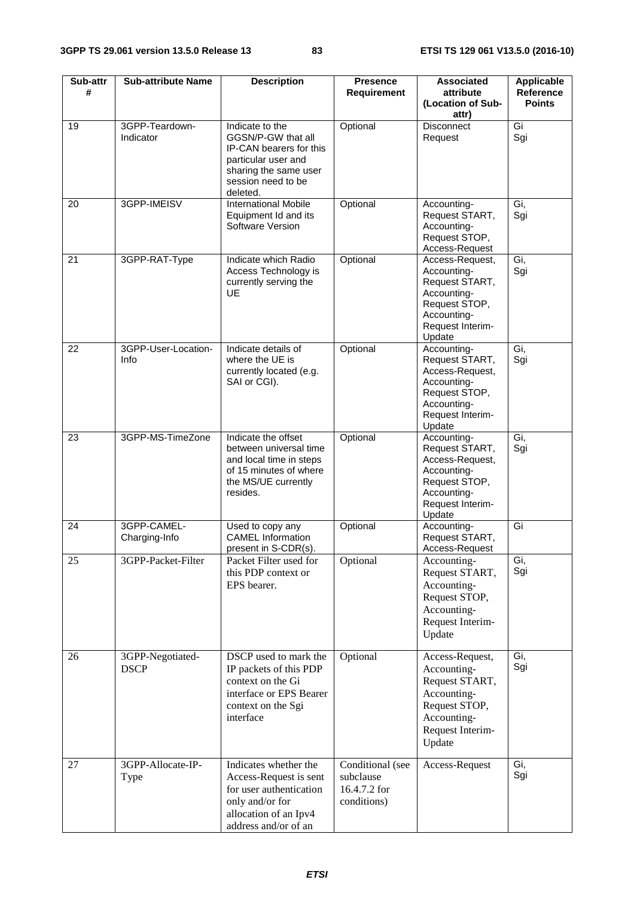| Sub-attr # | Sub-attribute Name | Description | Presence Requirement | Associated attribute (Location of Sub-attr) | Applicable Reference Points |
|---|---|---|---|---|---|
| 19 | 3GPP-Teardown-Indicator | Indicate to the GGSN/P-GW that all IP-CAN bearers for this particular user and sharing the same user session need to be deleted. | Optional | Disconnect Request | Gi Sgi |
| 20 | 3GPP-IMEISV | International Mobile Equipment Id and its Software Version | Optional | Accounting-Request START, Accounting-Request STOP, Access-Request | Gi, Sgi |
| 21 | 3GPP-RAT-Type | Indicate which Radio Access Technology is currently serving the UE | Optional | Access-Request, Accounting-Request START, Accounting-Request STOP, Accounting-Request Interim-Update | Gi, Sgi |
| 22 | 3GPP-User-Location-Info | Indicate details of where the UE is currently located (e.g. SAI or CGI). | Optional | Accounting-Request START, Access-Request, Accounting-Request STOP, Accounting-Request Interim-Update | Gi, Sgi |
| 23 | 3GPP-MS-TimeZone | Indicate the offset between universal time and local time in steps of 15 minutes of where the MS/UE currently resides. | Optional | Accounting-Request START, Access-Request, Accounting-Request STOP, Accounting-Request Interim-Update | Gi, Sgi |
| 24 | 3GPP-CAMEL-Charging-Info | Used to copy any CAMEL Information present in S-CDR(s). | Optional | Accounting-Request START, Access-Request | Gi |
| 25 | 3GPP-Packet-Filter | Packet Filter used for this PDP context or EPS bearer. | Optional | Accounting-Request START, Accounting-Request STOP, Accounting-Request Interim-Update | Gi, Sgi |
| 26 | 3GPP-Negotiated-DSCP | DSCP used to mark the IP packets of this PDP context on the Gi interface or EPS Bearer context on the Sgi interface | Optional | Access-Request, Accounting-Request START, Accounting-Request STOP, Accounting-Request Interim-Update | Gi, Sgi |
| 27 | 3GPP-Allocate-IP-Type | Indicates whether the Access-Request is sent for user authentication only and/or for allocation of an Ipv4 address and/or of an | Conditional (see subclause 16.4.7.2 for conditions) | Access-Request | Gi, Sgi |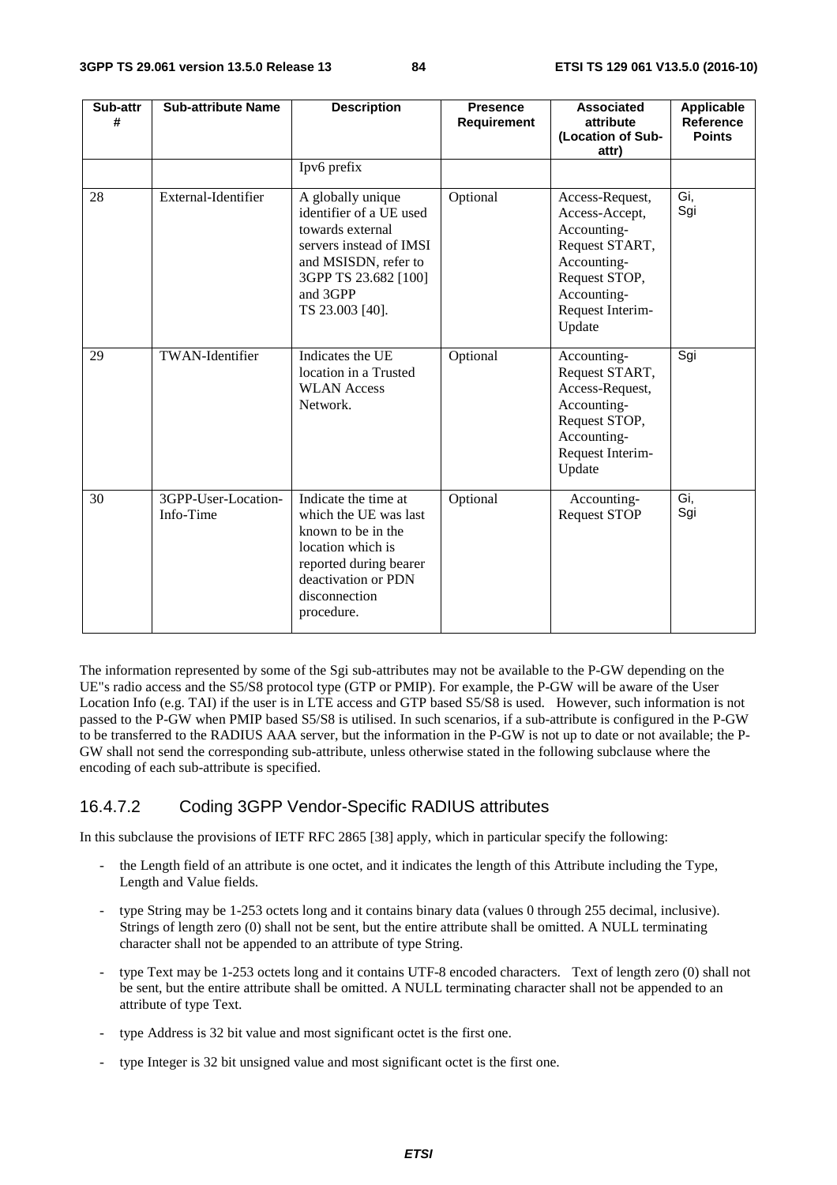| Sub-attr # | Sub-attribute Name | Description | Presence Requirement | Associated attribute (Location of Sub-attr) | Applicable Reference Points |
|---|---|---|---|---|---|
| | | Ipv6 prefix | | | |
| 28 | External-Identifier | A globally unique identifier of a UE used towards external servers instead of IMSI and MSISDN, refer to 3GPP TS 23.682 [100] and 3GPP TS 23.003 [40]. | Optional | Access-Request, Access-Accept, Accounting-Request START, Accounting-Request STOP, Accounting-Request Interim-Update | Gi, Sgi |
| 29 | TWAN-Identifier | Indicates the UE location in a Trusted WLAN Access Network. | Optional | Accounting-Request START, Access-Request, Accounting-Request STOP, Accounting-Request Interim-Update | Sgi |
| 30 | 3GPP-User-Location-Info-Time | Indicate the time at which the UE was last known to be in the location which is reported during bearer deactivation or PDN disconnection procedure. | Optional | Accounting-Request STOP | Gi, Sgi |

The information represented by some of the Sgi sub-attributes may not be available to the P-GW depending on the UE"s radio access and the S5/S8 protocol type (GTP or PMIP). For example, the P-GW will be aware of the User Location Info (e.g. TAI) if the user is in LTE access and GTP based S5/S8 is used. However, such information is not passed to the P-GW when PMIP based S5/S8 is utilised. In such scenarios, if a sub-attribute is configured in the P-GW to be transferred to the RADIUS AAA server, but the information in the P-GW is not up to date or not available; the P-GW shall not send the corresponding sub-attribute, unless otherwise stated in the following subclause where the encoding of each sub-attribute is specified.

### 16.4.7.2 Coding 3GPP Vendor-Specific RADIUS attributes

In this subclause the provisions of IETF RFC 2865 [38] apply, which in particular specify the following:

- the Length field of an attribute is one octet, and it indicates the length of this Attribute including the Type, Length and Value fields.
- type String may be 1-253 octets long and it contains binary data (values 0 through 255 decimal, inclusive). Strings of length zero (0) shall not be sent, but the entire attribute shall be omitted. A NULL terminating character shall not be appended to an attribute of type String.
- type Text may be 1-253 octets long and it contains UTF-8 encoded characters. Text of length zero (0) shall not be sent, but the entire attribute shall be omitted. A NULL terminating character shall not be appended to an attribute of type Text.
- type Address is 32 bit value and most significant octet is the first one.
- type Integer is 32 bit unsigned value and most significant octet is the first one.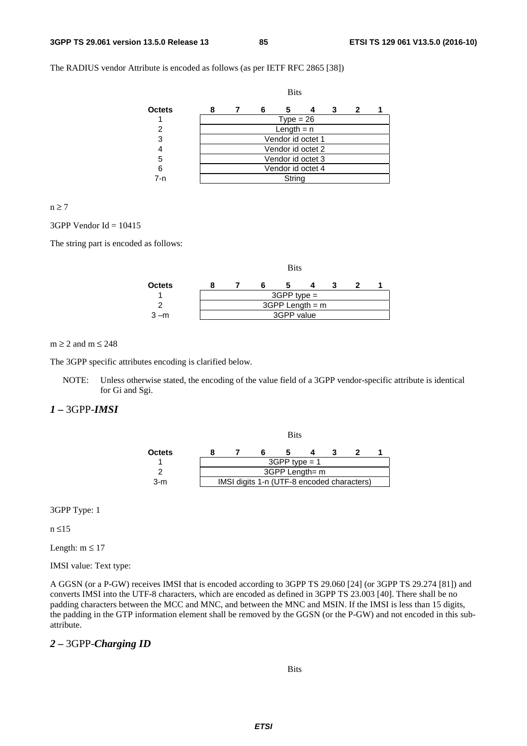The RADIUS vendor Attribute is encoded as follows (as per IETF RFC 2865 [38])

| Octets | Bits 8 | 7 | 6 | 5 | 4 | 3 | 2 | 1 |
|---|---|---|---|---|---|---|---|---|
| 1 | Type = 26 | | | | | | | |
| 2 | Length = n | | | | | | | |
| 3 | Vendor id octet 1 | | | | | | | |
| 4 | Vendor id octet 2 | | | | | | | |
| 5 | Vendor id octet 3 | | | | | | | |
| 6 | Vendor id octet 4 | | | | | | | |
| 7-n | String | | | | | | | |

$n \geq 7$

3GPP Vendor Id = 10415

The string part is encoded as follows:

| Octets | Bits 8 | 7 | 6 | 5 | 4 | 3 | 2 | 1 |
|---|---|---|---|---|---|---|---|---|
| 1 | 3GPP type = | | | | | | | |
| 2 | 3GPP Length = m | | | | | | | |
| 3 –m | 3GPP value | | | | | | | |

$m \geq 2$ and $m \leq 248$

The 3GPP specific attributes encoding is clarified below.

NOTE: Unless otherwise stated, the encoding of the value field of a 3GPP vendor-specific attribute is identical for Gi and Sgi.

## *1 –* 3GPP-*IMSI*

| Octets | Bits 8 | 7 | 6 | 5 | 4 | 3 | 2 | 1 |
|---|---|---|---|---|---|---|---|---|
| 1 | 3GPP type = 1 | | | | | | | |
| 2 | 3GPP Length= m | | | | | | | |
| 3-m | IMSI digits 1-n (UTF-8 encoded characters) | | | | | | | |

3GPP Type: 1

$n \leq 15$

Length: $m \leq 17$

IMSI value: Text type:

A GGSN (or a P-GW) receives IMSI that is encoded according to 3GPP TS 29.060 [24] (or 3GPP TS 29.274 [81]) and converts IMSI into the UTF-8 characters, which are encoded as defined in 3GPP TS 23.003 [40]. There shall be no padding characters between the MCC and MNC, and between the MNC and MSIN. If the IMSI is less than 15 digits, the padding in the GTP information element shall be removed by the GGSN (or the P-GW) and not encoded in this sub-attribute.

## *2 –* 3GPP-*Charging ID*

Bits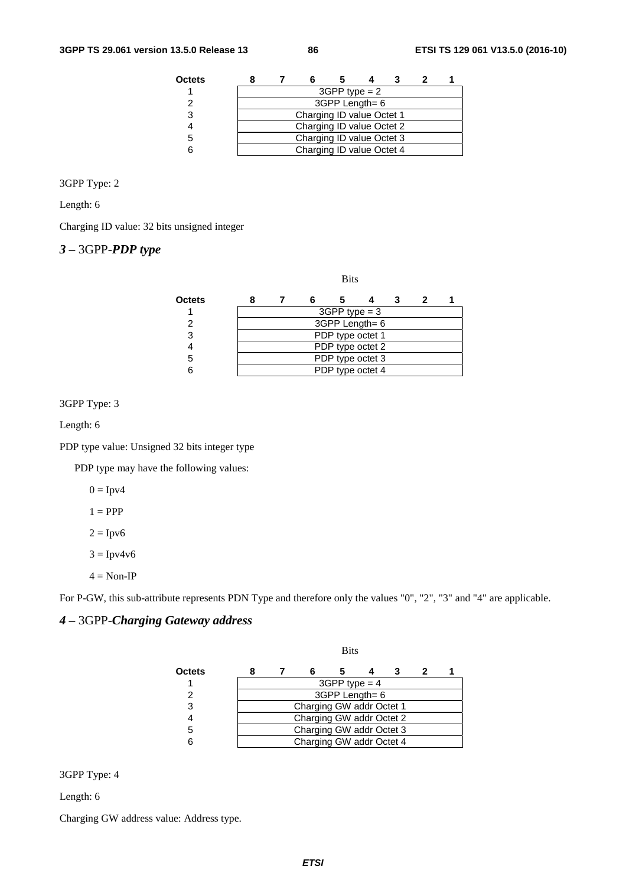| Octets | 8 | 7 | 6 | 5 | 4 | 3 | 2 | 1 |
|---|---|---|---|---|---|---|---|---|
| 1 | 3GPP type = 2 | | | | | | | |
| 2 | 3GPP Length= 6 | | | | | | | |
| 3 | Charging ID value Octet 1 | | | | | | | |
| 4 | Charging ID value Octet 2 | | | | | | | |
| 5 | Charging ID value Octet 3 | | | | | | | |
| 6 | Charging ID value Octet 4 | | | | | | | |

3GPP Type: 2

Length: 6

Charging ID value: 32 bits unsigned integer

### *3 –* 3GPP-*PDP type*

Bits

| Octets | 8 | 7 | 6 | 5 | 4 | 3 | 2 | 1 |
|---|---|---|---|---|---|---|---|---|
| 1 | 3GPP type = 3 | | | | | | | |
| 2 | 3GPP Length= 6 | | | | | | | |
| 3 | PDP type octet 1 | | | | | | | |
| 4 | PDP type octet 2 | | | | | | | |
| 5 | PDP type octet 3 | | | | | | | |
| 6 | PDP type octet 4 | | | | | | | |

3GPP Type: 3

Length: 6

PDP type value: Unsigned 32 bits integer type

PDP type may have the following values:

0 = Ipv4

1 = PPP

2 = Ipv6

3 = Ipv4v6

4 = Non-IP

For P-GW, this sub-attribute represents PDN Type and therefore only the values "0", "2", "3" and "4" are applicable.

### *4 –* 3GPP-*Charging Gateway address*

Bits

| Octets | 8 | 7 | 6 | 5 | 4 | 3 | 2 | 1 |
|---|---|---|---|---|---|---|---|---|
| 1 | 3GPP type = 4 | | | | | | | |
| 2 | 3GPP Length= 6 | | | | | | | |
| 3 | Charging GW addr Octet 1 | | | | | | | |
| 4 | Charging GW addr Octet 2 | | | | | | | |
| 5 | Charging GW addr Octet 3 | | | | | | | |
| 6 | Charging GW addr Octet 4 | | | | | | | |

3GPP Type: 4

Length: 6

Charging GW address value: Address type.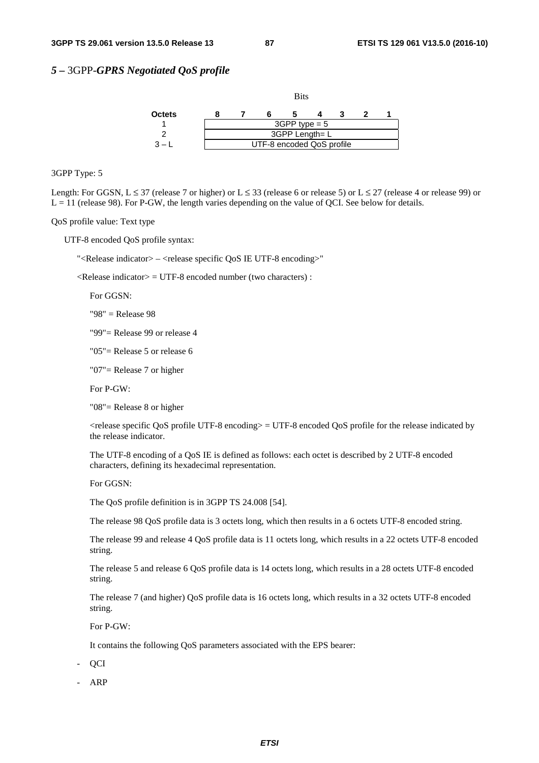## *5 –* 3GPP-*GPRS Negotiated QoS profile*

| Octets | Bits 8 7 6 5 4 3 2 1 |
|---|---|
| 1 | 3GPP type = 5 |
| 2 | 3GPP Length= L |
| 3 – L | UTF-8 encoded QoS profile |

3GPP Type: 5

Length: For GGSN, L ≤ 37 (release 7 or higher) or L ≤ 33 (release 6 or release 5) or L ≤ 27 (release 4 or release 99) or L = 11 (release 98). For P-GW, the length varies depending on the value of QCI. See below for details.

QoS profile value: Text type

UTF-8 encoded QoS profile syntax:

"<Release indicator> – <release specific QoS IE UTF-8 encoding>"

<Release indicator> = UTF-8 encoded number (two characters) :

For GGSN:

"98" = Release 98

"99"= Release 99 or release 4

"05"= Release 5 or release 6

"07"= Release 7 or higher

For P-GW:

"08"= Release 8 or higher

<release specific QoS profile UTF-8 encoding> = UTF-8 encoded QoS profile for the release indicated by the release indicator.

The UTF-8 encoding of a QoS IE is defined as follows: each octet is described by 2 UTF-8 encoded characters, defining its hexadecimal representation.

For GGSN:

The QoS profile definition is in 3GPP TS 24.008 [54].

The release 98 QoS profile data is 3 octets long, which then results in a 6 octets UTF-8 encoded string.

The release 99 and release 4 QoS profile data is 11 octets long, which results in a 22 octets UTF-8 encoded string.

The release 5 and release 6 QoS profile data is 14 octets long, which results in a 28 octets UTF-8 encoded string.

The release 7 (and higher) QoS profile data is 16 octets long, which results in a 32 octets UTF-8 encoded string.

For P-GW:

It contains the following QoS parameters associated with the EPS bearer:

- QCI
- ARP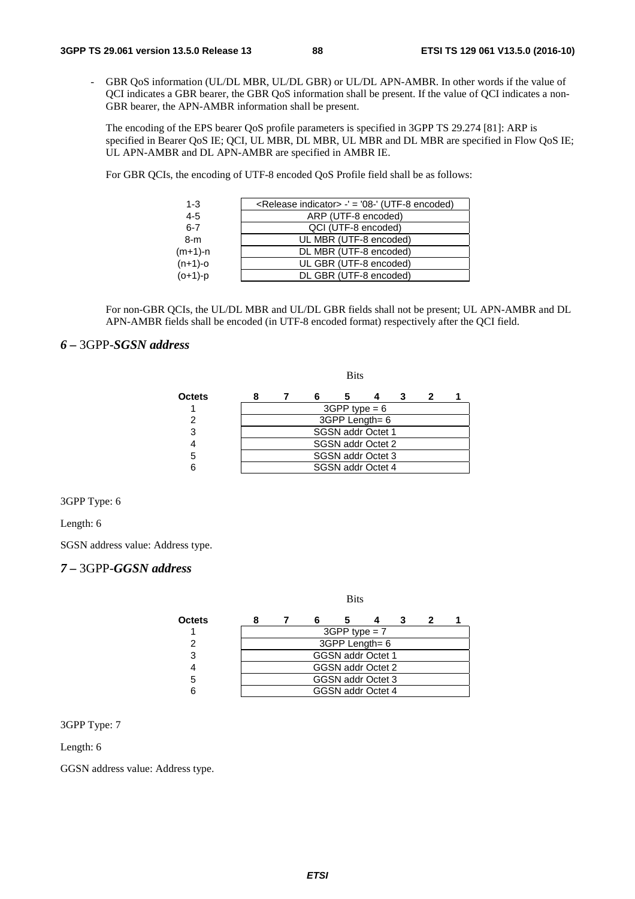- GBR QoS information (UL/DL MBR, UL/DL GBR) or UL/DL APN-AMBR. In other words if the value of QCI indicates a GBR bearer, the GBR QoS information shall be present. If the value of QCI indicates a non-GBR bearer, the APN-AMBR information shall be present.

The encoding of the EPS bearer QoS profile parameters is specified in 3GPP TS 29.274 [81]: ARP is specified in Bearer QoS IE; QCI, UL MBR, DL MBR, UL MBR and DL MBR are specified in Flow QoS IE; UL APN-AMBR and DL APN-AMBR are specified in AMBR IE.

For GBR QCIs, the encoding of UTF-8 encoded QoS Profile field shall be as follows:

| | |
|---|---|
| 1-3 | <Release indicator> -' = '08-' (UTF-8 encoded) |
| 4-5 | ARP (UTF-8 encoded) |
| 6-7 | QCI (UTF-8 encoded) |
| 8-m | UL MBR (UTF-8 encoded) |
| (m+1)-n | DL MBR (UTF-8 encoded) |
| (n+1)-o | UL GBR (UTF-8 encoded) |
| (o+1)-p | DL GBR (UTF-8 encoded) |

For non-GBR QCIs, the UL/DL MBR and UL/DL GBR fields shall not be present; UL APN-AMBR and DL APN-AMBR fields shall be encoded (in UTF-8 encoded format) respectively after the QCI field.

## *6 –* 3GPP-*SGSN address*

| Octets | Bits 8 7 6 5 4 3 2 1 |
|---|---|
| 1 | 3GPP type = 6 |
| 2 | 3GPP Length= 6 |
| 3 | SGSN addr Octet 1 |
| 4 | SGSN addr Octet 2 |
| 5 | SGSN addr Octet 3 |
| 6 | SGSN addr Octet 4 |

3GPP Type: 6

Length: 6

SGSN address value: Address type.

## *7 –* 3GPP-*GGSN address*

| Octets | Bits 8 7 6 5 4 3 2 1 |
|---|---|
| 1 | 3GPP type = 7 |
| 2 | 3GPP Length= 6 |
| 3 | GGSN addr Octet 1 |
| 4 | GGSN addr Octet 2 |
| 5 | GGSN addr Octet 3 |
| 6 | GGSN addr Octet 4 |

3GPP Type: 7

Length: 6

GGSN address value: Address type.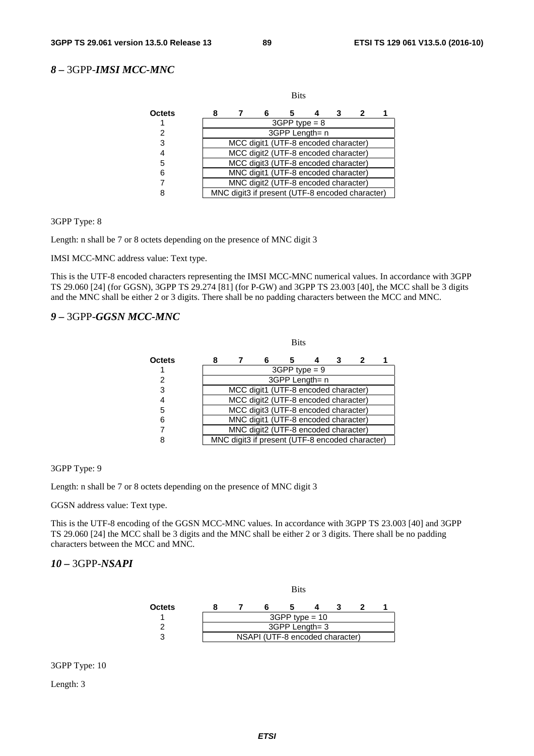### *8 –* 3GPP-*IMSI MCC-MNC*

| Octets | Bits 8 7 6 5 4 3 2 1 |
|---|---|
| 1 | 3GPP type = 8 |
| 2 | 3GPP Length= n |
| 3 | MCC digit1 (UTF-8 encoded character) |
| 4 | MCC digit2 (UTF-8 encoded character) |
| 5 | MCC digit3 (UTF-8 encoded character) |
| 6 | MNC digit1 (UTF-8 encoded character) |
| 7 | MNC digit2 (UTF-8 encoded character) |
| 8 | MNC digit3 if present (UTF-8 encoded character) |

3GPP Type: 8

Length: n shall be 7 or 8 octets depending on the presence of MNC digit 3

IMSI MCC-MNC address value: Text type.

This is the UTF-8 encoded characters representing the IMSI MCC-MNC numerical values. In accordance with 3GPP TS 29.060 [24] (for GGSN), 3GPP TS 29.274 [81] (for P-GW) and 3GPP TS 23.003 [40], the MCC shall be 3 digits and the MNC shall be either 2 or 3 digits. There shall be no padding characters between the MCC and MNC.

### *9 –* 3GPP-*GGSN MCC-MNC*

| Octets | Bits 8 7 6 5 4 3 2 1 |
|---|---|
| 1 | 3GPP type = 9 |
| 2 | 3GPP Length= n |
| 3 | MCC digit1 (UTF-8 encoded character) |
| 4 | MCC digit2 (UTF-8 encoded character) |
| 5 | MCC digit3 (UTF-8 encoded character) |
| 6 | MNC digit1 (UTF-8 encoded character) |
| 7 | MNC digit2 (UTF-8 encoded character) |
| 8 | MNC digit3 if present (UTF-8 encoded character) |

3GPP Type: 9

Length: n shall be 7 or 8 octets depending on the presence of MNC digit 3

GGSN address value: Text type.

This is the UTF-8 encoding of the GGSN MCC-MNC values. In accordance with 3GPP TS 23.003 [40] and 3GPP TS 29.060 [24] the MCC shall be 3 digits and the MNC shall be either 2 or 3 digits. There shall be no padding characters between the MCC and MNC.

### *10 –* 3GPP-*NSAPI*

| Octets | Bits 8 7 6 5 4 3 2 1 |
|---|---|
| 1 | 3GPP type = 10 |
| 2 | 3GPP Length= 3 |
| 3 | NSAPI (UTF-8 encoded character) |

3GPP Type: 10

Length: 3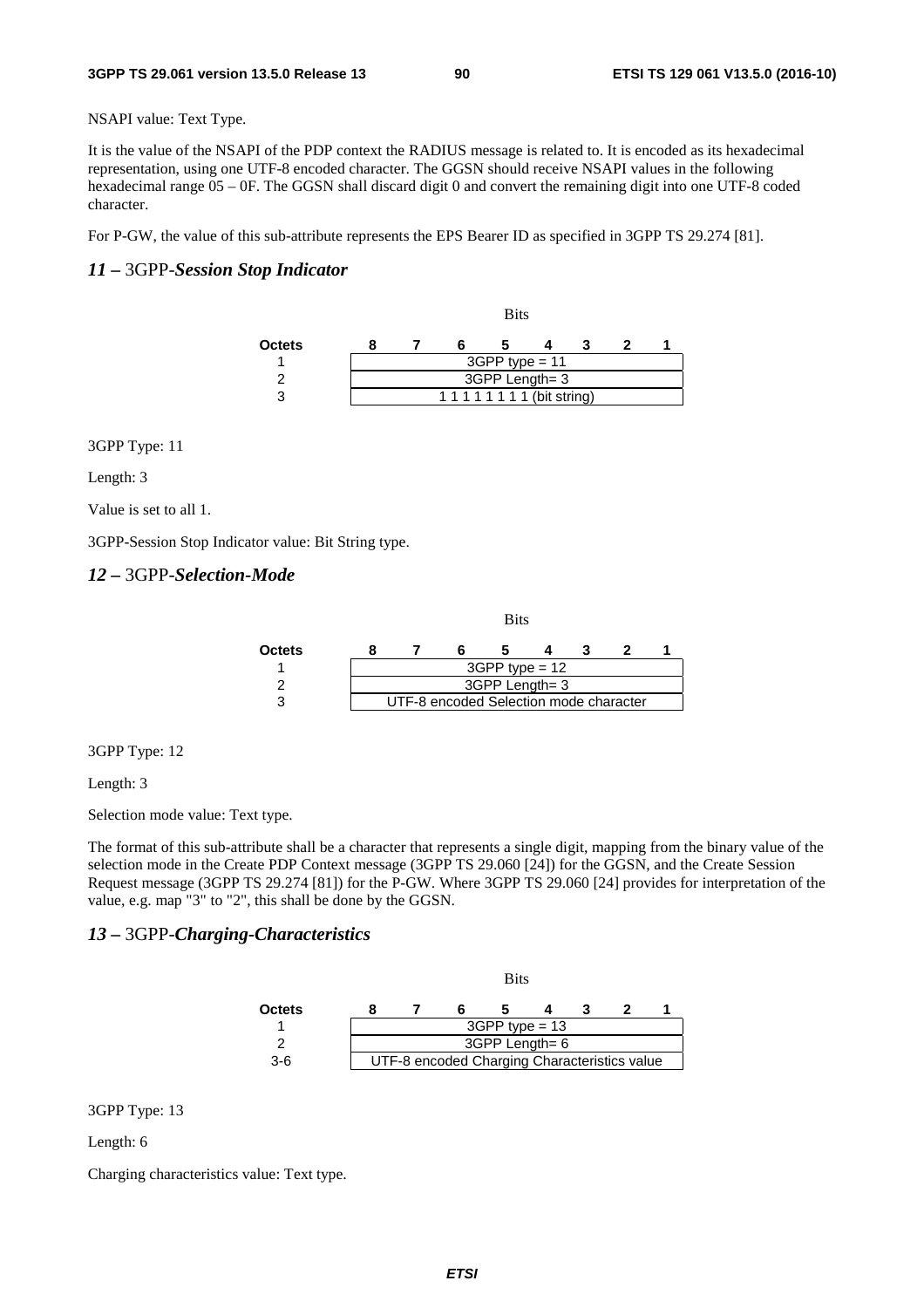NSAPI value: Text Type.

It is the value of the NSAPI of the PDP context the RADIUS message is related to. It is encoded as its hexadecimal representation, using one UTF-8 encoded character. The GGSN should receive NSAPI values in the following hexadecimal range 05 – 0F. The GGSN shall discard digit 0 and convert the remaining digit into one UTF-8 coded character.

For P-GW, the value of this sub-attribute represents the EPS Bearer ID as specified in 3GPP TS 29.274 [81].

### *11 –* 3GPP-*Session Stop Indicator*

| Octets | Bits 8 | 7 | 6 | 5 | 4 | 3 | 2 | 1 |
|---|---|---|---|---|---|---|---|---|
| 1 | 3GPP type = 11 | | | | | | | |
| 2 | 3GPP Length= 3 | | | | | | | |
| 3 | 1 1 1 1 1 1 1 1 (bit string) | | | | | | | |

3GPP Type: 11

Length: 3

Value is set to all 1.

3GPP-Session Stop Indicator value: Bit String type.

### *12 –* 3GPP-*Selection-Mode*

| Octets | Bits 8 | 7 | 6 | 5 | 4 | 3 | 2 | 1 |
|---|---|---|---|---|---|---|---|---|
| 1 | 3GPP type = 12 | | | | | | | |
| 2 | 3GPP Length= 3 | | | | | | | |
| 3 | UTF-8 encoded Selection mode character | | | | | | | |

3GPP Type: 12

Length: 3

Selection mode value: Text type.

The format of this sub-attribute shall be a character that represents a single digit, mapping from the binary value of the selection mode in the Create PDP Context message (3GPP TS 29.060 [24]) for the GGSN, and the Create Session Request message (3GPP TS 29.274 [81]) for the P-GW. Where 3GPP TS 29.060 [24] provides for interpretation of the value, e.g. map "3" to "2", this shall be done by the GGSN.

### *13 –* 3GPP-*Charging-Characteristics*

| Octets | Bits 8 | 7 | 6 | 5 | 4 | 3 | 2 | 1 |
|---|---|---|---|---|---|---|---|---|
| 1 | 3GPP type = 13 | | | | | | | |
| 2 | 3GPP Length= 6 | | | | | | | |
| 3-6 | UTF-8 encoded Charging Characteristics value | | | | | | | |

3GPP Type: 13

Length: 6

Charging characteristics value: Text type.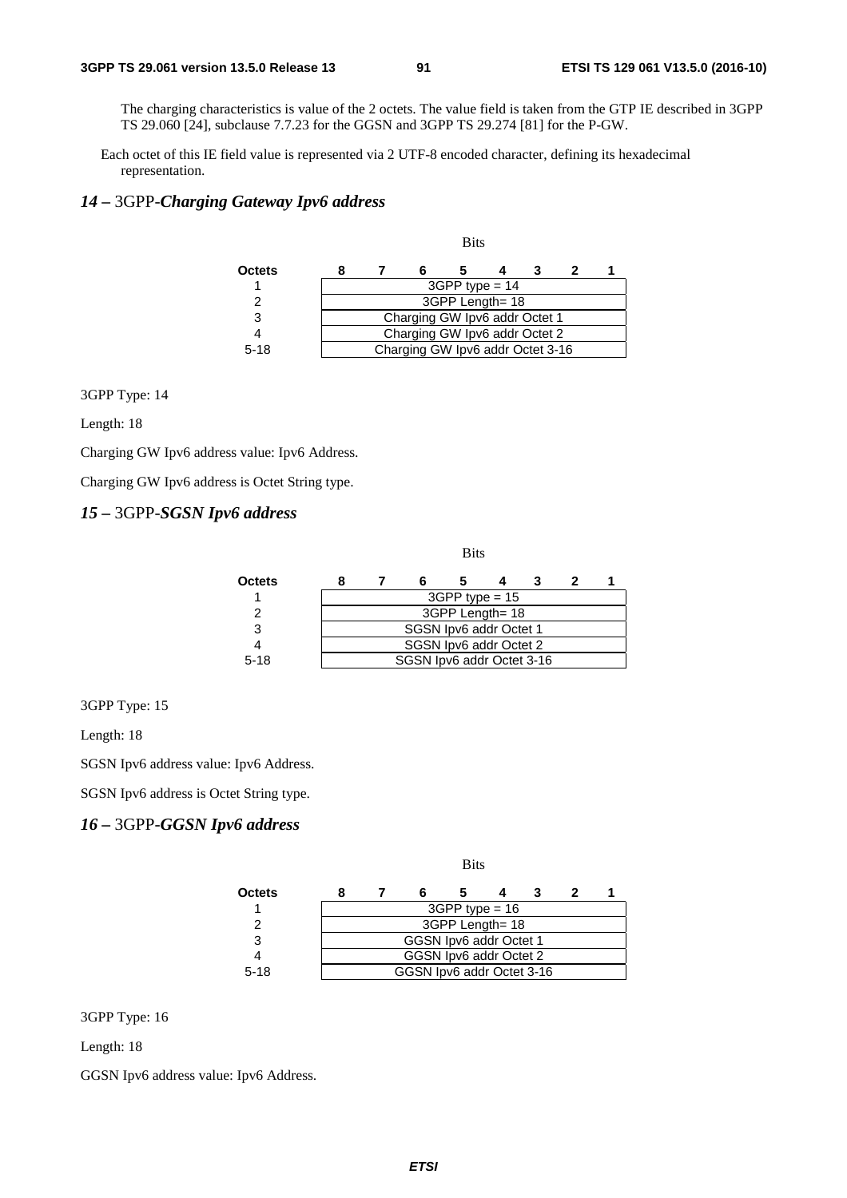The charging characteristics is value of the 2 octets. The value field is taken from the GTP IE described in 3GPP TS 29.060 [24], subclause 7.7.23 for the GGSN and 3GPP TS 29.274 [81] for the P-GW.

Each octet of this IE field value is represented via 2 UTF-8 encoded character, defining its hexadecimal representation.

### *14 –* 3GPP-*Charging Gateway Ipv6 address*

| Octets | Bits 8 | 7 | 6 | 5 | 4 | 3 | 2 | 1 |
|---|---|---|---|---|---|---|---|---|
| 1 | 3GPP type = 14 | | | | | | | |
| 2 | 3GPP Length= 18 | | | | | | | |
| 3 | Charging GW Ipv6 addr Octet 1 | | | | | | | |
| 4 | Charging GW Ipv6 addr Octet 2 | | | | | | | |
| 5-18 | Charging GW Ipv6 addr Octet 3-16 | | | | | | | |

3GPP Type: 14

Length: 18

Charging GW Ipv6 address value: Ipv6 Address.

Charging GW Ipv6 address is Octet String type.

### *15 –* 3GPP-*SGSN Ipv6 address*

| Octets | Bits 8 | 7 | 6 | 5 | 4 | 3 | 2 | 1 |
|---|---|---|---|---|---|---|---|---|
| 1 | 3GPP type = 15 | | | | | | | |
| 2 | 3GPP Length= 18 | | | | | | | |
| 3 | SGSN Ipv6 addr Octet 1 | | | | | | | |
| 4 | SGSN Ipv6 addr Octet 2 | | | | | | | |
| 5-18 | SGSN Ipv6 addr Octet 3-16 | | | | | | | |

3GPP Type: 15

Length: 18

SGSN Ipv6 address value: Ipv6 Address.

SGSN Ipv6 address is Octet String type.

### *16 –* 3GPP-*GGSN Ipv6 address*

| Octets | Bits 8 | 7 | 6 | 5 | 4 | 3 | 2 | 1 |
|---|---|---|---|---|---|---|---|---|
| 1 | 3GPP type = 16 | | | | | | | |
| 2 | 3GPP Length= 18 | | | | | | | |
| 3 | GGSN Ipv6 addr Octet 1 | | | | | | | |
| 4 | GGSN Ipv6 addr Octet 2 | | | | | | | |
| 5-18 | GGSN Ipv6 addr Octet 3-16 | | | | | | | |

3GPP Type: 16

Length: 18

GGSN Ipv6 address value: Ipv6 Address.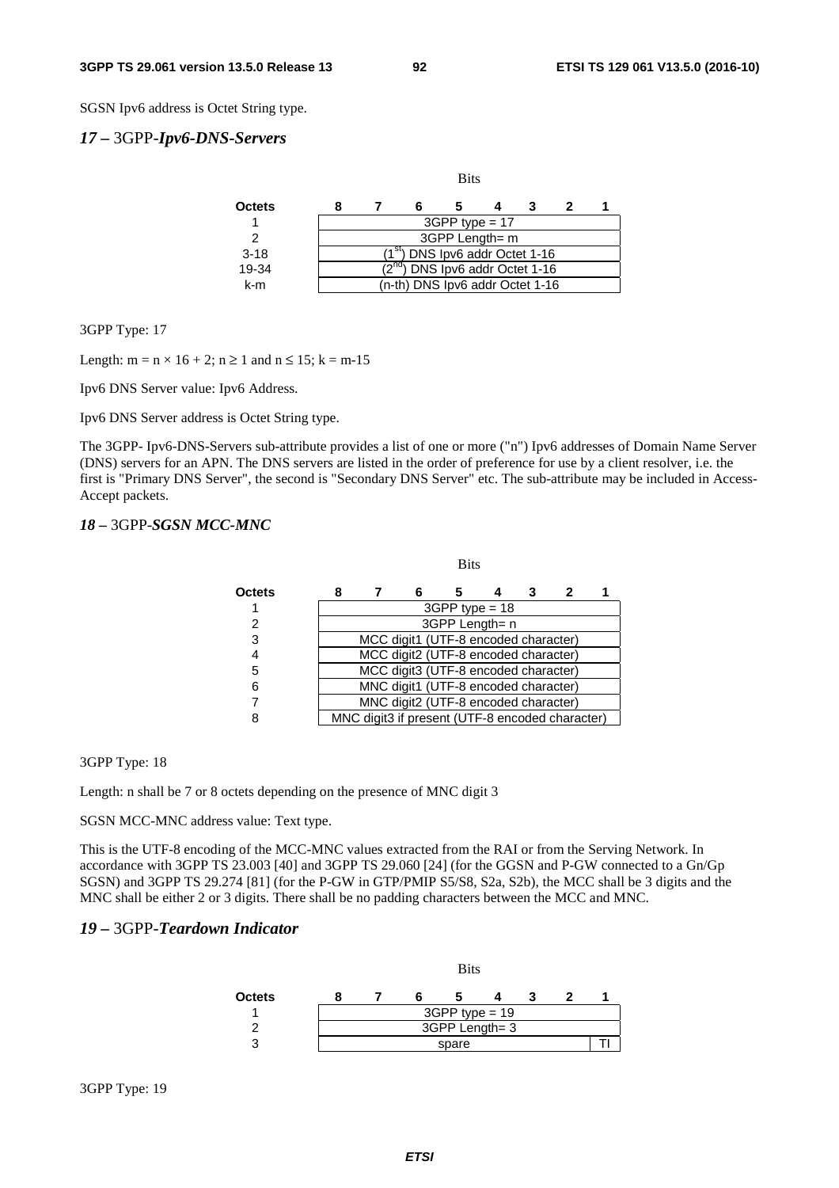SGSN Ipv6 address is Octet String type.

### *17 –* 3GPP-*Ipv6-DNS-Servers*

| Octets | Bits 8 | 7 | 6 | 5 | 4 | 3 | 2 | 1 |
|---|---|---|---|---|---|---|---|---|
| 1 | 3GPP type = 17 | | | | | | | |
| 2 | 3GPP Length= m | | | | | | | |
| 3-18 | (1st) DNS Ipv6 addr Octet 1-16 | | | | | | | |
| 19-34 | (2nd) DNS Ipv6 addr Octet 1-16 | | | | | | | |
| k-m | (n-th) DNS Ipv6 addr Octet 1-16 | | | | | | | |

3GPP Type: 17

Length: $m = n \times 16 + 2$; $n \geq 1$ and $n \leq 15$; $k = m-15$

Ipv6 DNS Server value: Ipv6 Address.

Ipv6 DNS Server address is Octet String type.

The 3GPP- Ipv6-DNS-Servers sub-attribute provides a list of one or more ("n") Ipv6 addresses of Domain Name Server (DNS) servers for an APN. The DNS servers are listed in the order of preference for use by a client resolver, i.e. the first is "Primary DNS Server", the second is "Secondary DNS Server" etc. The sub-attribute may be included in Access-Accept packets.

### *18 –* 3GPP-*SGSN MCC-MNC*

| Octets | Bits 8 | 7 | 6 | 5 | 4 | 3 | 2 | 1 |
|---|---|---|---|---|---|---|---|---|
| 1 | 3GPP type = 18 | | | | | | | |
| 2 | 3GPP Length= n | | | | | | | |
| 3 | MCC digit1 (UTF-8 encoded character) | | | | | | | |
| 4 | MCC digit2 (UTF-8 encoded character) | | | | | | | |
| 5 | MCC digit3 (UTF-8 encoded character) | | | | | | | |
| 6 | MNC digit1 (UTF-8 encoded character) | | | | | | | |
| 7 | MNC digit2 (UTF-8 encoded character) | | | | | | | |
| 8 | MNC digit3 if present (UTF-8 encoded character) | | | | | | | |

3GPP Type: 18

Length: n shall be 7 or 8 octets depending on the presence of MNC digit 3

SGSN MCC-MNC address value: Text type.

This is the UTF-8 encoding of the MCC-MNC values extracted from the RAI or from the Serving Network. In accordance with 3GPP TS 23.003 [40] and 3GPP TS 29.060 [24] (for the GGSN and P-GW connected to a Gn/Gp SGSN) and 3GPP TS 29.274 [81] (for the P-GW in GTP/PMIP S5/S8, S2a, S2b), the MCC shall be 3 digits and the MNC shall be either 2 or 3 digits. There shall be no padding characters between the MCC and MNC.

### *19 –* 3GPP-*Teardown Indicator*

| Octets | Bits 8 | 7 | 6 | 5 | 4 | 3 | 2 | 1 |
|---|---|---|---|---|---|---|---|---|
| 1 | 3GPP type = 19 | | | | | | | |
| 2 | 3GPP Length= 3 | | | | | | | |
| 3 | spare | | | | | | | TI |

3GPP Type: 19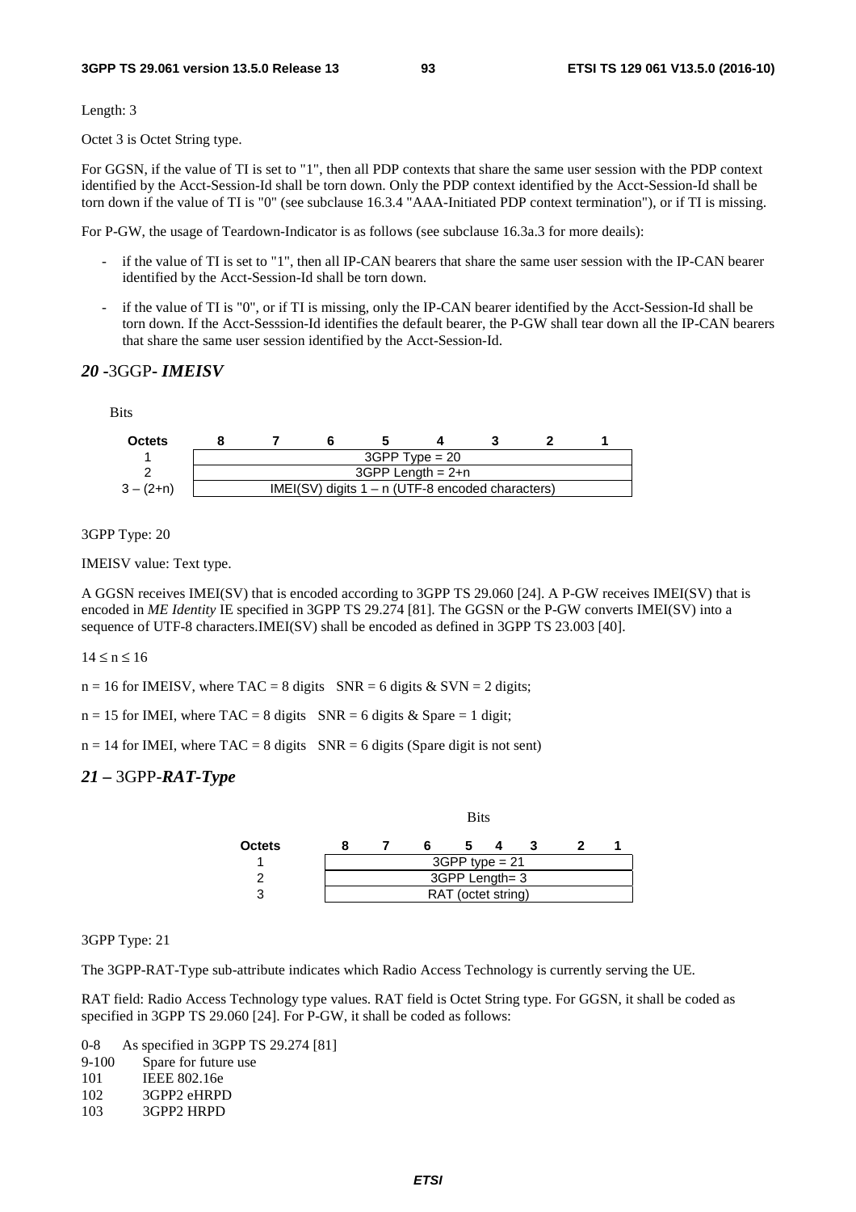Length: 3

Octet 3 is Octet String type.

For GGSN, if the value of TI is set to "1", then all PDP contexts that share the same user session with the PDP context identified by the Acct-Session-Id shall be torn down. Only the PDP context identified by the Acct-Session-Id shall be torn down if the value of TI is "0" (see subclause 16.3.4 "AAA-Initiated PDP context termination"), or if TI is missing.

For P-GW, the usage of Teardown-Indicator is as follows (see subclause 16.3a.3 for more deails):

- if the value of TI is set to "1", then all IP-CAN bearers that share the same user session with the IP-CAN bearer identified by the Acct-Session-Id shall be torn down.
- if the value of TI is "0", or if TI is missing, only the IP-CAN bearer identified by the Acct-Session-Id shall be torn down. If the Acct-Sesssion-Id identifies the default bearer, the P-GW shall tear down all the IP-CAN bearers that share the same user session identified by the Acct-Session-Id.

## *20* -3GGP*- IMEISV*

Bits

| Octets | 8 | 7 | 6 | 5 | 4 | 3 | 2 | 1 |
|---|---|---|---|---|---|---|---|---|
| 1 | 3GPP Type = 20 | | | | | | | |
| 2 | 3GPP Length = 2+n | | | | | | | |
| 3 – (2+n) | IMEI(SV) digits 1 – n (UTF-8 encoded characters) | | | | | | | |

3GPP Type: 20

IMEISV value: Text type.

A GGSN receives IMEI(SV) that is encoded according to 3GPP TS 29.060 [24]. A P-GW receives IMEI(SV) that is encoded in *ME Identity* IE specified in 3GPP TS 29.274 [81]. The GGSN or the P-GW converts IMEI(SV) into a sequence of UTF-8 characters.IMEI(SV) shall be encoded as defined in 3GPP TS 23.003 [40].

$14 \leq n \leq 16$

n = 16 for IMEISV, where TAC = 8 digits   SNR = 6 digits & SVN = 2 digits;

n = 15 for IMEI, where TAC = 8 digits   SNR = 6 digits & Spare = 1 digit;

n = 14 for IMEI, where TAC = 8 digits   SNR = 6 digits (Spare digit is not sent)

## *21 –* 3GPP*-RAT-Type*

Bits

| Octets | 8 | 7 | 6 | 5 | 4 | 3 | 2 | 1 |
|---|---|---|---|---|---|---|---|---|
| 1 | 3GPP type = 21 | | | | | | | |
| 2 | 3GPP Length= 3 | | | | | | | |
| 3 | RAT (octet string) | | | | | | | |

3GPP Type: 21

The 3GPP-RAT-Type sub-attribute indicates which Radio Access Technology is currently serving the UE.

RAT field: Radio Access Technology type values. RAT field is Octet String type. For GGSN, it shall be coded as specified in 3GPP TS 29.060 [24]. For P-GW, it shall be coded as follows:

0-8 As specified in 3GPP TS 29.274 [81]
9-100 Spare for future use
101 IEEE 802.16e
102 3GPP2 eHRPD
103 3GPP2 HRPD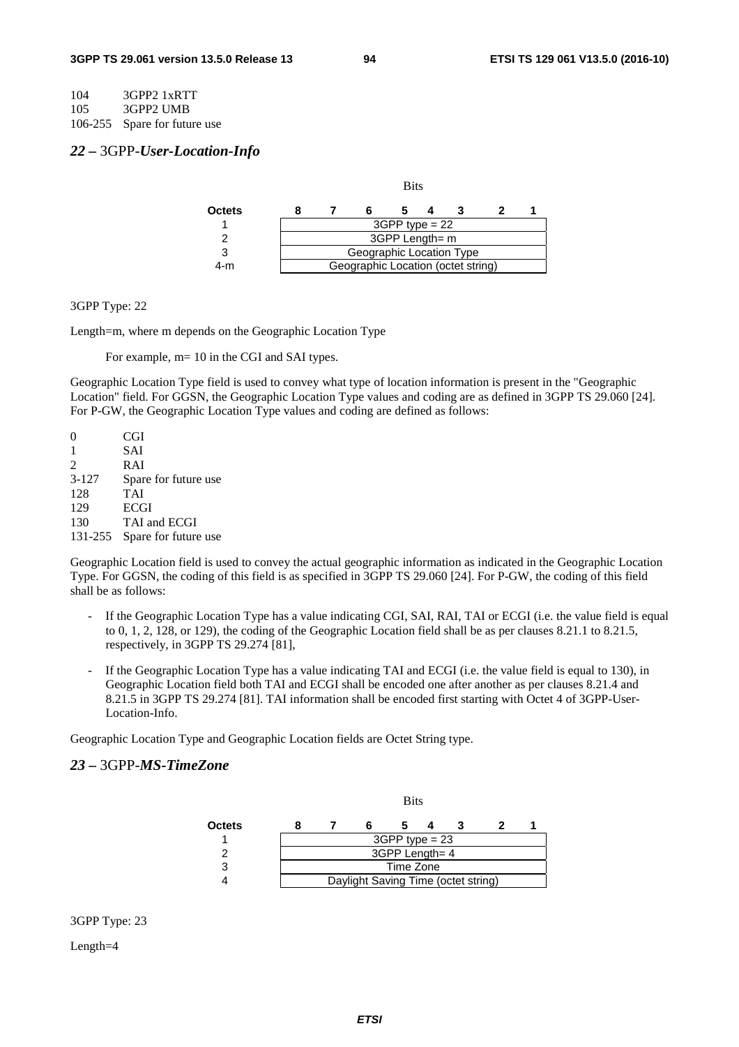104 3GPP2 1xRTT
105 3GPP2 UMB
106-255 Spare for future use

### *22 –* 3GPP-*User-Location-Info*

| Octets | Bits 8 7 6 5 4 3 2 1 |
|---|---|
| 1 | 3GPP type = 22 |
| 2 | 3GPP Length= m |
| 3 | Geographic Location Type |
| 4-m | Geographic Location (octet string) |

3GPP Type: 22

Length=m, where m depends on the Geographic Location Type

For example, m= 10 in the CGI and SAI types.

Geographic Location Type field is used to convey what type of location information is present in the "Geographic Location" field. For GGSN, the Geographic Location Type values and coding are as defined in 3GPP TS 29.060 [24]. For P-GW, the Geographic Location Type values and coding are defined as follows:

0 CGI
1 SAI
2 RAI
3-127 Spare for future use
128 TAI
129 ECGI
130 TAI and ECGI
131-255 Spare for future use

Geographic Location field is used to convey the actual geographic information as indicated in the Geographic Location Type. For GGSN, the coding of this field is as specified in 3GPP TS 29.060 [24]. For P-GW, the coding of this field shall be as follows:

- If the Geographic Location Type has a value indicating CGI, SAI, RAI, TAI or ECGI (i.e. the value field is equal to 0, 1, 2, 128, or 129), the coding of the Geographic Location field shall be as per clauses 8.21.1 to 8.21.5, respectively, in 3GPP TS 29.274 [81],
- If the Geographic Location Type has a value indicating TAI and ECGI (i.e. the value field is equal to 130), in Geographic Location field both TAI and ECGI shall be encoded one after another as per clauses 8.21.4 and 8.21.5 in 3GPP TS 29.274 [81]. TAI information shall be encoded first starting with Octet 4 of 3GPP-User-Location-Info.

Geographic Location Type and Geographic Location fields are Octet String type.

### *23 –* 3GPP-*MS-TimeZone*

| Octets | Bits 8 7 6 5 4 3 2 1 |
|---|---|
| 1 | 3GPP type = 23 |
| 2 | 3GPP Length= 4 |
| 3 | Time Zone |
| 4 | Daylight Saving Time (octet string) |

3GPP Type: 23

Length=4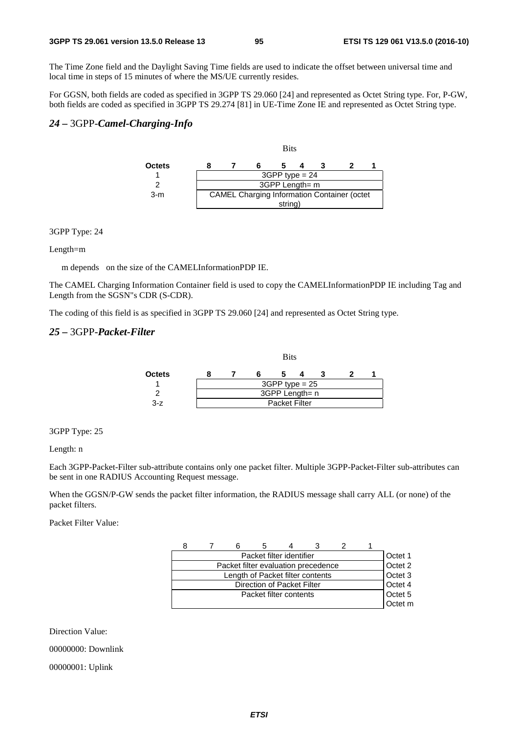The Time Zone field and the Daylight Saving Time fields are used to indicate the offset between universal time and local time in steps of 15 minutes of where the MS/UE currently resides.

For GGSN, both fields are coded as specified in 3GPP TS 29.060 [24] and represented as Octet String type. For, P-GW, both fields are coded as specified in 3GPP TS 29.274 [81] in UE-Time Zone IE and represented as Octet String type.

## *24 –* 3GPP-*Camel-Charging-Info*

| Octets | Bits 8 7 6 5 4 3 2 1 |
|---|---|
| 1 | 3GPP type = 24 |
| 2 | 3GPP Length= m |
| 3-m | CAMEL Charging Information Container (octet string) |

3GPP Type: 24

Length=m

m depends on the size of the CAMELInformationPDP IE.

The CAMEL Charging Information Container field is used to copy the CAMELInformationPDP IE including Tag and Length from the SGSN"s CDR (S-CDR).

The coding of this field is as specified in 3GPP TS 29.060 [24] and represented as Octet String type.

## *25 –* 3GPP-*Packet-Filter*

| Octets | Bits 8 7 6 5 4 3 2 1 |
|---|---|
| 1 | 3GPP type = 25 |
| 2 | 3GPP Length= n |
| 3-z | Packet Filter |

3GPP Type: 25

Length: n

Each 3GPP-Packet-Filter sub-attribute contains only one packet filter. Multiple 3GPP-Packet-Filter sub-attributes can be sent in one RADIUS Accounting Request message.

When the GGSN/P-GW sends the packet filter information, the RADIUS message shall carry ALL (or none) of the packet filters.

Packet Filter Value:

| 8 7 6 5 4 3 2 1 | |
|---|---|
| Packet filter identifier | Octet 1 |
| Packet filter evaluation precedence | Octet 2 |
| Length of Packet filter contents | Octet 3 |
| Direction of Packet Filter | Octet 4 |
| Packet filter contents | Octet 5<br>Octet m |

Direction Value:

00000000: Downlink

00000001: Uplink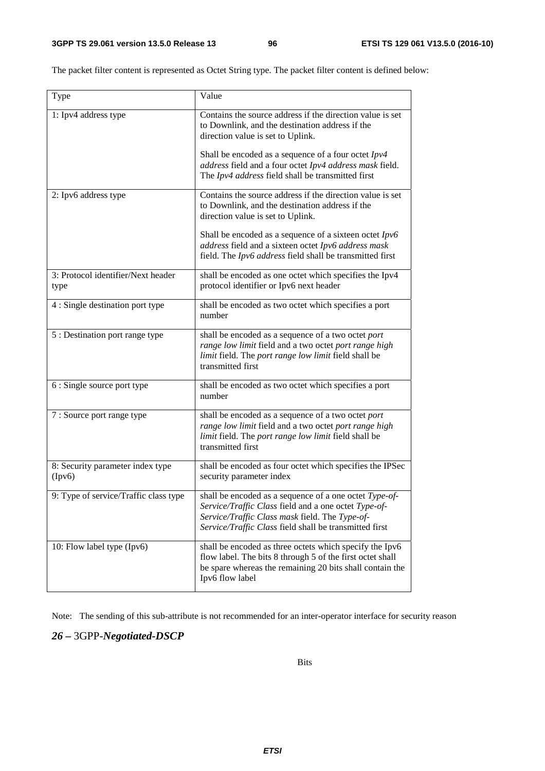The packet filter content is represented as Octet String type. The packet filter content is defined below:

| Type | Value |
|---|---|
| 1: Ipv4 address type | Contains the source address if the direction value is set to Downlink, and the destination address if the direction value is set to Uplink.<br><br>Shall be encoded as a sequence of a four octet *Ipv4 address* field and a four octet *Ipv4 address mask* field. The *Ipv4 address* field shall be transmitted first |
| 2: Ipv6 address type | Contains the source address if the direction value is set to Downlink, and the destination address if the direction value is set to Uplink.<br><br>Shall be encoded as a sequence of a sixteen octet *Ipv6 address* field and a sixteen octet *Ipv6 address mask* field. The *Ipv6 address* field shall be transmitted first |
| 3: Protocol identifier/Next header type | shall be encoded as one octet which specifies the Ipv4 protocol identifier or Ipv6 next header |
| 4 : Single destination port type | shall be encoded as two octet which specifies a port number |
| 5 : Destination port range type | shall be encoded as a sequence of a two octet *port range low limit* field and a two octet *port range high limit* field. The *port range low limit* field shall be transmitted first |
| 6 : Single source port type | shall be encoded as two octet which specifies a port number |
| 7 : Source port range type | shall be encoded as a sequence of a two octet *port range low limit* field and a two octet *port range high limit* field. The *port range low limit* field shall be transmitted first |
| 8: Security parameter index type (Ipv6) | shall be encoded as four octet which specifies the IPSec security parameter index |
| 9: Type of service/Traffic class type | shall be encoded as a sequence of a one octet *Type-of-Service/Traffic Class* field and a one octet *Type-of-Service/Traffic Class mask* field. The *Type-of-Service/Traffic Class* field shall be transmitted first |
| 10: Flow label type (Ipv6) | shall be encoded as three octets which specify the Ipv6 flow label. The bits 8 through 5 of the first octet shall be spare whereas the remaining 20 bits shall contain the Ipv6 flow label |

Note: The sending of this sub-attribute is not recommended for an inter-operator interface for security reason

### *26 –* 3GPP-*Negotiated-DSCP*

Bits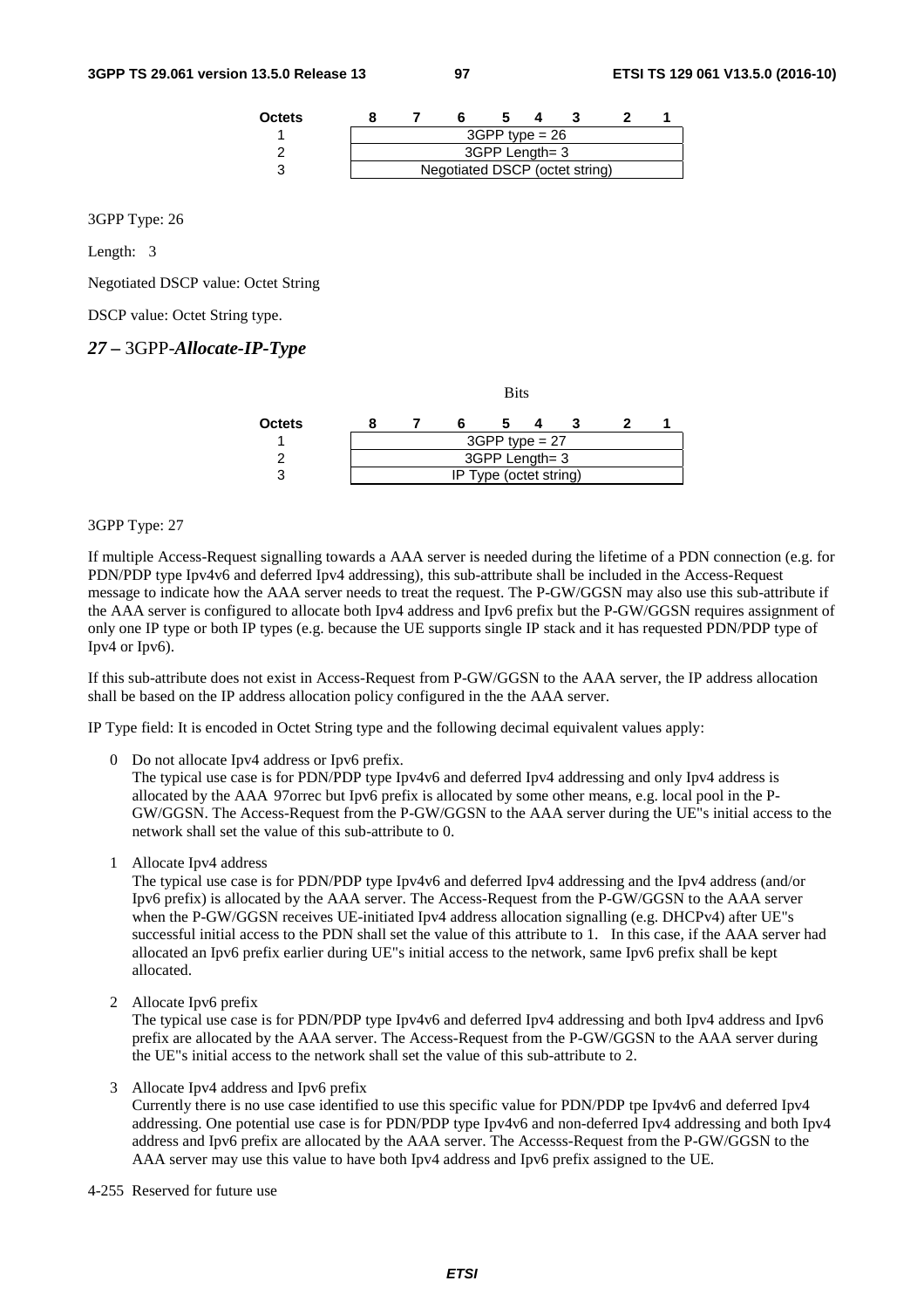| Octets | 8 | 7 | 6 | 5 | 4 | 3 | 2 | 1 |
|---|---|---|---|---|---|---|---|---|
| 1 | 3GPP type = 26 | | | | | | | |
| 2 | 3GPP Length= 3 | | | | | | | |
| 3 | Negotiated DSCP (octet string) | | | | | | | |

3GPP Type: 26

Length: 3

Negotiated DSCP value: Octet String

DSCP value: Octet String type.

### *27 –* 3GPP-*Allocate-IP-Type*

Bits

| Octets | 8 | 7 | 6 | 5 | 4 | 3 | 2 | 1 |
|---|---|---|---|---|---|---|---|---|
| 1 | 3GPP type = 27 | | | | | | | |
| 2 | 3GPP Length= 3 | | | | | | | |
| 3 | IP Type (octet string) | | | | | | | |

3GPP Type: 27

If multiple Access-Request signalling towards a AAA server is needed during the lifetime of a PDN connection (e.g. for PDN/PDP type Ipv4v6 and deferred Ipv4 addressing), this sub-attribute shall be included in the Access-Request message to indicate how the AAA server needs to treat the request. The P-GW/GGSN may also use this sub-attribute if the AAA server is configured to allocate both Ipv4 address and Ipv6 prefix but the P-GW/GGSN requires assignment of only one IP type or both IP types (e.g. because the UE supports single IP stack and it has requested PDN/PDP type of Ipv4 or Ipv6).

If this sub-attribute does not exist in Access-Request from P-GW/GGSN to the AAA server, the IP address allocation shall be based on the IP address allocation policy configured in the the AAA server.

IP Type field: It is encoded in Octet String type and the following decimal equivalent values apply:

0 Do not allocate Ipv4 address or Ipv6 prefix.
The typical use case is for PDN/PDP type Ipv4v6 and deferred Ipv4 addressing and only Ipv4 address is allocated by the AAA 97orrec but Ipv6 prefix is allocated by some other means, e.g. local pool in the P-GW/GGSN. The Access-Request from the P-GW/GGSN to the AAA server during the UE"s initial access to the network shall set the value of this sub-attribute to 0.

1 Allocate Ipv4 address
The typical use case is for PDN/PDP type Ipv4v6 and deferred Ipv4 addressing and the Ipv4 address (and/or Ipv6 prefix) is allocated by the AAA server. The Access-Request from the P-GW/GGSN to the AAA server when the P-GW/GGSN receives UE-initiated Ipv4 address allocation signalling (e.g. DHCPv4) after UE"s successful initial access to the PDN shall set the value of this attribute to 1. In this case, if the AAA server had allocated an Ipv6 prefix earlier during UE"s initial access to the network, same Ipv6 prefix shall be kept allocated.

2 Allocate Ipv6 prefix
The typical use case is for PDN/PDP type Ipv4v6 and deferred Ipv4 addressing and both Ipv4 address and Ipv6 prefix are allocated by the AAA server. The Access-Request from the P-GW/GGSN to the AAA server during the UE"s initial access to the network shall set the value of this sub-attribute to 2.

3 Allocate Ipv4 address and Ipv6 prefix
Currently there is no use case identified to use this specific value for PDN/PDP tpe Ipv4v6 and deferred Ipv4 addressing. One potential use case is for PDN/PDP type Ipv4v6 and non-deferred Ipv4 addressing and both Ipv4 address and Ipv6 prefix are allocated by the AAA server. The Accesss-Request from the P-GW/GGSN to the AAA server may use this value to have both Ipv4 address and Ipv6 prefix assigned to the UE.

4-255 Reserved for future use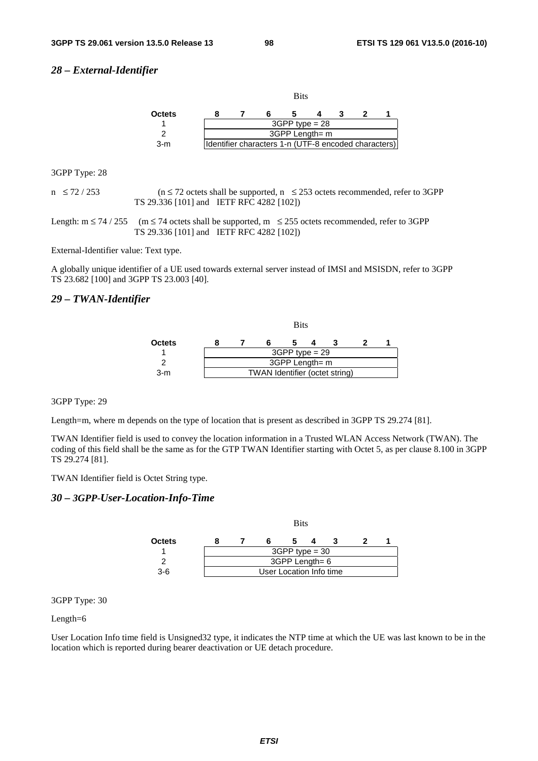## *28 – External-Identifier*

| Octets | Bits 8 7 6 5 4 3 2 1 |
|---|---|
| 1 | 3GPP type = 28 |
| 2 | 3GPP Length= m |
| 3-m | Identifier characters 1-n (UTF-8 encoded characters) |

3GPP Type: 28

n ≤ 72 / 253 (n ≤ 72 octets shall be supported, n ≤ 253 octets recommended, refer to 3GPP TS 29.336 [101] and IETF RFC 4282 [102])

Length: m ≤ 74 / 255 (m ≤ 74 octets shall be supported, m ≤ 255 octets recommended, refer to 3GPP TS 29.336 [101] and IETF RFC 4282 [102])

External-Identifier value: Text type.

A globally unique identifier of a UE used towards external server instead of IMSI and MSISDN, refer to 3GPP TS 23.682 [100] and 3GPP TS 23.003 [40].

## *29 – TWAN-Identifier*

| Octets | Bits 8 7 6 5 4 3 2 1 |
|---|---|
| 1 | 3GPP type = 29 |
| 2 | 3GPP Length= m |
| 3-m | TWAN Identifier (octet string) |

3GPP Type: 29

Length=m, where m depends on the type of location that is present as described in 3GPP TS 29.274 [81].

TWAN Identifier field is used to convey the location information in a Trusted WLAN Access Network (TWAN). The coding of this field shall be the same as for the GTP TWAN Identifier starting with Octet 5, as per clause 8.100 in 3GPP TS 29.274 [81].

TWAN Identifier field is Octet String type.

## *30 – 3GPP-User-Location-Info-Time*

| Octets | Bits 8 7 6 5 4 3 2 1 |
|---|---|
| 1 | 3GPP type = 30 |
| 2 | 3GPP Length= 6 |
| 3-6 | User Location Info time |

3GPP Type: 30

Length=6

User Location Info time field is Unsigned32 type, it indicates the NTP time at which the UE was last known to be in the location which is reported during bearer deactivation or UE detach procedure.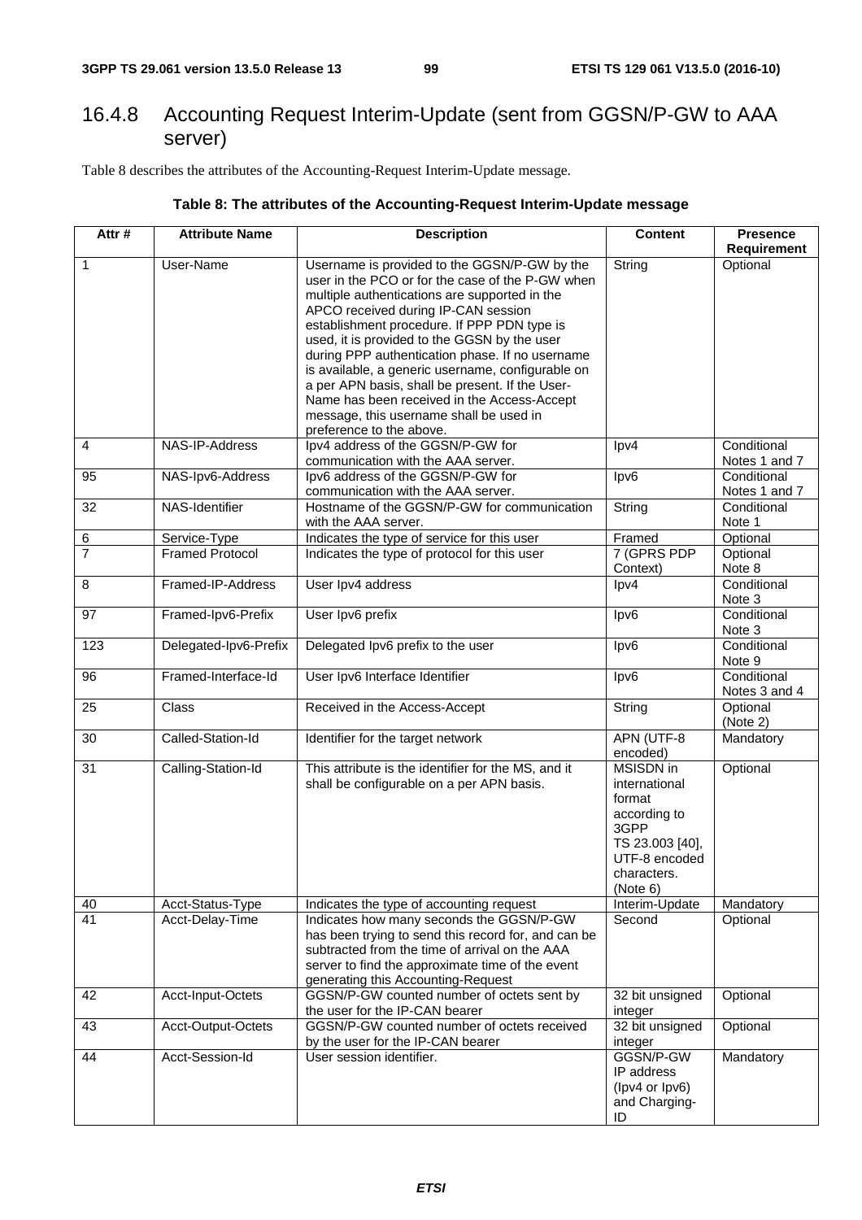### 16.4.8 Accounting Request Interim-Update (sent from GGSN/P-GW to AAA server)

Table 8 describes the attributes of the Accounting-Request Interim-Update message.

**Table 8: The attributes of the Accounting-Request Interim-Update message**

| Attr # | Attribute Name | Description | Content | Presence Requirement |
|---|---|---|---|---|
| 1 | User-Name | Username is provided to the GGSN/P-GW by the user in the PCO or for the case of the P-GW when multiple authentications are supported in the APCO received during IP-CAN session establishment procedure. If PPP PDN type is used, it is provided to the GGSN by the user during PPP authentication phase. If no username is available, a generic username, configurable on a per APN basis, shall be present. If the User-Name has been received in the Access-Accept message, this username shall be used in preference to the above. | String | Optional |
| 4 | NAS-IP-Address | Ipv4 address of the GGSN/P-GW for communication with the AAA server. | Ipv4 | Conditional Notes 1 and 7 |
| 95 | NAS-Ipv6-Address | Ipv6 address of the GGSN/P-GW for communication with the AAA server. | Ipv6 | Conditional Notes 1 and 7 |
| 32 | NAS-Identifier | Hostname of the GGSN/P-GW for communication with the AAA server. | String | Conditional Note 1 |
| 6 | Service-Type | Indicates the type of service for this user | Framed | Optional |
| 7 | Framed Protocol | Indicates the type of protocol for this user | 7 (GPRS PDP Context) | Optional Note 8 |
| 8 | Framed-IP-Address | User Ipv4 address | Ipv4 | Conditional Note 3 |
| 97 | Framed-Ipv6-Prefix | User Ipv6 prefix | Ipv6 | Conditional Note 3 |
| 123 | Delegated-Ipv6-Prefix | Delegated Ipv6 prefix to the user | Ipv6 | Conditional Note 9 |
| 96 | Framed-Interface-Id | User Ipv6 Interface Identifier | Ipv6 | Conditional Notes 3 and 4 |
| 25 | Class | Received in the Access-Accept | String | Optional (Note 2) |
| 30 | Called-Station-Id | Identifier for the target network | APN (UTF-8 encoded) | Mandatory |
| 31 | Calling-Station-Id | This attribute is the identifier for the MS, and it shall be configurable on a per APN basis. | MSISDN in international format according to 3GPP TS 23.003 [40], UTF-8 encoded characters. (Note 6) | Optional |
| 40 | Acct-Status-Type | Indicates the type of accounting request | Interim-Update | Mandatory |
| 41 | Acct-Delay-Time | Indicates how many seconds the GGSN/P-GW has been trying to send this record for, and can be subtracted from the time of arrival on the AAA server to find the approximate time of the event generating this Accounting-Request | Second | Optional |
| 42 | Acct-Input-Octets | GGSN/P-GW counted number of octets sent by the user for the IP-CAN bearer | 32 bit unsigned integer | Optional |
| 43 | Acct-Output-Octets | GGSN/P-GW counted number of octets received by the user for the IP-CAN bearer | 32 bit unsigned integer | Optional |
| 44 | Acct-Session-Id | User session identifier. | GGSN/P-GW IP address (Ipv4 or Ipv6) and Charging-ID | Mandatory |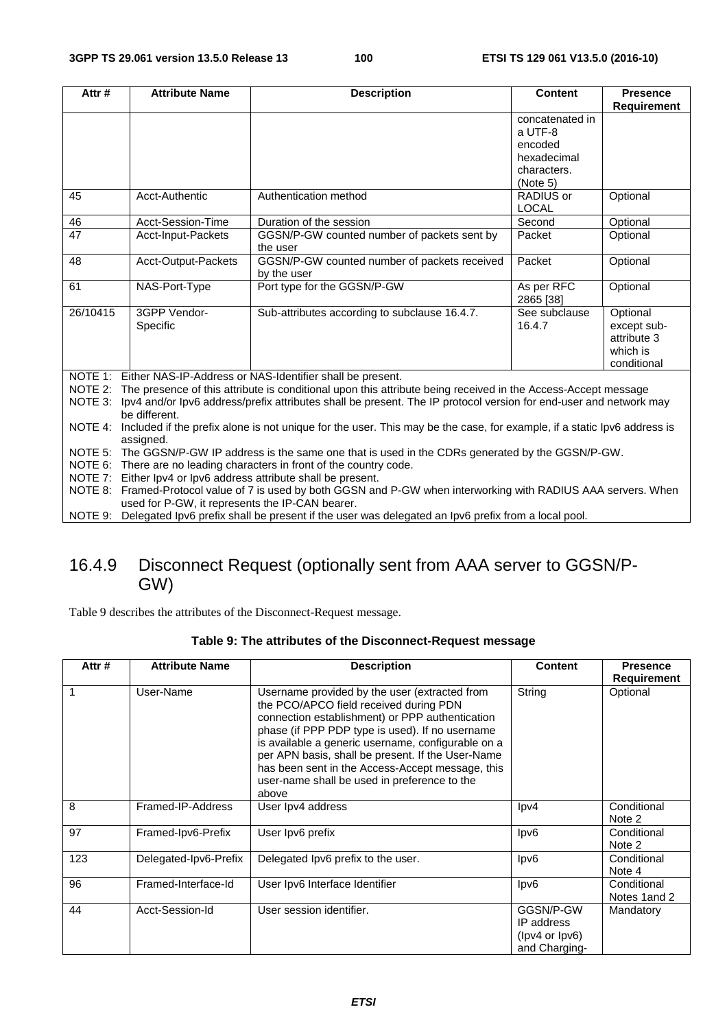| Attr # | Attribute Name | Description | Content | Presence Requirement |
|---|---|---|---|---|
| | | | concatenated in a UTF-8 encoded hexadecimal characters. (Note 5) | |
| 45 | Acct-Authentic | Authentication method | RADIUS or LOCAL | Optional |
| 46 | Acct-Session-Time | Duration of the session | Second | Optional |
| 47 | Acct-Input-Packets | GGSN/P-GW counted number of packets sent by the user | Packet | Optional |
| 48 | Acct-Output-Packets | GGSN/P-GW counted number of packets received by the user | Packet | Optional |
| 61 | NAS-Port-Type | Port type for the GGSN/P-GW | As per RFC 2865 [38] | Optional |
| 26/10415 | 3GPP Vendor-Specific | Sub-attributes according to subclause 16.4.7. | See subclause 16.4.7 | Optional except sub-attribute 3 which is conditional |

NOTE 1: Either NAS-IP-Address or NAS-Identifier shall be present.
NOTE 2: The presence of this attribute is conditional upon this attribute being received in the Access-Accept message
NOTE 3: Ipv4 and/or Ipv6 address/prefix attributes shall be present. The IP protocol version for end-user and network may be different.
NOTE 4: Included if the prefix alone is not unique for the user. This may be the case, for example, if a static Ipv6 address is assigned.
NOTE 5: The GGSN/P-GW IP address is the same one that is used in the CDRs generated by the GGSN/P-GW.
NOTE 6: There are no leading characters in front of the country code.
NOTE 7: Either Ipv4 or Ipv6 address attribute shall be present.
NOTE 8: Framed-Protocol value of 7 is used by both GGSN and P-GW when interworking with RADIUS AAA servers. When used for P-GW, it represents the IP-CAN bearer.
NOTE 9: Delegated Ipv6 prefix shall be present if the user was delegated an Ipv6 prefix from a local pool.

### 16.4.9 Disconnect Request (optionally sent from AAA server to GGSN/P-GW)

Table 9 describes the attributes of the Disconnect-Request message.

**Table 9: The attributes of the Disconnect-Request message**

| Attr # | Attribute Name | Description | Content | Presence Requirement |
|---|---|---|---|---|
| 1 | User-Name | Username provided by the user (extracted from the PCO/APCO field received during PDN connection establishment) or PPP authentication phase (if PPP PDP type is used). If no username is available a generic username, configurable on a per APN basis, shall be present. If the User-Name has been sent in the Access-Accept message, this user-name shall be used in preference to the above | String | Optional |
| 8 | Framed-IP-Address | User Ipv4 address | Ipv4 | Conditional Note 2 |
| 97 | Framed-Ipv6-Prefix | User Ipv6 prefix | Ipv6 | Conditional Note 2 |
| 123 | Delegated-Ipv6-Prefix | Delegated Ipv6 prefix to the user. | Ipv6 | Conditional Note 4 |
| 96 | Framed-Interface-Id | User Ipv6 Interface Identifier | Ipv6 | Conditional Notes 1and 2 |
| 44 | Acct-Session-Id | User session identifier. | GGSN/P-GW IP address (Ipv4 or Ipv6) and Charging- | Mandatory |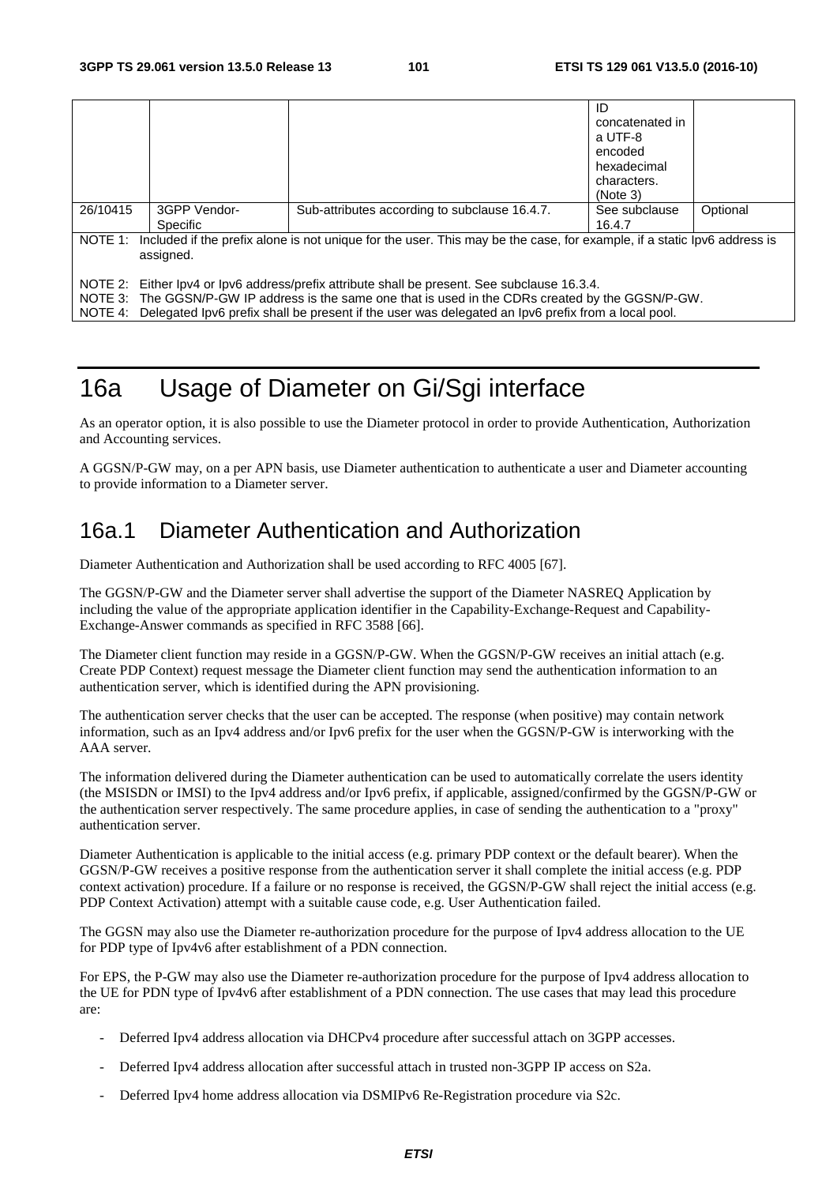| | | | ID concatenated in a UTF-8 encoded hexadecimal characters. (Note 3) | |
|---|---|---|---|---|
| 26/10415 | 3GPP Vendor-Specific | Sub-attributes according to subclause 16.4.7. | See subclause 16.4.7 | Optional |
| NOTE 1: Included if the prefix alone is not unique for the user. This may be the case, for example, if a static Ipv6 address is assigned.<br><br>NOTE 2: Either Ipv4 or Ipv6 address/prefix attribute shall be present. See subclause 16.3.4.<br>NOTE 3: The GGSN/P-GW IP address is the same one that is used in the CDRs created by the GGSN/P-GW.<br>NOTE 4: Delegated Ipv6 prefix shall be present if the user was delegated an Ipv6 prefix from a local pool. | | | | |

# 16a Usage of Diameter on Gi/Sgi interface

As an operator option, it is also possible to use the Diameter protocol in order to provide Authentication, Authorization and Accounting services.

A GGSN/P-GW may, on a per APN basis, use Diameter authentication to authenticate a user and Diameter accounting to provide information to a Diameter server.

## 16a.1 Diameter Authentication and Authorization

Diameter Authentication and Authorization shall be used according to RFC 4005 [67].

The GGSN/P-GW and the Diameter server shall advertise the support of the Diameter NASREQ Application by including the value of the appropriate application identifier in the Capability-Exchange-Request and Capability-Exchange-Answer commands as specified in RFC 3588 [66].

The Diameter client function may reside in a GGSN/P-GW. When the GGSN/P-GW receives an initial attach (e.g. Create PDP Context) request message the Diameter client function may send the authentication information to an authentication server, which is identified during the APN provisioning.

The authentication server checks that the user can be accepted. The response (when positive) may contain network information, such as an Ipv4 address and/or Ipv6 prefix for the user when the GGSN/P-GW is interworking with the AAA server.

The information delivered during the Diameter authentication can be used to automatically correlate the users identity (the MSISDN or IMSI) to the Ipv4 address and/or Ipv6 prefix, if applicable, assigned/confirmed by the GGSN/P-GW or the authentication server respectively. The same procedure applies, in case of sending the authentication to a "proxy" authentication server.

Diameter Authentication is applicable to the initial access (e.g. primary PDP context or the default bearer). When the GGSN/P-GW receives a positive response from the authentication server it shall complete the initial access (e.g. PDP context activation) procedure. If a failure or no response is received, the GGSN/P-GW shall reject the initial access (e.g. PDP Context Activation) attempt with a suitable cause code, e.g. User Authentication failed.

The GGSN may also use the Diameter re-authorization procedure for the purpose of Ipv4 address allocation to the UE for PDP type of Ipv4v6 after establishment of a PDN connection.

For EPS, the P-GW may also use the Diameter re-authorization procedure for the purpose of Ipv4 address allocation to the UE for PDN type of Ipv4v6 after establishment of a PDN connection. The use cases that may lead this procedure are:

- Deferred Ipv4 address allocation via DHCPv4 procedure after successful attach on 3GPP accesses.
- Deferred Ipv4 address allocation after successful attach in trusted non-3GPP IP access on S2a.
- Deferred Ipv4 home address allocation via DSMIPv6 Re-Registration procedure via S2c.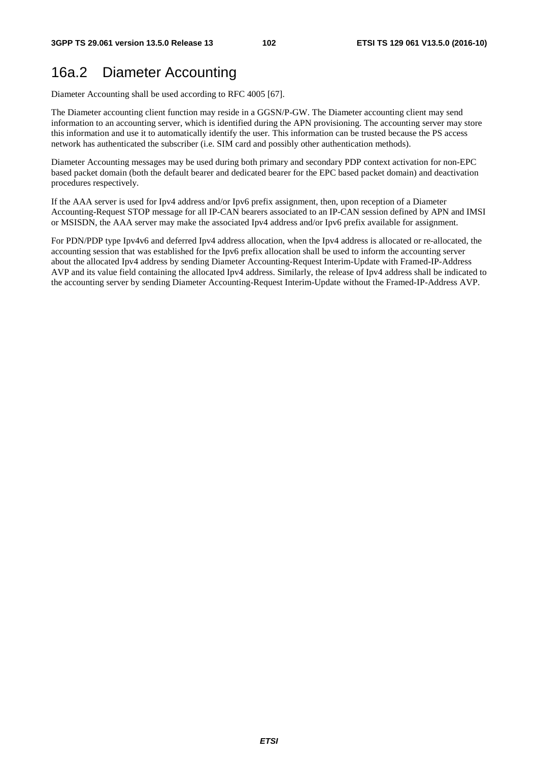## 16a.2 Diameter Accounting

Diameter Accounting shall be used according to RFC 4005 [67].

The Diameter accounting client function may reside in a GGSN/P-GW. The Diameter accounting client may send information to an accounting server, which is identified during the APN provisioning. The accounting server may store this information and use it to automatically identify the user. This information can be trusted because the PS access network has authenticated the subscriber (i.e. SIM card and possibly other authentication methods).

Diameter Accounting messages may be used during both primary and secondary PDP context activation for non-EPC based packet domain (both the default bearer and dedicated bearer for the EPC based packet domain) and deactivation procedures respectively.

If the AAA server is used for Ipv4 address and/or Ipv6 prefix assignment, then, upon reception of a Diameter Accounting-Request STOP message for all IP-CAN bearers associated to an IP-CAN session defined by APN and IMSI or MSISDN, the AAA server may make the associated Ipv4 address and/or Ipv6 prefix available for assignment.

For PDN/PDP type Ipv4v6 and deferred Ipv4 address allocation, when the Ipv4 address is allocated or re-allocated, the accounting session that was established for the Ipv6 prefix allocation shall be used to inform the accounting server about the allocated Ipv4 address by sending Diameter Accounting-Request Interim-Update with Framed-IP-Address AVP and its value field containing the allocated Ipv4 address. Similarly, the release of Ipv4 address shall be indicated to the accounting server by sending Diameter Accounting-Request Interim-Update without the Framed-IP-Address AVP.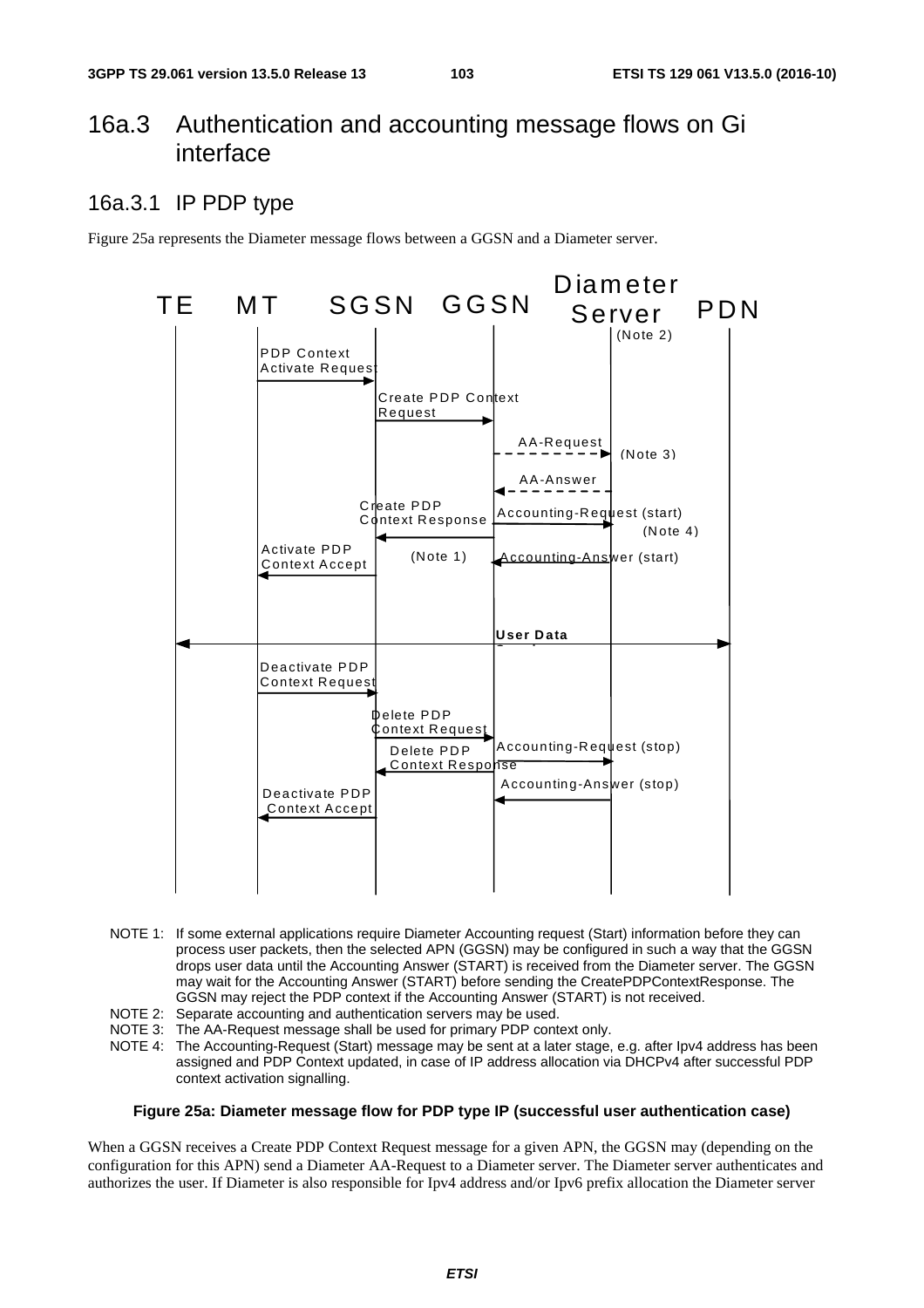## 16a.3 Authentication and accounting message flows on Gi interface

### 16a.3.1 IP PDP type

Figure 25a represents the Diameter message flows between a GGSN and a Diameter server.

NOTE 1: If some external applications require Diameter Accounting request (Start) information before they can process user packets, then the selected APN (GGSN) may be configured in such a way that the GGSN drops user data until the Accounting Answer (START) is received from the Diameter server. The GGSN may wait for the Accounting Answer (START) before sending the CreatePDPContextResponse. The GGSN may reject the PDP context if the Accounting Answer (START) is not received.

NOTE 2: Separate accounting and authentication servers may be used.

NOTE 3: The AA-Request message shall be used for primary PDP context only.

NOTE 4: The Accounting-Request (Start) message may be sent at a later stage, e.g. after Ipv4 address has been assigned and PDP Context updated, in case of IP address allocation via DHCPv4 after successful PDP context activation signalling.

**Figure 25a: Diameter message flow for PDP type IP (successful user authentication case)**

When a GGSN receives a Create PDP Context Request message for a given APN, the GGSN may (depending on the configuration for this APN) send a Diameter AA-Request to a Diameter server. The Diameter server authenticates and authorizes the user. If Diameter is also responsible for Ipv4 address and/or Ipv6 prefix allocation the Diameter server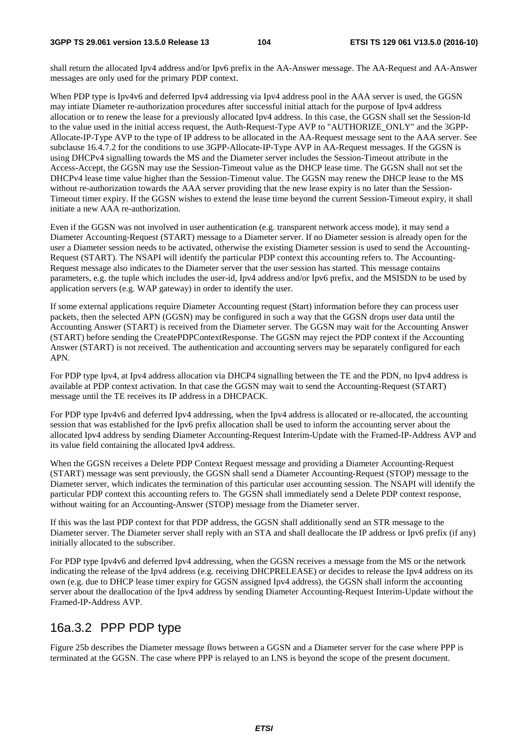shall return the allocated Ipv4 address and/or Ipv6 prefix in the AA-Answer message. The AA-Request and AA-Answer messages are only used for the primary PDP context.

When PDP type is Ipv4v6 and deferred Ipv4 addressing via Ipv4 address pool in the AAA server is used, the GGSN may intiate Diameter re-authorization procedures after successful initial attach for the purpose of Ipv4 address allocation or to renew the lease for a previously allocated Ipv4 address. In this case, the GGSN shall set the Session-Id to the value used in the initial access request, the Auth-Request-Type AVP to "AUTHORIZE_ONLY" and the 3GPP-Allocate-IP-Type AVP to the type of IP address to be allocated in the AA-Request message sent to the AAA server. See subclause 16.4.7.2 for the conditions to use 3GPP-Allocate-IP-Type AVP in AA-Request messages. If the GGSN is using DHCPv4 signalling towards the MS and the Diameter server includes the Session-Timeout attribute in the Access-Accept, the GGSN may use the Session-Timeout value as the DHCP lease time. The GGSN shall not set the DHCPv4 lease time value higher than the Session-Timeout value. The GGSN may renew the DHCP lease to the MS without re-authorization towards the AAA server providing that the new lease expiry is no later than the Session-Timeout timer expiry. If the GGSN wishes to extend the lease time beyond the current Session-Timeout expiry, it shall initiate a new AAA re-authorization.

Even if the GGSN was not involved in user authentication (e.g. transparent network access mode), it may send a Diameter Accounting-Request (START) message to a Diameter server. If no Diameter session is already open for the user a Diameter session needs to be activated, otherwise the existing Diameter session is used to send the Accounting-Request (START). The NSAPI will identify the particular PDP context this accounting refers to. The Accounting-Request message also indicates to the Diameter server that the user session has started. This message contains parameters, e.g. the tuple which includes the user-id, Ipv4 address and/or Ipv6 prefix, and the MSISDN to be used by application servers (e.g. WAP gateway) in order to identify the user.

If some external applications require Diameter Accounting request (Start) information before they can process user packets, then the selected APN (GGSN) may be configured in such a way that the GGSN drops user data until the Accounting Answer (START) is received from the Diameter server. The GGSN may wait for the Accounting Answer (START) before sending the CreatePDPContextResponse. The GGSN may reject the PDP context if the Accounting Answer (START) is not received. The authentication and accounting servers may be separately configured for each APN.

For PDP type Ipv4, at Ipv4 address allocation via DHCP4 signalling between the TE and the PDN, no Ipv4 address is available at PDP context activation. In that case the GGSN may wait to send the Accounting-Request (START) message until the TE receives its IP address in a DHCPACK.

For PDP type Ipv4v6 and deferred Ipv4 addressing, when the Ipv4 address is allocated or re-allocated, the accounting session that was established for the Ipv6 prefix allocation shall be used to inform the accounting server about the allocated Ipv4 address by sending Diameter Accounting-Request Interim-Update with the Framed-IP-Address AVP and its value field containing the allocated Ipv4 address.

When the GGSN receives a Delete PDP Context Request message and providing a Diameter Accounting-Request (START) message was sent previously, the GGSN shall send a Diameter Accounting-Request (STOP) message to the Diameter server, which indicates the termination of this particular user accounting session. The NSAPI will identify the particular PDP context this accounting refers to. The GGSN shall immediately send a Delete PDP context response, without waiting for an Accounting-Answer (STOP) message from the Diameter server.

If this was the last PDP context for that PDP address, the GGSN shall additionally send an STR message to the Diameter server. The Diameter server shall reply with an STA and shall deallocate the IP address or Ipv6 prefix (if any) initially allocated to the subscriber.

For PDP type Ipv4v6 and deferred Ipv4 addressing, when the GGSN receives a message from the MS or the network indicating the release of the Ipv4 address (e.g. receiving DHCPRELEASE) or decides to release the Ipv4 address on its own (e.g. due to DHCP lease timer expiry for GGSN assigned Ipv4 address), the GGSN shall inform the accounting server about the deallocation of the Ipv4 address by sending Diameter Accounting-Request Interim-Update without the Framed-IP-Address AVP.

## 16a.3.2 PPP PDP type

Figure 25b describes the Diameter message flows between a GGSN and a Diameter server for the case where PPP is terminated at the GGSN. The case where PPP is relayed to an LNS is beyond the scope of the present document.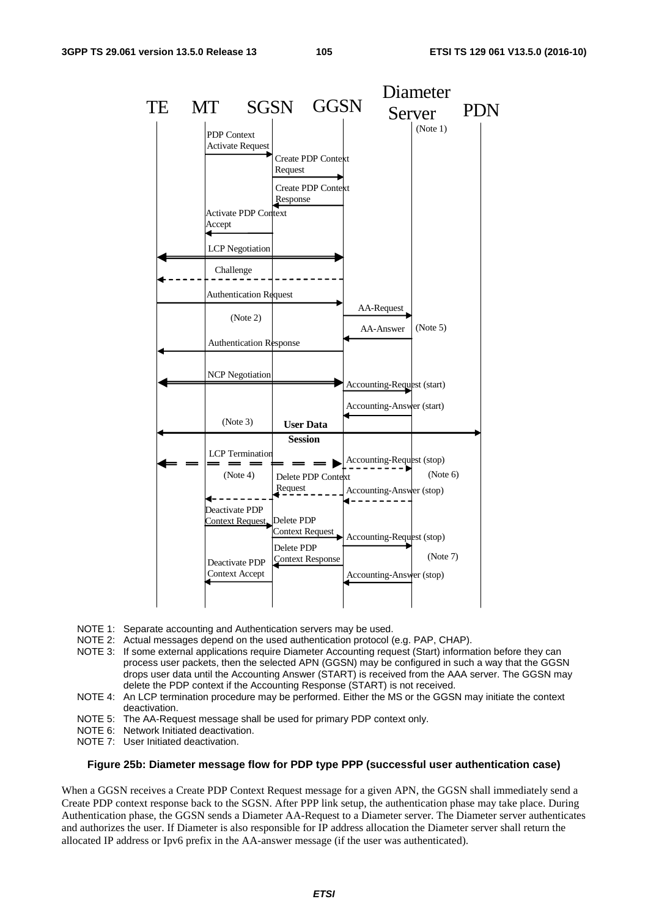NOTE 1: Separate accounting and Authentication servers may be used.

NOTE 2: Actual messages depend on the used authentication protocol (e.g. PAP, CHAP).

NOTE 3: If some external applications require Diameter Accounting request (Start) information before they can process user packets, then the selected APN (GGSN) may be configured in such a way that the GGSN drops user data until the Accounting Answer (START) is received from the AAA server. The GGSN may delete the PDP context if the Accounting Response (START) is not received.

NOTE 4: An LCP termination procedure may be performed. Either the MS or the GGSN may initiate the context deactivation.

NOTE 5: The AA-Request message shall be used for primary PDP context only.

NOTE 6: Network Initiated deactivation.

NOTE 7: User Initiated deactivation.

**Figure 25b: Diameter message flow for PDP type PPP (successful user authentication case)**

When a GGSN receives a Create PDP Context Request message for a given APN, the GGSN shall immediately send a Create PDP context response back to the SGSN. After PPP link setup, the authentication phase may take place. During Authentication phase, the GGSN sends a Diameter AA-Request to a Diameter server. The Diameter server authenticates and authorizes the user. If Diameter is also responsible for IP address allocation the Diameter server shall return the allocated IP address or Ipv6 prefix in the AA-answer message (if the user was authenticated).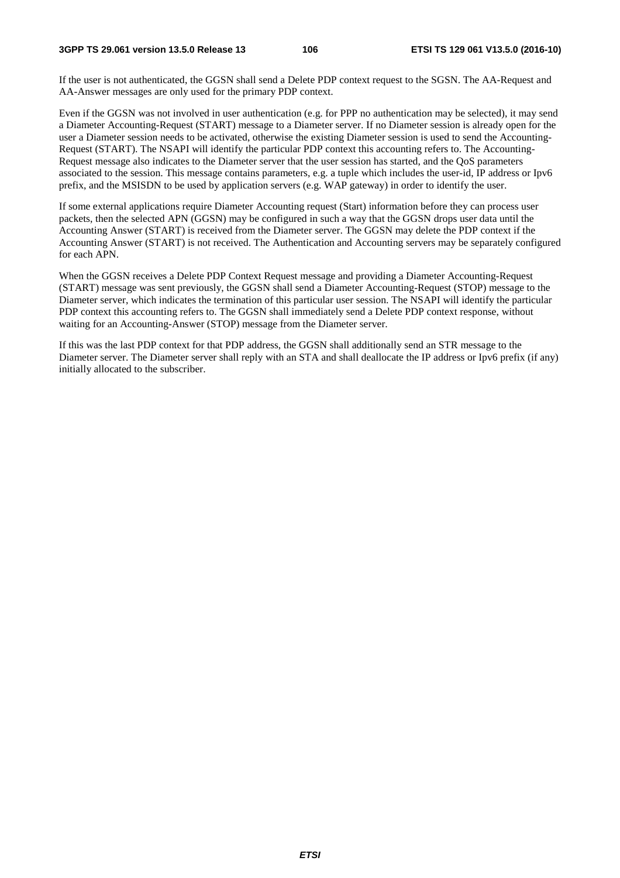If the user is not authenticated, the GGSN shall send a Delete PDP context request to the SGSN. The AA-Request and AA-Answer messages are only used for the primary PDP context.

Even if the GGSN was not involved in user authentication (e.g. for PPP no authentication may be selected), it may send a Diameter Accounting-Request (START) message to a Diameter server. If no Diameter session is already open for the user a Diameter session needs to be activated, otherwise the existing Diameter session is used to send the Accounting-Request (START). The NSAPI will identify the particular PDP context this accounting refers to. The Accounting-Request message also indicates to the Diameter server that the user session has started, and the QoS parameters associated to the session. This message contains parameters, e.g. a tuple which includes the user-id, IP address or Ipv6 prefix, and the MSISDN to be used by application servers (e.g. WAP gateway) in order to identify the user.

If some external applications require Diameter Accounting request (Start) information before they can process user packets, then the selected APN (GGSN) may be configured in such a way that the GGSN drops user data until the Accounting Answer (START) is received from the Diameter server. The GGSN may delete the PDP context if the Accounting Answer (START) is not received. The Authentication and Accounting servers may be separately configured for each APN.

When the GGSN receives a Delete PDP Context Request message and providing a Diameter Accounting-Request (START) message was sent previously, the GGSN shall send a Diameter Accounting-Request (STOP) message to the Diameter server, which indicates the termination of this particular user session. The NSAPI will identify the particular PDP context this accounting refers to. The GGSN shall immediately send a Delete PDP context response, without waiting for an Accounting-Answer (STOP) message from the Diameter server.

If this was the last PDP context for that PDP address, the GGSN shall additionally send an STR message to the Diameter server. The Diameter server shall reply with an STA and shall deallocate the IP address or Ipv6 prefix (if any) initially allocated to the subscriber.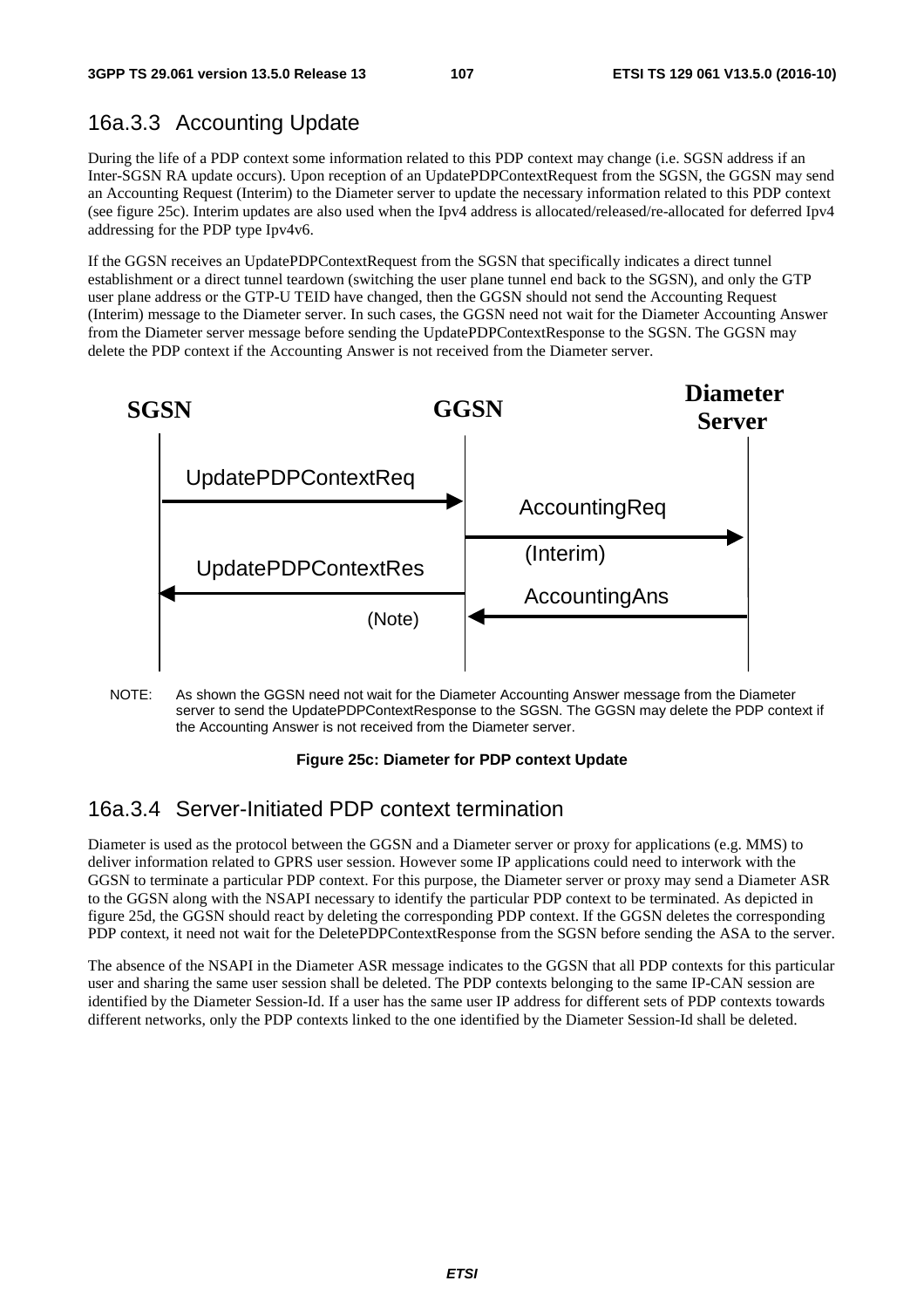### 16a.3.3 Accounting Update

During the life of a PDP context some information related to this PDP context may change (i.e. SGSN address if an Inter-SGSN RA update occurs). Upon reception of an UpdatePDPContextRequest from the SGSN, the GGSN may send an Accounting Request (Interim) to the Diameter server to update the necessary information related to this PDP context (see figure 25c). Interim updates are also used when the Ipv4 address is allocated/released/re-allocated for deferred Ipv4 addressing for the PDP type Ipv4v6.

If the GGSN receives an UpdatePDPContextRequest from the SGSN that specifically indicates a direct tunnel establishment or a direct tunnel teardown (switching the user plane tunnel end back to the SGSN), and only the GTP user plane address or the GTP-U TEID have changed, then the GGSN should not send the Accounting Request (Interim) message to the Diameter server. In such cases, the GGSN need not wait for the Diameter Accounting Answer from the Diameter server message before sending the UpdatePDPContextResponse to the SGSN. The GGSN may delete the PDP context if the Accounting Answer is not received from the Diameter server.

SGSN | GGSN | Diameter Server

UpdatePDPContextReq

AccountingReq (Interim)

UpdatePDPContextRes (Note)

AccountingAns

NOTE: As shown the GGSN need not wait for the Diameter Accounting Answer message from the Diameter server to send the UpdatePDPContextResponse to the SGSN. The GGSN may delete the PDP context if the Accounting Answer is not received from the Diameter server.

**Figure 25c: Diameter for PDP context Update**

### 16a.3.4 Server-Initiated PDP context termination

Diameter is used as the protocol between the GGSN and a Diameter server or proxy for applications (e.g. MMS) to deliver information related to GPRS user session. However some IP applications could need to interwork with the GGSN to terminate a particular PDP context. For this purpose, the Diameter server or proxy may send a Diameter ASR to the GGSN along with the NSAPI necessary to identify the particular PDP context to be terminated. As depicted in figure 25d, the GGSN should react by deleting the corresponding PDP context. If the GGSN deletes the corresponding PDP context, it need not wait for the DeletePDPContextResponse from the SGSN before sending the ASA to the server.

The absence of the NSAPI in the Diameter ASR message indicates to the GGSN that all PDP contexts for this particular user and sharing the same user session shall be deleted. The PDP contexts belonging to the same IP-CAN session are identified by the Diameter Session-Id. If a user has the same user IP address for different sets of PDP contexts towards different networks, only the PDP contexts linked to the one identified by the Diameter Session-Id shall be deleted.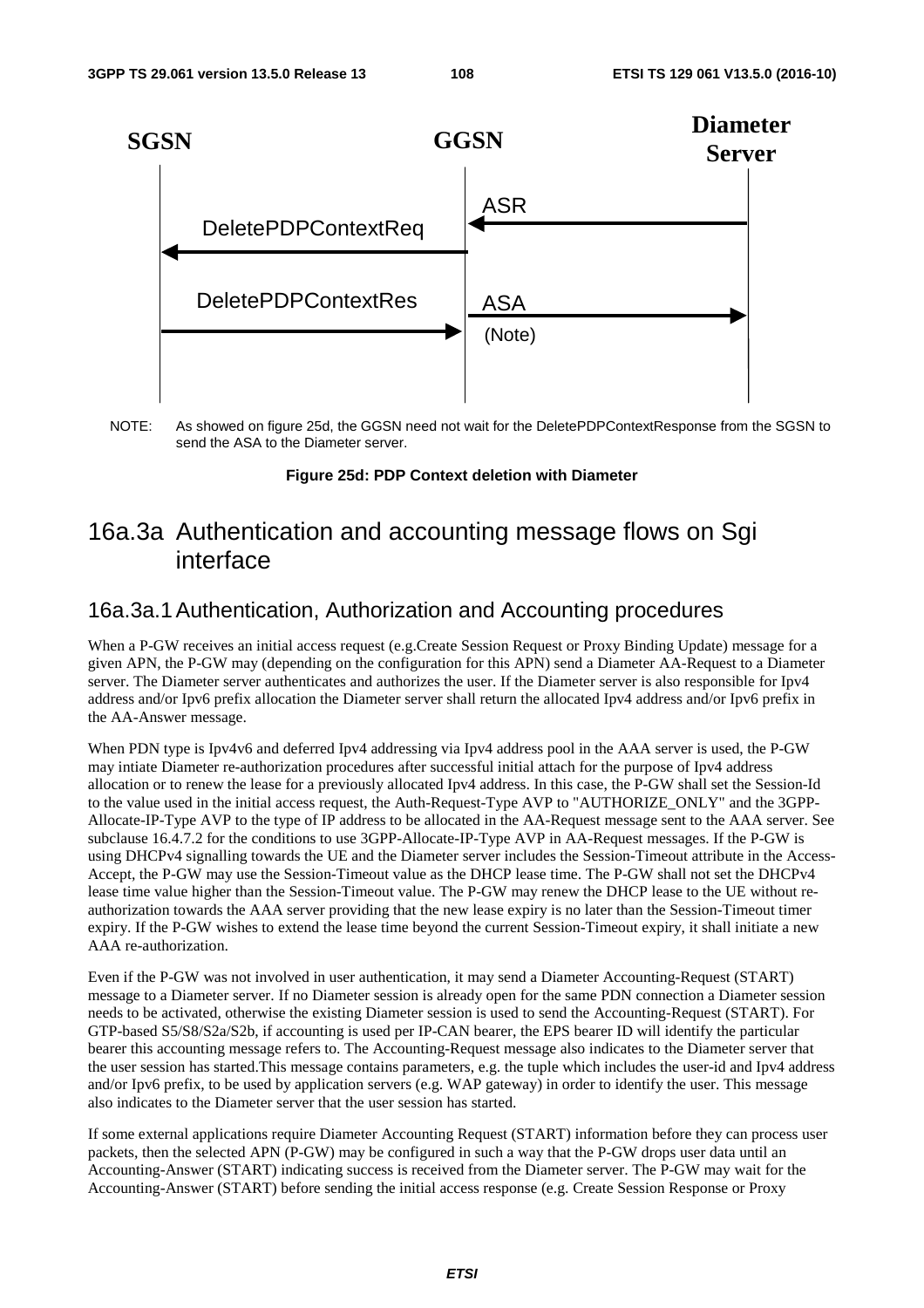SGSN GGSN Diameter Server

ASR

DeletePDPContextReq

DeletePDPContextRes ASA (Note)

NOTE: As showed on figure 25d, the GGSN need not wait for the DeletePDPContextResponse from the SGSN to send the ASA to the Diameter server.

**Figure 25d: PDP Context deletion with Diameter**

## 16a.3a Authentication and accounting message flows on Sgi interface

### 16a.3a.1 Authentication, Authorization and Accounting procedures

When a P-GW receives an initial access request (e.g.Create Session Request or Proxy Binding Update) message for a given APN, the P-GW may (depending on the configuration for this APN) send a Diameter AA-Request to a Diameter server. The Diameter server authenticates and authorizes the user. If the Diameter server is also responsible for Ipv4 address and/or Ipv6 prefix allocation the Diameter server shall return the allocated Ipv4 address and/or Ipv6 prefix in the AA-Answer message.

When PDN type is Ipv4v6 and deferred Ipv4 addressing via Ipv4 address pool in the AAA server is used, the P-GW may intiate Diameter re-authorization procedures after successful initial attach for the purpose of Ipv4 address allocation or to renew the lease for a previously allocated Ipv4 address. In this case, the P-GW shall set the Session-Id to the value used in the initial access request, the Auth-Request-Type AVP to "AUTHORIZE_ONLY" and the 3GPP-Allocate-IP-Type AVP to the type of IP address to be allocated in the AA-Request message sent to the AAA server. See subclause 16.4.7.2 for the conditions to use 3GPP-Allocate-IP-Type AVP in AA-Request messages. If the P-GW is using DHCPv4 signalling towards the UE and the Diameter server includes the Session-Timeout attribute in the Access-Accept, the P-GW may use the Session-Timeout value as the DHCP lease time. The P-GW shall not set the DHCPv4 lease time value higher than the Session-Timeout value. The P-GW may renew the DHCP lease to the UE without re-authorization towards the AAA server providing that the new lease expiry is no later than the Session-Timeout timer expiry. If the P-GW wishes to extend the lease time beyond the current Session-Timeout expiry, it shall initiate a new AAA re-authorization.

Even if the P-GW was not involved in user authentication, it may send a Diameter Accounting-Request (START) message to a Diameter server. If no Diameter session is already open for the same PDN connection a Diameter session needs to be activated, otherwise the existing Diameter session is used to send the Accounting-Request (START). For GTP-based S5/S8/S2a/S2b, if accounting is used per IP-CAN bearer, the EPS bearer ID will identify the particular bearer this accounting message refers to. The Accounting-Request message also indicates to the Diameter server that the user session has started.This message contains parameters, e.g. the tuple which includes the user-id and Ipv4 address and/or Ipv6 prefix, to be used by application servers (e.g. WAP gateway) in order to identify the user. This message also indicates to the Diameter server that the user session has started.

If some external applications require Diameter Accounting Request (START) information before they can process user packets, then the selected APN (P-GW) may be configured in such a way that the P-GW drops user data until an Accounting-Answer (START) indicating success is received from the Diameter server. The P-GW may wait for the Accounting-Answer (START) before sending the initial access response (e.g. Create Session Response or Proxy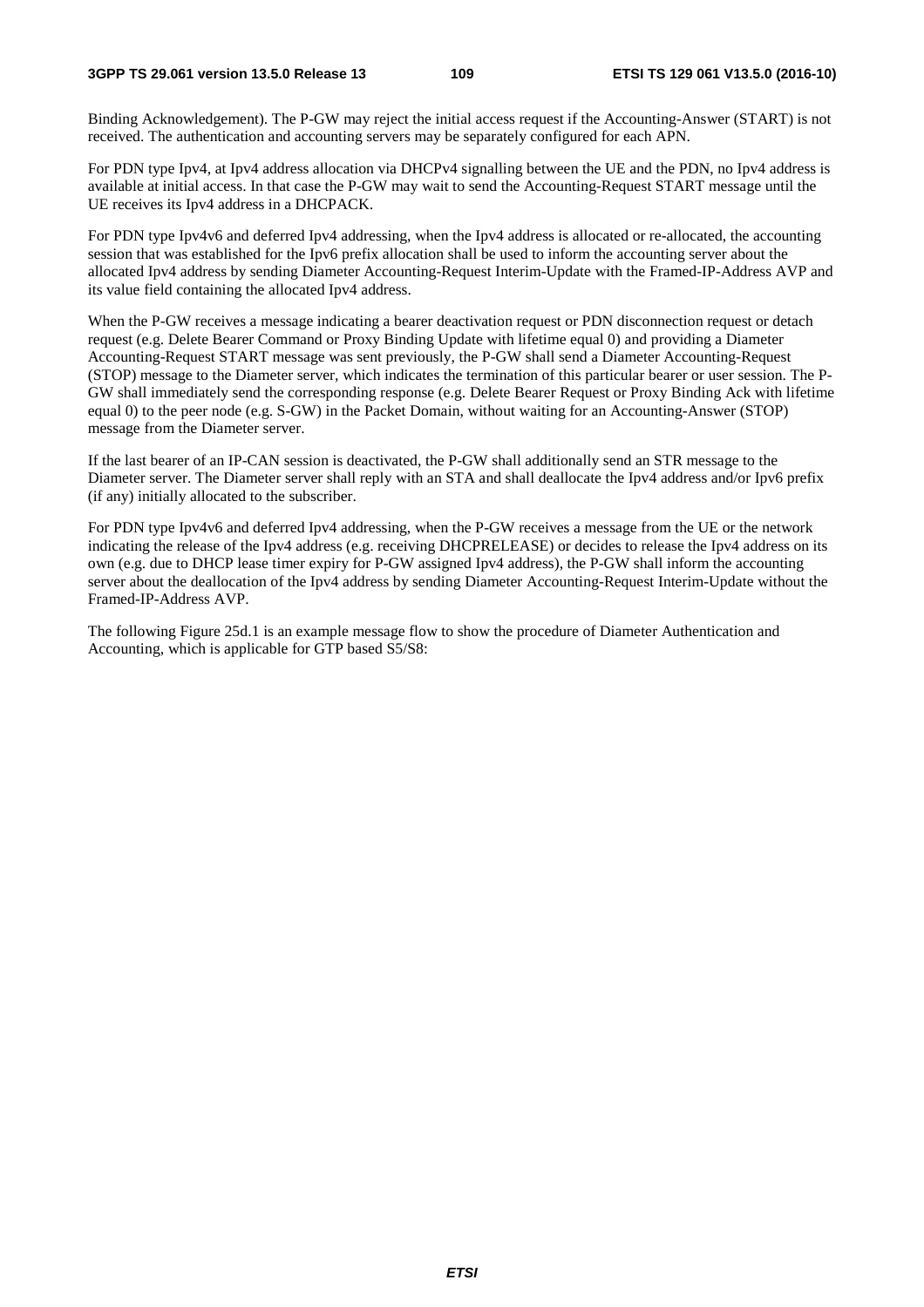Binding Acknowledgement). The P-GW may reject the initial access request if the Accounting-Answer (START) is not received. The authentication and accounting servers may be separately configured for each APN.

For PDN type Ipv4, at Ipv4 address allocation via DHCPv4 signalling between the UE and the PDN, no Ipv4 address is available at initial access. In that case the P-GW may wait to send the Accounting-Request START message until the UE receives its Ipv4 address in a DHCPACK.

For PDN type Ipv4v6 and deferred Ipv4 addressing, when the Ipv4 address is allocated or re-allocated, the accounting session that was established for the Ipv6 prefix allocation shall be used to inform the accounting server about the allocated Ipv4 address by sending Diameter Accounting-Request Interim-Update with the Framed-IP-Address AVP and its value field containing the allocated Ipv4 address.

When the P-GW receives a message indicating a bearer deactivation request or PDN disconnection request or detach request (e.g. Delete Bearer Command or Proxy Binding Update with lifetime equal 0) and providing a Diameter Accounting-Request START message was sent previously, the P-GW shall send a Diameter Accounting-Request (STOP) message to the Diameter server, which indicates the termination of this particular bearer or user session. The P-GW shall immediately send the corresponding response (e.g. Delete Bearer Request or Proxy Binding Ack with lifetime equal 0) to the peer node (e.g. S-GW) in the Packet Domain, without waiting for an Accounting-Answer (STOP) message from the Diameter server.

If the last bearer of an IP-CAN session is deactivated, the P-GW shall additionally send an STR message to the Diameter server. The Diameter server shall reply with an STA and shall deallocate the Ipv4 address and/or Ipv6 prefix (if any) initially allocated to the subscriber.

For PDN type Ipv4v6 and deferred Ipv4 addressing, when the P-GW receives a message from the UE or the network indicating the release of the Ipv4 address (e.g. receiving DHCPRELEASE) or decides to release the Ipv4 address on its own (e.g. due to DHCP lease timer expiry for P-GW assigned Ipv4 address), the P-GW shall inform the accounting server about the deallocation of the Ipv4 address by sending Diameter Accounting-Request Interim-Update without the Framed-IP-Address AVP.

The following Figure 25d.1 is an example message flow to show the procedure of Diameter Authentication and Accounting, which is applicable for GTP based S5/S8: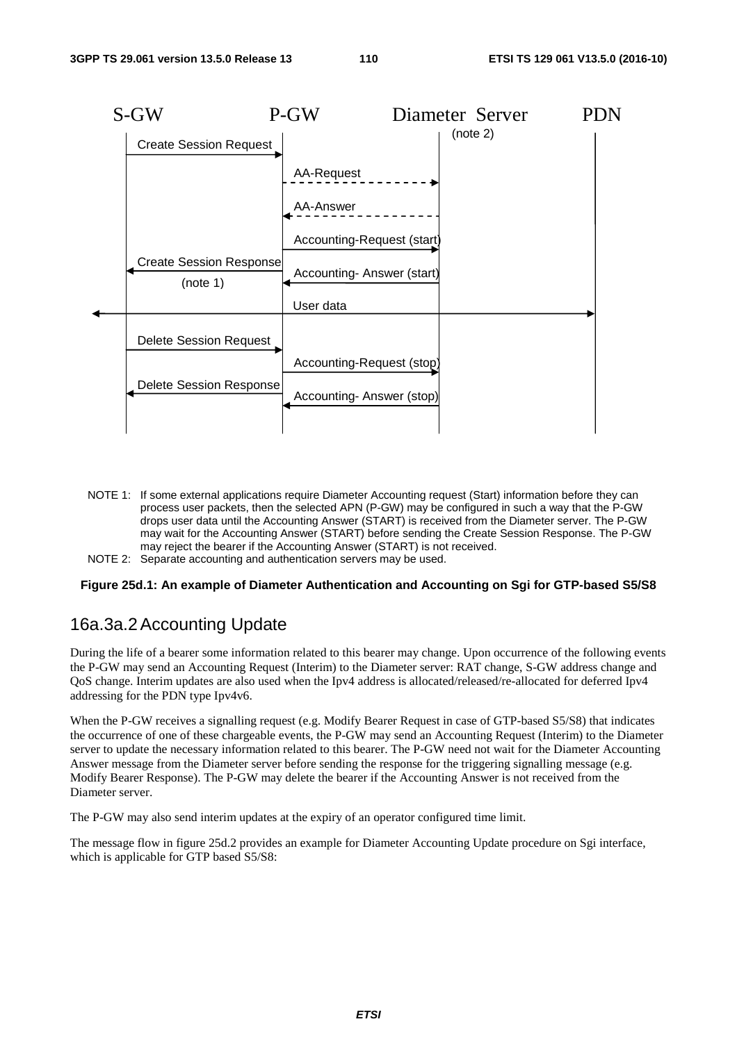S-GW P-GW Diameter Server (note 2) PDN

Create Session Request

AA-Request

AA-Answer

Accounting-Request (start)

Create Session Response (note 1)

Accounting- Answer (start)

User data

Delete Session Request

Accounting-Request (stop)

Delete Session Response

Accounting- Answer (stop)

NOTE 1: If some external applications require Diameter Accounting request (Start) information before they can process user packets, then the selected APN (P-GW) may be configured in such a way that the P-GW drops user data until the Accounting Answer (START) is received from the Diameter server. The P-GW may wait for the Accounting Answer (START) before sending the Create Session Response. The P-GW may reject the bearer if the Accounting Answer (START) is not received.

NOTE 2: Separate accounting and authentication servers may be used.

**Figure 25d.1: An example of Diameter Authentication and Accounting on Sgi for GTP-based S5/S8**

## 16a.3a.2 Accounting Update

During the life of a bearer some information related to this bearer may change. Upon occurrence of the following events the P-GW may send an Accounting Request (Interim) to the Diameter server: RAT change, S-GW address change and QoS change. Interim updates are also used when the Ipv4 address is allocated/released/re-allocated for deferred Ipv4 addressing for the PDN type Ipv4v6.

When the P-GW receives a signalling request (e.g. Modify Bearer Request in case of GTP-based S5/S8) that indicates the occurrence of one of these chargeable events, the P-GW may send an Accounting Request (Interim) to the Diameter server to update the necessary information related to this bearer. The P-GW need not wait for the Diameter Accounting Answer message from the Diameter server before sending the response for the triggering signalling message (e.g. Modify Bearer Response). The P-GW may delete the bearer if the Accounting Answer is not received from the Diameter server.

The P-GW may also send interim updates at the expiry of an operator configured time limit.

The message flow in figure 25d.2 provides an example for Diameter Accounting Update procedure on Sgi interface, which is applicable for GTP based S5/S8: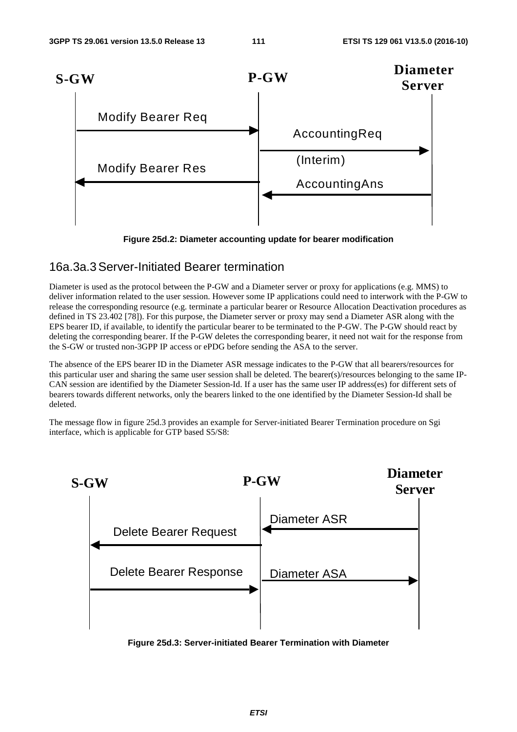Figure 25d.2: Diameter accounting update for bearer modification

### 16a.3a.3 Server-Initiated Bearer termination

Diameter is used as the protocol between the P-GW and a Diameter server or proxy for applications (e.g. MMS) to deliver information related to the user session. However some IP applications could need to interwork with the P-GW to release the corresponding resource (e.g. terminate a particular bearer or Resource Allocation Deactivation procedures as defined in TS 23.402 [78]). For this purpose, the Diameter server or proxy may send a Diameter ASR along with the EPS bearer ID, if available, to identify the particular bearer to be terminated to the P-GW. The P-GW should react by deleting the corresponding bearer. If the P-GW deletes the corresponding bearer, it need not wait for the response from the S-GW or trusted non-3GPP IP access or ePDG before sending the ASA to the server.

The absence of the EPS bearer ID in the Diameter ASR message indicates to the P-GW that all bearers/resources for this particular user and sharing the same user session shall be deleted. The bearer(s)/resources belonging to the same IP-CAN session are identified by the Diameter Session-Id. If a user has the same user IP address(es) for different sets of bearers towards different networks, only the bearers linked to the one identified by the Diameter Session-Id shall be deleted.

The message flow in figure 25d.3 provides an example for Server-initiated Bearer Termination procedure on Sgi interface, which is applicable for GTP based S5/S8:

Figure 25d.3: Server-initiated Bearer Termination with Diameter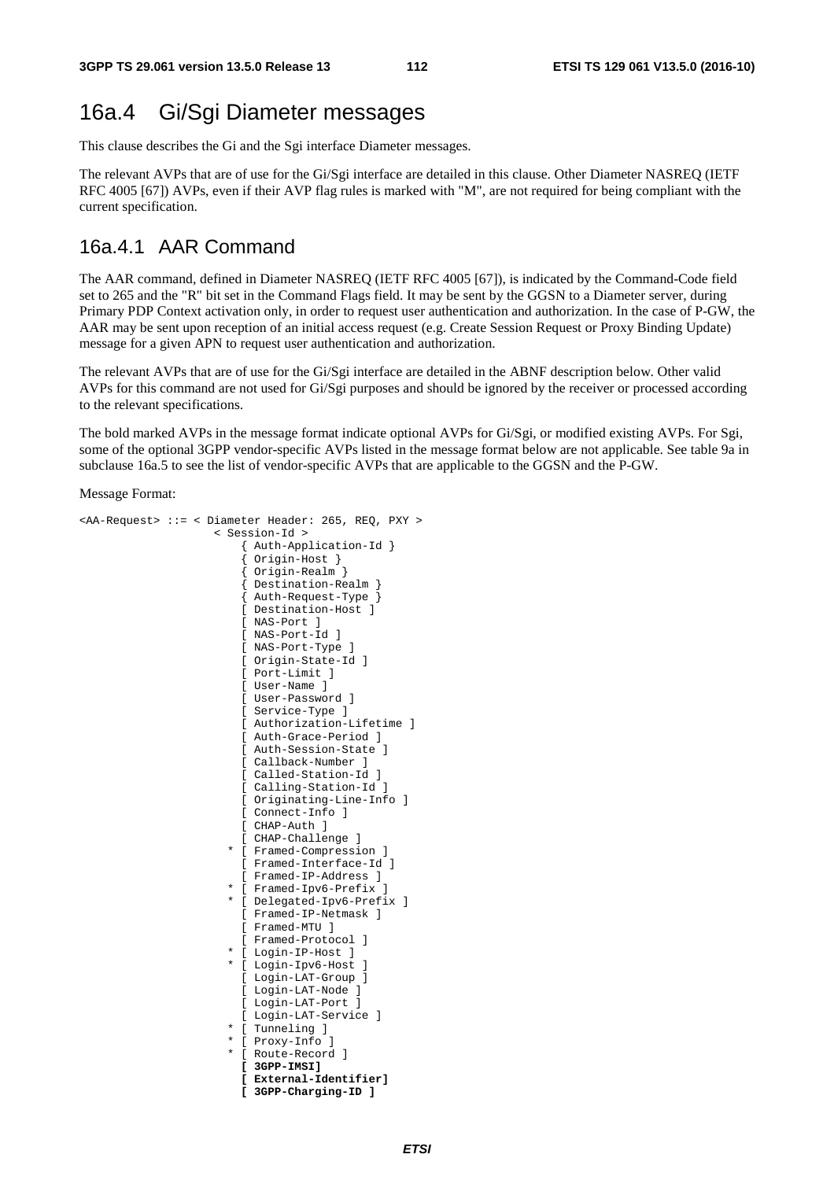# 16a.4 Gi/Sgi Diameter messages

This clause describes the Gi and the Sgi interface Diameter messages.

The relevant AVPs that are of use for the Gi/Sgi interface are detailed in this clause. Other Diameter NASREQ (IETF RFC 4005 [67]) AVPs, even if their AVP flag rules is marked with "M", are not required for being compliant with the current specification.

## 16a.4.1 AAR Command

The AAR command, defined in Diameter NASREQ (IETF RFC 4005 [67]), is indicated by the Command-Code field set to 265 and the "R" bit set in the Command Flags field. It may be sent by the GGSN to a Diameter server, during Primary PDP Context activation only, in order to request user authentication and authorization. In the case of P-GW, the AAR may be sent upon reception of an initial access request (e.g. Create Session Request or Proxy Binding Update) message for a given APN to request user authentication and authorization.

The relevant AVPs that are of use for the Gi/Sgi interface are detailed in the ABNF description below. Other valid AVPs for this command are not used for Gi/Sgi purposes and should be ignored by the receiver or processed according to the relevant specifications.

The bold marked AVPs in the message format indicate optional AVPs for Gi/Sgi, or modified existing AVPs. For Sgi, some of the optional 3GPP vendor-specific AVPs listed in the message format below are not applicable. See table 9a in subclause 16a.5 to see the list of vendor-specific AVPs that are applicable to the GGSN and the P-GW.

Message Format:

```
<AA-Request> ::= < Diameter Header: 265, REQ, PXY >
                   < Session-Id >
                     { Auth-Application-Id }
                     { Origin-Host }
                     { Origin-Realm }
                     { Destination-Realm }
                     { Auth-Request-Type }
                     [ Destination-Host ]
                     [ NAS-Port ]
                     [ NAS-Port-Id ]
                     [ NAS-Port-Type ]
                     [ Origin-State-Id ]
                     [ Port-Limit ]
                     [ User-Name ]
                     [ User-Password ]
                     [ Service-Type ]
                     [ Authorization-Lifetime ]
                     [ Auth-Grace-Period ]
                     [ Auth-Session-State ]
                     [ Callback-Number ]
                     [ Called-Station-Id ]
                     [ Calling-Station-Id ]
                     [ Originating-Line-Info ]
                     [ Connect-Info ]
                     [ CHAP-Auth ]
                     [ CHAP-Challenge ]
                   * [ Framed-Compression ]
                     [ Framed-Interface-Id ]
                     [ Framed-IP-Address ]
                   * [ Framed-Ipv6-Prefix ]
                   * [ Delegated-Ipv6-Prefix ]
                     [ Framed-IP-Netmask ]
                     [ Framed-MTU ]
                     [ Framed-Protocol ]
                   * [ Login-IP-Host ]
                   * [ Login-Ipv6-Host ]
                     [ Login-LAT-Group ]
                     [ Login-LAT-Node ]
                     [ Login-LAT-Port ]
                     [ Login-LAT-Service ]
                   * [ Tunneling ]
                   * [ Proxy-Info ]
                   * [ Route-Record ]
                     [ 3GPP-IMSI]
                     [ External-Identifier]
                     [ 3GPP-Charging-ID ]
```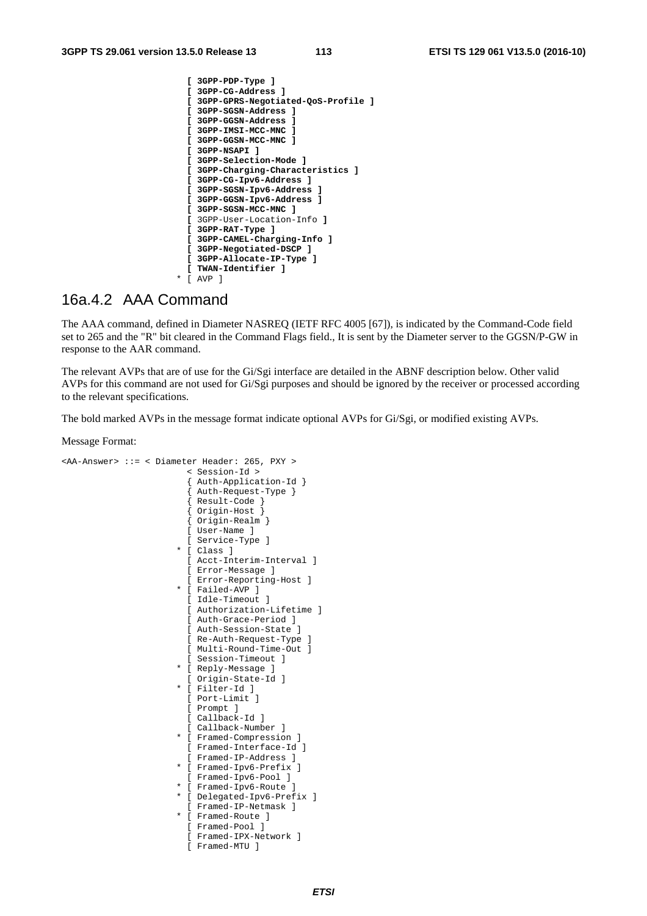```
                       [ 3GPP-PDP-Type ]
                       [ 3GPP-CG-Address ]
                       [ 3GPP-GPRS-Negotiated-QoS-Profile ]
                       [ 3GPP-SGSN-Address ]
                       [ 3GPP-GGSN-Address ]
                       [ 3GPP-IMSI-MCC-MNC ]
                       [ 3GPP-GGSN-MCC-MNC ]
                       [ 3GPP-NSAPI ]
                       [ 3GPP-Selection-Mode ]
                       [ 3GPP-Charging-Characteristics ]
                       [ 3GPP-CG-Ipv6-Address ]
                       [ 3GPP-SGSN-Ipv6-Address ]
                       [ 3GPP-GGSN-Ipv6-Address ]
                       [ 3GPP-SGSN-MCC-MNC ]
                       [ 3GPP-User-Location-Info ]
                       [ 3GPP-RAT-Type ]
                       [ 3GPP-CAMEL-Charging-Info ]
                       [ 3GPP-Negotiated-DSCP ]
                       [ 3GPP-Allocate-IP-Type ]
                       [ TWAN-Identifier ]
                     * [ AVP ]
```

### 16a.4.2 AAA Command

The AAA command, defined in Diameter NASREQ (IETF RFC 4005 [67]), is indicated by the Command-Code field set to 265 and the "R" bit cleared in the Command Flags field., It is sent by the Diameter server to the GGSN/P-GW in response to the AAR command.

The relevant AVPs that are of use for the Gi/Sgi interface are detailed in the ABNF description below. Other valid AVPs for this command are not used for Gi/Sgi purposes and should be ignored by the receiver or processed according to the relevant specifications.

The bold marked AVPs in the message format indicate optional AVPs for Gi/Sgi, or modified existing AVPs.

Message Format:

```
<AA-Answer> ::= < Diameter Header: 265, PXY >
                       < Session-Id >
                       { Auth-Application-Id }
                       { Auth-Request-Type }
                       { Result-Code }
                       { Origin-Host }
                       { Origin-Realm }
                       [ User-Name ]
                       [ Service-Type ]
                     * [ Class ]
                       [ Acct-Interim-Interval ]
                       [ Error-Message ]
                       [ Error-Reporting-Host ]
                     * [ Failed-AVP ]
                       [ Idle-Timeout ]
                       [ Authorization-Lifetime ]
                       [ Auth-Grace-Period ]
                       [ Auth-Session-State ]
                       [ Re-Auth-Request-Type ]
                       [ Multi-Round-Time-Out ]
                       [ Session-Timeout ]
                     * [ Reply-Message ]
                       [ Origin-State-Id ]
                     * [ Filter-Id ]
                       [ Port-Limit ]
                       [ Prompt ]
                       [ Callback-Id ]
                       [ Callback-Number ]
                     * [ Framed-Compression ]
                       [ Framed-Interface-Id ]
                       [ Framed-IP-Address ]
                     * [ Framed-Ipv6-Prefix ]
                       [ Framed-Ipv6-Pool ]
                     * [ Framed-Ipv6-Route ]
                     * [ Delegated-Ipv6-Prefix ]
                       [ Framed-IP-Netmask ]
                     * [ Framed-Route ]
                       [ Framed-Pool ]
                       [ Framed-IPX-Network ]
                       [ Framed-MTU ]
```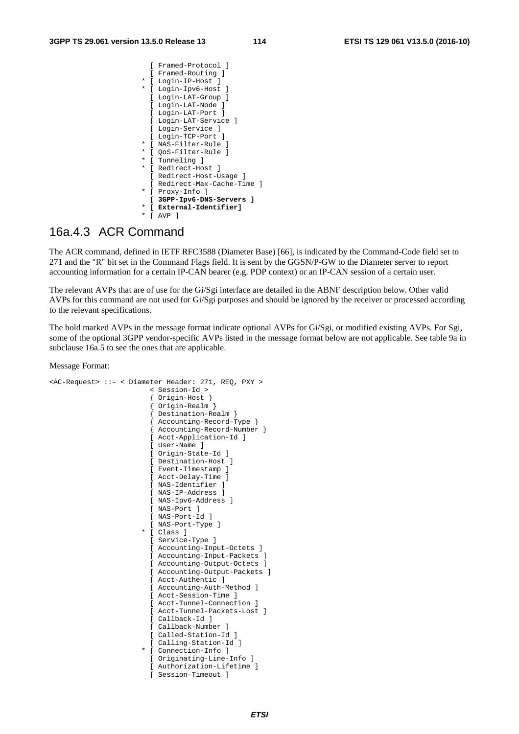```
                      [ Framed-Protocol ]
                      [ Framed-Routing ]
                    * [ Login-IP-Host ]
                    * [ Login-Ipv6-Host ]
                      [ Login-LAT-Group ]
                      [ Login-LAT-Node ]
                      [ Login-LAT-Port ]
                      [ Login-LAT-Service ]
                      [ Login-Service ]
                      [ Login-TCP-Port ]
                    * [ NAS-Filter-Rule ]
                    * [ QoS-Filter-Rule ]
                    * [ Tunneling ]
                    * [ Redirect-Host ]
                      [ Redirect-Host-Usage ]
                      [ Redirect-Max-Cache-Time ]
                    * [ Proxy-Info ]
                      [ 3GPP-Ipv6-DNS-Servers ]
                    * [ External-Identifier]
                    * [ AVP ]
```

### 16a.4.3 ACR Command

The ACR command, defined in IETF RFC3588 (Diameter Base) [66], is indicated by the Command-Code field set to 271 and the "R" bit set in the Command Flags field. It is sent by the GGSN/P-GW to the Diameter server to report accounting information for a certain IP-CAN bearer (e.g. PDP context) or an IP-CAN session of a certain user.

The relevant AVPs that are of use for the Gi/Sgi interface are detailed in the ABNF description below. Other valid AVPs for this command are not used for Gi/Sgi purposes and should be ignored by the receiver or processed according to the relevant specifications.

The bold marked AVPs in the message format indicate optional AVPs for Gi/Sgi, or modified existing AVPs. For Sgi, some of the optional 3GPP vendor-specific AVPs listed in the message format below are not applicable. See table 9a in subclause 16a.5 to see the ones that are applicable.

Message Format:

```
<AC-Request> ::= < Diameter Header: 271, REQ, PXY >
                      < Session-Id >
                      { Origin-Host }
                      { Origin-Realm }
                      { Destination-Realm }
                      { Accounting-Record-Type }
                      { Accounting-Record-Number }
                      [ Acct-Application-Id ]
                      [ User-Name ]
                      [ Origin-State-Id ]
                      [ Destination-Host ]
                      [ Event-Timestamp ]
                      [ Acct-Delay-Time ]
                      [ NAS-Identifier ]
                      [ NAS-IP-Address ]
                      [ NAS-Ipv6-Address ]
                      [ NAS-Port ]
                      [ NAS-Port-Id ]
                      [ NAS-Port-Type ]
                    * [ Class ]
                      [ Service-Type ]
                      [ Accounting-Input-Octets ]
                      [ Accounting-Input-Packets ]
                      [ Accounting-Output-Octets ]
                      [ Accounting-Output-Packets ]
                      [ Acct-Authentic ]
                      [ Accounting-Auth-Method ]
                      [ Acct-Session-Time ]
                      [ Acct-Tunnel-Connection ]
                      [ Acct-Tunnel-Packets-Lost ]
                      [ Callback-Id ]
                      [ Callback-Number ]
                      [ Called-Station-Id ]
                      [ Calling-Station-Id ]
                    * [ Connection-Info ]
                      [ Originating-Line-Info ]
                      [ Authorization-Lifetime ]
                      [ Session-Timeout ]
```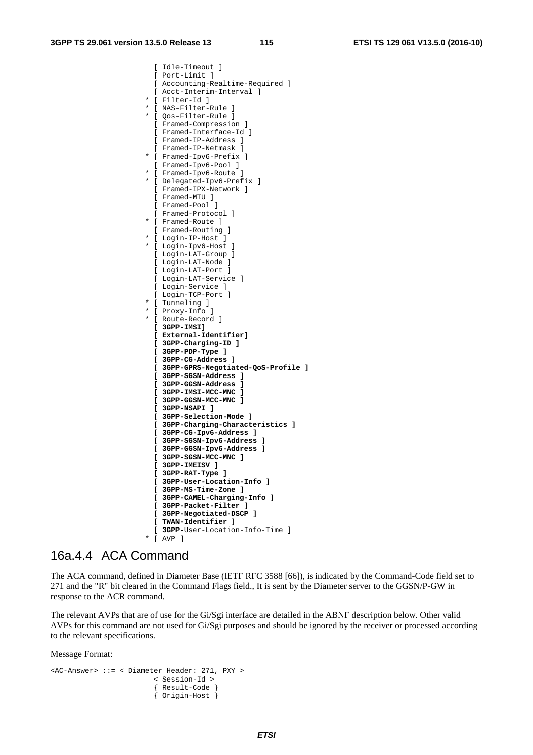```
                    [ Idle-Timeout ]
                    [ Port-Limit ]
                    [ Accounting-Realtime-Required ]
                    [ Acct-Interim-Interval ]
                  * [ Filter-Id ]
                  * [ NAS-Filter-Rule ]
                  * [ Qos-Filter-Rule ]
                    [ Framed-Compression ]
                    [ Framed-Interface-Id ]
                    [ Framed-IP-Address ]
                    [ Framed-IP-Netmask ]
                  * [ Framed-Ipv6-Prefix ]
                    [ Framed-Ipv6-Pool ]
                  * [ Framed-Ipv6-Route ]
                  * [ Delegated-Ipv6-Prefix ]
                    [ Framed-IPX-Network ]
                    [ Framed-MTU ]
                    [ Framed-Pool ]
                    [ Framed-Protocol ]
                  * [ Framed-Route ]
                    [ Framed-Routing ]
                  * [ Login-IP-Host ]
                  * [ Login-Ipv6-Host ]
                    [ Login-LAT-Group ]
                    [ Login-LAT-Node ]
                    [ Login-LAT-Port ]
                    [ Login-LAT-Service ]
                    [ Login-Service ]
                    [ Login-TCP-Port ]
                  * [ Tunneling ]
                  * [ Proxy-Info ]
                  * [ Route-Record ]
                    [ 3GPP-IMSI]
                    [ External-Identifier]
                    [ 3GPP-Charging-ID ]
                    [ 3GPP-PDP-Type ]
                    [ 3GPP-CG-Address ]
                    [ 3GPP-GPRS-Negotiated-QoS-Profile ]
                    [ 3GPP-SGSN-Address ]
                    [ 3GPP-GGSN-Address ]
                    [ 3GPP-IMSI-MCC-MNC ]
                    [ 3GPP-GGSN-MCC-MNC ]
                    [ 3GPP-NSAPI ]
                    [ 3GPP-Selection-Mode ]
                    [ 3GPP-Charging-Characteristics ]
                    [ 3GPP-CG-Ipv6-Address ]
                    [ 3GPP-SGSN-Ipv6-Address ]
                    [ 3GPP-GGSN-Ipv6-Address ]
                    [ 3GPP-SGSN-MCC-MNC ]
                    [ 3GPP-IMEISV ]
                    [ 3GPP-RAT-Type ]
                    [ 3GPP-User-Location-Info ]
                    [ 3GPP-MS-Time-Zone ]
                    [ 3GPP-CAMEL-Charging-Info ]
                    [ 3GPP-Packet-Filter ]
                    [ 3GPP-Negotiated-DSCP ]
                    [ TWAN-Identifier ]
                    [ 3GPP-User-Location-Info-Time ]
                  * [ AVP ]
```

## 16a.4.4 ACA Command

The ACA command, defined in Diameter Base (IETF RFC 3588 [66]), is indicated by the Command-Code field set to 271 and the "R" bit cleared in the Command Flags field., It is sent by the Diameter server to the GGSN/P-GW in response to the ACR command.

The relevant AVPs that are of use for the Gi/Sgi interface are detailed in the ABNF description below. Other valid AVPs for this command are not used for Gi/Sgi purposes and should be ignored by the receiver or processed according to the relevant specifications.

Message Format:

```
<AC-Answer> ::= < Diameter Header: 271, PXY >
                    < Session-Id >
                    { Result-Code }
                    { Origin-Host }
```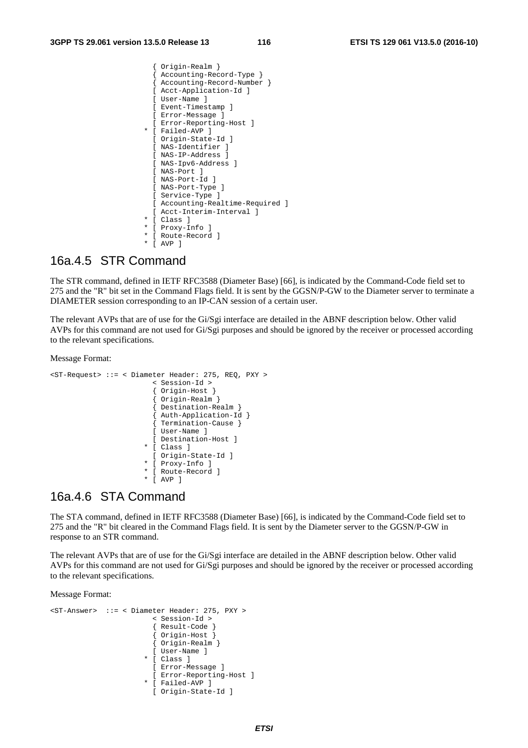```
                          { Origin-Realm }
                          { Accounting-Record-Type }
                          { Accounting-Record-Number }
                          [ Acct-Application-Id ]
                          [ User-Name ]
                          [ Event-Timestamp ]
                          [ Error-Message ]
                          [ Error-Reporting-Host ]
                        * [ Failed-AVP ]
                          [ Origin-State-Id ]
                          [ NAS-Identifier ]
                          [ NAS-IP-Address ]
                          [ NAS-Ipv6-Address ]
                          [ NAS-Port ]
                          [ NAS-Port-Id ]
                          [ NAS-Port-Type ]
                          [ Service-Type ]
                          [ Accounting-Realtime-Required ]
                          [ Acct-Interim-Interval ]
                        * [ Class ]
                        * [ Proxy-Info ]
                        * [ Route-Record ]
                        * [ AVP ]
```

## 16a.4.5 STR Command

The STR command, defined in IETF RFC3588 (Diameter Base) [66], is indicated by the Command-Code field set to 275 and the "R" bit set in the Command Flags field. It is sent by the GGSN/P-GW to the Diameter server to terminate a DIAMETER session corresponding to an IP-CAN session of a certain user.

The relevant AVPs that are of use for the Gi/Sgi interface are detailed in the ABNF description below. Other valid AVPs for this command are not used for Gi/Sgi purposes and should be ignored by the receiver or processed according to the relevant specifications.

Message Format:

```
<ST-Request> ::= < Diameter Header: 275, REQ, PXY >
                          < Session-Id >
                          { Origin-Host }
                          { Origin-Realm }
                          { Destination-Realm }
                          { Auth-Application-Id }
                          { Termination-Cause }
                          [ User-Name ]
                          [ Destination-Host ]
                        * [ Class ]
                          [ Origin-State-Id ]
                        * [ Proxy-Info ]
                        * [ Route-Record ]
                        * [ AVP ]
```

## 16a.4.6 STA Command

The STA command, defined in IETF RFC3588 (Diameter Base) [66], is indicated by the Command-Code field set to 275 and the "R" bit cleared in the Command Flags field. It is sent by the Diameter server to the GGSN/P-GW in response to an STR command.

The relevant AVPs that are of use for the Gi/Sgi interface are detailed in the ABNF description below. Other valid AVPs for this command are not used for Gi/Sgi purposes and should be ignored by the receiver or processed according to the relevant specifications.

Message Format:

```
<ST-Answer>  ::= < Diameter Header: 275, PXY >
                          < Session-Id >
                          { Result-Code }
                          { Origin-Host }
                          { Origin-Realm }
                          [ User-Name ]
                        * [ Class ]
                          [ Error-Message ]
                          [ Error-Reporting-Host ]
                        * [ Failed-AVP ]
                          [ Origin-State-Id ]
```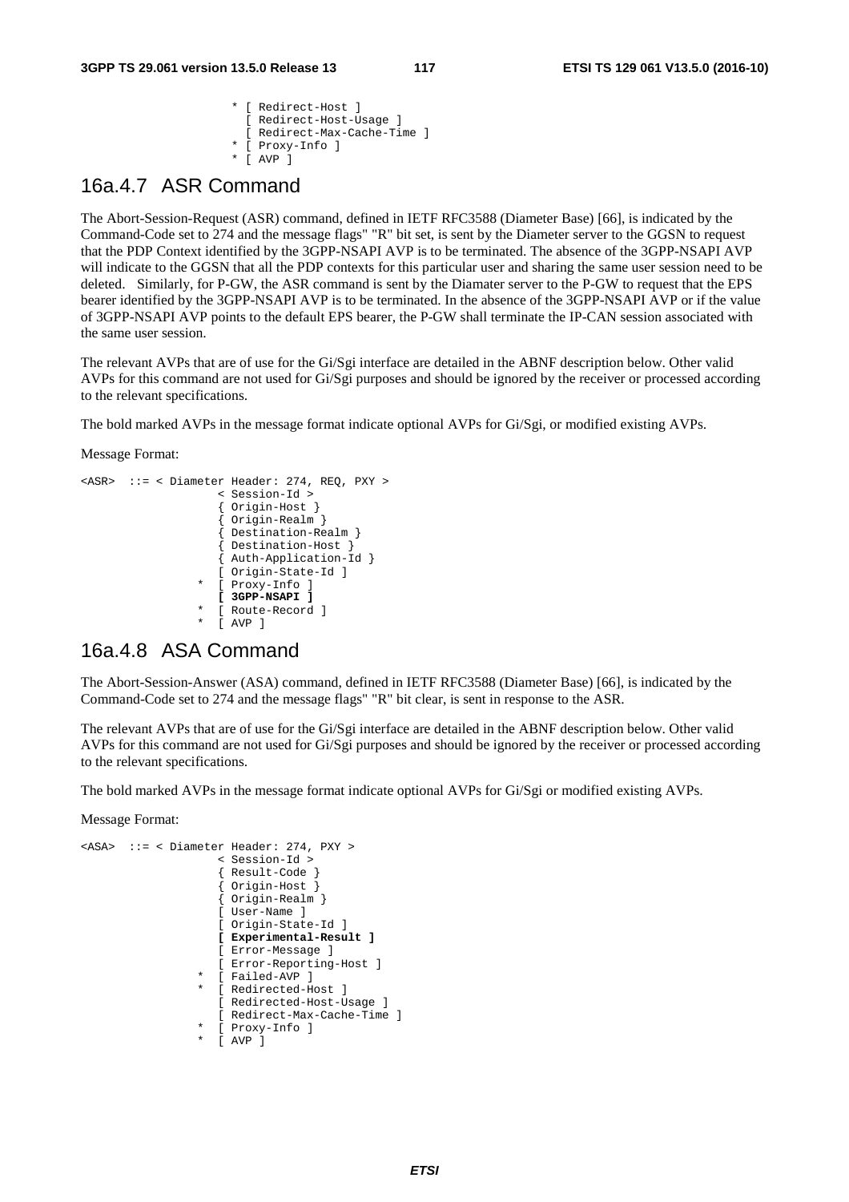```
                    * [ Redirect-Host ]
                      [ Redirect-Host-Usage ]
                      [ Redirect-Max-Cache-Time ]
                    * [ Proxy-Info ]
                    * [ AVP ]
```

### 16a.4.7 ASR Command

The Abort-Session-Request (ASR) command, defined in IETF RFC3588 (Diameter Base) [66], is indicated by the Command-Code set to 274 and the message flags" "R" bit set, is sent by the Diameter server to the GGSN to request that the PDP Context identified by the 3GPP-NSAPI AVP is to be terminated. The absence of the 3GPP-NSAPI AVP will indicate to the GGSN that all the PDP contexts for this particular user and sharing the same user session need to be deleted. Similarly, for P-GW, the ASR command is sent by the Diamater server to the P-GW to request that the EPS bearer identified by the 3GPP-NSAPI AVP is to be terminated. In the absence of the 3GPP-NSAPI AVP or if the value of 3GPP-NSAPI AVP points to the default EPS bearer, the P-GW shall terminate the IP-CAN session associated with the same user session.

The relevant AVPs that are of use for the Gi/Sgi interface are detailed in the ABNF description below. Other valid AVPs for this command are not used for Gi/Sgi purposes and should be ignored by the receiver or processed according to the relevant specifications.

The bold marked AVPs in the message format indicate optional AVPs for Gi/Sgi, or modified existing AVPs.

Message Format:

```
<ASR>  ::= < Diameter Header: 274, REQ, PXY >
                   < Session-Id >
                   { Origin-Host }
                   { Origin-Realm }
                   { Destination-Realm }
                   { Destination-Host }
                   { Auth-Application-Id }
                   [ Origin-State-Id ]
                *  [ Proxy-Info ]
                   [ 3GPP-NSAPI ]
                *  [ Route-Record ]
                *  [ AVP ]
```

### 16a.4.8 ASA Command

The Abort-Session-Answer (ASA) command, defined in IETF RFC3588 (Diameter Base) [66], is indicated by the Command-Code set to 274 and the message flags" "R" bit clear, is sent in response to the ASR.

The relevant AVPs that are of use for the Gi/Sgi interface are detailed in the ABNF description below. Other valid AVPs for this command are not used for Gi/Sgi purposes and should be ignored by the receiver or processed according to the relevant specifications.

The bold marked AVPs in the message format indicate optional AVPs for Gi/Sgi or modified existing AVPs.

Message Format:

```
<ASA>  ::= < Diameter Header: 274, PXY >
                   < Session-Id >
                   { Result-Code }
                   { Origin-Host }
                   { Origin-Realm }
                   [ User-Name ]
                   [ Origin-State-Id ]
                   [ Experimental-Result ]
                   [ Error-Message ]
                   [ Error-Reporting-Host ]
                *  [ Failed-AVP ]
                *  [ Redirected-Host ]
                   [ Redirected-Host-Usage ]
                   [ Redirect-Max-Cache-Time ]
                *  [ Proxy-Info ]
                *  [ AVP ]
```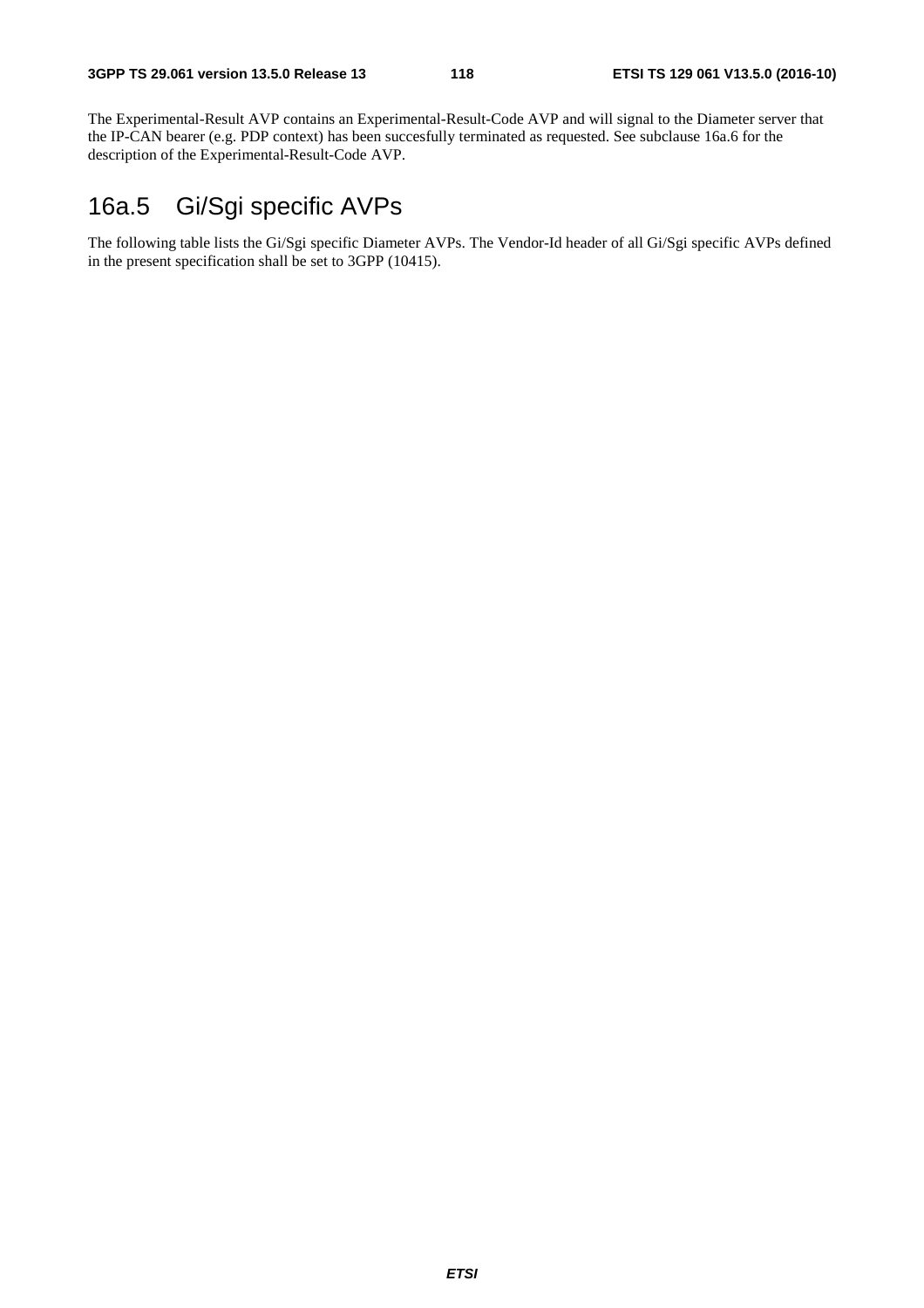The Experimental-Result AVP contains an Experimental-Result-Code AVP and will signal to the Diameter server that the IP-CAN bearer (e.g. PDP context) has been succesfully terminated as requested. See subclause 16a.6 for the description of the Experimental-Result-Code AVP.

## 16a.5 Gi/Sgi specific AVPs

The following table lists the Gi/Sgi specific Diameter AVPs. The Vendor-Id header of all Gi/Sgi specific AVPs defined in the present specification shall be set to 3GPP (10415).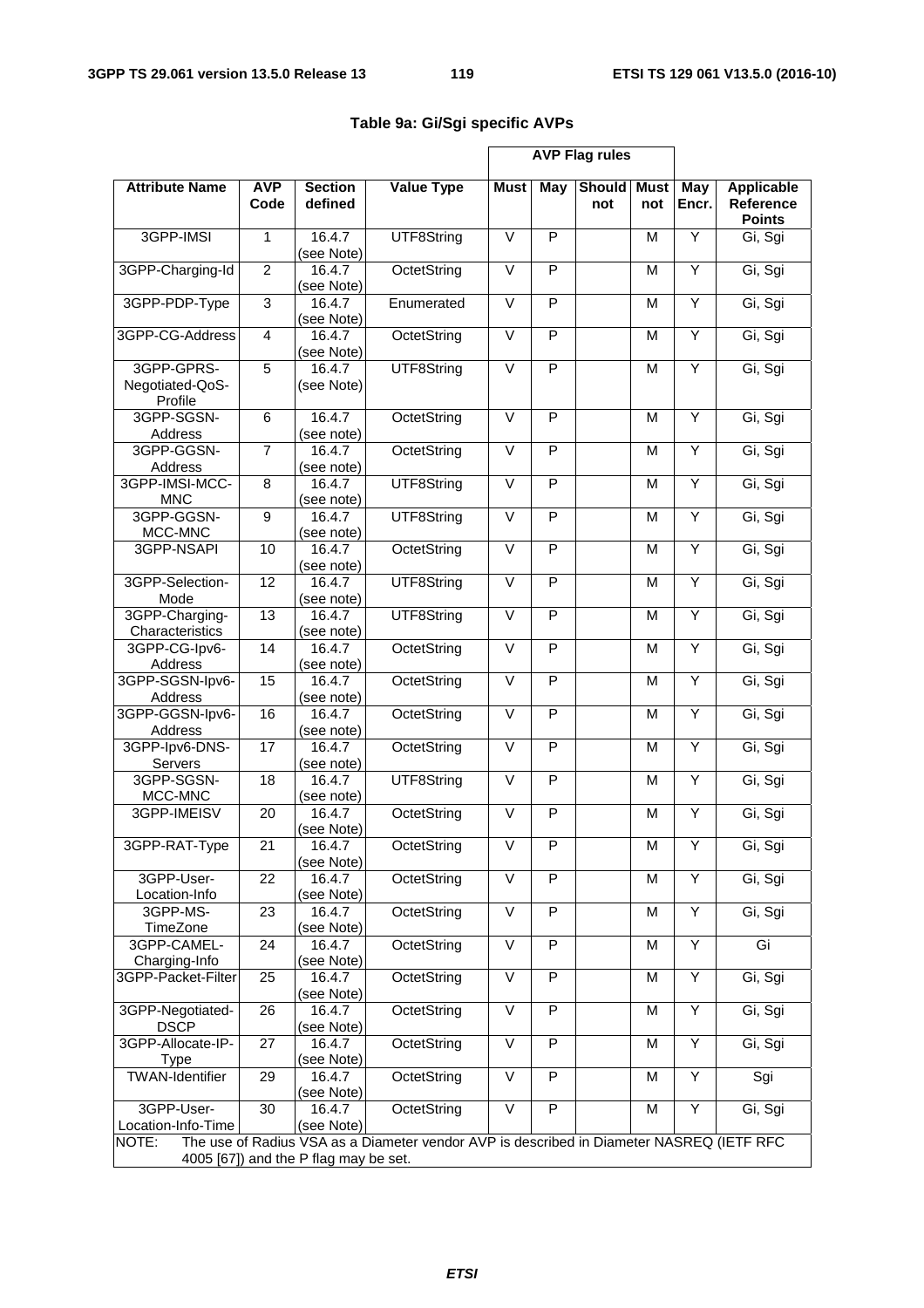**Table 9a: Gi/Sgi specific AVPs**

| Attribute Name | AVP Code | Section defined | Value Type | AVP Flag rules | | | | | Applicable Reference Points |
|---|---|---|---|---|---|---|---|---|---|
| | | | | Must | May | Should not | Must not | May Encr. | |
| 3GPP-IMSI | 1 | 16.4.7 (see Note) | UTF8String | V | P | | M | Y | Gi, Sgi |
| 3GPP-Charging-Id | 2 | 16.4.7 (see Note) | OctetString | V | P | | M | Y | Gi, Sgi |
| 3GPP-PDP-Type | 3 | 16.4.7 (see Note) | Enumerated | V | P | | M | Y | Gi, Sgi |
| 3GPP-CG-Address | 4 | 16.4.7 (see Note) | OctetString | V | P | | M | Y | Gi, Sgi |
| 3GPP-GPRS-Negotiated-QoS-Profile | 5 | 16.4.7 (see Note) | UTF8String | V | P | | M | Y | Gi, Sgi |
| 3GPP-SGSN-Address | 6 | 16.4.7 (see note) | OctetString | V | P | | M | Y | Gi, Sgi |
| 3GPP-GGSN-Address | 7 | 16.4.7 (see note) | OctetString | V | P | | M | Y | Gi, Sgi |
| 3GPP-IMSI-MCC-MNC | 8 | 16.4.7 (see note) | UTF8String | V | P | | M | Y | Gi, Sgi |
| 3GPP-GGSN-MCC-MNC | 9 | 16.4.7 (see note) | UTF8String | V | P | | M | Y | Gi, Sgi |
| 3GPP-NSAPI | 10 | 16.4.7 (see note) | OctetString | V | P | | M | Y | Gi, Sgi |
| 3GPP-Selection-Mode | 12 | 16.4.7 (see note) | UTF8String | V | P | | M | Y | Gi, Sgi |
| 3GPP-Charging-Characteristics | 13 | 16.4.7 (see note) | UTF8String | V | P | | M | Y | Gi, Sgi |
| 3GPP-CG-Ipv6-Address | 14 | 16.4.7 (see note) | OctetString | V | P | | M | Y | Gi, Sgi |
| 3GPP-SGSN-Ipv6-Address | 15 | 16.4.7 (see note) | OctetString | V | P | | M | Y | Gi, Sgi |
| 3GPP-GGSN-Ipv6-Address | 16 | 16.4.7 (see note) | OctetString | V | P | | M | Y | Gi, Sgi |
| 3GPP-Ipv6-DNS-Servers | 17 | 16.4.7 (see note) | OctetString | V | P | | M | Y | Gi, Sgi |
| 3GPP-SGSN-MCC-MNC | 18 | 16.4.7 (see note) | UTF8String | V | P | | M | Y | Gi, Sgi |
| 3GPP-IMEISV | 20 | 16.4.7 (see Note) | OctetString | V | P | | M | Y | Gi, Sgi |
| 3GPP-RAT-Type | 21 | 16.4.7 (see Note) | OctetString | V | P | | M | Y | Gi, Sgi |
| 3GPP-User-Location-Info | 22 | 16.4.7 (see Note) | OctetString | V | P | | M | Y | Gi, Sgi |
| 3GPP-MS-TimeZone | 23 | 16.4.7 (see Note) | OctetString | V | P | | M | Y | Gi, Sgi |
| 3GPP-CAMEL-Charging-Info | 24 | 16.4.7 (see Note) | OctetString | V | P | | M | Y | Gi |
| 3GPP-Packet-Filter | 25 | 16.4.7 (see Note) | OctetString | V | P | | M | Y | Gi, Sgi |
| 3GPP-Negotiated-DSCP | 26 | 16.4.7 (see Note) | OctetString | V | P | | M | Y | Gi, Sgi |
| 3GPP-Allocate-IP-Type | 27 | 16.4.7 (see Note) | OctetString | V | P | | M | Y | Gi, Sgi |
| TWAN-Identifier | 29 | 16.4.7 (see Note) | OctetString | V | P | | M | Y | Sgi |
| 3GPP-User-Location-Info-Time | 30 | 16.4.7 (see Note) | OctetString | V | P | | M | Y | Gi, Sgi |
| NOTE: The use of Radius VSA as a Diameter vendor AVP is described in Diameter NASREQ (IETF RFC 4005 [67]) and the P flag may be set. | | | | | | | | | |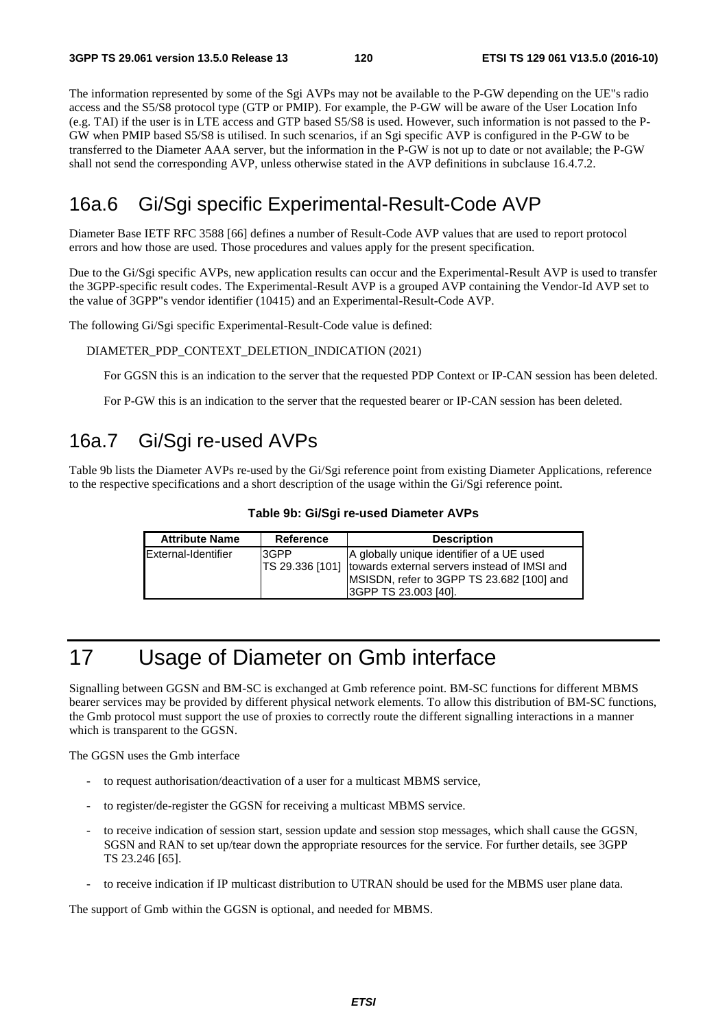The information represented by some of the Sgi AVPs may not be available to the P-GW depending on the UE"s radio access and the S5/S8 protocol type (GTP or PMIP). For example, the P-GW will be aware of the User Location Info (e.g. TAI) if the user is in LTE access and GTP based S5/S8 is used. However, such information is not passed to the P-GW when PMIP based S5/S8 is utilised. In such scenarios, if an Sgi specific AVP is configured in the P-GW to be transferred to the Diameter AAA server, but the information in the P-GW is not up to date or not available; the P-GW shall not send the corresponding AVP, unless otherwise stated in the AVP definitions in subclause 16.4.7.2.

## 16a.6 Gi/Sgi specific Experimental-Result-Code AVP

Diameter Base IETF RFC 3588 [66] defines a number of Result-Code AVP values that are used to report protocol errors and how those are used. Those procedures and values apply for the present specification.

Due to the Gi/Sgi specific AVPs, new application results can occur and the Experimental-Result AVP is used to transfer the 3GPP-specific result codes. The Experimental-Result AVP is a grouped AVP containing the Vendor-Id AVP set to the value of 3GPP"s vendor identifier (10415) and an Experimental-Result-Code AVP.

The following Gi/Sgi specific Experimental-Result-Code value is defined:

DIAMETER_PDP_CONTEXT_DELETION_INDICATION (2021)

For GGSN this is an indication to the server that the requested PDP Context or IP-CAN session has been deleted.

For P-GW this is an indication to the server that the requested bearer or IP-CAN session has been deleted.

## 16a.7 Gi/Sgi re-used AVPs

Table 9b lists the Diameter AVPs re-used by the Gi/Sgi reference point from existing Diameter Applications, reference to the respective specifications and a short description of the usage within the Gi/Sgi reference point.

**Table 9b: Gi/Sgi re-used Diameter AVPs**

| Attribute Name | Reference | Description |
|---|---|---|
| External-Identifier | 3GPP TS 29.336 [101] | A globally unique identifier of a UE used towards external servers instead of IMSI and MSISDN, refer to 3GPP TS 23.682 [100] and 3GPP TS 23.003 [40]. |

# 17 Usage of Diameter on Gmb interface

Signalling between GGSN and BM-SC is exchanged at Gmb reference point. BM-SC functions for different MBMS bearer services may be provided by different physical network elements. To allow this distribution of BM-SC functions, the Gmb protocol must support the use of proxies to correctly route the different signalling interactions in a manner which is transparent to the GGSN.

The GGSN uses the Gmb interface

- to request authorisation/deactivation of a user for a multicast MBMS service,
- to register/de-register the GGSN for receiving a multicast MBMS service.
- to receive indication of session start, session update and session stop messages, which shall cause the GGSN, SGSN and RAN to set up/tear down the appropriate resources for the service. For further details, see 3GPP TS 23.246 [65].
- to receive indication if IP multicast distribution to UTRAN should be used for the MBMS user plane data.

The support of Gmb within the GGSN is optional, and needed for MBMS.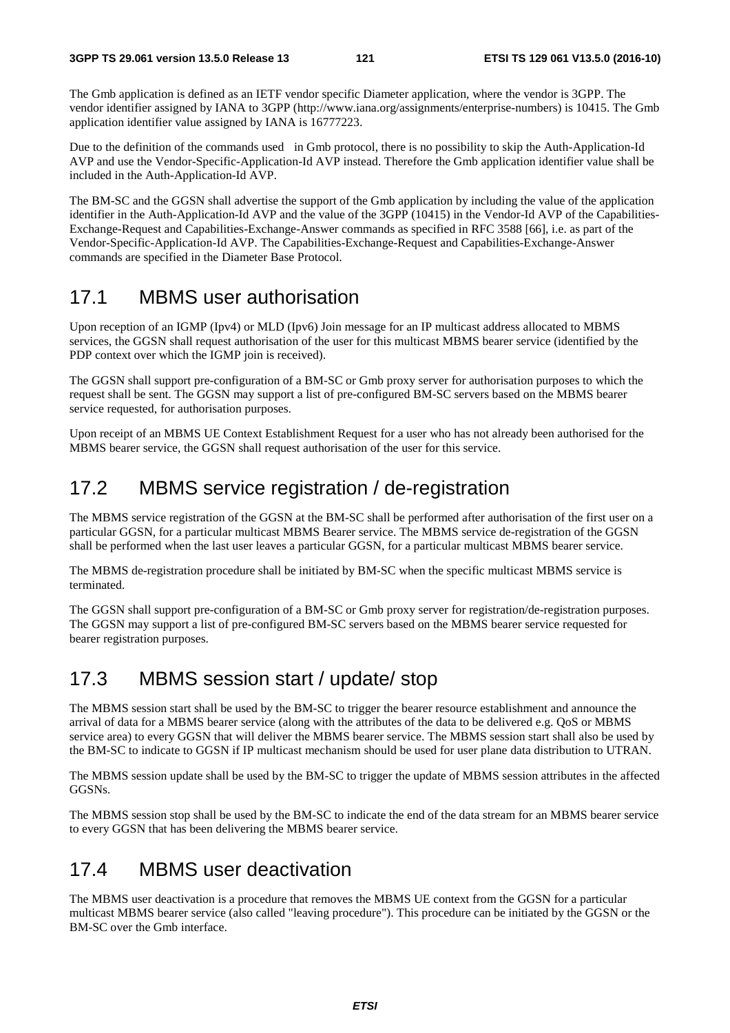The Gmb application is defined as an IETF vendor specific Diameter application, where the vendor is 3GPP. The vendor identifier assigned by IANA to 3GPP (http://www.iana.org/assignments/enterprise-numbers) is 10415. The Gmb application identifier value assigned by IANA is 16777223.

Due to the definition of the commands used in Gmb protocol, there is no possibility to skip the Auth-Application-Id AVP and use the Vendor-Specific-Application-Id AVP instead. Therefore the Gmb application identifier value shall be included in the Auth-Application-Id AVP.

The BM-SC and the GGSN shall advertise the support of the Gmb application by including the value of the application identifier in the Auth-Application-Id AVP and the value of the 3GPP (10415) in the Vendor-Id AVP of the Capabilities-Exchange-Request and Capabilities-Exchange-Answer commands as specified in RFC 3588 [66], i.e. as part of the Vendor-Specific-Application-Id AVP. The Capabilities-Exchange-Request and Capabilities-Exchange-Answer commands are specified in the Diameter Base Protocol.

## 17.1 MBMS user authorisation

Upon reception of an IGMP (Ipv4) or MLD (Ipv6) Join message for an IP multicast address allocated to MBMS services, the GGSN shall request authorisation of the user for this multicast MBMS bearer service (identified by the PDP context over which the IGMP join is received).

The GGSN shall support pre-configuration of a BM-SC or Gmb proxy server for authorisation purposes to which the request shall be sent. The GGSN may support a list of pre-configured BM-SC servers based on the MBMS bearer service requested, for authorisation purposes.

Upon receipt of an MBMS UE Context Establishment Request for a user who has not already been authorised for the MBMS bearer service, the GGSN shall request authorisation of the user for this service.

## 17.2 MBMS service registration / de-registration

The MBMS service registration of the GGSN at the BM-SC shall be performed after authorisation of the first user on a particular GGSN, for a particular multicast MBMS Bearer service. The MBMS service de-registration of the GGSN shall be performed when the last user leaves a particular GGSN, for a particular multicast MBMS bearer service.

The MBMS de-registration procedure shall be initiated by BM-SC when the specific multicast MBMS service is terminated.

The GGSN shall support pre-configuration of a BM-SC or Gmb proxy server for registration/de-registration purposes. The GGSN may support a list of pre-configured BM-SC servers based on the MBMS bearer service requested for bearer registration purposes.

## 17.3 MBMS session start / update/ stop

The MBMS session start shall be used by the BM-SC to trigger the bearer resource establishment and announce the arrival of data for a MBMS bearer service (along with the attributes of the data to be delivered e.g. QoS or MBMS service area) to every GGSN that will deliver the MBMS bearer service. The MBMS session start shall also be used by the BM-SC to indicate to GGSN if IP multicast mechanism should be used for user plane data distribution to UTRAN.

The MBMS session update shall be used by the BM-SC to trigger the update of MBMS session attributes in the affected GGSNs.

The MBMS session stop shall be used by the BM-SC to indicate the end of the data stream for an MBMS bearer service to every GGSN that has been delivering the MBMS bearer service.

## 17.4 MBMS user deactivation

The MBMS user deactivation is a procedure that removes the MBMS UE context from the GGSN for a particular multicast MBMS bearer service (also called "leaving procedure"). This procedure can be initiated by the GGSN or the BM-SC over the Gmb interface.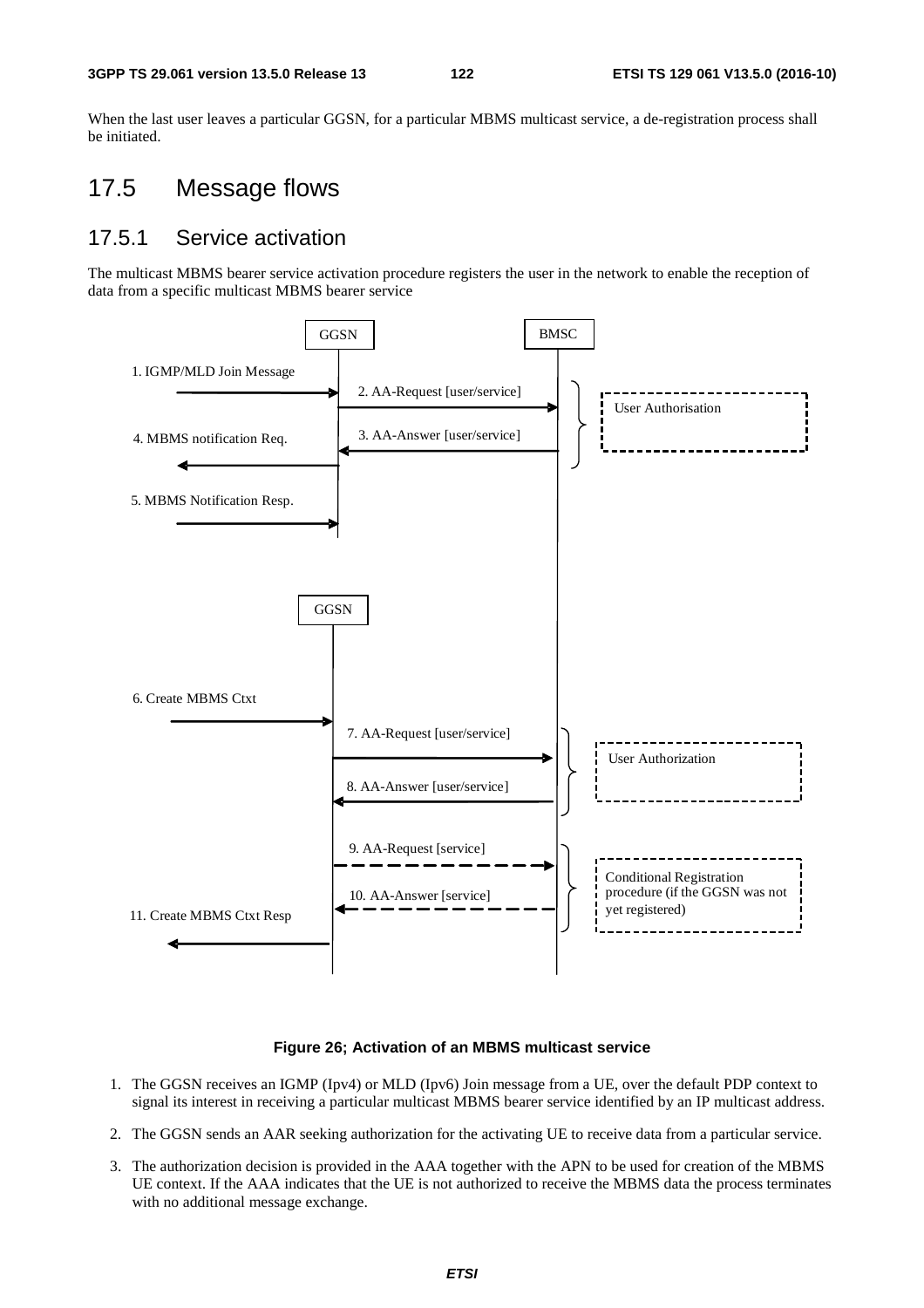When the last user leaves a particular GGSN, for a particular MBMS multicast service, a de-registration process shall be initiated.

## 17.5 Message flows

### 17.5.1 Service activation

The multicast MBMS bearer service activation procedure registers the user in the network to enable the reception of data from a specific multicast MBMS bearer service

**Figure 26; Activation of an MBMS multicast service**

1. The GGSN receives an IGMP (Ipv4) or MLD (Ipv6) Join message from a UE, over the default PDP context to signal its interest in receiving a particular multicast MBMS bearer service identified by an IP multicast address.

2. The GGSN sends an AAR seeking authorization for the activating UE to receive data from a particular service.

3. The authorization decision is provided in the AAA together with the APN to be used for creation of the MBMS UE context. If the AAA indicates that the UE is not authorized to receive the MBMS data the process terminates with no additional message exchange.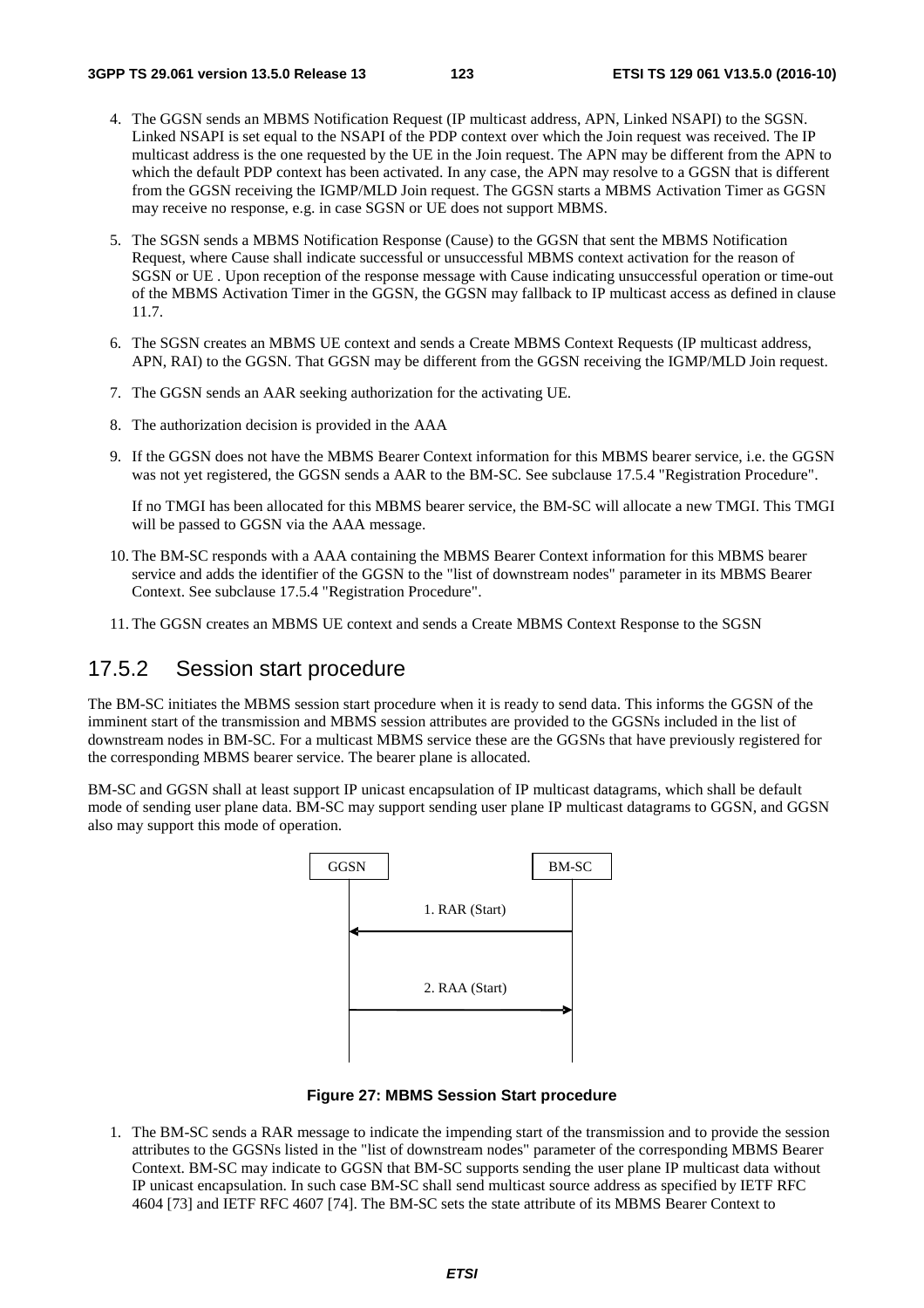4. The GGSN sends an MBMS Notification Request (IP multicast address, APN, Linked NSAPI) to the SGSN. Linked NSAPI is set equal to the NSAPI of the PDP context over which the Join request was received. The IP multicast address is the one requested by the UE in the Join request. The APN may be different from the APN to which the default PDP context has been activated. In any case, the APN may resolve to a GGSN that is different from the GGSN receiving the IGMP/MLD Join request. The GGSN starts a MBMS Activation Timer as GGSN may receive no response, e.g. in case SGSN or UE does not support MBMS.

5. The SGSN sends a MBMS Notification Response (Cause) to the GGSN that sent the MBMS Notification Request, where Cause shall indicate successful or unsuccessful MBMS context activation for the reason of SGSN or UE . Upon reception of the response message with Cause indicating unsuccessful operation or time-out of the MBMS Activation Timer in the GGSN, the GGSN may fallback to IP multicast access as defined in clause 11.7.

6. The SGSN creates an MBMS UE context and sends a Create MBMS Context Requests (IP multicast address, APN, RAI) to the GGSN. That GGSN may be different from the GGSN receiving the IGMP/MLD Join request.

7. The GGSN sends an AAR seeking authorization for the activating UE.

8. The authorization decision is provided in the AAA

9. If the GGSN does not have the MBMS Bearer Context information for this MBMS bearer service, i.e. the GGSN was not yet registered, the GGSN sends a AAR to the BM-SC. See subclause 17.5.4 "Registration Procedure".

   If no TMGI has been allocated for this MBMS bearer service, the BM-SC will allocate a new TMGI. This TMGI will be passed to GGSN via the AAA message.

10. The BM-SC responds with a AAA containing the MBMS Bearer Context information for this MBMS bearer service and adds the identifier of the GGSN to the "list of downstream nodes" parameter in its MBMS Bearer Context. See subclause 17.5.4 "Registration Procedure".

11. The GGSN creates an MBMS UE context and sends a Create MBMS Context Response to the SGSN

## 17.5.2 Session start procedure

The BM-SC initiates the MBMS session start procedure when it is ready to send data. This informs the GGSN of the imminent start of the transmission and MBMS session attributes are provided to the GGSNs included in the list of downstream nodes in BM-SC. For a multicast MBMS service these are the GGSNs that have previously registered for the corresponding MBMS bearer service. The bearer plane is allocated.

BM-SC and GGSN shall at least support IP unicast encapsulation of IP multicast datagrams, which shall be default mode of sending user plane data. BM-SC may support sending user plane IP multicast datagrams to GGSN, and GGSN also may support this mode of operation.

GGSN | BM-SC

1. RAR (Start) (BM-SC → GGSN)

2. RAA (Start) (GGSN → BM-SC)

**Figure 27: MBMS Session Start procedure**

1. The BM-SC sends a RAR message to indicate the impending start of the transmission and to provide the session attributes to the GGSNs listed in the "list of downstream nodes" parameter of the corresponding MBMS Bearer Context. BM-SC may indicate to GGSN that BM-SC supports sending the user plane IP multicast data without IP unicast encapsulation. In such case BM-SC shall send multicast source address as specified by IETF RFC 4604 [73] and IETF RFC 4607 [74]. The BM-SC sets the state attribute of its MBMS Bearer Context to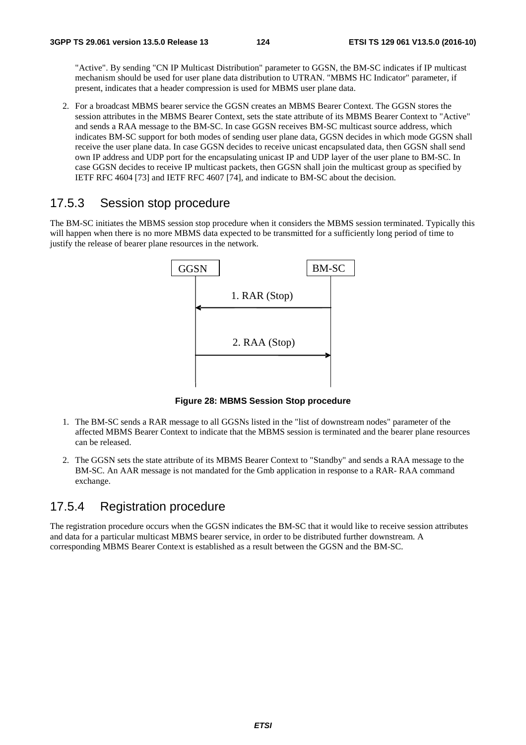"Active". By sending "CN IP Multicast Distribution" parameter to GGSN, the BM-SC indicates if IP multicast mechanism should be used for user plane data distribution to UTRAN. "MBMS HC Indicator" parameter, if present, indicates that a header compression is used for MBMS user plane data.

2. For a broadcast MBMS bearer service the GGSN creates an MBMS Bearer Context. The GGSN stores the session attributes in the MBMS Bearer Context, sets the state attribute of its MBMS Bearer Context to "Active" and sends a RAA message to the BM-SC. In case GGSN receives BM-SC multicast source address, which indicates BM-SC support for both modes of sending user plane data, GGSN decides in which mode GGSN shall receive the user plane data. In case GGSN decides to receive unicast encapsulated data, then GGSN shall send own IP address and UDP port for the encapsulating unicast IP and UDP layer of the user plane to BM-SC. In case GGSN decides to receive IP multicast packets, then GGSN shall join the multicast group as specified by IETF RFC 4604 [73] and IETF RFC 4607 [74], and indicate to BM-SC about the decision.

## 17.5.3 Session stop procedure

The BM-SC initiates the MBMS session stop procedure when it considers the MBMS session terminated. Typically this will happen when there is no more MBMS data expected to be transmitted for a sufficiently long period of time to justify the release of bearer plane resources in the network.

GGSN | BM-SC

1. RAR (Stop)

2. RAA (Stop)

**Figure 28: MBMS Session Stop procedure**

1. The BM-SC sends a RAR message to all GGSNs listed in the "list of downstream nodes" parameter of the affected MBMS Bearer Context to indicate that the MBMS session is terminated and the bearer plane resources can be released.

2. The GGSN sets the state attribute of its MBMS Bearer Context to "Standby" and sends a RAA message to the BM-SC. An AAR message is not mandated for the Gmb application in response to a RAR- RAA command exchange.

## 17.5.4 Registration procedure

The registration procedure occurs when the GGSN indicates the BM-SC that it would like to receive session attributes and data for a particular multicast MBMS bearer service, in order to be distributed further downstream. A corresponding MBMS Bearer Context is established as a result between the GGSN and the BM-SC.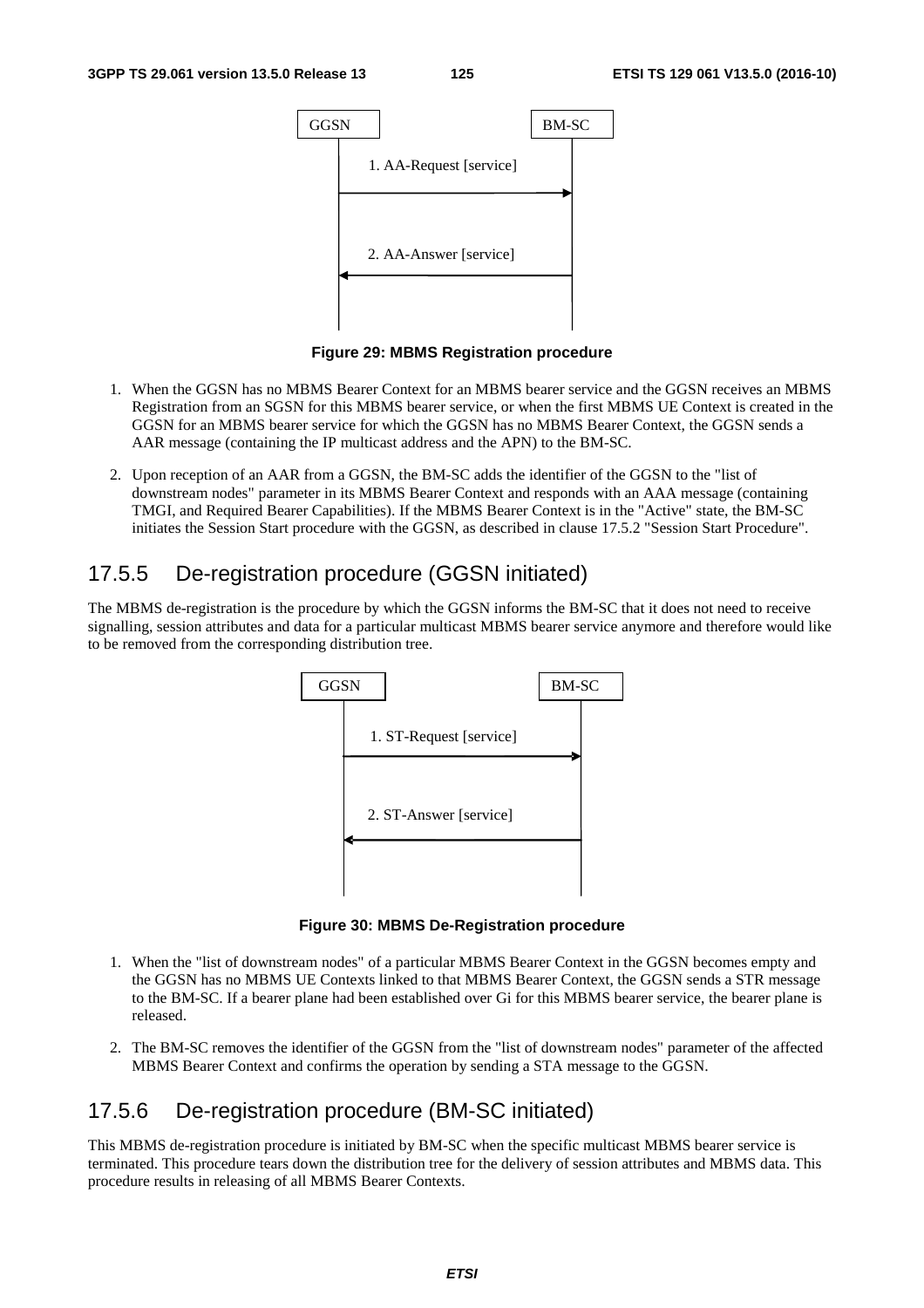GGSN → BM-SC: 1. AA-Request [service]

BM-SC → GGSN: 2. AA-Answer [service]

**Figure 29: MBMS Registration procedure**

1. When the GGSN has no MBMS Bearer Context for an MBMS bearer service and the GGSN receives an MBMS Registration from an SGSN for this MBMS bearer service, or when the first MBMS UE Context is created in the GGSN for an MBMS bearer service for which the GGSN has no MBMS Bearer Context, the GGSN sends a AAR message (containing the IP multicast address and the APN) to the BM-SC.

2. Upon reception of an AAR from a GGSN, the BM-SC adds the identifier of the GGSN to the "list of downstream nodes" parameter in its MBMS Bearer Context and responds with an AAA message (containing TMGI, and Required Bearer Capabilities). If the MBMS Bearer Context is in the "Active" state, the BM-SC initiates the Session Start procedure with the GGSN, as described in clause 17.5.2 "Session Start Procedure".

## 17.5.5 De-registration procedure (GGSN initiated)

The MBMS de-registration is the procedure by which the GGSN informs the BM-SC that it does not need to receive signalling, session attributes and data for a particular multicast MBMS bearer service anymore and therefore would like to be removed from the corresponding distribution tree.

GGSN → BM-SC: 1. ST-Request [service]

BM-SC → GGSN: 2. ST-Answer [service]

**Figure 30: MBMS De-Registration procedure**

1. When the "list of downstream nodes" of a particular MBMS Bearer Context in the GGSN becomes empty and the GGSN has no MBMS UE Contexts linked to that MBMS Bearer Context, the GGSN sends a STR message to the BM-SC. If a bearer plane had been established over Gi for this MBMS bearer service, the bearer plane is released.

2. The BM-SC removes the identifier of the GGSN from the "list of downstream nodes" parameter of the affected MBMS Bearer Context and confirms the operation by sending a STA message to the GGSN.

## 17.5.6 De-registration procedure (BM-SC initiated)

This MBMS de-registration procedure is initiated by BM-SC when the specific multicast MBMS bearer service is terminated. This procedure tears down the distribution tree for the delivery of session attributes and MBMS data. This procedure results in releasing of all MBMS Bearer Contexts.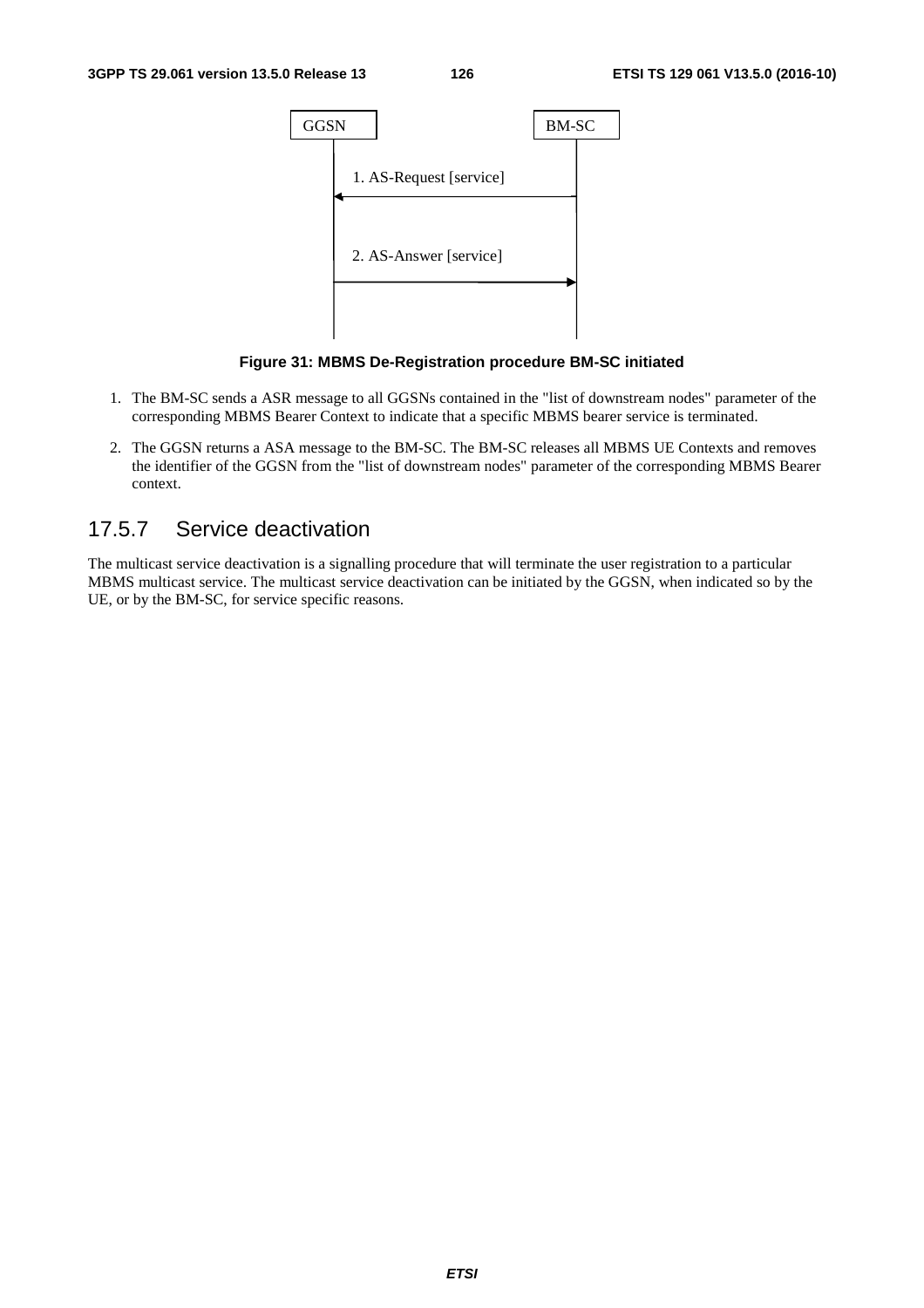**Figure 31: MBMS De-Registration procedure BM-SC initiated**

1. The BM-SC sends a ASR message to all GGSNs contained in the "list of downstream nodes" parameter of the corresponding MBMS Bearer Context to indicate that a specific MBMS bearer service is terminated.

2. The GGSN returns a ASA message to the BM-SC. The BM-SC releases all MBMS UE Contexts and removes the identifier of the GGSN from the "list of downstream nodes" parameter of the corresponding MBMS Bearer context.

### 17.5.7 Service deactivation

The multicast service deactivation is a signalling procedure that will terminate the user registration to a particular MBMS multicast service. The multicast service deactivation can be initiated by the GGSN, when indicated so by the UE, or by the BM-SC, for service specific reasons.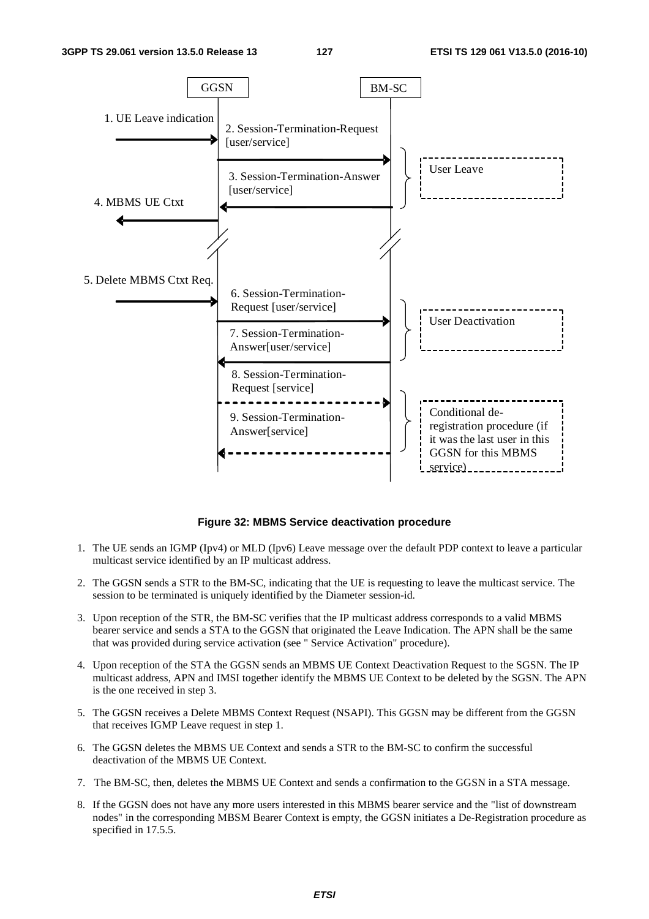**Figure 32: MBMS Service deactivation procedure**

1. The UE sends an IGMP (Ipv4) or MLD (Ipv6) Leave message over the default PDP context to leave a particular multicast service identified by an IP multicast address.

2. The GGSN sends a STR to the BM-SC, indicating that the UE is requesting to leave the multicast service. The session to be terminated is uniquely identified by the Diameter session-id.

3. Upon reception of the STR, the BM-SC verifies that the IP multicast address corresponds to a valid MBMS bearer service and sends a STA to the GGSN that originated the Leave Indication. The APN shall be the same that was provided during service activation (see " Service Activation" procedure).

4. Upon reception of the STA the GGSN sends an MBMS UE Context Deactivation Request to the SGSN. The IP multicast address, APN and IMSI together identify the MBMS UE Context to be deleted by the SGSN. The APN is the one received in step 3.

5. The GGSN receives a Delete MBMS Context Request (NSAPI). This GGSN may be different from the GGSN that receives IGMP Leave request in step 1.

6. The GGSN deletes the MBMS UE Context and sends a STR to the BM-SC to confirm the successful deactivation of the MBMS UE Context.

7. The BM-SC, then, deletes the MBMS UE Context and sends a confirmation to the GGSN in a STA message.

8. If the GGSN does not have any more users interested in this MBMS bearer service and the "list of downstream nodes" in the corresponding MBSM Bearer Context is empty, the GGSN initiates a De-Registration procedure as specified in 17.5.5.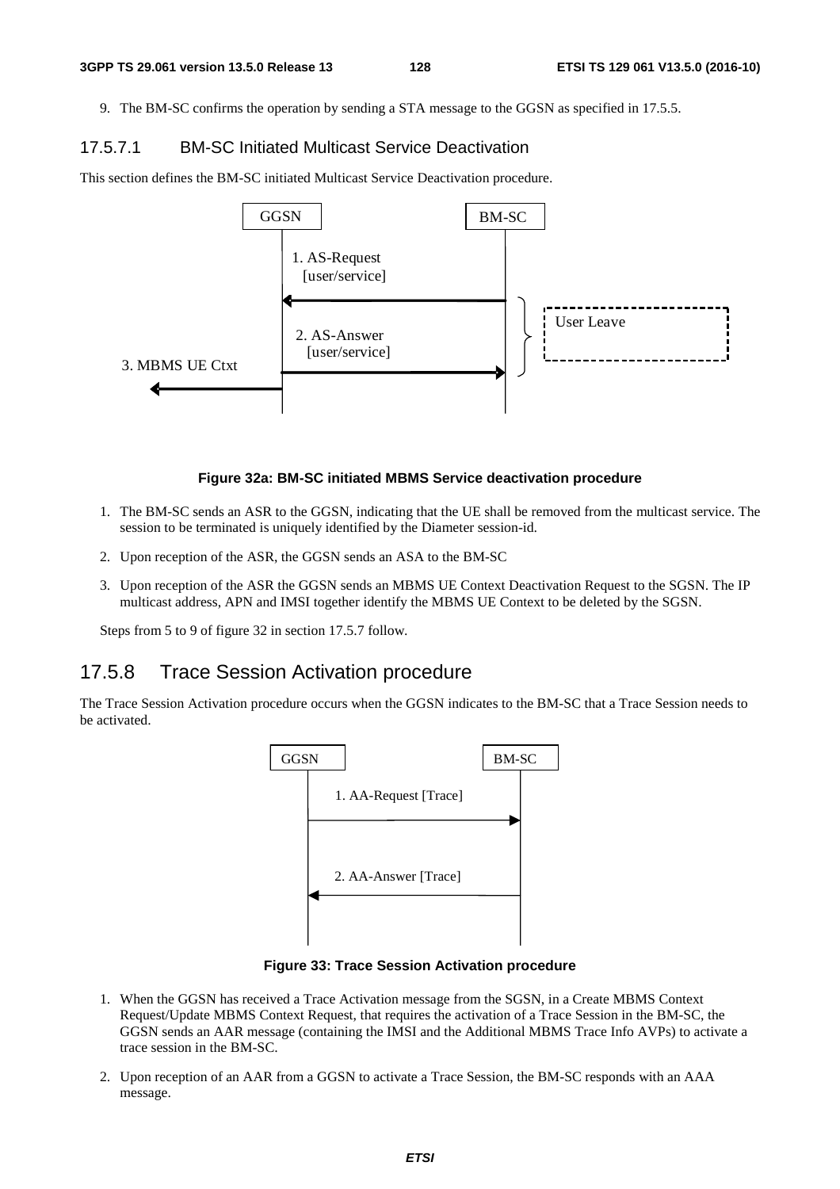9. The BM-SC confirms the operation by sending a STA message to the GGSN as specified in 17.5.5.

#### 17.5.7.1 BM-SC Initiated Multicast Service Deactivation

This section defines the BM-SC initiated Multicast Service Deactivation procedure.

**Figure 32a: BM-SC initiated MBMS Service deactivation procedure**

1. The BM-SC sends an ASR to the GGSN, indicating that the UE shall be removed from the multicast service. The session to be terminated is uniquely identified by the Diameter session-id.
2. Upon reception of the ASR, the GGSN sends an ASA to the BM-SC
3. Upon reception of the ASR the GGSN sends an MBMS UE Context Deactivation Request to the SGSN. The IP multicast address, APN and IMSI together identify the MBMS UE Context to be deleted by the SGSN.

Steps from 5 to 9 of figure 32 in section 17.5.7 follow.

### 17.5.8 Trace Session Activation procedure

The Trace Session Activation procedure occurs when the GGSN indicates to the BM-SC that a Trace Session needs to be activated.

**Figure 33: Trace Session Activation procedure**

1. When the GGSN has received a Trace Activation message from the SGSN, in a Create MBMS Context Request/Update MBMS Context Request, that requires the activation of a Trace Session in the BM-SC, the GGSN sends an AAR message (containing the IMSI and the Additional MBMS Trace Info AVPs) to activate a trace session in the BM-SC.
2. Upon reception of an AAR from a GGSN to activate a Trace Session, the BM-SC responds with an AAA message.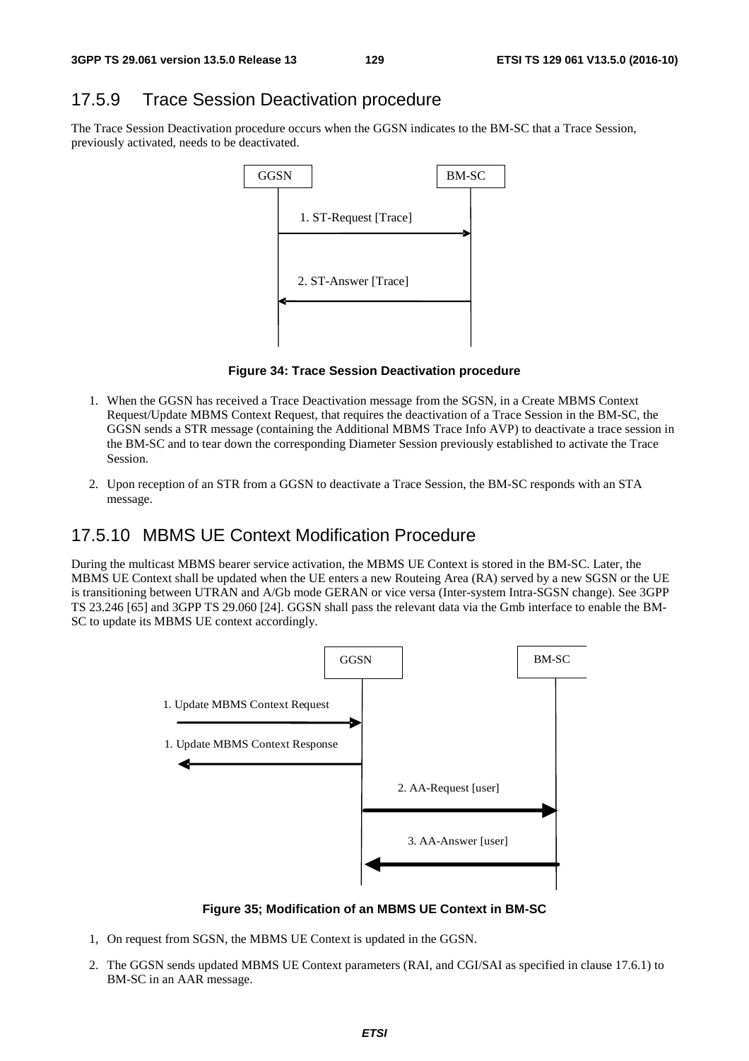### 17.5.9 Trace Session Deactivation procedure

The Trace Session Deactivation procedure occurs when the GGSN indicates to the BM-SC that a Trace Session, previously activated, needs to be deactivated.

GGSN | BM-SC

1. ST-Request [Trace]

2. ST-Answer [Trace]

**Figure 34: Trace Session Deactivation procedure**

1. When the GGSN has received a Trace Deactivation message from the SGSN, in a Create MBMS Context Request/Update MBMS Context Request, that requires the deactivation of a Trace Session in the BM-SC, the GGSN sends a STR message (containing the Additional MBMS Trace Info AVP) to deactivate a trace session in the BM-SC and to tear down the corresponding Diameter Session previously established to activate the Trace Session.

2. Upon reception of an STR from a GGSN to deactivate a Trace Session, the BM-SC responds with an STA message.

### 17.5.10 MBMS UE Context Modification Procedure

During the multicast MBMS bearer service activation, the MBMS UE Context is stored in the BM-SC. Later, the MBMS UE Context shall be updated when the UE enters a new Routeing Area (RA) served by a new SGSN or the UE is transitioning between UTRAN and A/Gb mode GERAN or vice versa (Inter-system Intra-SGSN change). See 3GPP TS 23.246 [65] and 3GPP TS 29.060 [24]. GGSN shall pass the relevant data via the Gmb interface to enable the BM-SC to update its MBMS UE context accordingly.

GGSN | BM-SC

1. Update MBMS Context Request

1. Update MBMS Context Response

2. AA-Request [user]

3. AA-Answer [user]

**Figure 35; Modification of an MBMS UE Context in BM-SC**

1, On request from SGSN, the MBMS UE Context is updated in the GGSN.

2. The GGSN sends updated MBMS UE Context parameters (RAI, and CGI/SAI as specified in clause 17.6.1) to BM-SC in an AAR message.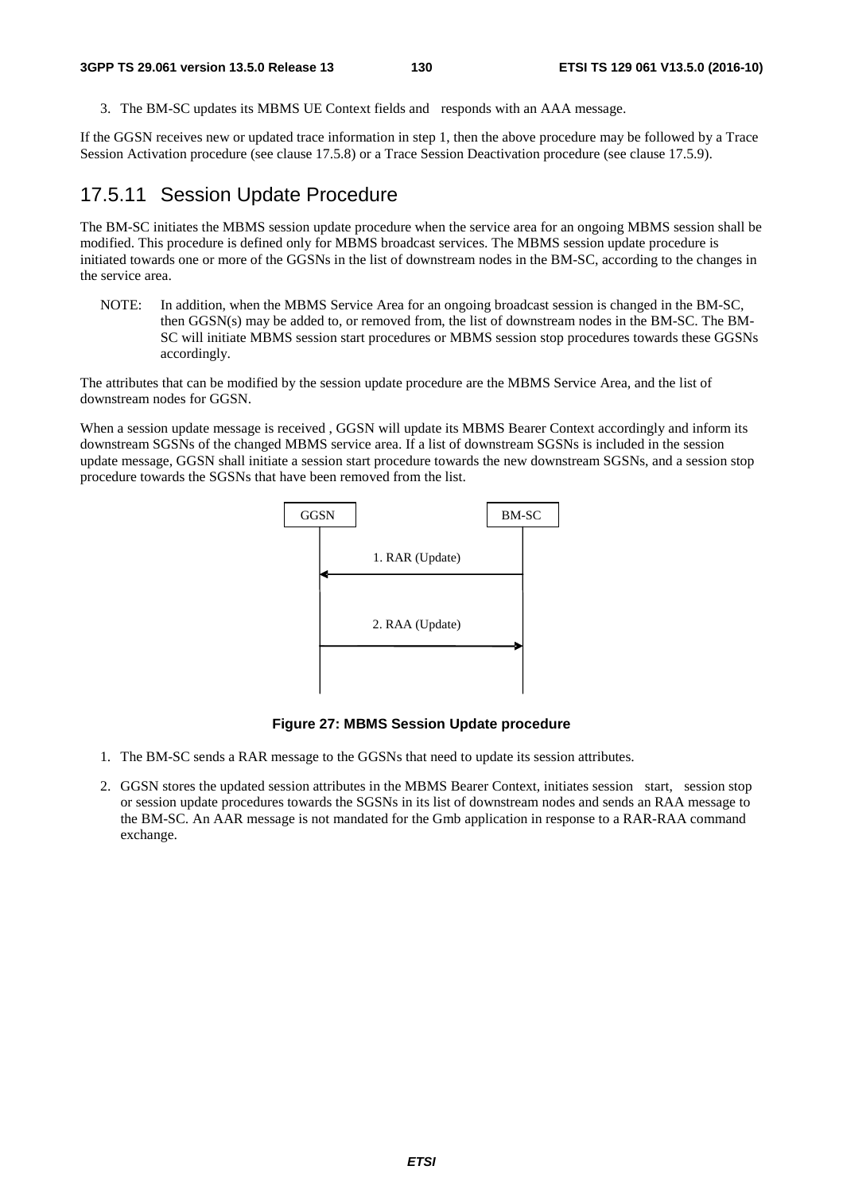3. The BM-SC updates its MBMS UE Context fields and responds with an AAA message.

If the GGSN receives new or updated trace information in step 1, then the above procedure may be followed by a Trace Session Activation procedure (see clause 17.5.8) or a Trace Session Deactivation procedure (see clause 17.5.9).

### 17.5.11 Session Update Procedure

The BM-SC initiates the MBMS session update procedure when the service area for an ongoing MBMS session shall be modified. This procedure is defined only for MBMS broadcast services. The MBMS session update procedure is initiated towards one or more of the GGSNs in the list of downstream nodes in the BM-SC, according to the changes in the service area.

NOTE: In addition, when the MBMS Service Area for an ongoing broadcast session is changed in the BM-SC, then GGSN(s) may be added to, or removed from, the list of downstream nodes in the BM-SC. The BM-SC will initiate MBMS session start procedures or MBMS session stop procedures towards these GGSNs accordingly.

The attributes that can be modified by the session update procedure are the MBMS Service Area, and the list of downstream nodes for GGSN.

When a session update message is received , GGSN will update its MBMS Bearer Context accordingly and inform its downstream SGSNs of the changed MBMS service area. If a list of downstream SGSNs is included in the session update message, GGSN shall initiate a session start procedure towards the new downstream SGSNs, and a session stop procedure towards the SGSNs that have been removed from the list.

GGSN | BM-SC

1. RAR (Update)

2. RAA (Update)

**Figure 27: MBMS Session Update procedure**

1. The BM-SC sends a RAR message to the GGSNs that need to update its session attributes.

2. GGSN stores the updated session attributes in the MBMS Bearer Context, initiates session start, session stop or session update procedures towards the SGSNs in its list of downstream nodes and sends an RAA message to the BM-SC. An AAR message is not mandated for the Gmb application in response to a RAR-RAA command exchange.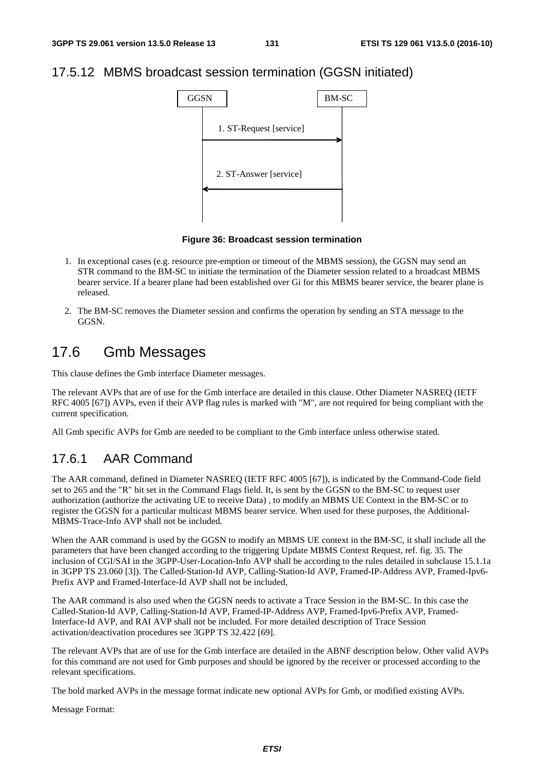### 17.5.12 MBMS broadcast session termination (GGSN initiated)

GGSN → BM-SC: 1. ST-Request [service]

BM-SC → GGSN: 2. ST-Answer [service]

**Figure 36: Broadcast session termination**

1. In exceptional cases (e.g. resource pre-emption or timeout of the MBMS session), the GGSN may send an STR command to the BM-SC to initiate the termination of the Diameter session related to a broadcast MBMS bearer service. If a bearer plane had been established over Gi for this MBMS bearer service, the bearer plane is released.
2. The BM-SC removes the Diameter session and confirms the operation by sending an STA message to the GGSN.

## 17.6 Gmb Messages

This clause defines the Gmb interface Diameter messages.

The relevant AVPs that are of use for the Gmb interface are detailed in this clause. Other Diameter NASREQ (IETF RFC 4005 [67]) AVPs, even if their AVP flag rules is marked with "M", are not required for being compliant with the current specification.

All Gmb specific AVPs for Gmb are needed to be compliant to the Gmb interface unless otherwise stated.

### 17.6.1 AAR Command

The AAR command, defined in Diameter NASREQ (IETF RFC 4005 [67]), is indicated by the Command-Code field set to 265 and the "R" bit set in the Command Flags field. It, is sent by the GGSN to the BM-SC to request user authorization (authorize the activating UE to receive Data) , to modify an MBMS UE Context in the BM-SC or to register the GGSN for a particular multicast MBMS bearer service. When used for these purposes, the Additional-MBMS-Trace-Info AVP shall not be included.

When the AAR command is used by the GGSN to modify an MBMS UE context in the BM-SC, it shall include all the parameters that have been changed according to the triggering Update MBMS Context Request, ref. fig. 35. The inclusion of CGI/SAI in the 3GPP-User-Location-Info AVP shall be according to the rules detailed in subclause 15.1.1a in 3GPP TS 23.060 [3]). The Called-Station-Id AVP, Calling-Station-Id AVP, Framed-IP-Address AVP, Framed-Ipv6-Prefix AVP and Framed-Interface-Id AVP shall not be included,

The AAR command is also used when the GGSN needs to activate a Trace Session in the BM-SC. In this case the Called-Station-Id AVP, Calling-Station-Id AVP, Framed-IP-Address AVP, Framed-Ipv6-Prefix AVP, Framed-Interface-Id AVP, and RAI AVP shall not be included. For more detailed description of Trace Session activation/deactivation procedures see 3GPP TS 32.422 [69].

The relevant AVPs that are of use for the Gmb interface are detailed in the ABNF description below. Other valid AVPs for this command are not used for Gmb purposes and should be ignored by the receiver or processed according to the relevant specifications.

The bold marked AVPs in the message format indicate new optional AVPs for Gmb, or modified existing AVPs.

Message Format: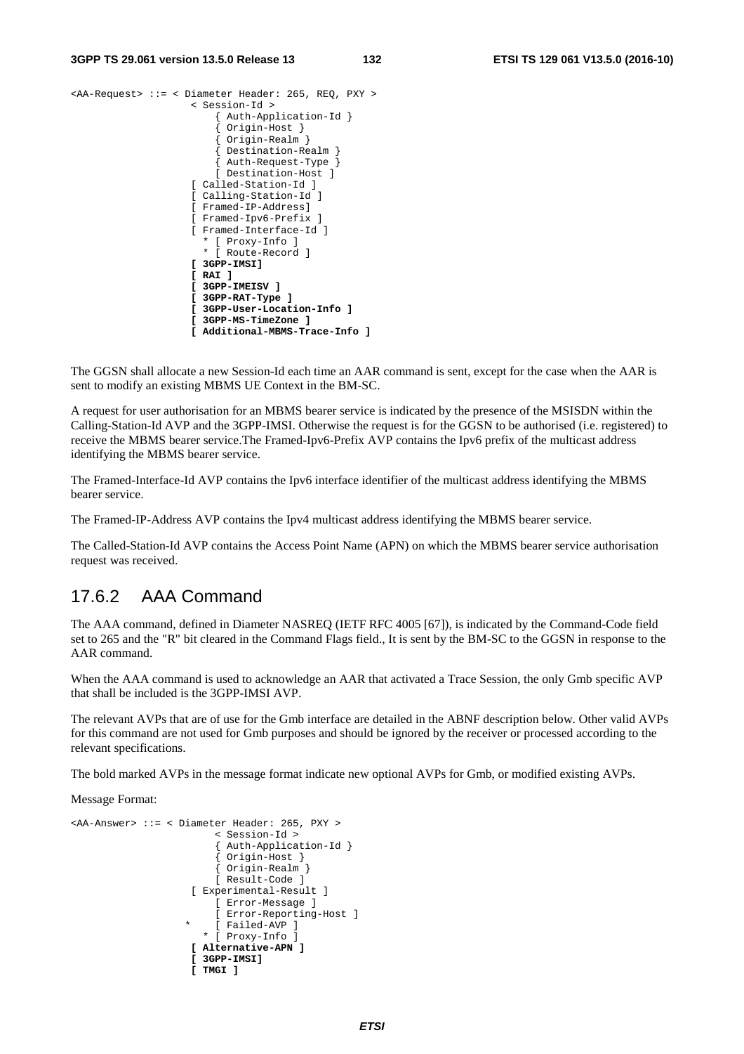```
<AA-Request> ::= < Diameter Header: 265, REQ, PXY >
                  < Session-Id >
                      { Auth-Application-Id }
                      { Origin-Host }
                      { Origin-Realm }
                      { Destination-Realm }
                      { Auth-Request-Type }
                      [ Destination-Host ]
                  [ Called-Station-Id ]
                  [ Calling-Station-Id ]
                  [ Framed-IP-Address]
                  [ Framed-Ipv6-Prefix ]
                  [ Framed-Interface-Id ]
                    * [ Proxy-Info ]
                    * [ Route-Record ]
                  [ 3GPP-IMSI]
                  [ RAI ]
                  [ 3GPP-IMEISV ]
                  [ 3GPP-RAT-Type ]
                  [ 3GPP-User-Location-Info ]
                  [ 3GPP-MS-TimeZone ]
                  [ Additional-MBMS-Trace-Info ]
```

The GGSN shall allocate a new Session-Id each time an AAR command is sent, except for the case when the AAR is sent to modify an existing MBMS UE Context in the BM-SC.

A request for user authorisation for an MBMS bearer service is indicated by the presence of the MSISDN within the Calling-Station-Id AVP and the 3GPP-IMSI. Otherwise the request is for the GGSN to be authorised (i.e. registered) to receive the MBMS bearer service.The Framed-Ipv6-Prefix AVP contains the Ipv6 prefix of the multicast address identifying the MBMS bearer service.

The Framed-Interface-Id AVP contains the Ipv6 interface identifier of the multicast address identifying the MBMS bearer service.

The Framed-IP-Address AVP contains the Ipv4 multicast address identifying the MBMS bearer service.

The Called-Station-Id AVP contains the Access Point Name (APN) on which the MBMS bearer service authorisation request was received.

## 17.6.2 AAA Command

The AAA command, defined in Diameter NASREQ (IETF RFC 4005 [67]), is indicated by the Command-Code field set to 265 and the "R" bit cleared in the Command Flags field., It is sent by the BM-SC to the GGSN in response to the AAR command.

When the AAA command is used to acknowledge an AAR that activated a Trace Session, the only Gmb specific AVP that shall be included is the 3GPP-IMSI AVP.

The relevant AVPs that are of use for the Gmb interface are detailed in the ABNF description below. Other valid AVPs for this command are not used for Gmb purposes and should be ignored by the receiver or processed according to the relevant specifications.

The bold marked AVPs in the message format indicate new optional AVPs for Gmb, or modified existing AVPs.

Message Format:

```
<AA-Answer> ::= < Diameter Header: 265, PXY >
                      < Session-Id >
                      { Auth-Application-Id }
                      { Origin-Host }
                      { Origin-Realm }
                      [ Result-Code ]
                  [ Experimental-Result ]
                      [ Error-Message ]
                      [ Error-Reporting-Host ]
                *     [ Failed-AVP ]
                    * [ Proxy-Info ]
                  [ Alternative-APN ]
                  [ 3GPP-IMSI]
                  [ TMGI ]
```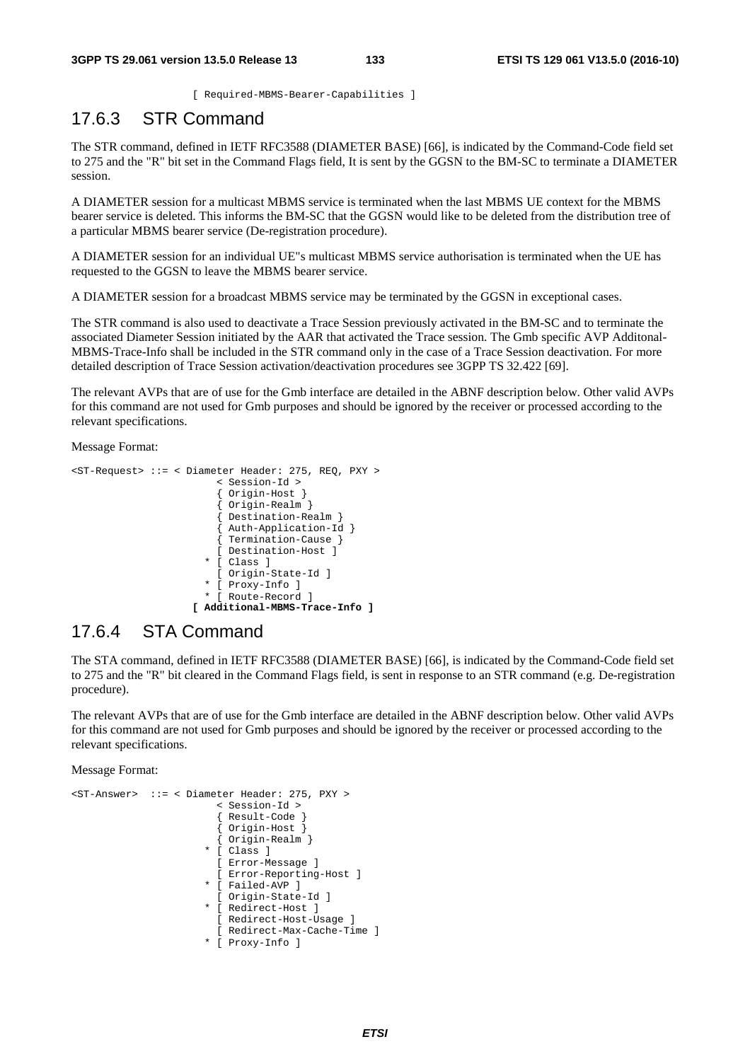```
                  [ Required-MBMS-Bearer-Capabilities ]
```

## 17.6.3 STR Command

The STR command, defined in IETF RFC3588 (DIAMETER BASE) [66], is indicated by the Command-Code field set to 275 and the "R" bit set in the Command Flags field, It is sent by the GGSN to the BM-SC to terminate a DIAMETER session.

A DIAMETER session for a multicast MBMS service is terminated when the last MBMS UE context for the MBMS bearer service is deleted. This informs the BM-SC that the GGSN would like to be deleted from the distribution tree of a particular MBMS bearer service (De-registration procedure).

A DIAMETER session for an individual UE"s multicast MBMS service authorisation is terminated when the UE has requested to the GGSN to leave the MBMS bearer service.

A DIAMETER session for a broadcast MBMS service may be terminated by the GGSN in exceptional cases.

The STR command is also used to deactivate a Trace Session previously activated in the BM-SC and to terminate the associated Diameter Session initiated by the AAR that activated the Trace session. The Gmb specific AVP Additonal-MBMS-Trace-Info shall be included in the STR command only in the case of a Trace Session deactivation. For more detailed description of Trace Session activation/deactivation procedures see 3GPP TS 32.422 [69].

The relevant AVPs that are of use for the Gmb interface are detailed in the ABNF description below. Other valid AVPs for this command are not used for Gmb purposes and should be ignored by the receiver or processed according to the relevant specifications.

Message Format:

```
<ST-Request> ::= < Diameter Header: 275, REQ, PXY >
                         < Session-Id >
                         { Origin-Host }
                         { Origin-Realm }
                         { Destination-Realm }
                         { Auth-Application-Id }
                         { Termination-Cause }
                         [ Destination-Host ]
                       * [ Class ]
                         [ Origin-State-Id ]
                       * [ Proxy-Info ]
                       * [ Route-Record ]
                      [ Additional-MBMS-Trace-Info ]
```

## 17.6.4 STA Command

The STA command, defined in IETF RFC3588 (DIAMETER BASE) [66], is indicated by the Command-Code field set to 275 and the "R" bit cleared in the Command Flags field, is sent in response to an STR command (e.g. De-registration procedure).

The relevant AVPs that are of use for the Gmb interface are detailed in the ABNF description below. Other valid AVPs for this command are not used for Gmb purposes and should be ignored by the receiver or processed according to the relevant specifications.

Message Format:

```
<ST-Answer>  ::= < Diameter Header: 275, PXY >
                         < Session-Id >
                         { Result-Code }
                         { Origin-Host }
                         { Origin-Realm }
                       * [ Class ]
                         [ Error-Message ]
                         [ Error-Reporting-Host ]
                       * [ Failed-AVP ]
                         [ Origin-State-Id ]
                       * [ Redirect-Host ]
                         [ Redirect-Host-Usage ]
                         [ Redirect-Max-Cache-Time ]
                       * [ Proxy-Info ]
```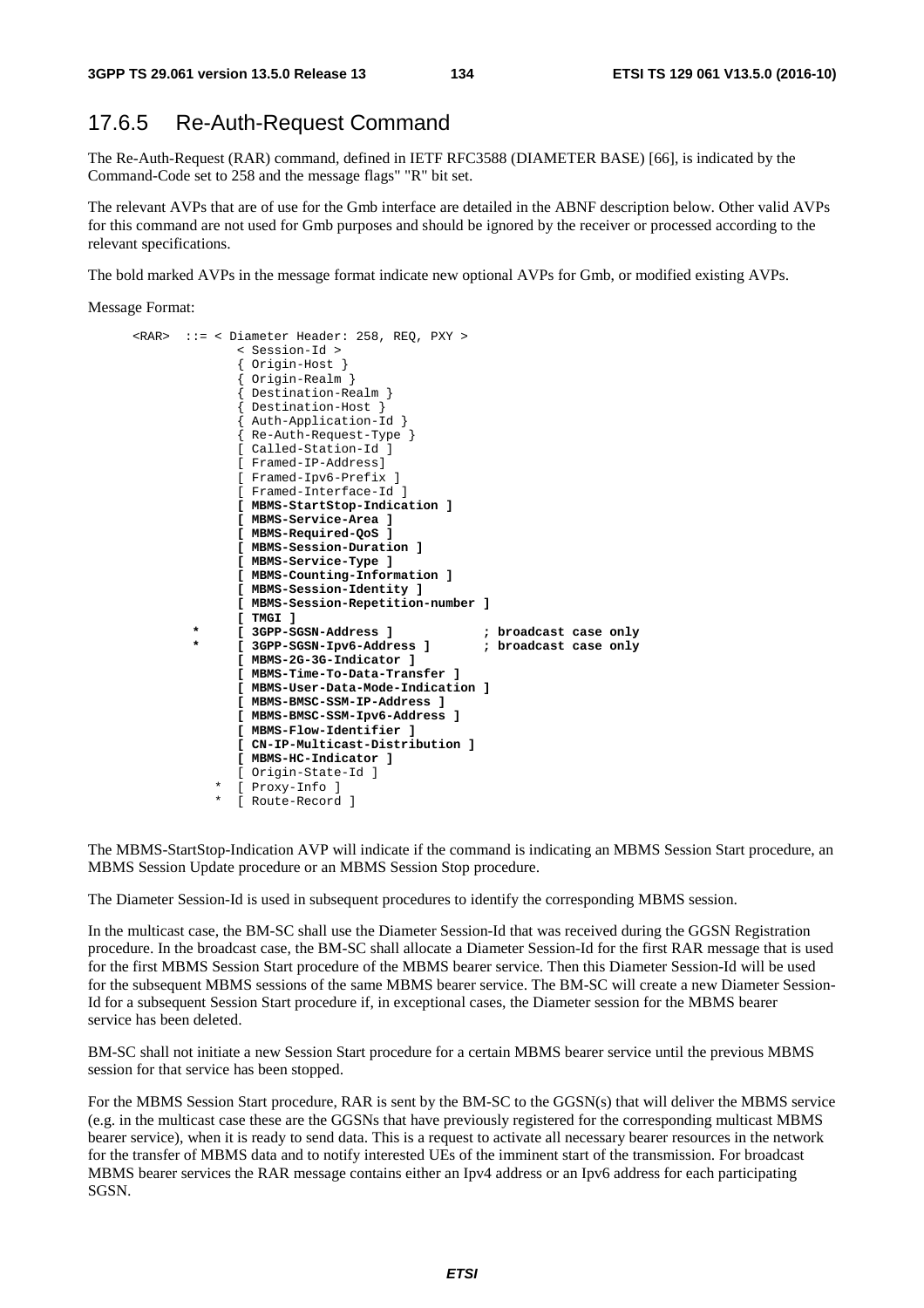## 17.6.5 Re-Auth-Request Command

The Re-Auth-Request (RAR) command, defined in IETF RFC3588 (DIAMETER BASE) [66], is indicated by the Command-Code set to 258 and the message flags" "R" bit set.

The relevant AVPs that are of use for the Gmb interface are detailed in the ABNF description below. Other valid AVPs for this command are not used for Gmb purposes and should be ignored by the receiver or processed according to the relevant specifications.

The bold marked AVPs in the message format indicate new optional AVPs for Gmb, or modified existing AVPs.

Message Format:

```
<RAR>  ::= < Diameter Header: 258, REQ, PXY >
            < Session-Id >
            { Origin-Host }
            { Origin-Realm }
            { Destination-Realm }
            { Destination-Host }
            { Auth-Application-Id }
            { Re-Auth-Request-Type }
            [ Called-Station-Id ]
            [ Framed-IP-Address]
            [ Framed-Ipv6-Prefix ]
            [ Framed-Interface-Id ]
            [ MBMS-StartStop-Indication ]
            [ MBMS-Service-Area ]
            [ MBMS-Required-QoS ]
            [ MBMS-Session-Duration ]
            [ MBMS-Service-Type ]
            [ MBMS-Counting-Information ]
            [ MBMS-Session-Identity ]
            [ MBMS-Session-Repetition-number ]
            [ TMGI ]
       *    [ 3GPP-SGSN-Address ]            ; broadcast case only
       *    [ 3GPP-SGSN-Ipv6-Address ]       ; broadcast case only
            [ MBMS-2G-3G-Indicator ]
            [ MBMS-Time-To-Data-Transfer ]
            [ MBMS-User-Data-Mode-Indication ]
            [ MBMS-BMSC-SSM-IP-Address ]
            [ MBMS-BMSC-SSM-Ipv6-Address ]
            [ MBMS-Flow-Identifier ]
            [ CN-IP-Multicast-Distribution ]
            [ MBMS-HC-Indicator ]
            [ Origin-State-Id ]
          * [ Proxy-Info ]
          * [ Route-Record ]
```

The MBMS-StartStop-Indication AVP will indicate if the command is indicating an MBMS Session Start procedure, an MBMS Session Update procedure or an MBMS Session Stop procedure.

The Diameter Session-Id is used in subsequent procedures to identify the corresponding MBMS session.

In the multicast case, the BM-SC shall use the Diameter Session-Id that was received during the GGSN Registration procedure. In the broadcast case, the BM-SC shall allocate a Diameter Session-Id for the first RAR message that is used for the first MBMS Session Start procedure of the MBMS bearer service. Then this Diameter Session-Id will be used for the subsequent MBMS sessions of the same MBMS bearer service. The BM-SC will create a new Diameter Session-Id for a subsequent Session Start procedure if, in exceptional cases, the Diameter session for the MBMS bearer service has been deleted.

BM-SC shall not initiate a new Session Start procedure for a certain MBMS bearer service until the previous MBMS session for that service has been stopped.

For the MBMS Session Start procedure, RAR is sent by the BM-SC to the GGSN(s) that will deliver the MBMS service (e.g. in the multicast case these are the GGSNs that have previously registered for the corresponding multicast MBMS bearer service), when it is ready to send data. This is a request to activate all necessary bearer resources in the network for the transfer of MBMS data and to notify interested UEs of the imminent start of the transmission. For broadcast MBMS bearer services the RAR message contains either an Ipv4 address or an Ipv6 address for each participating SGSN.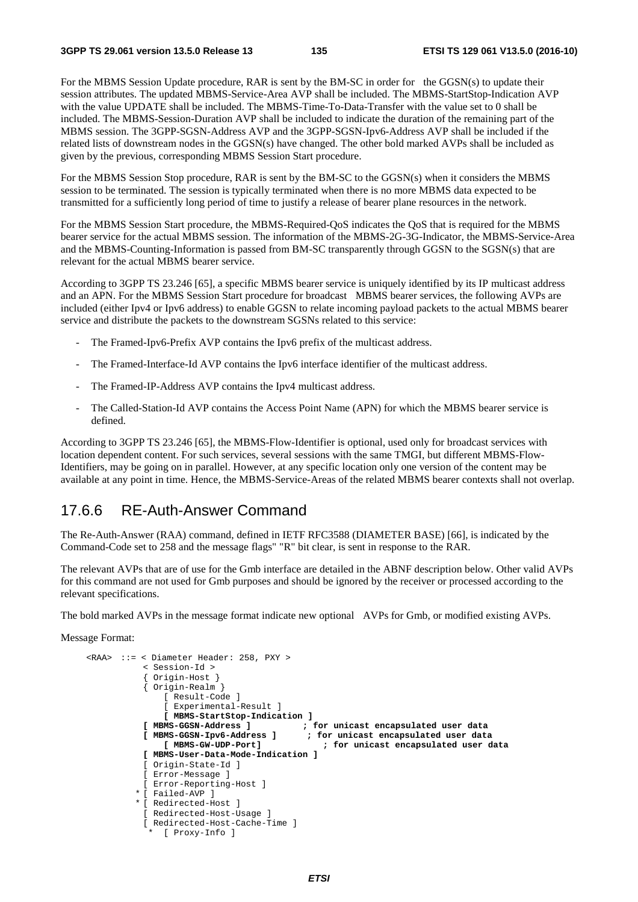For the MBMS Session Update procedure, RAR is sent by the BM-SC in order for the GGSN(s) to update their session attributes. The updated MBMS-Service-Area AVP shall be included. The MBMS-StartStop-Indication AVP with the value UPDATE shall be included. The MBMS-Time-To-Data-Transfer with the value set to 0 shall be included. The MBMS-Session-Duration AVP shall be included to indicate the duration of the remaining part of the MBMS session. The 3GPP-SGSN-Address AVP and the 3GPP-SGSN-Ipv6-Address AVP shall be included if the related lists of downstream nodes in the GGSN(s) have changed. The other bold marked AVPs shall be included as given by the previous, corresponding MBMS Session Start procedure.

For the MBMS Session Stop procedure, RAR is sent by the BM-SC to the GGSN(s) when it considers the MBMS session to be terminated. The session is typically terminated when there is no more MBMS data expected to be transmitted for a sufficiently long period of time to justify a release of bearer plane resources in the network.

For the MBMS Session Start procedure, the MBMS-Required-QoS indicates the QoS that is required for the MBMS bearer service for the actual MBMS session. The information of the MBMS-2G-3G-Indicator, the MBMS-Service-Area and the MBMS-Counting-Information is passed from BM-SC transparently through GGSN to the SGSN(s) that are relevant for the actual MBMS bearer service.

According to 3GPP TS 23.246 [65], a specific MBMS bearer service is uniquely identified by its IP multicast address and an APN. For the MBMS Session Start procedure for broadcast MBMS bearer services, the following AVPs are included (either Ipv4 or Ipv6 address) to enable GGSN to relate incoming payload packets to the actual MBMS bearer service and distribute the packets to the downstream SGSNs related to this service:

- The Framed-Ipv6-Prefix AVP contains the Ipv6 prefix of the multicast address.
- The Framed-Interface-Id AVP contains the Ipv6 interface identifier of the multicast address.
- The Framed-IP-Address AVP contains the Ipv4 multicast address.
- The Called-Station-Id AVP contains the Access Point Name (APN) for which the MBMS bearer service is defined.

According to 3GPP TS 23.246 [65], the MBMS-Flow-Identifier is optional, used only for broadcast services with location dependent content. For such services, several sessions with the same TMGI, but different MBMS-Flow-Identifiers, may be going on in parallel. However, at any specific location only one version of the content may be available at any point in time. Hence, the MBMS-Service-Areas of the related MBMS bearer contexts shall not overlap.

## 17.6.6 RE-Auth-Answer Command

The Re-Auth-Answer (RAA) command, defined in IETF RFC3588 (DIAMETER BASE) [66], is indicated by the Command-Code set to 258 and the message flags' "R" bit clear, is sent in response to the RAR.

The relevant AVPs that are of use for the Gmb interface are detailed in the ABNF description below. Other valid AVPs for this command are not used for Gmb purposes and should be ignored by the receiver or processed according to the relevant specifications.

The bold marked AVPs in the message format indicate new optional AVPs for Gmb, or modified existing AVPs.

Message Format:

```
<RAA>  ::= < Diameter Header: 258, PXY >
          < Session-Id >
          { Origin-Host }
          { Origin-Realm }
              [ Result-Code ]
              [ Experimental-Result ]
              [ MBMS-StartStop-Indication ]
          [ MBMS-GGSN-Address ]          ; for unicast encapsulated user data
          [ MBMS-GGSN-Ipv6-Address ]      ; for unicast encapsulated user data
              [ MBMS-GW-UDP-Port]            ; for unicast encapsulated user data
          [ MBMS-User-Data-Mode-Indication ]
          [ Origin-State-Id ]
          [ Error-Message ]
          [ Error-Reporting-Host ]
         * [ Failed-AVP ]
         * [ Redirected-Host ]
          [ Redirected-Host-Usage ]
          [ Redirected-Host-Cache-Time ]
           *  [ Proxy-Info ]
```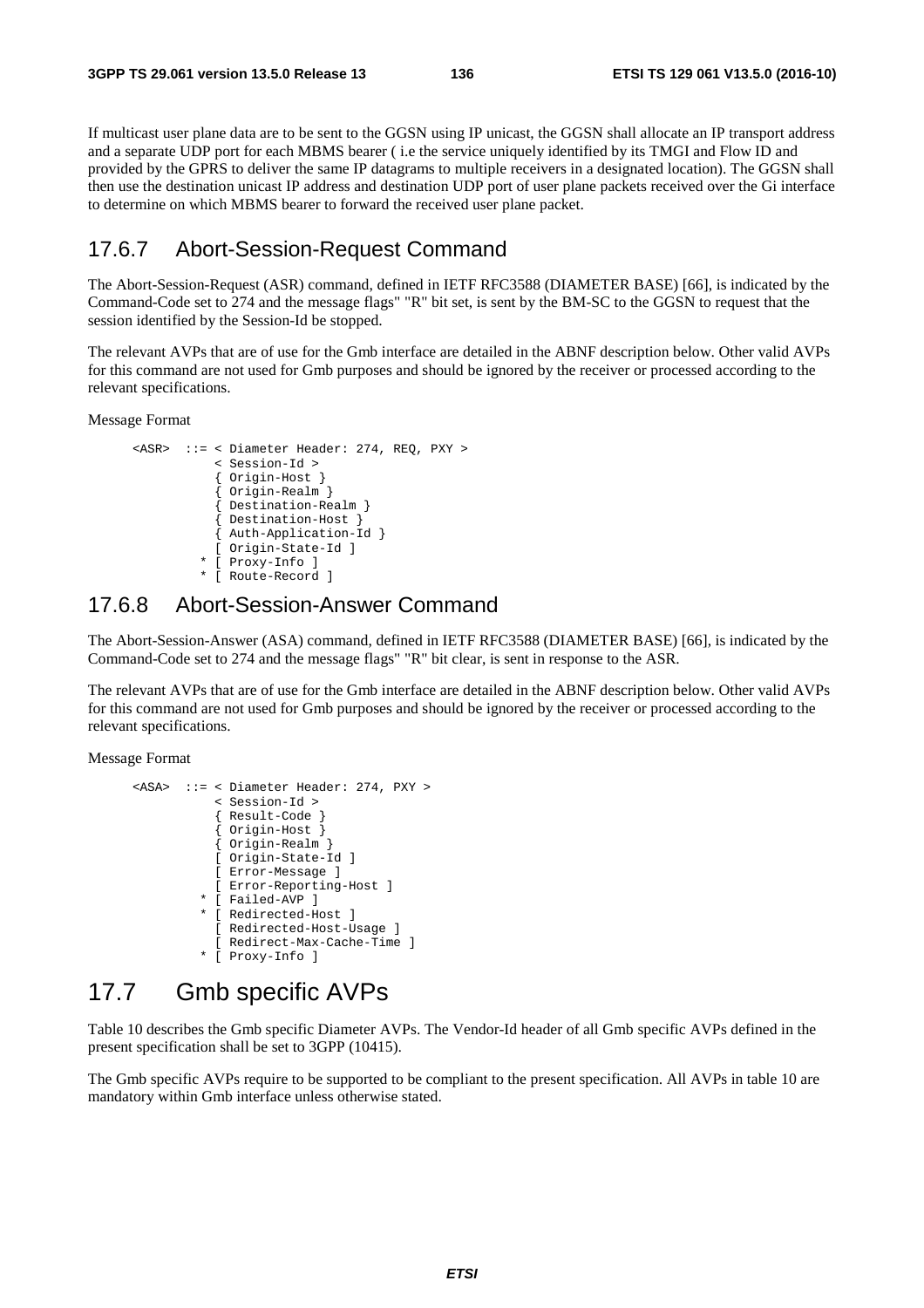If multicast user plane data are to be sent to the GGSN using IP unicast, the GGSN shall allocate an IP transport address and a separate UDP port for each MBMS bearer ( i.e the service uniquely identified by its TMGI and Flow ID and provided by the GPRS to deliver the same IP datagrams to multiple receivers in a designated location). The GGSN shall then use the destination unicast IP address and destination UDP port of user plane packets received over the Gi interface to determine on which MBMS bearer to forward the received user plane packet.

## 17.6.7 Abort-Session-Request Command

The Abort-Session-Request (ASR) command, defined in IETF RFC3588 (DIAMETER BASE) [66], is indicated by the Command-Code set to 274 and the message flags" "R" bit set, is sent by the BM-SC to the GGSN to request that the session identified by the Session-Id be stopped.

The relevant AVPs that are of use for the Gmb interface are detailed in the ABNF description below. Other valid AVPs for this command are not used for Gmb purposes and should be ignored by the receiver or processed according to the relevant specifications.

Message Format

```
<ASR>  ::= < Diameter Header: 274, REQ, PXY >
           < Session-Id >
           { Origin-Host }
           { Origin-Realm }
           { Destination-Realm }
           { Destination-Host }
           { Auth-Application-Id }
           [ Origin-State-Id ]
         * [ Proxy-Info ]
         * [ Route-Record ]
```

## 17.6.8 Abort-Session-Answer Command

The Abort-Session-Answer (ASA) command, defined in IETF RFC3588 (DIAMETER BASE) [66], is indicated by the Command-Code set to 274 and the message flags" "R" bit clear, is sent in response to the ASR.

The relevant AVPs that are of use for the Gmb interface are detailed in the ABNF description below. Other valid AVPs for this command are not used for Gmb purposes and should be ignored by the receiver or processed according to the relevant specifications.

Message Format

```
<ASA>  ::= < Diameter Header: 274, PXY >
           < Session-Id >
           { Result-Code }
           { Origin-Host }
           { Origin-Realm }
           [ Origin-State-Id ]
           [ Error-Message ]
           [ Error-Reporting-Host ]
         * [ Failed-AVP ]
         * [ Redirected-Host ]
           [ Redirected-Host-Usage ]
           [ Redirect-Max-Cache-Time ]
         * [ Proxy-Info ]
```

# 17.7 Gmb specific AVPs

Table 10 describes the Gmb specific Diameter AVPs. The Vendor-Id header of all Gmb specific AVPs defined in the present specification shall be set to 3GPP (10415).

The Gmb specific AVPs require to be supported to be compliant to the present specification. All AVPs in table 10 are mandatory within Gmb interface unless otherwise stated.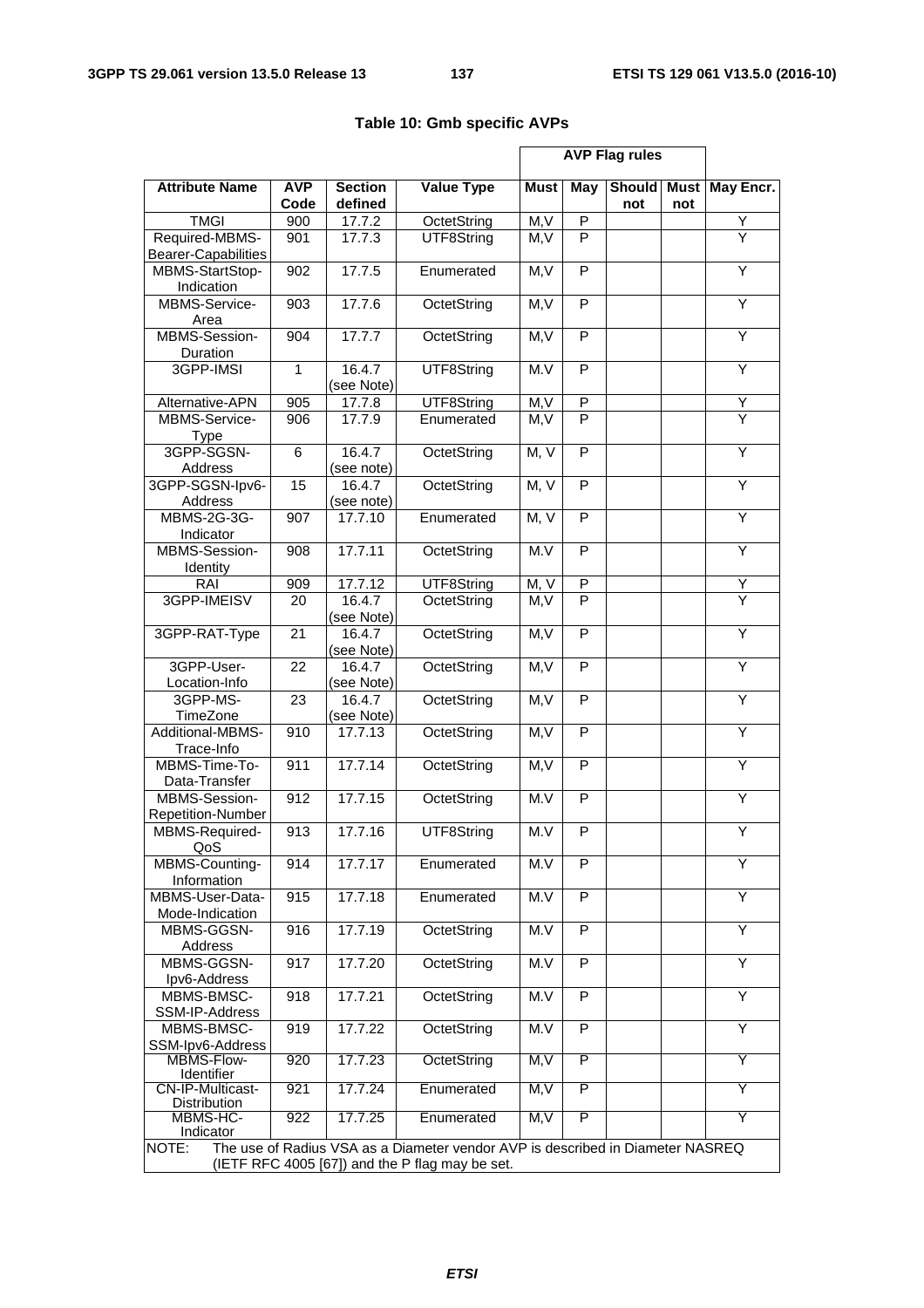**Table 10: Gmb specific AVPs**

| Attribute Name | AVP Code | Section defined | Value Type | AVP Flag rules | | | | May Encr. |
|---|---|---|---|---|---|---|---|---|
| | | | | Must | May | Should not | Must not | |
| TMGI | 900 | 17.7.2 | OctetString | M,V | P | | | Y |
| Required-MBMS-Bearer-Capabilities | 901 | 17.7.3 | UTF8String | M,V | P | | | Y |
| MBMS-StartStop-Indication | 902 | 17.7.5 | Enumerated | M,V | P | | | Y |
| MBMS-Service-Area | 903 | 17.7.6 | OctetString | M,V | P | | | Y |
| MBMS-Session-Duration | 904 | 17.7.7 | OctetString | M,V | P | | | Y |
| 3GPP-IMSI | 1 | 16.4.7 (see Note) | UTF8String | M.V | P | | | Y |
| Alternative-APN | 905 | 17.7.8 | UTF8String | M,V | P | | | Y |
| MBMS-Service-Type | 906 | 17.7.9 | Enumerated | M,V | P | | | Y |
| 3GPP-SGSN-Address | 6 | 16.4.7 (see note) | OctetString | M, V | P | | | Y |
| 3GPP-SGSN-Ipv6-Address | 15 | 16.4.7 (see note) | OctetString | M, V | P | | | Y |
| MBMS-2G-3G-Indicator | 907 | 17.7.10 | Enumerated | M, V | P | | | Y |
| MBMS-Session-Identity | 908 | 17.7.11 | OctetString | M.V | P | | | Y |
| RAI | 909 | 17.7.12 | UTF8String | M, V | P | | | Y |
| 3GPP-IMEISV | 20 | 16.4.7 (see Note) | OctetString | M,V | P | | | Y |
| 3GPP-RAT-Type | 21 | 16.4.7 (see Note) | OctetString | M,V | P | | | Y |
| 3GPP-User-Location-Info | 22 | 16.4.7 (see Note) | OctetString | M,V | P | | | Y |
| 3GPP-MS-TimeZone | 23 | 16.4.7 (see Note) | OctetString | M,V | P | | | Y |
| Additional-MBMS-Trace-Info | 910 | 17.7.13 | OctetString | M,V | P | | | Y |
| MBMS-Time-To-Data-Transfer | 911 | 17.7.14 | OctetString | M,V | P | | | Y |
| MBMS-Session-Repetition-Number | 912 | 17.7.15 | OctetString | M.V | P | | | Y |
| MBMS-Required-QoS | 913 | 17.7.16 | UTF8String | M.V | P | | | Y |
| MBMS-Counting-Information | 914 | 17.7.17 | Enumerated | M.V | P | | | Y |
| MBMS-User-Data-Mode-Indication | 915 | 17.7.18 | Enumerated | M.V | P | | | Y |
| MBMS-GGSN-Address | 916 | 17.7.19 | OctetString | M.V | P | | | Y |
| MBMS-GGSN-Ipv6-Address | 917 | 17.7.20 | OctetString | M.V | P | | | Y |
| MBMS-BMSC-SSM-IP-Address | 918 | 17.7.21 | OctetString | M.V | P | | | Y |
| MBMS-BMSC-SSM-Ipv6-Address | 919 | 17.7.22 | OctetString | M.V | P | | | Y |
| MBMS-Flow-Identifier | 920 | 17.7.23 | OctetString | M,V | P | | | Y |
| CN-IP-Multicast-Distribution | 921 | 17.7.24 | Enumerated | M,V | P | | | Y |
| MBMS-HC-Indicator | 922 | 17.7.25 | Enumerated | M,V | P | | | Y |
| NOTE: The use of Radius VSA as a Diameter vendor AVP is described in Diameter NASREQ (IETF RFC 4005 [67]) and the P flag may be set. | | | | | | | | |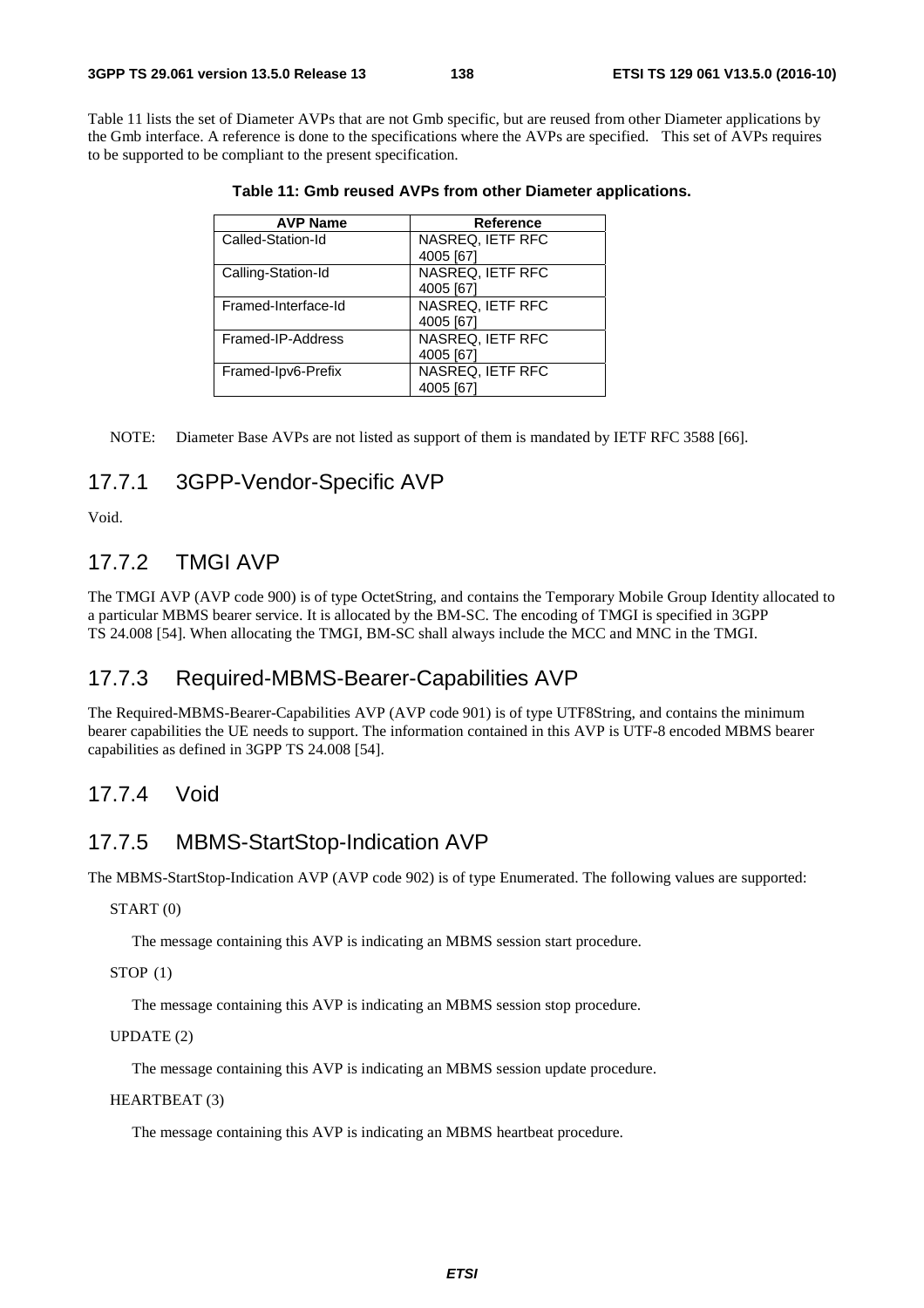Table 11 lists the set of Diameter AVPs that are not Gmb specific, but are reused from other Diameter applications by the Gmb interface. A reference is done to the specifications where the AVPs are specified. This set of AVPs requires to be supported to be compliant to the present specification.

**Table 11: Gmb reused AVPs from other Diameter applications.**

| AVP Name | Reference |
|---|---|
| Called-Station-Id | NASREQ, IETF RFC 4005 [67] |
| Calling-Station-Id | NASREQ, IETF RFC 4005 [67] |
| Framed-Interface-Id | NASREQ, IETF RFC 4005 [67] |
| Framed-IP-Address | NASREQ, IETF RFC 4005 [67] |
| Framed-Ipv6-Prefix | NASREQ, IETF RFC 4005 [67] |

NOTE: Diameter Base AVPs are not listed as support of them is mandated by IETF RFC 3588 [66].

## 17.7.1 3GPP-Vendor-Specific AVP

Void.

## 17.7.2 TMGI AVP

The TMGI AVP (AVP code 900) is of type OctetString, and contains the Temporary Mobile Group Identity allocated to a particular MBMS bearer service. It is allocated by the BM-SC. The encoding of TMGI is specified in 3GPP TS 24.008 [54]. When allocating the TMGI, BM-SC shall always include the MCC and MNC in the TMGI.

## 17.7.3 Required-MBMS-Bearer-Capabilities AVP

The Required-MBMS-Bearer-Capabilities AVP (AVP code 901) is of type UTF8String, and contains the minimum bearer capabilities the UE needs to support. The information contained in this AVP is UTF-8 encoded MBMS bearer capabilities as defined in 3GPP TS 24.008 [54].

## 17.7.4 Void

## 17.7.5 MBMS-StartStop-Indication AVP

The MBMS-StartStop-Indication AVP (AVP code 902) is of type Enumerated. The following values are supported:

START (0)

The message containing this AVP is indicating an MBMS session start procedure.

STOP (1)

The message containing this AVP is indicating an MBMS session stop procedure.

UPDATE (2)

The message containing this AVP is indicating an MBMS session update procedure.

HEARTBEAT (3)

The message containing this AVP is indicating an MBMS heartbeat procedure.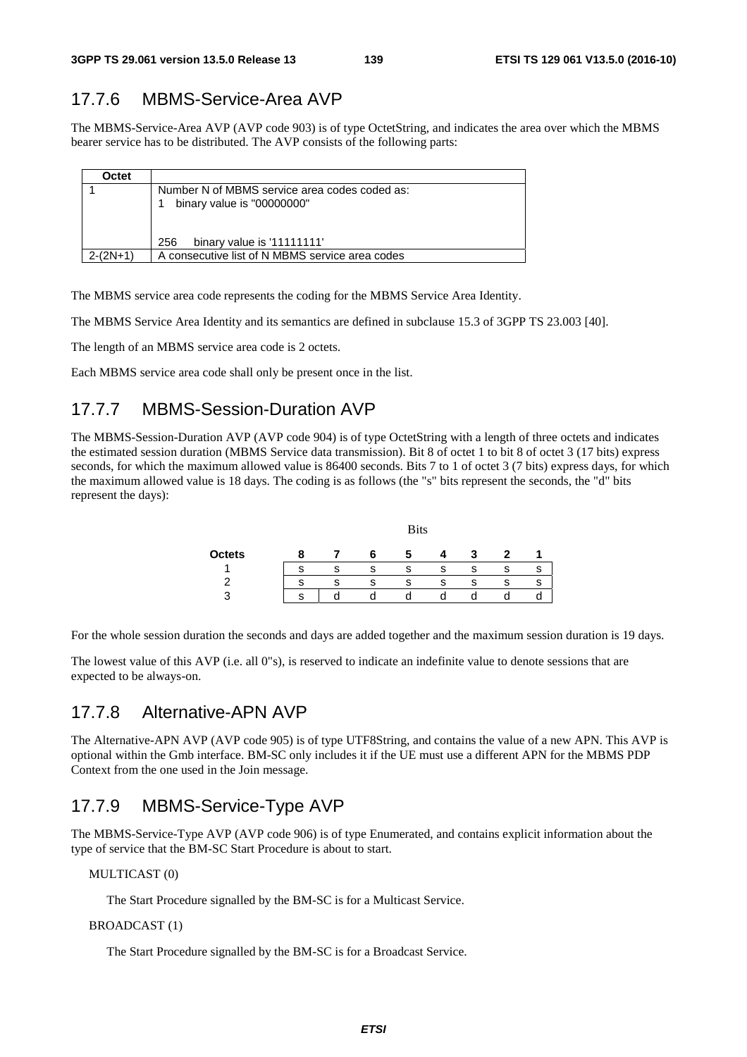### 17.7.6 MBMS-Service-Area AVP

The MBMS-Service-Area AVP (AVP code 903) is of type OctetString, and indicates the area over which the MBMS bearer service has to be distributed. The AVP consists of the following parts:

| Octet | |
|---|---|
| 1 | Number N of MBMS service area codes coded as:<br>1 binary value is "00000000"<br><br>256 binary value is '11111111' |
| 2-(2N+1) | A consecutive list of N MBMS service area codes |

The MBMS service area code represents the coding for the MBMS Service Area Identity.

The MBMS Service Area Identity and its semantics are defined in subclause 15.3 of 3GPP TS 23.003 [40].

The length of an MBMS service area code is 2 octets.

Each MBMS service area code shall only be present once in the list.

### 17.7.7 MBMS-Session-Duration AVP

The MBMS-Session-Duration AVP (AVP code 904) is of type OctetString with a length of three octets and indicates the estimated session duration (MBMS Service data transmission). Bit 8 of octet 1 to bit 8 of octet 3 (17 bits) express seconds, for which the maximum allowed value is 86400 seconds. Bits 7 to 1 of octet 3 (7 bits) express days, for which the maximum allowed value is 18 days. The coding is as follows (the "s" bits represent the seconds, the "d" bits represent the days):

| | Bits | | | | | | | |
|---|---|---|---|---|---|---|---|---|
| **Octets** | **8** | **7** | **6** | **5** | **4** | **3** | **2** | **1** |
| 1 | s | s | s | s | s | s | s | s |
| 2 | s | s | s | s | s | s | s | s |
| 3 | s | d | d | d | d | d | d | d |

For the whole session duration the seconds and days are added together and the maximum session duration is 19 days.

The lowest value of this AVP (i.e. all 0"s), is reserved to indicate an indefinite value to denote sessions that are expected to be always-on.

### 17.7.8 Alternative-APN AVP

The Alternative-APN AVP (AVP code 905) is of type UTF8String, and contains the value of a new APN. This AVP is optional within the Gmb interface. BM-SC only includes it if the UE must use a different APN for the MBMS PDP Context from the one used in the Join message.

### 17.7.9 MBMS-Service-Type AVP

The MBMS-Service-Type AVP (AVP code 906) is of type Enumerated, and contains explicit information about the type of service that the BM-SC Start Procedure is about to start.

MULTICAST (0)

The Start Procedure signalled by the BM-SC is for a Multicast Service.

BROADCAST (1)

The Start Procedure signalled by the BM-SC is for a Broadcast Service.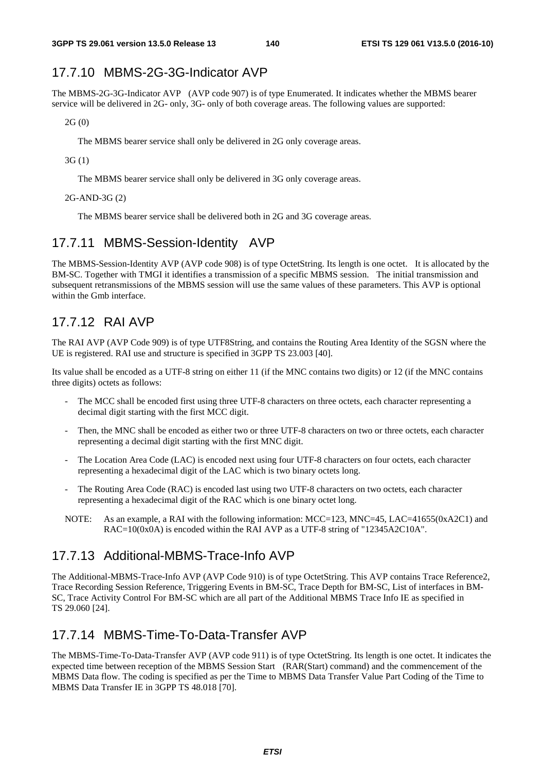### 17.7.10 MBMS-2G-3G-Indicator AVP

The MBMS-2G-3G-Indicator AVP (AVP code 907) is of type Enumerated. It indicates whether the MBMS bearer service will be delivered in 2G- only, 3G- only of both coverage areas. The following values are supported:

2G (0)

The MBMS bearer service shall only be delivered in 2G only coverage areas.

3G (1)

The MBMS bearer service shall only be delivered in 3G only coverage areas.

2G-AND-3G (2)

The MBMS bearer service shall be delivered both in 2G and 3G coverage areas.

### 17.7.11 MBMS-Session-Identity AVP

The MBMS-Session-Identity AVP (AVP code 908) is of type OctetString. Its length is one octet. It is allocated by the BM-SC. Together with TMGI it identifies a transmission of a specific MBMS session. The initial transmission and subsequent retransmissions of the MBMS session will use the same values of these parameters. This AVP is optional within the Gmb interface.

### 17.7.12 RAI AVP

The RAI AVP (AVP Code 909) is of type UTF8String, and contains the Routing Area Identity of the SGSN where the UE is registered. RAI use and structure is specified in 3GPP TS 23.003 [40].

Its value shall be encoded as a UTF-8 string on either 11 (if the MNC contains two digits) or 12 (if the MNC contains three digits) octets as follows:

- The MCC shall be encoded first using three UTF-8 characters on three octets, each character representing a decimal digit starting with the first MCC digit.
- Then, the MNC shall be encoded as either two or three UTF-8 characters on two or three octets, each character representing a decimal digit starting with the first MNC digit.
- The Location Area Code (LAC) is encoded next using four UTF-8 characters on four octets, each character representing a hexadecimal digit of the LAC which is two binary octets long.
- The Routing Area Code (RAC) is encoded last using two UTF-8 characters on two octets, each character representing a hexadecimal digit of the RAC which is one binary octet long.

NOTE: As an example, a RAI with the following information: MCC=123, MNC=45, LAC=41655(0xA2C1) and RAC=10(0x0A) is encoded within the RAI AVP as a UTF-8 string of "12345A2C10A".

### 17.7.13 Additional-MBMS-Trace-Info AVP

The Additional-MBMS-Trace-Info AVP (AVP Code 910) is of type OctetString. This AVP contains Trace Reference2, Trace Recording Session Reference, Triggering Events in BM-SC, Trace Depth for BM-SC, List of interfaces in BM-SC, Trace Activity Control For BM-SC which are all part of the Additional MBMS Trace Info IE as specified in TS 29.060 [24].

### 17.7.14 MBMS-Time-To-Data-Transfer AVP

The MBMS-Time-To-Data-Transfer AVP (AVP code 911) is of type OctetString. Its length is one octet. It indicates the expected time between reception of the MBMS Session Start (RAR(Start) command) and the commencement of the MBMS Data flow. The coding is specified as per the Time to MBMS Data Transfer Value Part Coding of the Time to MBMS Data Transfer IE in 3GPP TS 48.018 [70].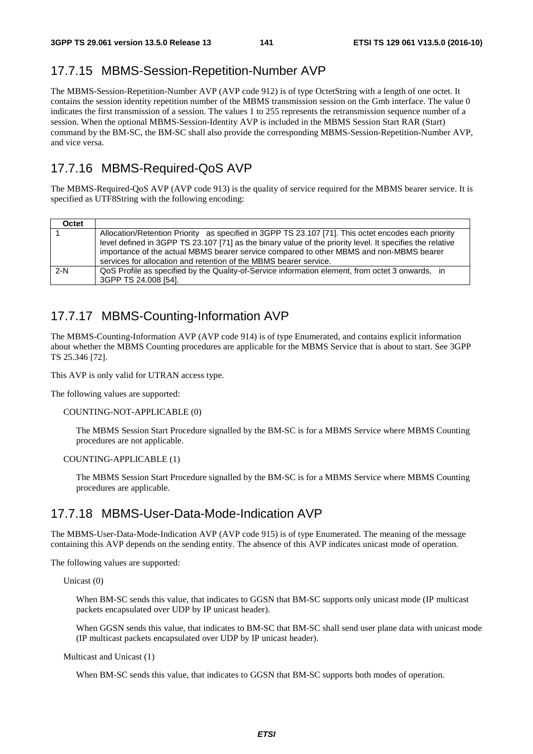## 17.7.15 MBMS-Session-Repetition-Number AVP

The MBMS-Session-Repetition-Number AVP (AVP code 912) is of type OctetString with a length of one octet. It contains the session identity repetition number of the MBMS transmission session on the Gmb interface. The value 0 indicates the first transmission of a session. The values 1 to 255 represents the retransmission sequence number of a session. When the optional MBMS-Session-Identity AVP is included in the MBMS Session Start RAR (Start) command by the BM-SC, the BM-SC shall also provide the corresponding MBMS-Session-Repetition-Number AVP, and vice versa.

## 17.7.16 MBMS-Required-QoS AVP

The MBMS-Required-QoS AVP (AVP code 913) is the quality of service required for the MBMS bearer service. It is specified as UTF8String with the following encoding:

| Octet | |
|---|---|
| 1 | Allocation/Retention Priority as specified in 3GPP TS 23.107 [71]. This octet encodes each priority level defined in 3GPP TS 23.107 [71] as the binary value of the priority level. It specifies the relative importance of the actual MBMS bearer service compared to other MBMS and non-MBMS bearer services for allocation and retention of the MBMS bearer service. |
| 2-N | QoS Profile as specified by the Quality-of-Service information element, from octet 3 onwards, in 3GPP TS 24.008 [54]. |

## 17.7.17 MBMS-Counting-Information AVP

The MBMS-Counting-Information AVP (AVP code 914) is of type Enumerated, and contains explicit information about whether the MBMS Counting procedures are applicable for the MBMS Service that is about to start. See 3GPP TS 25.346 [72].

This AVP is only valid for UTRAN access type.

The following values are supported:

COUNTING-NOT-APPLICABLE (0)

The MBMS Session Start Procedure signalled by the BM-SC is for a MBMS Service where MBMS Counting procedures are not applicable.

COUNTING-APPLICABLE (1)

The MBMS Session Start Procedure signalled by the BM-SC is for a MBMS Service where MBMS Counting procedures are applicable.

## 17.7.18 MBMS-User-Data-Mode-Indication AVP

The MBMS-User-Data-Mode-Indication AVP (AVP code 915) is of type Enumerated. The meaning of the message containing this AVP depends on the sending entity. The absence of this AVP indicates unicast mode of operation.

The following values are supported:

Unicast (0)

When BM-SC sends this value, that indicates to GGSN that BM-SC supports only unicast mode (IP multicast packets encapsulated over UDP by IP unicast header).

When GGSN sends this value, that indicates to BM-SC that BM-SC shall send user plane data with unicast mode (IP multicast packets encapsulated over UDP by IP unicast header).

Multicast and Unicast (1)

When BM-SC sends this value, that indicates to GGSN that BM-SC supports both modes of operation.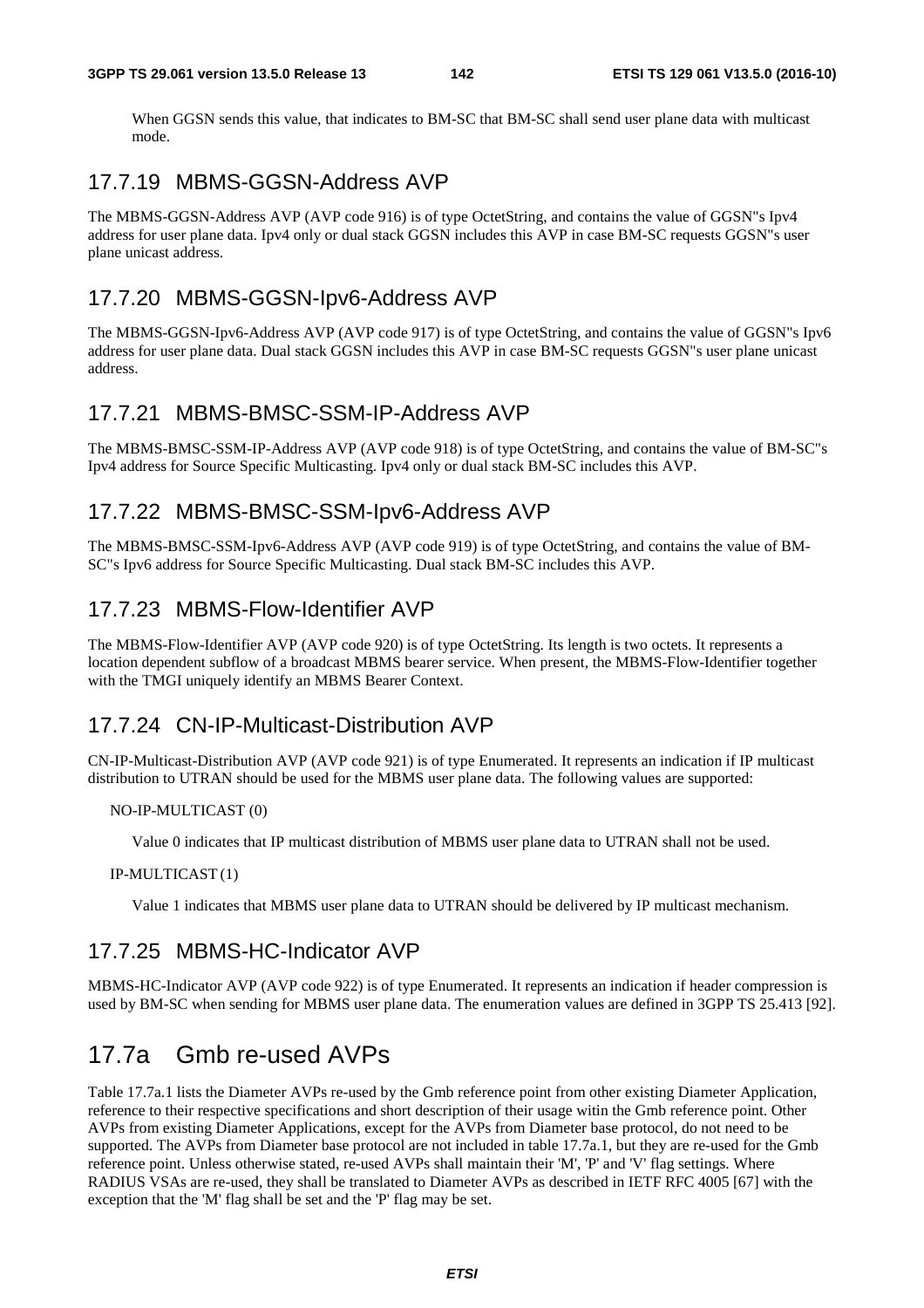When GGSN sends this value, that indicates to BM-SC that BM-SC shall send user plane data with multicast mode.

### 17.7.19 MBMS-GGSN-Address AVP

The MBMS-GGSN-Address AVP (AVP code 916) is of type OctetString, and contains the value of GGSN"s Ipv4 address for user plane data. Ipv4 only or dual stack GGSN includes this AVP in case BM-SC requests GGSN"s user plane unicast address.

### 17.7.20 MBMS-GGSN-Ipv6-Address AVP

The MBMS-GGSN-Ipv6-Address AVP (AVP code 917) is of type OctetString, and contains the value of GGSN"s Ipv6 address for user plane data. Dual stack GGSN includes this AVP in case BM-SC requests GGSN"s user plane unicast address.

### 17.7.21 MBMS-BMSC-SSM-IP-Address AVP

The MBMS-BMSC-SSM-IP-Address AVP (AVP code 918) is of type OctetString, and contains the value of BM-SC"s Ipv4 address for Source Specific Multicasting. Ipv4 only or dual stack BM-SC includes this AVP.

### 17.7.22 MBMS-BMSC-SSM-Ipv6-Address AVP

The MBMS-BMSC-SSM-Ipv6-Address AVP (AVP code 919) is of type OctetString, and contains the value of BM-SC"s Ipv6 address for Source Specific Multicasting. Dual stack BM-SC includes this AVP.

### 17.7.23 MBMS-Flow-Identifier AVP

The MBMS-Flow-Identifier AVP (AVP code 920) is of type OctetString. Its length is two octets. It represents a location dependent subflow of a broadcast MBMS bearer service. When present, the MBMS-Flow-Identifier together with the TMGI uniquely identify an MBMS Bearer Context.

### 17.7.24 CN-IP-Multicast-Distribution AVP

CN-IP-Multicast-Distribution AVP (AVP code 921) is of type Enumerated. It represents an indication if IP multicast distribution to UTRAN should be used for the MBMS user plane data. The following values are supported:

NO-IP-MULTICAST (0)

Value 0 indicates that IP multicast distribution of MBMS user plane data to UTRAN shall not be used.

IP-MULTICAST (1)

Value 1 indicates that MBMS user plane data to UTRAN should be delivered by IP multicast mechanism.

### 17.7.25 MBMS-HC-Indicator AVP

MBMS-HC-Indicator AVP (AVP code 922) is of type Enumerated. It represents an indication if header compression is used by BM-SC when sending for MBMS user plane data. The enumeration values are defined in 3GPP TS 25.413 [92].

## 17.7a Gmb re-used AVPs

Table 17.7a.1 lists the Diameter AVPs re-used by the Gmb reference point from other existing Diameter Application, reference to their respective specifications and short description of their usage witin the Gmb reference point. Other AVPs from existing Diameter Applications, except for the AVPs from Diameter base protocol, do not need to be supported. The AVPs from Diameter base protocol are not included in table 17.7a.1, but they are re-used for the Gmb reference point. Unless otherwise stated, re-used AVPs shall maintain their 'M', 'P' and 'V' flag settings. Where RADIUS VSAs are re-used, they shall be translated to Diameter AVPs as described in IETF RFC 4005 [67] with the exception that the 'M' flag shall be set and the 'P' flag may be set.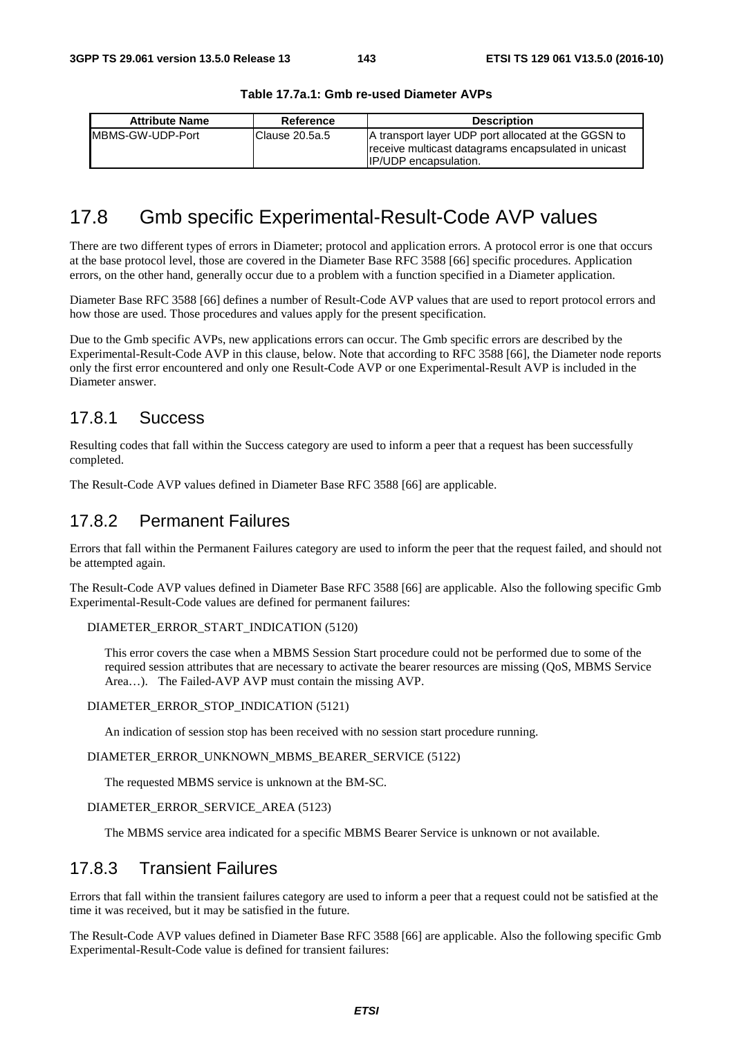**Table 17.7a.1: Gmb re-used Diameter AVPs**

| Attribute Name | Reference | Description |
| --- | --- | --- |
| MBMS-GW-UDP-Port | Clause 20.5a.5 | A transport layer UDP port allocated at the GGSN to receive multicast datagrams encapsulated in unicast IP/UDP encapsulation. |

## 17.8 Gmb specific Experimental-Result-Code AVP values

There are two different types of errors in Diameter; protocol and application errors. A protocol error is one that occurs at the base protocol level, those are covered in the Diameter Base RFC 3588 [66] specific procedures. Application errors, on the other hand, generally occur due to a problem with a function specified in a Diameter application.

Diameter Base RFC 3588 [66] defines a number of Result-Code AVP values that are used to report protocol errors and how those are used. Those procedures and values apply for the present specification.

Due to the Gmb specific AVPs, new applications errors can occur. The Gmb specific errors are described by the Experimental-Result-Code AVP in this clause, below. Note that according to RFC 3588 [66], the Diameter node reports only the first error encountered and only one Result-Code AVP or one Experimental-Result AVP is included in the Diameter answer.

### 17.8.1 Success

Resulting codes that fall within the Success category are used to inform a peer that a request has been successfully completed.

The Result-Code AVP values defined in Diameter Base RFC 3588 [66] are applicable.

### 17.8.2 Permanent Failures

Errors that fall within the Permanent Failures category are used to inform the peer that the request failed, and should not be attempted again.

The Result-Code AVP values defined in Diameter Base RFC 3588 [66] are applicable. Also the following specific Gmb Experimental-Result-Code values are defined for permanent failures:

DIAMETER_ERROR_START_INDICATION (5120)

This error covers the case when a MBMS Session Start procedure could not be performed due to some of the required session attributes that are necessary to activate the bearer resources are missing (QoS, MBMS Service Area…). The Failed-AVP AVP must contain the missing AVP.

DIAMETER_ERROR_STOP_INDICATION (5121)

An indication of session stop has been received with no session start procedure running.

DIAMETER_ERROR_UNKNOWN_MBMS_BEARER_SERVICE (5122)

The requested MBMS service is unknown at the BM-SC.

DIAMETER_ERROR_SERVICE_AREA (5123)

The MBMS service area indicated for a specific MBMS Bearer Service is unknown or not available.

### 17.8.3 Transient Failures

Errors that fall within the transient failures category are used to inform a peer that a request could not be satisfied at the time it was received, but it may be satisfied in the future.

The Result-Code AVP values defined in Diameter Base RFC 3588 [66] are applicable. Also the following specific Gmb Experimental-Result-Code value is defined for transient failures: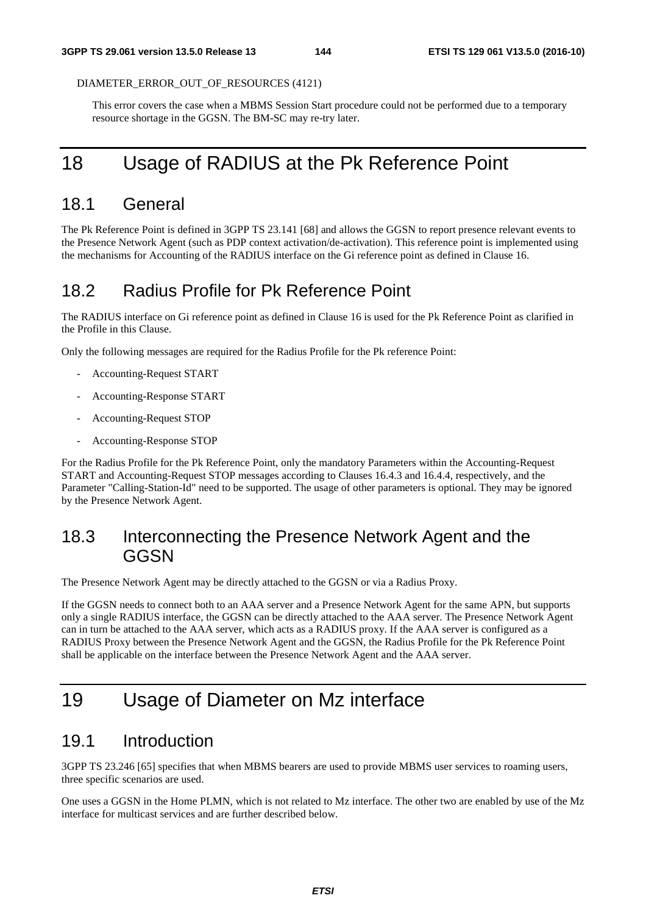DIAMETER_ERROR_OUT_OF_RESOURCES (4121)

This error covers the case when a MBMS Session Start procedure could not be performed due to a temporary resource shortage in the GGSN. The BM-SC may re-try later.

# 18 Usage of RADIUS at the Pk Reference Point

## 18.1 General

The Pk Reference Point is defined in 3GPP TS 23.141 [68] and allows the GGSN to report presence relevant events to the Presence Network Agent (such as PDP context activation/de-activation). This reference point is implemented using the mechanisms for Accounting of the RADIUS interface on the Gi reference point as defined in Clause 16.

## 18.2 Radius Profile for Pk Reference Point

The RADIUS interface on Gi reference point as defined in Clause 16 is used for the Pk Reference Point as clarified in the Profile in this Clause.

Only the following messages are required for the Radius Profile for the Pk reference Point:

- Accounting-Request START
- Accounting-Response START
- Accounting-Request STOP
- Accounting-Response STOP

For the Radius Profile for the Pk Reference Point, only the mandatory Parameters within the Accounting-Request START and Accounting-Request STOP messages according to Clauses 16.4.3 and 16.4.4, respectively, and the Parameter "Calling-Station-Id" need to be supported. The usage of other parameters is optional. They may be ignored by the Presence Network Agent.

## 18.3 Interconnecting the Presence Network Agent and the GGSN

The Presence Network Agent may be directly attached to the GGSN or via a Radius Proxy.

If the GGSN needs to connect both to an AAA server and a Presence Network Agent for the same APN, but supports only a single RADIUS interface, the GGSN can be directly attached to the AAA server. The Presence Network Agent can in turn be attached to the AAA server, which acts as a RADIUS proxy. If the AAA server is configured as a RADIUS Proxy between the Presence Network Agent and the GGSN, the Radius Profile for the Pk Reference Point shall be applicable on the interface between the Presence Network Agent and the AAA server.

# 19 Usage of Diameter on Mz interface

## 19.1 Introduction

3GPP TS 23.246 [65] specifies that when MBMS bearers are used to provide MBMS user services to roaming users, three specific scenarios are used.

One uses a GGSN in the Home PLMN, which is not related to Mz interface. The other two are enabled by use of the Mz interface for multicast services and are further described below.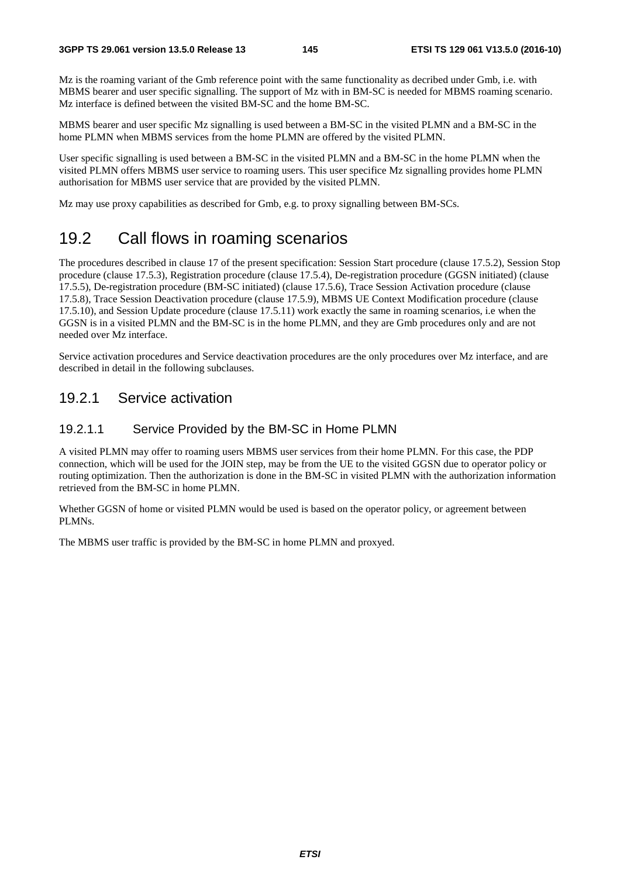Mz is the roaming variant of the Gmb reference point with the same functionality as decribed under Gmb, i.e. with MBMS bearer and user specific signalling. The support of Mz with in BM-SC is needed for MBMS roaming scenario. Mz interface is defined between the visited BM-SC and the home BM-SC.

MBMS bearer and user specific Mz signalling is used between a BM-SC in the visited PLMN and a BM-SC in the home PLMN when MBMS services from the home PLMN are offered by the visited PLMN.

User specific signalling is used between a BM-SC in the visited PLMN and a BM-SC in the home PLMN when the visited PLMN offers MBMS user service to roaming users. This user specifice Mz signalling provides home PLMN authorisation for MBMS user service that are provided by the visited PLMN.

Mz may use proxy capabilities as described for Gmb, e.g. to proxy signalling between BM-SCs.

## 19.2 Call flows in roaming scenarios

The procedures described in clause 17 of the present specification: Session Start procedure (clause 17.5.2), Session Stop procedure (clause 17.5.3), Registration procedure (clause 17.5.4), De-registration procedure (GGSN initiated) (clause 17.5.5), De-registration procedure (BM-SC initiated) (clause 17.5.6), Trace Session Activation procedure (clause 17.5.8), Trace Session Deactivation procedure (clause 17.5.9), MBMS UE Context Modification procedure (clause 17.5.10), and Session Update procedure (clause 17.5.11) work exactly the same in roaming scenarios, i.e when the GGSN is in a visited PLMN and the BM-SC is in the home PLMN, and they are Gmb procedures only and are not needed over Mz interface.

Service activation procedures and Service deactivation procedures are the only procedures over Mz interface, and are described in detail in the following subclauses.

### 19.2.1 Service activation

#### 19.2.1.1 Service Provided by the BM-SC in Home PLMN

A visited PLMN may offer to roaming users MBMS user services from their home PLMN. For this case, the PDP connection, which will be used for the JOIN step, may be from the UE to the visited GGSN due to operator policy or routing optimization. Then the authorization is done in the BM-SC in visited PLMN with the authorization information retrieved from the BM-SC in home PLMN.

Whether GGSN of home or visited PLMN would be used is based on the operator policy, or agreement between PLMNs.

The MBMS user traffic is provided by the BM-SC in home PLMN and proxyed.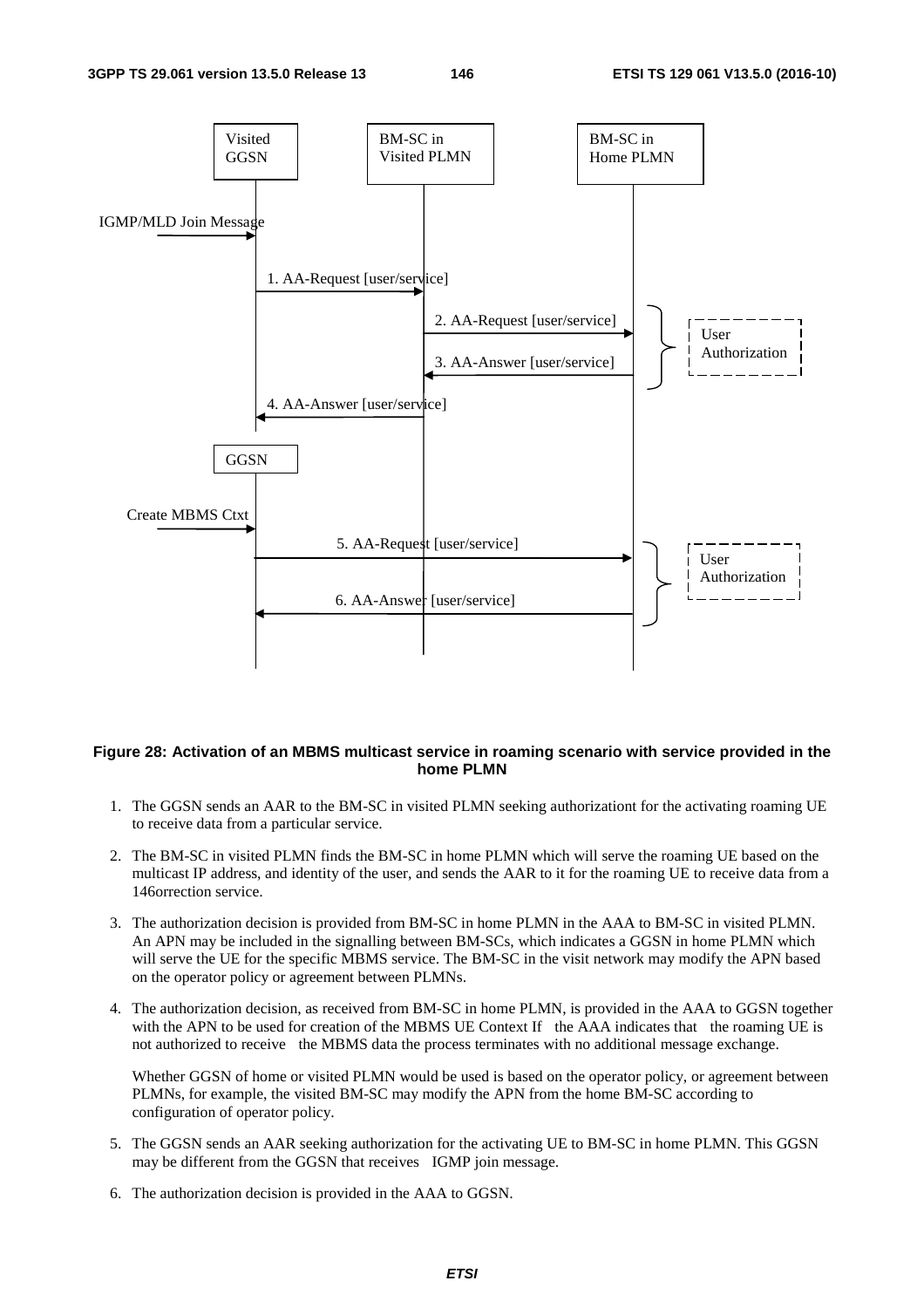**Figure 28: Activation of an MBMS multicast service in roaming scenario with service provided in the home PLMN**

1. The GGSN sends an AAR to the BM-SC in visited PLMN seeking authorizationt for the activating roaming UE to receive data from a particular service.

2. The BM-SC in visited PLMN finds the BM-SC in home PLMN which will serve the roaming UE based on the multicast IP address, and identity of the user, and sends the AAR to it for the roaming UE to receive data from a 146orrection service.

3. The authorization decision is provided from BM-SC in home PLMN in the AAA to BM-SC in visited PLMN. An APN may be included in the signalling between BM-SCs, which indicates a GGSN in home PLMN which will serve the UE for the specific MBMS service. The BM-SC in the visit network may modify the APN based on the operator policy or agreement between PLMNs.

4. The authorization decision, as received from BM-SC in home PLMN, is provided in the AAA to GGSN together with the APN to be used for creation of the MBMS UE Context If the AAA indicates that the roaming UE is not authorized to receive the MBMS data the process terminates with no additional message exchange.

   Whether GGSN of home or visited PLMN would be used is based on the operator policy, or agreement between PLMNs, for example, the visited BM-SC may modify the APN from the home BM-SC according to configuration of operator policy.

5. The GGSN sends an AAR seeking authorization for the activating UE to BM-SC in home PLMN. This GGSN may be different from the GGSN that receives IGMP join message.

6. The authorization decision is provided in the AAA to GGSN.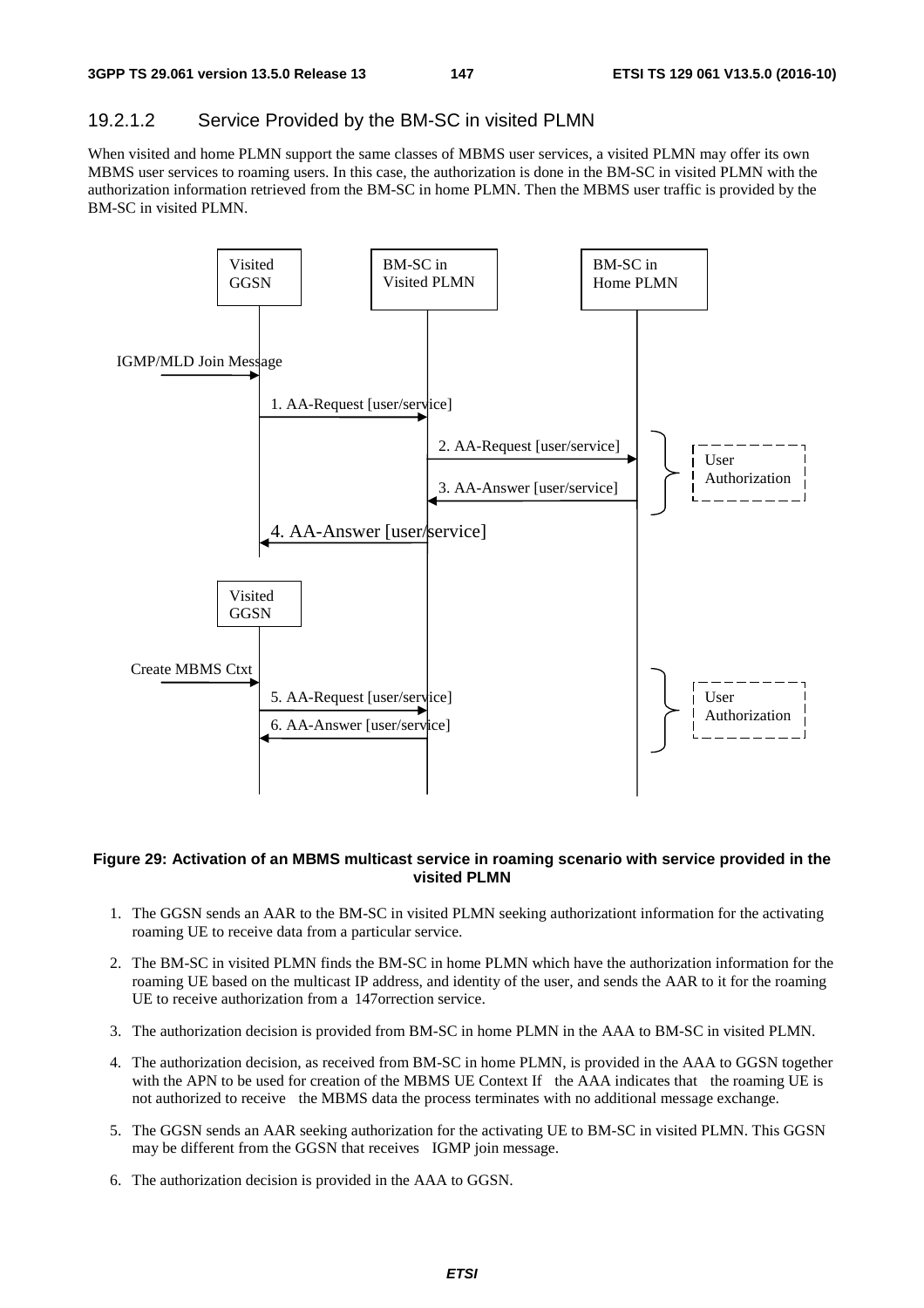### 19.2.1.2 Service Provided by the BM-SC in visited PLMN

When visited and home PLMN support the same classes of MBMS user services, a visited PLMN may offer its own MBMS user services to roaming users. In this case, the authorization is done in the BM-SC in visited PLMN with the authorization information retrieved from the BM-SC in home PLMN. Then the MBMS user traffic is provided by the BM-SC in visited PLMN.

**Figure 29: Activation of an MBMS multicast service in roaming scenario with service provided in the visited PLMN**

1. The GGSN sends an AAR to the BM-SC in visited PLMN seeking authorizationt information for the activating roaming UE to receive data from a particular service.
2. The BM-SC in visited PLMN finds the BM-SC in home PLMN which have the authorization information for the roaming UE based on the multicast IP address, and identity of the user, and sends the AAR to it for the roaming UE to receive authorization from a 147orrection service.
3. The authorization decision is provided from BM-SC in home PLMN in the AAA to BM-SC in visited PLMN.
4. The authorization decision, as received from BM-SC in home PLMN, is provided in the AAA to GGSN together with the APN to be used for creation of the MBMS UE Context If the AAA indicates that the roaming UE is not authorized to receive the MBMS data the process terminates with no additional message exchange.
5. The GGSN sends an AAR seeking authorization for the activating UE to BM-SC in visited PLMN. This GGSN may be different from the GGSN that receives IGMP join message.
6. The authorization decision is provided in the AAA to GGSN.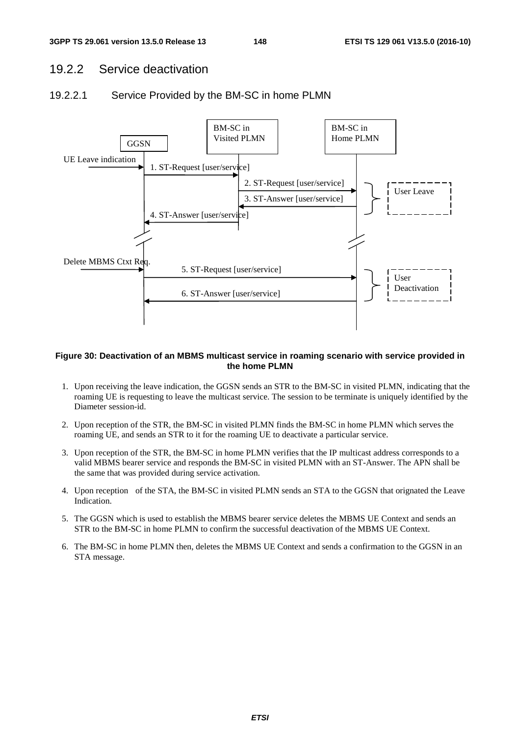## 19.2.2 Service deactivation

### 19.2.2.1 Service Provided by the BM-SC in home PLMN

**Figure 30: Deactivation of an MBMS multicast service in roaming scenario with service provided in the home PLMN**

1. Upon receiving the leave indication, the GGSN sends an STR to the BM-SC in visited PLMN, indicating that the roaming UE is requesting to leave the multicast service. The session to be terminate is uniquely identified by the Diameter session-id.

2. Upon reception of the STR, the BM-SC in visited PLMN finds the BM-SC in home PLMN which serves the roaming UE, and sends an STR to it for the roaming UE to deactivate a particular service.

3. Upon reception of the STR, the BM-SC in home PLMN verifies that the IP multicast address corresponds to a valid MBMS bearer service and responds the BM-SC in visited PLMN with an ST-Answer. The APN shall be the same that was provided during service activation.

4. Upon reception of the STA, the BM-SC in visited PLMN sends an STA to the GGSN that orignated the Leave Indication.

5. The GGSN which is used to establish the MBMS bearer service deletes the MBMS UE Context and sends an STR to the BM-SC in home PLMN to confirm the successful deactivation of the MBMS UE Context.

6. The BM-SC in home PLMN then, deletes the MBMS UE Context and sends a confirmation to the GGSN in an STA message.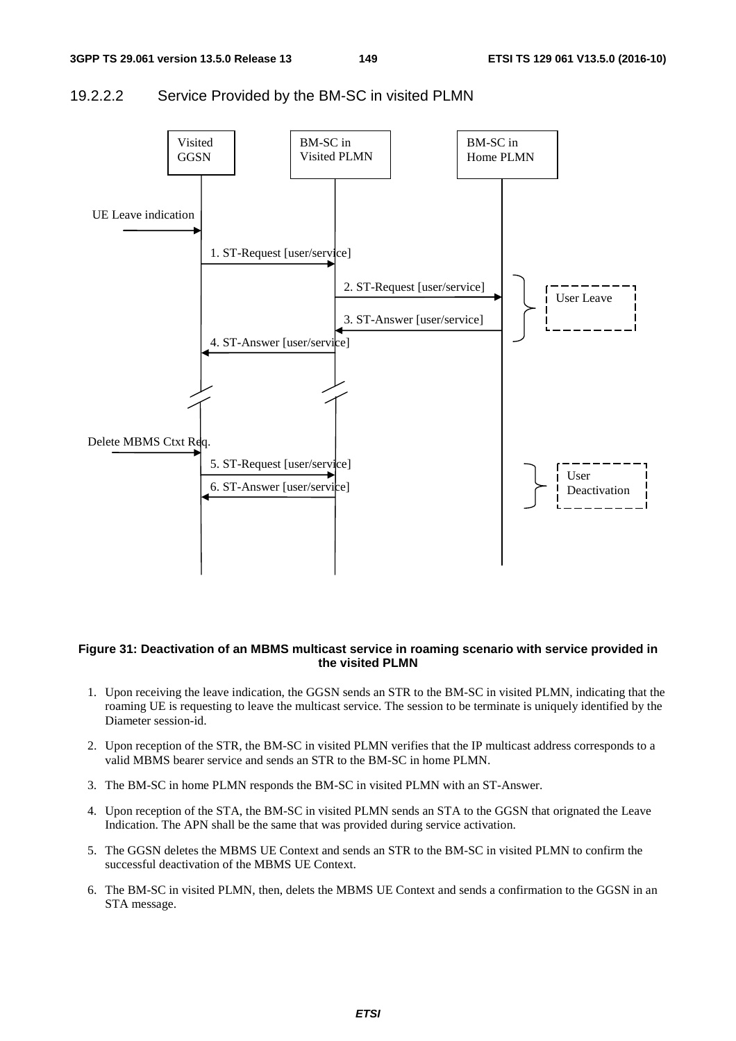#### 19.2.2.2 Service Provided by the BM-SC in visited PLMN

**Figure 31: Deactivation of an MBMS multicast service in roaming scenario with service provided in the visited PLMN**

1. Upon receiving the leave indication, the GGSN sends an STR to the BM-SC in visited PLMN, indicating that the roaming UE is requesting to leave the multicast service. The session to be terminate is uniquely identified by the Diameter session-id.

2. Upon reception of the STR, the BM-SC in visited PLMN verifies that the IP multicast address corresponds to a valid MBMS bearer service and sends an STR to the BM-SC in home PLMN.

3. The BM-SC in home PLMN responds the BM-SC in visited PLMN with an ST-Answer.

4. Upon reception of the STA, the BM-SC in visited PLMN sends an STA to the GGSN that orignated the Leave Indication. The APN shall be the same that was provided during service activation.

5. The GGSN deletes the MBMS UE Context and sends an STR to the BM-SC in visited PLMN to confirm the successful deactivation of the MBMS UE Context.

6. The BM-SC in visited PLMN, then, delets the MBMS UE Context and sends a confirmation to the GGSN in an STA message.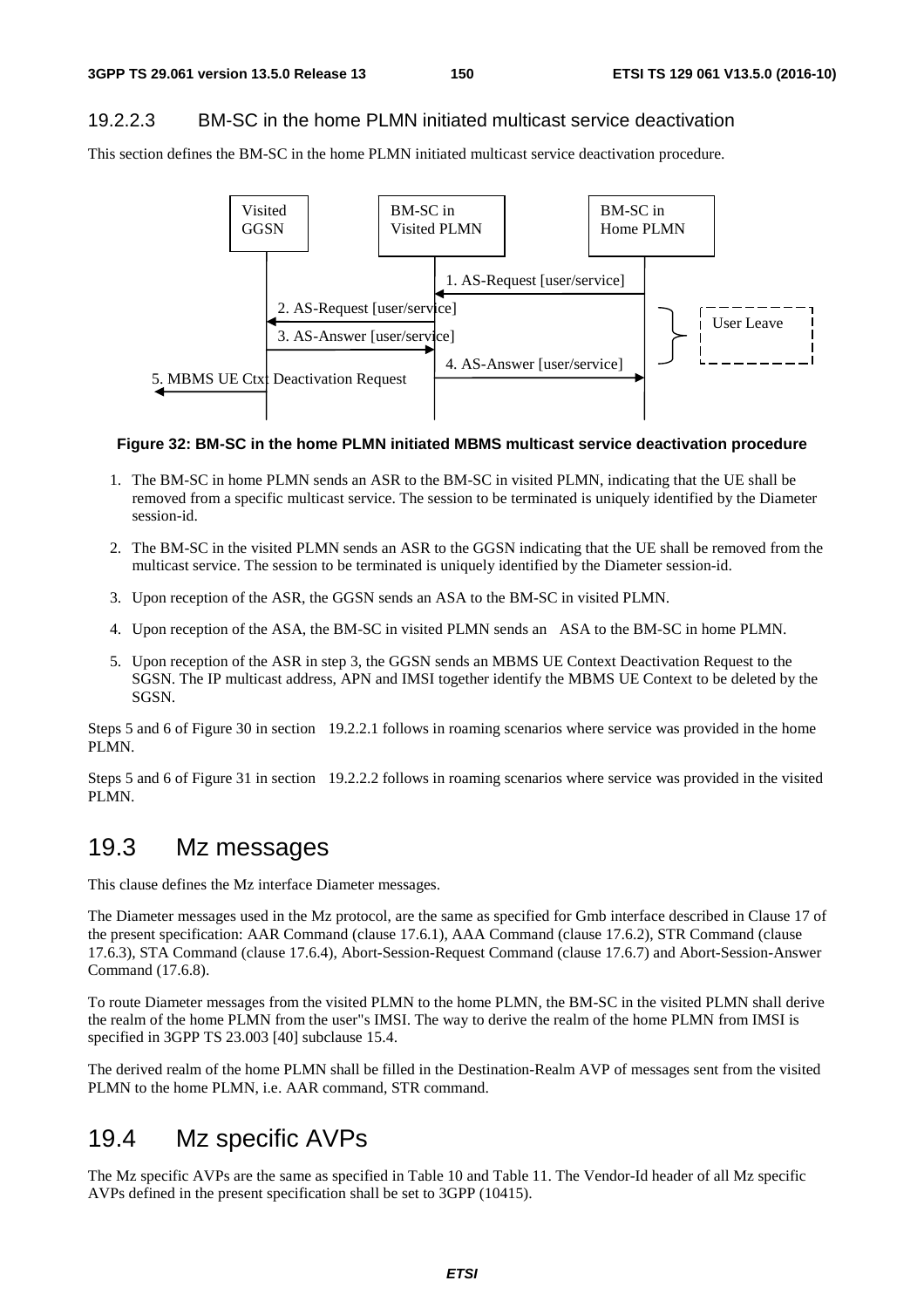### 19.2.2.3 BM-SC in the home PLMN initiated multicast service deactivation

This section defines the BM-SC in the home PLMN initiated multicast service deactivation procedure.

**Figure 32: BM-SC in the home PLMN initiated MBMS multicast service deactivation procedure**

1. The BM-SC in home PLMN sends an ASR to the BM-SC in visited PLMN, indicating that the UE shall be removed from a specific multicast service. The session to be terminated is uniquely identified by the Diameter session-id.
2. The BM-SC in the visited PLMN sends an ASR to the GGSN indicating that the UE shall be removed from the multicast service. The session to be terminated is uniquely identified by the Diameter session-id.
3. Upon reception of the ASR, the GGSN sends an ASA to the BM-SC in visited PLMN.
4. Upon reception of the ASA, the BM-SC in visited PLMN sends an ASA to the BM-SC in home PLMN.
5. Upon reception of the ASR in step 3, the GGSN sends an MBMS UE Context Deactivation Request to the SGSN. The IP multicast address, APN and IMSI together identify the MBMS UE Context to be deleted by the SGSN.

Steps 5 and 6 of Figure 30 in section 19.2.2.1 follows in roaming scenarios where service was provided in the home PLMN.

Steps 5 and 6 of Figure 31 in section 19.2.2.2 follows in roaming scenarios where service was provided in the visited PLMN.

## 19.3 Mz messages

This clause defines the Mz interface Diameter messages.

The Diameter messages used in the Mz protocol, are the same as specified for Gmb interface described in Clause 17 of the present specification: AAR Command (clause 17.6.1), AAA Command (clause 17.6.2), STR Command (clause 17.6.3), STA Command (clause 17.6.4), Abort-Session-Request Command (clause 17.6.7) and Abort-Session-Answer Command (17.6.8).

To route Diameter messages from the visited PLMN to the home PLMN, the BM-SC in the visited PLMN shall derive the realm of the home PLMN from the user''s IMSI. The way to derive the realm of the home PLMN from IMSI is specified in 3GPP TS 23.003 [40] subclause 15.4.

The derived realm of the home PLMN shall be filled in the Destination-Realm AVP of messages sent from the visited PLMN to the home PLMN, i.e. AAR command, STR command.

## 19.4 Mz specific AVPs

The Mz specific AVPs are the same as specified in Table 10 and Table 11. The Vendor-Id header of all Mz specific AVPs defined in the present specification shall be set to 3GPP (10415).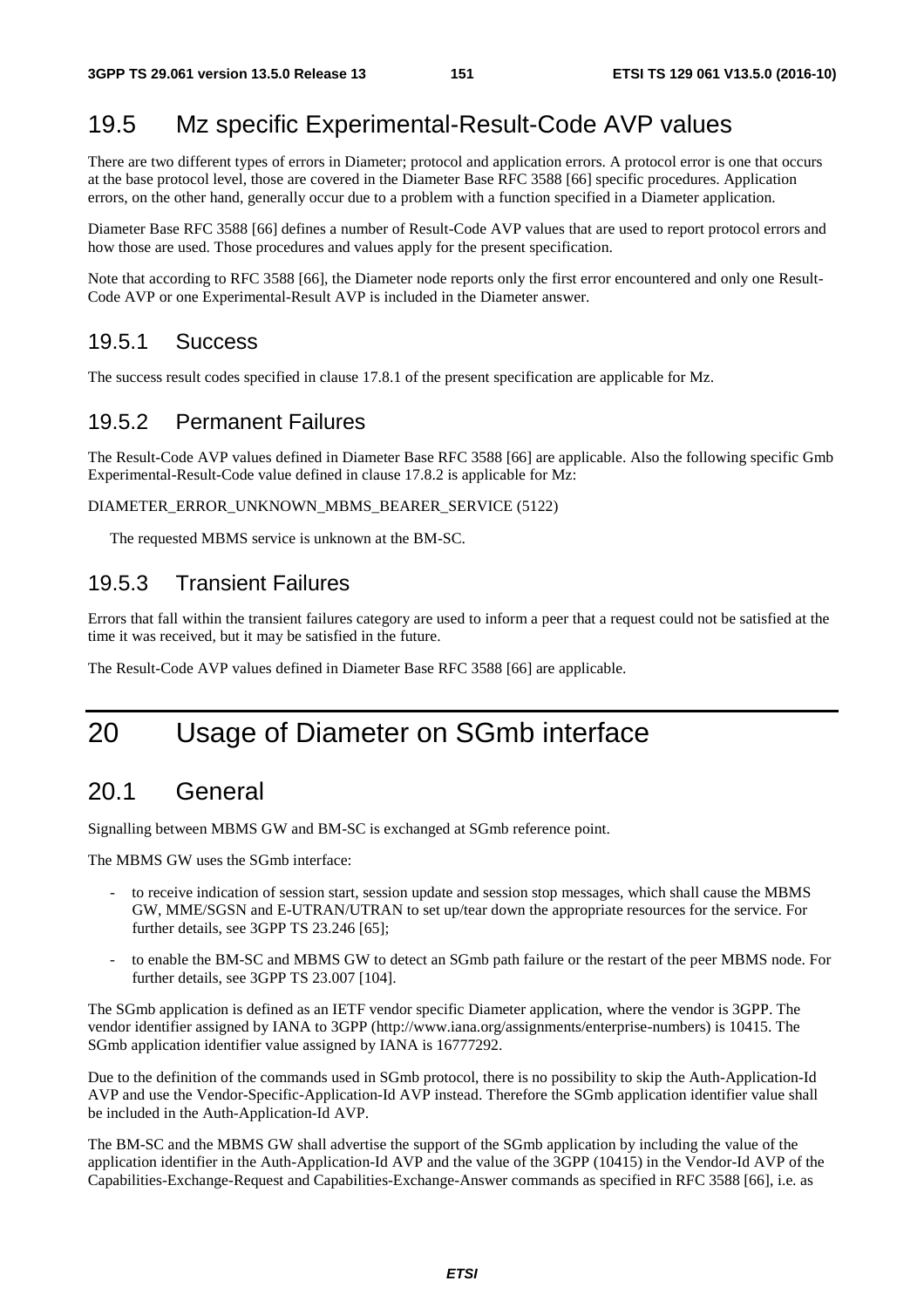## 19.5 Mz specific Experimental-Result-Code AVP values

There are two different types of errors in Diameter; protocol and application errors. A protocol error is one that occurs at the base protocol level, those are covered in the Diameter Base RFC 3588 [66] specific procedures. Application errors, on the other hand, generally occur due to a problem with a function specified in a Diameter application.

Diameter Base RFC 3588 [66] defines a number of Result-Code AVP values that are used to report protocol errors and how those are used. Those procedures and values apply for the present specification.

Note that according to RFC 3588 [66], the Diameter node reports only the first error encountered and only one Result-Code AVP or one Experimental-Result AVP is included in the Diameter answer.

### 19.5.1 Success

The success result codes specified in clause 17.8.1 of the present specification are applicable for Mz.

### 19.5.2 Permanent Failures

The Result-Code AVP values defined in Diameter Base RFC 3588 [66] are applicable. Also the following specific Gmb Experimental-Result-Code value defined in clause 17.8.2 is applicable for Mz:

DIAMETER_ERROR_UNKNOWN_MBMS_BEARER_SERVICE (5122)

The requested MBMS service is unknown at the BM-SC.

### 19.5.3 Transient Failures

Errors that fall within the transient failures category are used to inform a peer that a request could not be satisfied at the time it was received, but it may be satisfied in the future.

The Result-Code AVP values defined in Diameter Base RFC 3588 [66] are applicable.

# 20 Usage of Diameter on SGmb interface

## 20.1 General

Signalling between MBMS GW and BM-SC is exchanged at SGmb reference point.

The MBMS GW uses the SGmb interface:

- to receive indication of session start, session update and session stop messages, which shall cause the MBMS GW, MME/SGSN and E-UTRAN/UTRAN to set up/tear down the appropriate resources for the service. For further details, see 3GPP TS 23.246 [65];
- to enable the BM-SC and MBMS GW to detect an SGmb path failure or the restart of the peer MBMS node. For further details, see 3GPP TS 23.007 [104].

The SGmb application is defined as an IETF vendor specific Diameter application, where the vendor is 3GPP. The vendor identifier assigned by IANA to 3GPP (http://www.iana.org/assignments/enterprise-numbers) is 10415. The SGmb application identifier value assigned by IANA is 16777292.

Due to the definition of the commands used in SGmb protocol, there is no possibility to skip the Auth-Application-Id AVP and use the Vendor-Specific-Application-Id AVP instead. Therefore the SGmb application identifier value shall be included in the Auth-Application-Id AVP.

The BM-SC and the MBMS GW shall advertise the support of the SGmb application by including the value of the application identifier in the Auth-Application-Id AVP and the value of the 3GPP (10415) in the Vendor-Id AVP of the Capabilities-Exchange-Request and Capabilities-Exchange-Answer commands as specified in RFC 3588 [66], i.e. as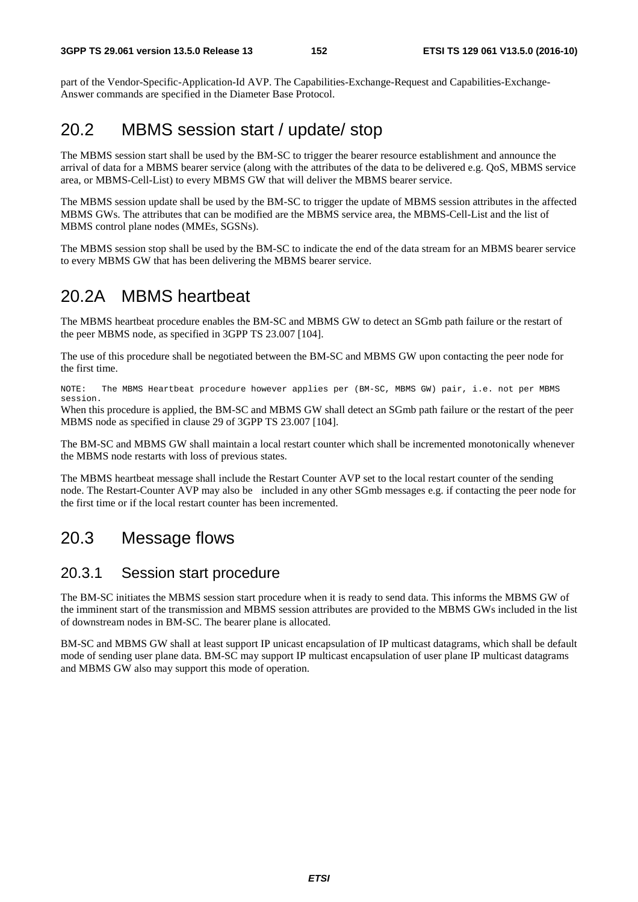part of the Vendor-Specific-Application-Id AVP. The Capabilities-Exchange-Request and Capabilities-Exchange-Answer commands are specified in the Diameter Base Protocol.

## 20.2 MBMS session start / update/ stop

The MBMS session start shall be used by the BM-SC to trigger the bearer resource establishment and announce the arrival of data for a MBMS bearer service (along with the attributes of the data to be delivered e.g. QoS, MBMS service area, or MBMS-Cell-List) to every MBMS GW that will deliver the MBMS bearer service.

The MBMS session update shall be used by the BM-SC to trigger the update of MBMS session attributes in the affected MBMS GWs. The attributes that can be modified are the MBMS service area, the MBMS-Cell-List and the list of MBMS control plane nodes (MMEs, SGSNs).

The MBMS session stop shall be used by the BM-SC to indicate the end of the data stream for an MBMS bearer service to every MBMS GW that has been delivering the MBMS bearer service.

## 20.2A MBMS heartbeat

The MBMS heartbeat procedure enables the BM-SC and MBMS GW to detect an SGmb path failure or the restart of the peer MBMS node, as specified in 3GPP TS 23.007 [104].

The use of this procedure shall be negotiated between the BM-SC and MBMS GW upon contacting the peer node for the first time.

NOTE: The MBMS Heartbeat procedure however applies per (BM-SC, MBMS GW) pair, i.e. not per MBMS session.

When this procedure is applied, the BM-SC and MBMS GW shall detect an SGmb path failure or the restart of the peer MBMS node as specified in clause 29 of 3GPP TS 23.007 [104].

The BM-SC and MBMS GW shall maintain a local restart counter which shall be incremented monotonically whenever the MBMS node restarts with loss of previous states.

The MBMS heartbeat message shall include the Restart Counter AVP set to the local restart counter of the sending node. The Restart-Counter AVP may also be included in any other SGmb messages e.g. if contacting the peer node for the first time or if the local restart counter has been incremented.

## 20.3 Message flows

### 20.3.1 Session start procedure

The BM-SC initiates the MBMS session start procedure when it is ready to send data. This informs the MBMS GW of the imminent start of the transmission and MBMS session attributes are provided to the MBMS GWs included in the list of downstream nodes in BM-SC. The bearer plane is allocated.

BM-SC and MBMS GW shall at least support IP unicast encapsulation of IP multicast datagrams, which shall be default mode of sending user plane data. BM-SC may support IP multicast encapsulation of user plane IP multicast datagrams and MBMS GW also may support this mode of operation.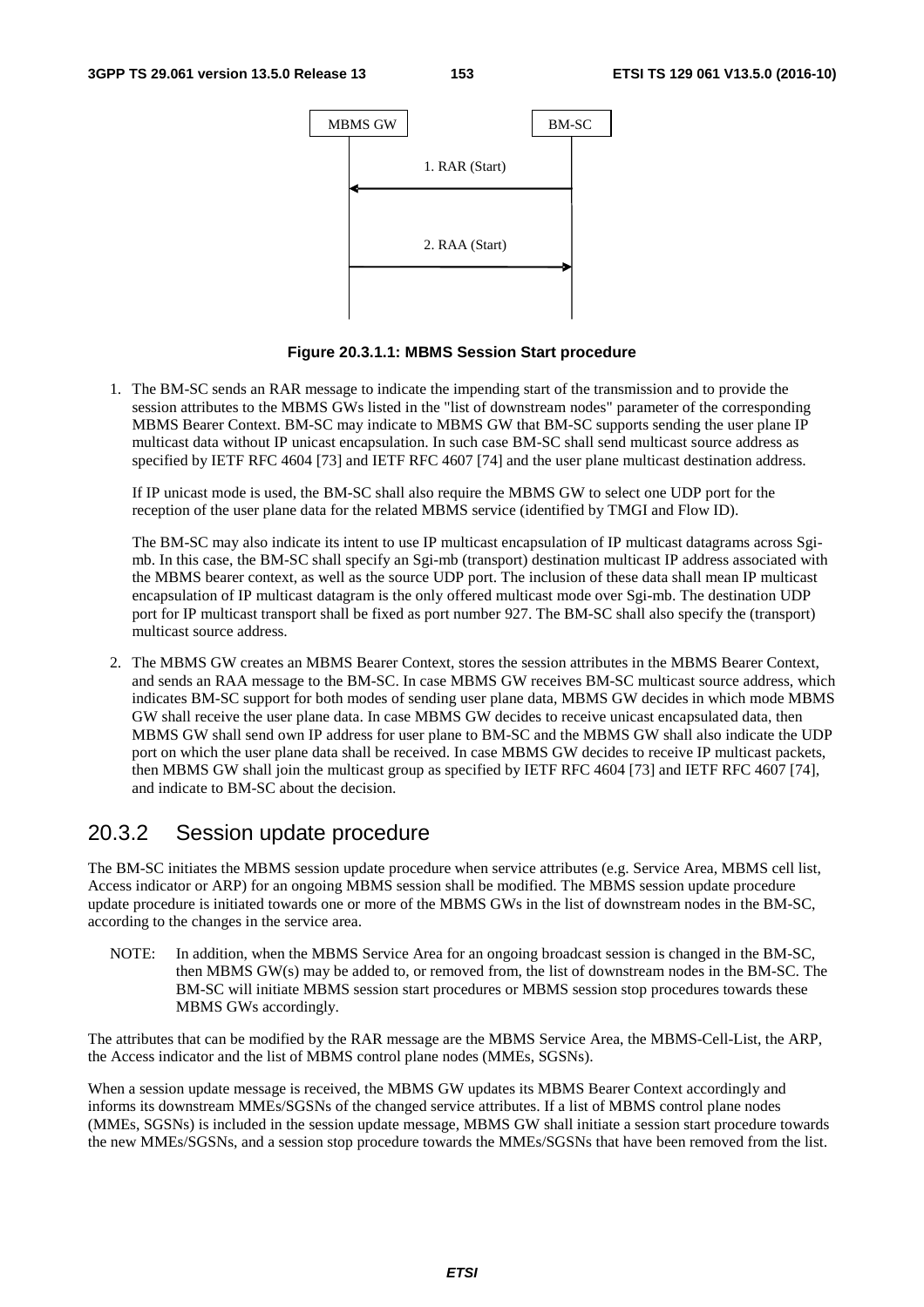MBMS GW                BM-SC

1. RAR (Start)

2. RAA (Start)

**Figure 20.3.1.1: MBMS Session Start procedure**

1. The BM-SC sends an RAR message to indicate the impending start of the transmission and to provide the session attributes to the MBMS GWs listed in the "list of downstream nodes" parameter of the corresponding MBMS Bearer Context. BM-SC may indicate to MBMS GW that BM-SC supports sending the user plane IP multicast data without IP unicast encapsulation. In such case BM-SC shall send multicast source address as specified by IETF RFC 4604 [73] and IETF RFC 4607 [74] and the user plane multicast destination address.

   If IP unicast mode is used, the BM-SC shall also require the MBMS GW to select one UDP port for the reception of the user plane data for the related MBMS service (identified by TMGI and Flow ID).

   The BM-SC may also indicate its intent to use IP multicast encapsulation of IP multicast datagrams across Sgi-mb. In this case, the BM-SC shall specify an Sgi-mb (transport) destination multicast IP address associated with the MBMS bearer context, as well as the source UDP port. The inclusion of these data shall mean IP multicast encapsulation of IP multicast datagram is the only offered multicast mode over Sgi-mb. The destination UDP port for IP multicast transport shall be fixed as port number 927. The BM-SC shall also specify the (transport) multicast source address.

2. The MBMS GW creates an MBMS Bearer Context, stores the session attributes in the MBMS Bearer Context, and sends an RAA message to the BM-SC. In case MBMS GW receives BM-SC multicast source address, which indicates BM-SC support for both modes of sending user plane data, MBMS GW decides in which mode MBMS GW shall receive the user plane data. In case MBMS GW decides to receive unicast encapsulated data, then MBMS GW shall send own IP address for user plane to BM-SC and the MBMS GW shall also indicate the UDP port on which the user plane data shall be received. In case MBMS GW decides to receive IP multicast packets, then MBMS GW shall join the multicast group as specified by IETF RFC 4604 [73] and IETF RFC 4607 [74], and indicate to BM-SC about the decision.

## 20.3.2 Session update procedure

The BM-SC initiates the MBMS session update procedure when service attributes (e.g. Service Area, MBMS cell list, Access indicator or ARP) for an ongoing MBMS session shall be modified. The MBMS session update procedure update procedure is initiated towards one or more of the MBMS GWs in the list of downstream nodes in the BM-SC, according to the changes in the service area.

NOTE: In addition, when the MBMS Service Area for an ongoing broadcast session is changed in the BM-SC, then MBMS GW(s) may be added to, or removed from, the list of downstream nodes in the BM-SC. The BM-SC will initiate MBMS session start procedures or MBMS session stop procedures towards these MBMS GWs accordingly.

The attributes that can be modified by the RAR message are the MBMS Service Area, the MBMS-Cell-List, the ARP, the Access indicator and the list of MBMS control plane nodes (MMEs, SGSNs).

When a session update message is received, the MBMS GW updates its MBMS Bearer Context accordingly and informs its downstream MMEs/SGSNs of the changed service attributes. If a list of MBMS control plane nodes (MMEs, SGSNs) is included in the session update message, MBMS GW shall initiate a session start procedure towards the new MMEs/SGSNs, and a session stop procedure towards the MMEs/SGSNs that have been removed from the list.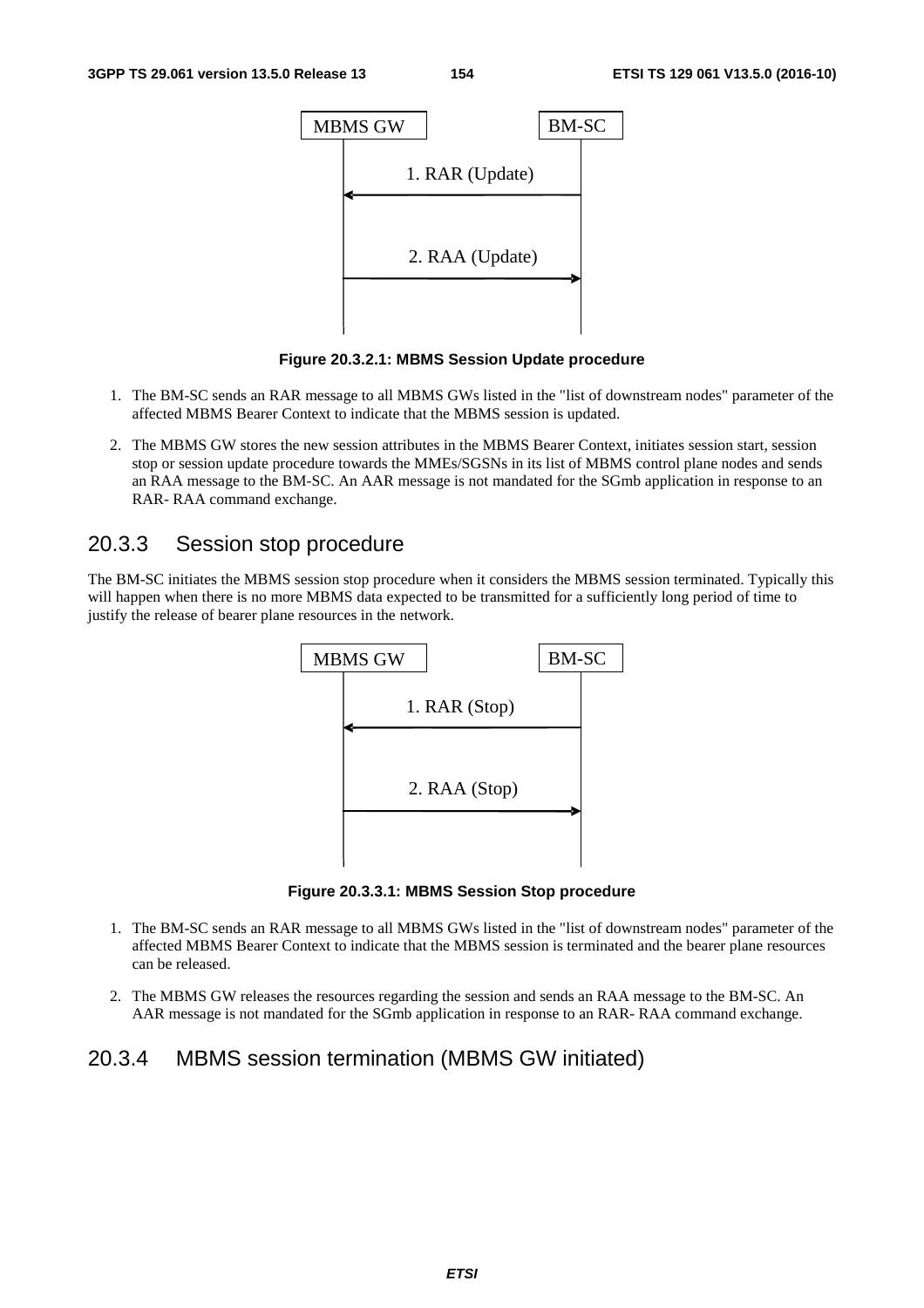Figure 20.3.2.1: MBMS Session Update procedure

1. The BM-SC sends an RAR message to all MBMS GWs listed in the "list of downstream nodes" parameter of the affected MBMS Bearer Context to indicate that the MBMS session is updated.
2. The MBMS GW stores the new session attributes in the MBMS Bearer Context, initiates session start, session stop or session update procedure towards the MMEs/SGSNs in its list of MBMS control plane nodes and sends an RAA message to the BM-SC. An AAR message is not mandated for the SGmb application in response to an RAR- RAA command exchange.

### 20.3.3 Session stop procedure

The BM-SC initiates the MBMS session stop procedure when it considers the MBMS session terminated. Typically this will happen when there is no more MBMS data expected to be transmitted for a sufficiently long period of time to justify the release of bearer plane resources in the network.

Figure 20.3.3.1: MBMS Session Stop procedure

1. The BM-SC sends an RAR message to all MBMS GWs listed in the "list of downstream nodes" parameter of the affected MBMS Bearer Context to indicate that the MBMS session is terminated and the bearer plane resources can be released.
2. The MBMS GW releases the resources regarding the session and sends an RAA message to the BM-SC. An AAR message is not mandated for the SGmb application in response to an RAR- RAA command exchange.

### 20.3.4 MBMS session termination (MBMS GW initiated)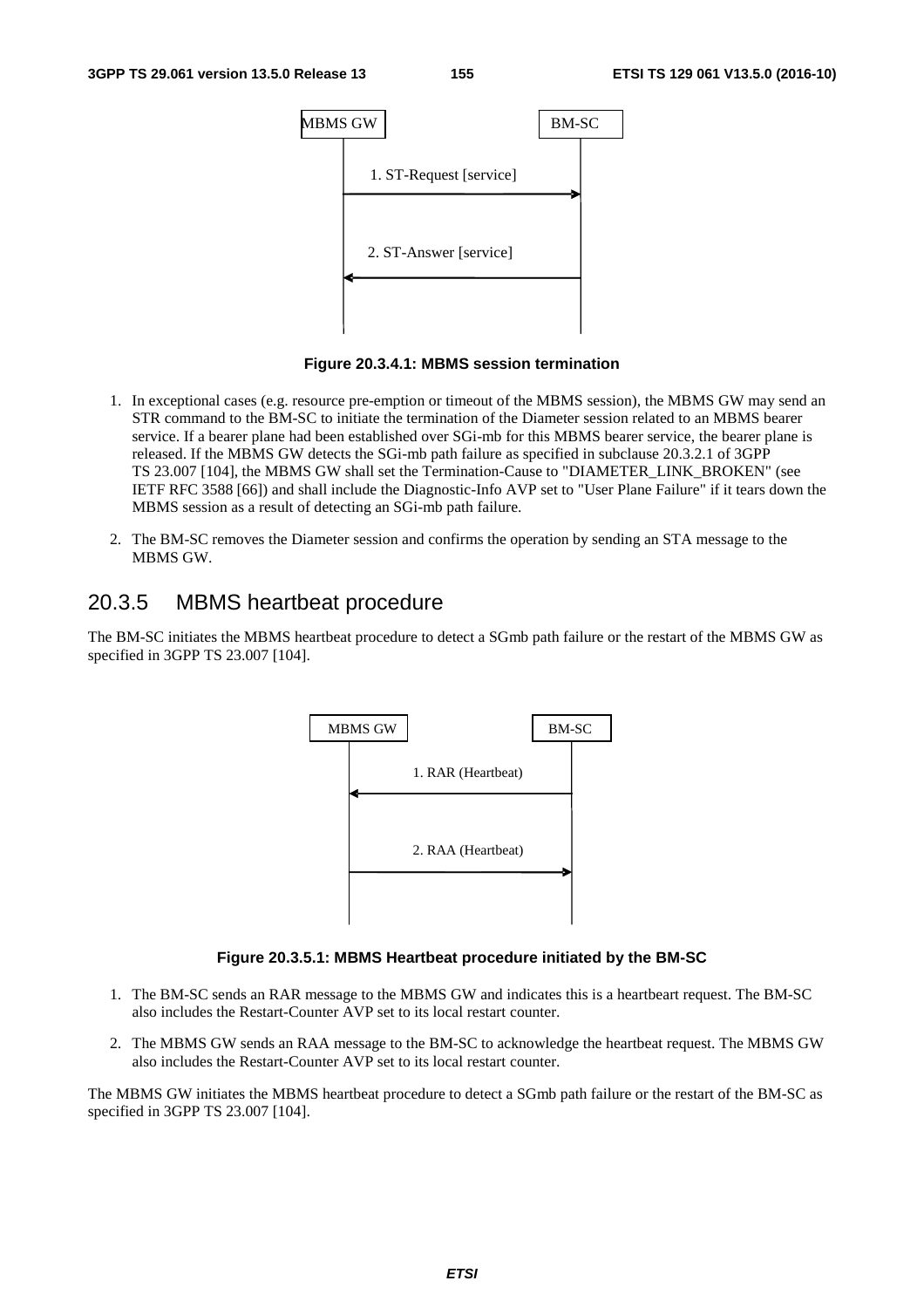Figure 20.3.4.1: MBMS session termination

1. In exceptional cases (e.g. resource pre-emption or timeout of the MBMS session), the MBMS GW may send an STR command to the BM-SC to initiate the termination of the Diameter session related to an MBMS bearer service. If a bearer plane had been established over SGi-mb for this MBMS bearer service, the bearer plane is released. If the MBMS GW detects the SGi-mb path failure as specified in subclause 20.3.2.1 of 3GPP TS 23.007 [104], the MBMS GW shall set the Termination-Cause to "DIAMETER_LINK_BROKEN" (see IETF RFC 3588 [66]) and shall include the Diagnostic-Info AVP set to "User Plane Failure" if it tears down the MBMS session as a result of detecting an SGi-mb path failure.

2. The BM-SC removes the Diameter session and confirms the operation by sending an STA message to the MBMS GW.

## 20.3.5 MBMS heartbeat procedure

The BM-SC initiates the MBMS heartbeat procedure to detect a SGmb path failure or the restart of the MBMS GW as specified in 3GPP TS 23.007 [104].

Figure 20.3.5.1: MBMS Heartbeat procedure initiated by the BM-SC

1. The BM-SC sends an RAR message to the MBMS GW and indicates this is a heartbeart request. The BM-SC also includes the Restart-Counter AVP set to its local restart counter.

2. The MBMS GW sends an RAA message to the BM-SC to acknowledge the heartbeat request. The MBMS GW also includes the Restart-Counter AVP set to its local restart counter.

The MBMS GW initiates the MBMS heartbeat procedure to detect a SGmb path failure or the restart of the BM-SC as specified in 3GPP TS 23.007 [104].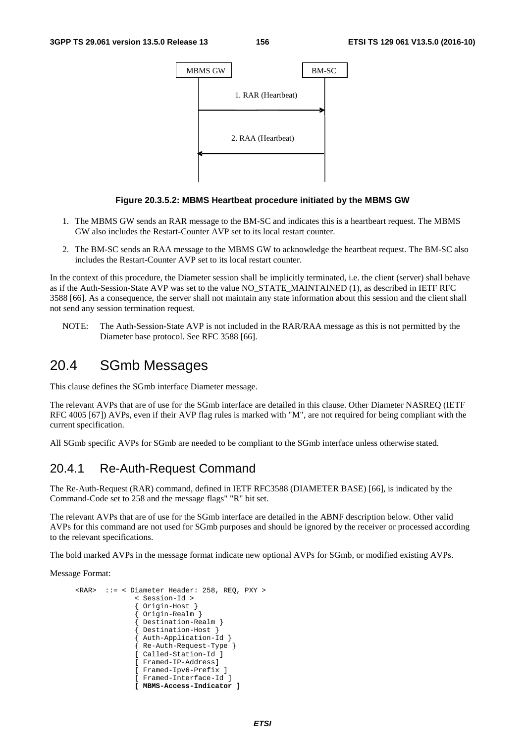MBMS GW                BM-SC

1. RAR (Heartbeat)

2. RAA (Heartbeat)

**Figure 20.3.5.2: MBMS Heartbeat procedure initiated by the MBMS GW**

1. The MBMS GW sends an RAR message to the BM-SC and indicates this is a heartbeart request. The MBMS GW also includes the Restart-Counter AVP set to its local restart counter.

2. The BM-SC sends an RAA message to the MBMS GW to acknowledge the heartbeat request. The BM-SC also includes the Restart-Counter AVP set to its local restart counter.

In the context of this procedure, the Diameter session shall be implicitly terminated, i.e. the client (server) shall behave as if the Auth-Session-State AVP was set to the value NO_STATE_MAINTAINED (1), as described in IETF RFC 3588 [66]. As a consequence, the server shall not maintain any state information about this session and the client shall not send any session termination request.

NOTE: The Auth-Session-State AVP is not included in the RAR/RAA message as this is not permitted by the Diameter base protocol. See RFC 3588 [66].

# 20.4 SGmb Messages

This clause defines the SGmb interface Diameter message.

The relevant AVPs that are of use for the SGmb interface are detailed in this clause. Other Diameter NASREQ (IETF RFC 4005 [67]) AVPs, even if their AVP flag rules is marked with "M", are not required for being compliant with the current specification.

All SGmb specific AVPs for SGmb are needed to be compliant to the SGmb interface unless otherwise stated.

## 20.4.1 Re-Auth-Request Command

The Re-Auth-Request (RAR) command, defined in IETF RFC3588 (DIAMETER BASE) [66], is indicated by the Command-Code set to 258 and the message flags" "R" bit set.

The relevant AVPs that are of use for the SGmb interface are detailed in the ABNF description below. Other valid AVPs for this command are not used for SGmb purposes and should be ignored by the receiver or processed according to the relevant specifications.

The bold marked AVPs in the message format indicate new optional AVPs for SGmb, or modified existing AVPs.

Message Format:

```
<RAR>  ::= < Diameter Header: 258, REQ, PXY >
            < Session-Id >
            { Origin-Host }
            { Origin-Realm }
            { Destination-Realm }
            { Destination-Host }
            { Auth-Application-Id }
            { Re-Auth-Request-Type }
            [ Called-Station-Id ]
            [ Framed-IP-Address]
            [ Framed-Ipv6-Prefix ]
            [ Framed-Interface-Id ]
            [ MBMS-Access-Indicator ]
```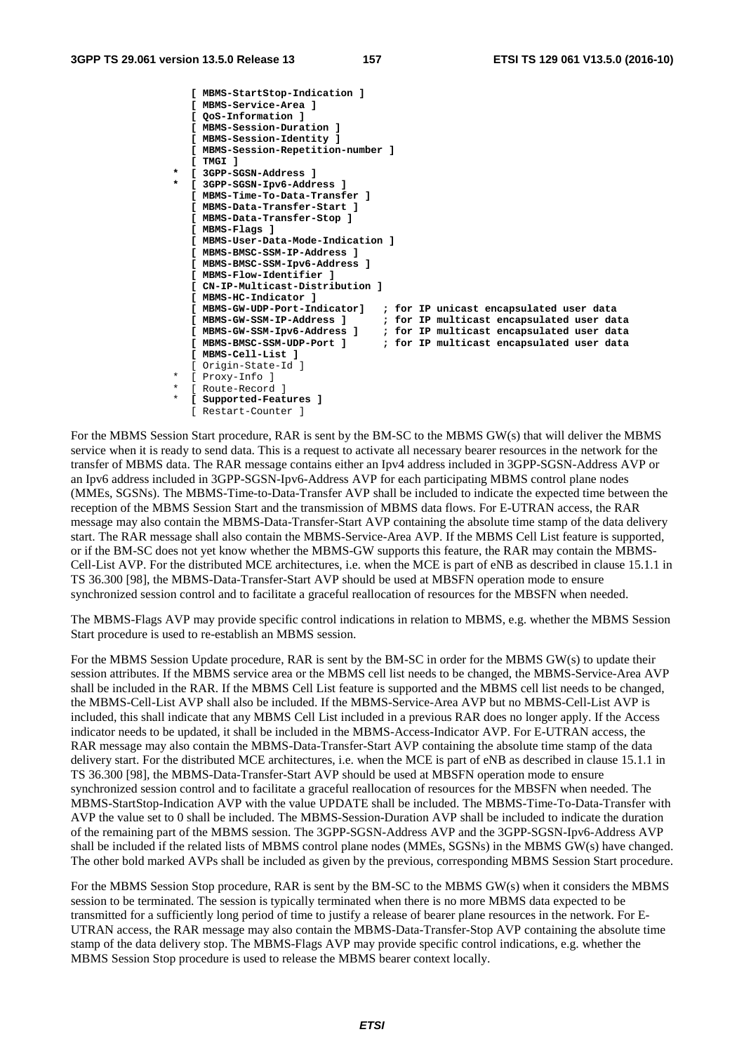```
        [ MBMS-StartStop-Indication ]
        [ MBMS-Service-Area ]
        [ QoS-Information ]
        [ MBMS-Session-Duration ]
        [ MBMS-Session-Identity ]
        [ MBMS-Session-Repetition-number ]
        [ TMGI ]
      * [ 3GPP-SGSN-Address ]
      * [ 3GPP-SGSN-Ipv6-Address ]
        [ MBMS-Time-To-Data-Transfer ]
        [ MBMS-Data-Transfer-Start ]
        [ MBMS-Data-Transfer-Stop ]
        [ MBMS-Flags ]
        [ MBMS-User-Data-Mode-Indication ]
        [ MBMS-BMSC-SSM-IP-Address ]
        [ MBMS-BMSC-SSM-Ipv6-Address ]
        [ MBMS-Flow-Identifier ]
        [ CN-IP-Multicast-Distribution ]
        [ MBMS-HC-Indicator ]
        [ MBMS-GW-UDP-Port-Indicator]    ; for IP unicast encapsulated user data
        [ MBMS-GW-SSM-IP-Address ]       ; for IP multicast encapsulated user data
        [ MBMS-GW-SSM-Ipv6-Address ]     ; for IP multicast encapsulated user data
        [ MBMS-BMSC-SSM-UDP-Port ]       ; for IP multicast encapsulated user data
        [ MBMS-Cell-List ]
        [ Origin-State-Id ]
      * [ Proxy-Info ]
      * [ Route-Record ]
      * [ Supported-Features ]
        [ Restart-Counter ]
```

For the MBMS Session Start procedure, RAR is sent by the BM-SC to the MBMS GW(s) that will deliver the MBMS service when it is ready to send data. This is a request to activate all necessary bearer resources in the network for the transfer of MBMS data. The RAR message contains either an Ipv4 address included in 3GPP-SGSN-Address AVP or an Ipv6 address included in 3GPP-SGSN-Ipv6-Address AVP for each participating MBMS control plane nodes (MMEs, SGSNs). The MBMS-Time-to-Data-Transfer AVP shall be included to indicate the expected time between the reception of the MBMS Session Start and the transmission of MBMS data flows. For E-UTRAN access, the RAR message may also contain the MBMS-Data-Transfer-Start AVP containing the absolute time stamp of the data delivery start. The RAR message shall also contain the MBMS-Service-Area AVP. If the MBMS Cell List feature is supported, or if the BM-SC does not yet know whether the MBMS-GW supports this feature, the RAR may contain the MBMS-Cell-List AVP. For the distributed MCE architectures, i.e. when the MCE is part of eNB as described in clause 15.1.1 in TS 36.300 [98], the MBMS-Data-Transfer-Start AVP should be used at MBSFN operation mode to ensure synchronized session control and to facilitate a graceful reallocation of resources for the MBSFN when needed.

The MBMS-Flags AVP may provide specific control indications in relation to MBMS, e.g. whether the MBMS Session Start procedure is used to re-establish an MBMS session.

For the MBMS Session Update procedure, RAR is sent by the BM-SC in order for the MBMS GW(s) to update their session attributes. If the MBMS service area or the MBMS cell list needs to be changed, the MBMS-Service-Area AVP shall be included in the RAR. If the MBMS Cell List feature is supported and the MBMS cell list needs to be changed, the MBMS-Cell-List AVP shall also be included. If the MBMS-Service-Area AVP but no MBMS-Cell-List AVP is included, this shall indicate that any MBMS Cell List included in a previous RAR does no longer apply. If the Access indicator needs to be updated, it shall be included in the MBMS-Access-Indicator AVP. For E-UTRAN access, the RAR message may also contain the MBMS-Data-Transfer-Start AVP containing the absolute time stamp of the data delivery start. For the distributed MCE architectures, i.e. when the MCE is part of eNB as described in clause 15.1.1 in TS 36.300 [98], the MBMS-Data-Transfer-Start AVP should be used at MBSFN operation mode to ensure synchronized session control and to facilitate a graceful reallocation of resources for the MBSFN when needed. The MBMS-StartStop-Indication AVP with the value UPDATE shall be included. The MBMS-Time-To-Data-Transfer with AVP the value set to 0 shall be included. The MBMS-Session-Duration AVP shall be included to indicate the duration of the remaining part of the MBMS session. The 3GPP-SGSN-Address AVP and the 3GPP-SGSN-Ipv6-Address AVP shall be included if the related lists of MBMS control plane nodes (MMEs, SGSNs) in the MBMS GW(s) have changed. The other bold marked AVPs shall be included as given by the previous, corresponding MBMS Session Start procedure.

For the MBMS Session Stop procedure, RAR is sent by the BM-SC to the MBMS GW(s) when it considers the MBMS session to be terminated. The session is typically terminated when there is no more MBMS data expected to be transmitted for a sufficiently long period of time to justify a release of bearer plane resources in the network. For E-UTRAN access, the RAR message may also contain the MBMS-Data-Transfer-Stop AVP containing the absolute time stamp of the data delivery stop. The MBMS-Flags AVP may provide specific control indications, e.g. whether the MBMS Session Stop procedure is used to release the MBMS bearer context locally.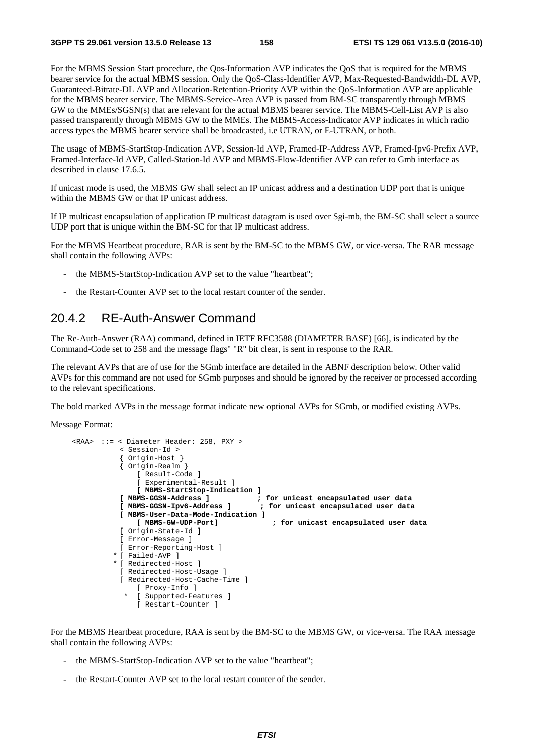For the MBMS Session Start procedure, the Qos-Information AVP indicates the QoS that is required for the MBMS bearer service for the actual MBMS session. Only the QoS-Class-Identifier AVP, Max-Requested-Bandwidth-DL AVP, Guaranteed-Bitrate-DL AVP and Allocation-Retention-Priority AVP within the QoS-Information AVP are applicable for the MBMS bearer service. The MBMS-Service-Area AVP is passed from BM-SC transparently through MBMS GW to the MMEs/SGSN(s) that are relevant for the actual MBMS bearer service. The MBMS-Cell-List AVP is also passed transparently through MBMS GW to the MMEs. The MBMS-Access-Indicator AVP indicates in which radio access types the MBMS bearer service shall be broadcasted, i.e UTRAN, or E-UTRAN, or both.

The usage of MBMS-StartStop-Indication AVP, Session-Id AVP, Framed-IP-Address AVP, Framed-Ipv6-Prefix AVP, Framed-Interface-Id AVP, Called-Station-Id AVP and MBMS-Flow-Identifier AVP can refer to Gmb interface as described in clause 17.6.5.

If unicast mode is used, the MBMS GW shall select an IP unicast address and a destination UDP port that is unique within the MBMS GW or that IP unicast address.

If IP multicast encapsulation of application IP multicast datagram is used over Sgi-mb, the BM-SC shall select a source UDP port that is unique within the BM-SC for that IP multicast address.

For the MBMS Heartbeat procedure, RAR is sent by the BM-SC to the MBMS GW, or vice-versa. The RAR message shall contain the following AVPs:

- the MBMS-StartStop-Indication AVP set to the value "heartbeat";
- the Restart-Counter AVP set to the local restart counter of the sender.

## 20.4.2 RE-Auth-Answer Command

The Re-Auth-Answer (RAA) command, defined in IETF RFC3588 (DIAMETER BASE) [66], is indicated by the Command-Code set to 258 and the message flags" "R" bit clear, is sent in response to the RAR.

The relevant AVPs that are of use for the SGmb interface are detailed in the ABNF description below. Other valid AVPs for this command are not used for SGmb purposes and should be ignored by the receiver or processed according to the relevant specifications.

The bold marked AVPs in the message format indicate new optional AVPs for SGmb, or modified existing AVPs.

Message Format:

```
<RAA>  ::= < Diameter Header: 258, PXY >
           < Session-Id >
           { Origin-Host }
           { Origin-Realm }
               [ Result-Code ]
               [ Experimental-Result ]
               [ MBMS-StartStop-Indication ]
           [ MBMS-GGSN-Address ]           ; for unicast encapsulated user data
           [ MBMS-GGSN-Ipv6-Address ]       ; for unicast encapsulated user data
           [ MBMS-User-Data-Mode-Indication ]
               [ MBMS-GW-UDP-Port]            ; for unicast encapsulated user data
           [ Origin-State-Id ]
           [ Error-Message ]
           [ Error-Reporting-Host ]
          * [ Failed-AVP ]
          * [ Redirected-Host ]
           [ Redirected-Host-Usage ]
           [ Redirected-Host-Cache-Time ]
               [ Proxy-Info ]
            *  [ Supported-Features ]
               [ Restart-Counter ]
```

For the MBMS Heartbeat procedure, RAA is sent by the BM-SC to the MBMS GW, or vice-versa. The RAA message shall contain the following AVPs:

- the MBMS-StartStop-Indication AVP set to the value "heartbeat";
- the Restart-Counter AVP set to the local restart counter of the sender.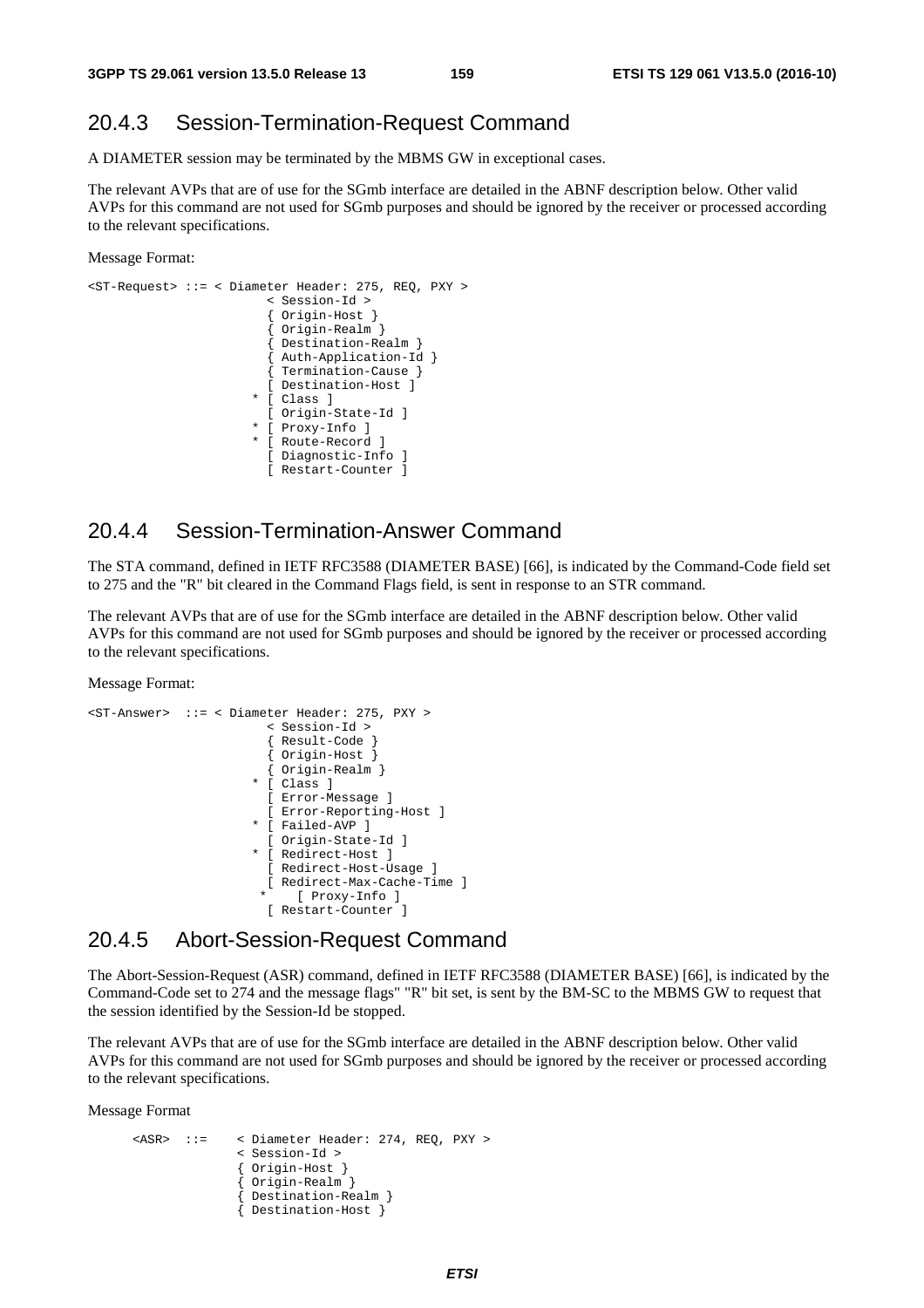## 20.4.3 Session-Termination-Request Command

A DIAMETER session may be terminated by the MBMS GW in exceptional cases.

The relevant AVPs that are of use for the SGmb interface are detailed in the ABNF description below. Other valid AVPs for this command are not used for SGmb purposes and should be ignored by the receiver or processed according to the relevant specifications.

Message Format:

```
<ST-Request> ::= < Diameter Header: 275, REQ, PXY >
                        < Session-Id >
                        { Origin-Host }
                        { Origin-Realm }
                        { Destination-Realm }
                        { Auth-Application-Id }
                        { Termination-Cause }
                        [ Destination-Host ]
                      * [ Class ]
                        [ Origin-State-Id ]
                      * [ Proxy-Info ]
                      * [ Route-Record ]
                        [ Diagnostic-Info ]
                        [ Restart-Counter ]
```

## 20.4.4 Session-Termination-Answer Command

The STA command, defined in IETF RFC3588 (DIAMETER BASE) [66], is indicated by the Command-Code field set to 275 and the "R" bit cleared in the Command Flags field, is sent in response to an STR command.

The relevant AVPs that are of use for the SGmb interface are detailed in the ABNF description below. Other valid AVPs for this command are not used for SGmb purposes and should be ignored by the receiver or processed according to the relevant specifications.

Message Format:

```
<ST-Answer>  ::= < Diameter Header: 275, PXY >
                        < Session-Id >
                        { Result-Code }
                        { Origin-Host }
                        { Origin-Realm }
                      * [ Class ]
                        [ Error-Message ]
                        [ Error-Reporting-Host ]
                      * [ Failed-AVP ]
                        [ Origin-State-Id ]
                      * [ Redirect-Host ]
                        [ Redirect-Host-Usage ]
                        [ Redirect-Max-Cache-Time ]
                       *    [ Proxy-Info ]
                        [ Restart-Counter ]
```

## 20.4.5 Abort-Session-Request Command

The Abort-Session-Request (ASR) command, defined in IETF RFC3588 (DIAMETER BASE) [66], is indicated by the Command-Code set to 274 and the message flags" "R" bit set, is sent by the BM-SC to the MBMS GW to request that the session identified by the Session-Id be stopped.

The relevant AVPs that are of use for the SGmb interface are detailed in the ABNF description below. Other valid AVPs for this command are not used for SGmb purposes and should be ignored by the receiver or processed according to the relevant specifications.

Message Format

```
      <ASR>  ::=    < Diameter Header: 274, REQ, PXY >
                    < Session-Id >
                    { Origin-Host }
                    { Origin-Realm }
                    { Destination-Realm }
                    { Destination-Host }
```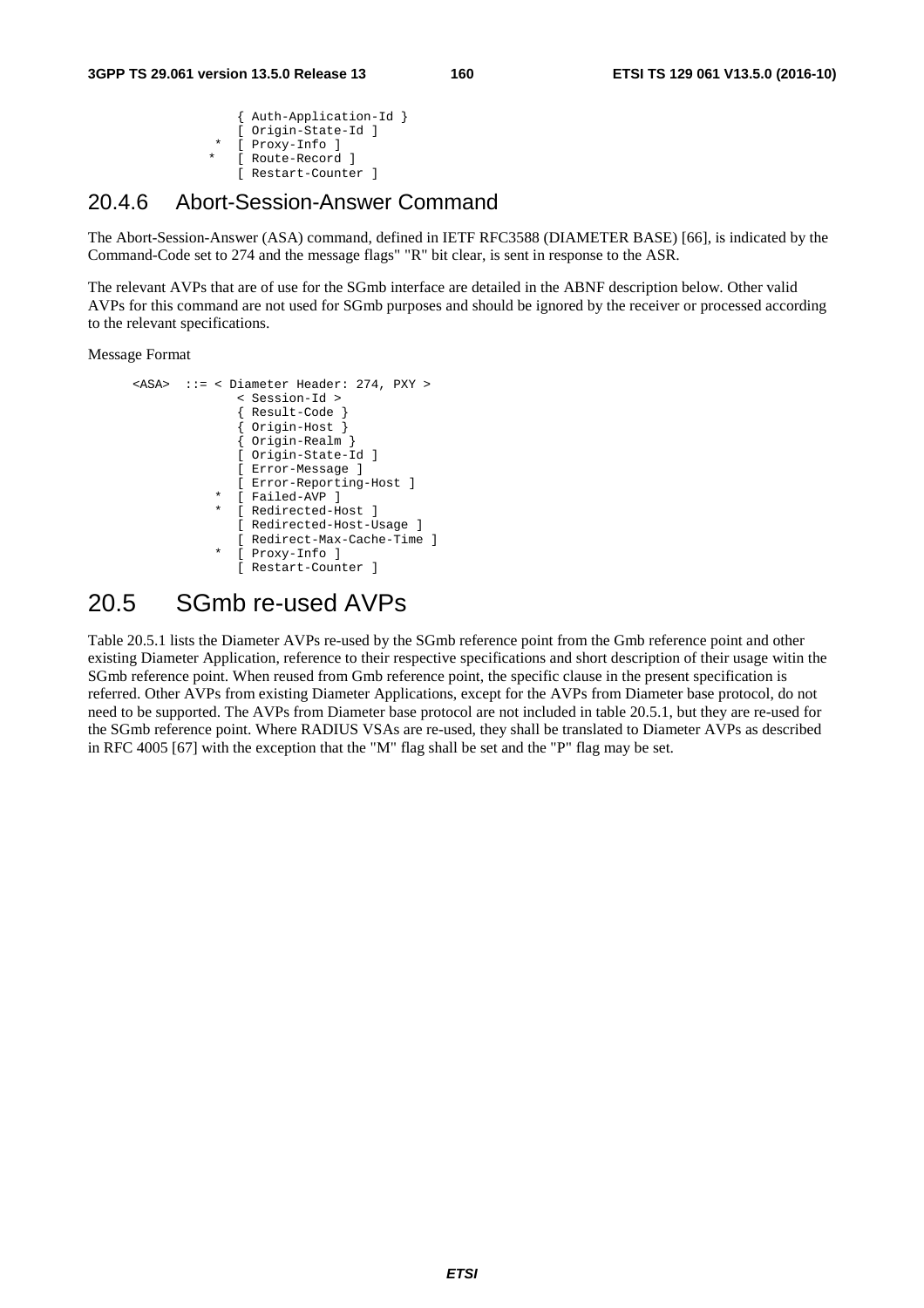```
                { Auth-Application-Id }
                [ Origin-State-Id ]
              * [ Proxy-Info ]
             *  [ Route-Record ]
                [ Restart-Counter ]
```

### 20.4.6 Abort-Session-Answer Command

The Abort-Session-Answer (ASA) command, defined in IETF RFC3588 (DIAMETER BASE) [66], is indicated by the Command-Code set to 274 and the message flags" "R" bit clear, is sent in response to the ASR.

The relevant AVPs that are of use for the SGmb interface are detailed in the ABNF description below. Other valid AVPs for this command are not used for SGmb purposes and should be ignored by the receiver or processed according to the relevant specifications.

Message Format

```
<ASA>  ::= < Diameter Header: 274, PXY >
                < Session-Id >
                { Result-Code }
                { Origin-Host }
                { Origin-Realm }
                [ Origin-State-Id ]
                [ Error-Message ]
                [ Error-Reporting-Host ]
              * [ Failed-AVP ]
              * [ Redirected-Host ]
                [ Redirected-Host-Usage ]
                [ Redirect-Max-Cache-Time ]
              * [ Proxy-Info ]
                [ Restart-Counter ]
```

## 20.5 SGmb re-used AVPs

Table 20.5.1 lists the Diameter AVPs re-used by the SGmb reference point from the Gmb reference point and other existing Diameter Application, reference to their respective specifications and short description of their usage witin the SGmb reference point. When reused from Gmb reference point, the specific clause in the present specification is referred. Other AVPs from existing Diameter Applications, except for the AVPs from Diameter base protocol, do not need to be supported. The AVPs from Diameter base protocol are not included in table 20.5.1, but they are re-used for the SGmb reference point. Where RADIUS VSAs are re-used, they shall be translated to Diameter AVPs as described in RFC 4005 [67] with the exception that the "M" flag shall be set and the "P" flag may be set.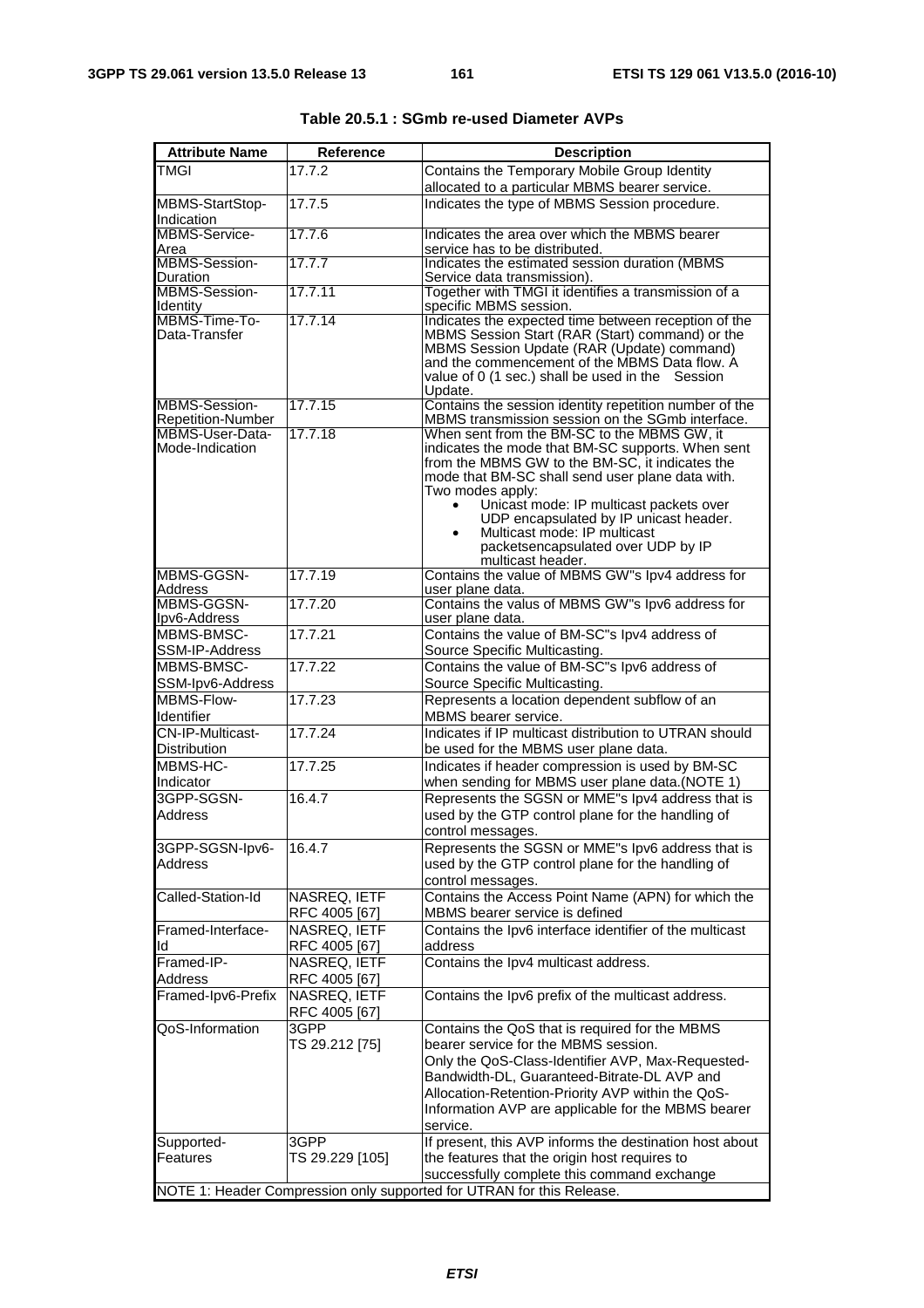**Table 20.5.1 : SGmb re-used Diameter AVPs**

| Attribute Name | Reference | Description |
|---|---|---|
| TMGI | 17.7.2 | Contains the Temporary Mobile Group Identity allocated to a particular MBMS bearer service. |
| MBMS-StartStop-Indication | 17.7.5 | Indicates the type of MBMS Session procedure. |
| MBMS-Service-Area | 17.7.6 | Indicates the area over which the MBMS bearer service has to be distributed. |
| MBMS-Session-Duration | 17.7.7 | Indicates the estimated session duration (MBMS Service data transmission). |
| MBMS-Session-Identity | 17.7.11 | Together with TMGI it identifies a transmission of a specific MBMS session. |
| MBMS-Time-To-Data-Transfer | 17.7.14 | Indicates the expected time between reception of the MBMS Session Start (RAR (Start) command) or the MBMS Session Update (RAR (Update) command) and the commencement of the MBMS Data flow. A value of 0 (1 sec.) shall be used in the Session Update. |
| MBMS-Session-Repetition-Number | 17.7.15 | Contains the session identity repetition number of the MBMS transmission session on the SGmb interface. |
| MBMS-User-Data-Mode-Indication | 17.7.18 | When sent from the BM-SC to the MBMS GW, it indicates the mode that BM-SC supports. When sent from the MBMS GW to the BM-SC, it indicates the mode that BM-SC shall send user plane data with. Two modes apply: <br>• Unicast mode: IP multicast packets over UDP encapsulated by IP unicast header. <br>• Multicast mode: IP multicast packetsencapsulated over UDP by IP multicast header. |
| MBMS-GGSN-Address | 17.7.19 | Contains the value of MBMS GW"s Ipv4 address for user plane data. |
| MBMS-GGSN-Ipv6-Address | 17.7.20 | Contains the valus of MBMS GW"s Ipv6 address for user plane data. |
| MBMS-BMSC-SSM-IP-Address | 17.7.21 | Contains the value of BM-SC"s Ipv4 address of Source Specific Multicasting. |
| MBMS-BMSC-SSM-Ipv6-Address | 17.7.22 | Contains the value of BM-SC"s Ipv6 address of Source Specific Multicasting. |
| MBMS-Flow-Identifier | 17.7.23 | Represents a location dependent subflow of an MBMS bearer service. |
| CN-IP-Multicast-Distribution | 17.7.24 | Indicates if IP multicast distribution to UTRAN should be used for the MBMS user plane data. |
| MBMS-HC-Indicator | 17.7.25 | Indicates if header compression is used by BM-SC when sending for MBMS user plane data.(NOTE 1) |
| 3GPP-SGSN-Address | 16.4.7 | Represents the SGSN or MME"s Ipv4 address that is used by the GTP control plane for the handling of control messages. |
| 3GPP-SGSN-Ipv6-Address | 16.4.7 | Represents the SGSN or MME"s Ipv6 address that is used by the GTP control plane for the handling of control messages. |
| Called-Station-Id | NASREQ, IETF RFC 4005 [67] | Contains the Access Point Name (APN) for which the MBMS bearer service is defined |
| Framed-Interface-Id | NASREQ, IETF RFC 4005 [67] | Contains the Ipv6 interface identifier of the multicast address |
| Framed-IP-Address | NASREQ, IETF RFC 4005 [67] | Contains the Ipv4 multicast address. |
| Framed-Ipv6-Prefix | NASREQ, IETF RFC 4005 [67] | Contains the Ipv6 prefix of the multicast address. |
| QoS-Information | 3GPP TS 29.212 [75] | Contains the QoS that is required for the MBMS bearer service for the MBMS session. Only the QoS-Class-Identifier AVP, Max-Requested-Bandwidth-DL, Guaranteed-Bitrate-DL AVP and Allocation-Retention-Priority AVP within the QoS-Information AVP are applicable for the MBMS bearer service. |
| Supported-Features | 3GPP TS 29.229 [105] | If present, this AVP informs the destination host about the features that the origin host requires to successfully complete this command exchange |
| NOTE 1: Header Compression only supported for UTRAN for this Release. | | |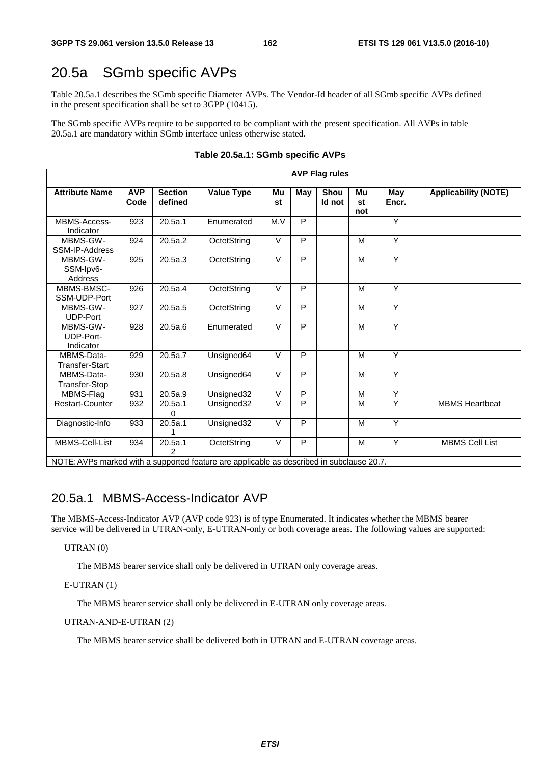# 20.5a SGmb specific AVPs

Table 20.5a.1 describes the SGmb specific Diameter AVPs. The Vendor-Id header of all SGmb specific AVPs defined in the present specification shall be set to 3GPP (10415).

The SGmb specific AVPs require to be supported to be compliant with the present specification. All AVPs in table 20.5a.1 are mandatory within SGmb interface unless otherwise stated.

**Table 20.5a.1: SGmb specific AVPs**

| | | | | AVP Flag rules | | | | | |
|---|---|---|---|---|---|---|---|---|---|
| **Attribute Name** | **AVP Code** | **Section defined** | **Value Type** | **Must** | **May** | **Should not** | **Must not** | **May Encr.** | **Applicability (NOTE)** |
| MBMS-Access-Indicator | 923 | 20.5a.1 | Enumerated | M.V | P | | | Y | |
| MBMS-GW-SSM-IP-Address | 924 | 20.5a.2 | OctetString | V | P | | M | Y | |
| MBMS-GW-SSM-Ipv6-Address | 925 | 20.5a.3 | OctetString | V | P | | M | Y | |
| MBMS-BMSC-SSM-UDP-Port | 926 | 20.5a.4 | OctetString | V | P | | M | Y | |
| MBMS-GW-UDP-Port | 927 | 20.5a.5 | OctetString | V | P | | M | Y | |
| MBMS-GW-UDP-Port-Indicator | 928 | 20.5a.6 | Enumerated | V | P | | M | Y | |
| MBMS-Data-Transfer-Start | 929 | 20.5a.7 | Unsigned64 | V | P | | M | Y | |
| MBMS-Data-Transfer-Stop | 930 | 20.5a.8 | Unsigned64 | V | P | | M | Y | |
| MBMS-Flag | 931 | 20.5a.9 | Unsigned32 | V | P | | M | Y | |
| Restart-Counter | 932 | 20.5a.10 | Unsigned32 | V | P | | M | Y | MBMS Heartbeat |
| Diagnostic-Info | 933 | 20.5a.11 | Unsigned32 | V | P | | M | Y | |
| MBMS-Cell-List | 934 | 20.5a.12 | OctetString | V | P | | M | Y | MBMS Cell List |
| NOTE: AVPs marked with a supported feature are applicable as described in subclause 20.7. | | | | | | | | | |

## 20.5a.1 MBMS-Access-Indicator AVP

The MBMS-Access-Indicator AVP (AVP code 923) is of type Enumerated. It indicates whether the MBMS bearer service will be delivered in UTRAN-only, E-UTRAN-only or both coverage areas. The following values are supported:

UTRAN (0)

The MBMS bearer service shall only be delivered in UTRAN only coverage areas.

E-UTRAN (1)

The MBMS bearer service shall only be delivered in E-UTRAN only coverage areas.

UTRAN-AND-E-UTRAN (2)

The MBMS bearer service shall be delivered both in UTRAN and E-UTRAN coverage areas.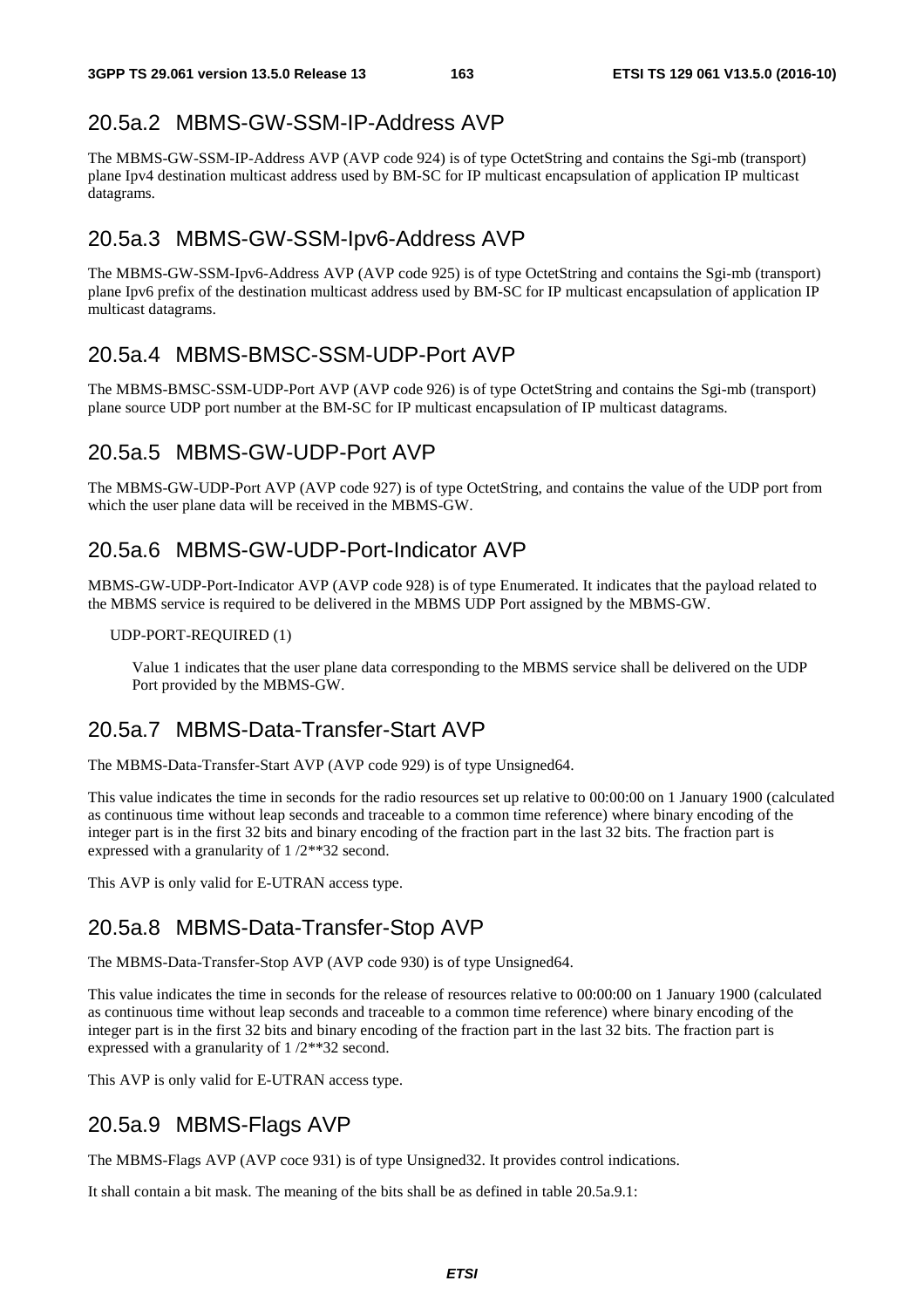## 20.5a.2 MBMS-GW-SSM-IP-Address AVP

The MBMS-GW-SSM-IP-Address AVP (AVP code 924) is of type OctetString and contains the Sgi-mb (transport) plane Ipv4 destination multicast address used by BM-SC for IP multicast encapsulation of application IP multicast datagrams.

## 20.5a.3 MBMS-GW-SSM-Ipv6-Address AVP

The MBMS-GW-SSM-Ipv6-Address AVP (AVP code 925) is of type OctetString and contains the Sgi-mb (transport) plane Ipv6 prefix of the destination multicast address used by BM-SC for IP multicast encapsulation of application IP multicast datagrams.

## 20.5a.4 MBMS-BMSC-SSM-UDP-Port AVP

The MBMS-BMSC-SSM-UDP-Port AVP (AVP code 926) is of type OctetString and contains the Sgi-mb (transport) plane source UDP port number at the BM-SC for IP multicast encapsulation of IP multicast datagrams.

## 20.5a.5 MBMS-GW-UDP-Port AVP

The MBMS-GW-UDP-Port AVP (AVP code 927) is of type OctetString, and contains the value of the UDP port from which the user plane data will be received in the MBMS-GW.

## 20.5a.6 MBMS-GW-UDP-Port-Indicator AVP

MBMS-GW-UDP-Port-Indicator AVP (AVP code 928) is of type Enumerated. It indicates that the payload related to the MBMS service is required to be delivered in the MBMS UDP Port assigned by the MBMS-GW.

UDP-PORT-REQUIRED (1)

Value 1 indicates that the user plane data corresponding to the MBMS service shall be delivered on the UDP Port provided by the MBMS-GW.

## 20.5a.7 MBMS-Data-Transfer-Start AVP

The MBMS-Data-Transfer-Start AVP (AVP code 929) is of type Unsigned64.

This value indicates the time in seconds for the radio resources set up relative to 00:00:00 on 1 January 1900 (calculated as continuous time without leap seconds and traceable to a common time reference) where binary encoding of the integer part is in the first 32 bits and binary encoding of the fraction part in the last 32 bits. The fraction part is expressed with a granularity of 1 /2**32 second.

This AVP is only valid for E-UTRAN access type.

## 20.5a.8 MBMS-Data-Transfer-Stop AVP

The MBMS-Data-Transfer-Stop AVP (AVP code 930) is of type Unsigned64.

This value indicates the time in seconds for the release of resources relative to 00:00:00 on 1 January 1900 (calculated as continuous time without leap seconds and traceable to a common time reference) where binary encoding of the integer part is in the first 32 bits and binary encoding of the fraction part in the last 32 bits. The fraction part is expressed with a granularity of 1 /2**32 second.

This AVP is only valid for E-UTRAN access type.

## 20.5a.9 MBMS-Flags AVP

The MBMS-Flags AVP (AVP coce 931) is of type Unsigned32. It provides control indications.

It shall contain a bit mask. The meaning of the bits shall be as defined in table 20.5a.9.1: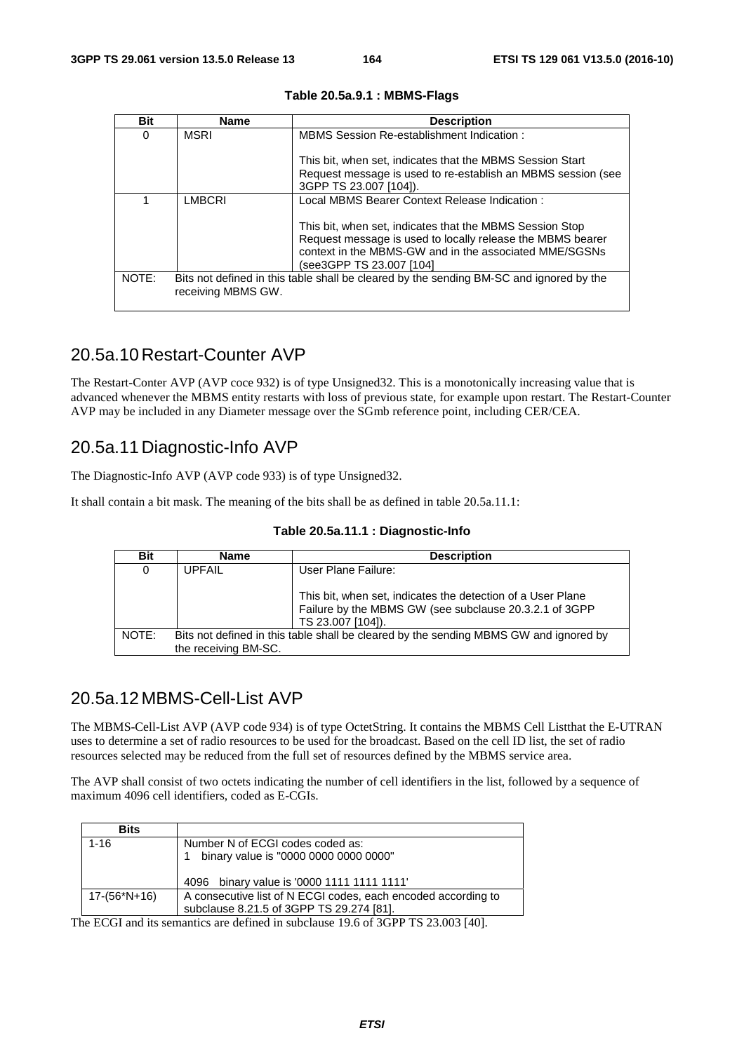**Table 20.5a.9.1 : MBMS-Flags**

| Bit | Name | Description |
|---|---|---|
| 0 | MSRI | MBMS Session Re-establishment Indication :<br><br>This bit, when set, indicates that the MBMS Session Start Request message is used to re-establish an MBMS session (see 3GPP TS 23.007 [104]). |
| 1 | LMBCRI | Local MBMS Bearer Context Release Indication :<br><br>This bit, when set, indicates that the MBMS Session Stop Request message is used to locally release the MBMS bearer context in the MBMS-GW and in the associated MME/SGSNs (see3GPP TS 23.007 [104] |
| NOTE: | Bits not defined in this table shall be cleared by the sending BM-SC and ignored by the receiving MBMS GW. | |

## 20.5a.10 Restart-Counter AVP

The Restart-Conter AVP (AVP coce 932) is of type Unsigned32. This is a monotonically increasing value that is advanced whenever the MBMS entity restarts with loss of previous state, for example upon restart. The Restart-Counter AVP may be included in any Diameter message over the SGmb reference point, including CER/CEA.

## 20.5a.11 Diagnostic-Info AVP

The Diagnostic-Info AVP (AVP code 933) is of type Unsigned32.

It shall contain a bit mask. The meaning of the bits shall be as defined in table 20.5a.11.1:

**Table 20.5a.11.1 : Diagnostic-Info**

| Bit | Name | Description |
|---|---|---|
| 0 | UPFAIL | User Plane Failure:<br><br>This bit, when set, indicates the detection of a User Plane Failure by the MBMS GW (see subclause 20.3.2.1 of 3GPP TS 23.007 [104]). |
| NOTE: | Bits not defined in this table shall be cleared by the sending MBMS GW and ignored by the receiving BM-SC. | |

## 20.5a.12 MBMS-Cell-List AVP

The MBMS-Cell-List AVP (AVP code 934) is of type OctetString. It contains the MBMS Cell Listthat the E-UTRAN uses to determine a set of radio resources to be used for the broadcast. Based on the cell ID list, the set of radio resources selected may be reduced from the full set of resources defined by the MBMS service area.

The AVP shall consist of two octets indicating the number of cell identifiers in the list, followed by a sequence of maximum 4096 cell identifiers, coded as E-CGIs.

| Bits | |
|---|---|
| 1-16 | Number N of ECGI codes coded as:<br>1 binary value is "0000 0000 0000 0000"<br><br>4096 binary value is '0000 1111 1111 1111' |
| 17-(56*N+16) | A consecutive list of N ECGI codes, each encoded according to subclause 8.21.5 of 3GPP TS 29.274 [81]. |

The ECGI and its semantics are defined in subclause 19.6 of 3GPP TS 23.003 [40].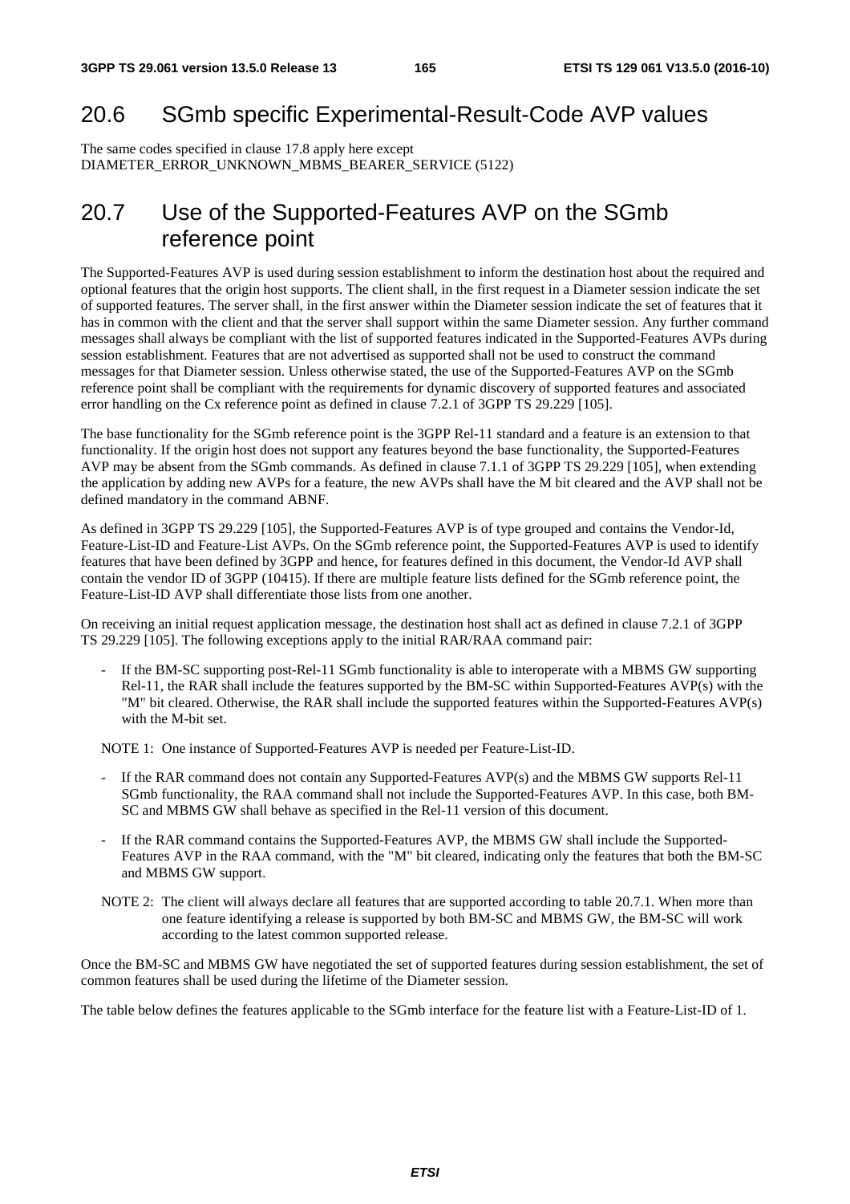## 20.6 SGmb specific Experimental-Result-Code AVP values

The same codes specified in clause 17.8 apply here except DIAMETER_ERROR_UNKNOWN_MBMS_BEARER_SERVICE (5122)

## 20.7 Use of the Supported-Features AVP on the SGmb reference point

The Supported-Features AVP is used during session establishment to inform the destination host about the required and optional features that the origin host supports. The client shall, in the first request in a Diameter session indicate the set of supported features. The server shall, in the first answer within the Diameter session indicate the set of features that it has in common with the client and that the server shall support within the same Diameter session. Any further command messages shall always be compliant with the list of supported features indicated in the Supported-Features AVPs during session establishment. Features that are not advertised as supported shall not be used to construct the command messages for that Diameter session. Unless otherwise stated, the use of the Supported-Features AVP on the SGmb reference point shall be compliant with the requirements for dynamic discovery of supported features and associated error handling on the Cx reference point as defined in clause 7.2.1 of 3GPP TS 29.229 [105].

The base functionality for the SGmb reference point is the 3GPP Rel-11 standard and a feature is an extension to that functionality. If the origin host does not support any features beyond the base functionality, the Supported-Features AVP may be absent from the SGmb commands. As defined in clause 7.1.1 of 3GPP TS 29.229 [105], when extending the application by adding new AVPs for a feature, the new AVPs shall have the M bit cleared and the AVP shall not be defined mandatory in the command ABNF.

As defined in 3GPP TS 29.229 [105], the Supported-Features AVP is of type grouped and contains the Vendor-Id, Feature-List-ID and Feature-List AVPs. On the SGmb reference point, the Supported-Features AVP is used to identify features that have been defined by 3GPP and hence, for features defined in this document, the Vendor-Id AVP shall contain the vendor ID of 3GPP (10415). If there are multiple feature lists defined for the SGmb reference point, the Feature-List-ID AVP shall differentiate those lists from one another.

On receiving an initial request application message, the destination host shall act as defined in clause 7.2.1 of 3GPP TS 29.229 [105]. The following exceptions apply to the initial RAR/RAA command pair:

- If the BM-SC supporting post-Rel-11 SGmb functionality is able to interoperate with a MBMS GW supporting Rel-11, the RAR shall include the features supported by the BM-SC within Supported-Features AVP(s) with the "M" bit cleared. Otherwise, the RAR shall include the supported features within the Supported-Features AVP(s) with the M-bit set.

NOTE 1: One instance of Supported-Features AVP is needed per Feature-List-ID.

- If the RAR command does not contain any Supported-Features AVP(s) and the MBMS GW supports Rel-11 SGmb functionality, the RAA command shall not include the Supported-Features AVP. In this case, both BM-SC and MBMS GW shall behave as specified in the Rel-11 version of this document.
- If the RAR command contains the Supported-Features AVP, the MBMS GW shall include the Supported-Features AVP in the RAA command, with the "M" bit cleared, indicating only the features that both the BM-SC and MBMS GW support.

NOTE 2: The client will always declare all features that are supported according to table 20.7.1. When more than one feature identifying a release is supported by both BM-SC and MBMS GW, the BM-SC will work according to the latest common supported release.

Once the BM-SC and MBMS GW have negotiated the set of supported features during session establishment, the set of common features shall be used during the lifetime of the Diameter session.

The table below defines the features applicable to the SGmb interface for the feature list with a Feature-List-ID of 1.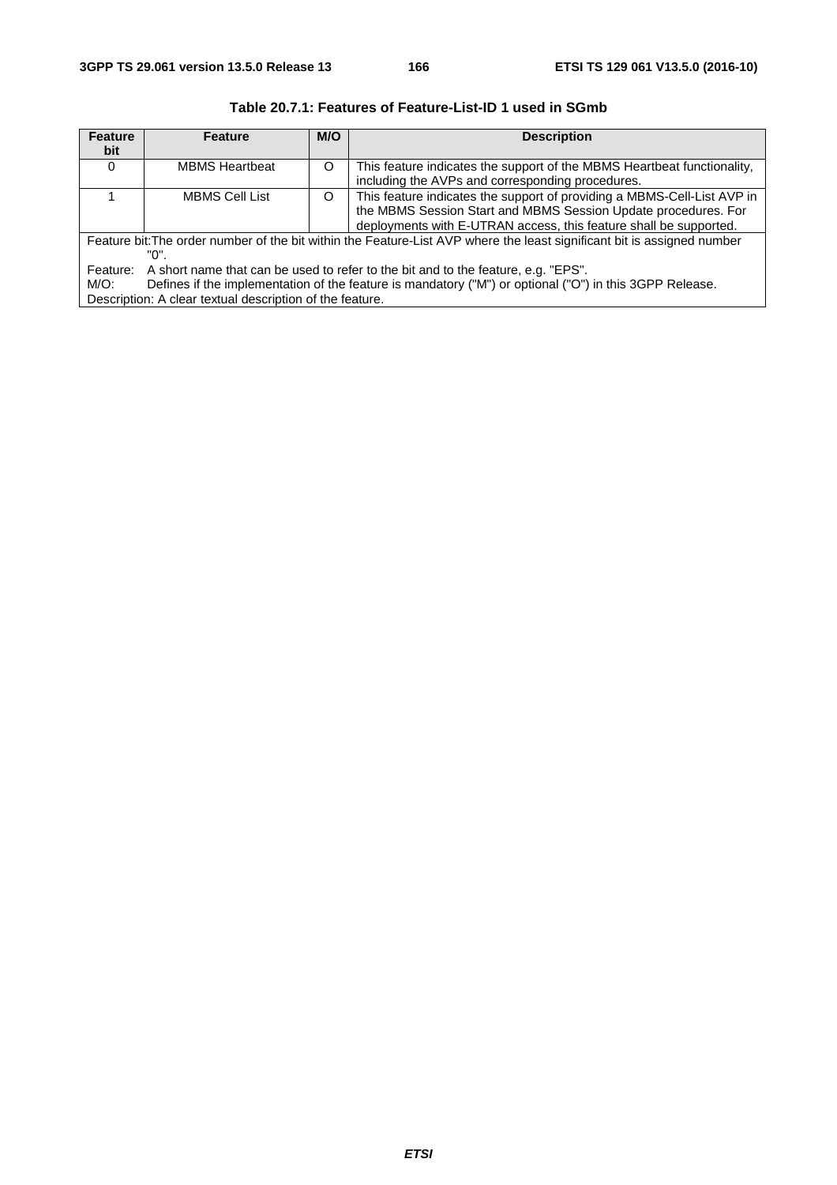**Table 20.7.1: Features of Feature-List-ID 1 used in SGmb**

| Feature bit | Feature | M/O | Description |
|---|---|---|---|
| 0 | MBMS Heartbeat | O | This feature indicates the support of the MBMS Heartbeat functionality, including the AVPs and corresponding procedures. |
| 1 | MBMS Cell List | O | This feature indicates the support of providing a MBMS-Cell-List AVP in the MBMS Session Start and MBMS Session Update procedures. For deployments with E-UTRAN access, this feature shall be supported. |
| Feature bit: The order number of the bit within the Feature-List AVP where the least significant bit is assigned number "0".<br>Feature: A short name that can be used to refer to the bit and to the feature, e.g. "EPS".<br>M/O: Defines if the implementation of the feature is mandatory ("M") or optional ("O") in this 3GPP Release.<br>Description: A clear textual description of the feature. | | | |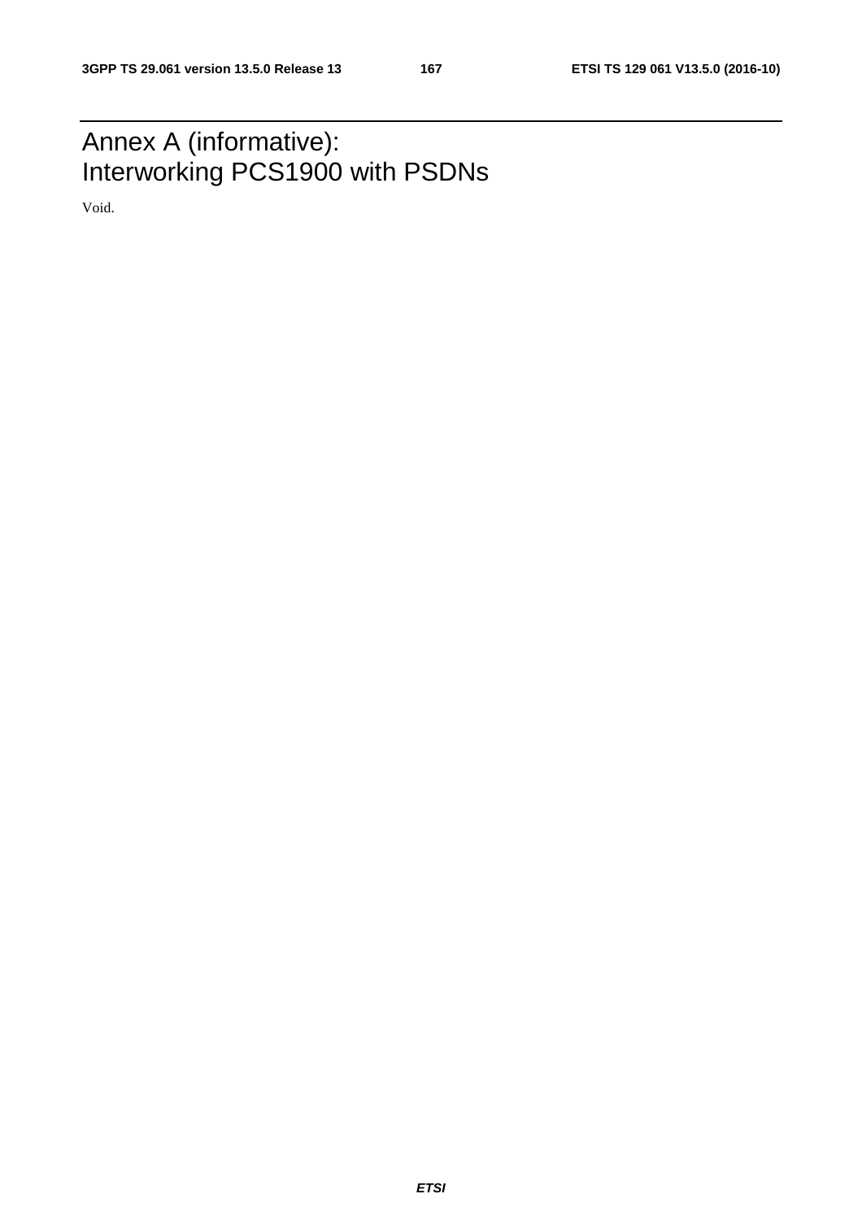# Annex A (informative): Interworking PCS1900 with PSDNs

Void.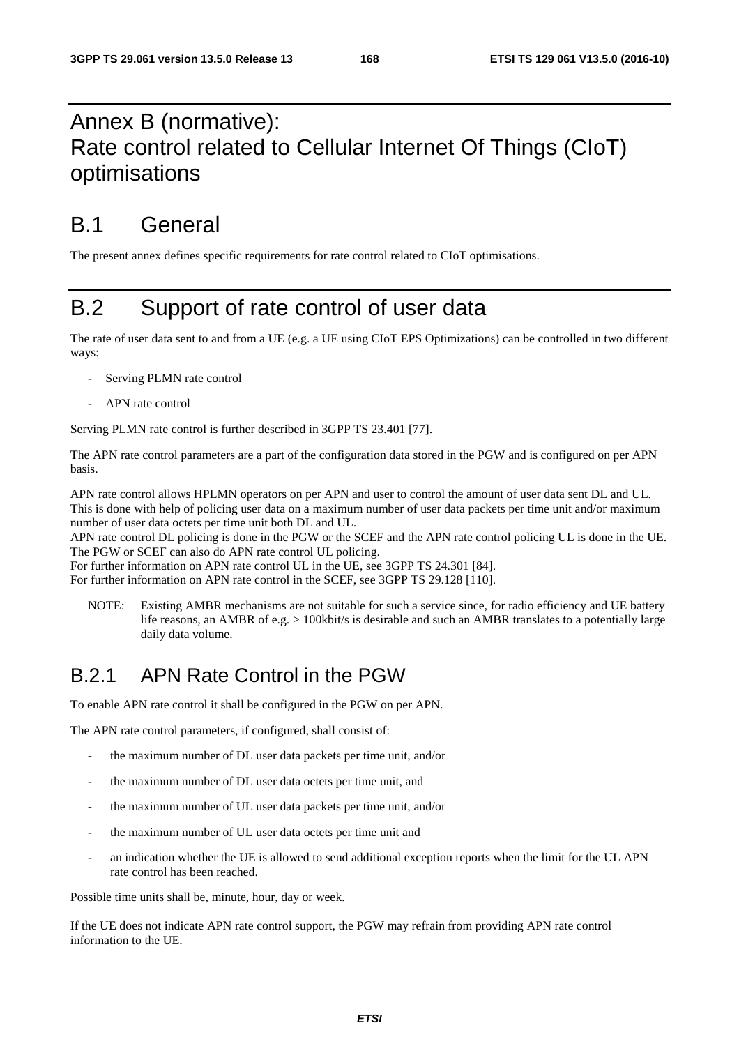# Annex B (normative): Rate control related to Cellular Internet Of Things (CIoT) optimisations

# B.1 General

The present annex defines specific requirements for rate control related to CIoT optimisations.

# B.2 Support of rate control of user data

The rate of user data sent to and from a UE (e.g. a UE using CIoT EPS Optimizations) can be controlled in two different ways:

- Serving PLMN rate control
- APN rate control

Serving PLMN rate control is further described in 3GPP TS 23.401 [77].

The APN rate control parameters are a part of the configuration data stored in the PGW and is configured on per APN basis.

APN rate control allows HPLMN operators on per APN and user to control the amount of user data sent DL and UL. This is done with help of policing user data on a maximum number of user data packets per time unit and/or maximum number of user data octets per time unit both DL and UL.
APN rate control DL policing is done in the PGW or the SCEF and the APN rate control policing UL is done in the UE. The PGW or SCEF can also do APN rate control UL policing.
For further information on APN rate control UL in the UE, see 3GPP TS 24.301 [84].
For further information on APN rate control in the SCEF, see 3GPP TS 29.128 [110].

NOTE: Existing AMBR mechanisms are not suitable for such a service since, for radio efficiency and UE battery life reasons, an AMBR of e.g. > 100kbit/s is desirable and such an AMBR translates to a potentially large daily data volume.

## B.2.1 APN Rate Control in the PGW

To enable APN rate control it shall be configured in the PGW on per APN.

The APN rate control parameters, if configured, shall consist of:

- the maximum number of DL user data packets per time unit, and/or
- the maximum number of DL user data octets per time unit, and
- the maximum number of UL user data packets per time unit, and/or
- the maximum number of UL user data octets per time unit and
- an indication whether the UE is allowed to send additional exception reports when the limit for the UL APN rate control has been reached.

Possible time units shall be, minute, hour, day or week.

If the UE does not indicate APN rate control support, the PGW may refrain from providing APN rate control information to the UE.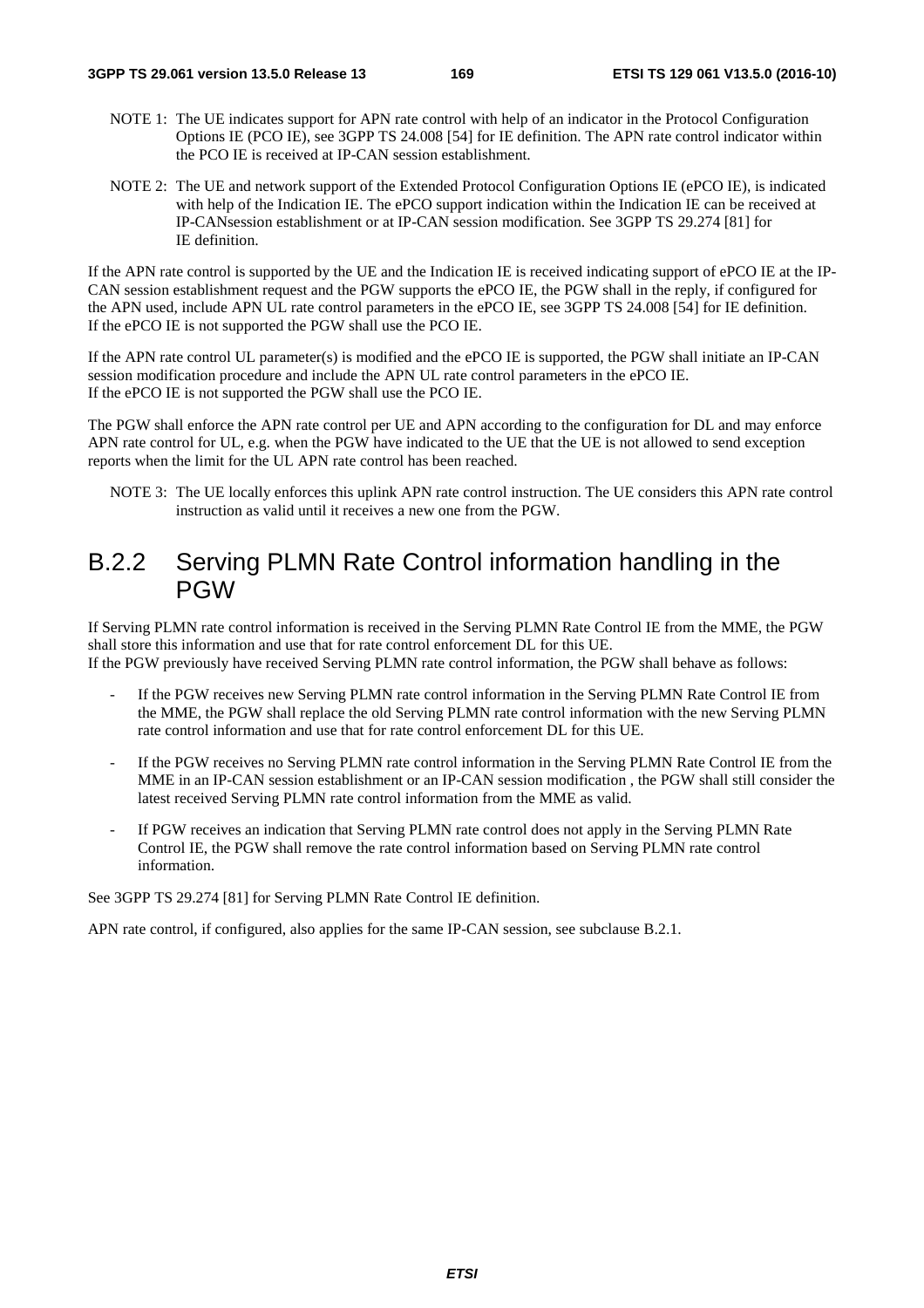NOTE 1: The UE indicates support for APN rate control with help of an indicator in the Protocol Configuration Options IE (PCO IE), see 3GPP TS 24.008 [54] for IE definition. The APN rate control indicator within the PCO IE is received at IP-CAN session establishment.

NOTE 2: The UE and network support of the Extended Protocol Configuration Options IE (ePCO IE), is indicated with help of the Indication IE. The ePCO support indication within the Indication IE can be received at IP-CANsession establishment or at IP-CAN session modification. See 3GPP TS 29.274 [81] for IE definition.

If the APN rate control is supported by the UE and the Indication IE is received indicating support of ePCO IE at the IP-CAN session establishment request and the PGW supports the ePCO IE, the PGW shall in the reply, if configured for the APN used, include APN UL rate control parameters in the ePCO IE, see 3GPP TS 24.008 [54] for IE definition. If the ePCO IE is not supported the PGW shall use the PCO IE.

If the APN rate control UL parameter(s) is modified and the ePCO IE is supported, the PGW shall initiate an IP-CAN session modification procedure and include the APN UL rate control parameters in the ePCO IE. If the ePCO IE is not supported the PGW shall use the PCO IE.

The PGW shall enforce the APN rate control per UE and APN according to the configuration for DL and may enforce APN rate control for UL, e.g. when the PGW have indicated to the UE that the UE is not allowed to send exception reports when the limit for the UL APN rate control has been reached.

NOTE 3: The UE locally enforces this uplink APN rate control instruction. The UE considers this APN rate control instruction as valid until it receives a new one from the PGW.

## B.2.2 Serving PLMN Rate Control information handling in the PGW

If Serving PLMN rate control information is received in the Serving PLMN Rate Control IE from the MME, the PGW shall store this information and use that for rate control enforcement DL for this UE.
If the PGW previously have received Serving PLMN rate control information, the PGW shall behave as follows:

- If the PGW receives new Serving PLMN rate control information in the Serving PLMN Rate Control IE from the MME, the PGW shall replace the old Serving PLMN rate control information with the new Serving PLMN rate control information and use that for rate control enforcement DL for this UE.
- If the PGW receives no Serving PLMN rate control information in the Serving PLMN Rate Control IE from the MME in an IP-CAN session establishment or an IP-CAN session modification , the PGW shall still consider the latest received Serving PLMN rate control information from the MME as valid.
- If PGW receives an indication that Serving PLMN rate control does not apply in the Serving PLMN Rate Control IE, the PGW shall remove the rate control information based on Serving PLMN rate control information.

See 3GPP TS 29.274 [81] for Serving PLMN Rate Control IE definition.

APN rate control, if configured, also applies for the same IP-CAN session, see subclause B.2.1.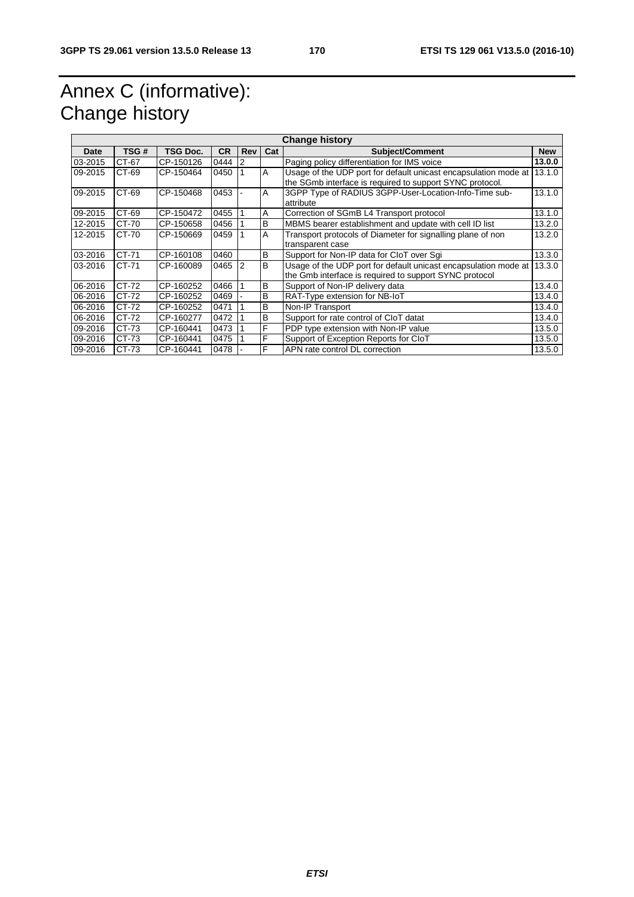# Annex C (informative): Change history

| Change history | | | | | | | |
|---|---|---|---|---|---|---|---|
| **Date** | **TSG #** | **TSG Doc.** | **CR** | **Rev** | **Cat** | **Subject/Comment** | **New** |
| 03-2015 | CT-67 | CP-150126 | 0444 | 2 | | Paging policy differentiation for IMS voice | **13.0.0** |
| 09-2015 | CT-69 | CP-150464 | 0450 | 1 | A | Usage of the UDP port for default unicast encapsulation mode at the SGmb interface is required to support SYNC protocol. | 13.1.0 |
| 09-2015 | CT-69 | CP-150468 | 0453 | - | A | 3GPP Type of RADIUS 3GPP-User-Location-Info-Time sub-attribute | 13.1.0 |
| 09-2015 | CT-69 | CP-150472 | 0455 | 1 | A | Correction of SGmB L4 Transport protocol | 13.1.0 |
| 12-2015 | CT-70 | CP-150658 | 0456 | 1 | B | MBMS bearer establishment and update with cell ID list | 13.2.0 |
| 12-2015 | CT-70 | CP-150669 | 0459 | 1 | A | Transport protocols of Diameter for signalling plane of non transparent case | 13.2.0 |
| 03-2016 | CT-71 | CP-160108 | 0460 | | B | Support for Non-IP data for CIoT over Sgi | 13.3.0 |
| 03-2016 | CT-71 | CP-160089 | 0465 | 2 | B | Usage of the UDP port for default unicast encapsulation mode at the Gmb interface is required to support SYNC protocol | 13.3.0 |
| 06-2016 | CT-72 | CP-160252 | 0466 | 1 | B | Support of Non-IP delivery data | 13.4.0 |
| 06-2016 | CT-72 | CP-160252 | 0469 | - | B | RAT-Type extension for NB-IoT | 13.4.0 |
| 06-2016 | CT-72 | CP-160252 | 0471 | 1 | B | Non-IP Transport | 13.4.0 |
| 06-2016 | CT-72 | CP-160277 | 0472 | 1 | B | Support for rate control of CIoT datat | 13.4.0 |
| 09-2016 | CT-73 | CP-160441 | 0473 | 1 | F | PDP type extension with Non-IP value | 13.5.0 |
| 09-2016 | CT-73 | CP-160441 | 0475 | 1 | F | Support of Exception Reports for CIoT | 13.5.0 |
| 09-2016 | CT-73 | CP-160441 | 0478 | - | F | APN rate control DL correction | 13.5.0 |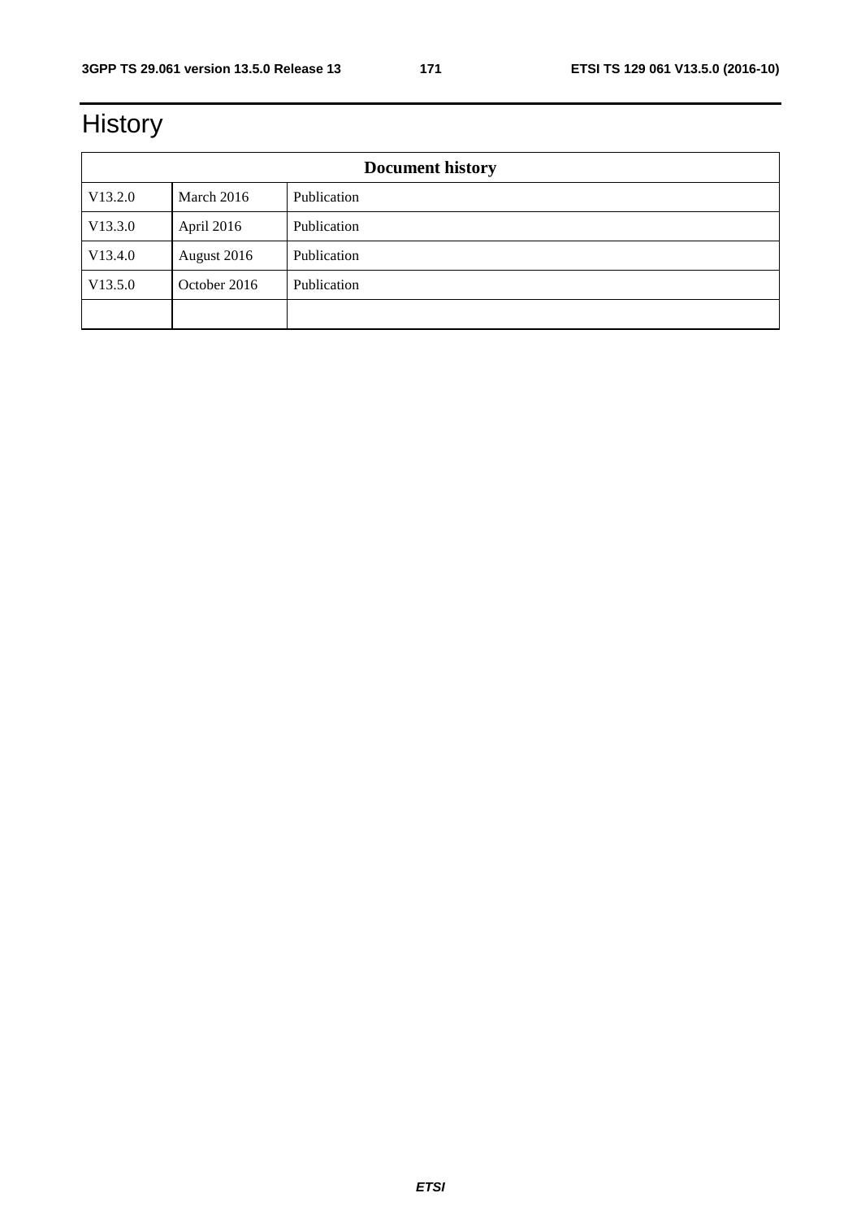# History

| Document history | | |
|---|---|---|
| V13.2.0 | March 2016 | Publication |
| V13.3.0 | April 2016 | Publication |
| V13.4.0 | August 2016 | Publication |
| V13.5.0 | October 2016 | Publication |
| | | |